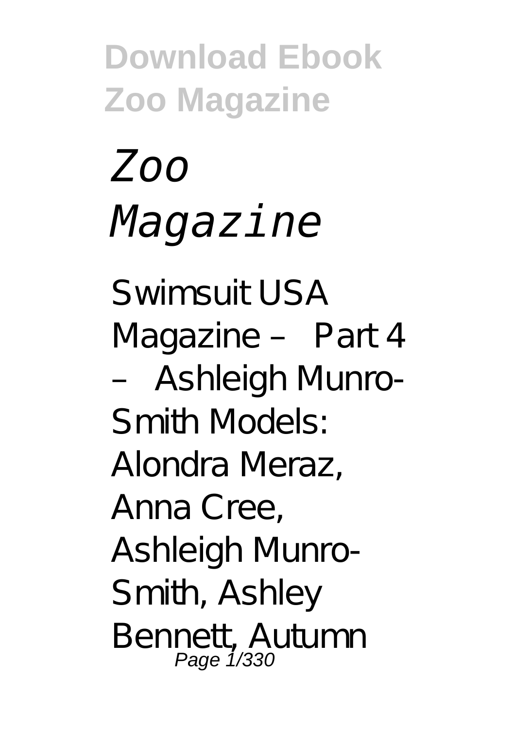# *Zoo Magazine*

Swimsuit USA Magazine – Part 4 – Ashleigh Munro-Smith Models: Alondra Meraz, Anna Cree, Ashleigh Munro-Smith, Ashley Bennett, Autumn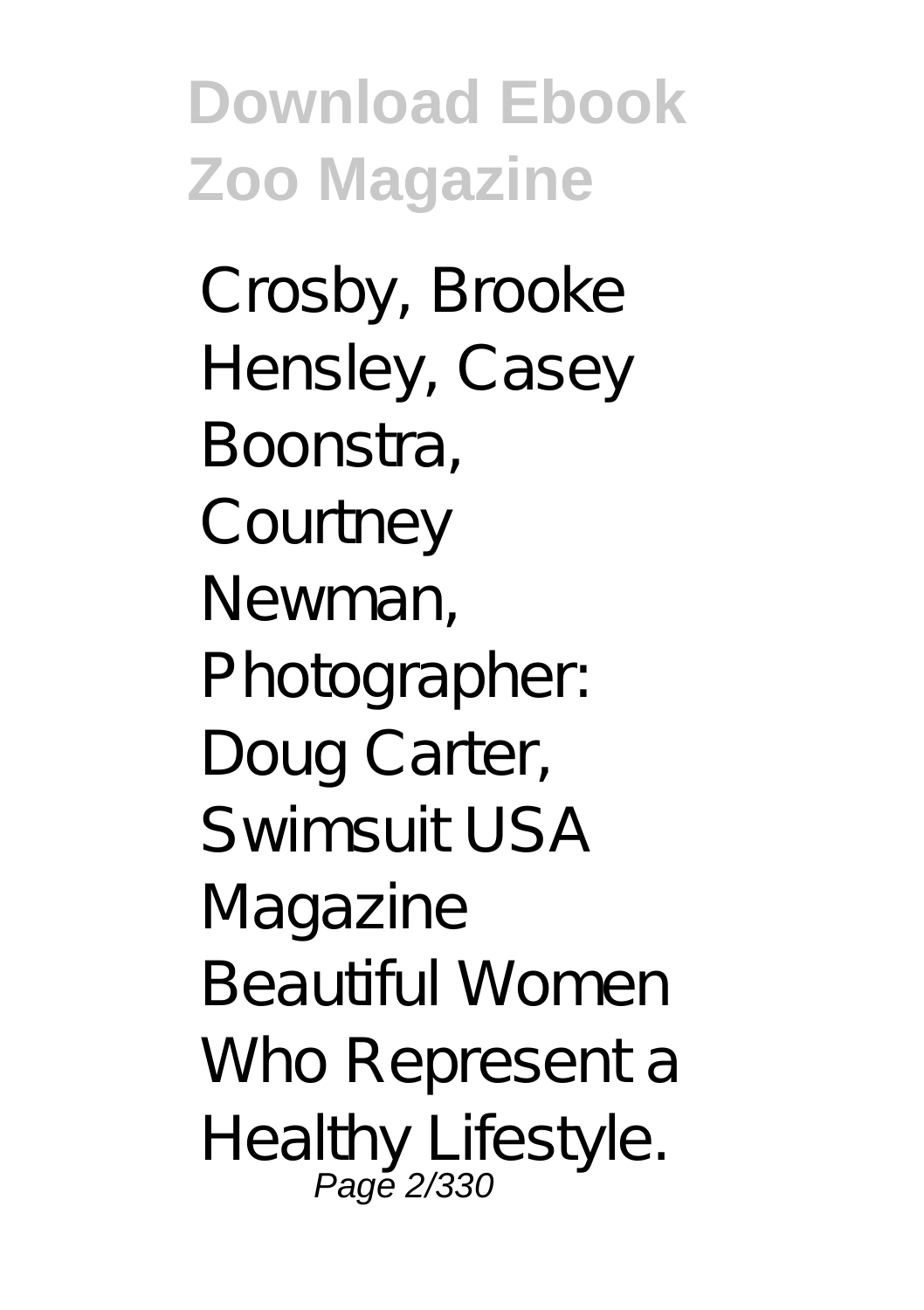Crosby, Brooke Hensley, Casey Boonstra, Courtney Newman, Photographer: Doug Carter, Swimsuit USA Magazine Beautiful Women Who Represent a Healthy Lifestyle.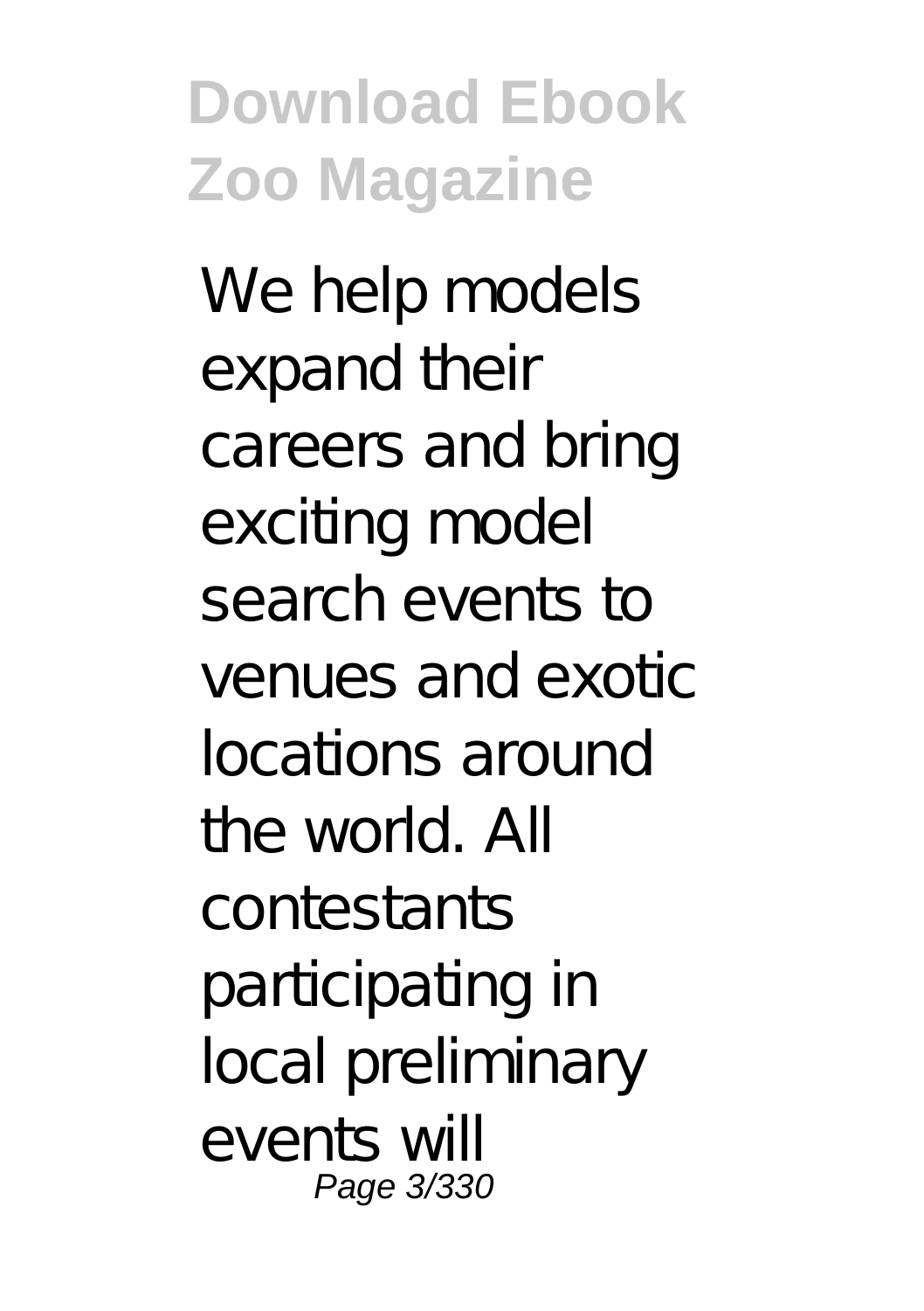We help models expand their careers and bring exciting model search events to venues and exotic locations around the world. All contestants participating in local preliminary events will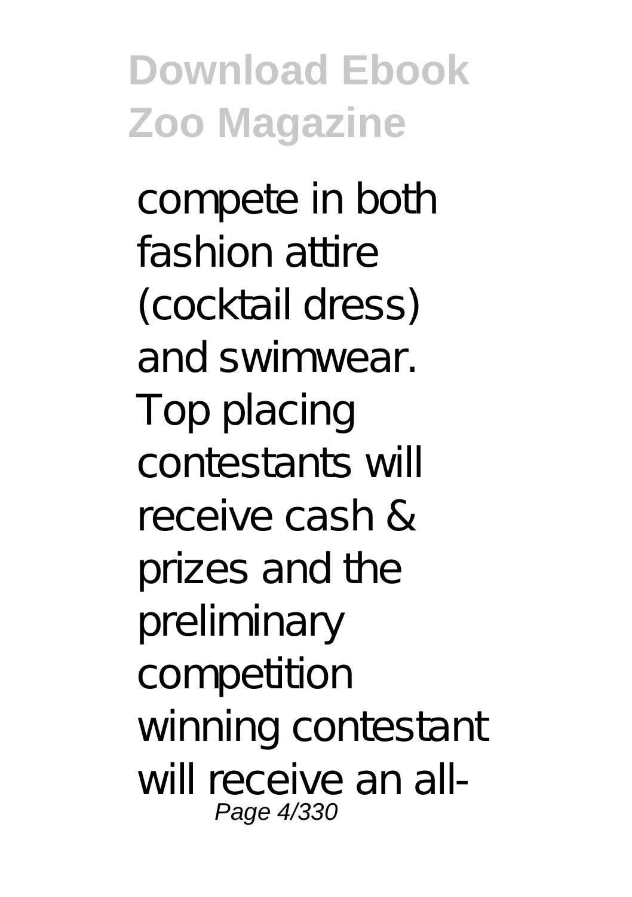compete in both fashion attire (cocktail dress) and swimwear. Top placing contestants will receive cash & prizes and the preliminary competition winning contestant will receive an all-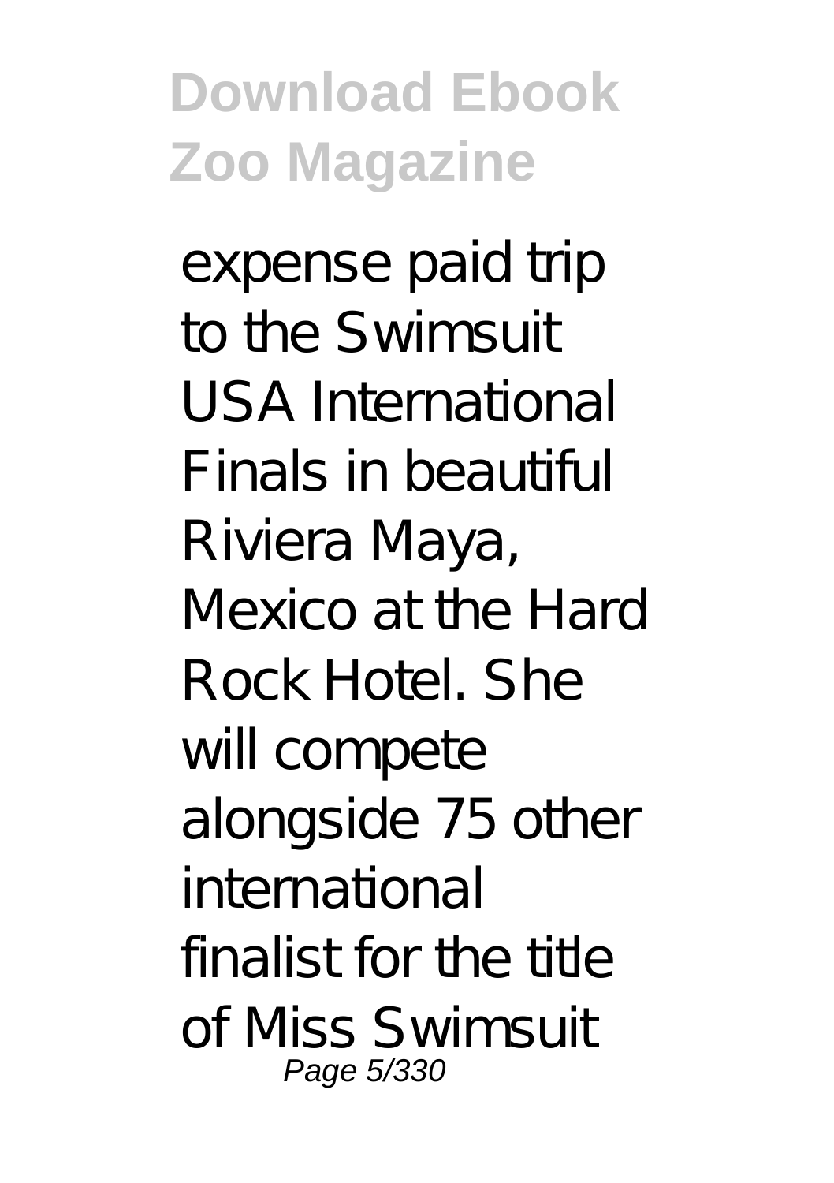expense paid trip to the Swimsuit USA International Finals in beautiful Riviera Maya, Mexico at the Hard Rock Hotel. She will compete alongside 75 other international finalist for the title of Miss Swimsuit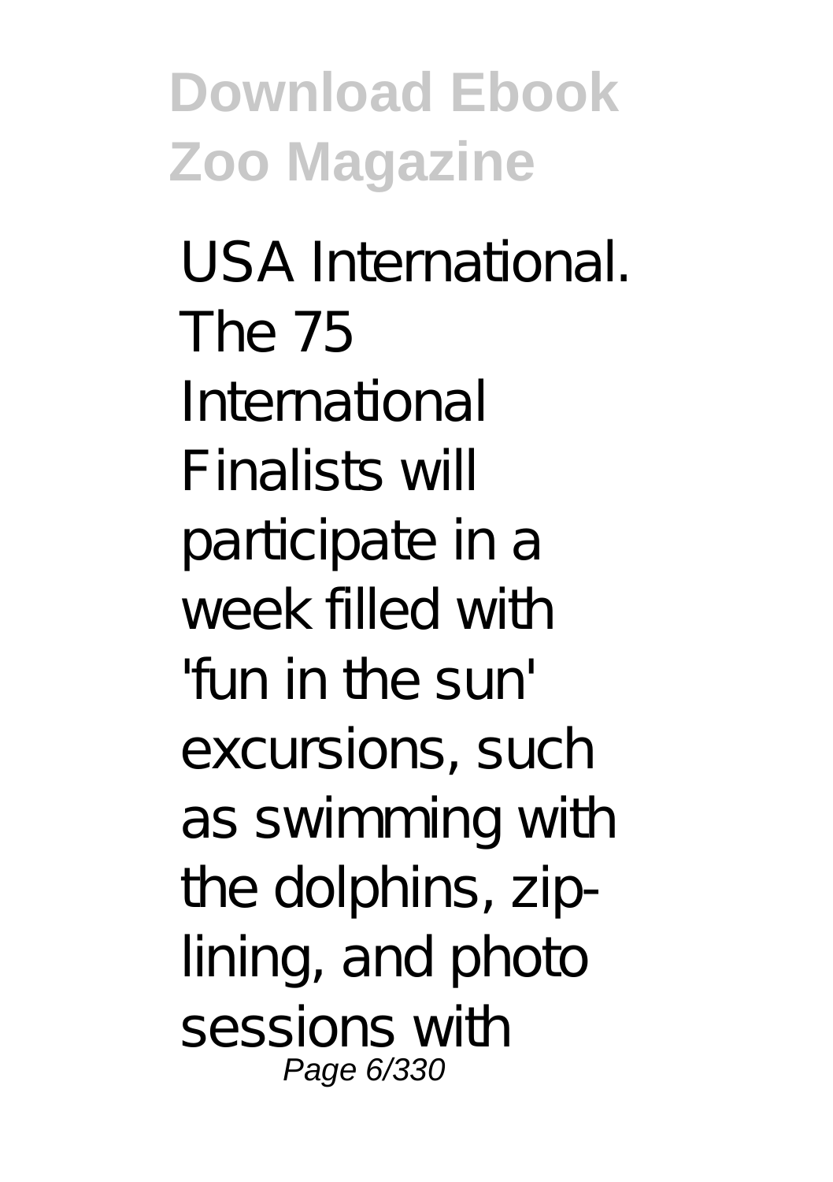USA International. The 75 International Finalists will participate in a week filled with 'fun in the sun' excursions, such as swimming with the dolphins, zip-lining, and photo sessions with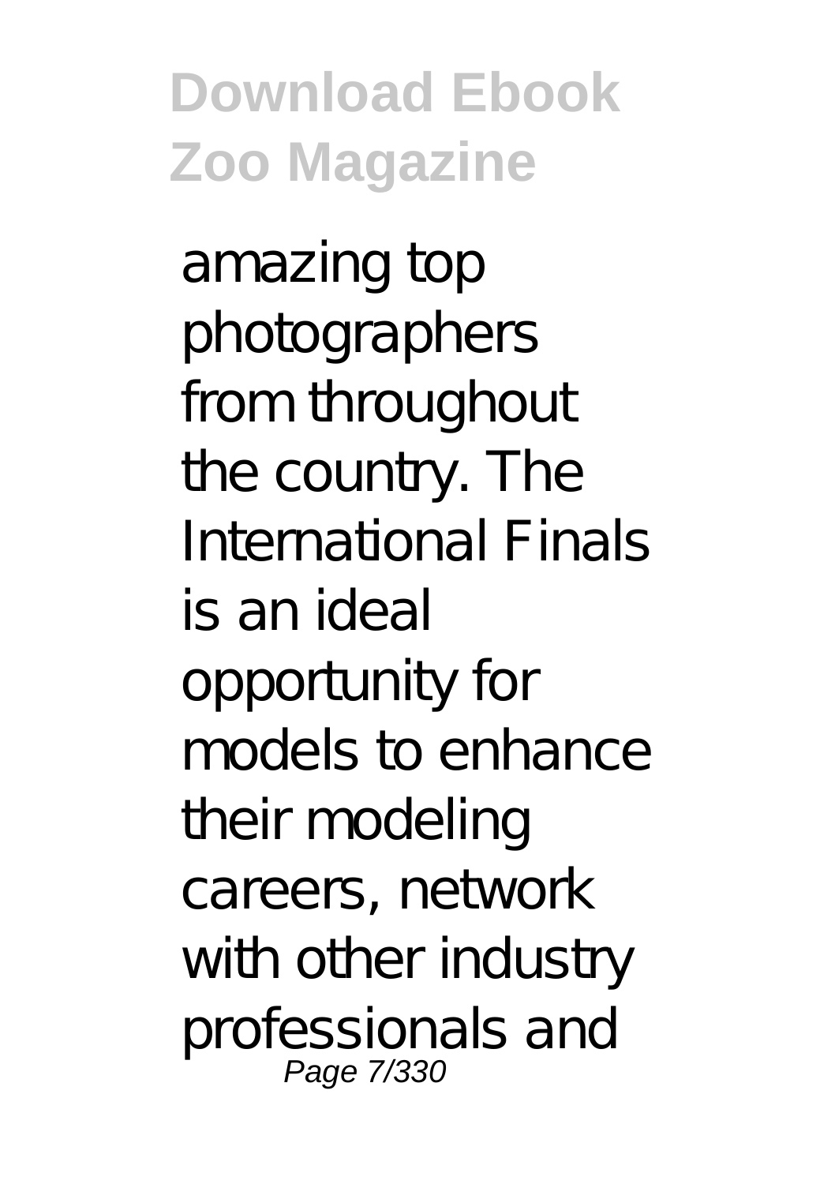amazing top photographers from throughout the country. The International Finals is an ideal opportunity for models to enhance their modeling careers, network with other industry professionals and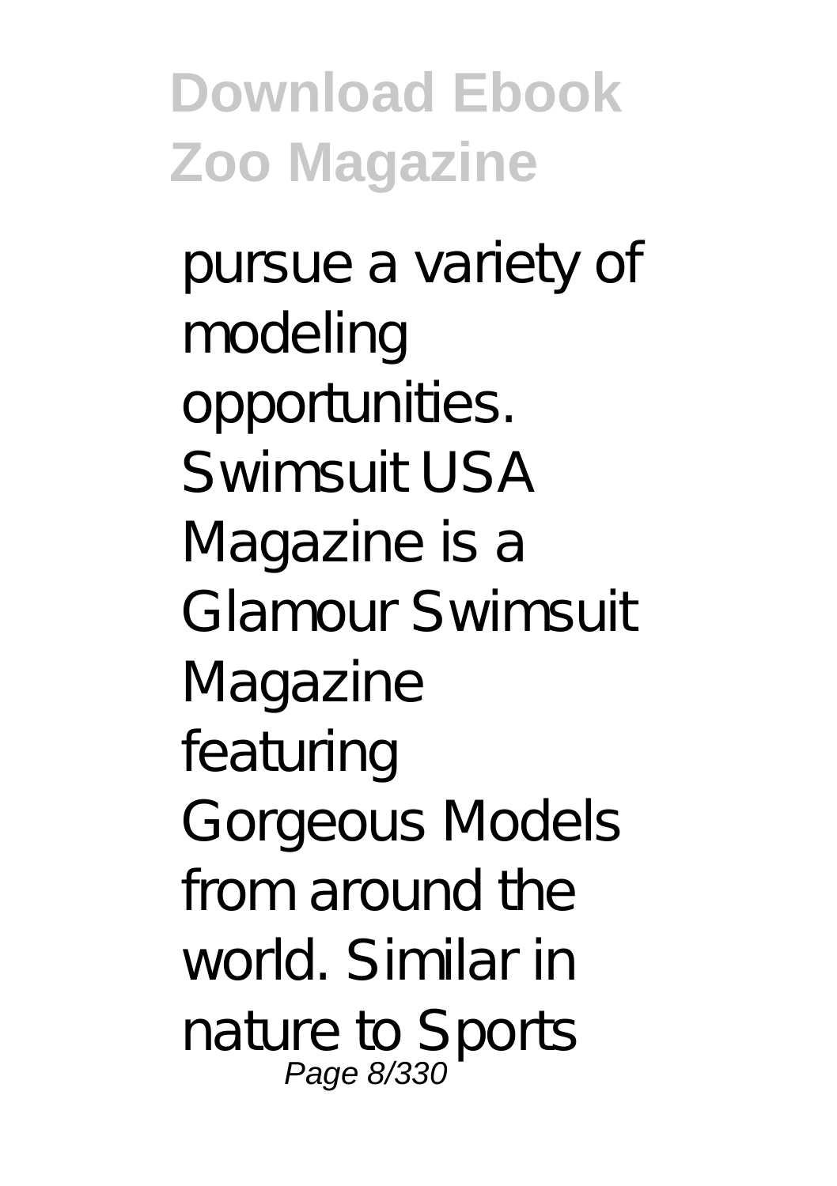pursue a variety of modeling opportunities. Swimsuit USA Magazine is a Glamour Swimsuit Magazine featuring Gorgeous Models from around the world. Similar in nature to Sports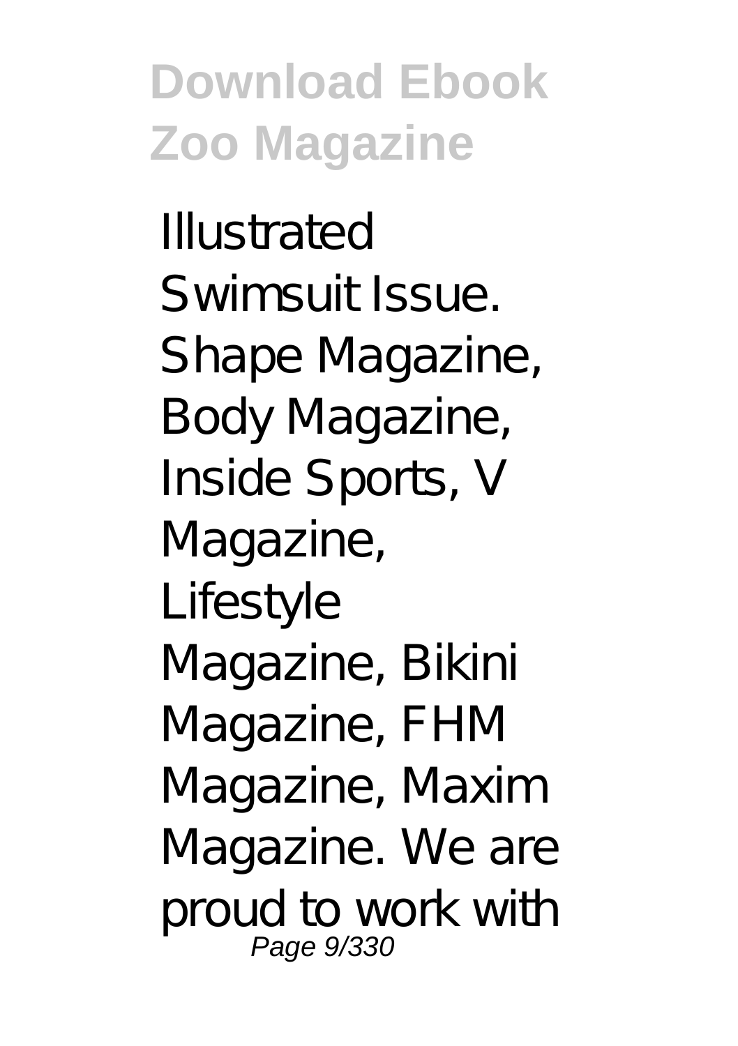Illustrated Swimsuit Issue. Shape Magazine, Body Magazine, Inside Sports, V Magazine, Lifestyle Magazine, Bikini Magazine, FHM Magazine, Maxim Magazine. We are proud to work with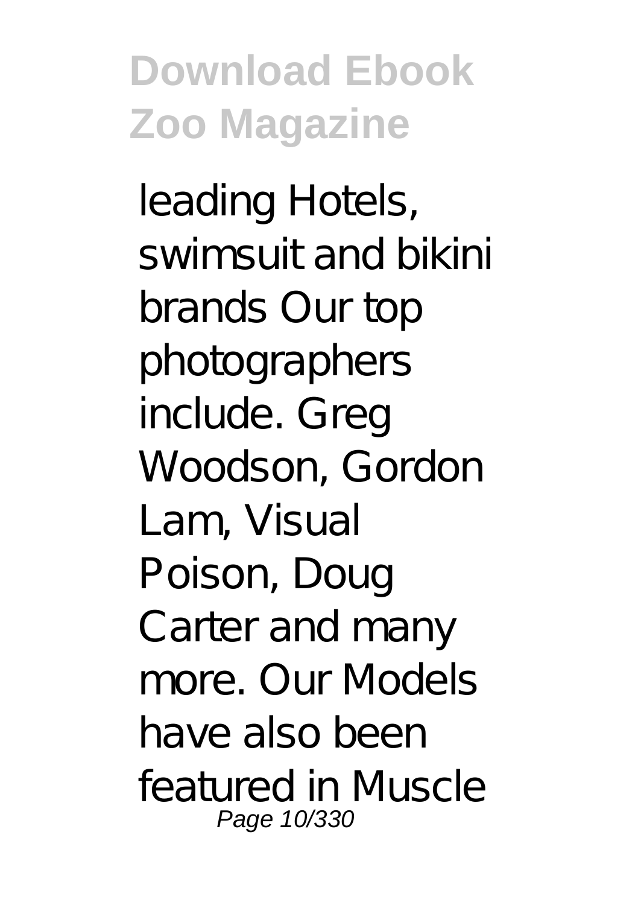leading Hotels, swimsuit and bikini brands Our top photographers include. Greg Woodson, Gordon Lam, Visual Poison, Doug Carter and many more. Our Models have also been featured in Muscle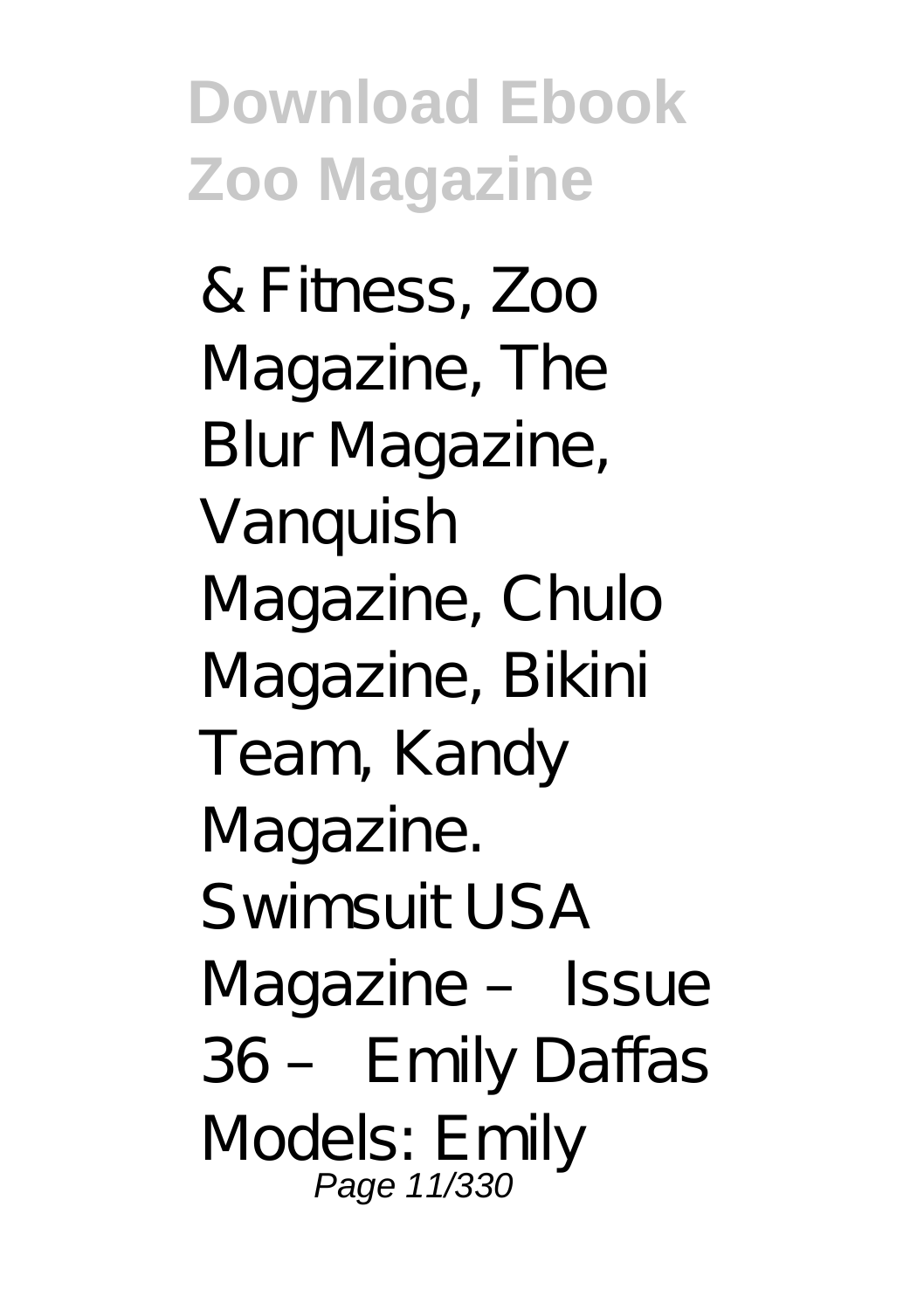& Fitness, Zoo Magazine, The Blur Magazine, Vanquish Magazine, Chulo Magazine, Bikini Team, Kandy Magazine. Swimsuit USA Magazine – Issue 36 – Emily Daffas Models: Emily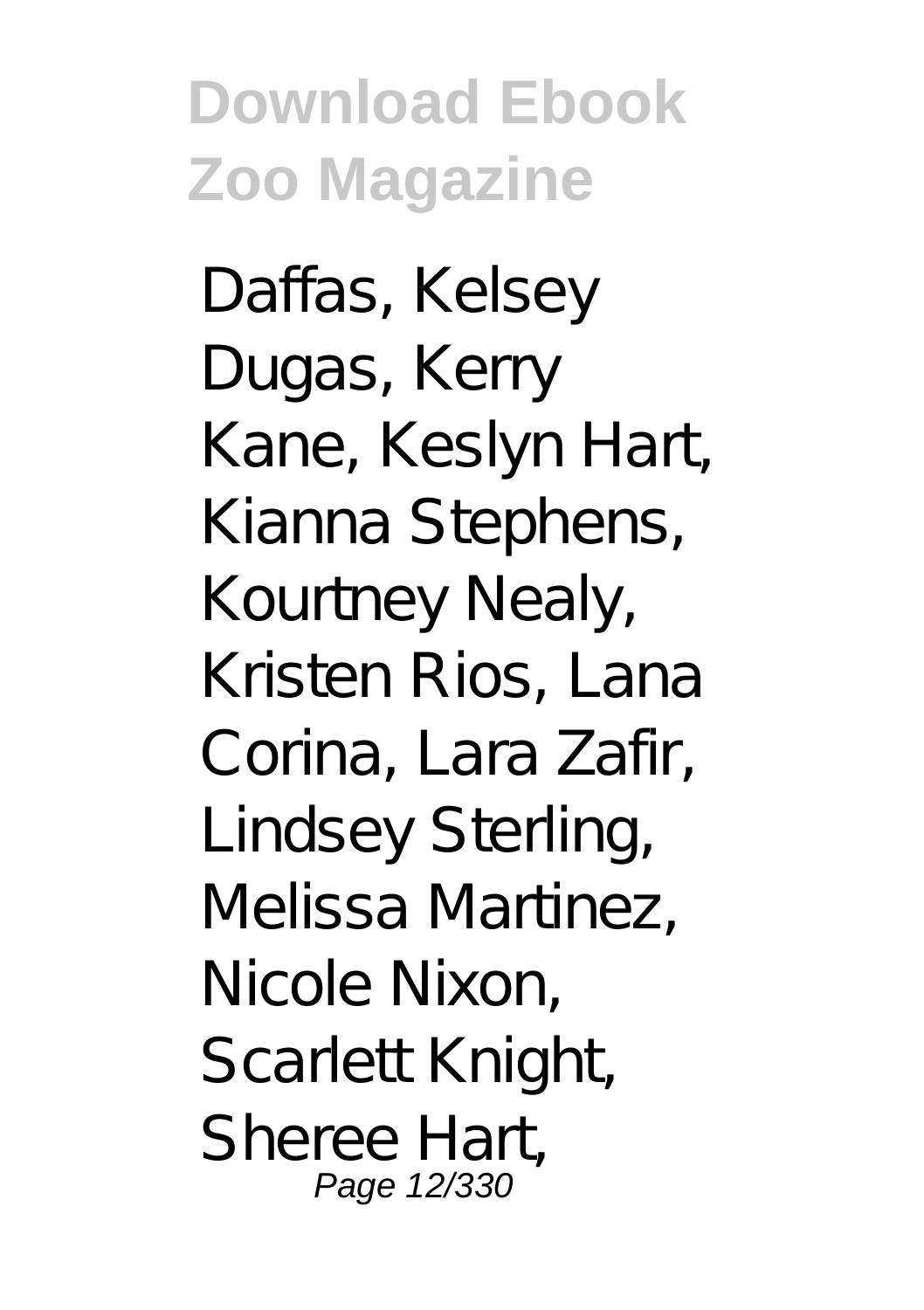Daffas, Kelsey Dugas, Kerry Kane, Keslyn Hart, Kianna Stephens, Kourtney Nealy, Kristen Rios, Lana Corina, Lara Zafir, Lindsey Sterling, Melissa Martinez, Nicole Nixon, Scarlett Knight, Sheree Hart,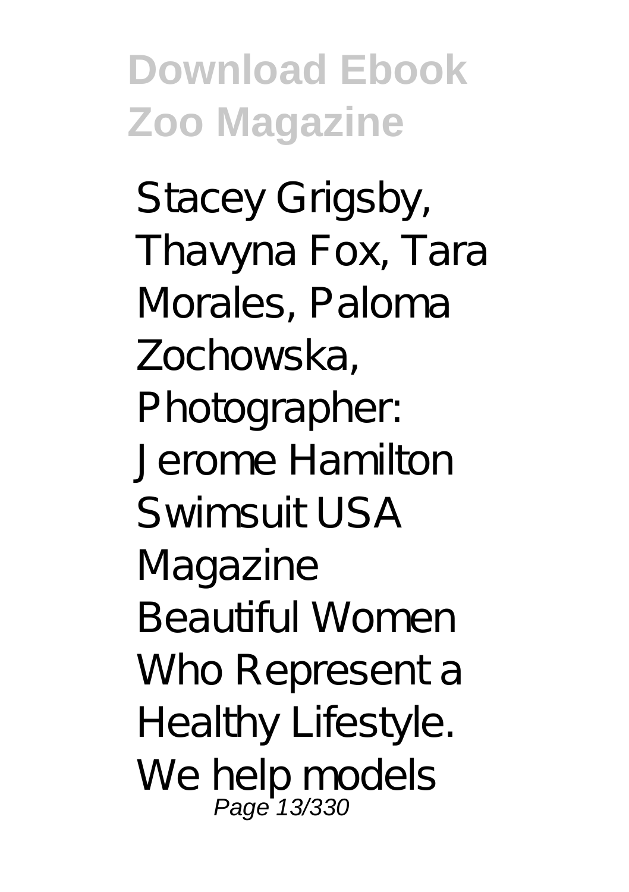Stacey Grigsby, Thavyna Fox, Tara Morales, Paloma Zochowska, Photographer: Jerome Hamilton Swimsuit USA Magazine Beautiful Women Who Represent a Healthy Lifestyle. We help models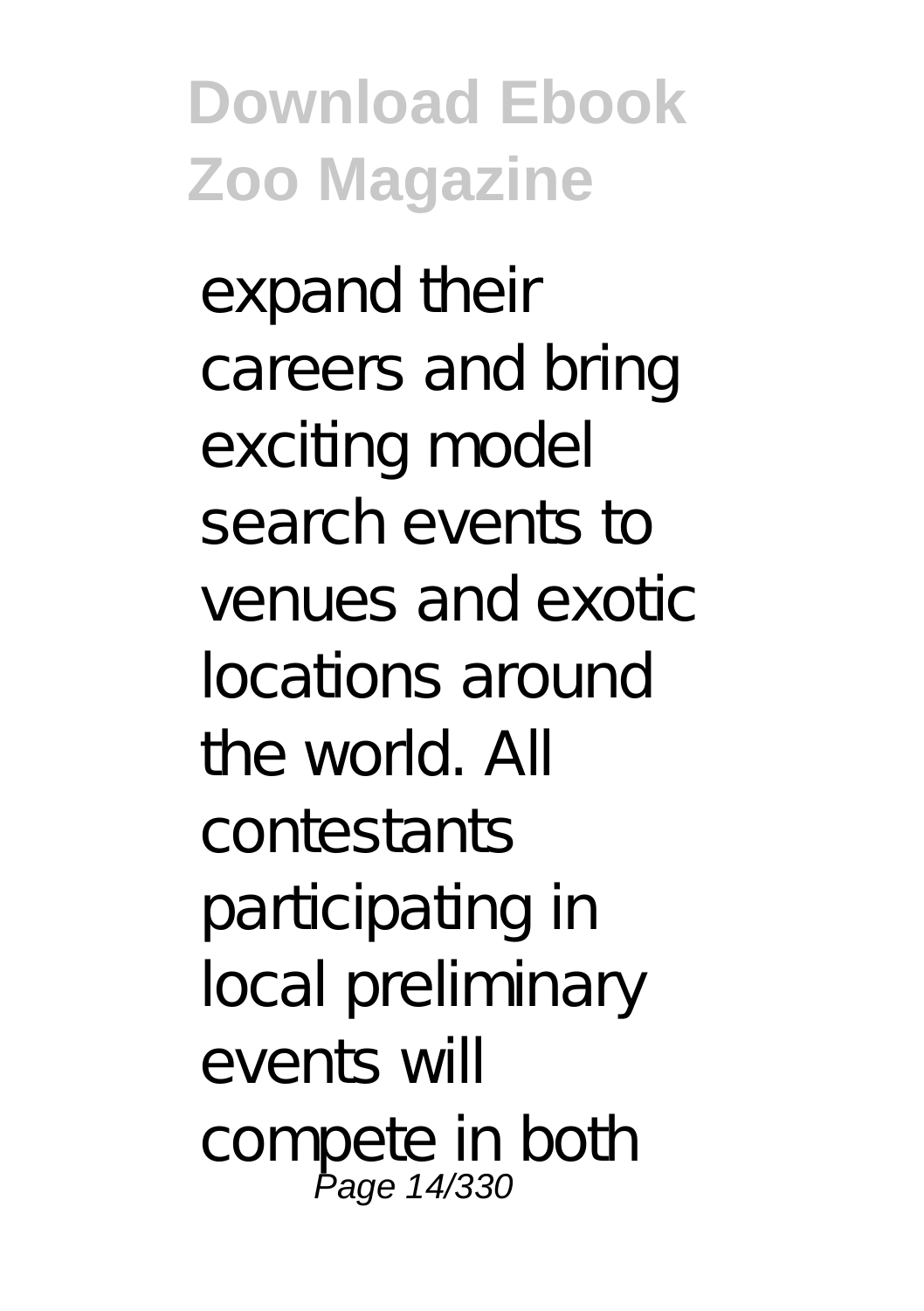expand their careers and bring exciting model search events to venues and exotic locations around the world. All contestants participating in local preliminary events will compete in both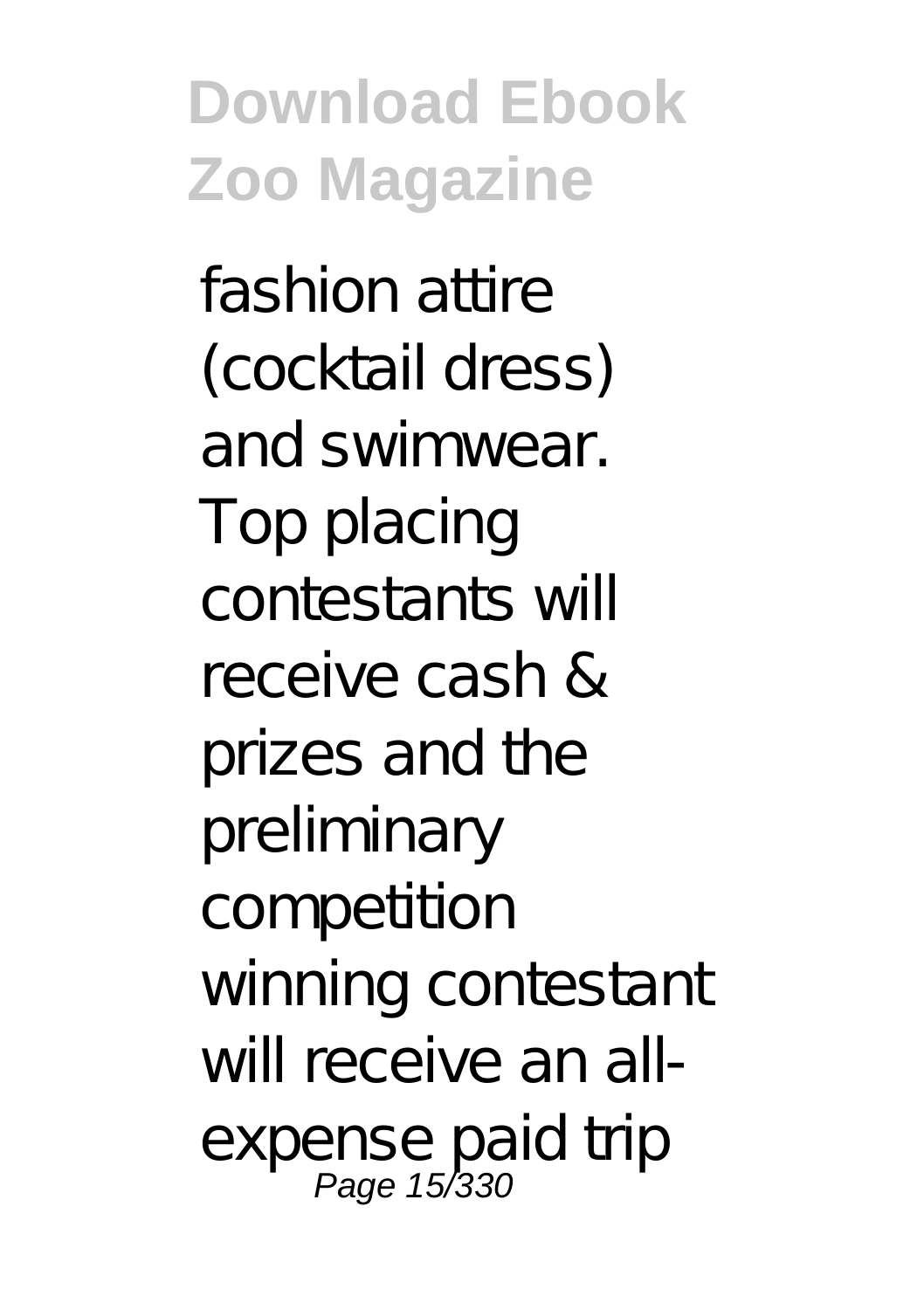fashion attire (cocktail dress) and swimwear. Top placing contestants will receive cash & prizes and the preliminary competition winning contestant will receive an all-expense paid trip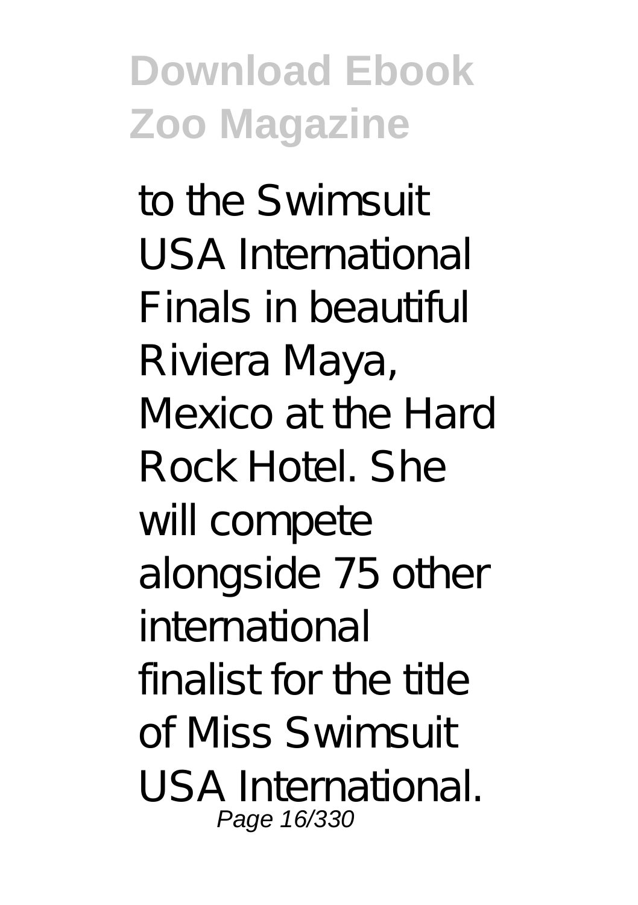to the Swimsuit USA International Finals in beautiful Riviera Maya, Mexico at the Hard Rock Hotel. She will compete alongside 75 other international finalist for the title of Miss Swimsuit USA International.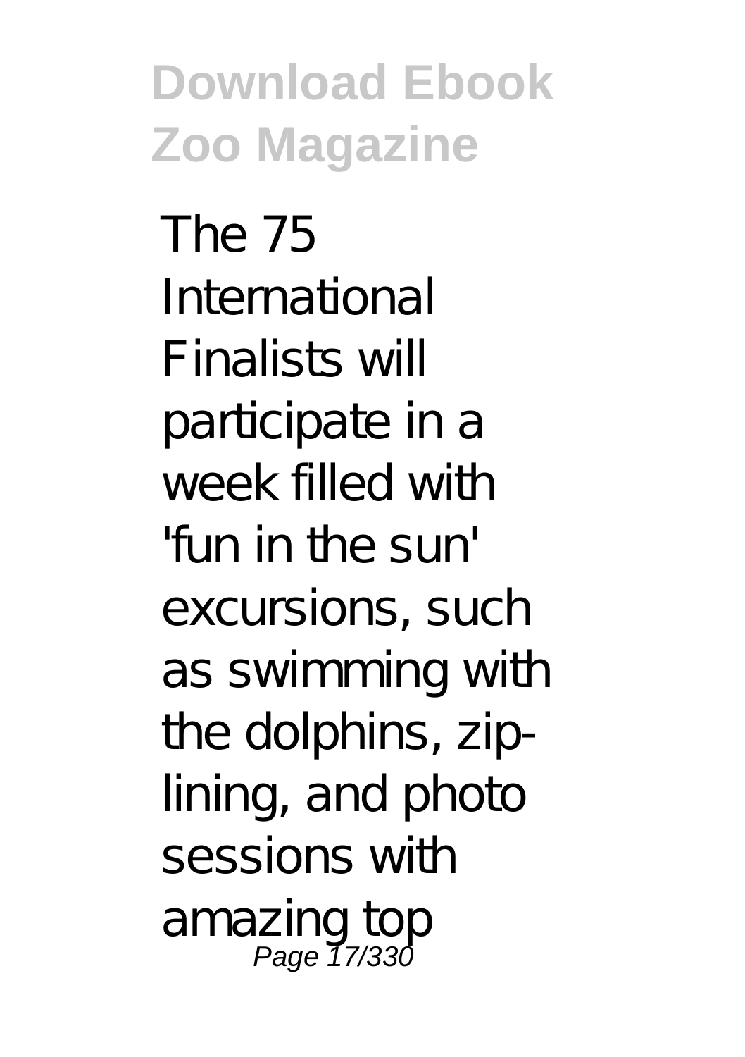The 75 International Finalists will participate in a week filled with 'fun in the sun' excursions, such as swimming with the dolphins, zip-lining, and photo sessions with amazing top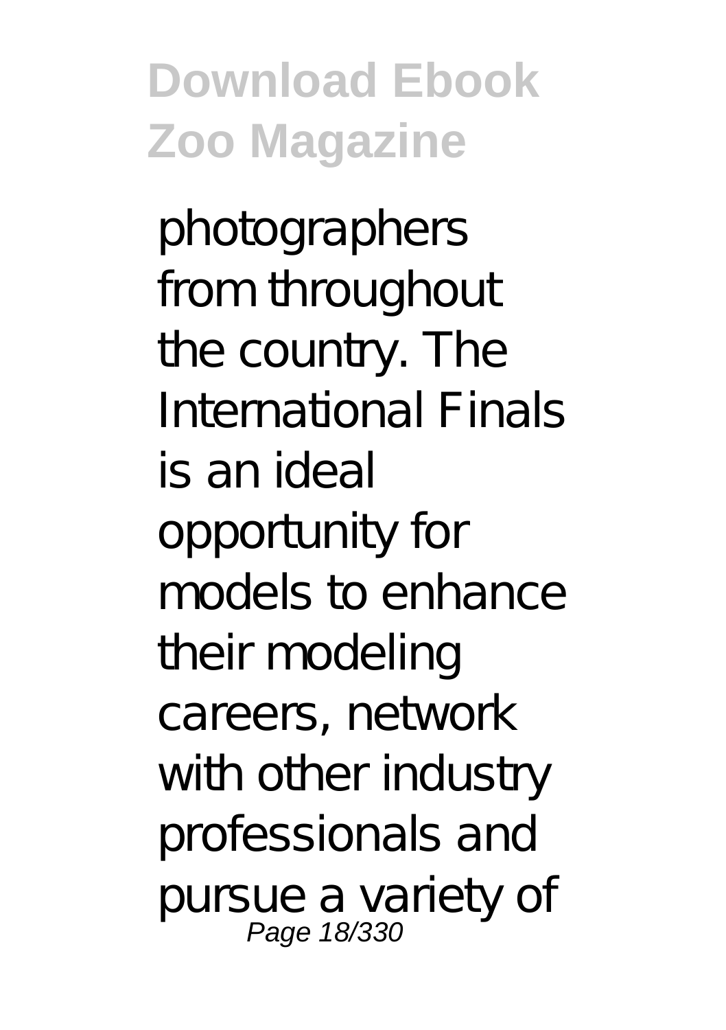photographers from throughout the country. The International Finals is an ideal opportunity for models to enhance their modeling careers, network with other industry professionals and pursue a variety of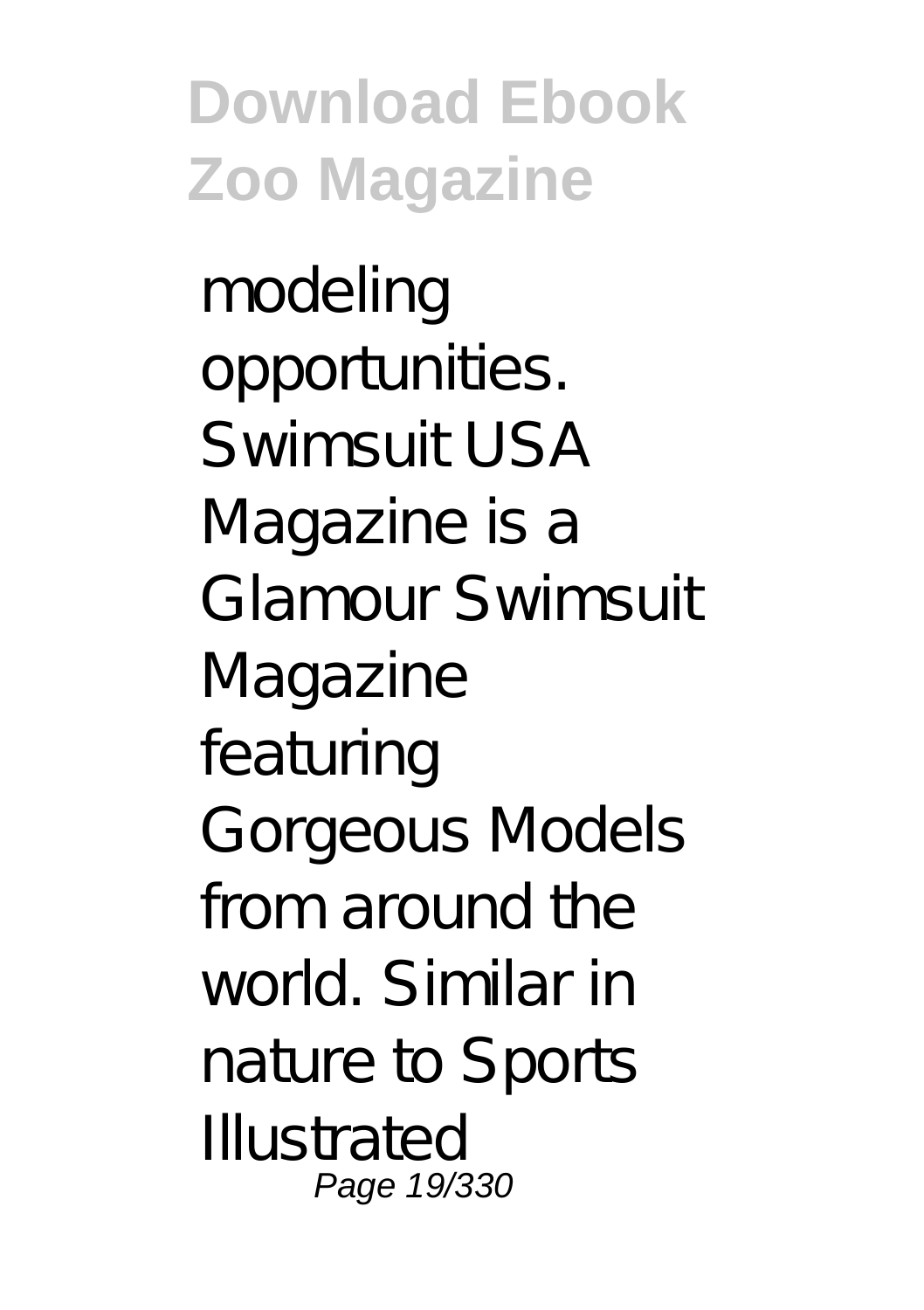modeling opportunities. Swimsuit USA Magazine is a Glamour Swimsuit Magazine featuring Gorgeous Models from around the world. Similar in nature to Sports Illustrated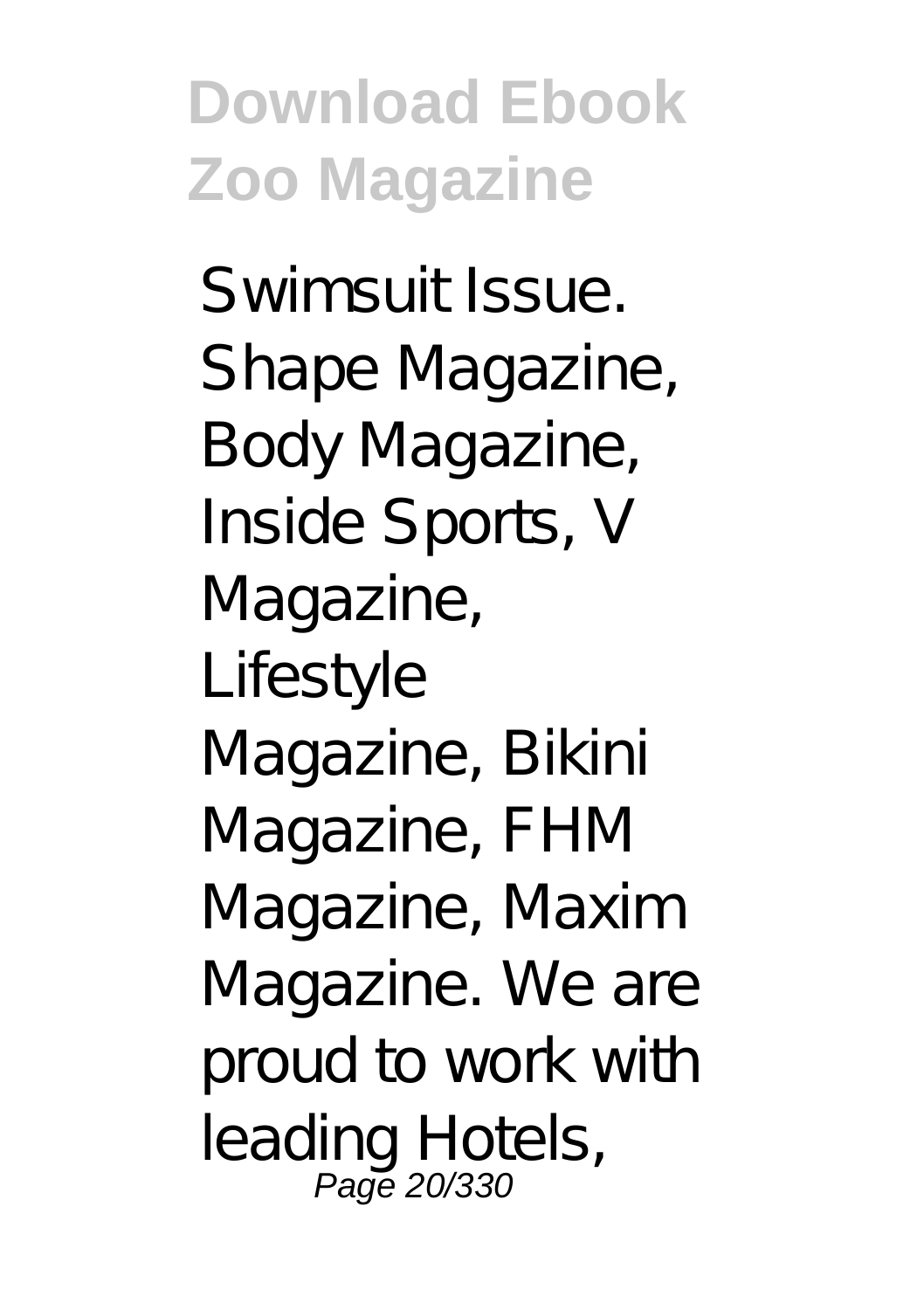Swimsuit Issue. Shape Magazine, Body Magazine, Inside Sports, V Magazine, Lifestyle Magazine, Bikini Magazine, FHM Magazine, Maxim Magazine. We are proud to work with leading Hotels,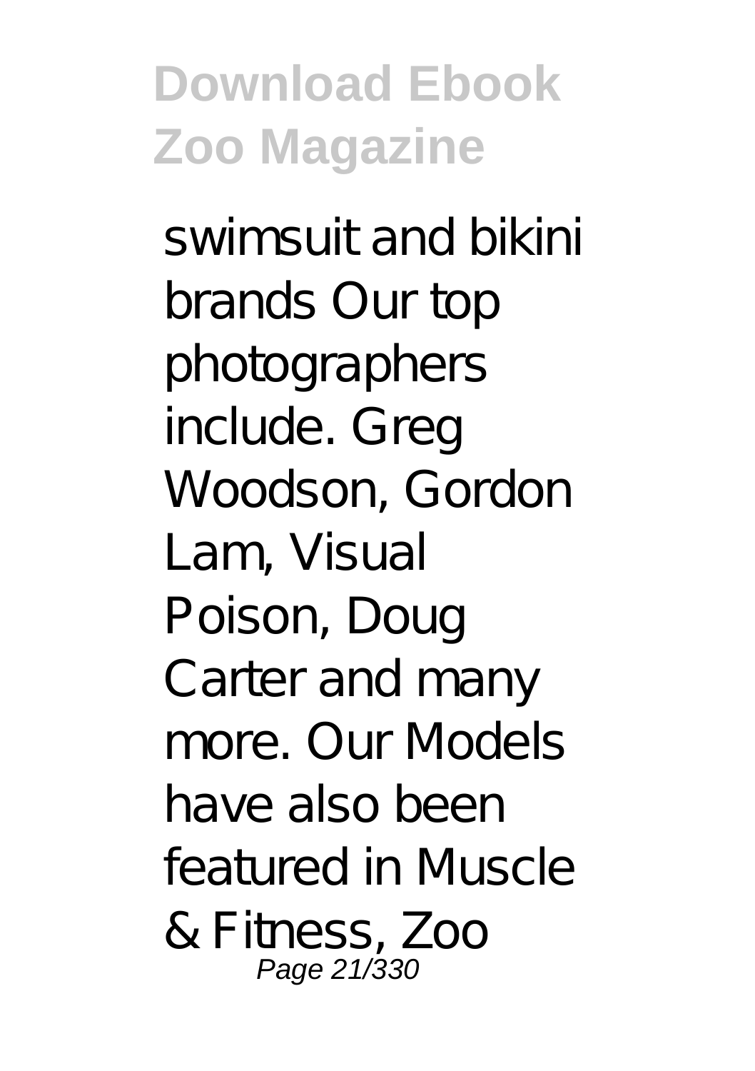swimsuit and bikini brands Our top photographers include. Greg Woodson, Gordon Lam, Visual Poison, Doug Carter and many more. Our Models have also been featured in Muscle & Fitness, Zoo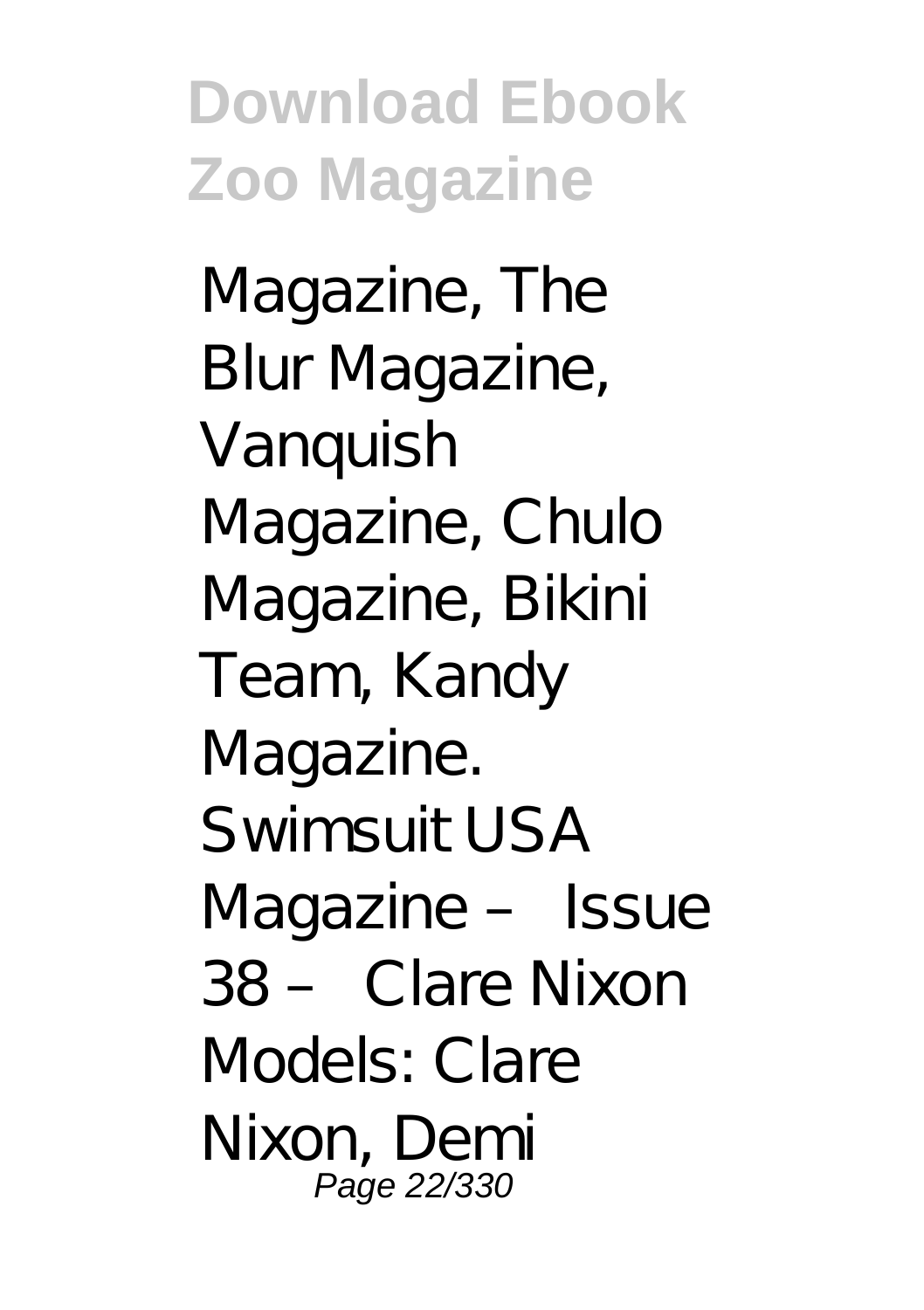Magazine, The Blur Magazine, Vanquish Magazine, Chulo Magazine, Bikini Team, Kandy Magazine. Swimsuit USA Magazine – Issue 38 – Clare Nixon Models: Clare Nixon, Demi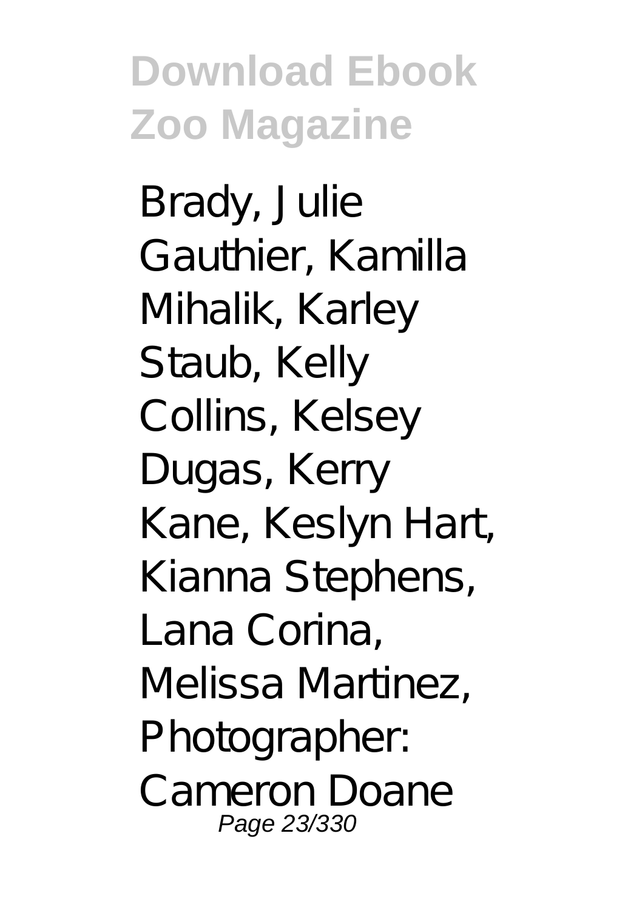Brady, Julie Gauthier, Kamilla Mihalik, Karley Staub, Kelly Collins, Kelsey Dugas, Kerry Kane, Keslyn Hart, Kianna Stephens, Lana Corina, Melissa Martinez, Photographer: Cameron Doane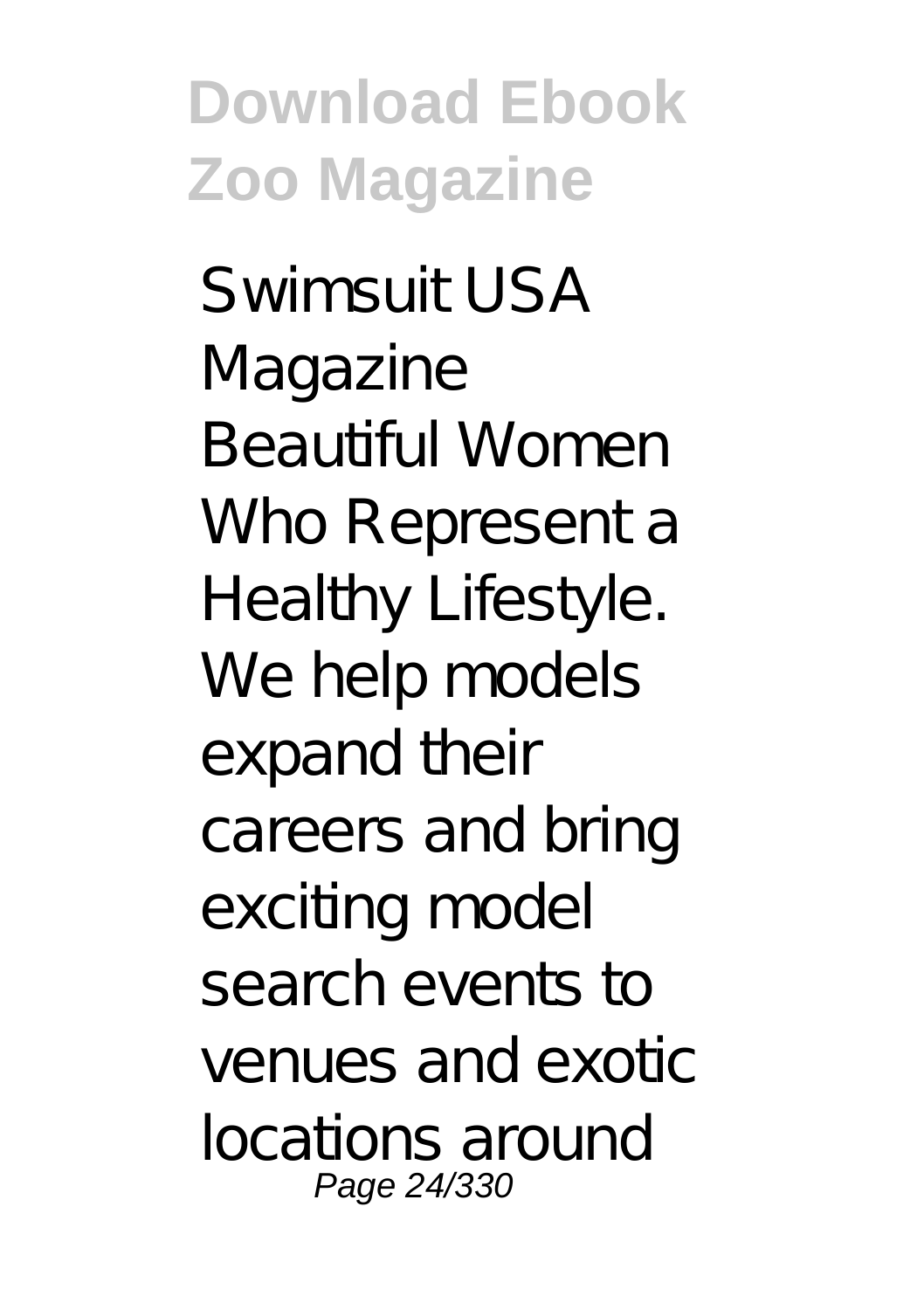Swimsuit USA Magazine Beautiful Women Who Represent a Healthy Lifestyle. We help models expand their careers and bring exciting model search events to venues and exotic locations around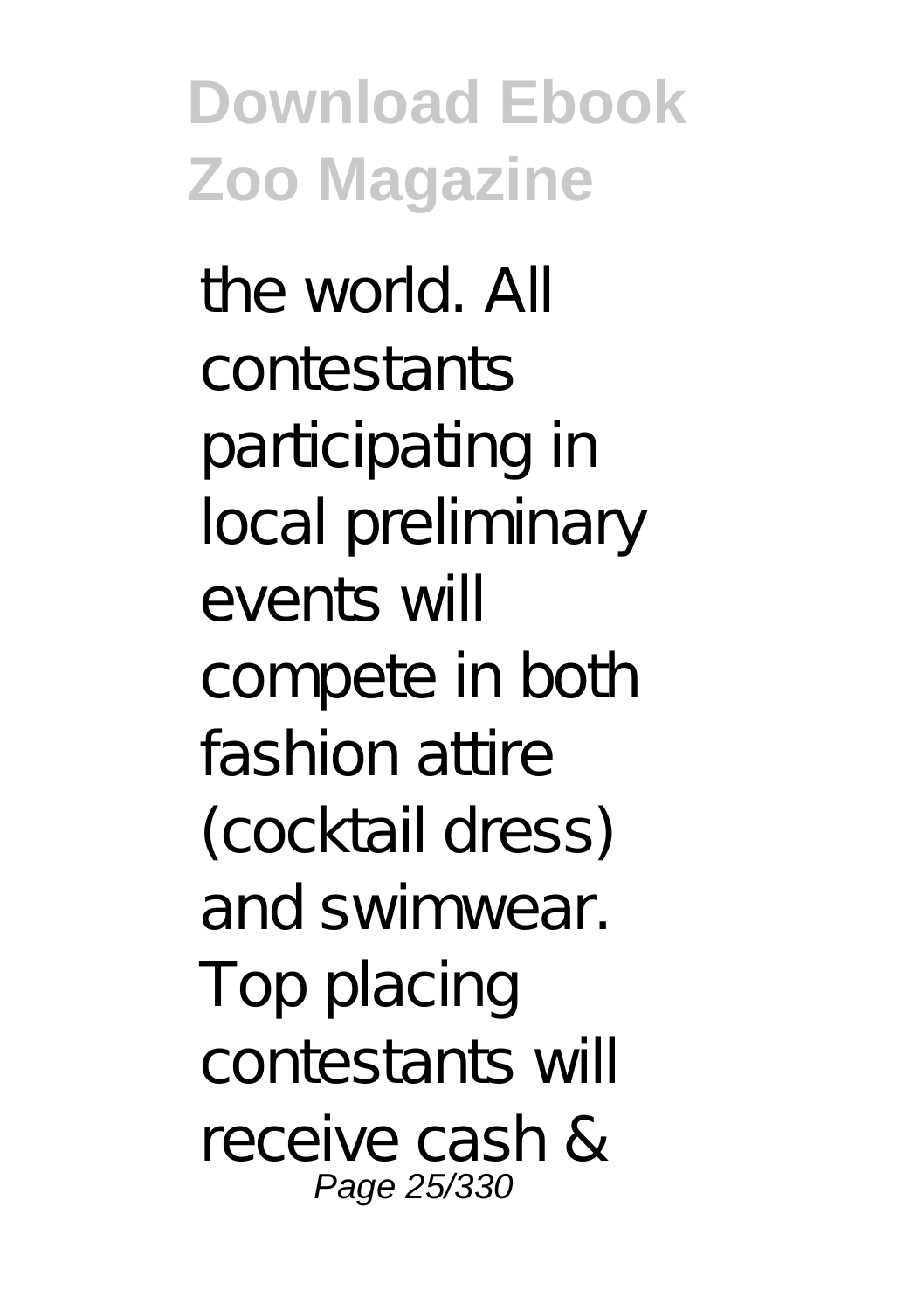the world. All contestants participating in local preliminary events will compete in both fashion attire (cocktail dress) and swimwear. Top placing contestants will receive cash &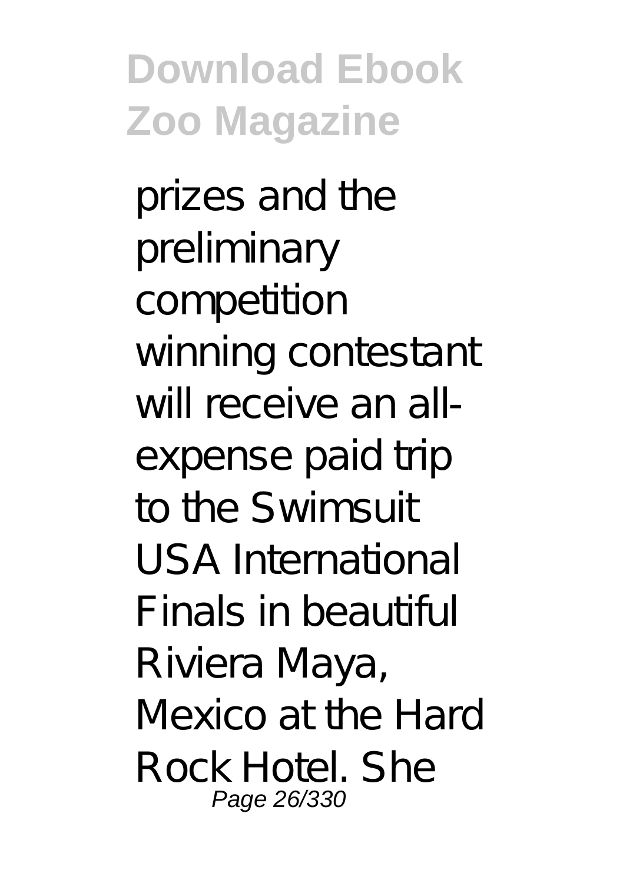prizes and the preliminary competition winning contestant will receive an all-expense paid trip to the Swimsuit USA International Finals in beautiful Riviera Maya, Mexico at the Hard Rock Hotel. She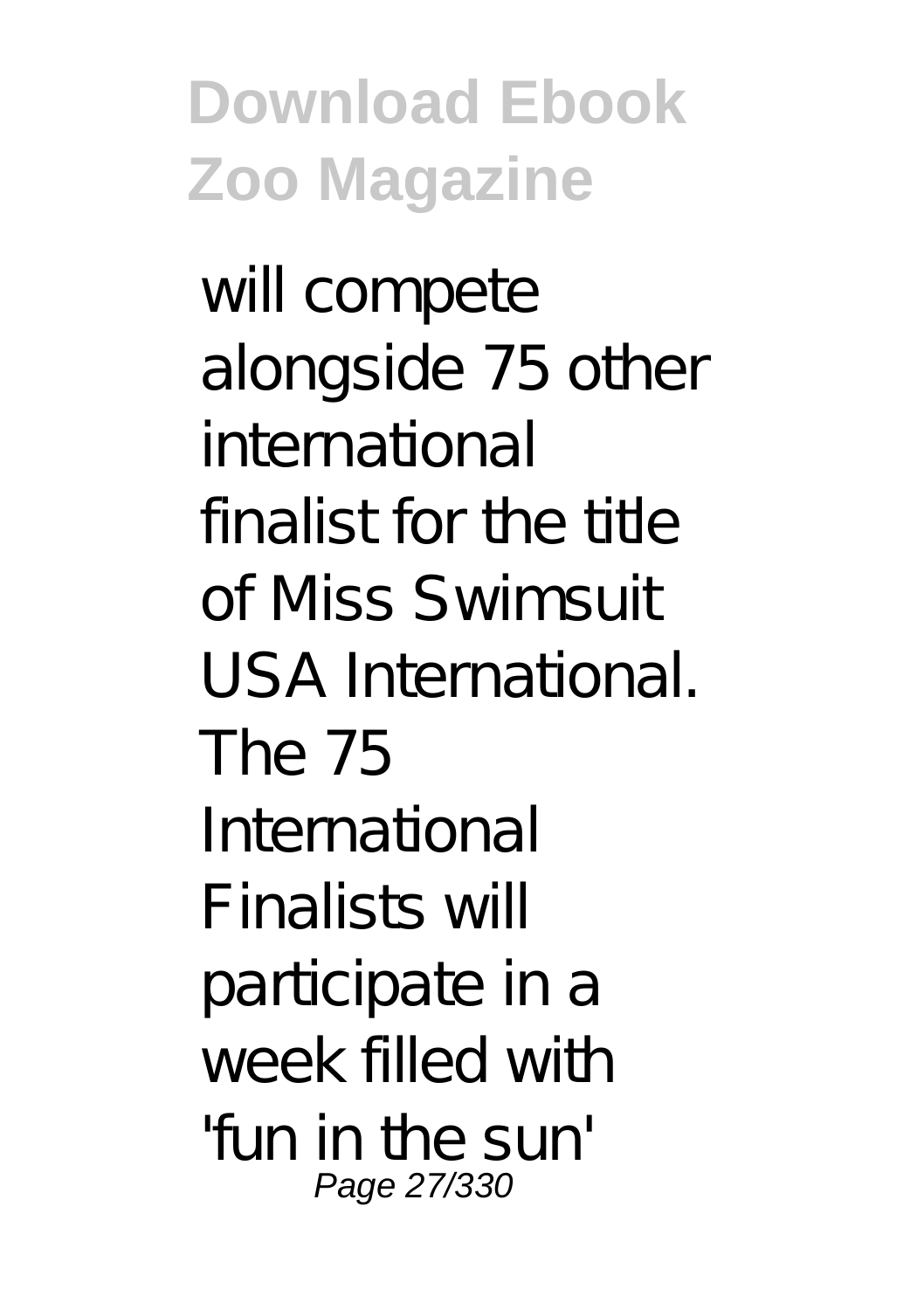will compete alongside 75 other international finalist for the title of Miss Swimsuit USA International. The 75 International Finalists will participate in a week filled with 'fun in the sun'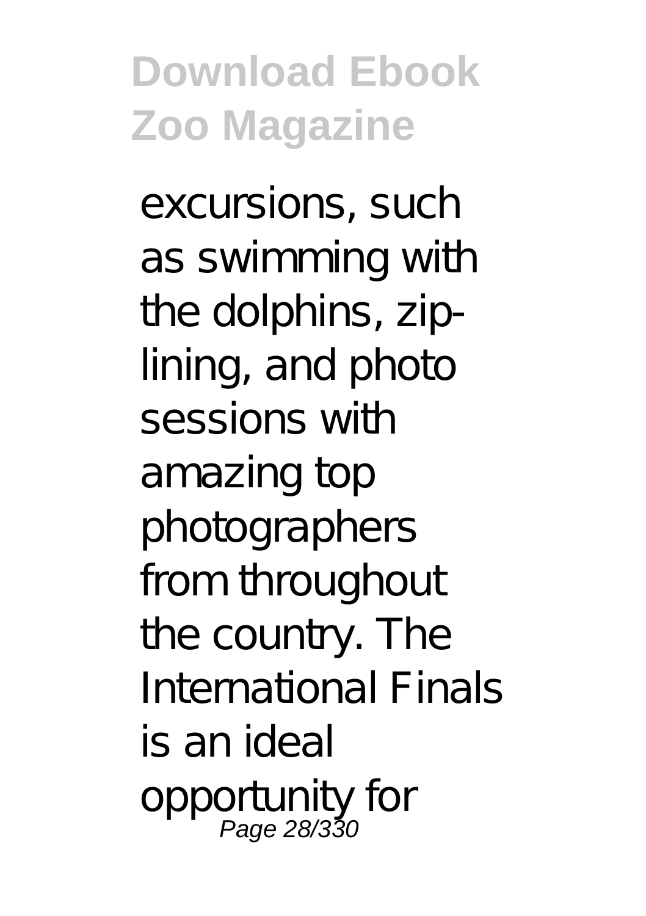excursions, such as swimming with the dolphins, zip-lining, and photo sessions with amazing top photographers from throughout the country. The International Finals is an ideal opportunity for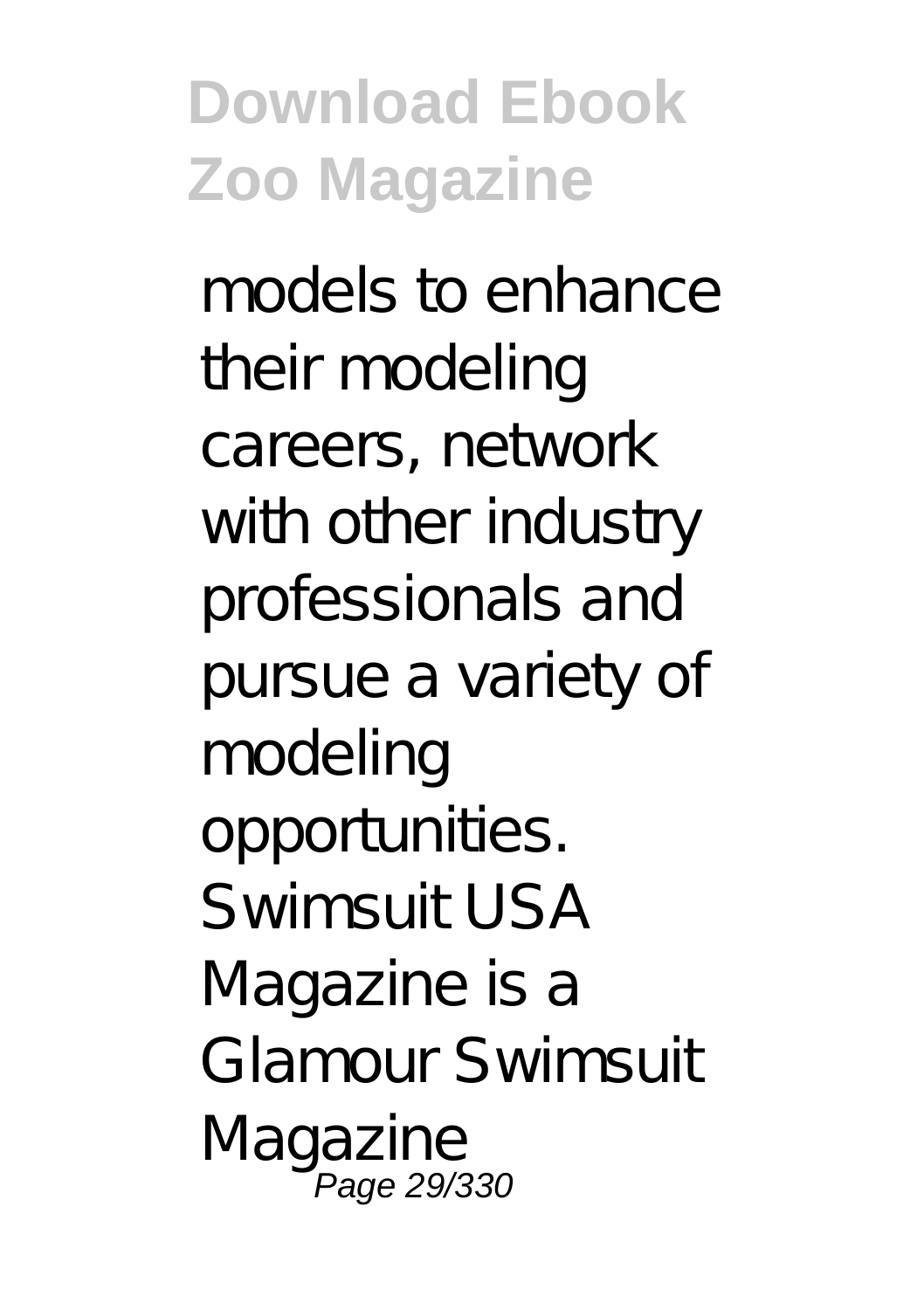models to enhance their modeling careers, network with other industry professionals and pursue a variety of modeling opportunities. Swimsuit USA Magazine is a Glamour Swimsuit Magazine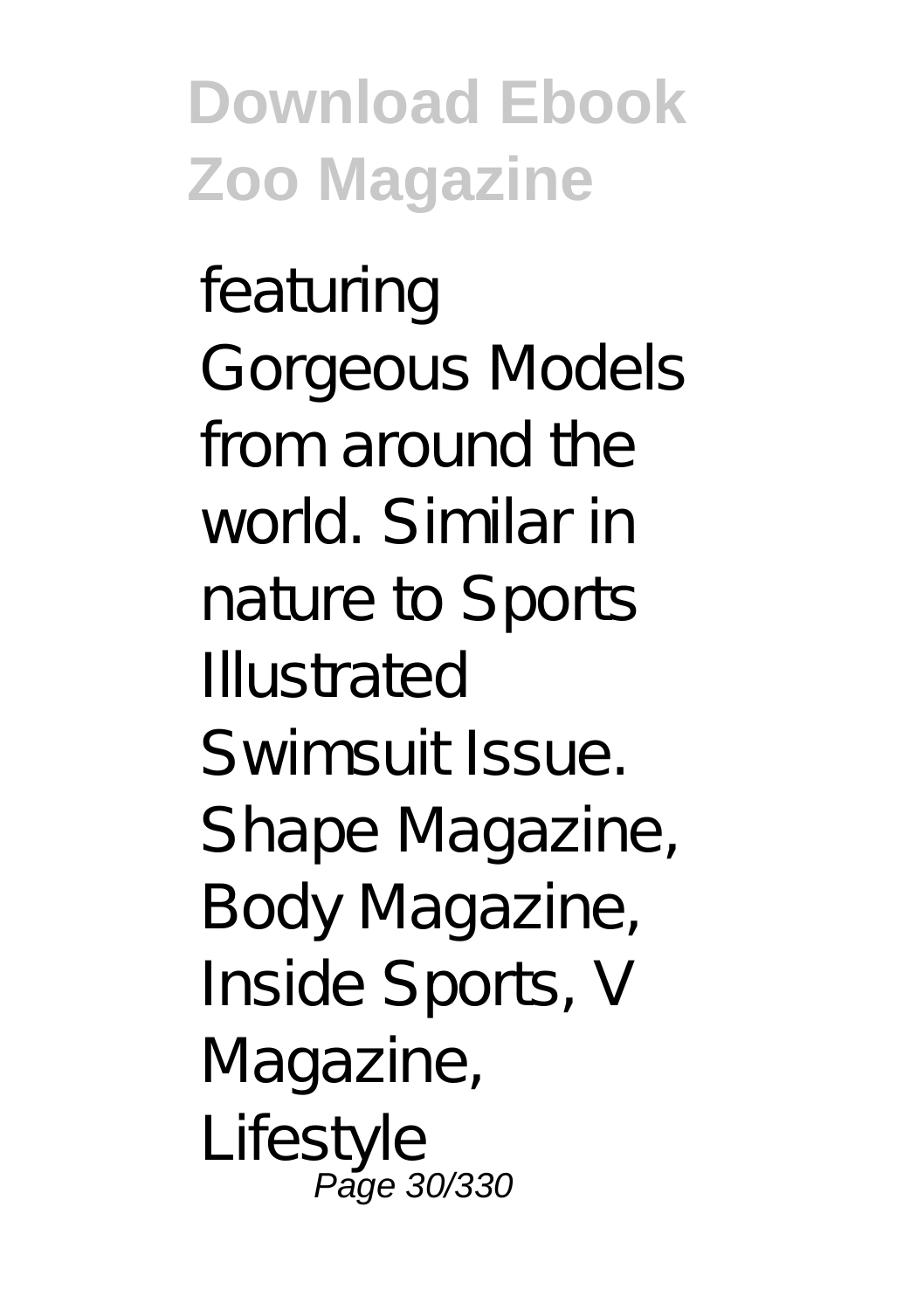featuring Gorgeous Models from around the world. Similar in nature to Sports Illustrated Swimsuit Issue. Shape Magazine, Body Magazine, Inside Sports, V Magazine, Lifestyle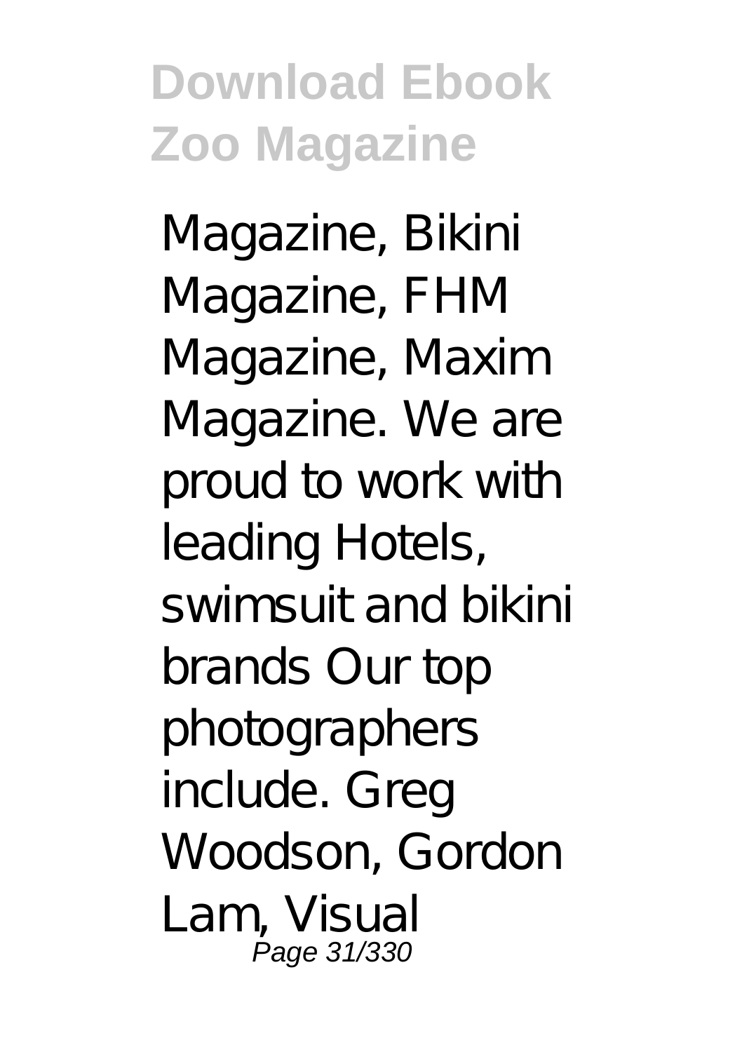Magazine, Bikini Magazine, FHM Magazine, Maxim Magazine. We are proud to work with leading Hotels, swimsuit and bikini brands Our top photographers include. Greg Woodson, Gordon Lam, Visual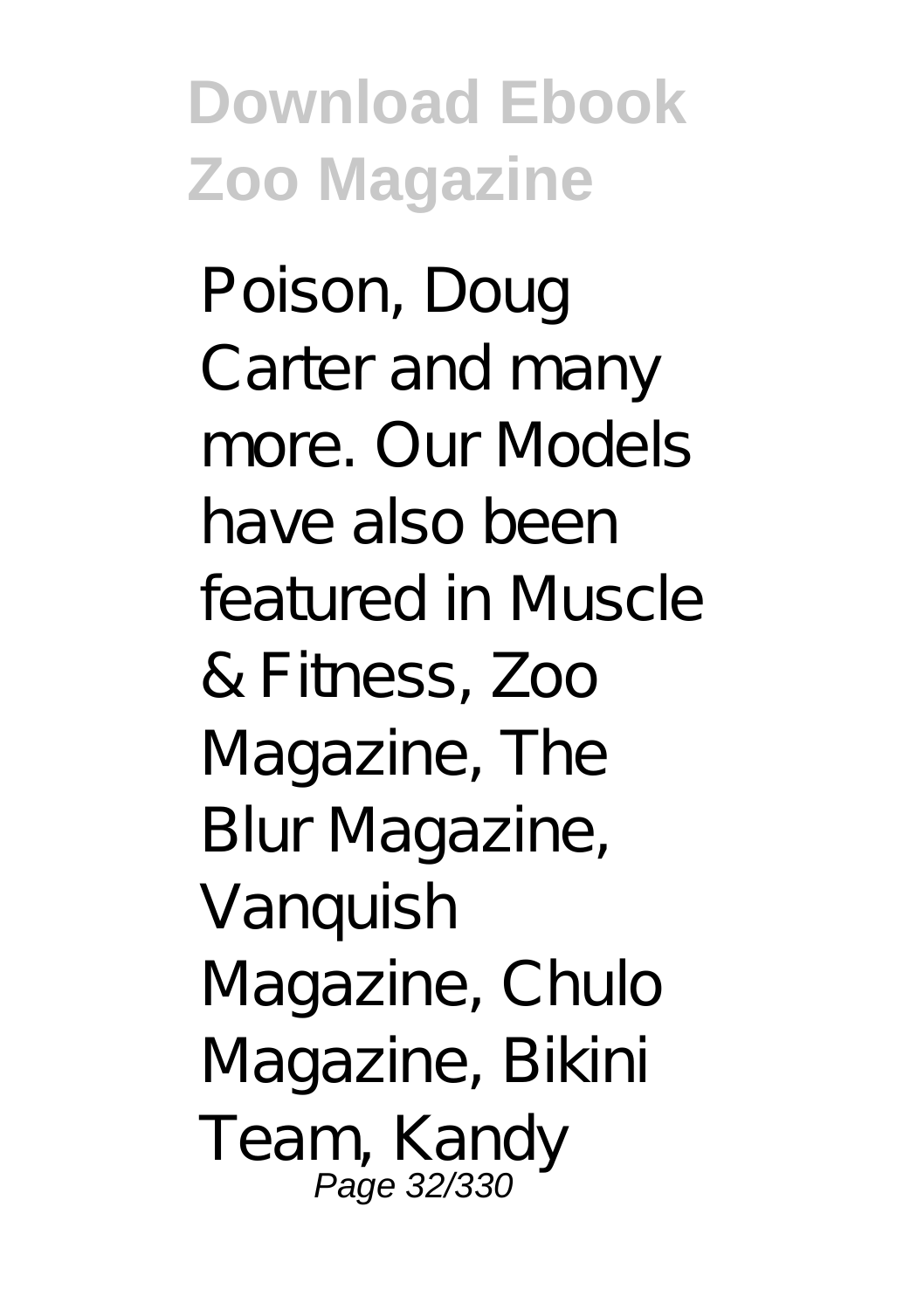Poison, Doug Carter and many more. Our Models have also been featured in Muscle & Fitness, Zoo Magazine, The Blur Magazine, Vanquish Magazine, Chulo Magazine, Bikini Team, Kandy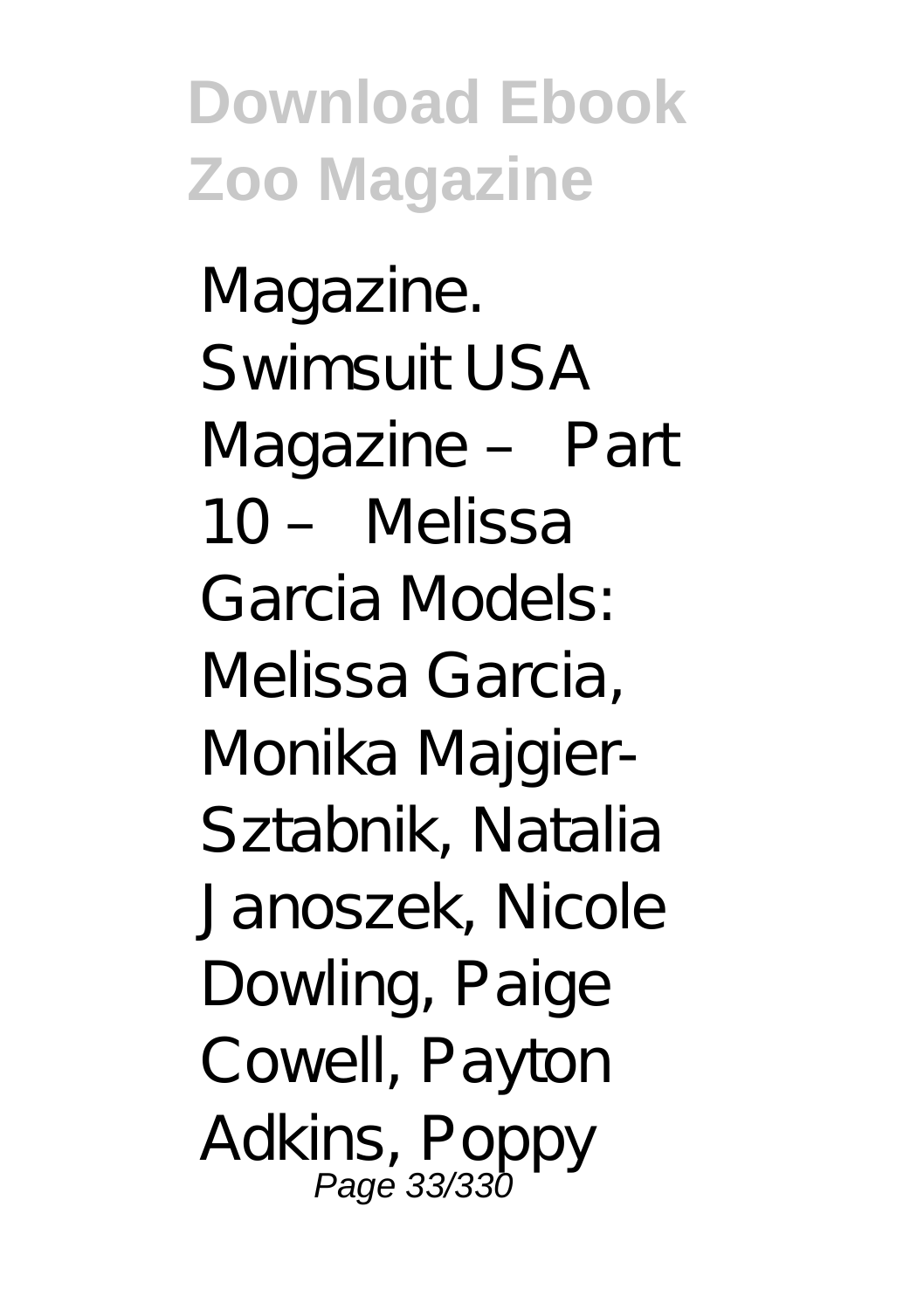Magazine. Swimsuit USA Magazine – Part 10 – Melissa Garcia Models: Melissa Garcia, Monika Majgier-Sztabnik, Natalia Janoszek, Nicole Dowling, Paige Cowell, Payton Adkins, Poppy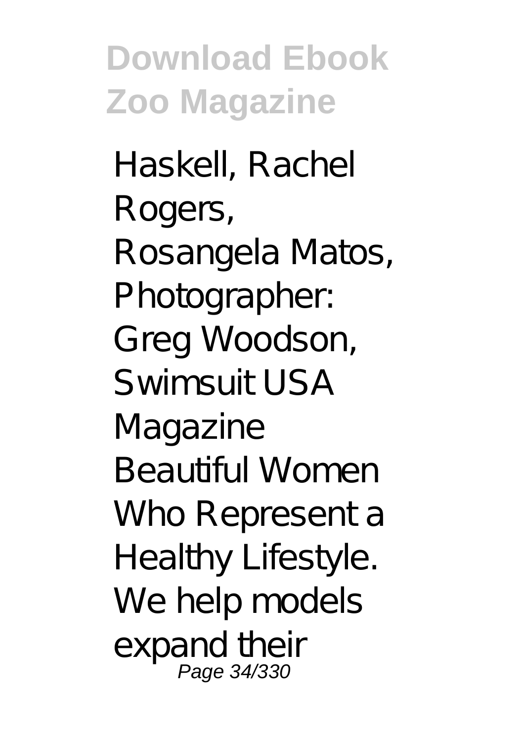Haskell, Rachel Rogers, Rosangela Matos, Photographer: Greg Woodson, Swimsuit USA Magazine Beautiful Women Who Represent a Healthy Lifestyle. We help models expand their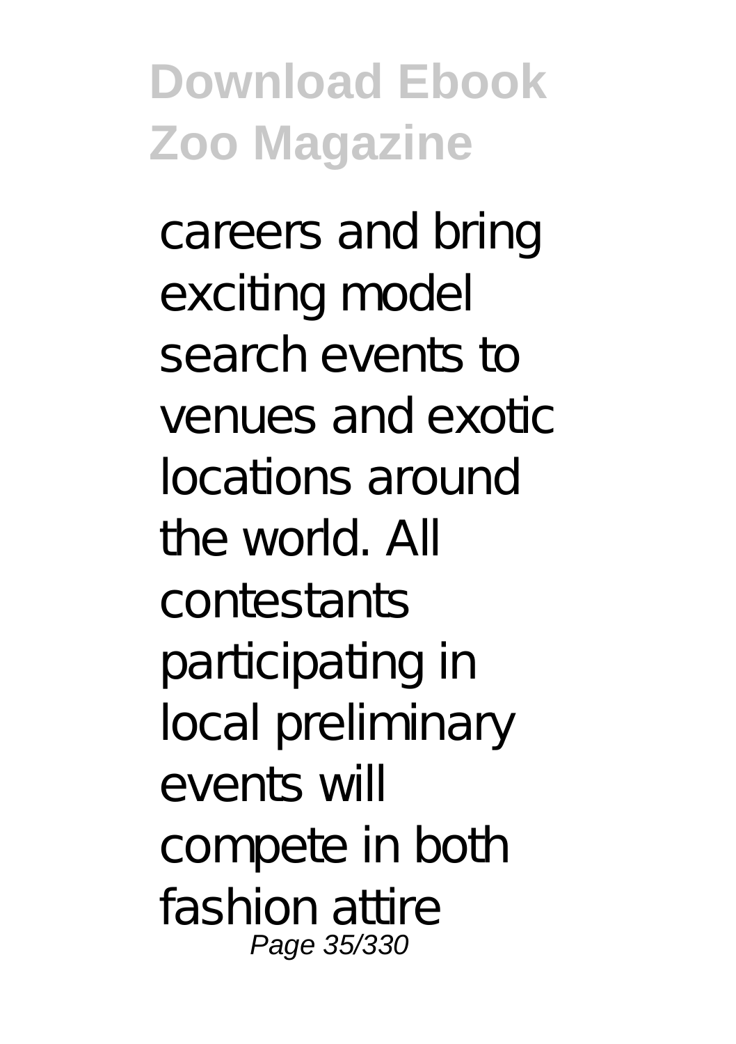careers and bring exciting model search events to venues and exotic locations around the world. All contestants participating in local preliminary events will compete in both fashion attire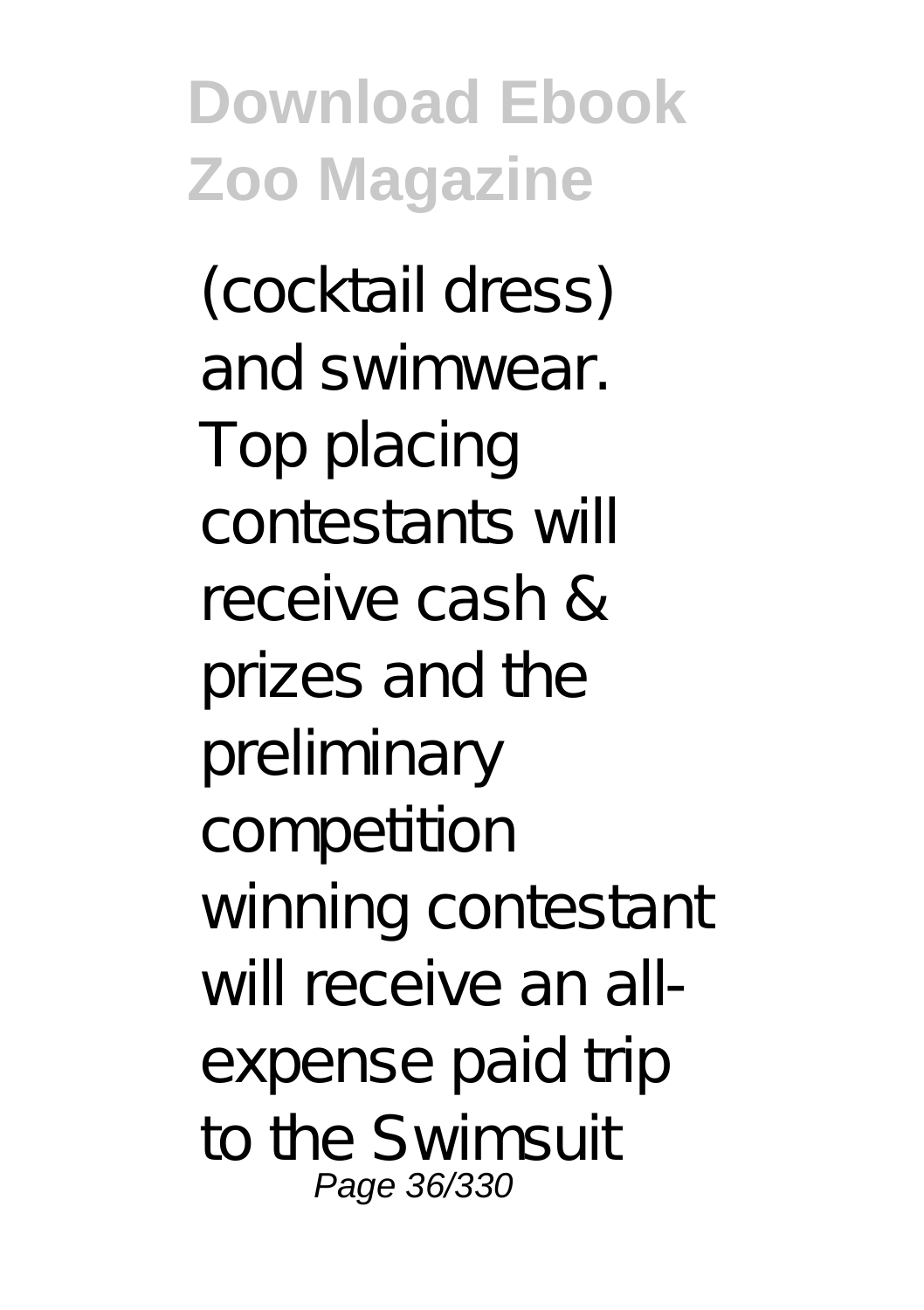(cocktail dress) and swimwear. Top placing contestants will receive cash & prizes and the preliminary competition winning contestant will receive an all-expense paid trip to the Swimsuit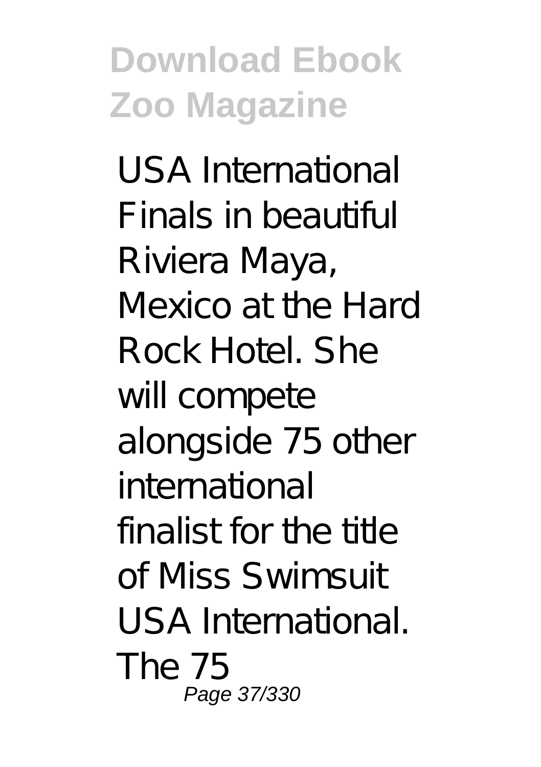USA International Finals in beautiful Riviera Maya, Mexico at the Hard Rock Hotel. She will compete alongside 75 other international finalist for the title of Miss Swimsuit USA International. The 75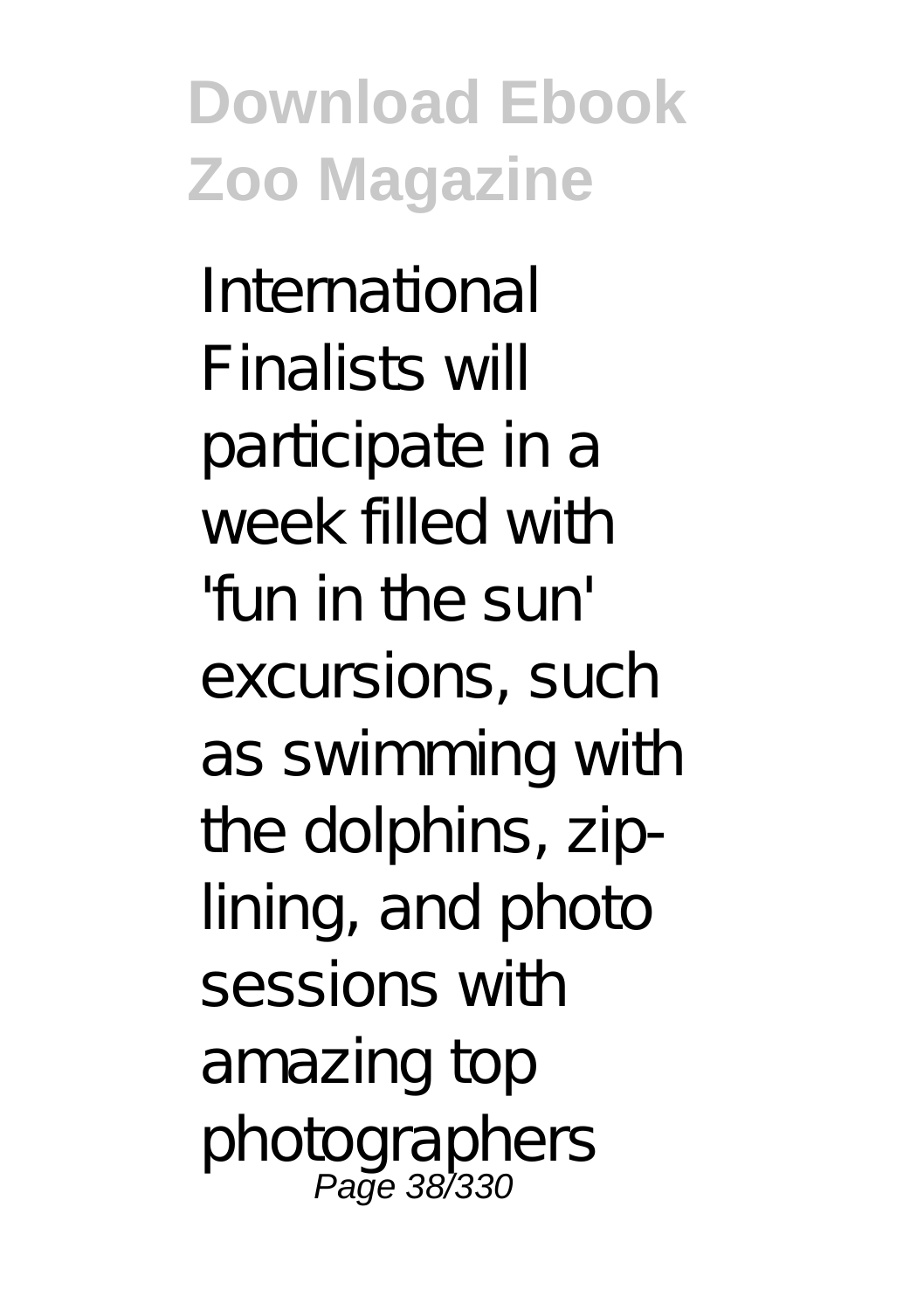International Finalists will participate in a week filled with 'fun in the sun' excursions, such as swimming with the dolphins, zip-lining, and photo sessions with amazing top photographers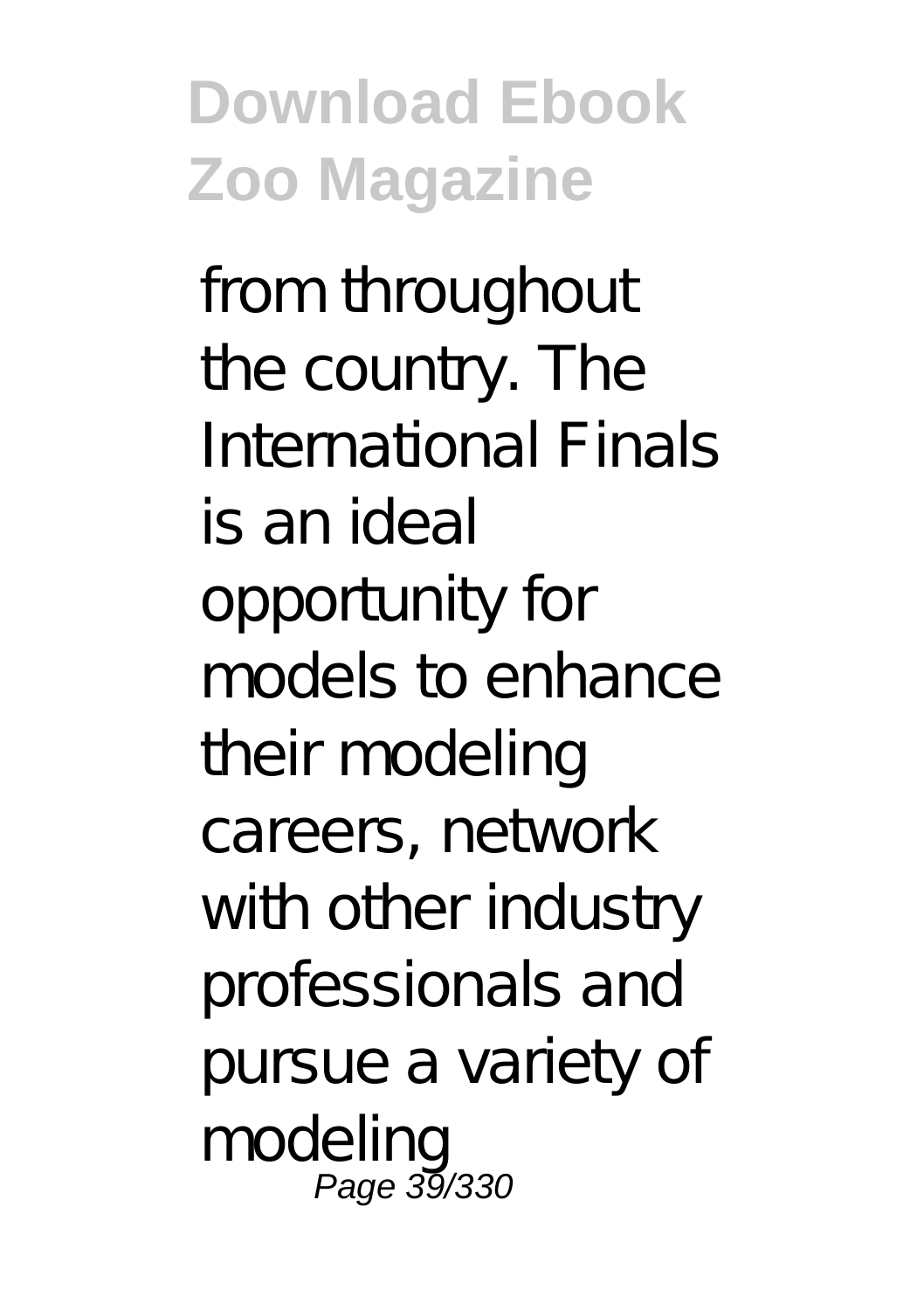from throughout the country. The International Finals is an ideal opportunity for models to enhance their modeling careers, network with other industry professionals and pursue a variety of modeling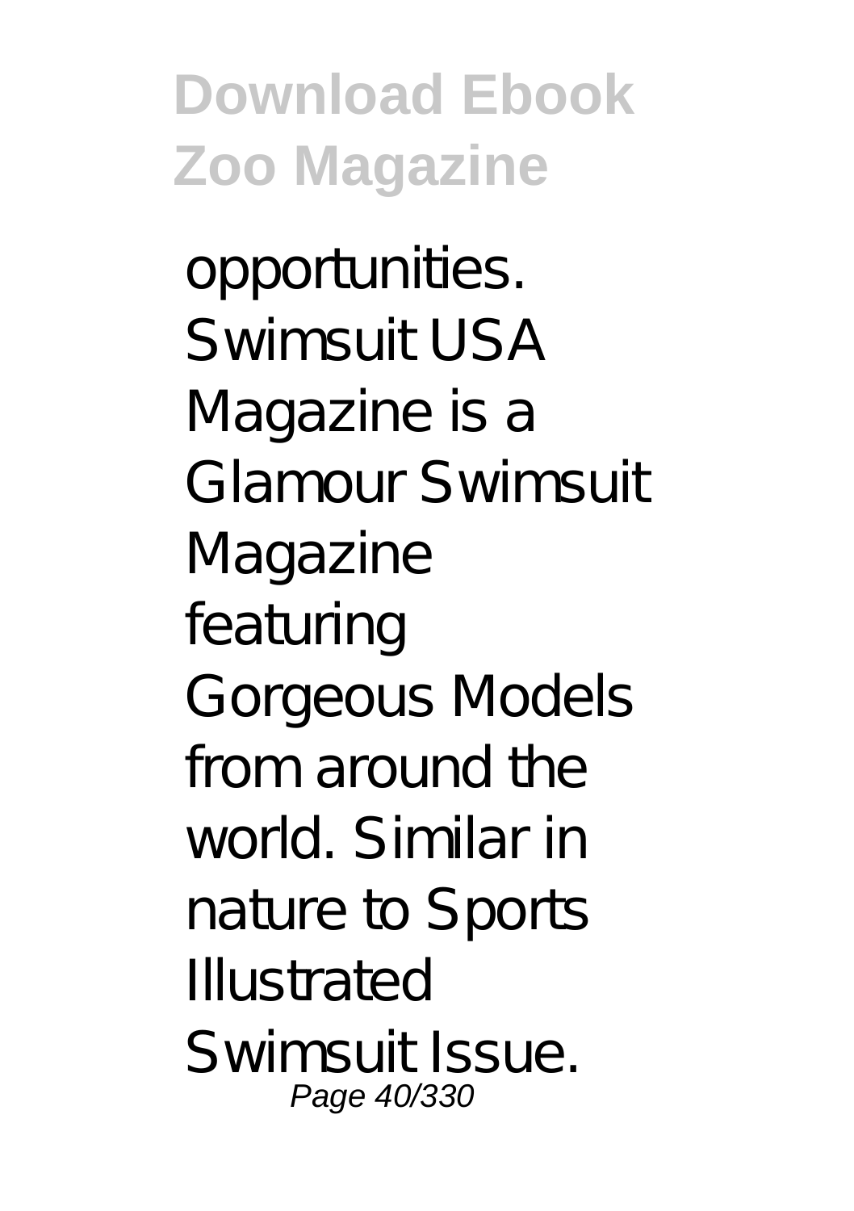opportunities. Swimsuit USA Magazine is a Glamour Swimsuit Magazine featuring Gorgeous Models from around the world. Similar in nature to Sports Illustrated Swimsuit Issue.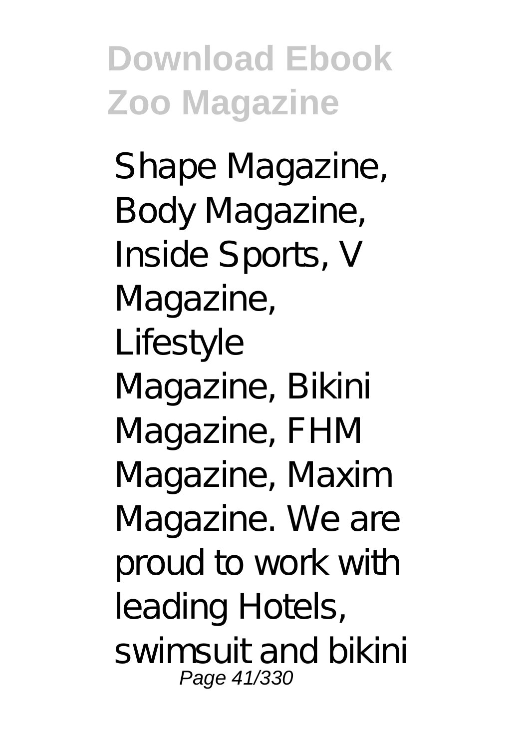Shape Magazine, Body Magazine, Inside Sports, V Magazine, Lifestyle Magazine, Bikini Magazine, FHM Magazine, Maxim Magazine. We are proud to work with leading Hotels, swimsuit and bikini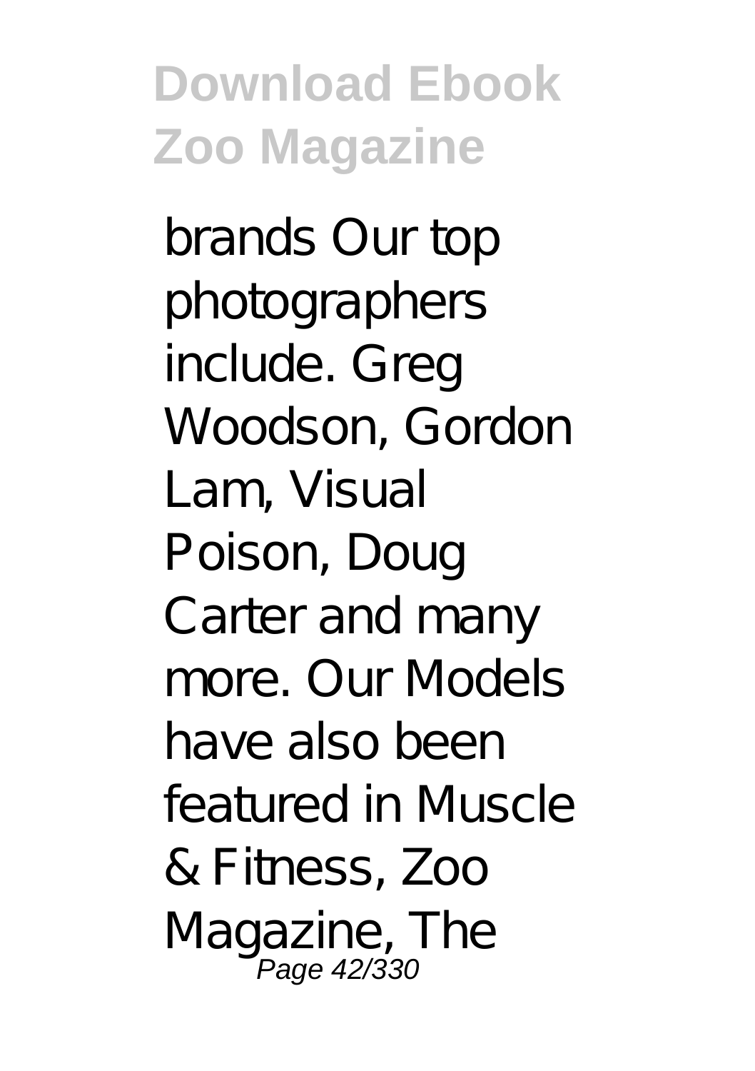brands Our top photographers include. Greg Woodson, Gordon Lam, Visual Poison, Doug Carter and many more. Our Models have also been featured in Muscle & Fitness, Zoo Magazine, The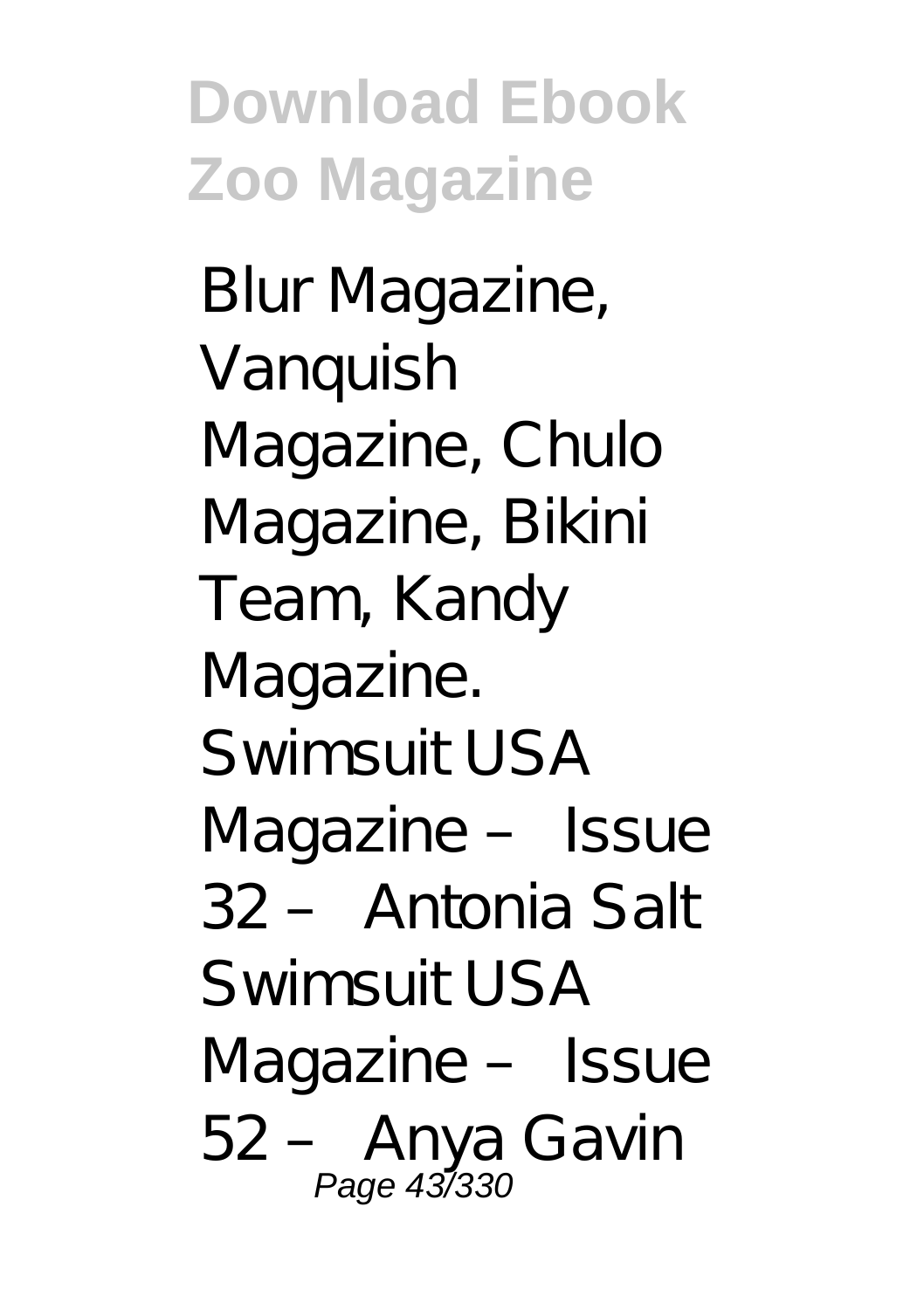Blur Magazine, Vanquish Magazine, Chulo Magazine, Bikini Team, Kandy Magazine. Swimsuit USA Magazine – Issue 32 – Antonia Salt Swimsuit USA Magazine – Issue 52 – Anya Gavin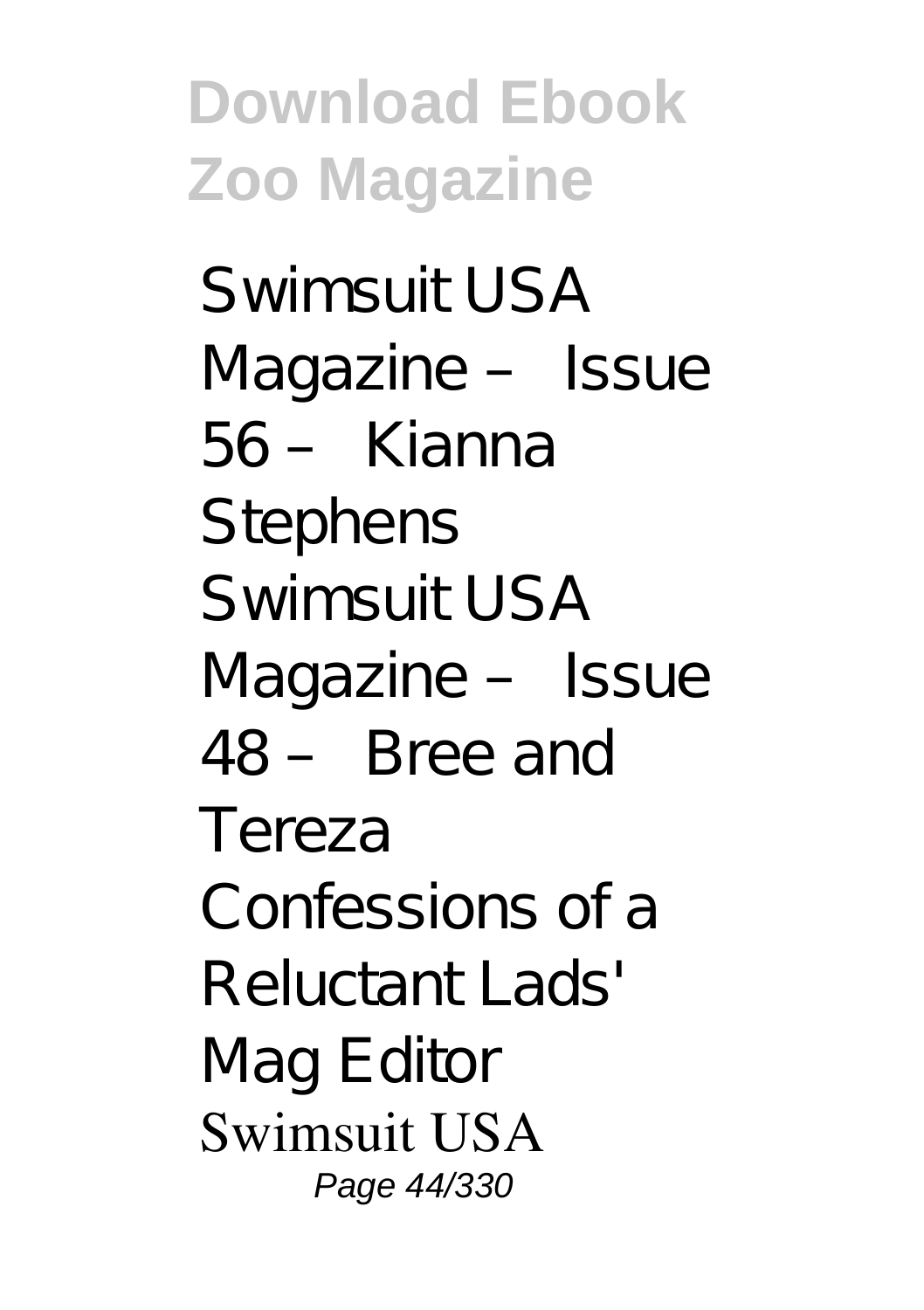Swimsuit USA Magazine – Issue 56 – Kianna Stephens
Swimsuit USA Magazine – Issue 48 – Bree and Tereza
Confessions of a Reluctant Lads' Mag Editor
Swimsuit USA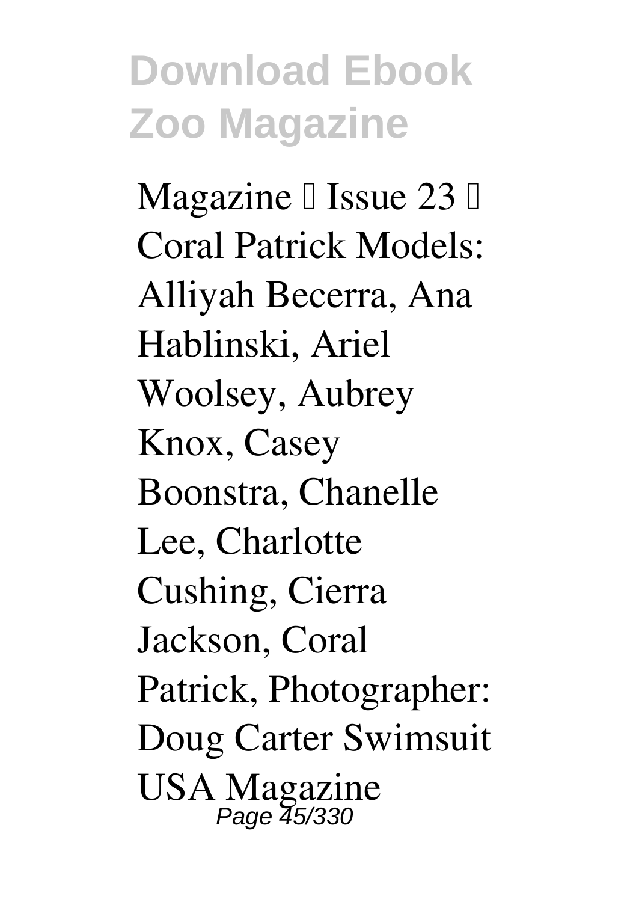Magazine  Issue 23  Coral Patrick Models: Alliyah Becerra, Ana Hablinski, Ariel Woolsey, Aubrey Knox, Casey Boonstra, Chanelle Lee, Charlotte Cushing, Cierra Jackson, Coral Patrick, Photographer: Doug Carter Swimsuit USA Magazine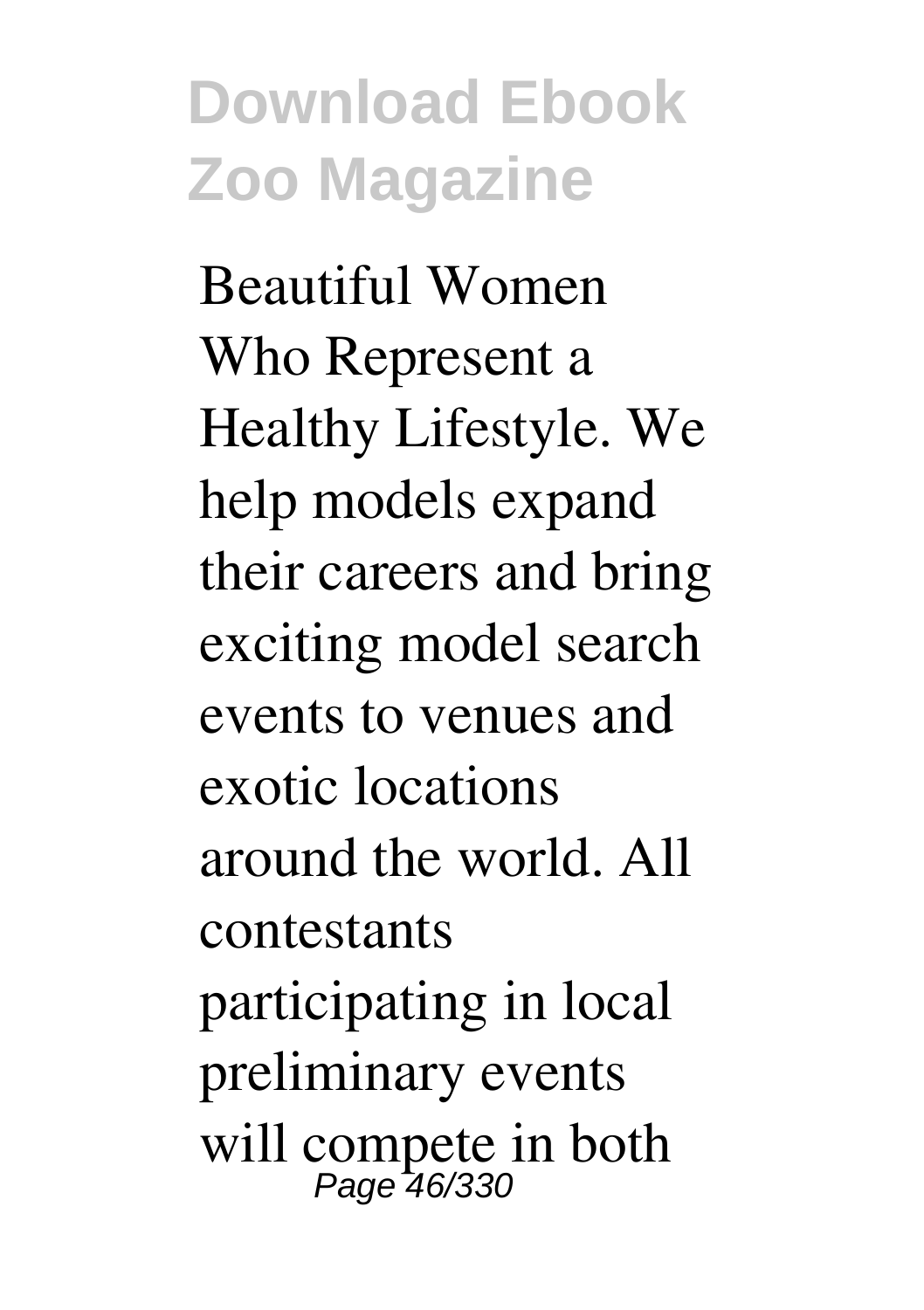Beautiful Women Who Represent a Healthy Lifestyle. We help models expand their careers and bring exciting model search events to venues and exotic locations around the world. All contestants participating in local preliminary events will compete in both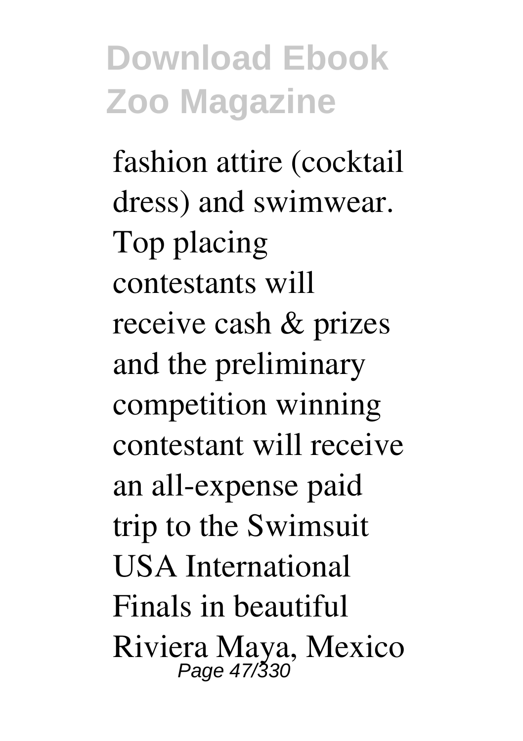fashion attire (cocktail dress) and swimwear. Top placing contestants will receive cash & prizes and the preliminary competition winning contestant will receive an all-expense paid trip to the Swimsuit USA International Finals in beautiful Riviera Maya, Mexico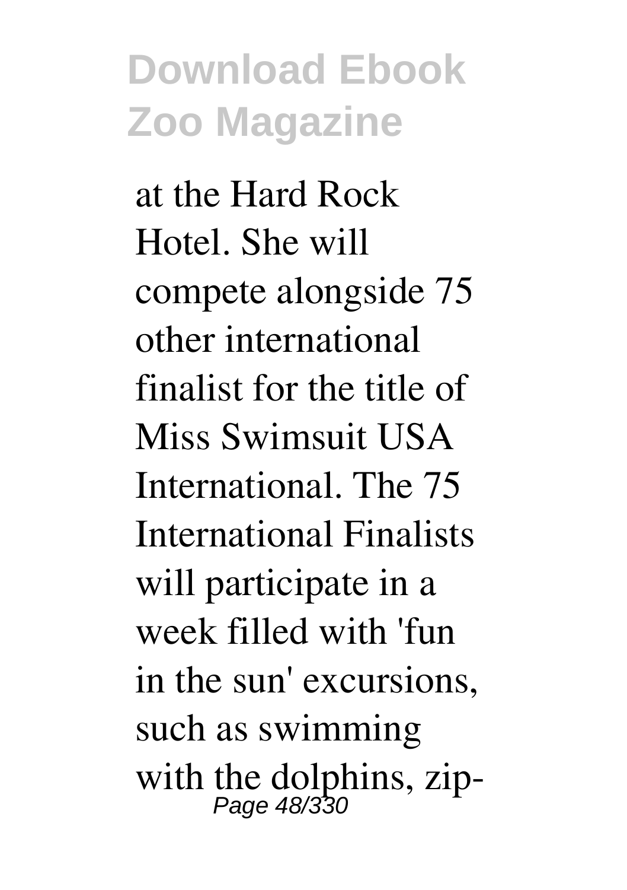at the Hard Rock Hotel. She will compete alongside 75 other international finalist for the title of Miss Swimsuit USA International. The 75 International Finalists will participate in a week filled with 'fun in the sun' excursions, such as swimming with the dolphins, zip-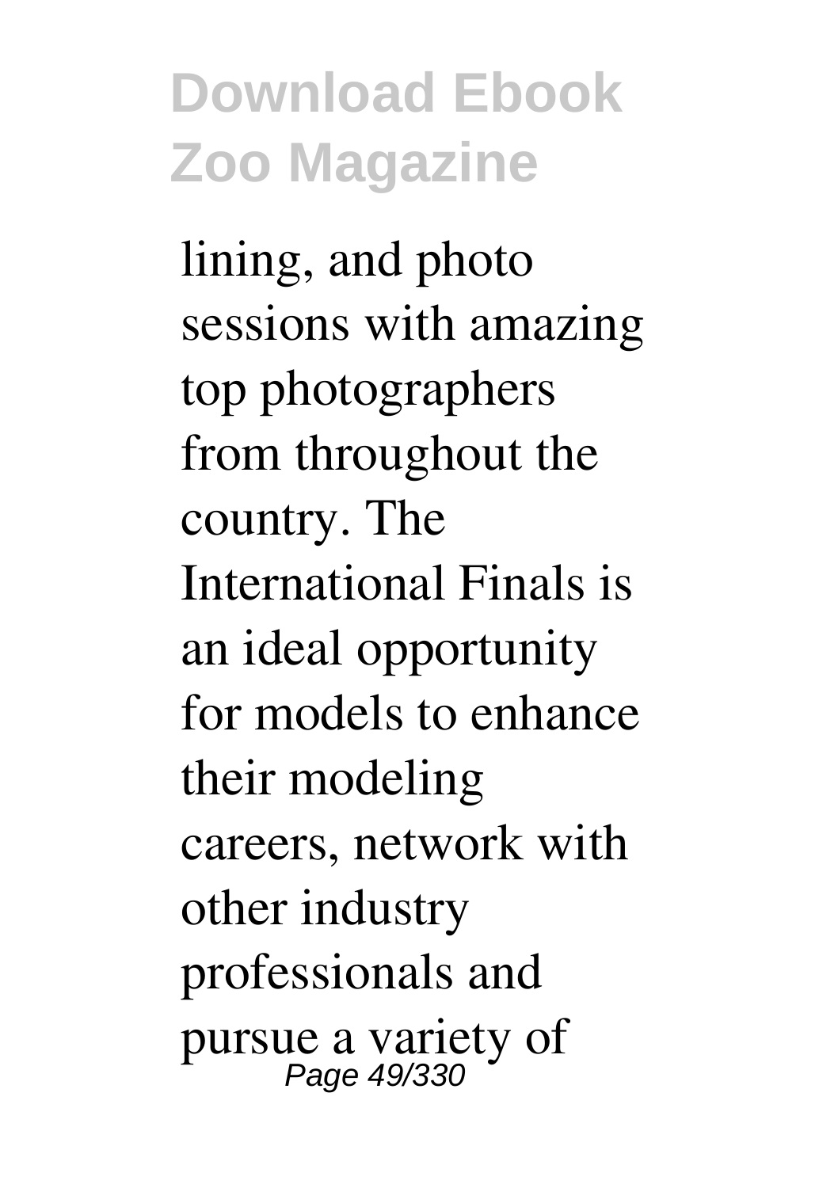lining, and photo sessions with amazing top photographers from throughout the country. The International Finals is an ideal opportunity for models to enhance their modeling careers, network with other industry professionals and pursue a variety of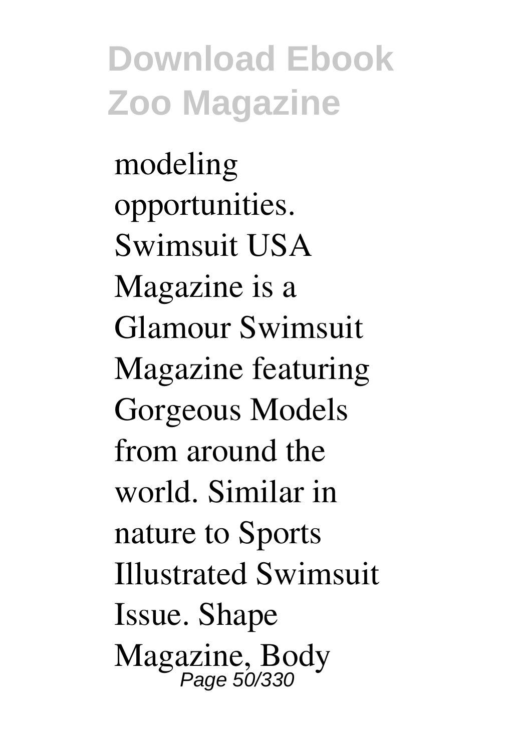modeling opportunities. Swimsuit USA Magazine is a Glamour Swimsuit Magazine featuring Gorgeous Models from around the world. Similar in nature to Sports Illustrated Swimsuit Issue. Shape Magazine, Body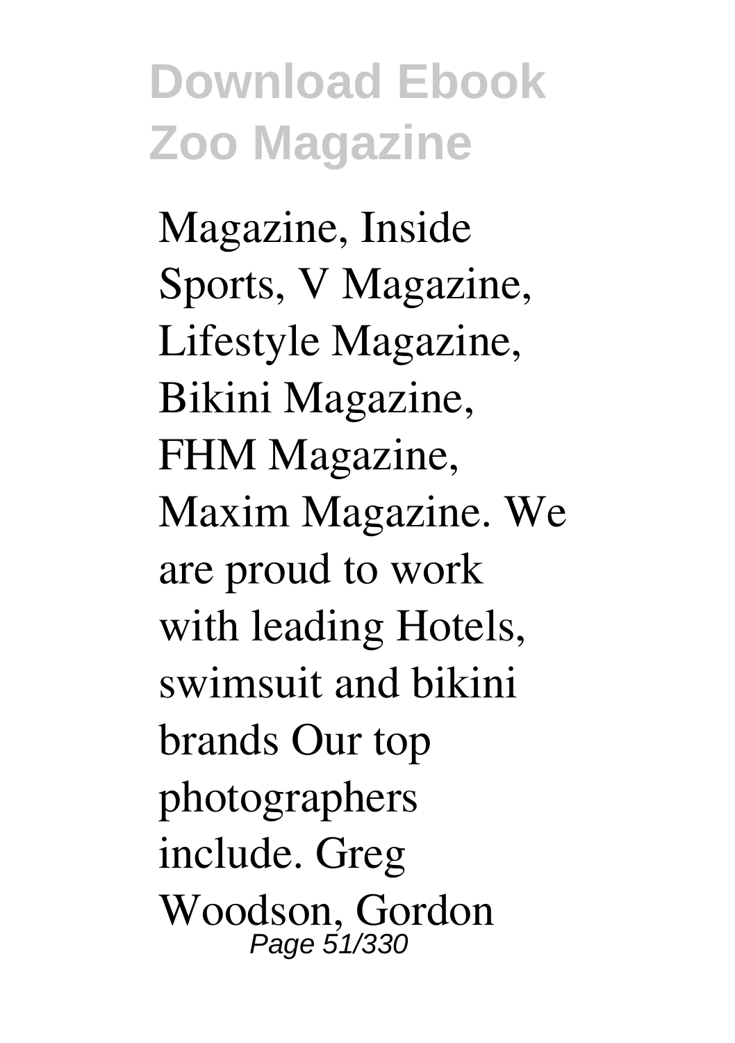Magazine, Inside Sports, V Magazine, Lifestyle Magazine, Bikini Magazine, FHM Magazine, Maxim Magazine. We are proud to work with leading Hotels, swimsuit and bikini brands Our top photographers include. Greg Woodson, Gordon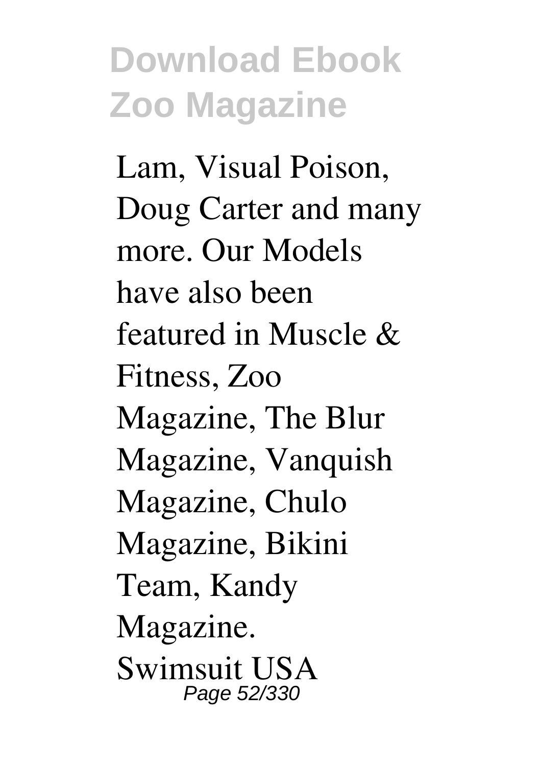Lam, Visual Poison, Doug Carter and many more. Our Models have also been featured in Muscle & Fitness, Zoo Magazine, The Blur Magazine, Vanquish Magazine, Chulo Magazine, Bikini Team, Kandy Magazine.

Swimsuit USA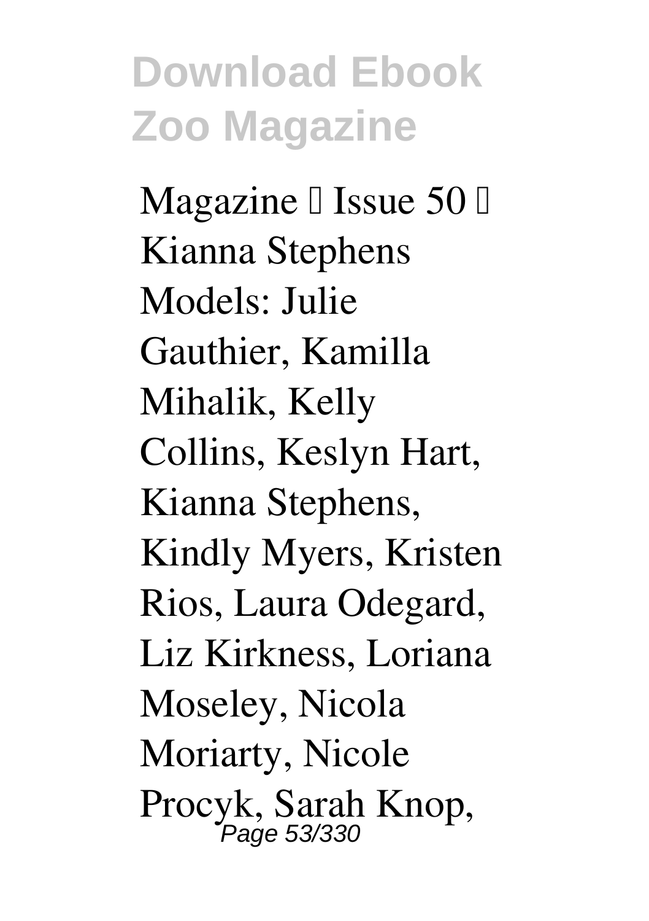Magazine  Issue 50  Kianna Stephens Models: Julie Gauthier, Kamilla Mihalik, Kelly Collins, Keslyn Hart, Kianna Stephens, Kindly Myers, Kristen Rios, Laura Odegard, Liz Kirkness, Loriana Moseley, Nicola Moriarty, Nicole Procyk, Sarah Knop,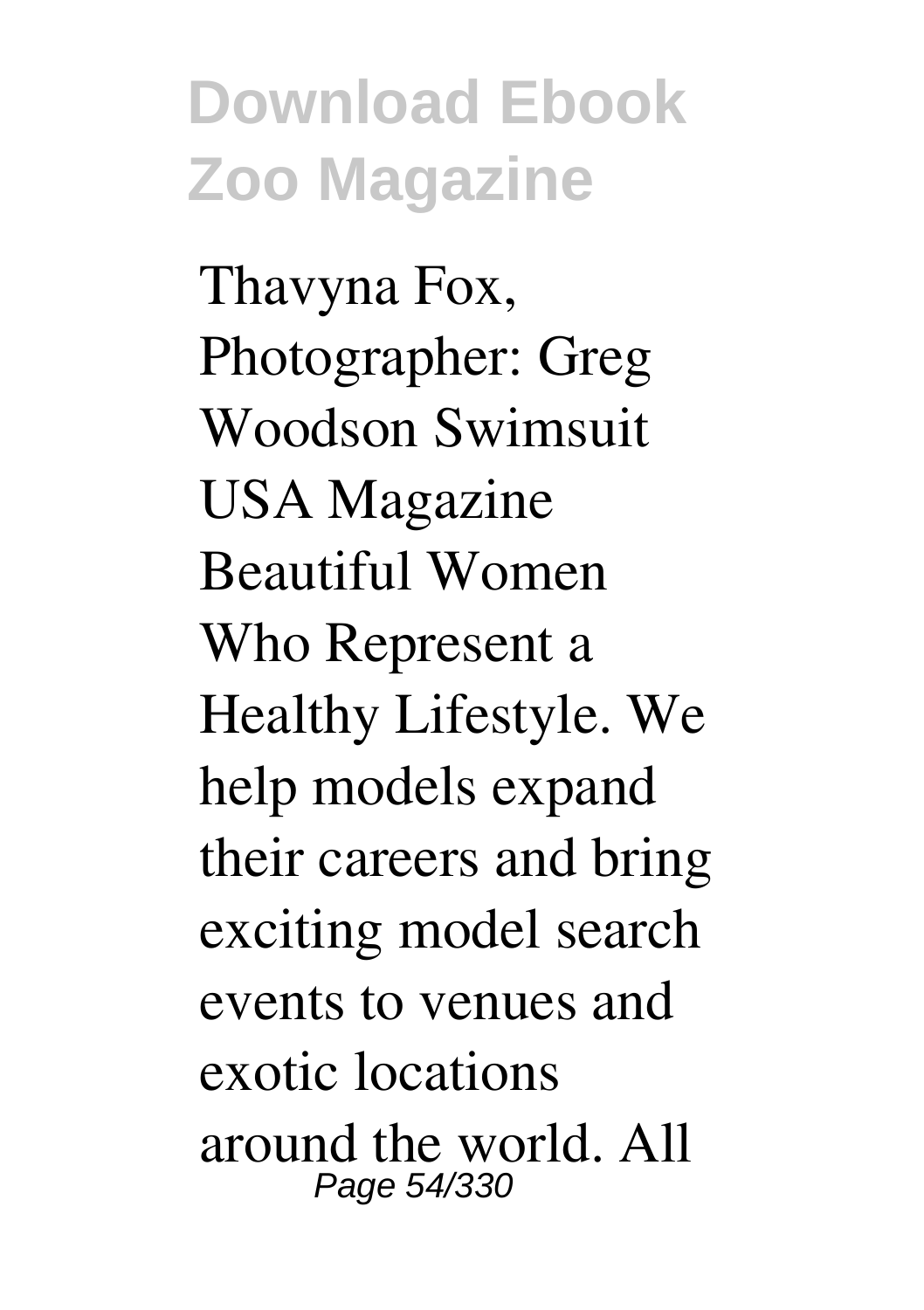Thavyna Fox, Photographer: Greg Woodson Swimsuit USA Magazine Beautiful Women Who Represent a Healthy Lifestyle. We help models expand their careers and bring exciting model search events to venues and exotic locations around the world. All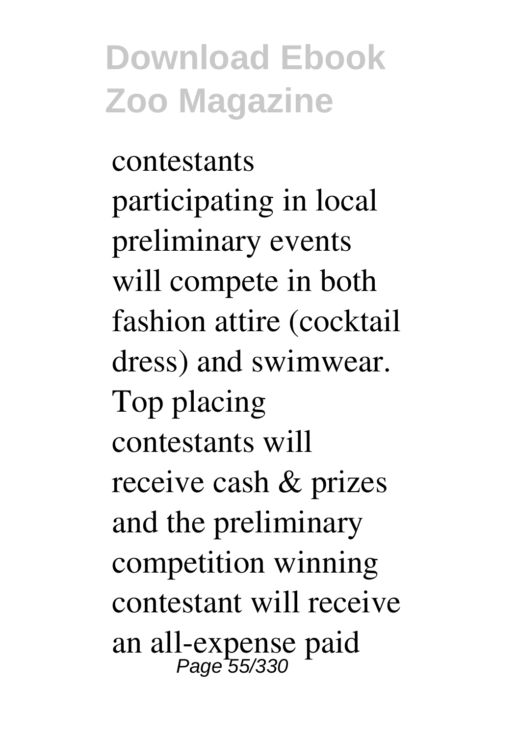contestants participating in local preliminary events will compete in both fashion attire (cocktail dress) and swimwear. Top placing contestants will receive cash & prizes and the preliminary competition winning contestant will receive an all-expense paid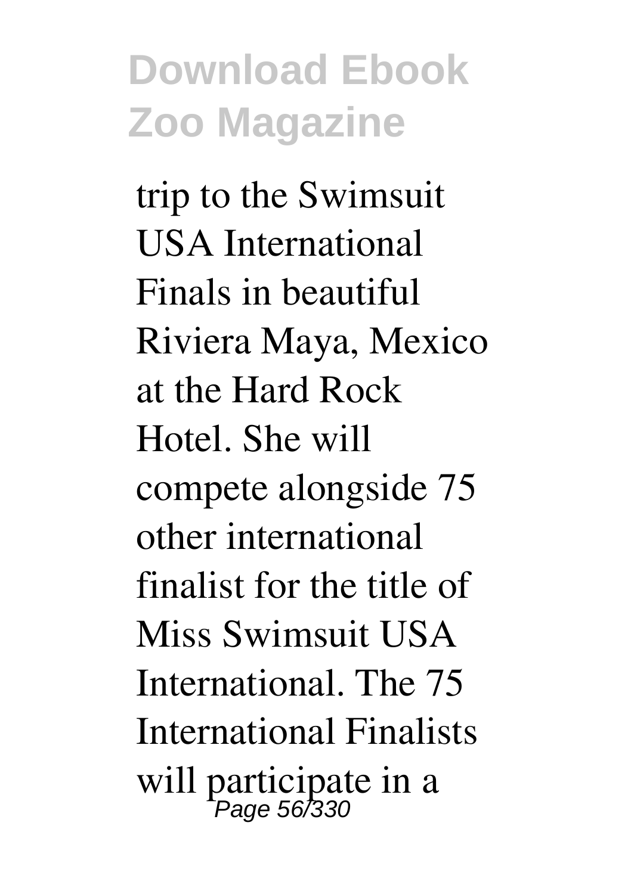trip to the Swimsuit USA International Finals in beautiful Riviera Maya, Mexico at the Hard Rock Hotel. She will compete alongside 75 other international finalist for the title of Miss Swimsuit USA International. The 75 International Finalists will participate in a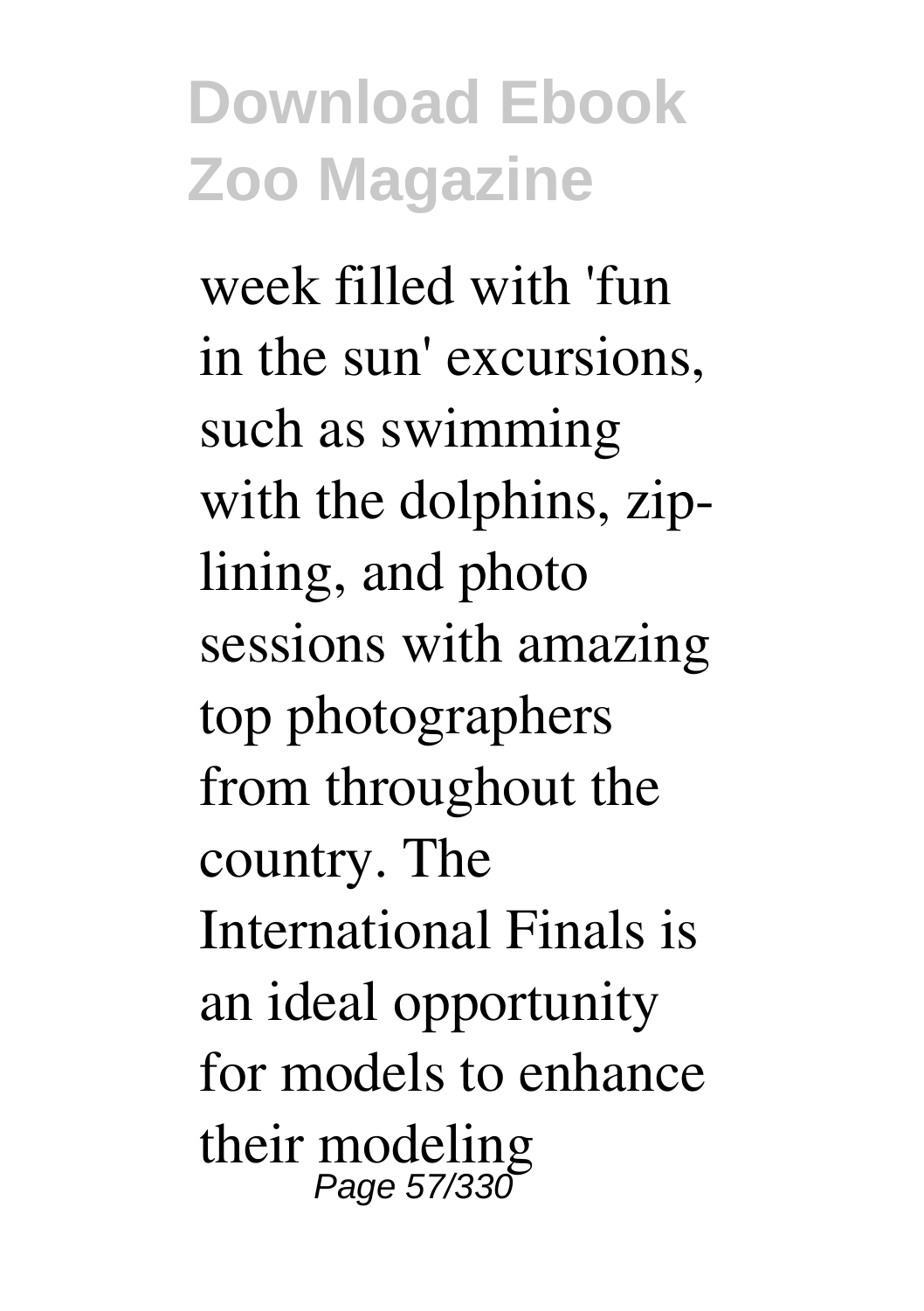week filled with 'fun in the sun' excursions, such as swimming with the dolphins, zip-lining, and photo sessions with amazing top photographers from throughout the country. The International Finals is an ideal opportunity for models to enhance their modeling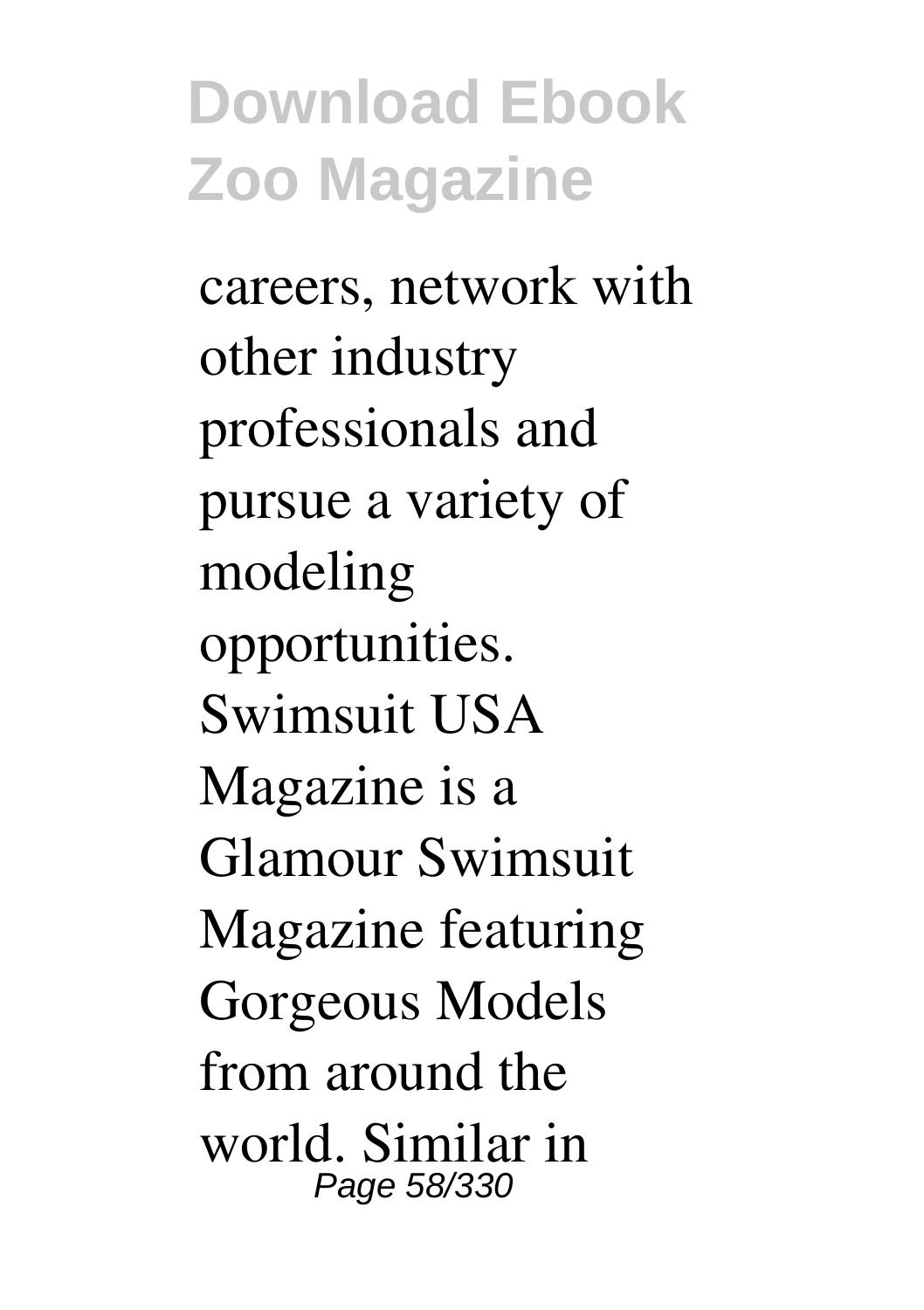careers, network with other industry professionals and pursue a variety of modeling opportunities. Swimsuit USA Magazine is a Glamour Swimsuit Magazine featuring Gorgeous Models from around the world. Similar in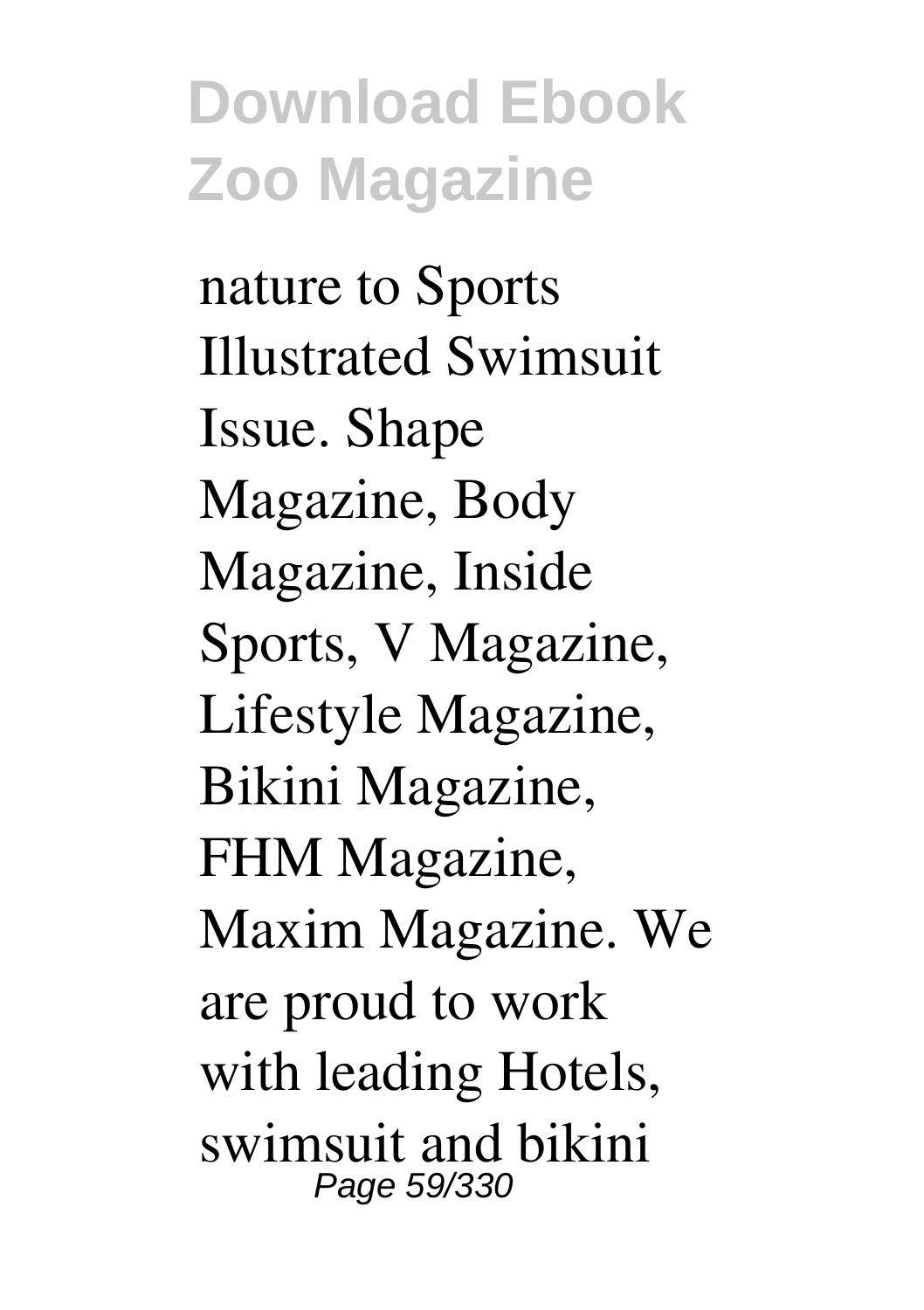nature to Sports Illustrated Swimsuit Issue. Shape Magazine, Body Magazine, Inside Sports, V Magazine, Lifestyle Magazine, Bikini Magazine, FHM Magazine, Maxim Magazine. We are proud to work with leading Hotels, swimsuit and bikini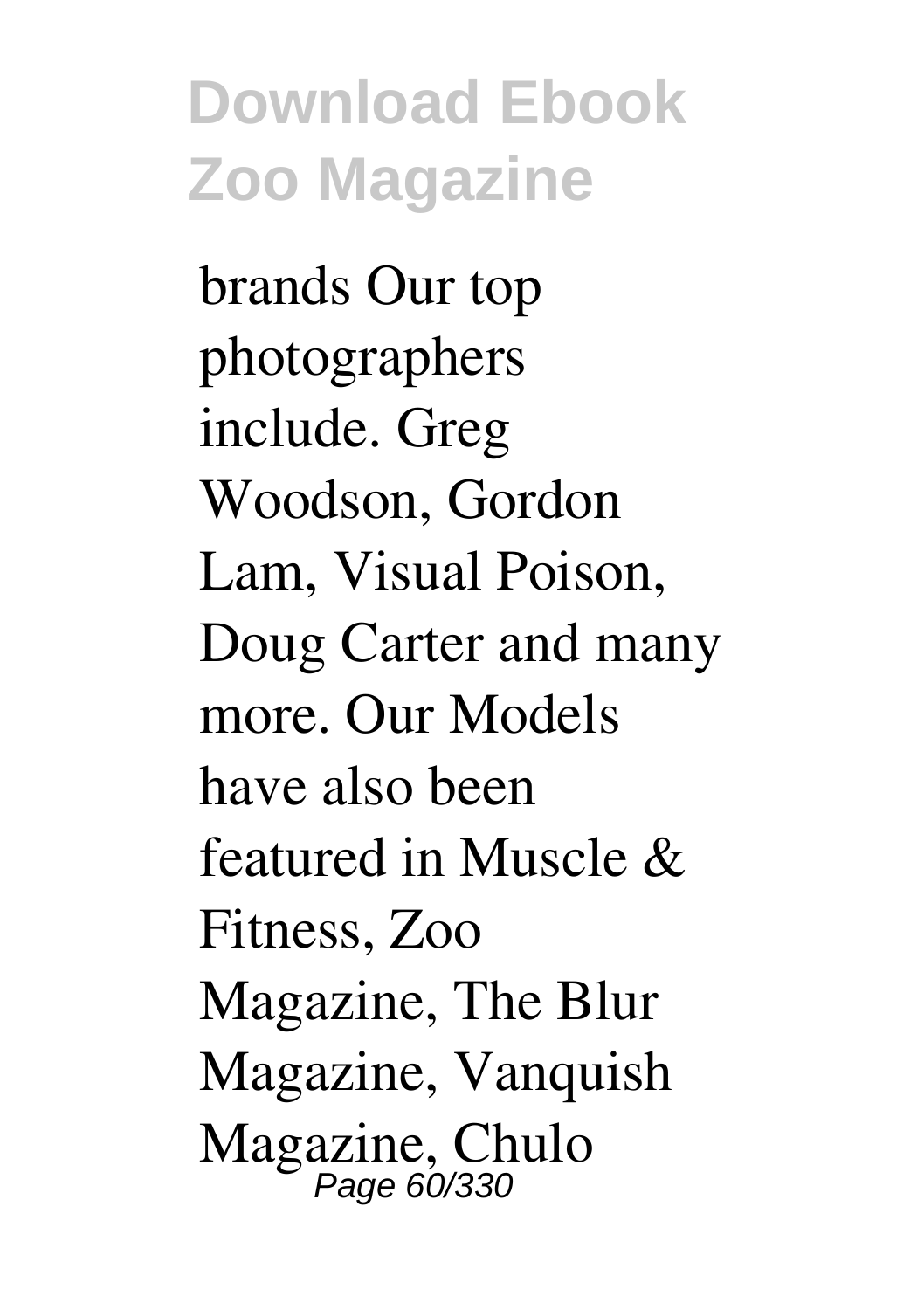brands Our top photographers include. Greg Woodson, Gordon Lam, Visual Poison, Doug Carter and many more. Our Models have also been featured in Muscle & Fitness, Zoo Magazine, The Blur Magazine, Vanquish Magazine, Chulo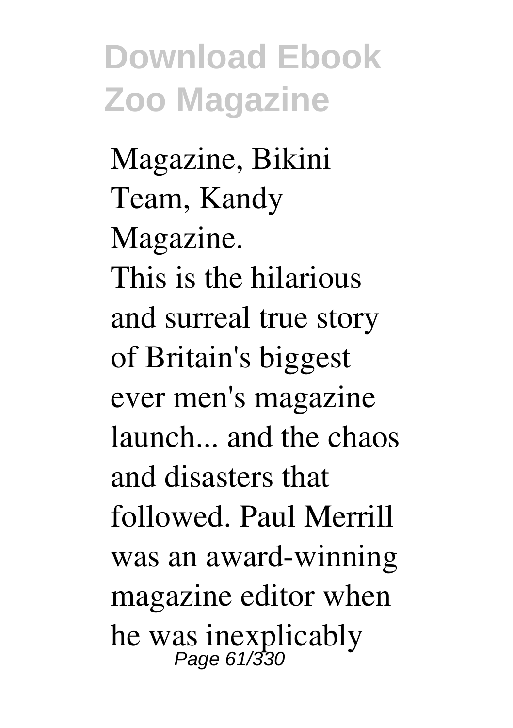Magazine, Bikini Team, Kandy Magazine.

This is the hilarious and surreal true story of Britain's biggest ever men's magazine launch... and the chaos and disasters that followed. Paul Merrill was an award-winning magazine editor when he was inexplicably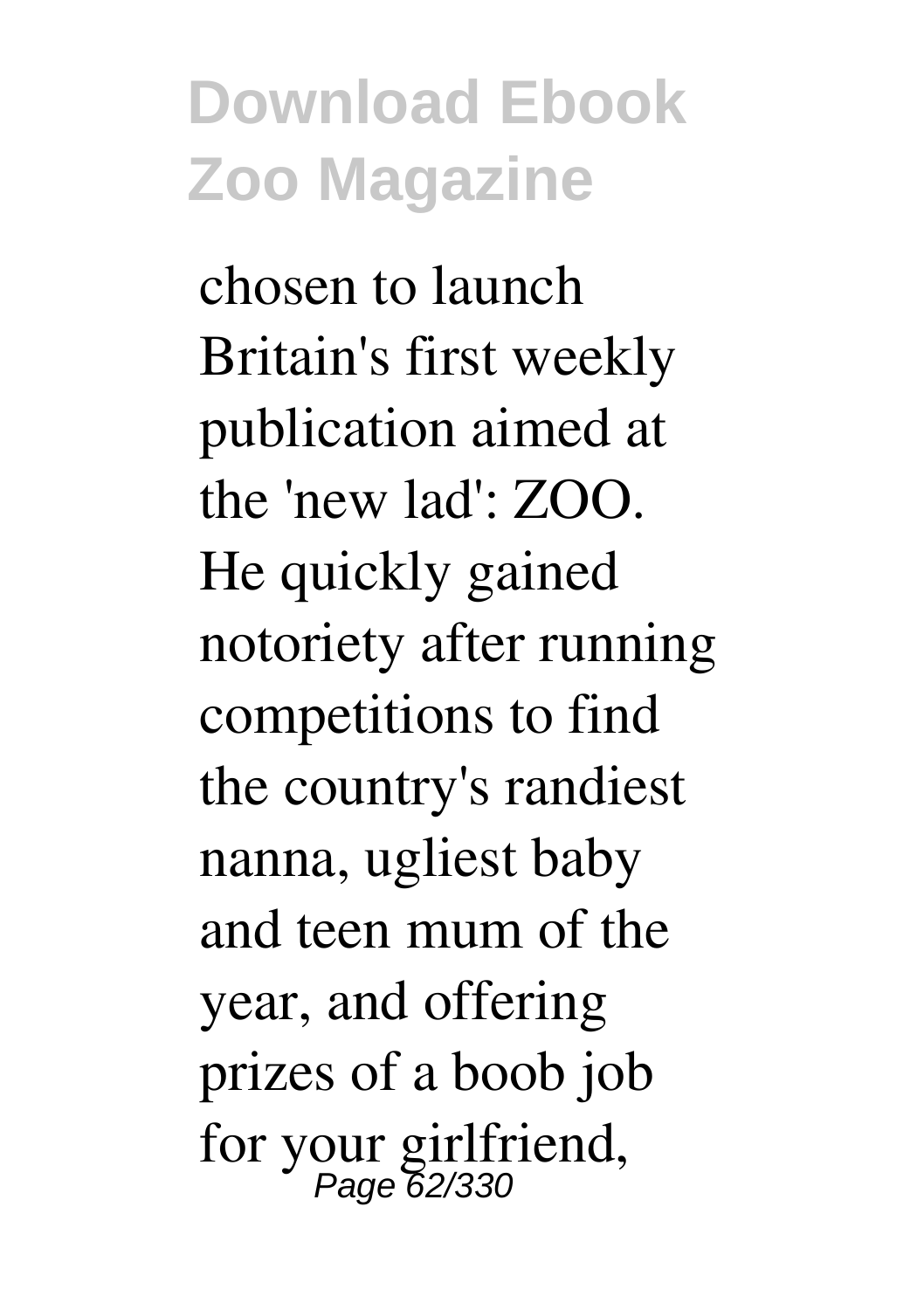chosen to launch Britain's first weekly publication aimed at the 'new lad': ZOO. He quickly gained notoriety after running competitions to find the country's randiest nanna, ugliest baby and teen mum of the year, and offering prizes of a boob job for your girlfriend,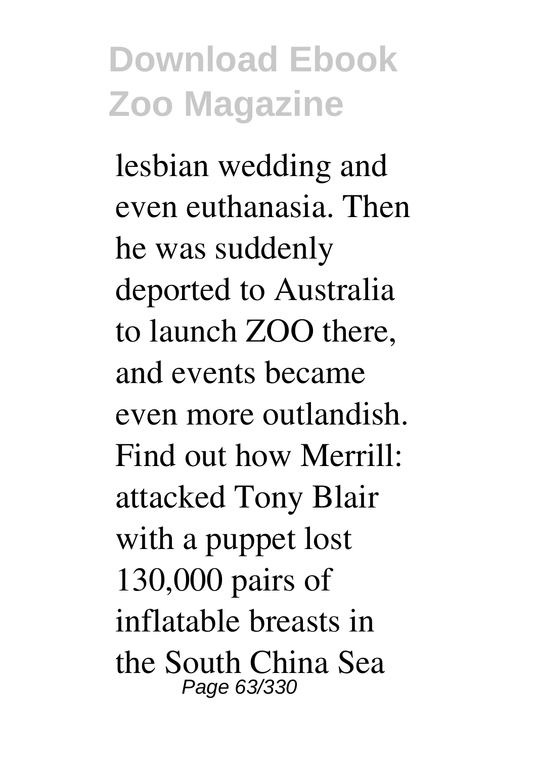lesbian wedding and even euthanasia. Then he was suddenly deported to Australia to launch ZOO there, and events became even more outlandish. Find out how Merrill: attacked Tony Blair with a puppet lost 130,000 pairs of inflatable breasts in the South China Sea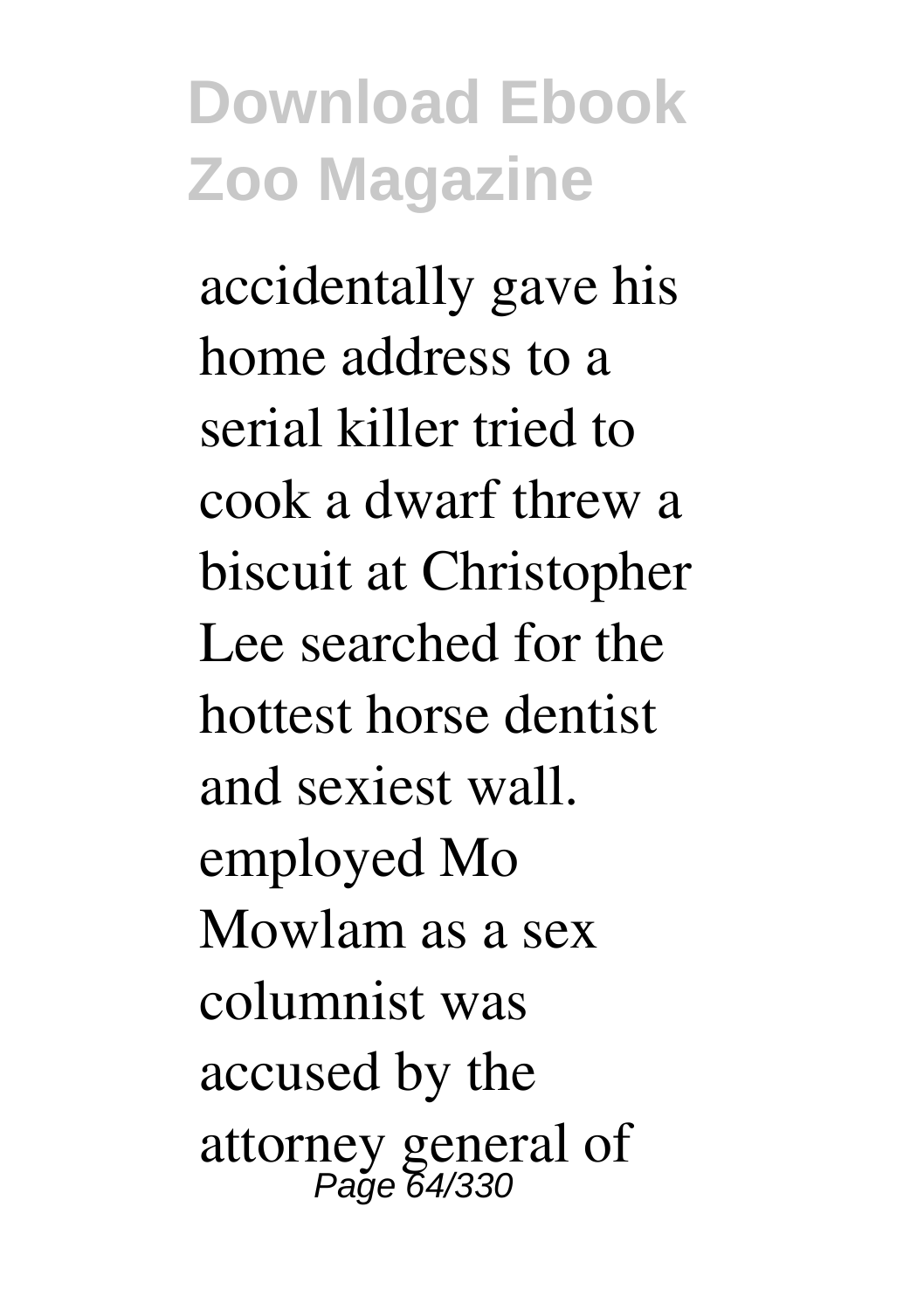accidentally gave his home address to a serial killer tried to cook a dwarf threw a biscuit at Christopher Lee searched for the hottest horse dentist and sexiest wall. employed Mo Mowlam as a sex columnist was accused by the attorney general of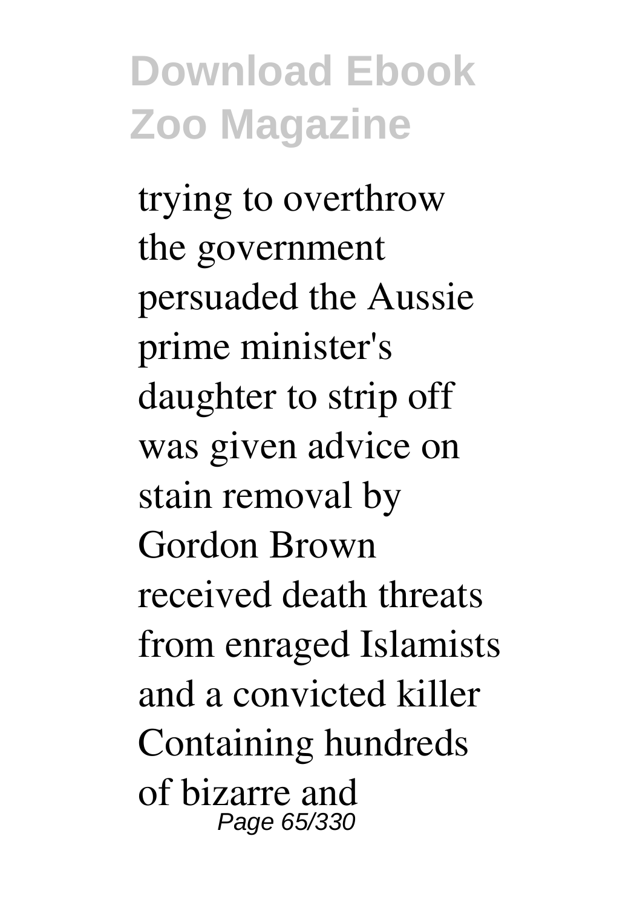trying to overthrow the government persuaded the Aussie prime minister's daughter to strip off was given advice on stain removal by Gordon Brown received death threats from enraged Islamists and a convicted killer Containing hundreds of bizarre and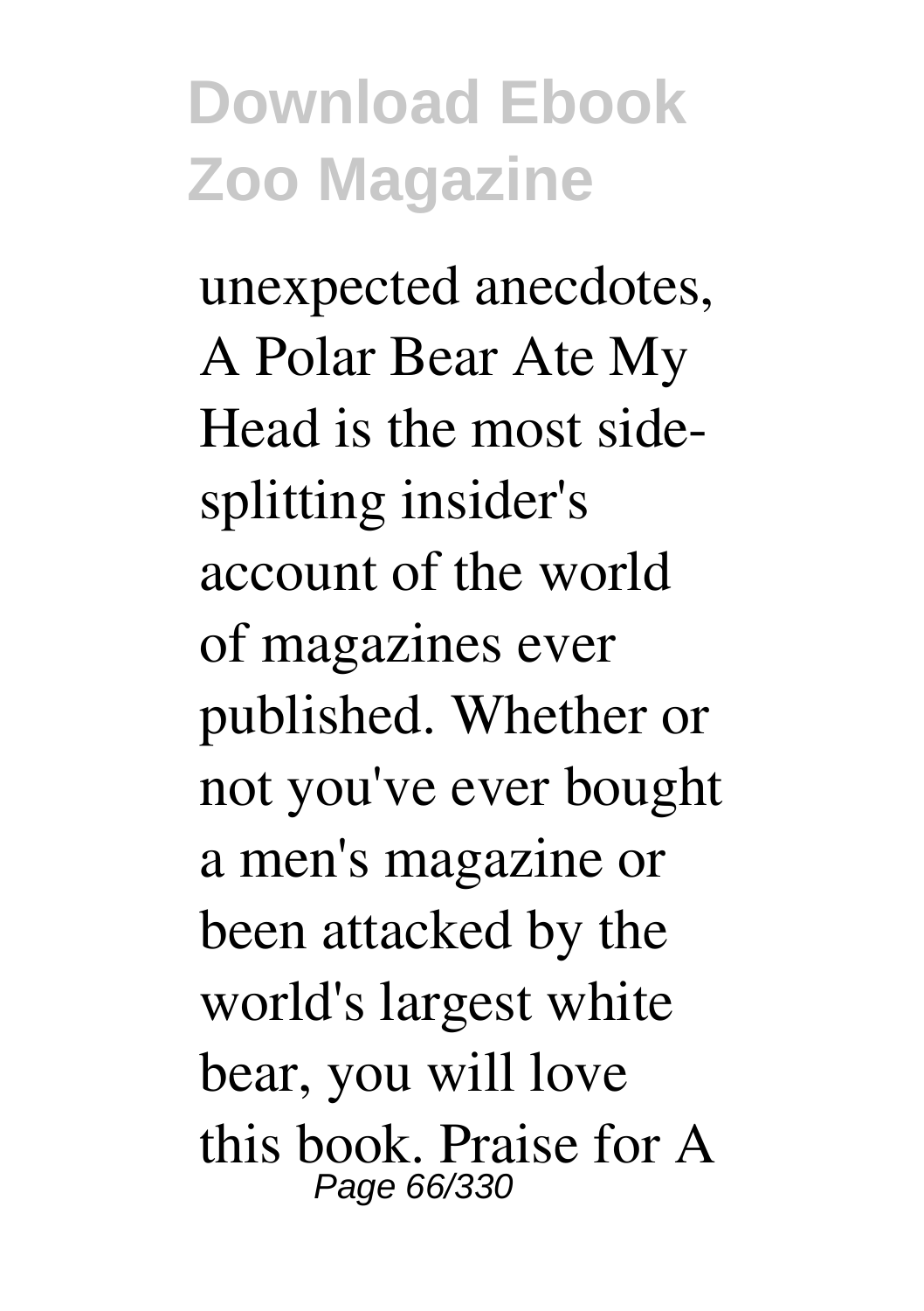unexpected anecdotes, A Polar Bear Ate My Head is the most side-splitting insider's account of the world of magazines ever published. Whether or not you've ever bought a men's magazine or been attacked by the world's largest white bear, you will love this book. Praise for A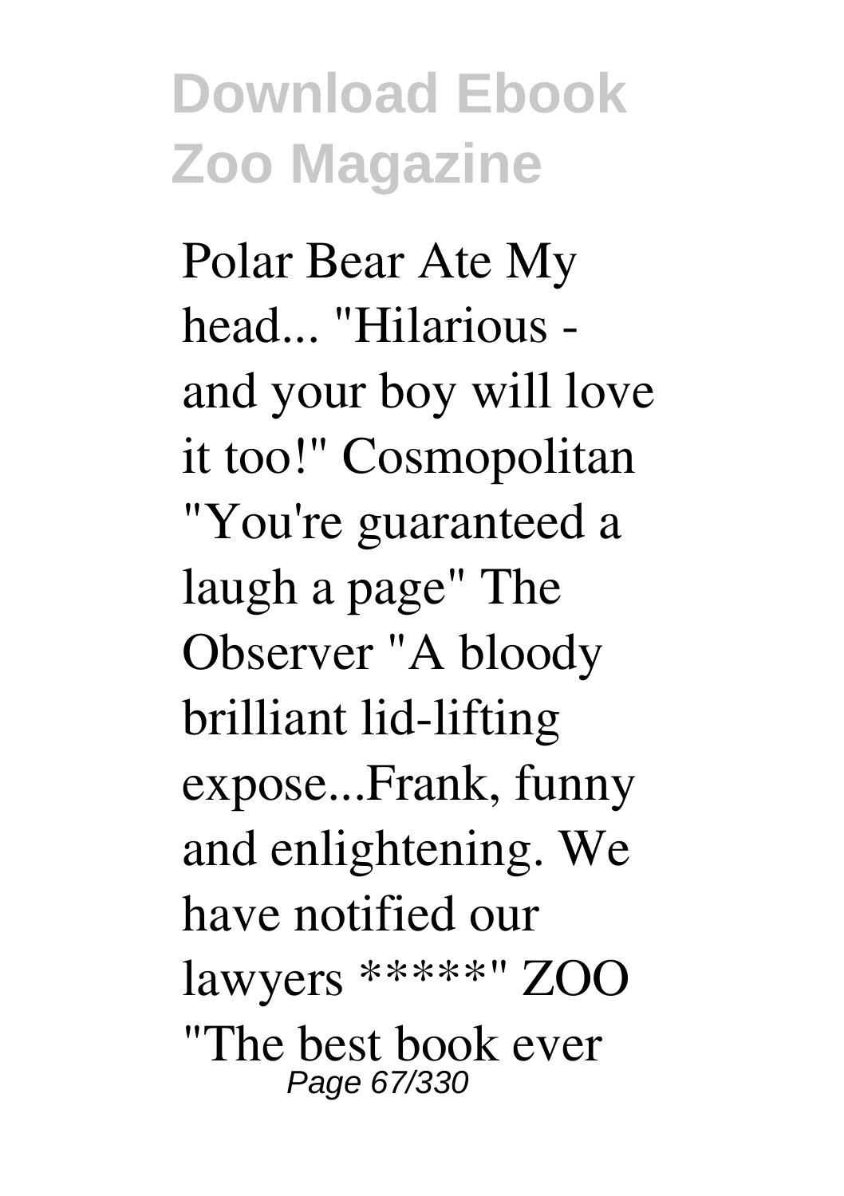Polar Bear Ate My head... "Hilarious - and your boy will love it too!" Cosmopolitan "You're guaranteed a laugh a page" The Observer "A bloody brilliant lid-lifting expose...Frank, funny and enlightening. We have notified our lawyers *****" ZOO "The best book ever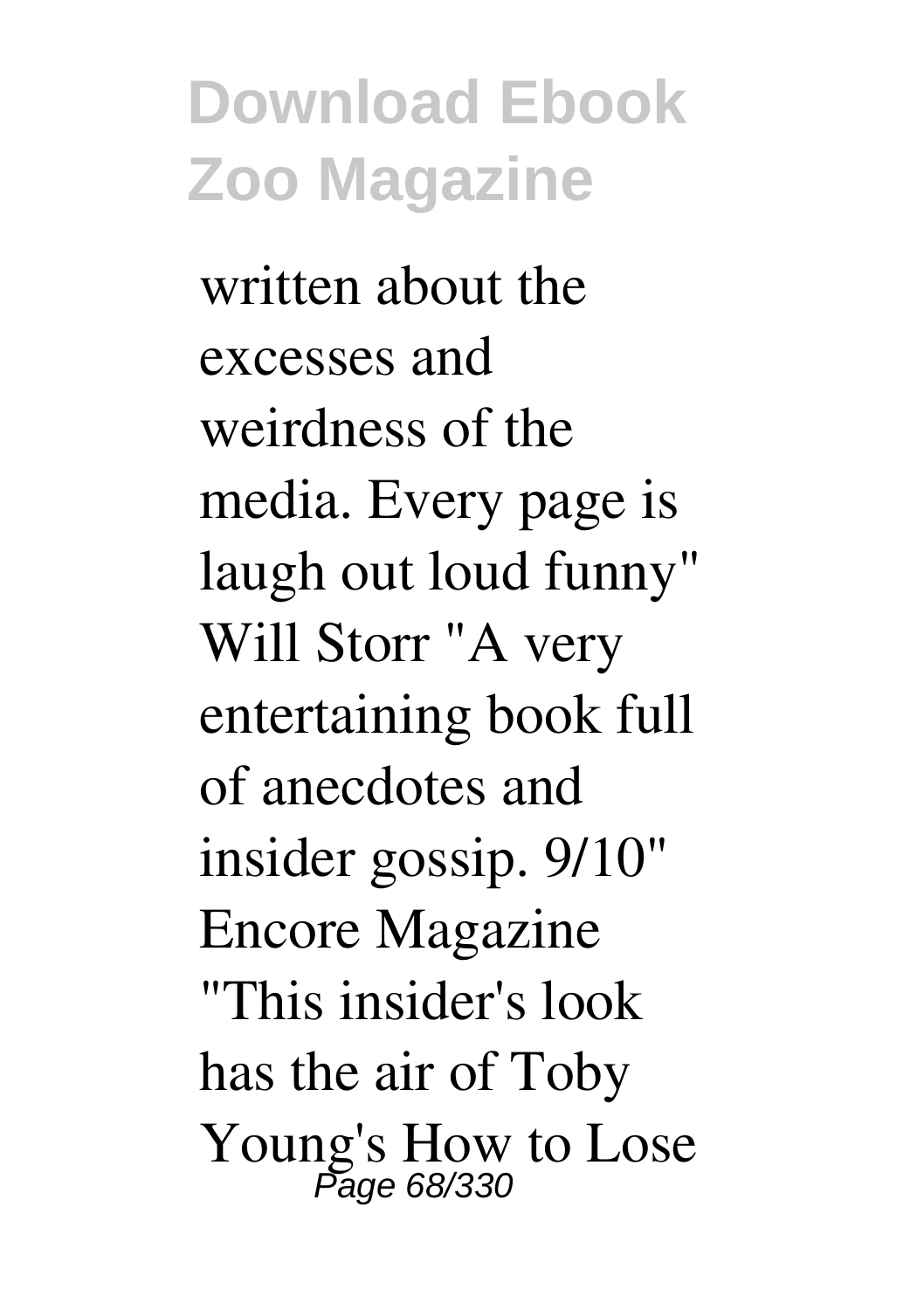written about the excesses and weirdness of the media. Every page is laugh out loud funny" Will Storr "A very entertaining book full of anecdotes and insider gossip. 9/10" Encore Magazine "This insider's look has the air of Toby Young's How to Lose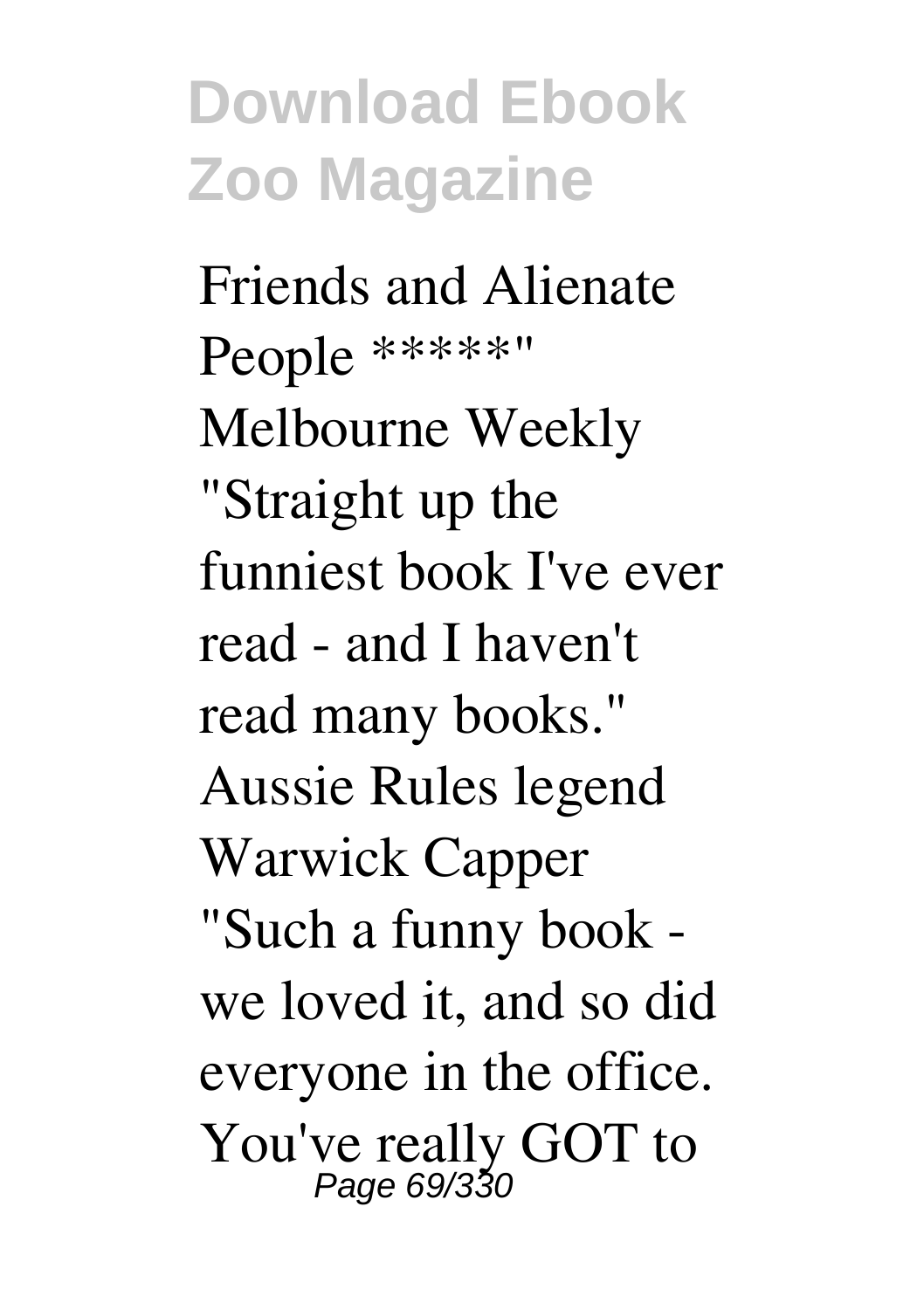Friends and Alienate People *****" Melbourne Weekly "Straight up the funniest book I've ever read - and I haven't read many books." Aussie Rules legend Warwick Capper "Such a funny book - we loved it, and so did everyone in the office. You've really GOT to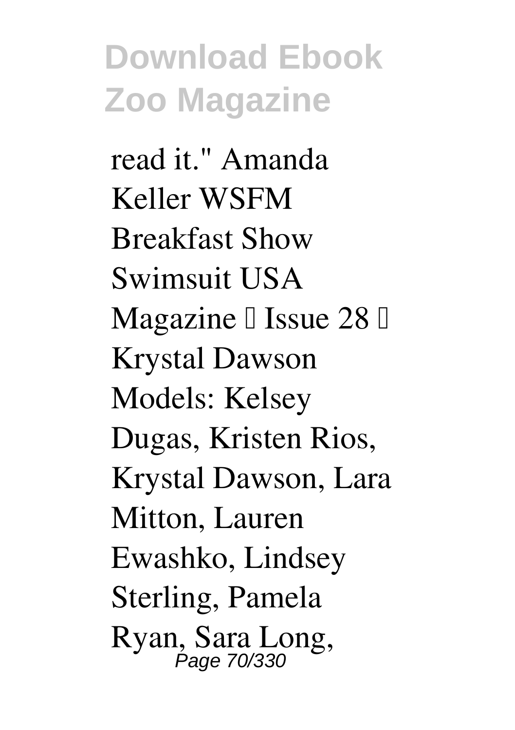read it." Amanda Keller WSFM Breakfast Show

Swimsuit USA Magazine – Issue 28 – Krystal Dawson

Models: Kelsey Dugas, Kristen Rios, Krystal Dawson, Lara Mitton, Lauren Ewashko, Lindsey Sterling, Pamela Ryan, Sara Long,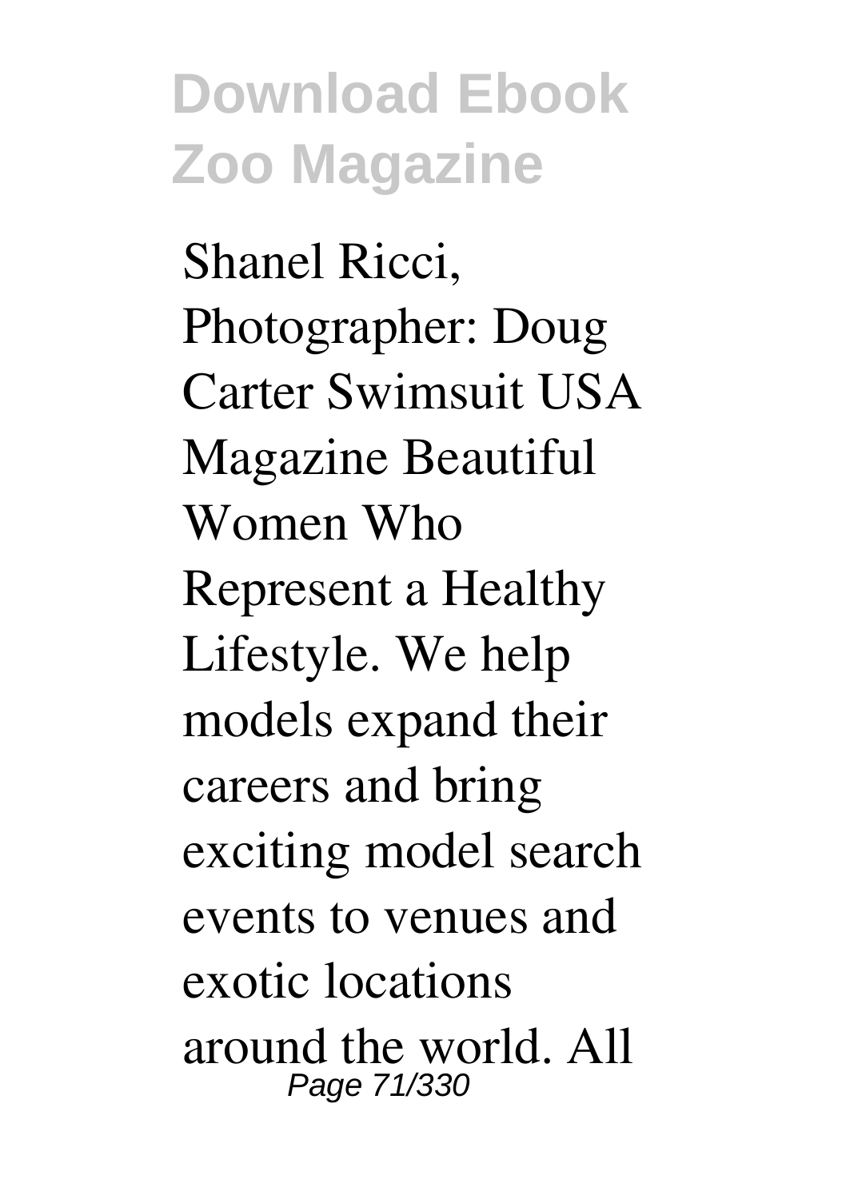Shanel Ricci, Photographer: Doug Carter Swimsuit USA Magazine Beautiful Women Who Represent a Healthy Lifestyle. We help models expand their careers and bring exciting model search events to venues and exotic locations around the world. All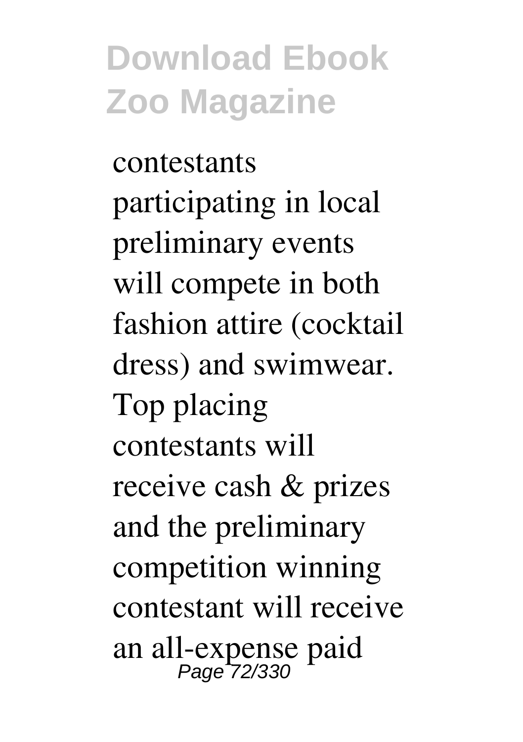contestants participating in local preliminary events will compete in both fashion attire (cocktail dress) and swimwear. Top placing contestants will receive cash & prizes and the preliminary competition winning contestant will receive an all-expense paid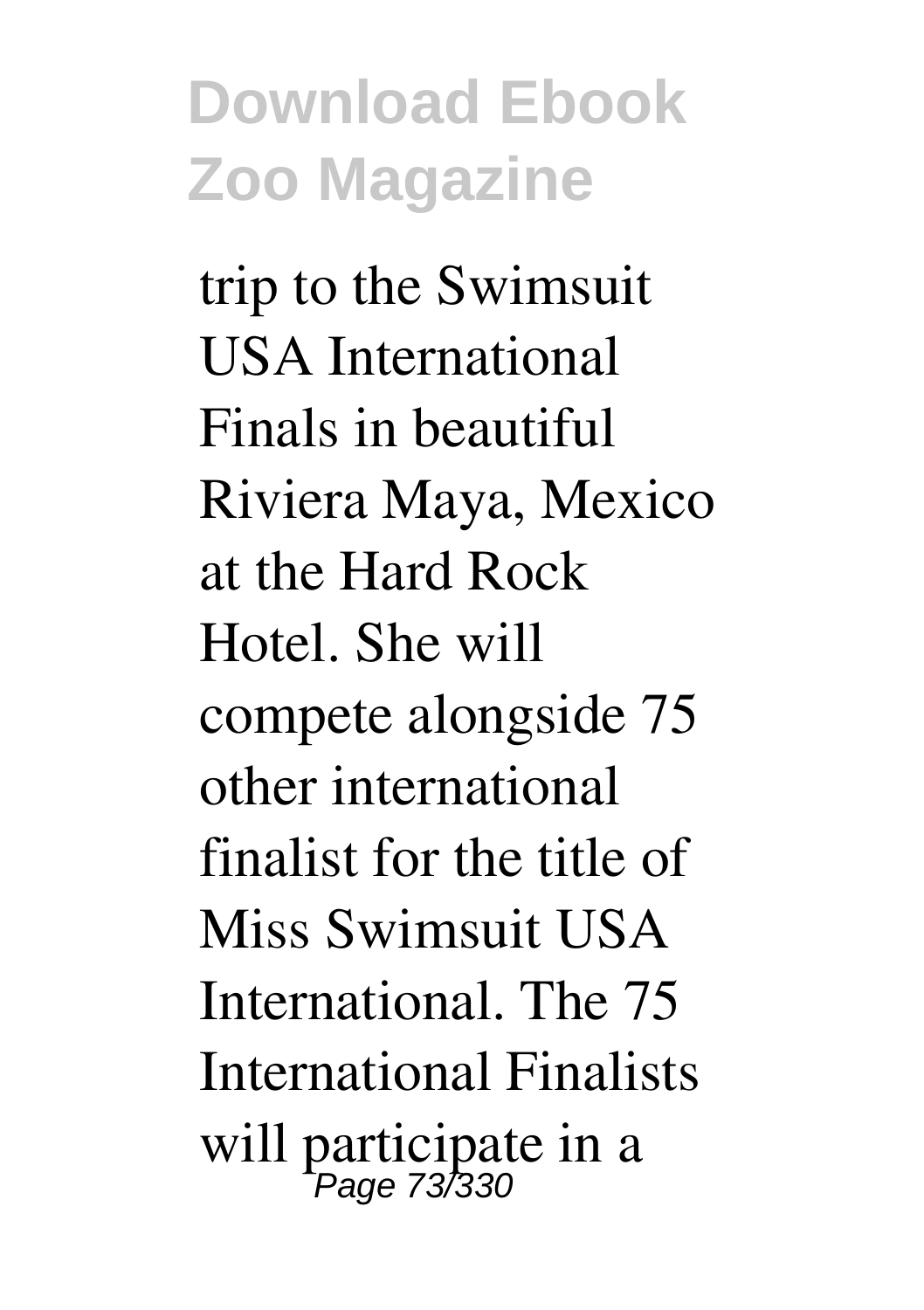trip to the Swimsuit USA International Finals in beautiful Riviera Maya, Mexico at the Hard Rock Hotel. She will compete alongside 75 other international finalist for the title of Miss Swimsuit USA International. The 75 International Finalists will participate in a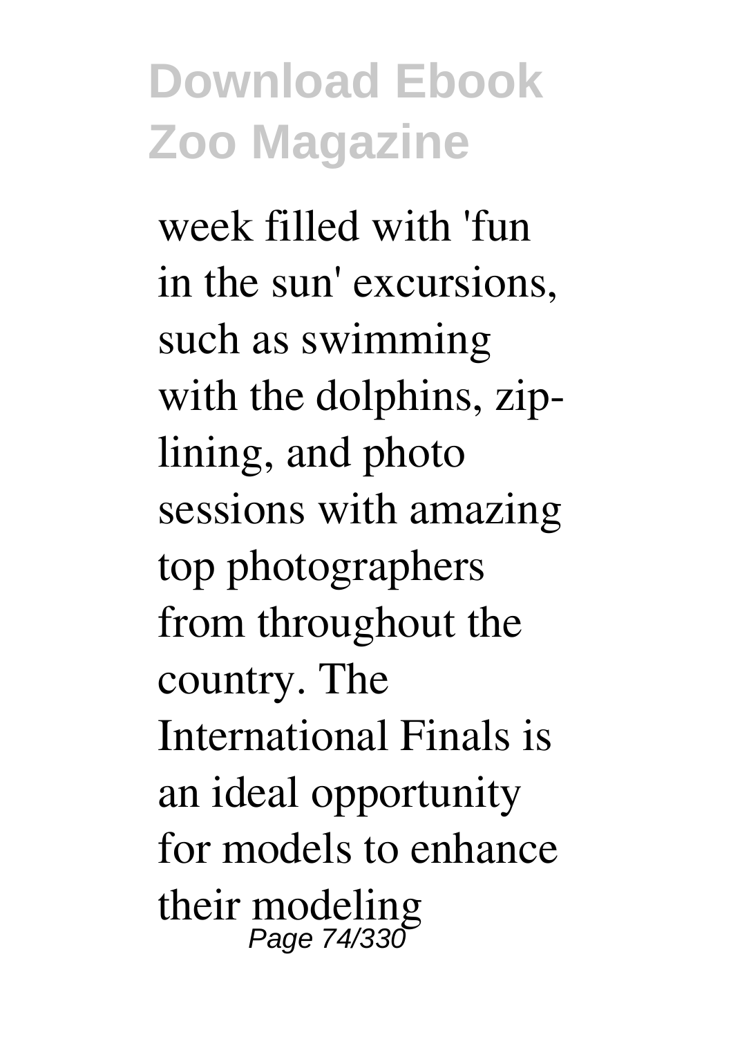week filled with 'fun in the sun' excursions, such as swimming with the dolphins, zip-lining, and photo sessions with amazing top photographers from throughout the country. The International Finals is an ideal opportunity for models to enhance their modeling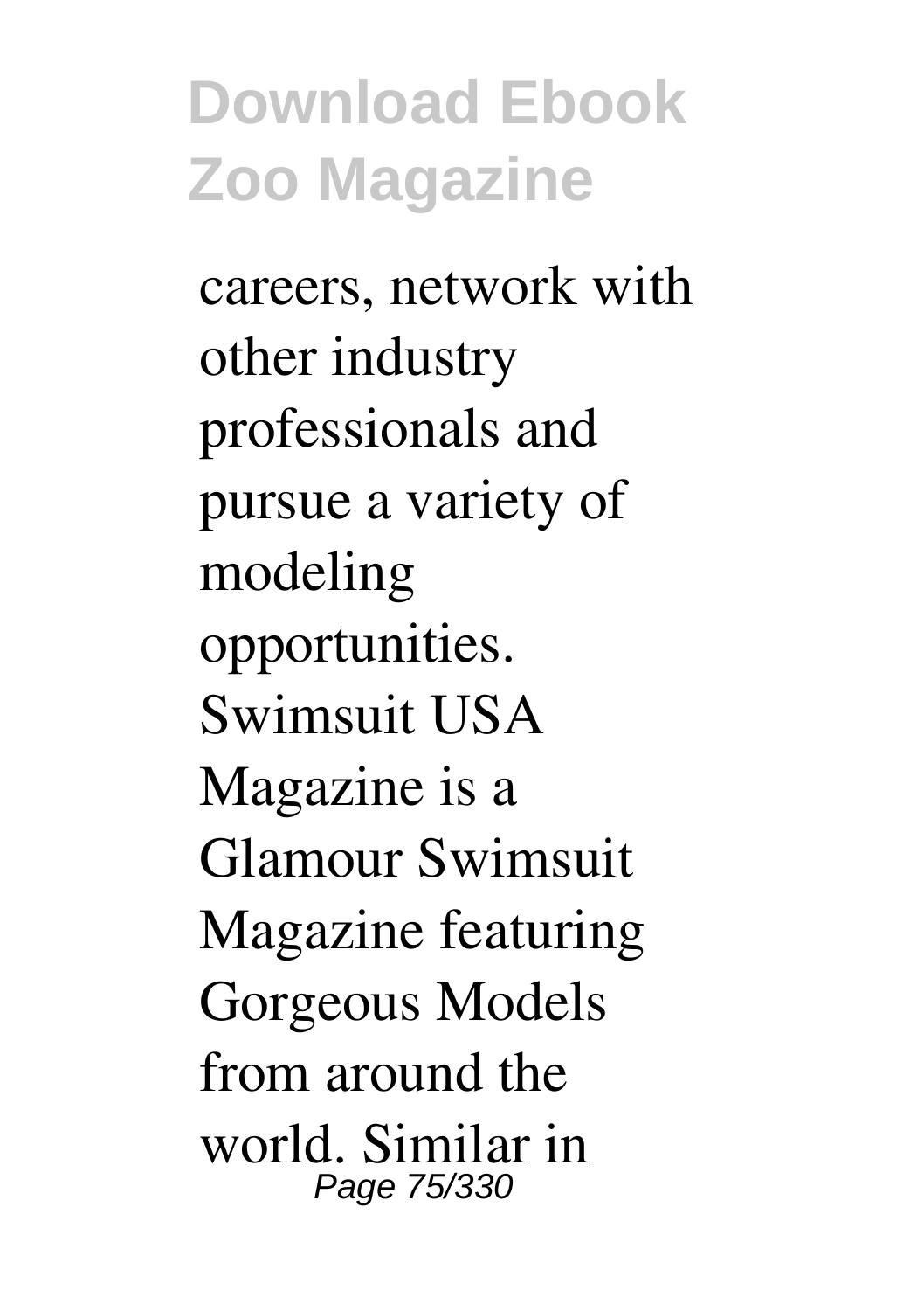careers, network with other industry professionals and pursue a variety of modeling opportunities. Swimsuit USA Magazine is a Glamour Swimsuit Magazine featuring Gorgeous Models from around the world. Similar in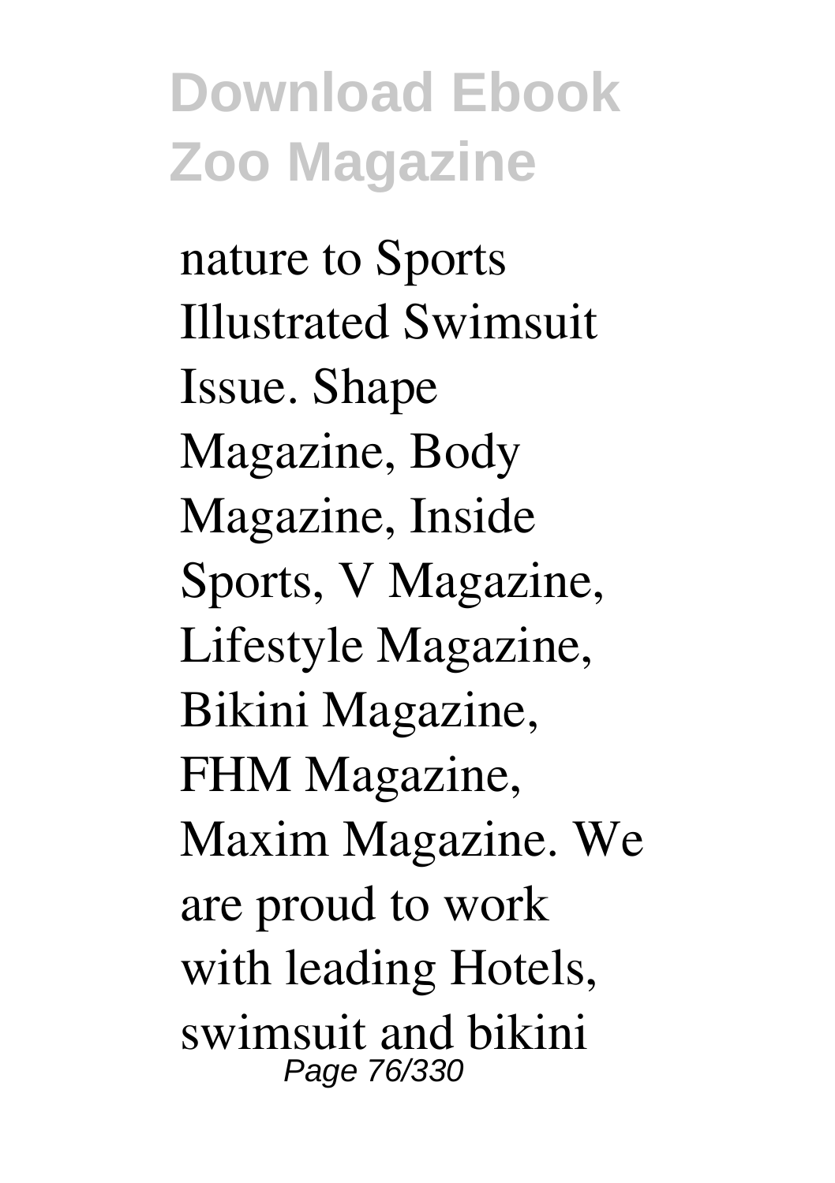nature to Sports Illustrated Swimsuit Issue. Shape Magazine, Body Magazine, Inside Sports, V Magazine, Lifestyle Magazine, Bikini Magazine, FHM Magazine, Maxim Magazine. We are proud to work with leading Hotels, swimsuit and bikini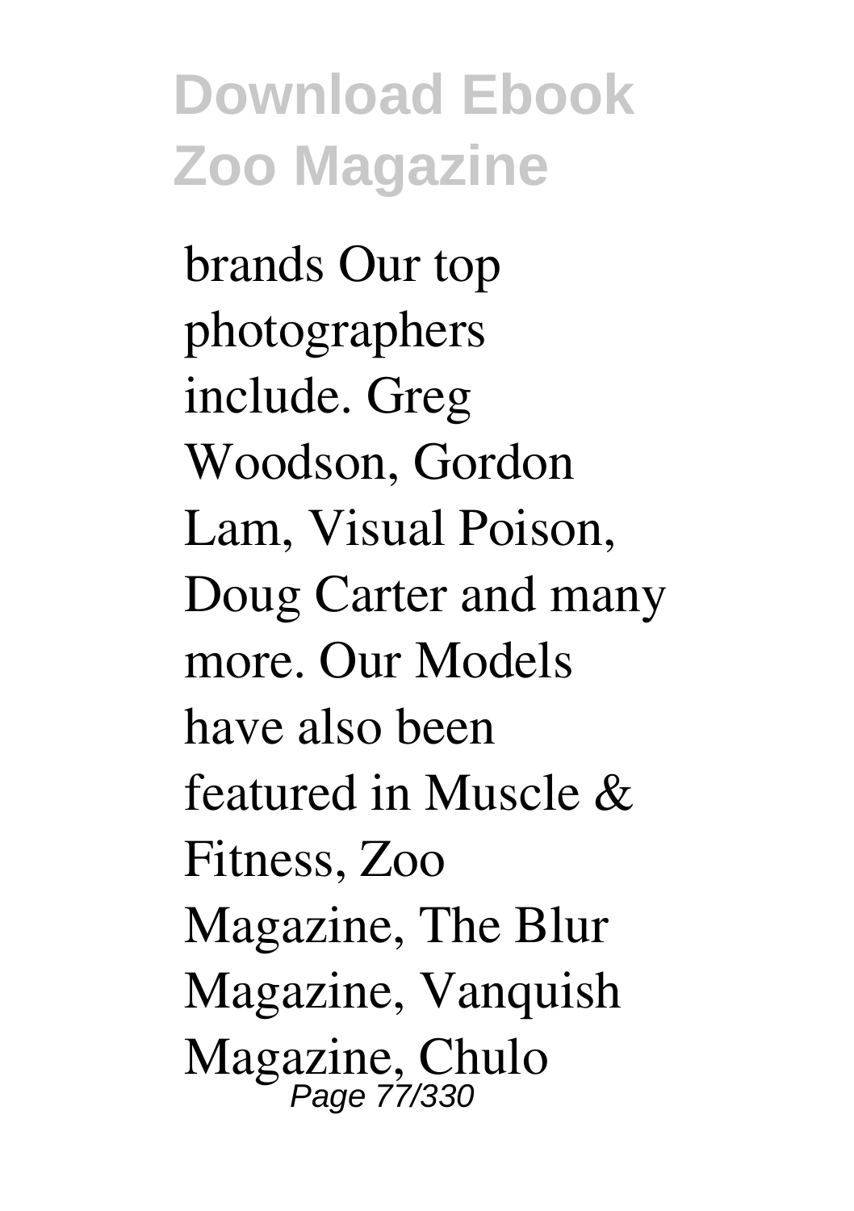brands Our top photographers include. Greg Woodson, Gordon Lam, Visual Poison, Doug Carter and many more. Our Models have also been featured in Muscle & Fitness, Zoo Magazine, The Blur Magazine, Vanquish Magazine, Chulo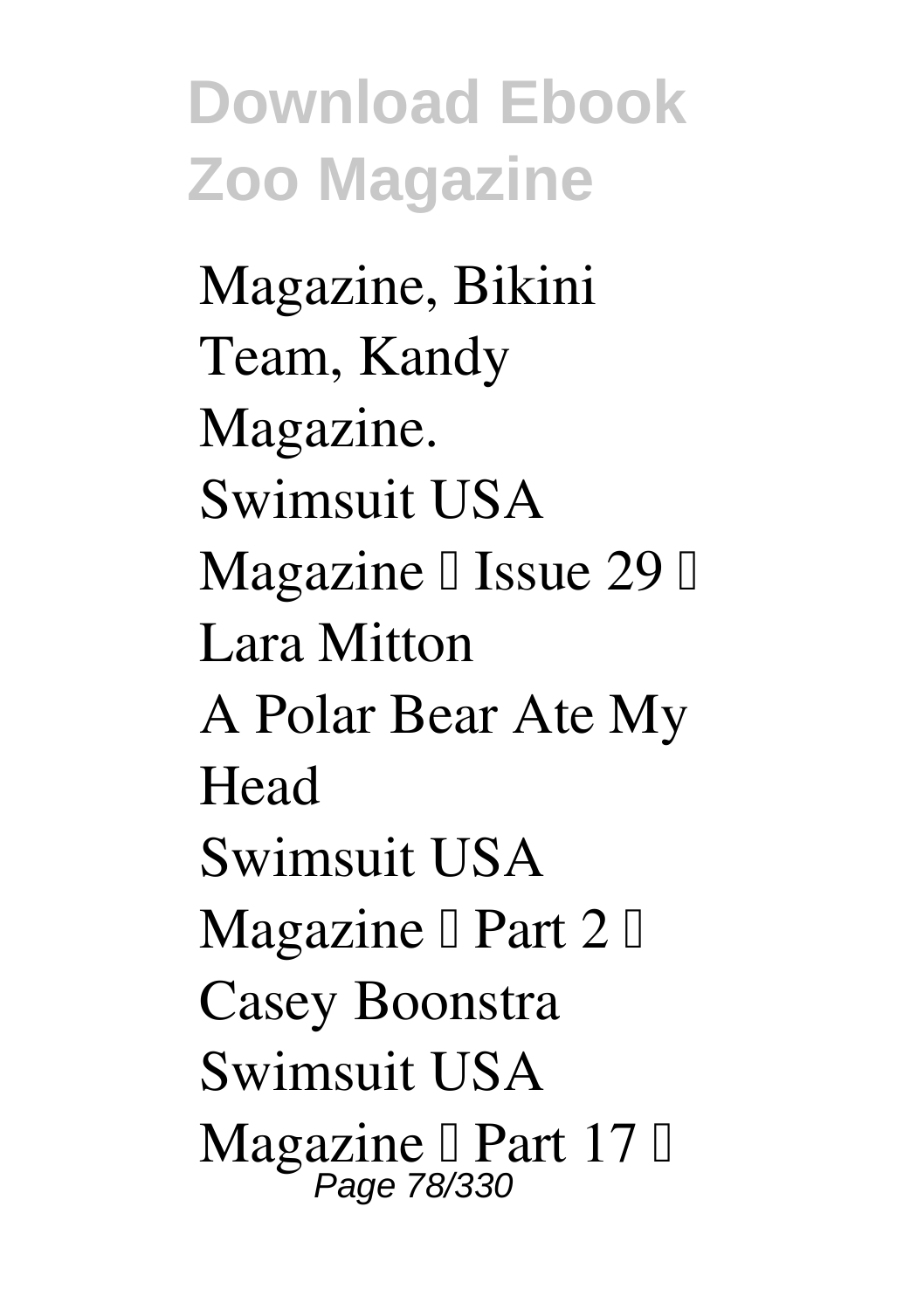Magazine, Bikini Team, Kandy Magazine.

Swimsuit USA Magazine – Issue 29 – Lara Mitton

A Polar Bear Ate My Head

Swimsuit USA Magazine – Part 2 – Casey Boonstra

Swimsuit USA Magazine – Part 17 –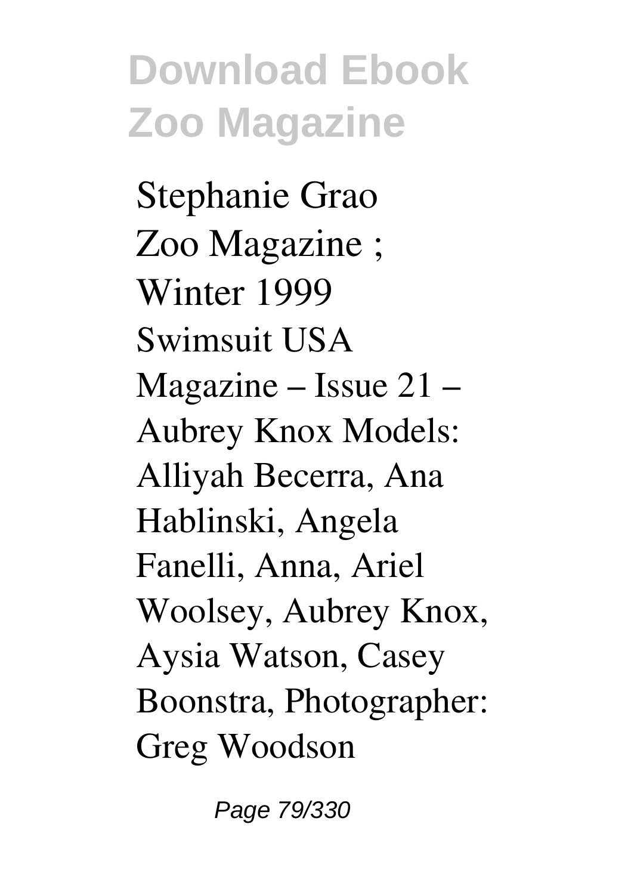Stephanie Grao Zoo Magazine ; Winter 1999 Swimsuit USA Magazine – Issue 21 – Aubrey Knox Models: Alliyah Becerra, Ana Hablinski, Angela Fanelli, Anna, Ariel Woolsey, Aubrey Knox, Aysia Watson, Casey Boonstra, Photographer: Greg Woodson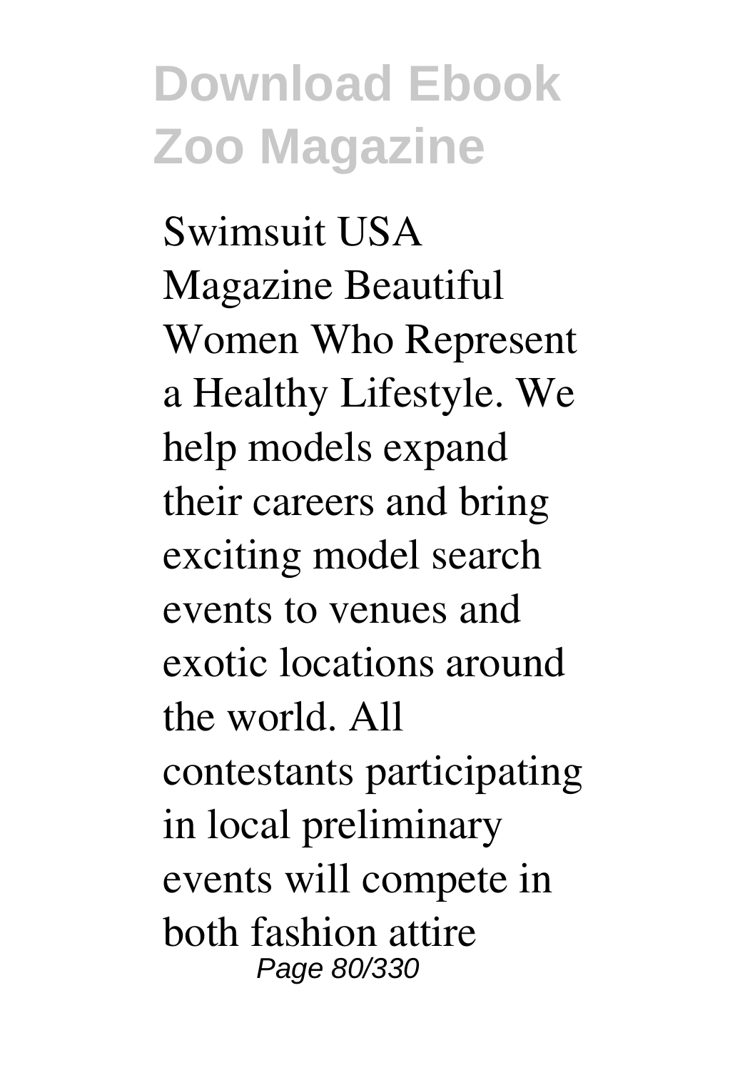Swimsuit USA Magazine Beautiful Women Who Represent a Healthy Lifestyle. We help models expand their careers and bring exciting model search events to venues and exotic locations around the world. All contestants participating in local preliminary events will compete in both fashion attire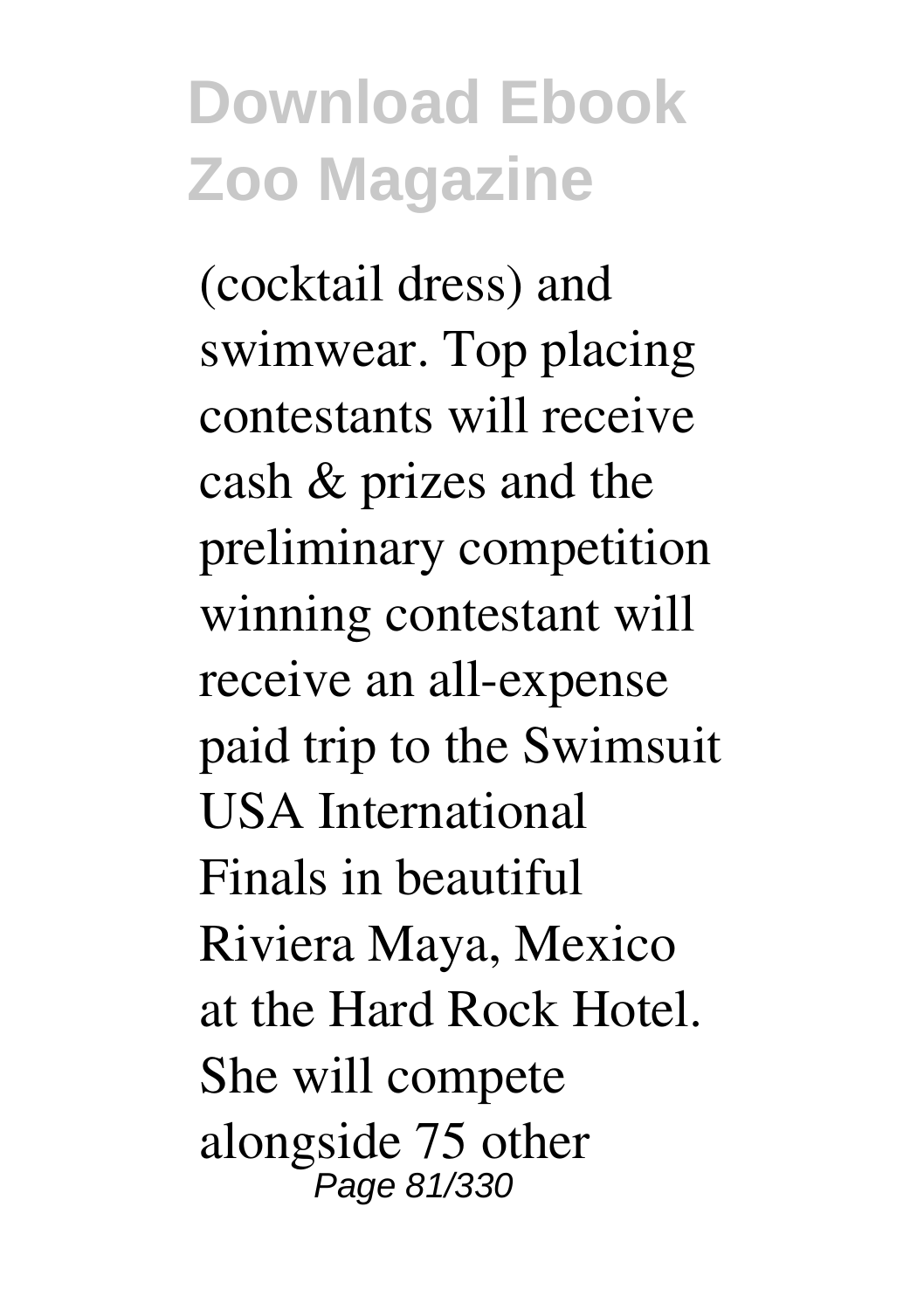(cocktail dress) and swimwear. Top placing contestants will receive cash & prizes and the preliminary competition winning contestant will receive an all-expense paid trip to the Swimsuit USA International Finals in beautiful Riviera Maya, Mexico at the Hard Rock Hotel. She will compete alongside 75 other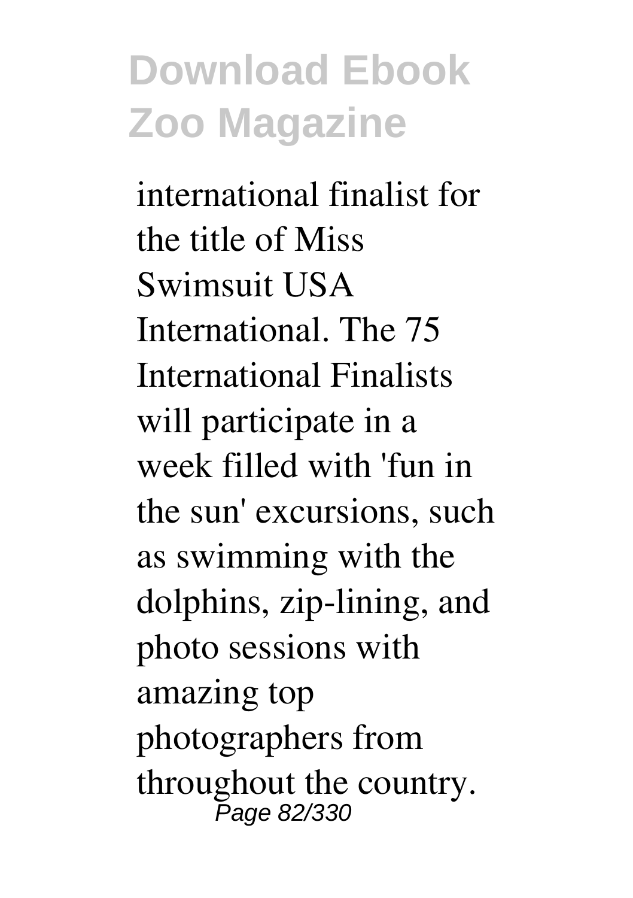international finalist for the title of Miss Swimsuit USA International. The 75 International Finalists will participate in a week filled with 'fun in the sun' excursions, such as swimming with the dolphins, zip-lining, and photo sessions with amazing top photographers from throughout the country.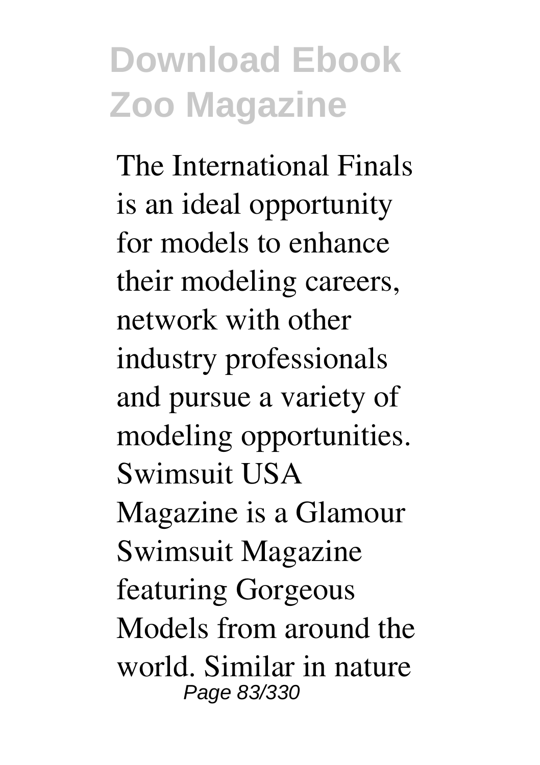The International Finals is an ideal opportunity for models to enhance their modeling careers, network with other industry professionals and pursue a variety of modeling opportunities. Swimsuit USA Magazine is a Glamour Swimsuit Magazine featuring Gorgeous Models from around the world. Similar in nature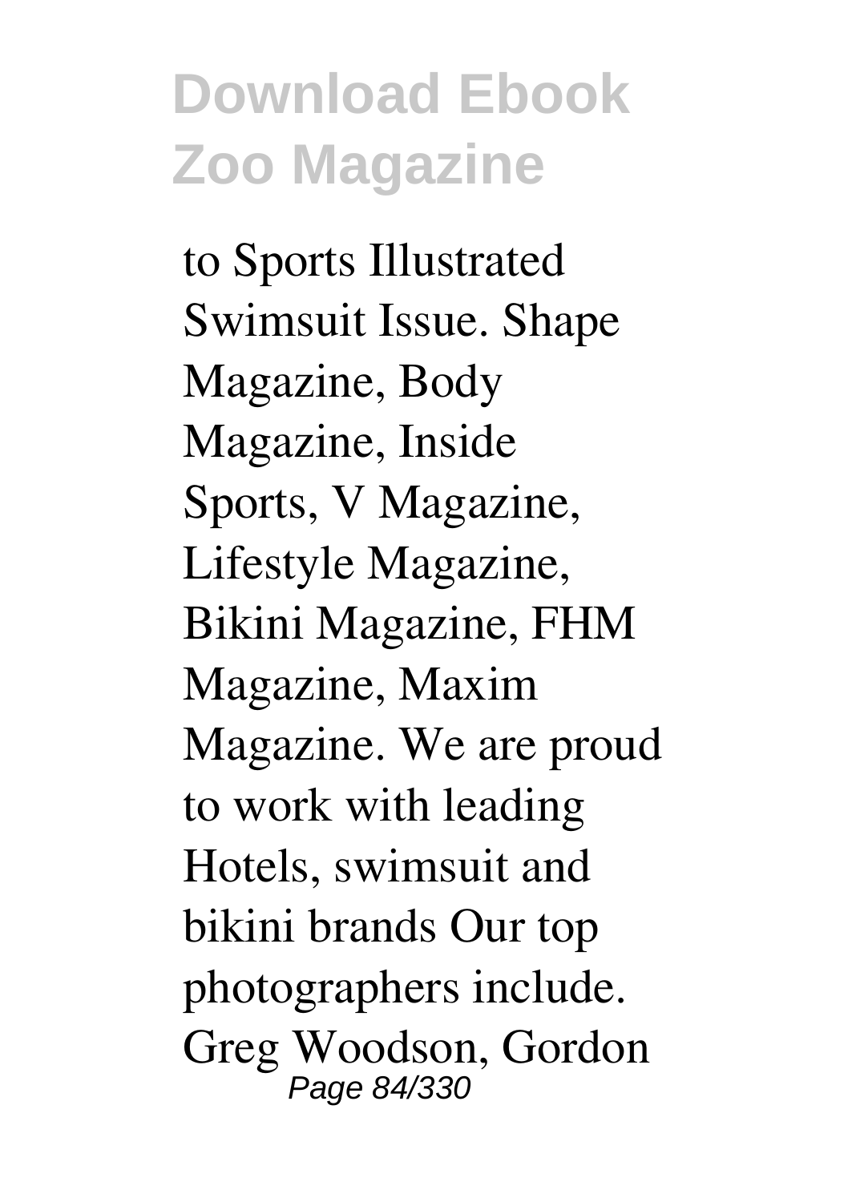to Sports Illustrated Swimsuit Issue. Shape Magazine, Body Magazine, Inside Sports, V Magazine, Lifestyle Magazine, Bikini Magazine, FHM Magazine, Maxim Magazine. We are proud to work with leading Hotels, swimsuit and bikini brands Our top photographers include. Greg Woodson, Gordon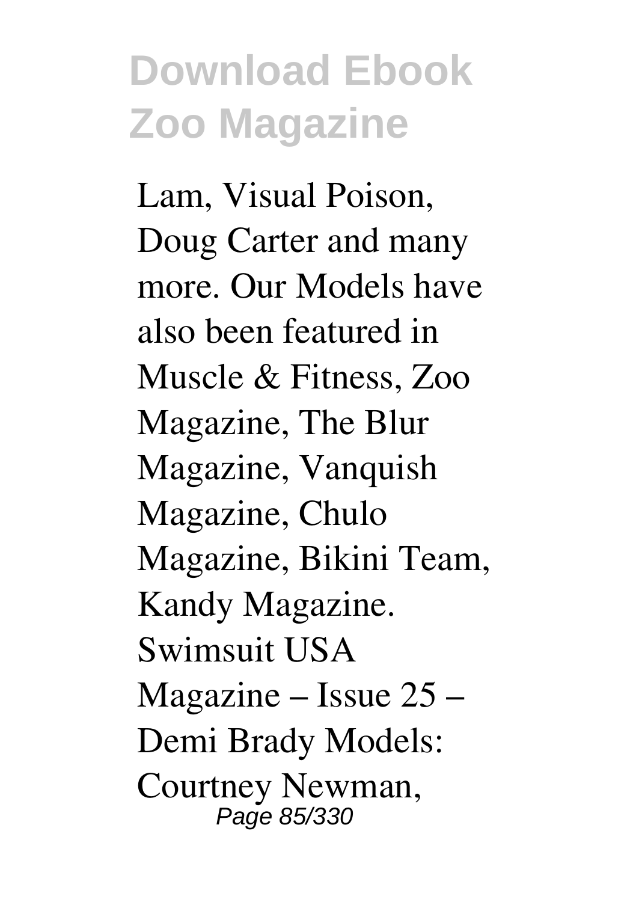Lam, Visual Poison, Doug Carter and many more. Our Models have also been featured in Muscle & Fitness, Zoo Magazine, The Blur Magazine, Vanquish Magazine, Chulo Magazine, Bikini Team, Kandy Magazine. Swimsuit USA Magazine – Issue 25 – Demi Brady Models: Courtney Newman,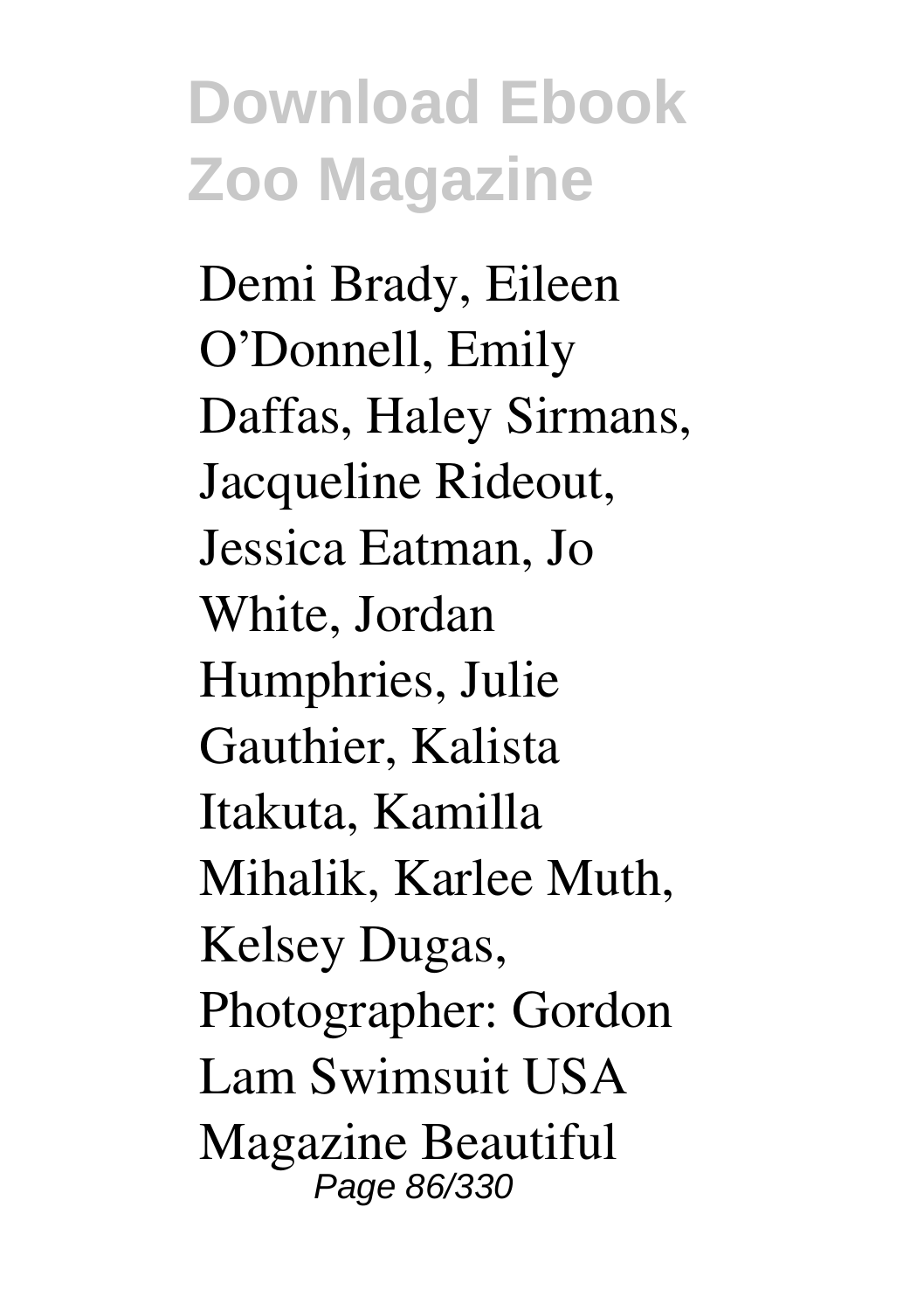Demi Brady, Eileen O'Donnell, Emily Daffas, Haley Sirmans, Jacqueline Rideout, Jessica Eatman, Jo White, Jordan Humphries, Julie Gauthier, Kalista Itakuta, Kamilla Mihalik, Karlee Muth, Kelsey Dugas, Photographer: Gordon Lam Swimsuit USA Magazine Beautiful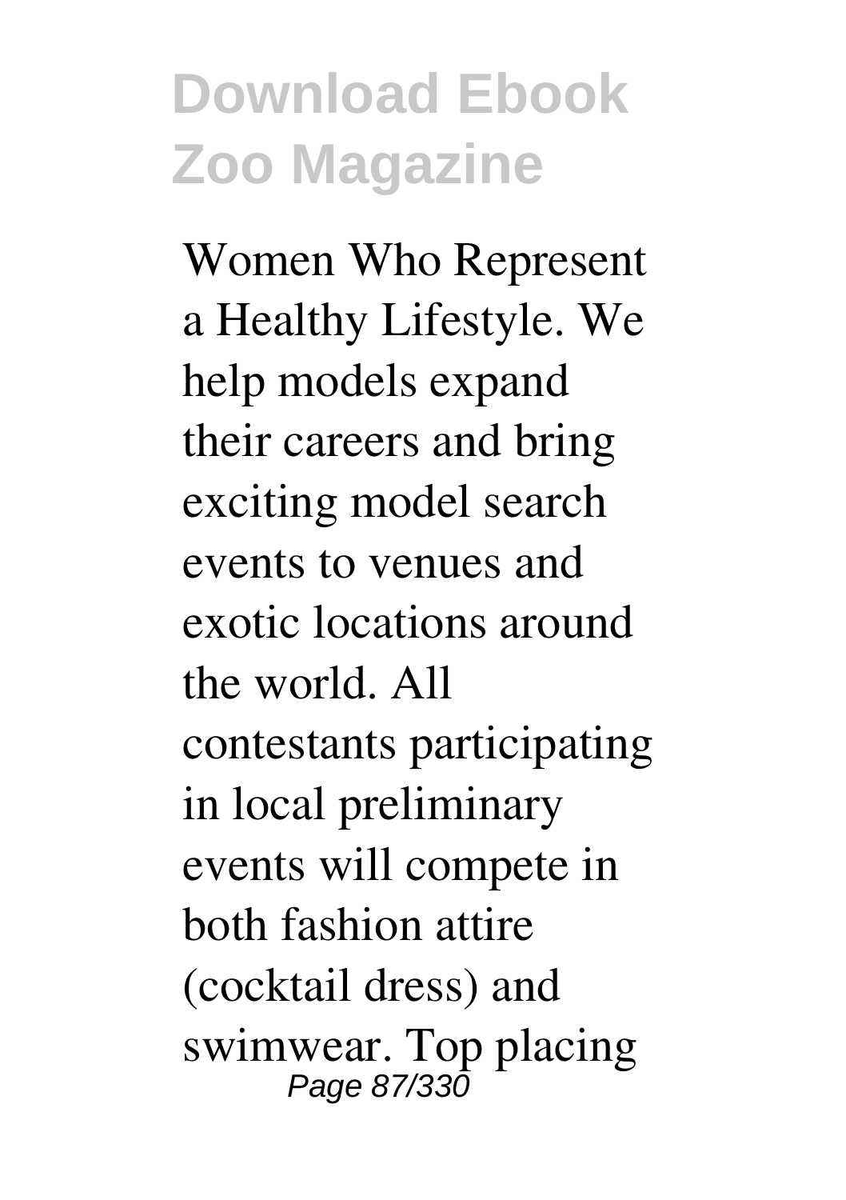Women Who Represent a Healthy Lifestyle. We help models expand their careers and bring exciting model search events to venues and exotic locations around the world. All contestants participating in local preliminary events will compete in both fashion attire (cocktail dress) and swimwear. Top placing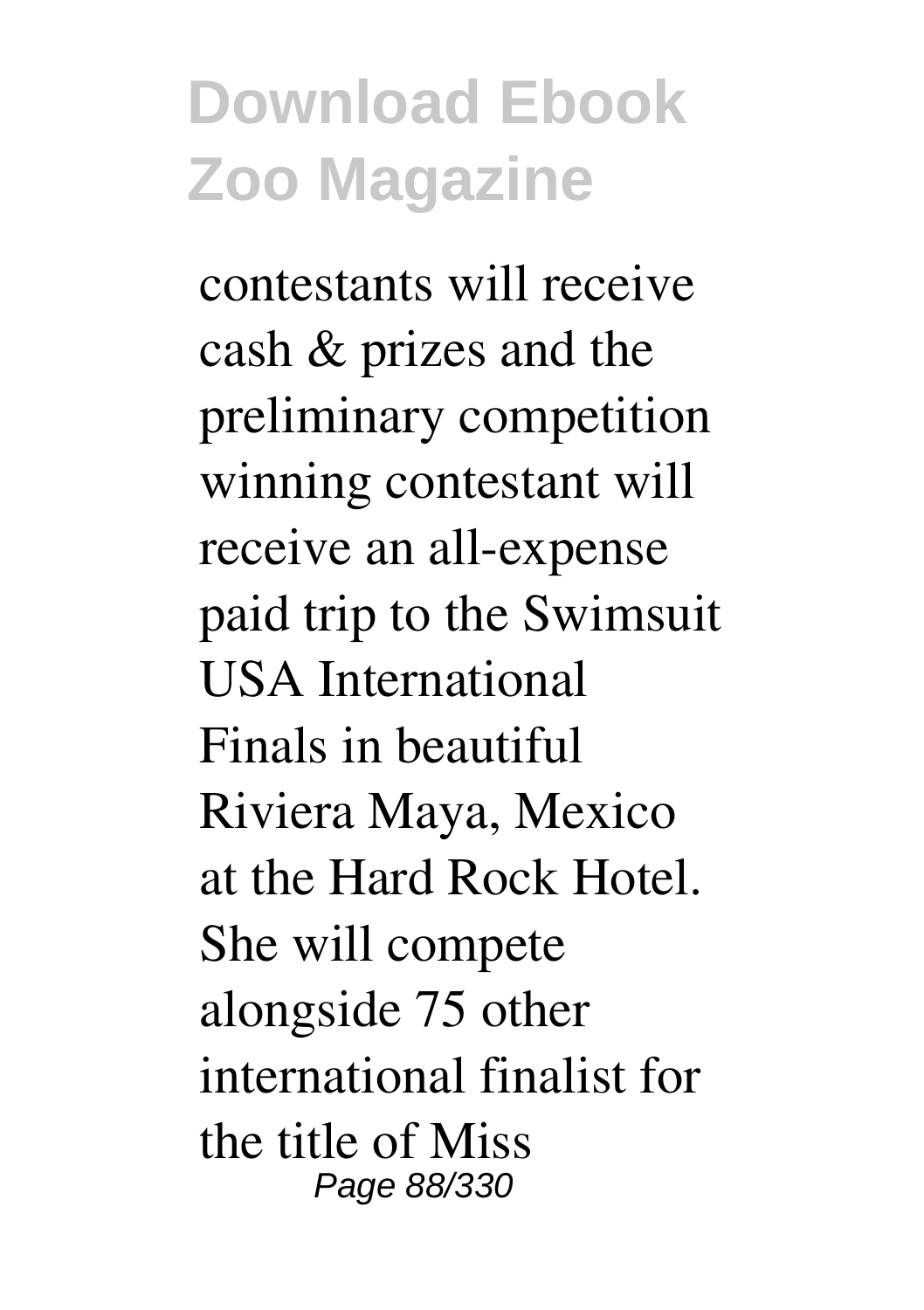contestants will receive cash & prizes and the preliminary competition winning contestant will receive an all-expense paid trip to the Swimsuit USA International Finals in beautiful Riviera Maya, Mexico at the Hard Rock Hotel. She will compete alongside 75 other international finalist for the title of Miss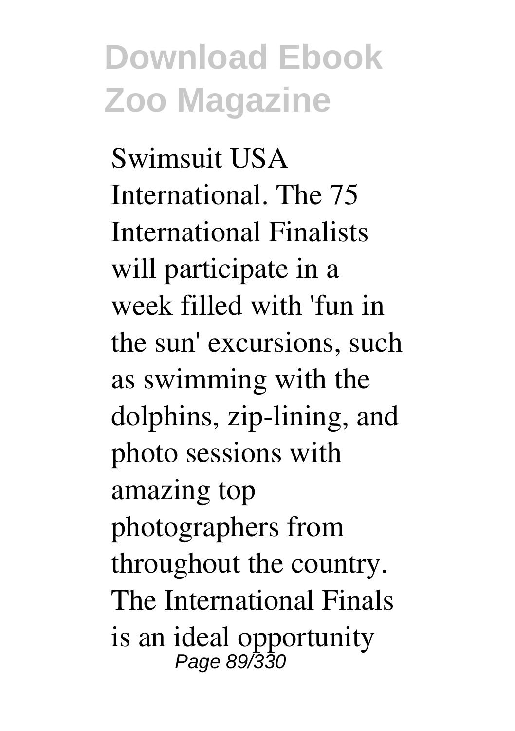Swimsuit USA International. The 75 International Finalists will participate in a week filled with 'fun in the sun' excursions, such as swimming with the dolphins, zip-lining, and photo sessions with amazing top photographers from throughout the country. The International Finals is an ideal opportunity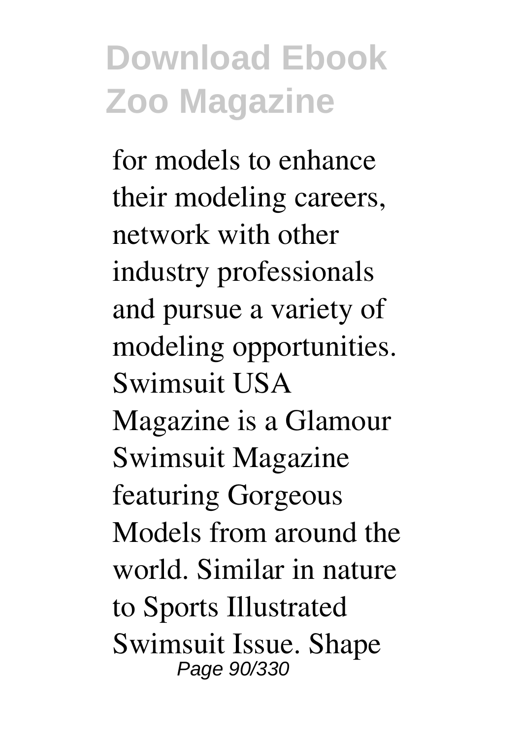for models to enhance their modeling careers, network with other industry professionals and pursue a variety of modeling opportunities. Swimsuit USA Magazine is a Glamour Swimsuit Magazine featuring Gorgeous Models from around the world. Similar in nature to Sports Illustrated Swimsuit Issue. Shape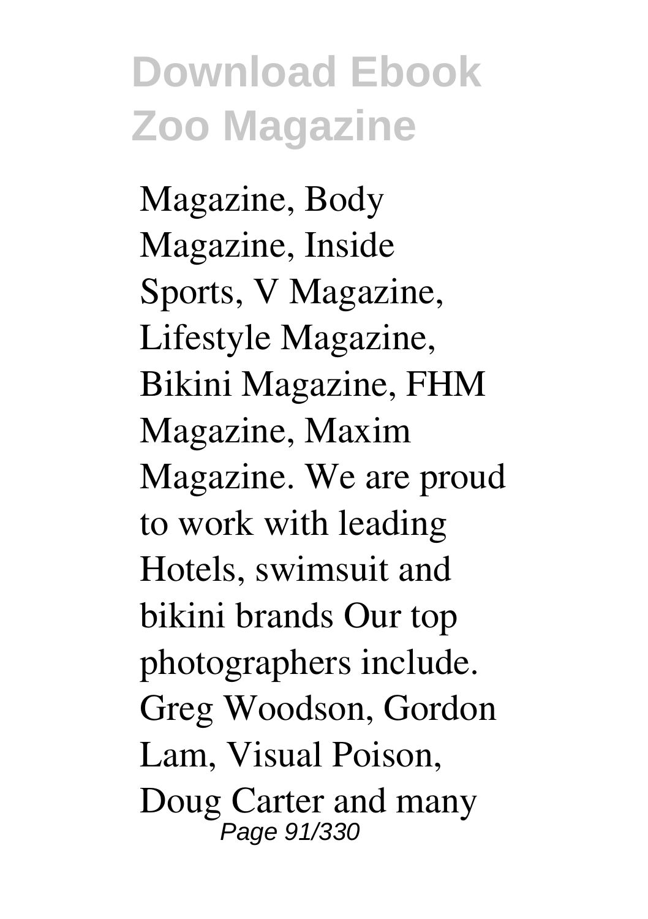Magazine, Body Magazine, Inside Sports, V Magazine, Lifestyle Magazine, Bikini Magazine, FHM Magazine, Maxim Magazine. We are proud to work with leading Hotels, swimsuit and bikini brands Our top photographers include. Greg Woodson, Gordon Lam, Visual Poison, Doug Carter and many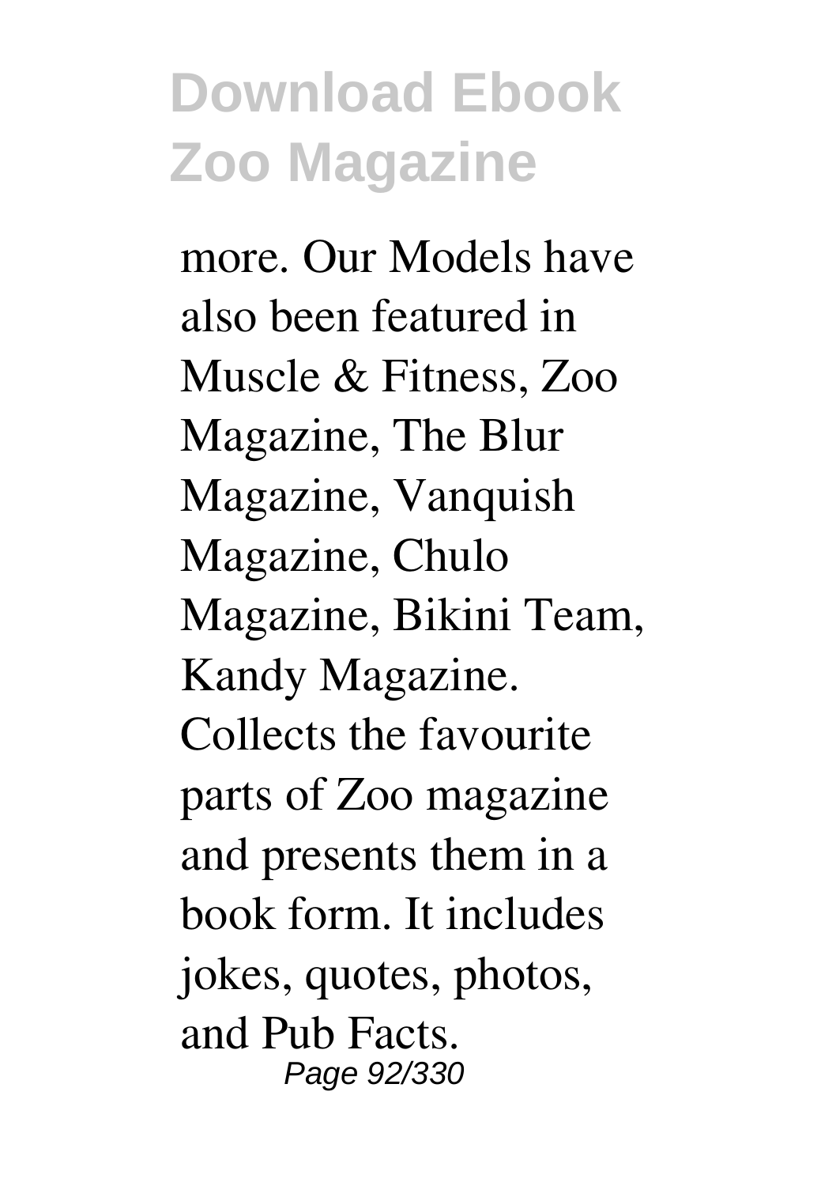more. Our Models have also been featured in Muscle & Fitness, Zoo Magazine, The Blur Magazine, Vanquish Magazine, Chulo Magazine, Bikini Team, Kandy Magazine. Collects the favourite parts of Zoo magazine and presents them in a book form. It includes jokes, quotes, photos, and Pub Facts.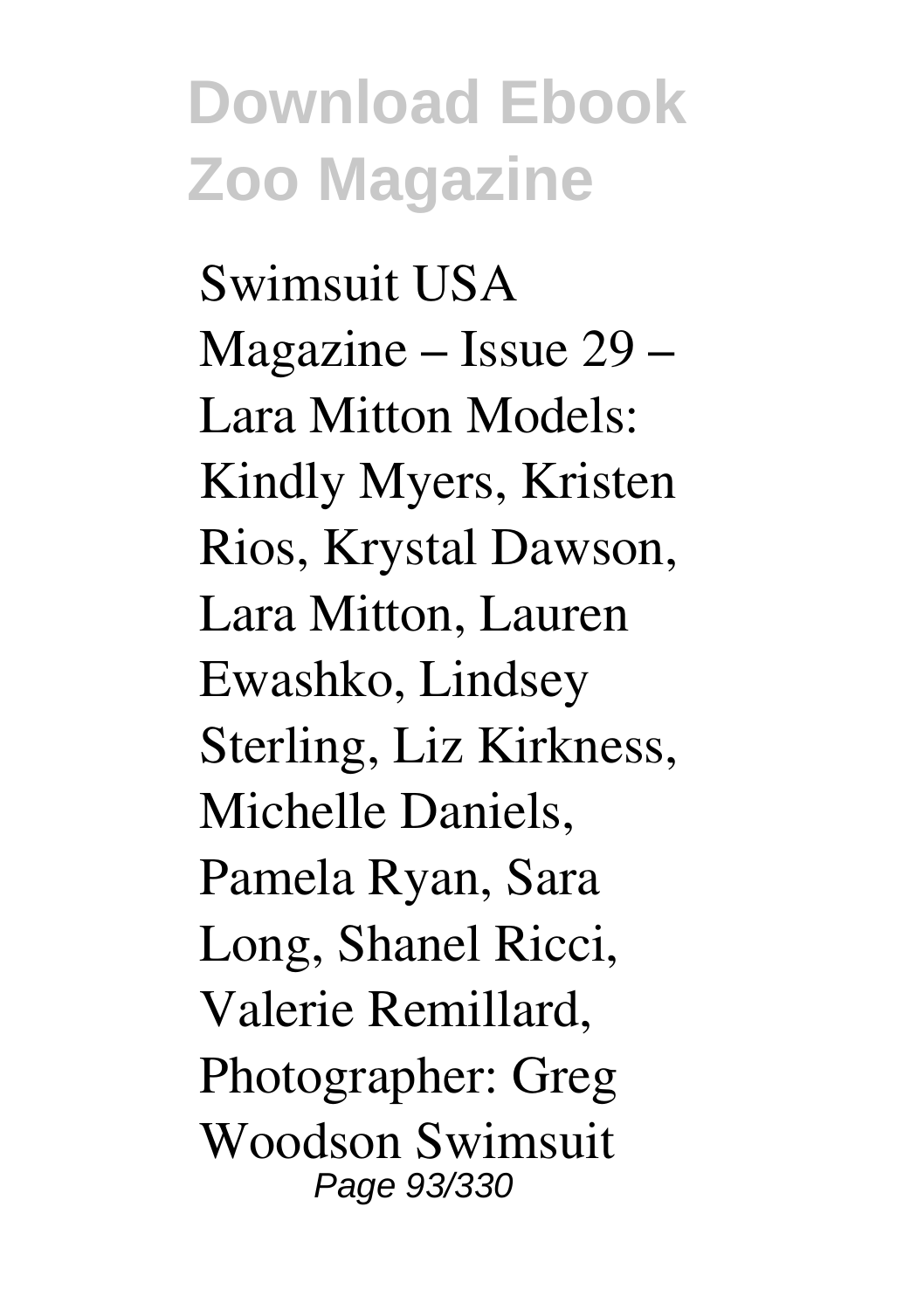Swimsuit USA Magazine – Issue 29 – Lara Mitton Models: Kindly Myers, Kristen Rios, Krystal Dawson, Lara Mitton, Lauren Ewashko, Lindsey Sterling, Liz Kirkness, Michelle Daniels, Pamela Ryan, Sara Long, Shanel Ricci, Valerie Remillard, Photographer: Greg Woodson Swimsuit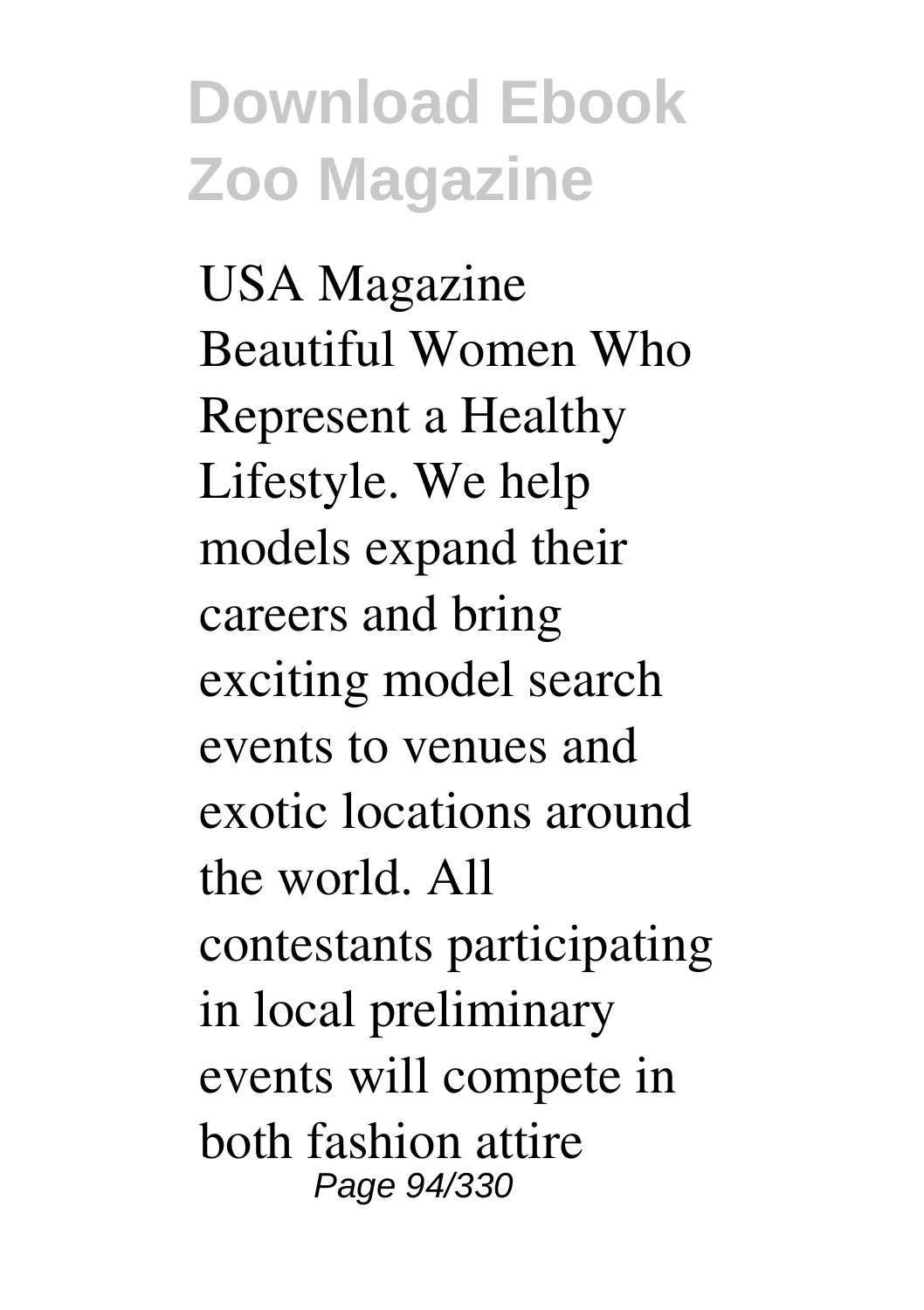USA Magazine Beautiful Women Who Represent a Healthy Lifestyle. We help models expand their careers and bring exciting model search events to venues and exotic locations around the world. All contestants participating in local preliminary events will compete in both fashion attire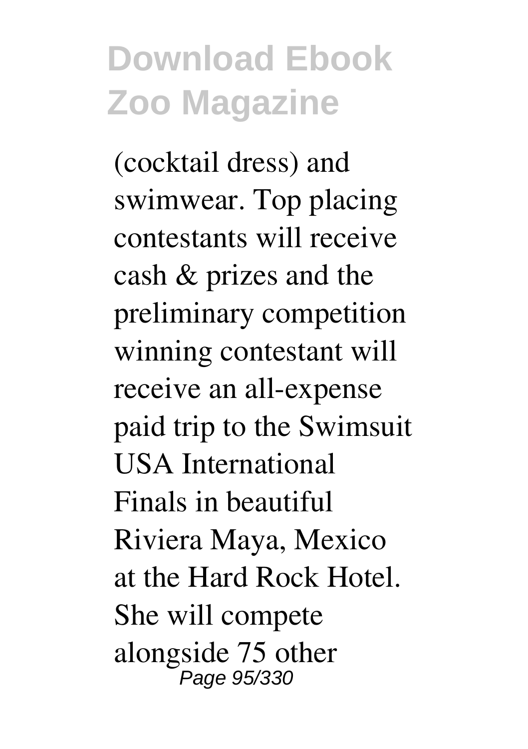(cocktail dress) and swimwear. Top placing contestants will receive cash & prizes and the preliminary competition winning contestant will receive an all-expense paid trip to the Swimsuit USA International Finals in beautiful Riviera Maya, Mexico at the Hard Rock Hotel. She will compete alongside 75 other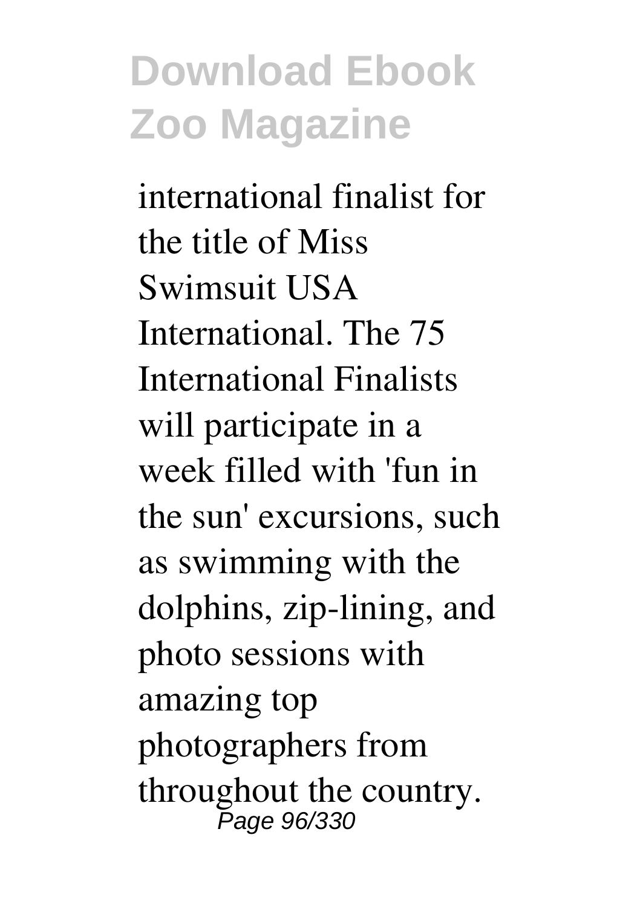international finalist for the title of Miss Swimsuit USA International. The 75 International Finalists will participate in a week filled with 'fun in the sun' excursions, such as swimming with the dolphins, zip-lining, and photo sessions with amazing top photographers from throughout the country.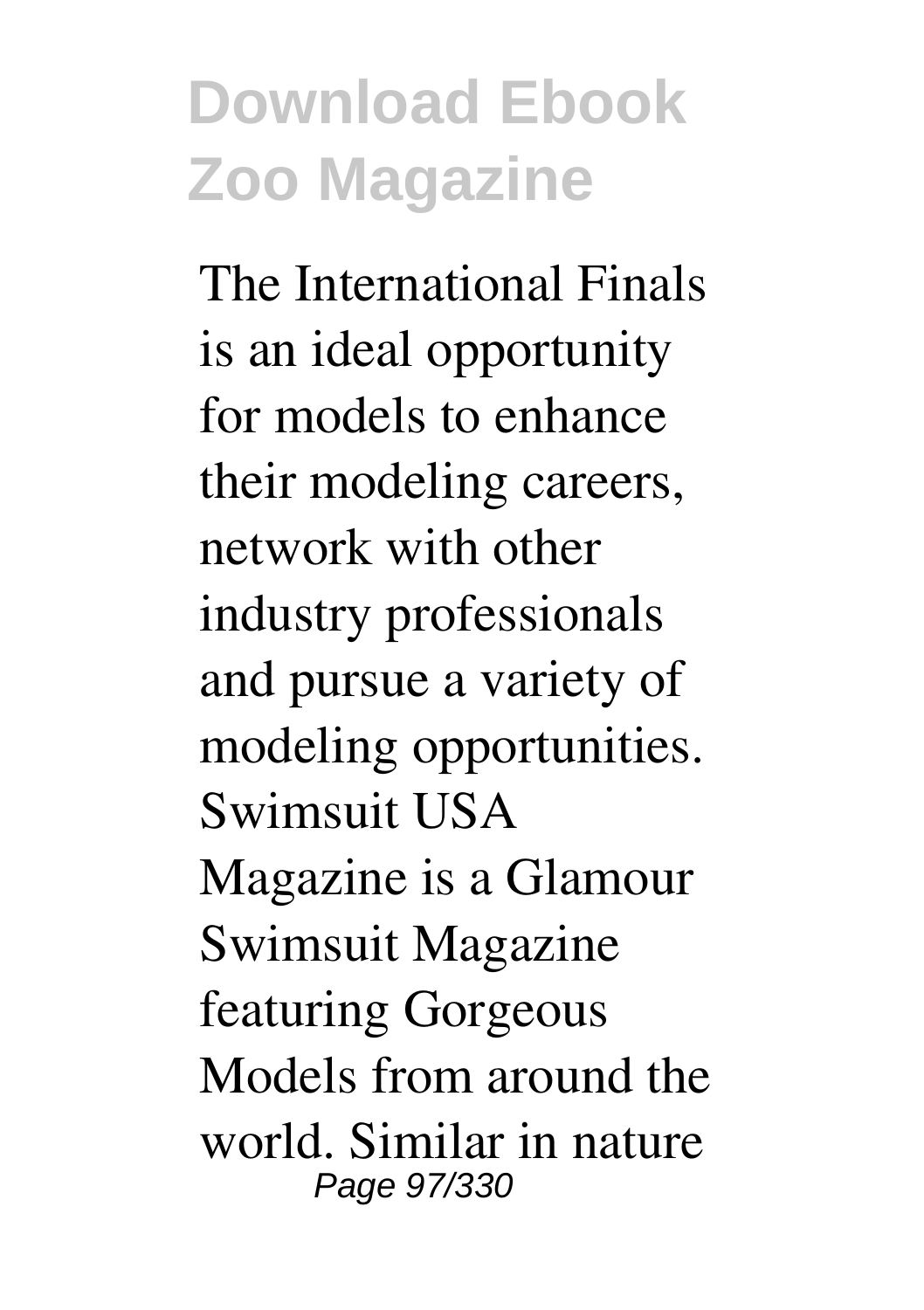The International Finals is an ideal opportunity for models to enhance their modeling careers, network with other industry professionals and pursue a variety of modeling opportunities. Swimsuit USA Magazine is a Glamour Swimsuit Magazine featuring Gorgeous Models from around the world. Similar in nature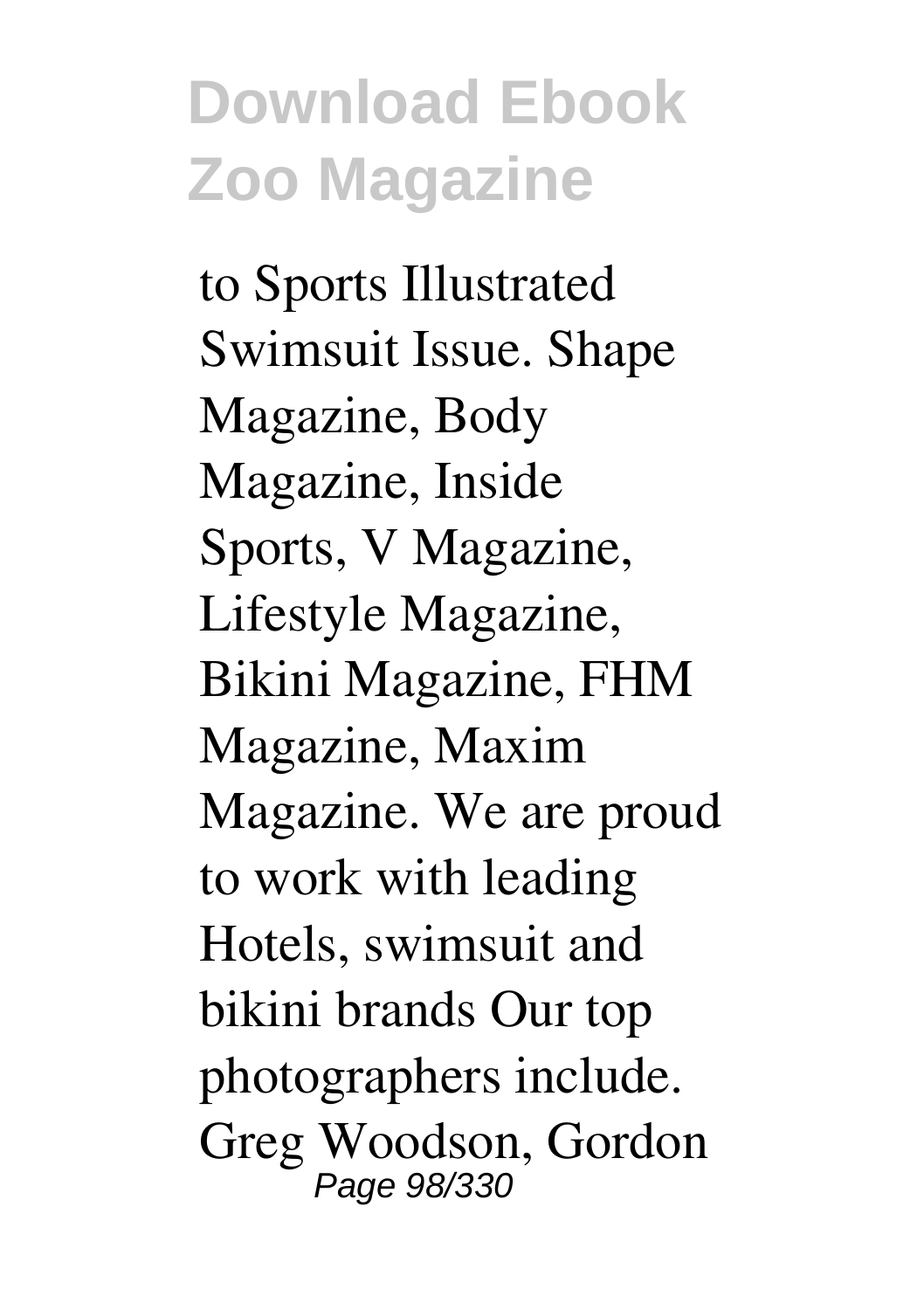to Sports Illustrated Swimsuit Issue. Shape Magazine, Body Magazine, Inside Sports, V Magazine, Lifestyle Magazine, Bikini Magazine, FHM Magazine, Maxim Magazine. We are proud to work with leading Hotels, swimsuit and bikini brands Our top photographers include. Greg Woodson, Gordon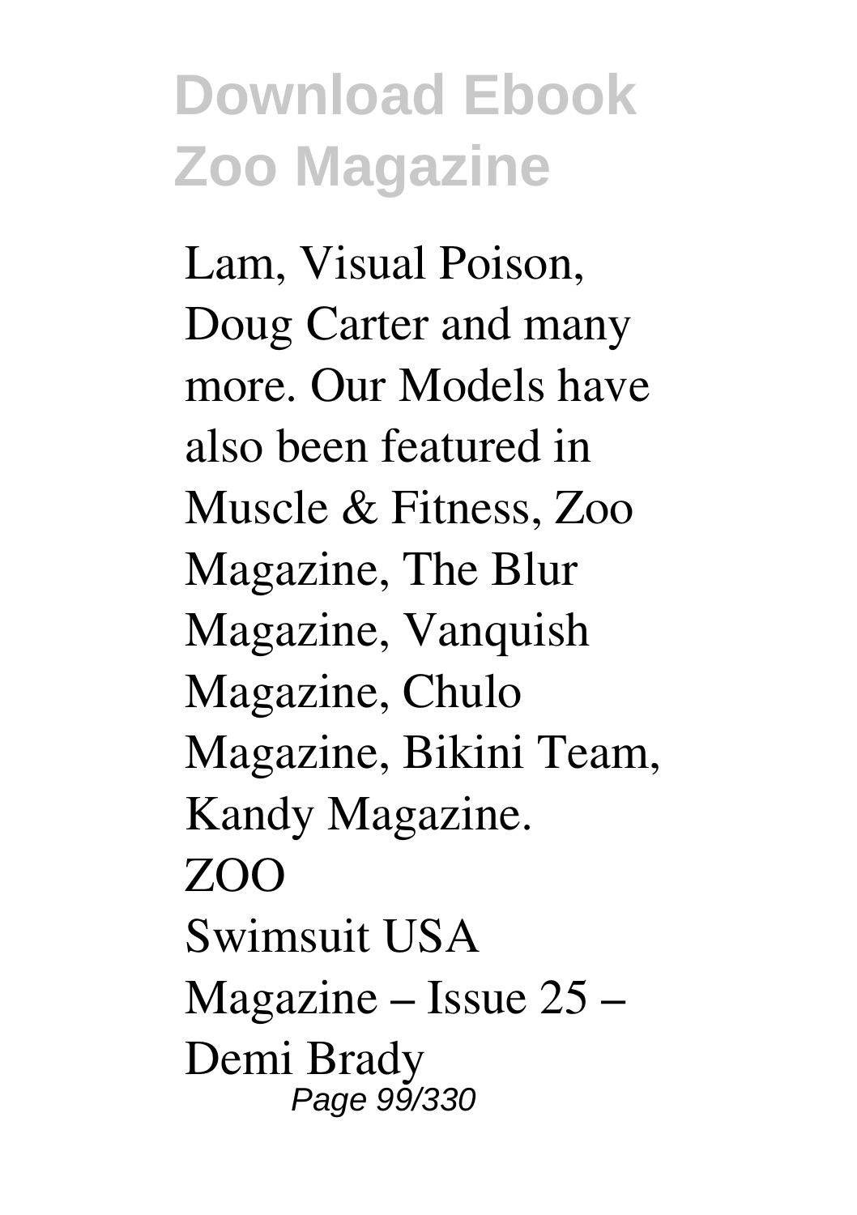Lam, Visual Poison, Doug Carter and many more. Our Models have also been featured in Muscle & Fitness, Zoo Magazine, The Blur Magazine, Vanquish Magazine, Chulo Magazine, Bikini Team, Kandy Magazine.

ZOO

Swimsuit USA Magazine – Issue 25 – Demi Brady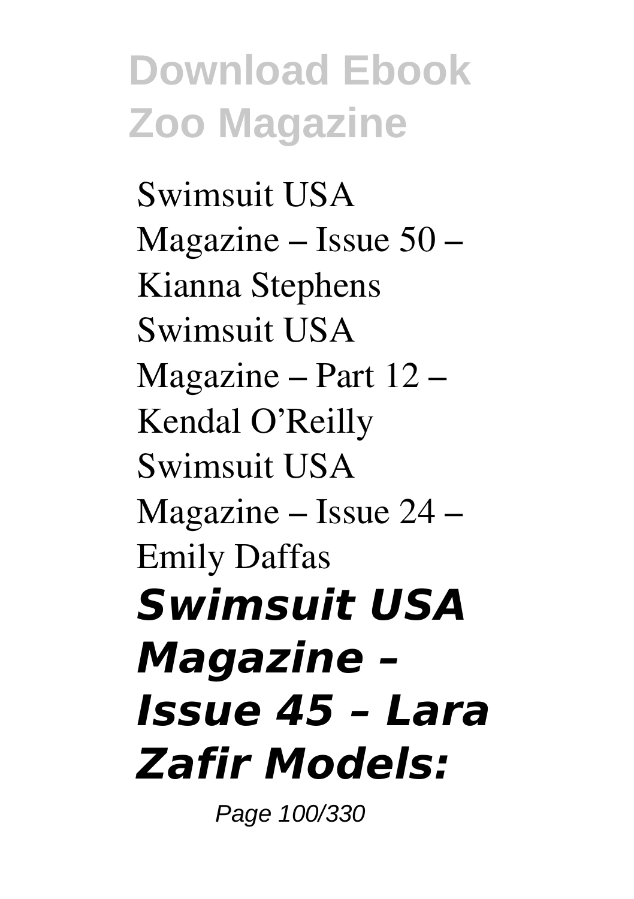Swimsuit USA Magazine – Issue 50 – Kianna Stephens Swimsuit USA Magazine – Part 12 – Kendal O'Reilly Swimsuit USA Magazine – Issue 24 – Emily Daffas

### *Swimsuit USA Magazine – Issue 45 – Lara Zafir Models:*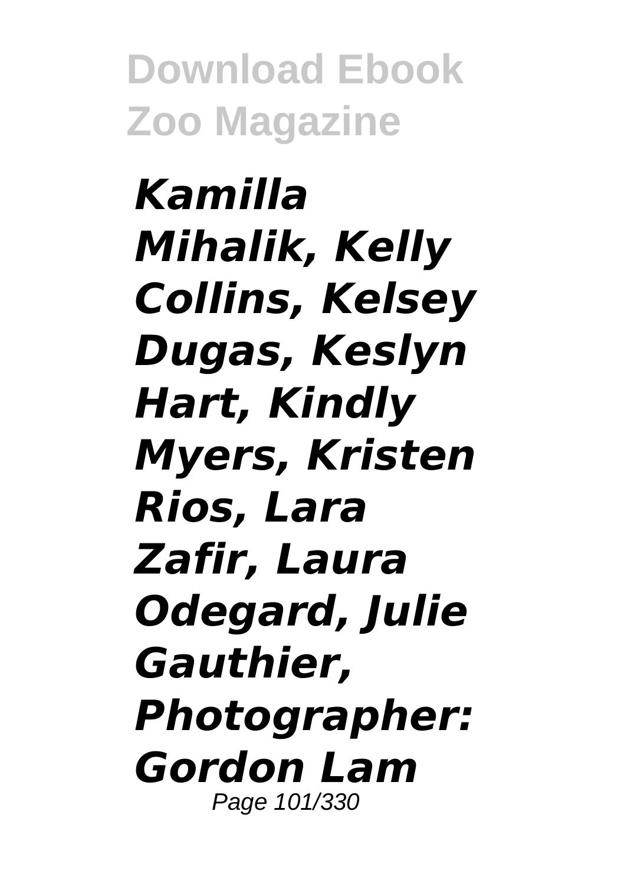***Kamilla Mihalik, Kelly Collins, Kelsey Dugas, Keslyn Hart, Kindly Myers, Kristen Rios, Lara Zafir, Laura Odegard, Julie Gauthier, Photographer: Gordon Lam***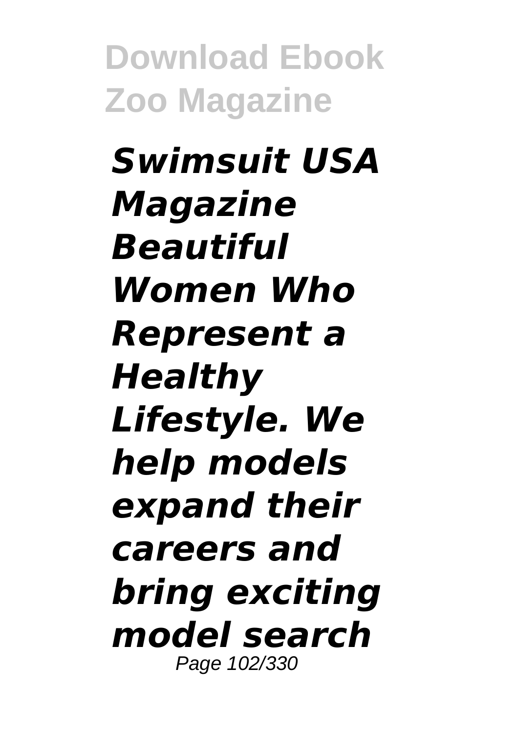***Swimsuit USA Magazine Beautiful Women Who Represent a Healthy Lifestyle. We help models expand their careers and bring exciting model search***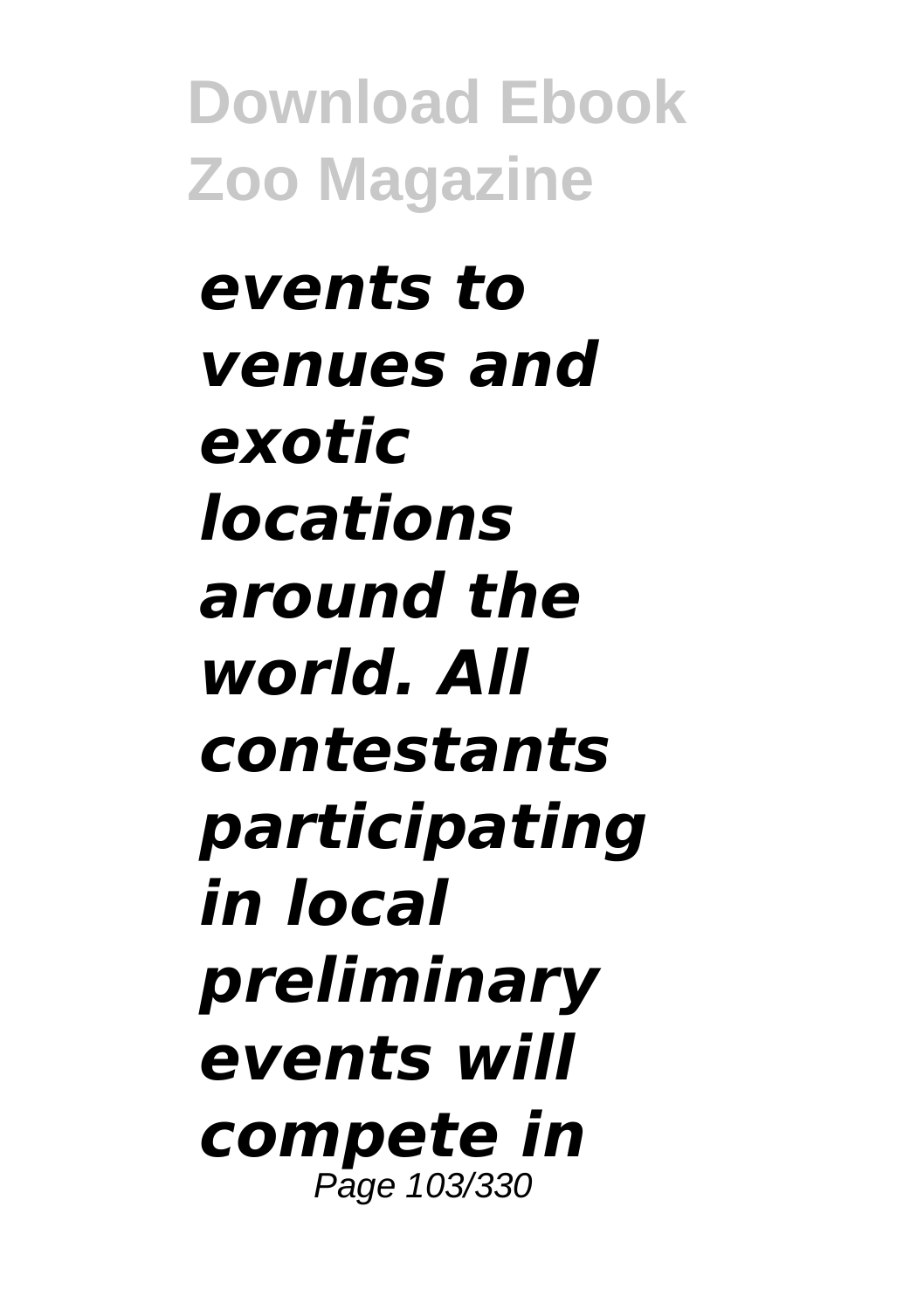***events to venues and exotic locations around the world. All contestants participating in local preliminary events will compete in***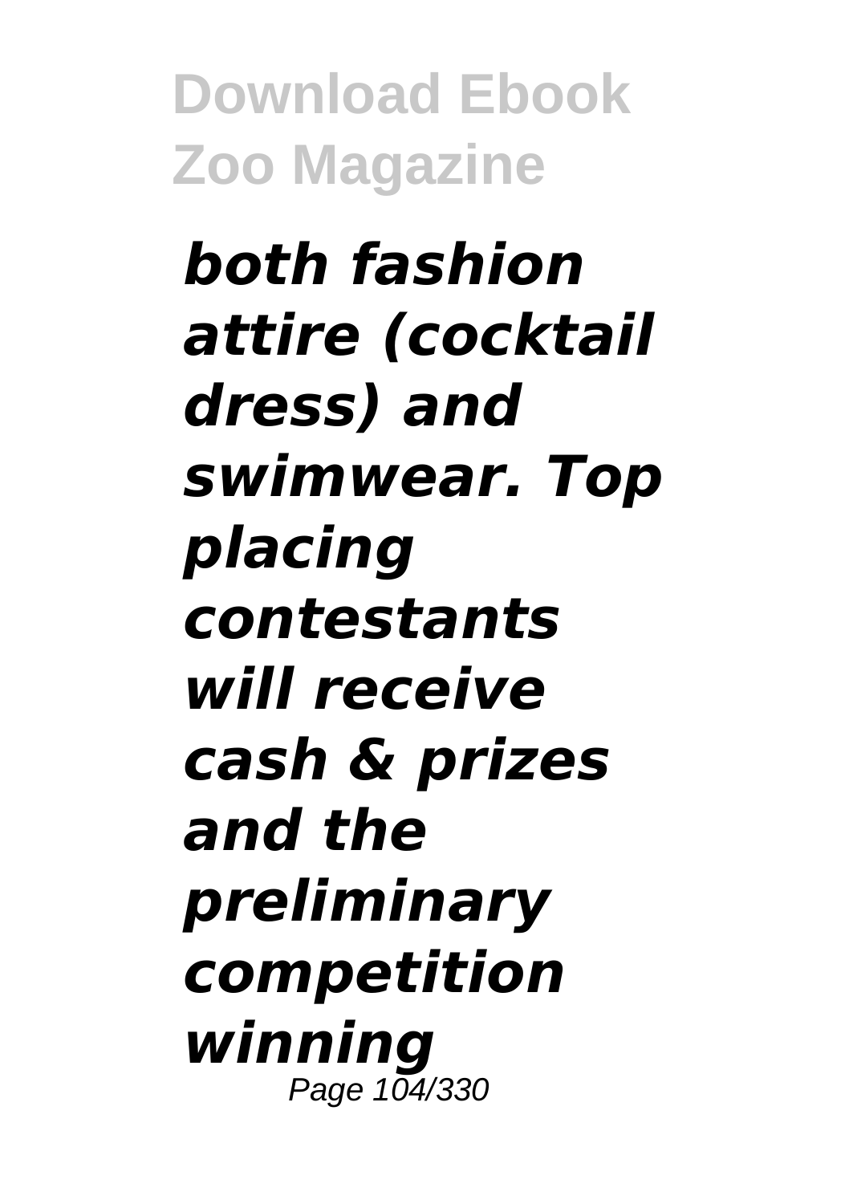***both fashion attire (cocktail dress) and swimwear. Top placing contestants will receive cash & prizes and the preliminary competition winning***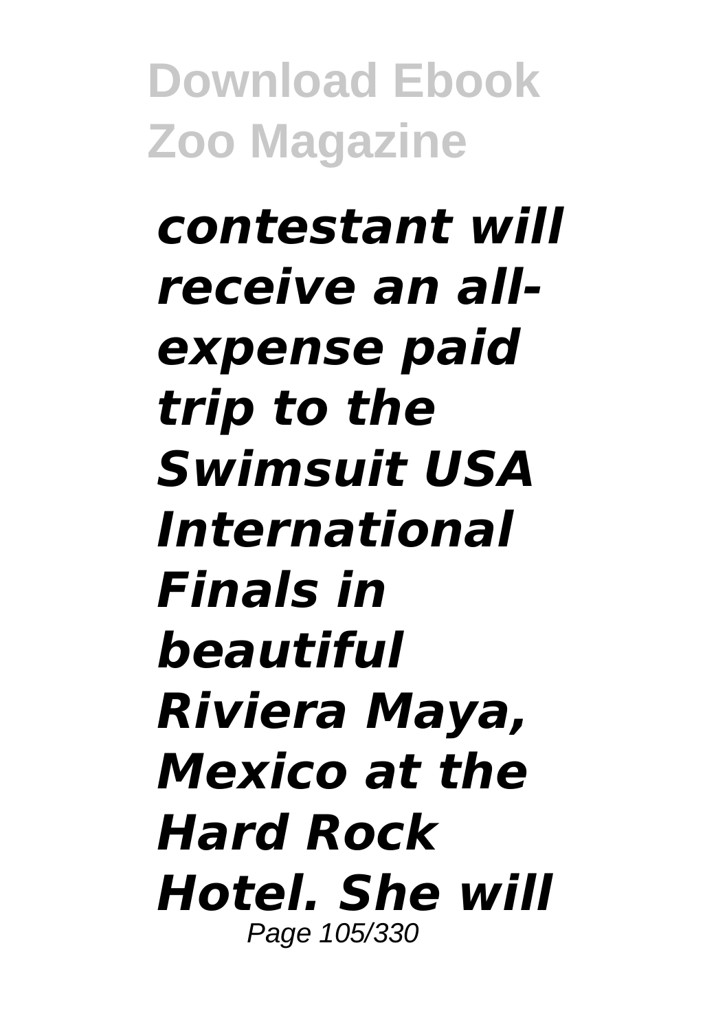***contestant will receive an all-expense paid trip to the Swimsuit USA International Finals in beautiful Riviera Maya, Mexico at the Hard Rock Hotel. She will***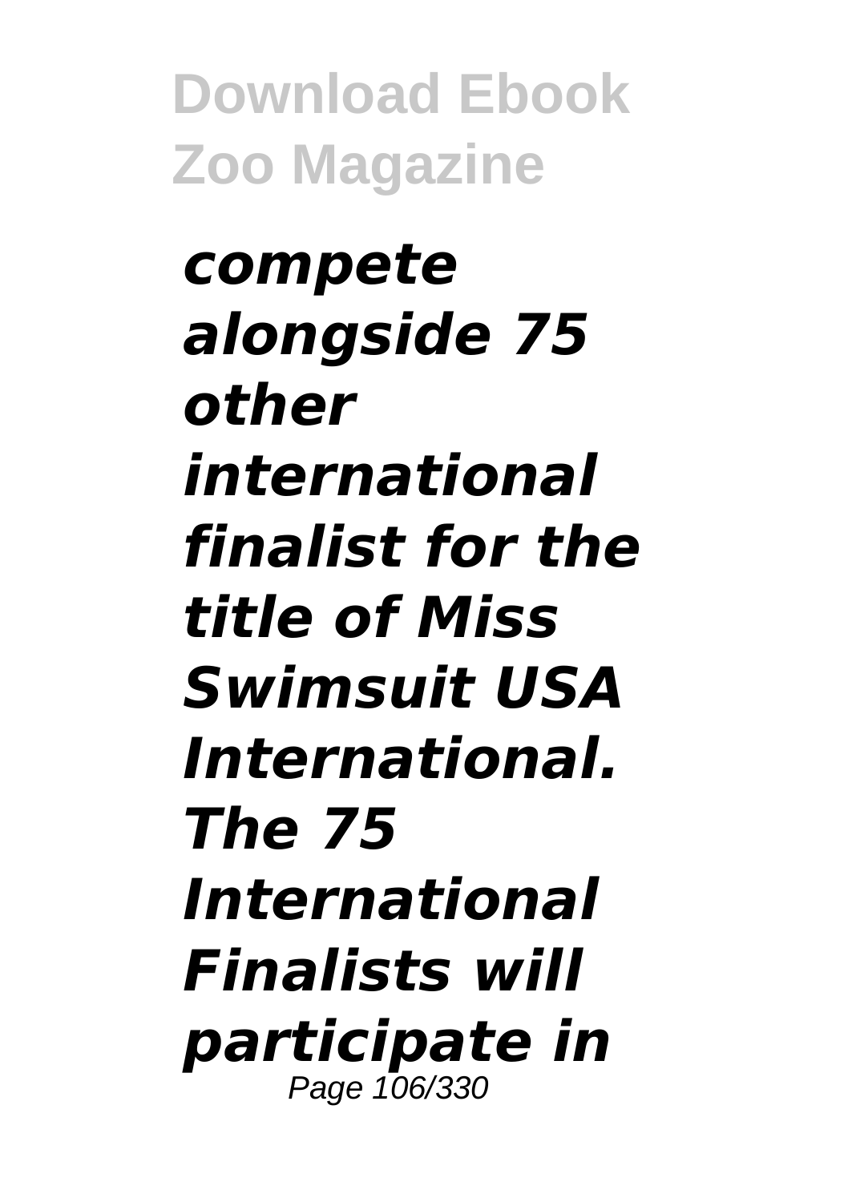***compete alongside 75 other international finalist for the title of Miss Swimsuit USA International. The 75 International Finalists will participate in***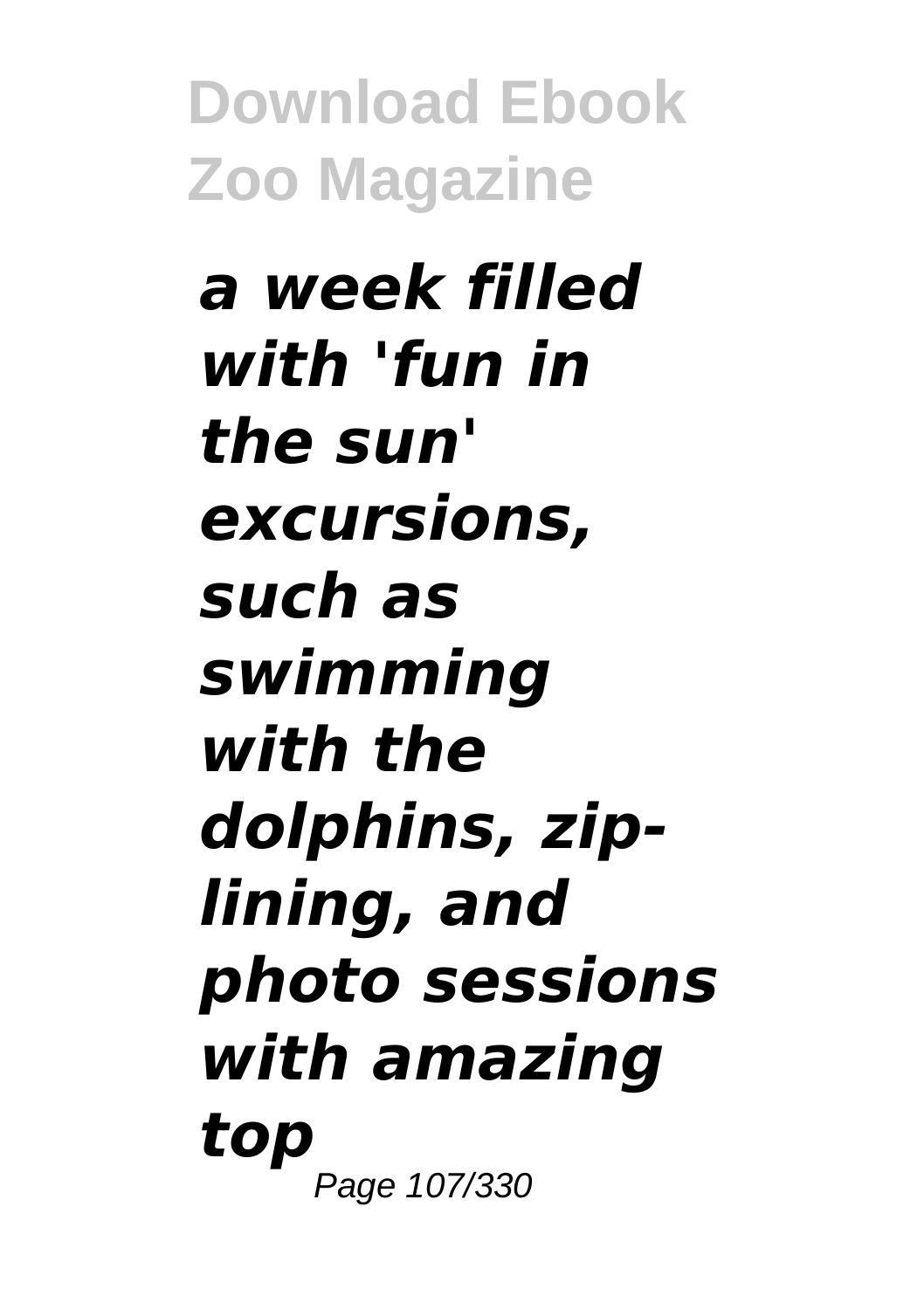***a week filled with 'fun in the sun' excursions, such as swimming with the dolphins, zip-lining, and photo sessions with amazing top***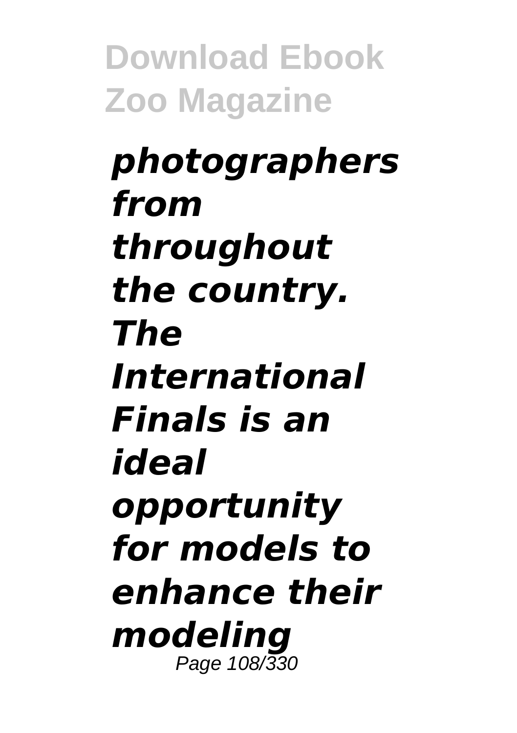***photographers from throughout the country. The International Finals is an ideal opportunity for models to enhance their modeling***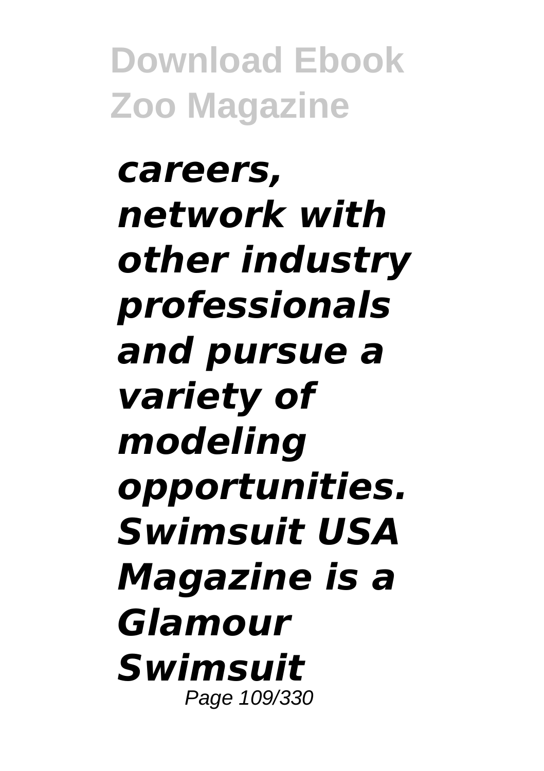***careers, network with other industry professionals and pursue a variety of modeling opportunities. Swimsuit USA Magazine is a Glamour Swimsuit***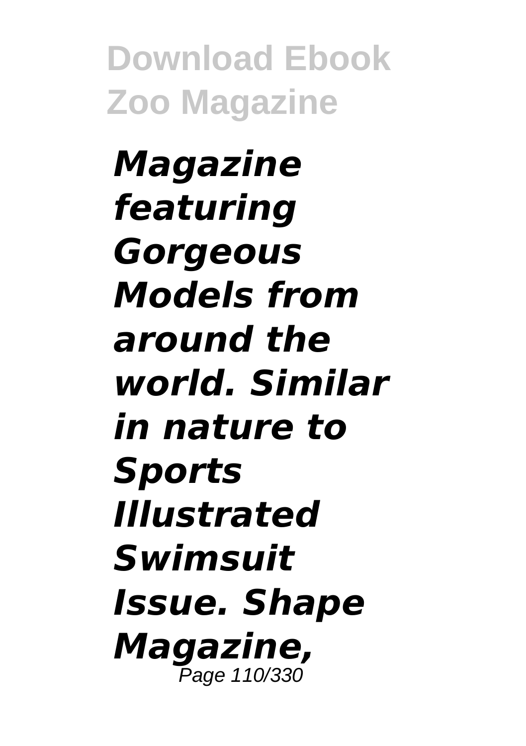***Magazine featuring Gorgeous Models from around the world. Similar in nature to Sports Illustrated Swimsuit Issue. Shape Magazine,***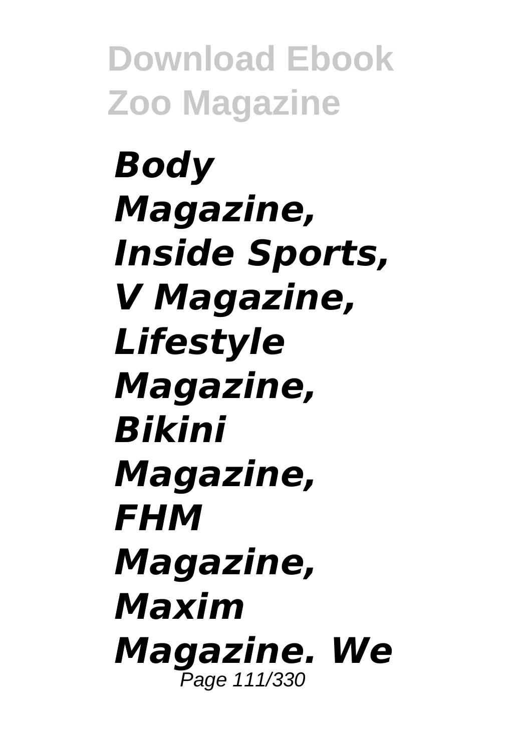***Body Magazine, Inside Sports, V Magazine, Lifestyle Magazine, Bikini Magazine, FHM Magazine, Maxim Magazine. We***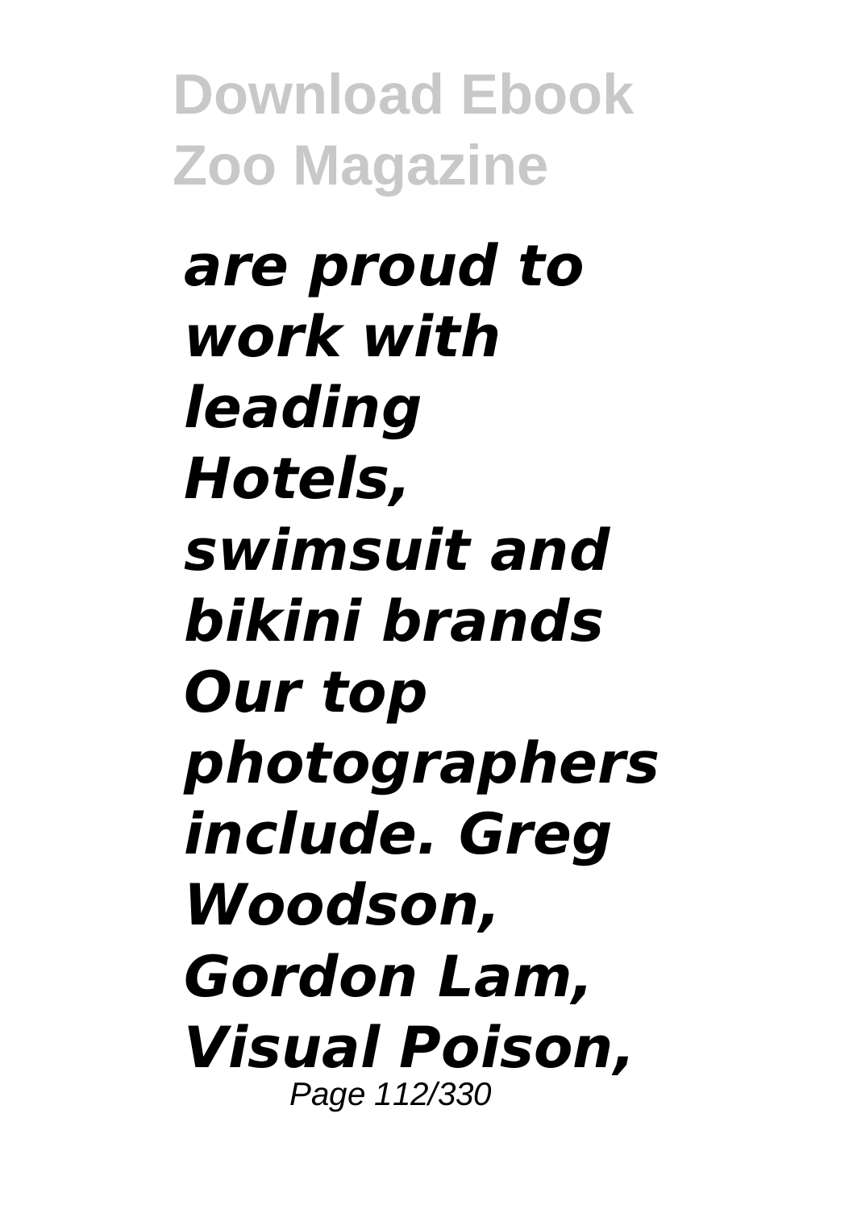***are proud to work with leading Hotels, swimsuit and bikini brands Our top photographers include. Greg Woodson, Gordon Lam, Visual Poison,***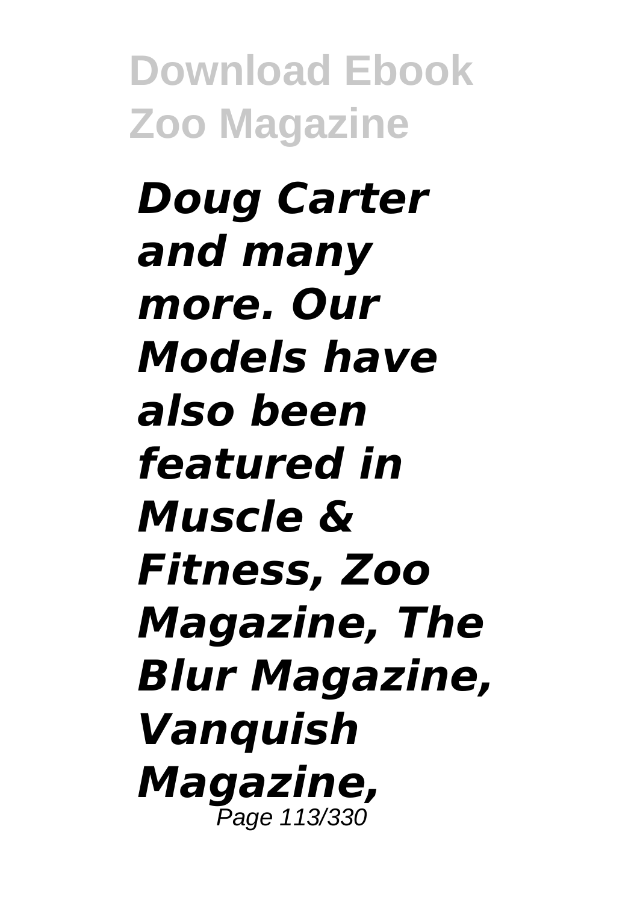***Doug Carter and many more. Our Models have also been featured in Muscle & Fitness, Zoo Magazine, The Blur Magazine, Vanquish Magazine,***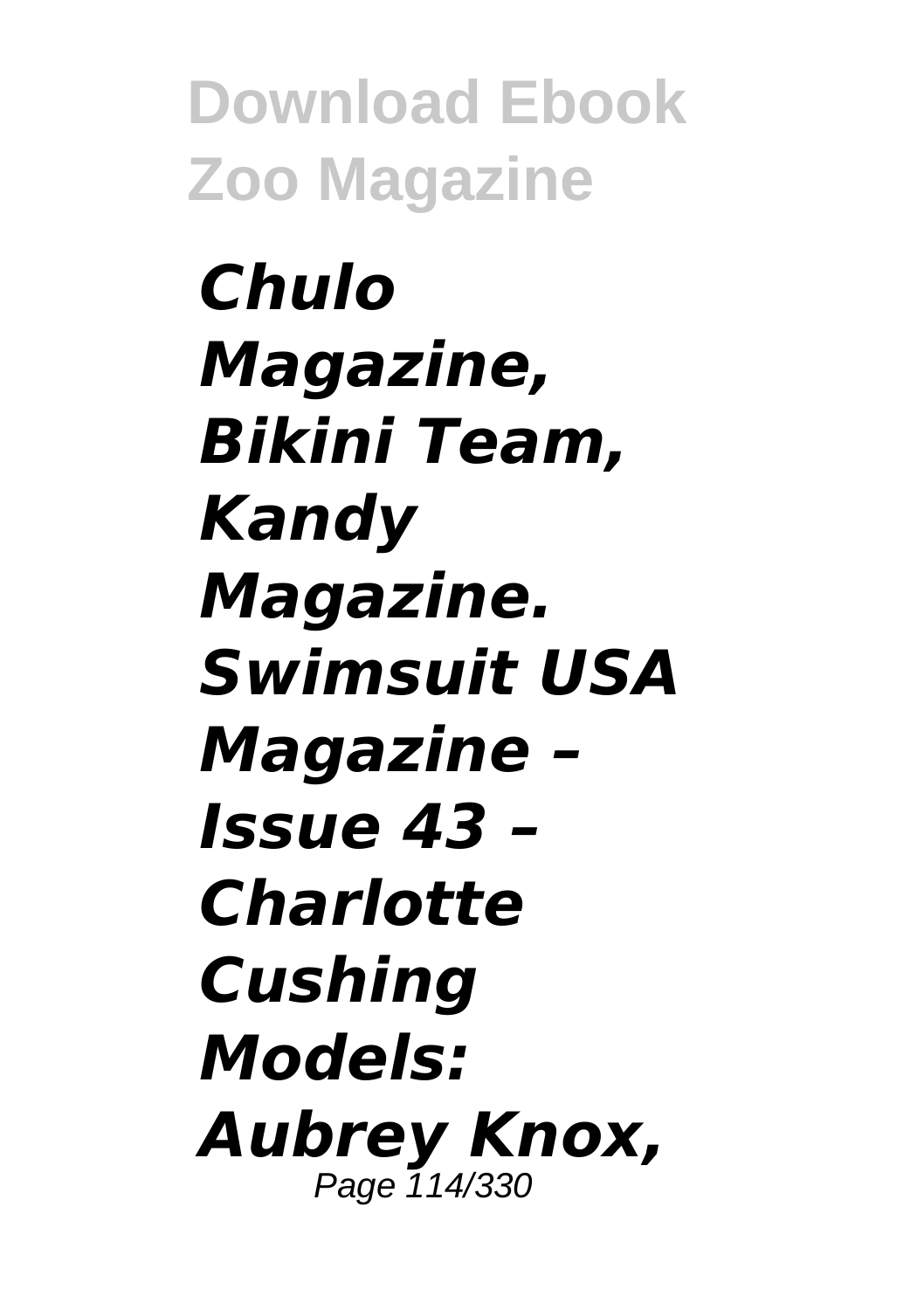***Chulo Magazine, Bikini Team, Kandy Magazine. Swimsuit USA Magazine – Issue 43 – Charlotte Cushing Models: Aubrey Knox,***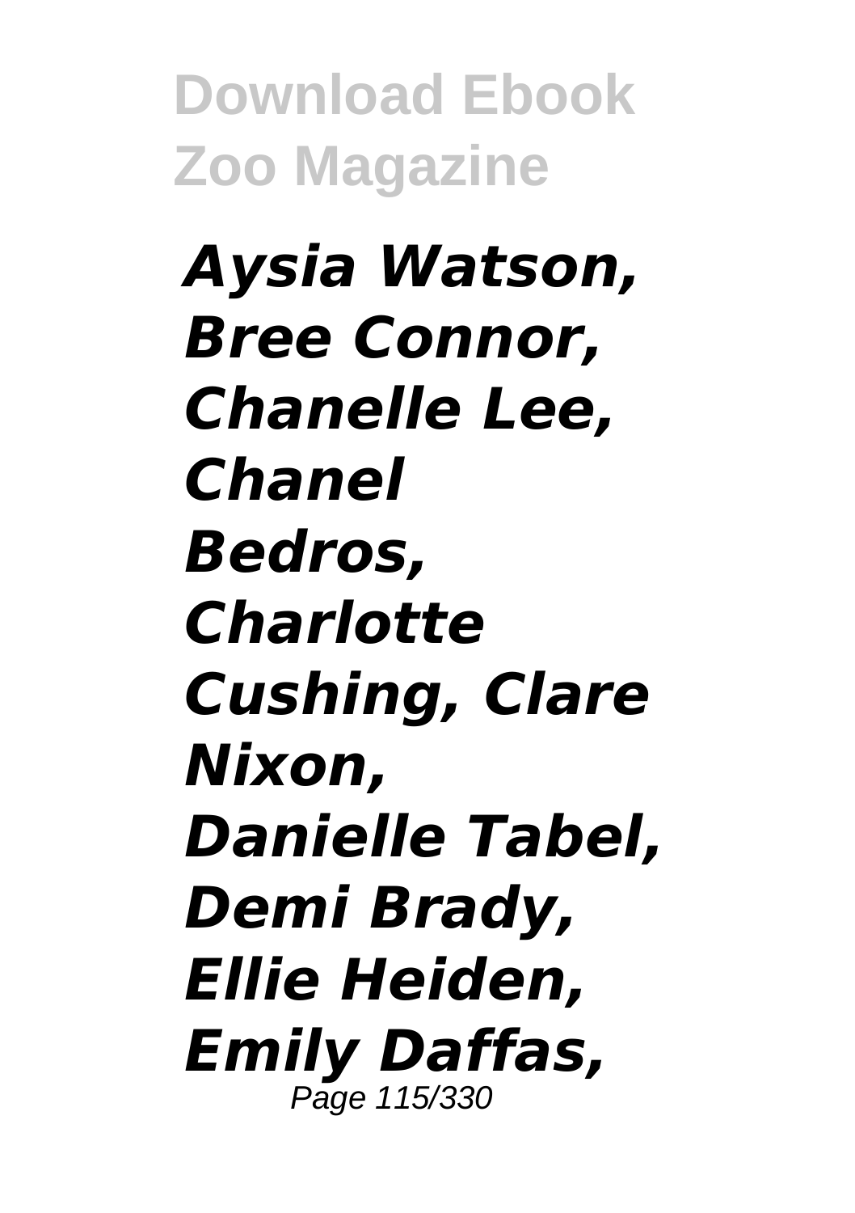*Aysia Watson, Bree Connor, Chanelle Lee, Chanel Bedros, Charlotte Cushing, Clare Nixon, Danielle Tabel, Demi Brady, Ellie Heiden, Emily Daffas,*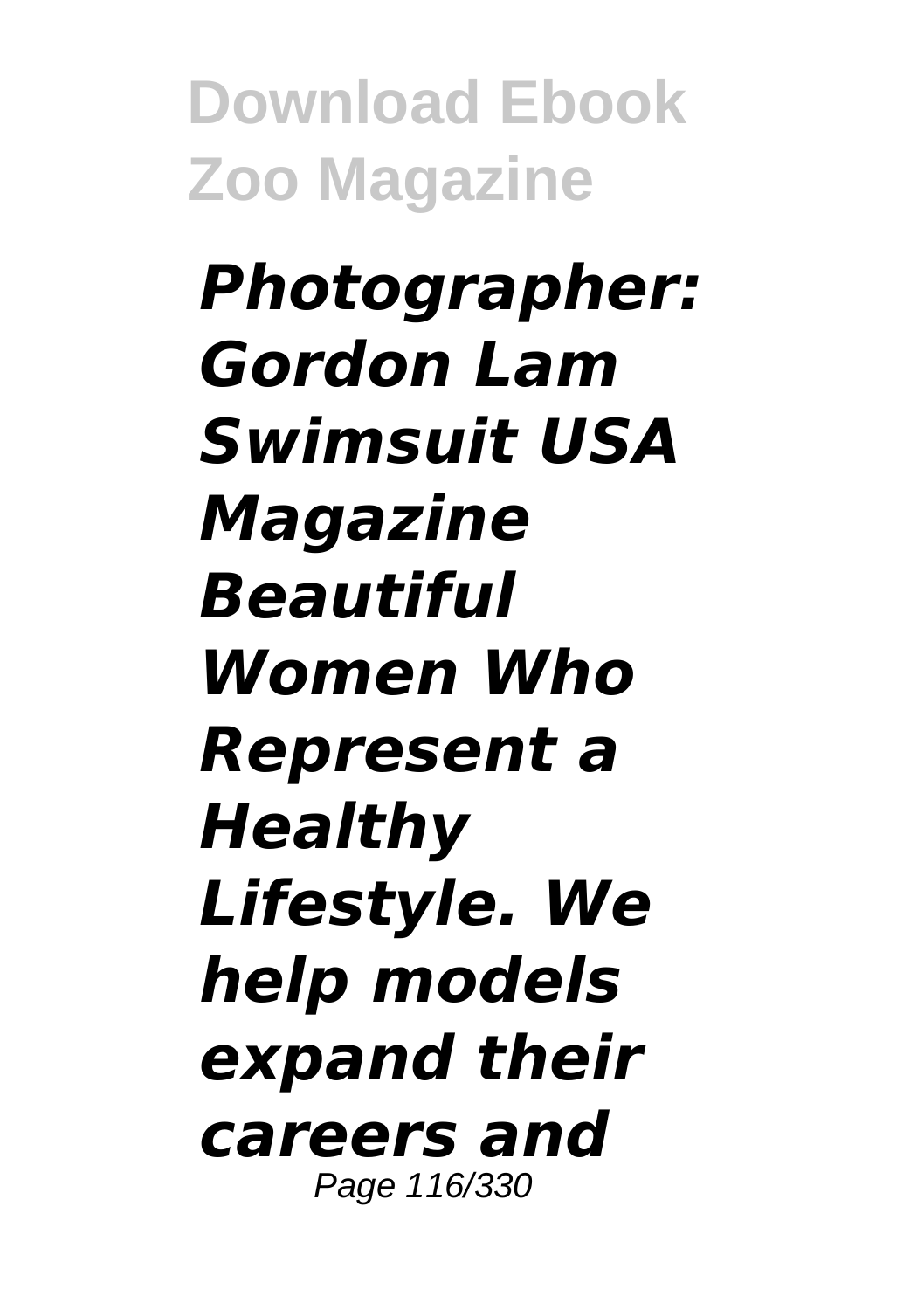***Photographer: Gordon Lam Swimsuit USA Magazine Beautiful Women Who Represent a Healthy Lifestyle. We help models expand their careers and***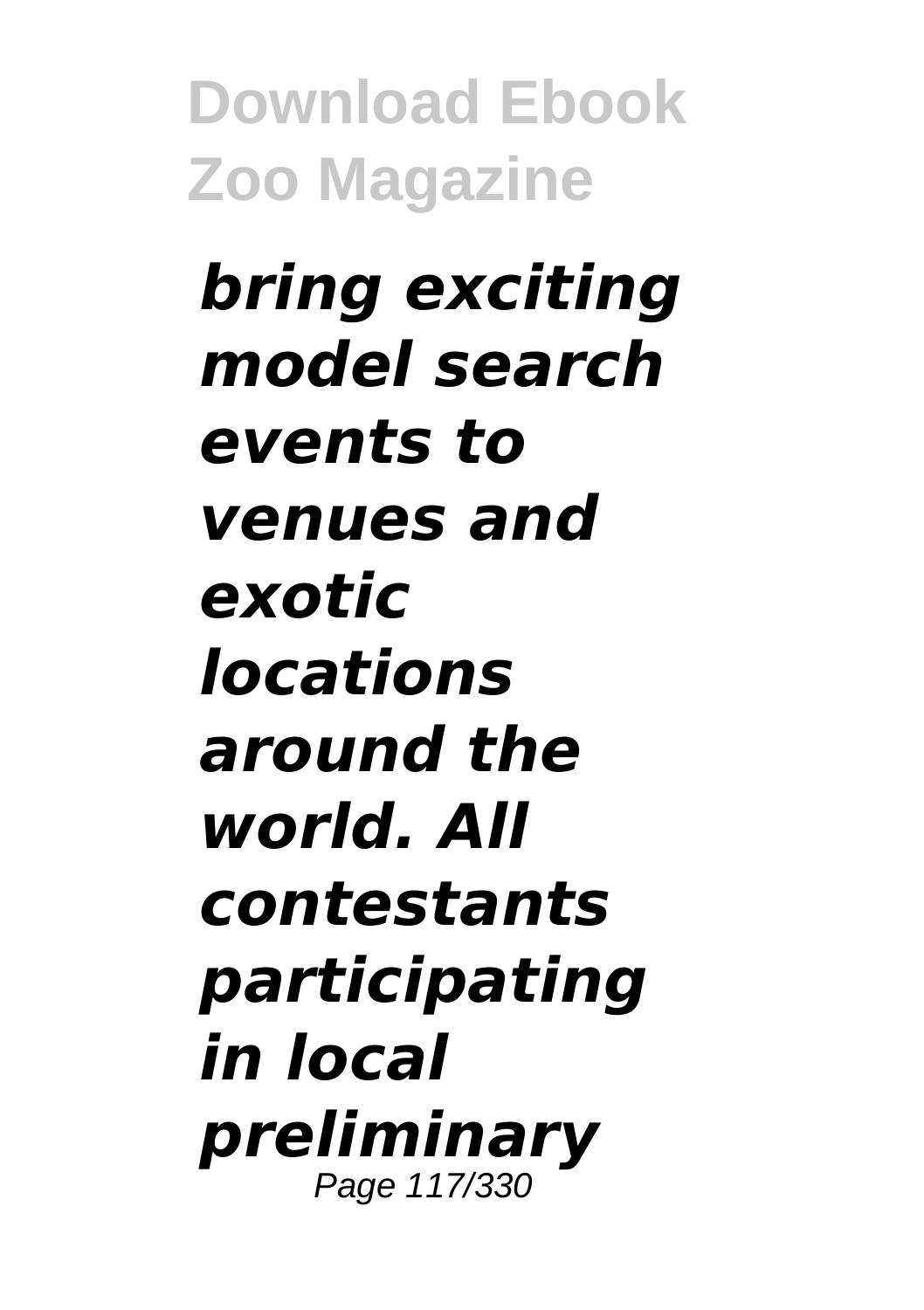***bring exciting model search events to venues and exotic locations around the world. All contestants participating in local preliminary***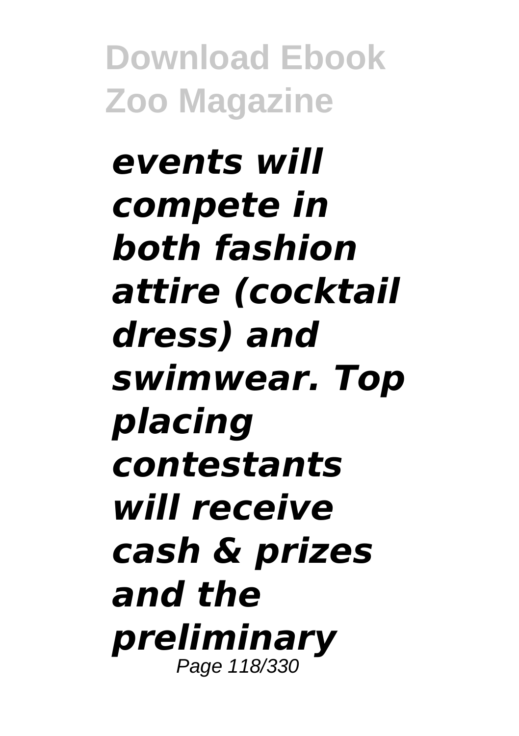***events will compete in both fashion attire (cocktail dress) and swimwear. Top placing contestants will receive cash & prizes and the preliminary***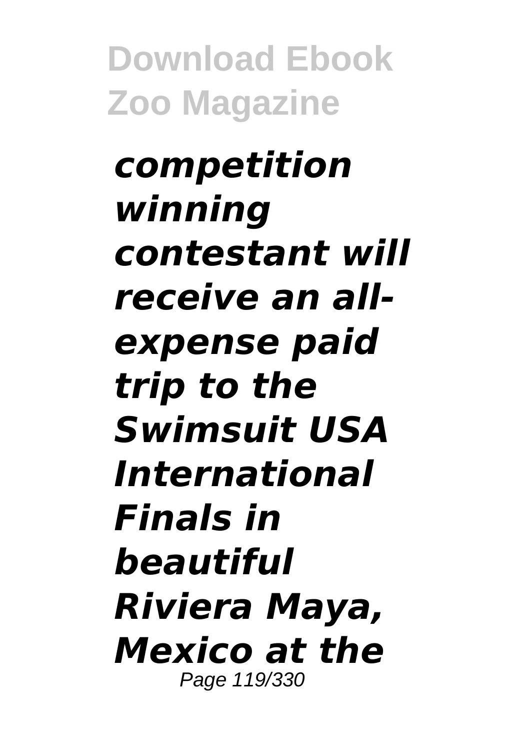***competition winning contestant will receive an all-expense paid trip to the Swimsuit USA International Finals in beautiful Riviera Maya, Mexico at the***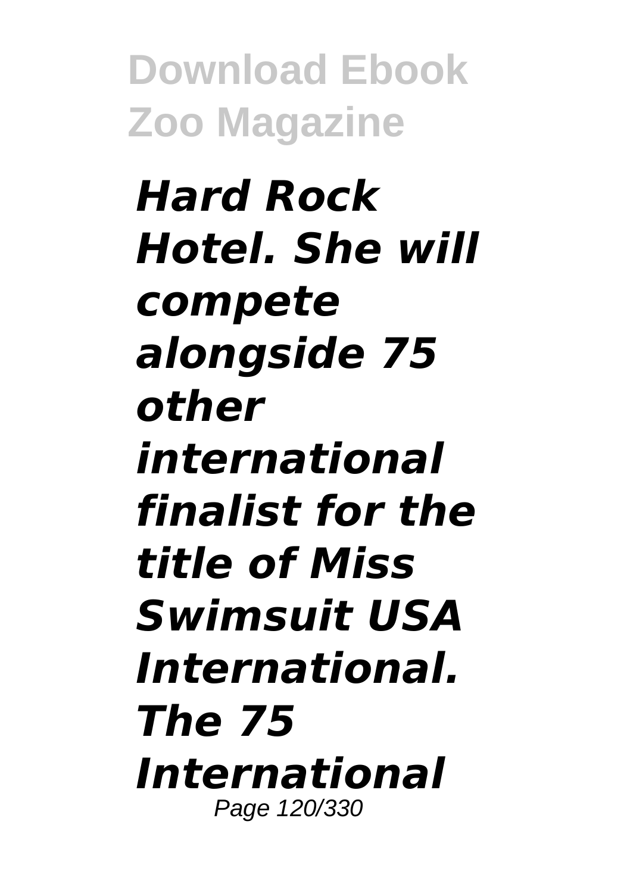***Hard Rock Hotel. She will compete alongside 75 other international finalist for the title of Miss Swimsuit USA International. The 75 International***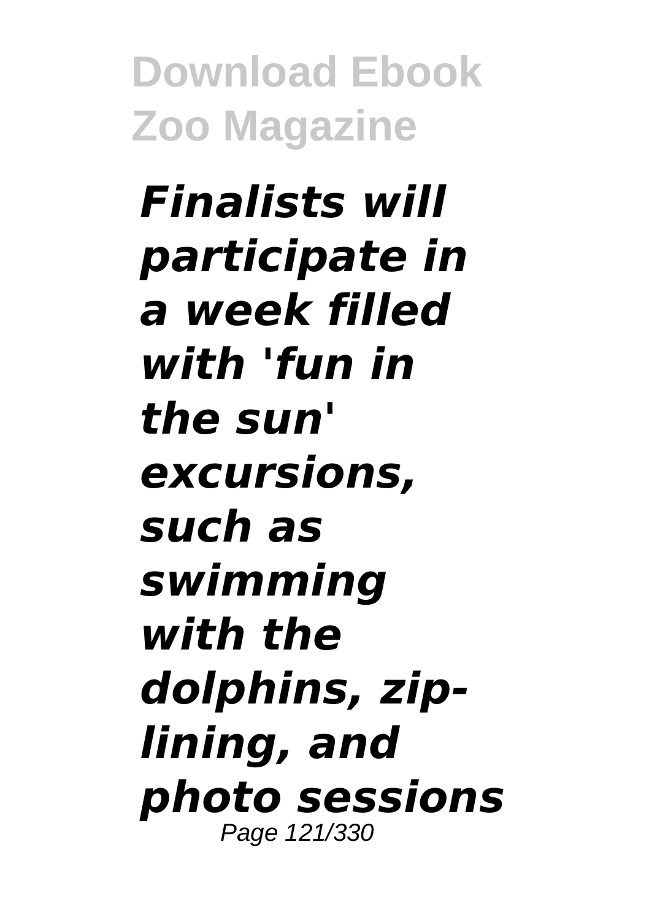***Finalists will participate in a week filled with 'fun in the sun' excursions, such as swimming with the dolphins, zip-lining, and photo sessions***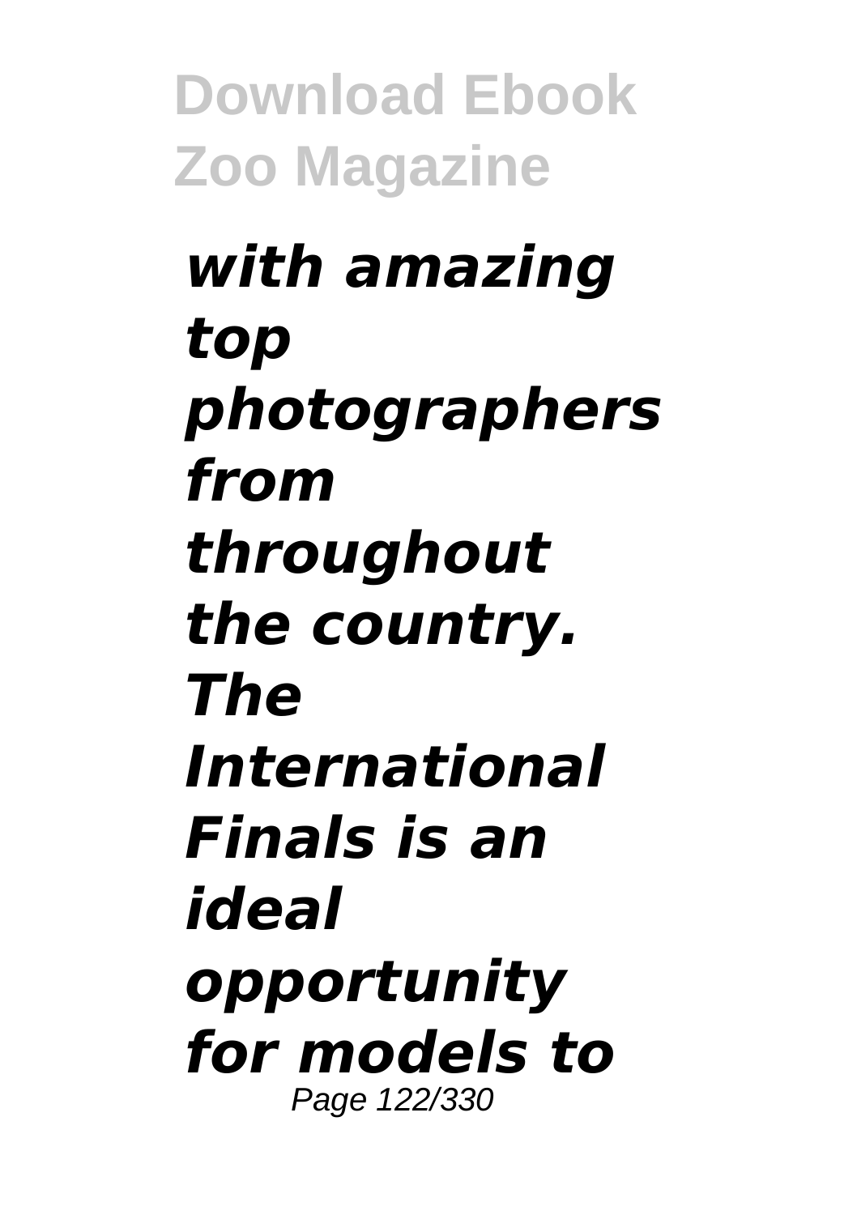***with amazing top photographers from throughout the country. The International Finals is an ideal opportunity for models to***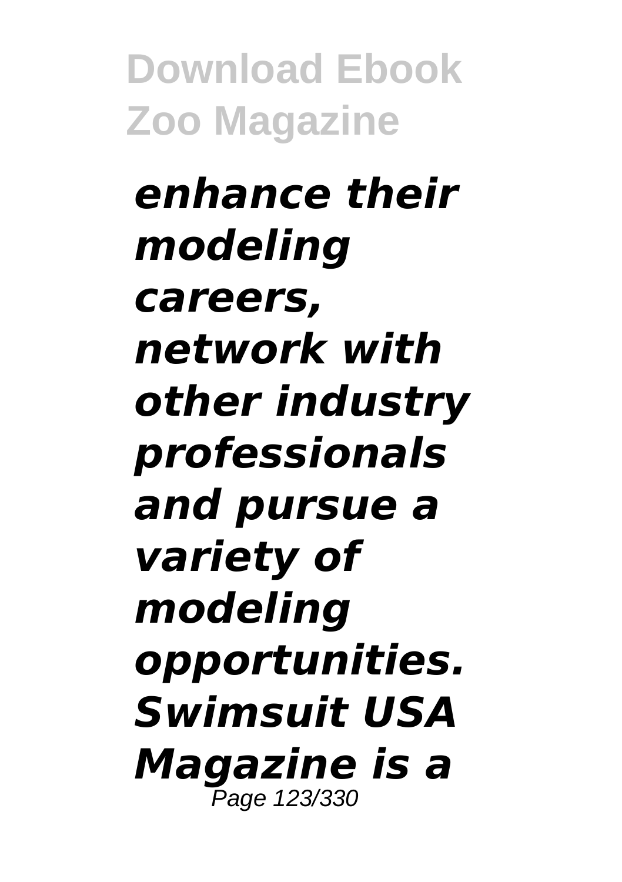***enhance their modeling careers, network with other industry professionals and pursue a variety of modeling opportunities. Swimsuit USA Magazine is a***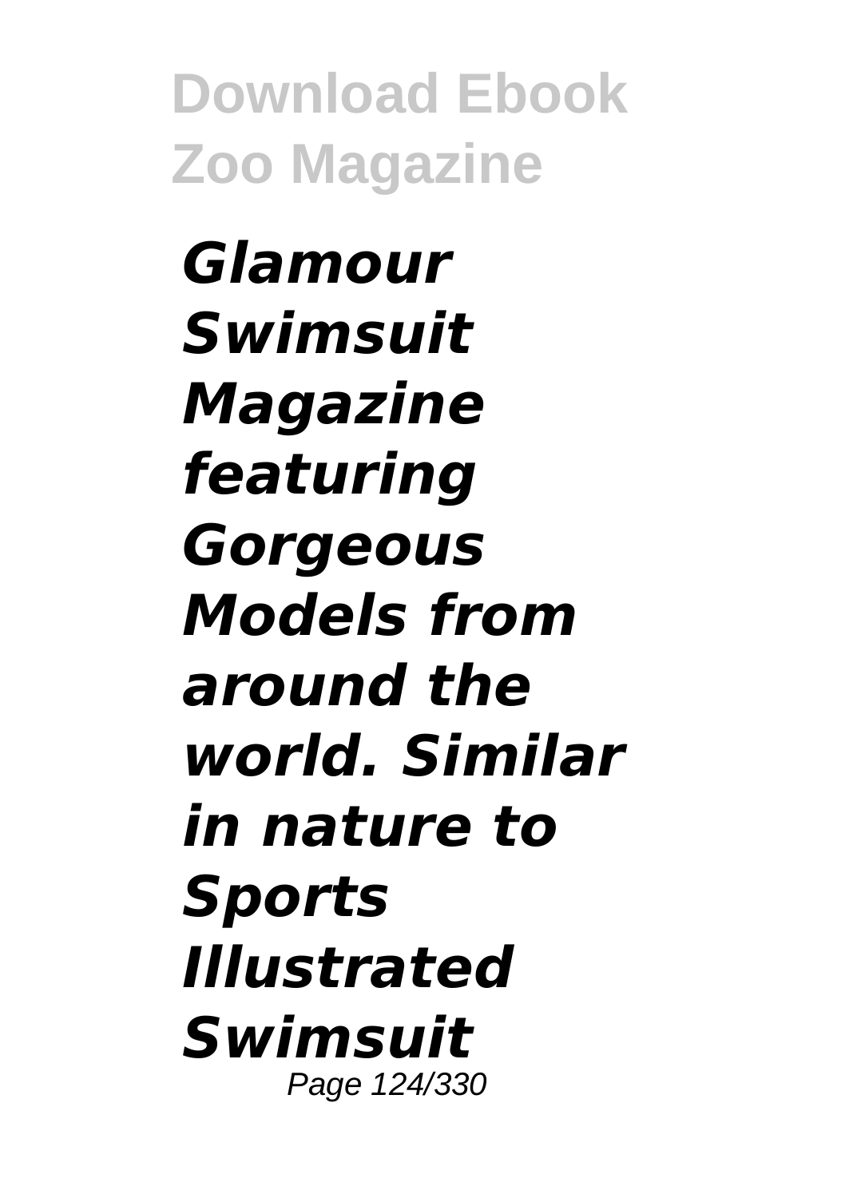***Glamour Swimsuit Magazine featuring Gorgeous Models from around the world. Similar in nature to Sports Illustrated Swimsuit***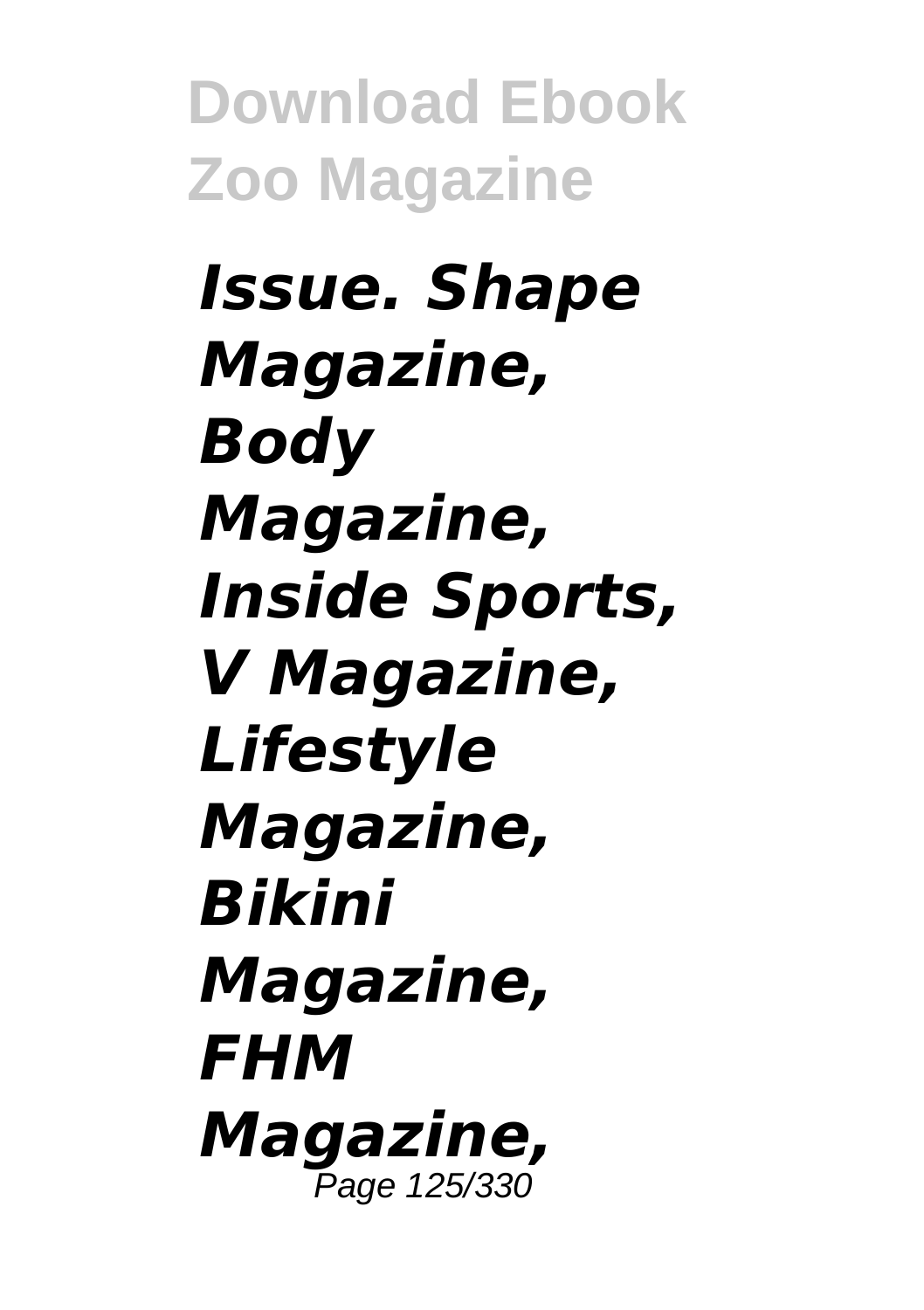***Issue. Shape Magazine, Body Magazine, Inside Sports, V Magazine, Lifestyle Magazine, Bikini Magazine, FHM Magazine,***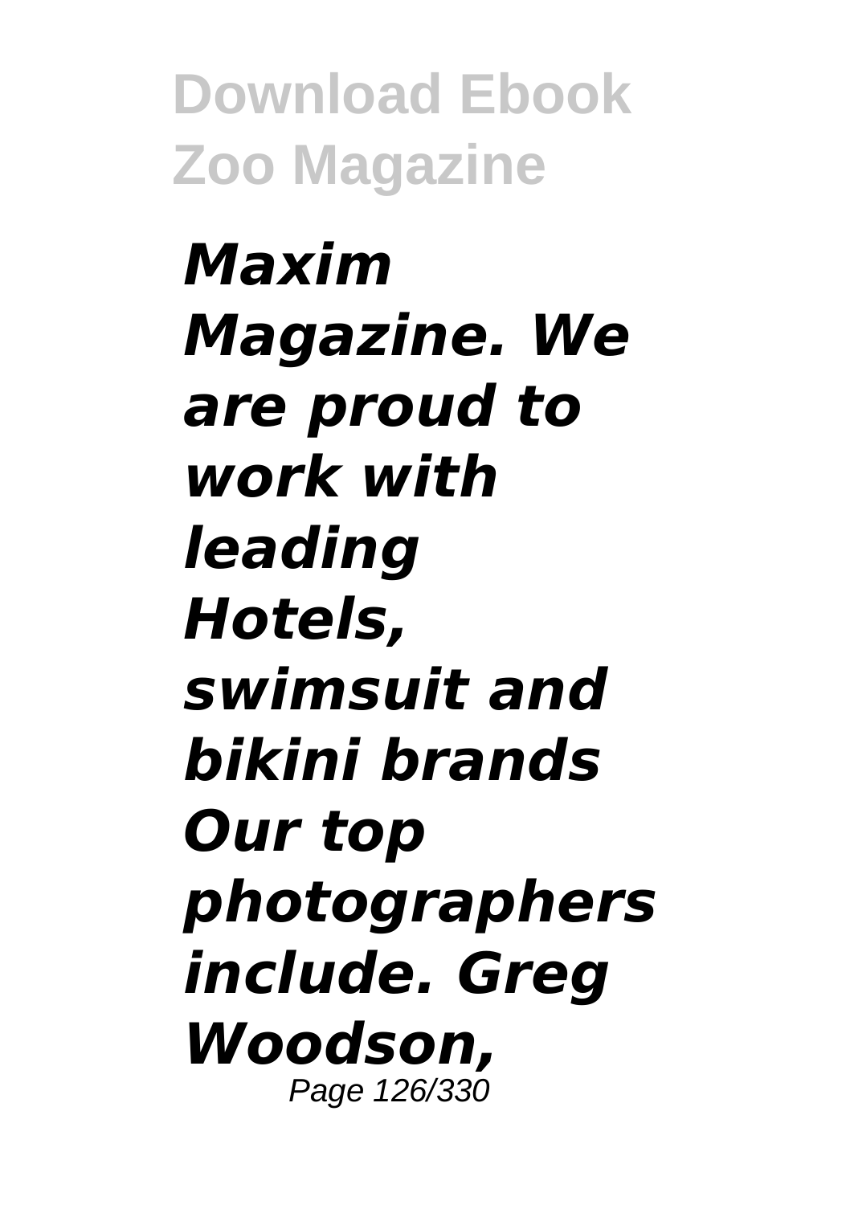***Maxim Magazine. We are proud to work with leading Hotels, swimsuit and bikini brands Our top photographers include. Greg Woodson,***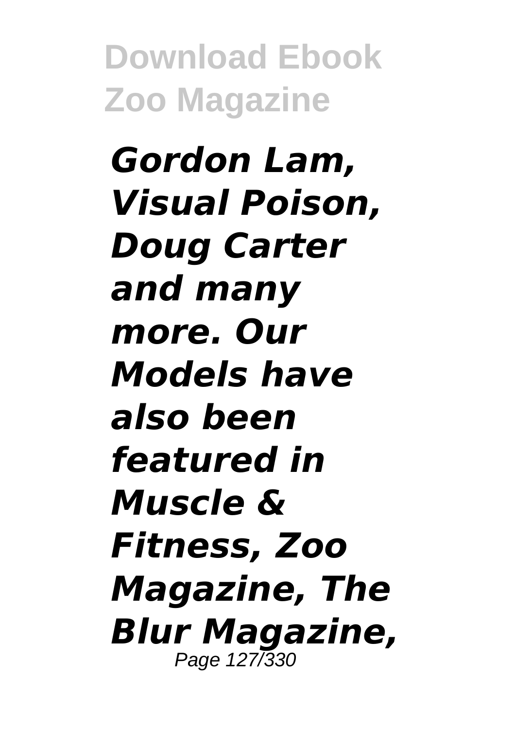***Gordon Lam, Visual Poison, Doug Carter and many more. Our Models have also been featured in Muscle & Fitness, Zoo Magazine, The Blur Magazine,***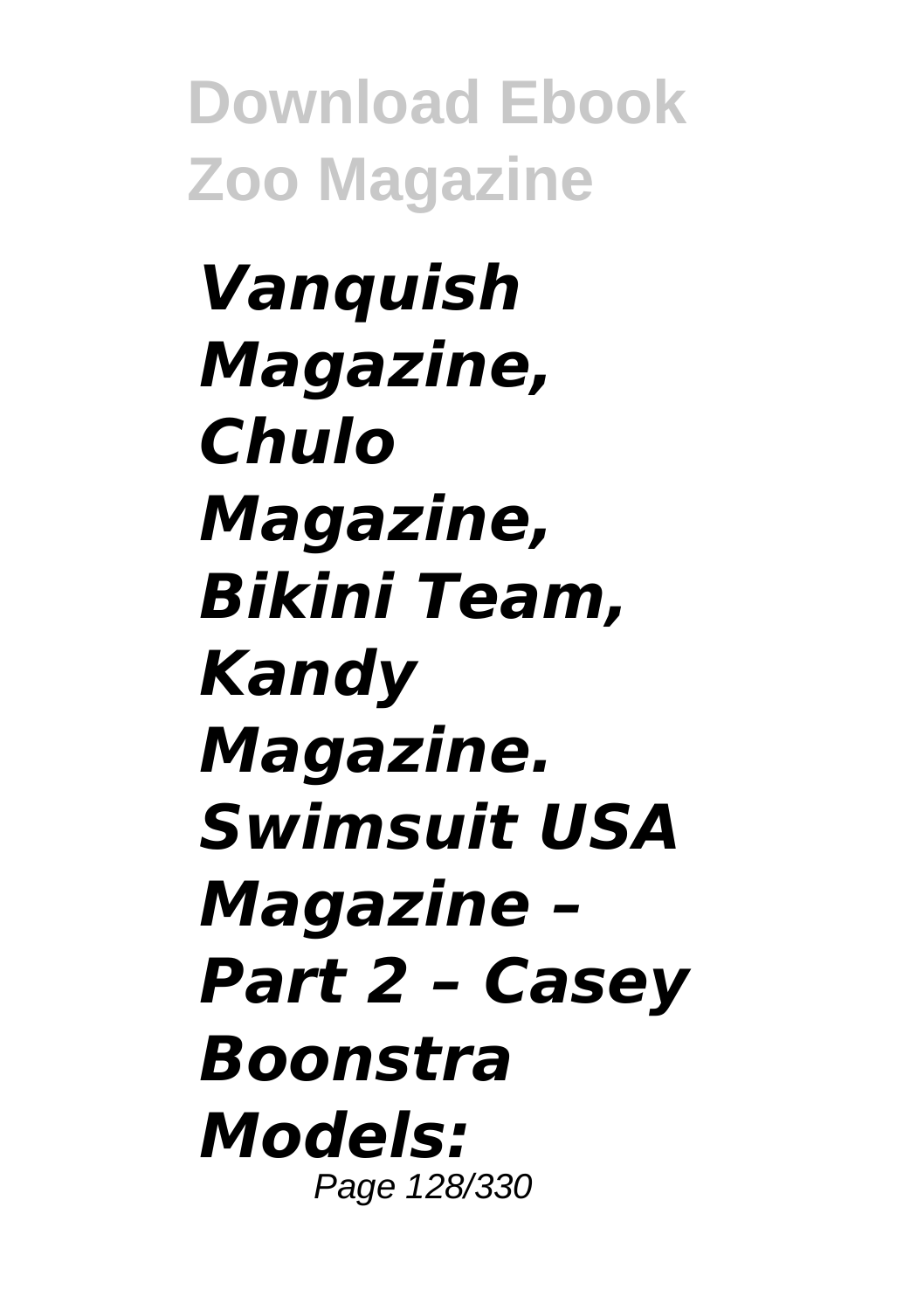***Vanquish Magazine, Chulo Magazine, Bikini Team, Kandy Magazine. Swimsuit USA Magazine – Part 2 – Casey Boonstra Models:***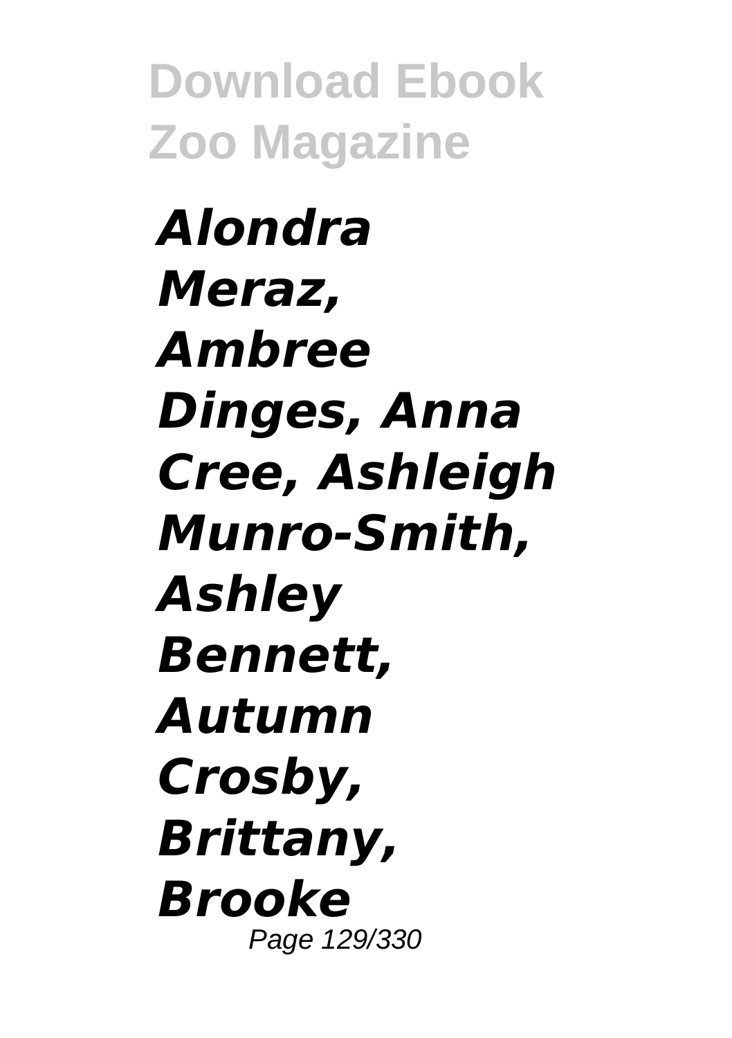***Alondra Meraz, Ambree Dinges, Anna Cree, Ashleigh Munro-Smith, Ashley Bennett, Autumn Crosby, Brittany, Brooke***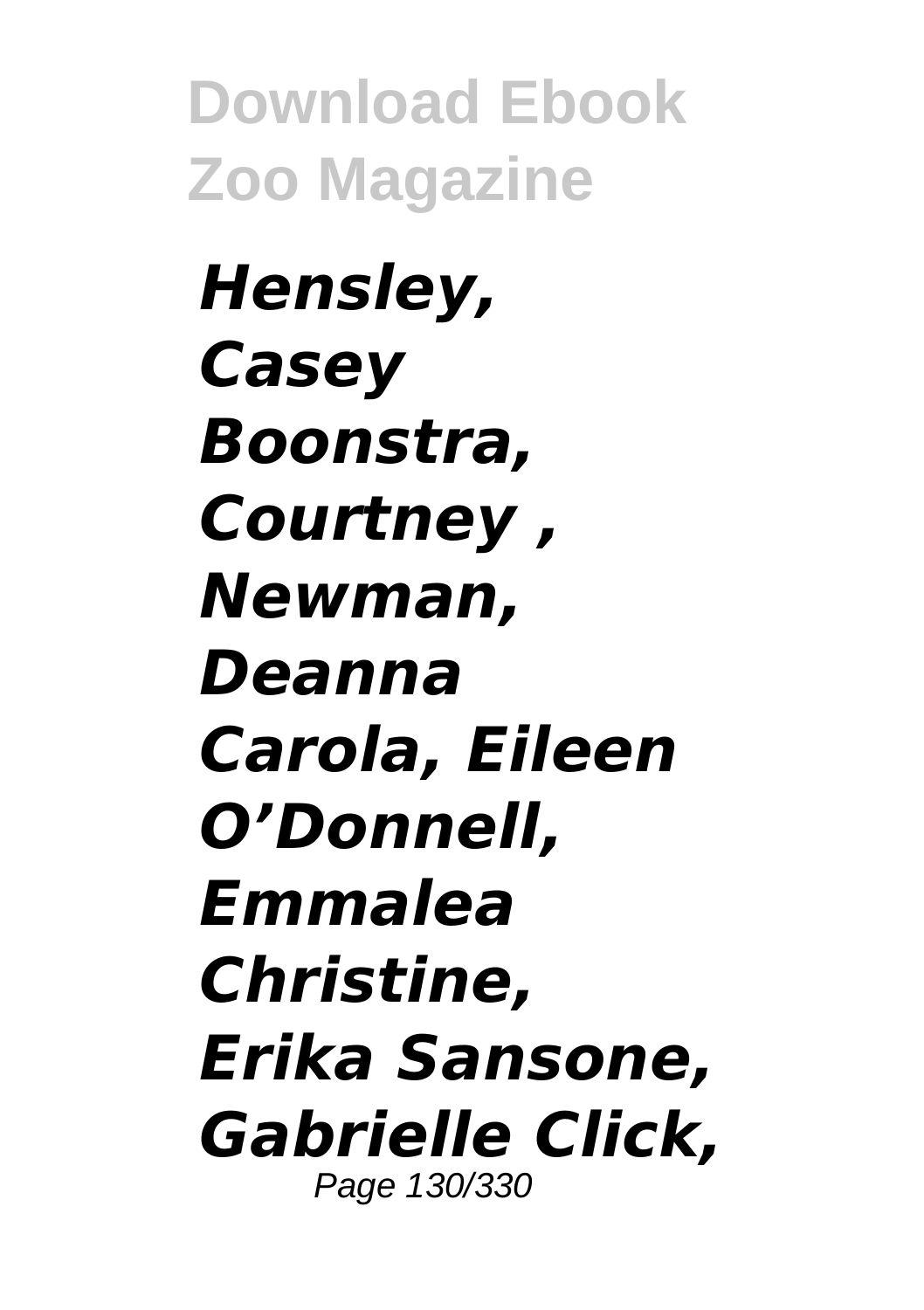***Hensley, Casey Boonstra, Courtney , Newman, Deanna Carola, Eileen O'Donnell, Emmalea Christine, Erika Sansone, Gabrielle Click,***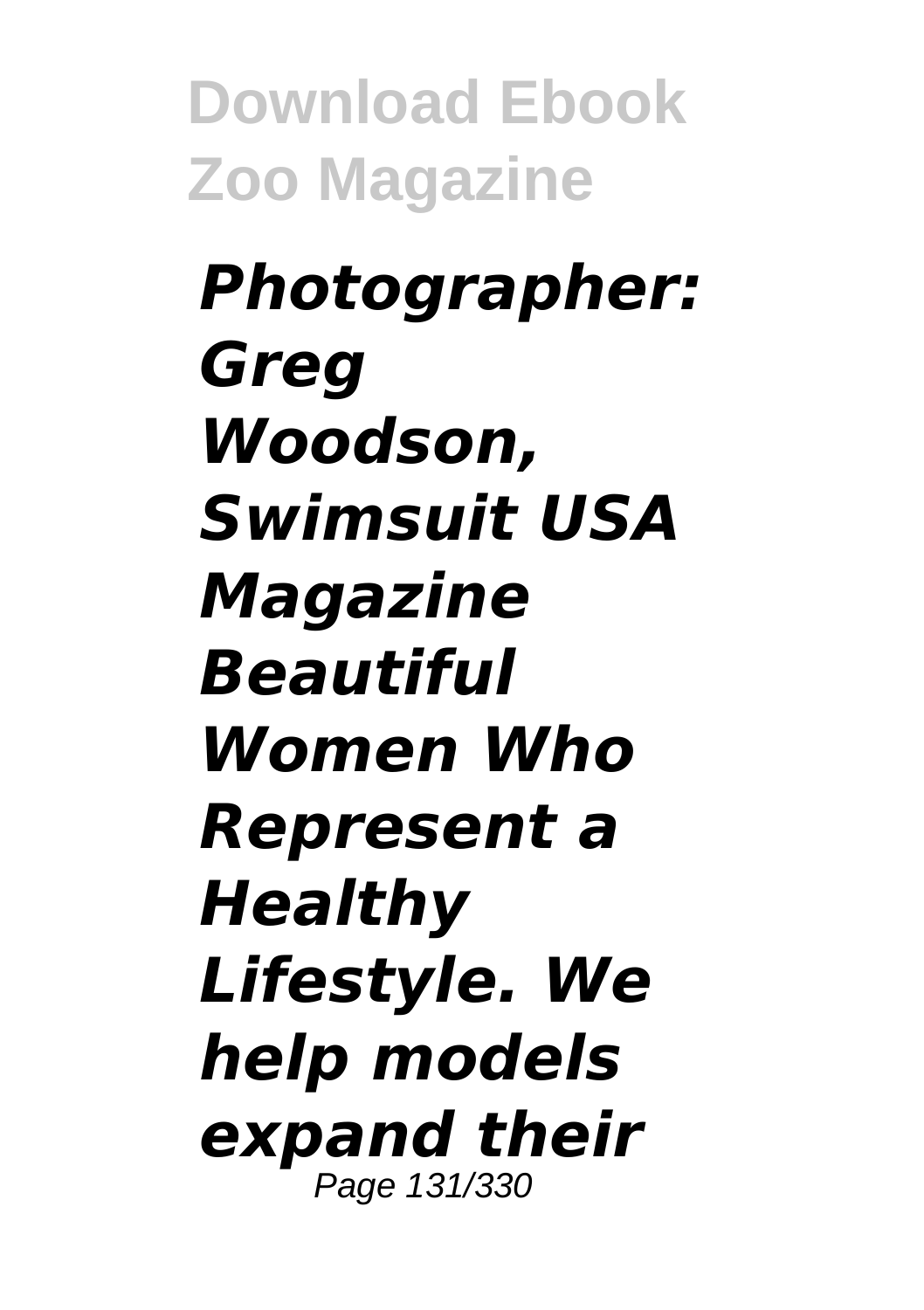***Photographer: Greg Woodson, Swimsuit USA Magazine Beautiful Women Who Represent a Healthy Lifestyle. We help models expand their***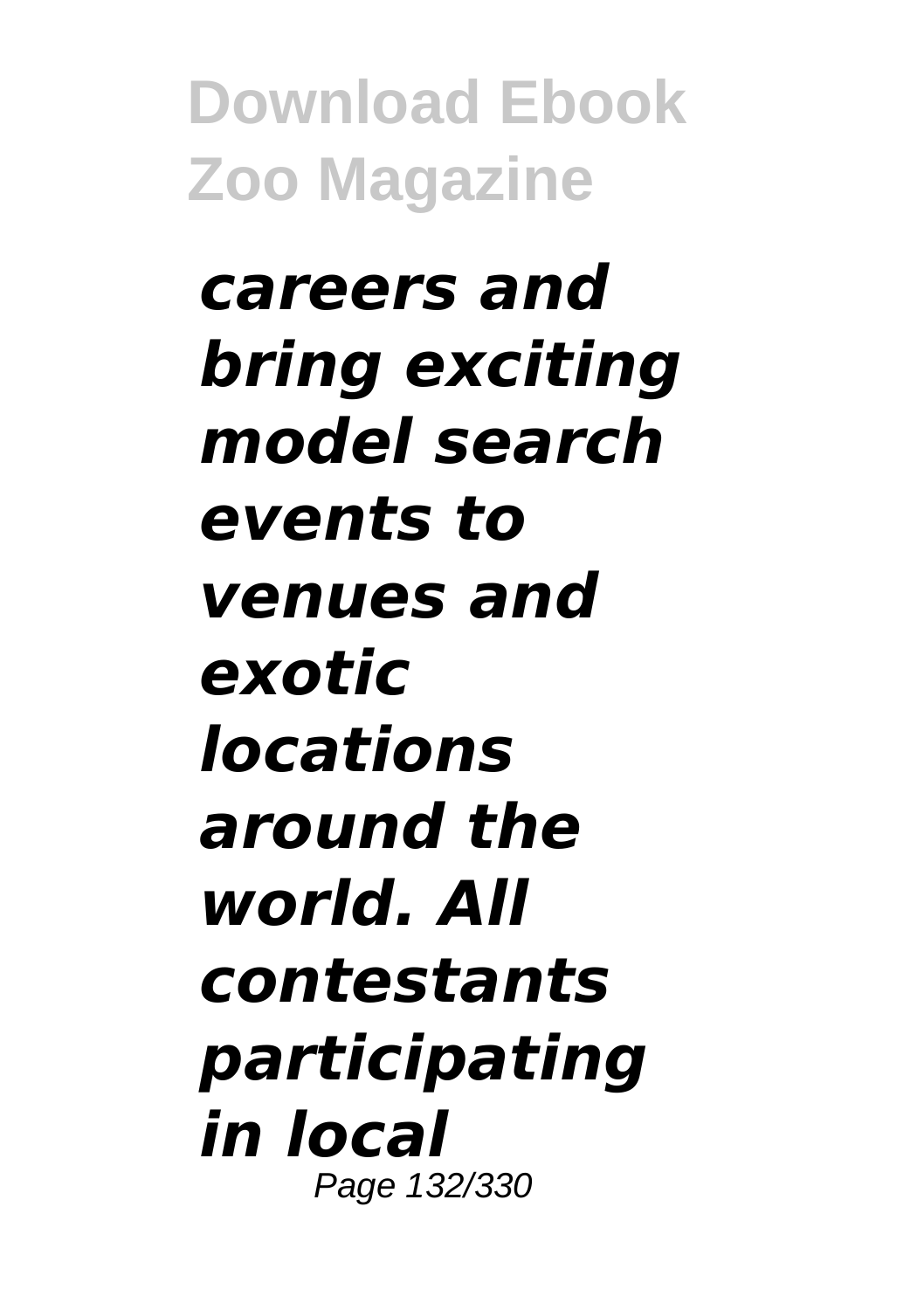***careers and bring exciting model search events to venues and exotic locations around the world. All contestants participating in local***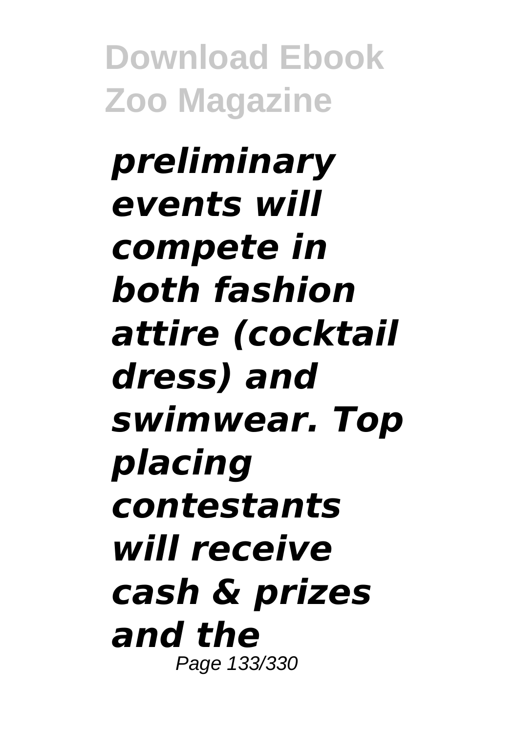***preliminary events will compete in both fashion attire (cocktail dress) and swimwear. Top placing contestants will receive cash & prizes and the***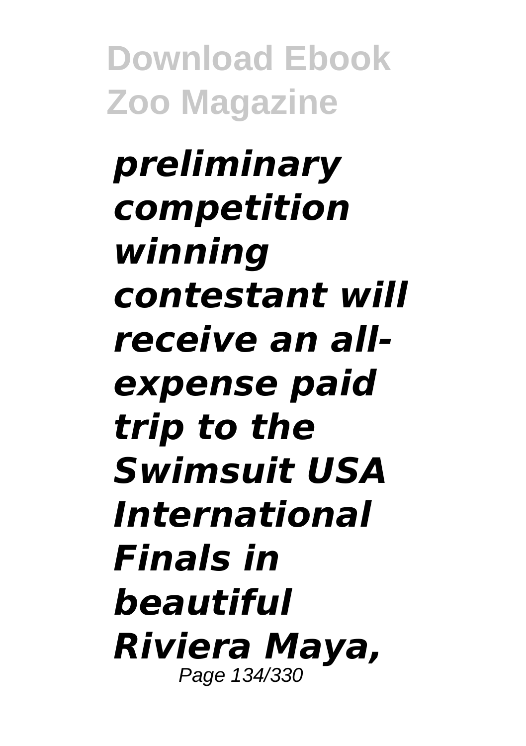***preliminary competition winning contestant will receive an all-expense paid trip to the Swimsuit USA International Finals in beautiful Riviera Maya,***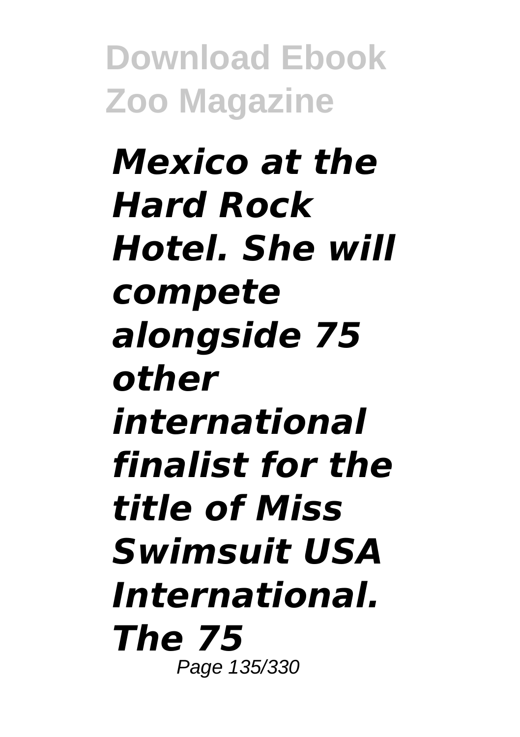***Mexico at the Hard Rock Hotel. She will compete alongside 75 other international finalist for the title of Miss Swimsuit USA International. The 75***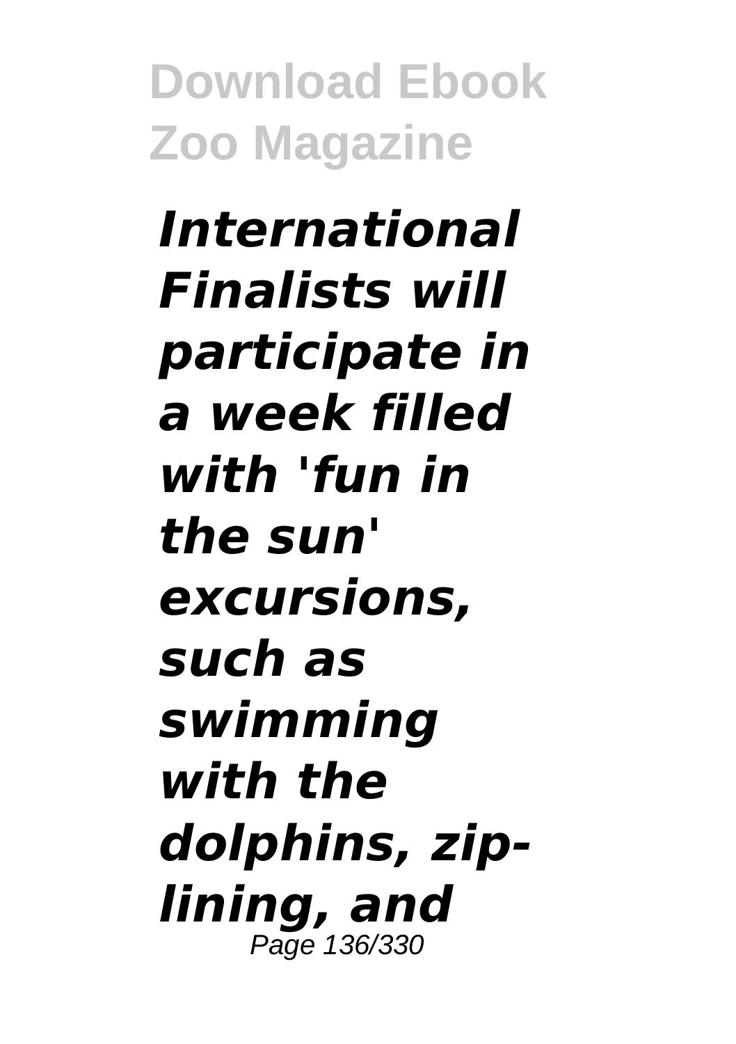***International Finalists will participate in a week filled with 'fun in the sun' excursions, such as swimming with the dolphins, zip-lining, and***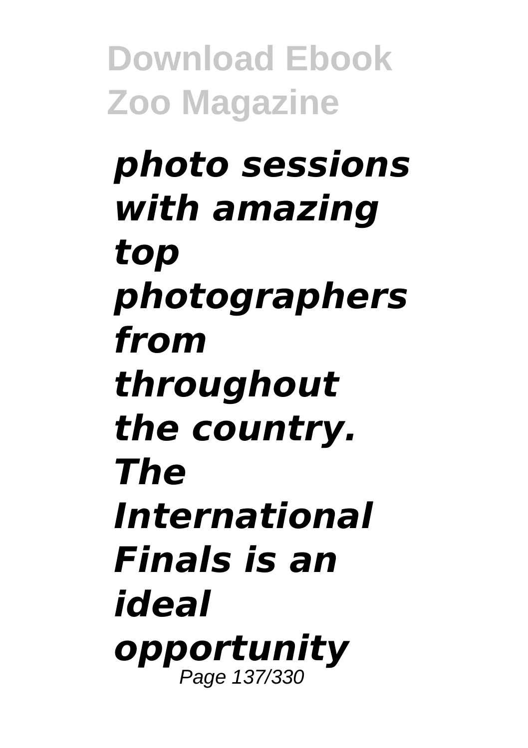***photo sessions with amazing top photographers from throughout the country. The International Finals is an ideal opportunity***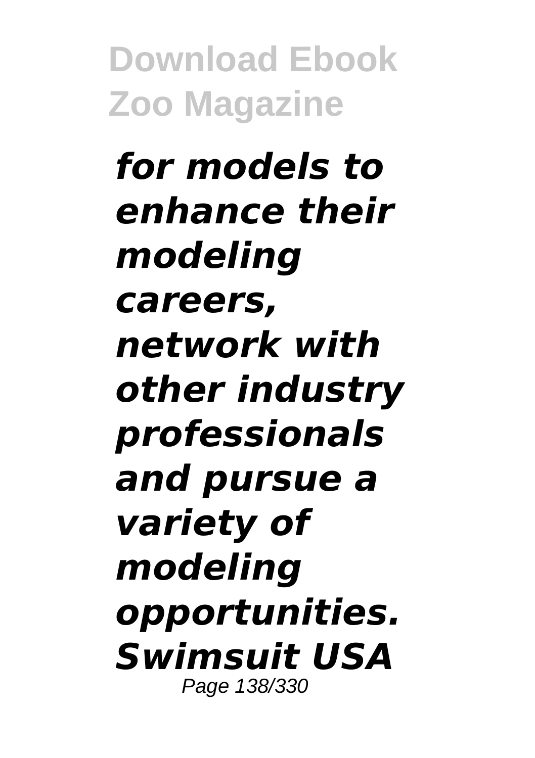***for models to enhance their modeling careers, network with other industry professionals and pursue a variety of modeling opportunities. Swimsuit USA***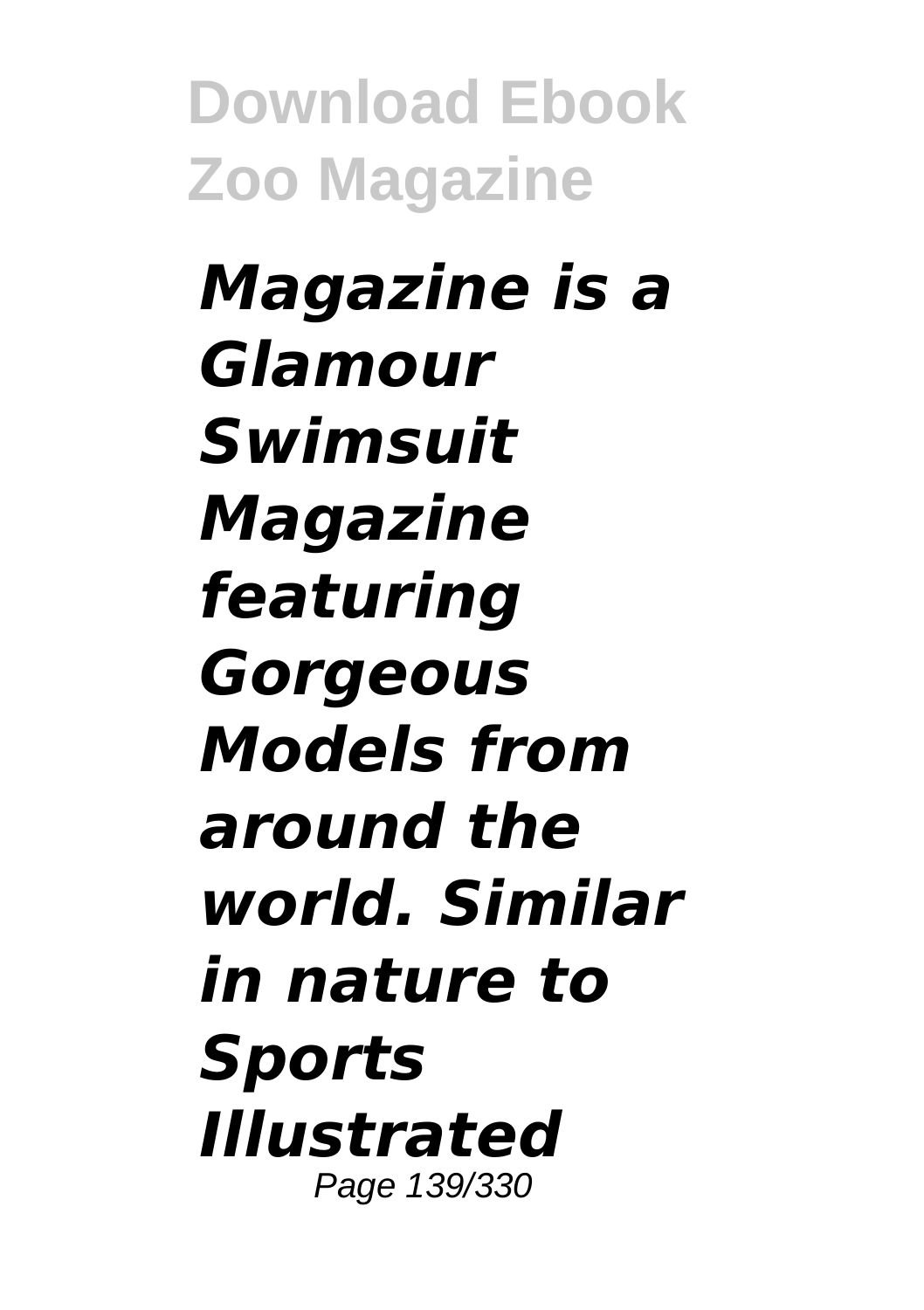***Magazine is a Glamour Swimsuit Magazine featuring Gorgeous Models from around the world. Similar in nature to Sports Illustrated***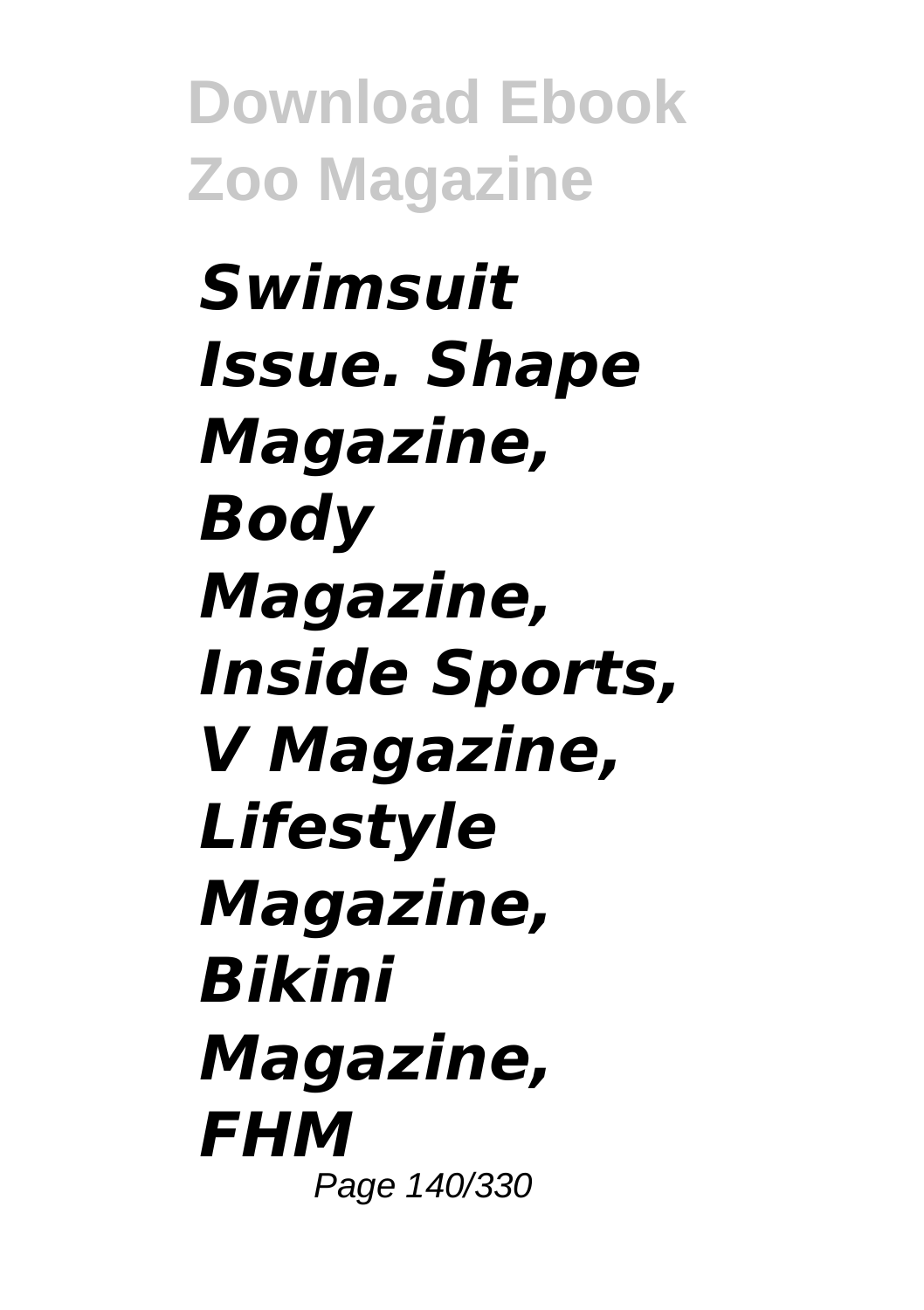***Swimsuit Issue. Shape Magazine, Body Magazine, Inside Sports, V Magazine, Lifestyle Magazine, Bikini Magazine, FHM***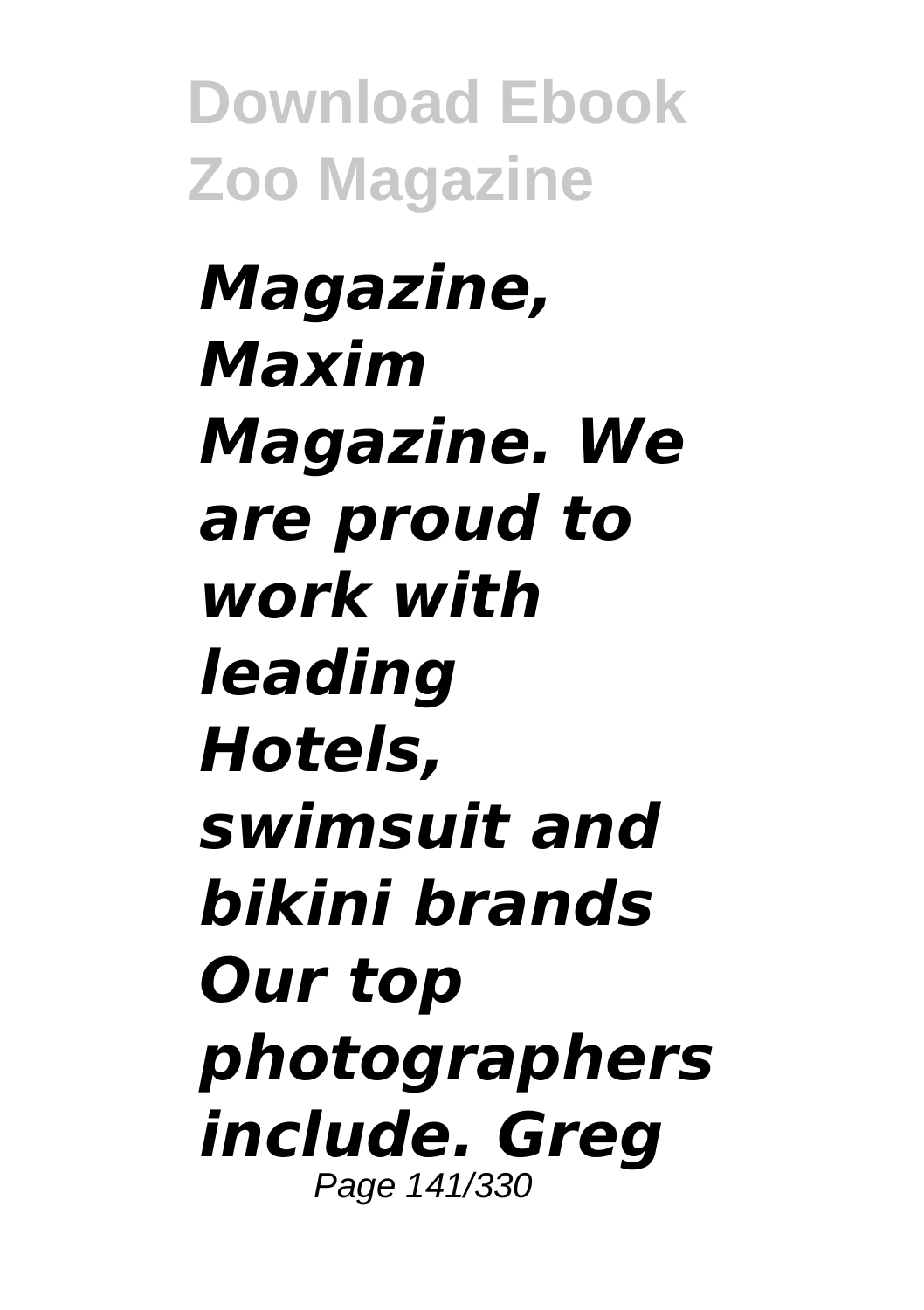*Magazine, Maxim Magazine. We are proud to work with leading Hotels, swimsuit and bikini brands Our top photographers include. Greg*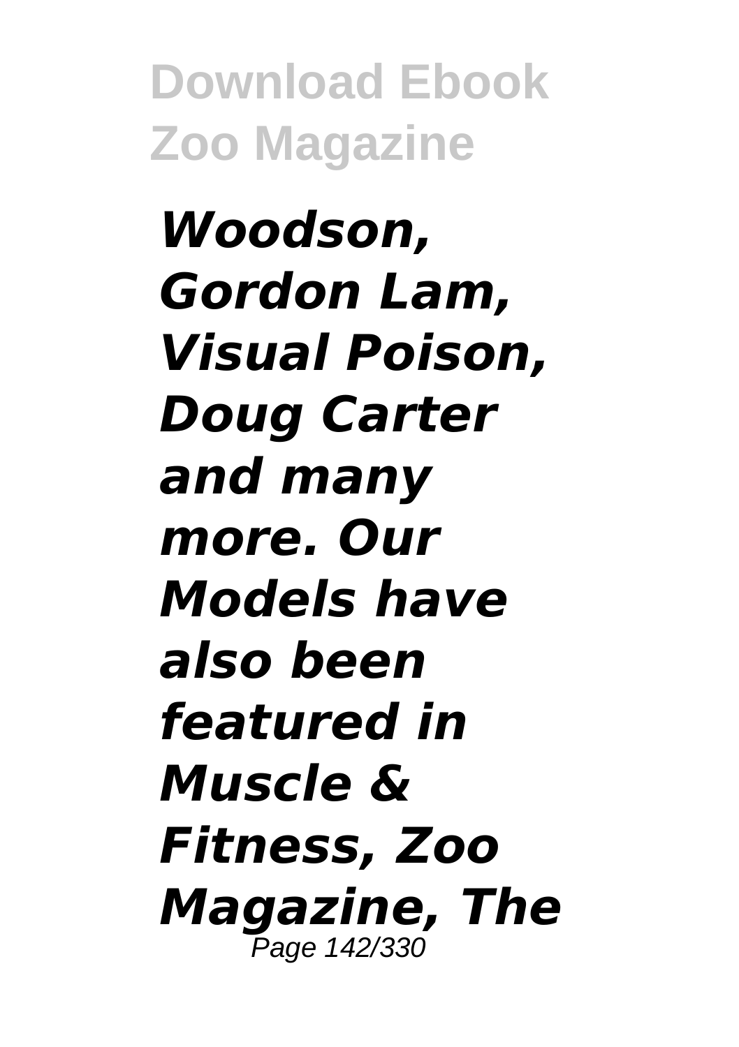***Woodson, Gordon Lam, Visual Poison, Doug Carter and many more. Our Models have also been featured in Muscle & Fitness, Zoo Magazine, The***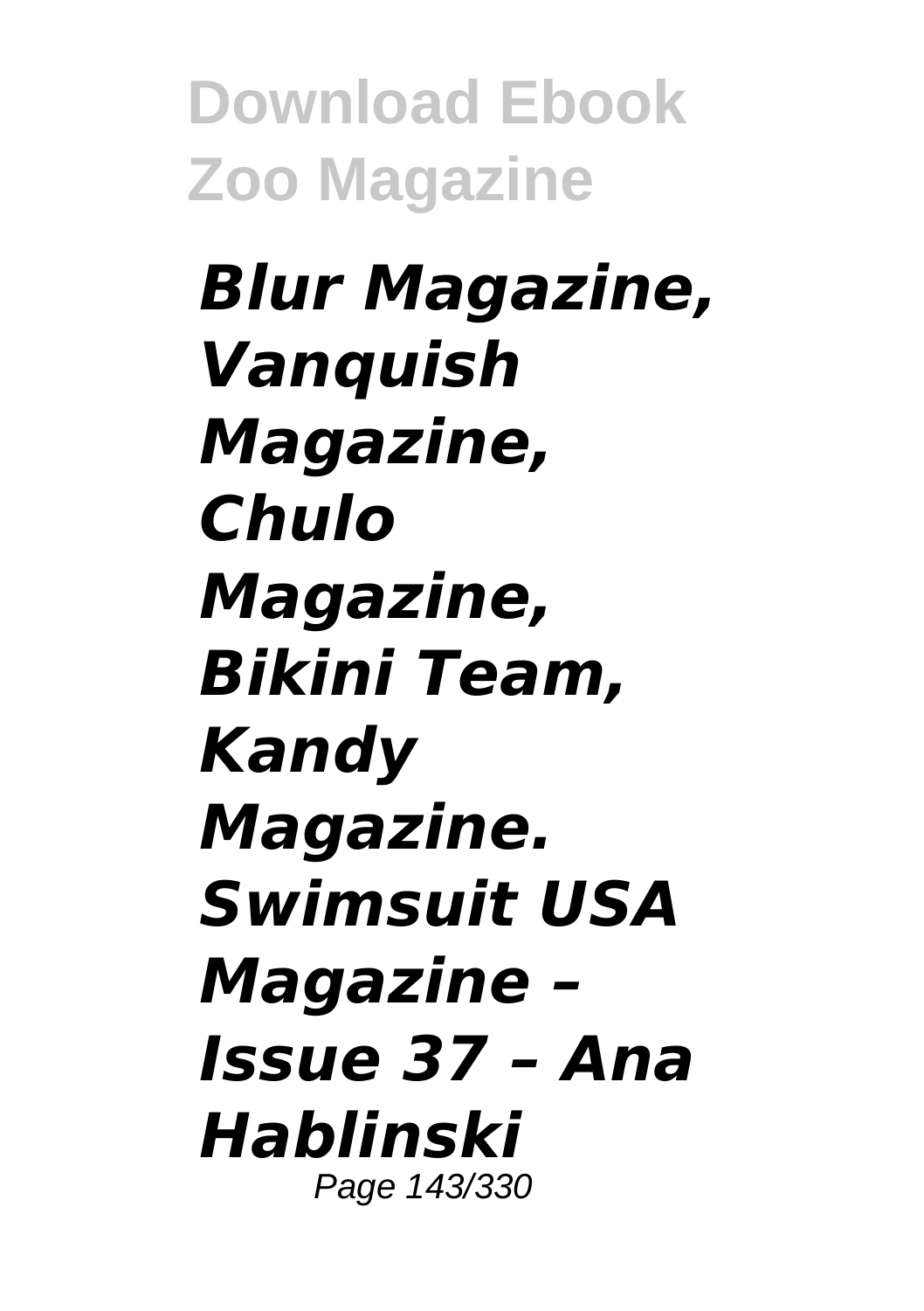***Blur Magazine, Vanquish Magazine, Chulo Magazine, Bikini Team, Kandy Magazine. Swimsuit USA Magazine – Issue 37 – Ana Hablinski***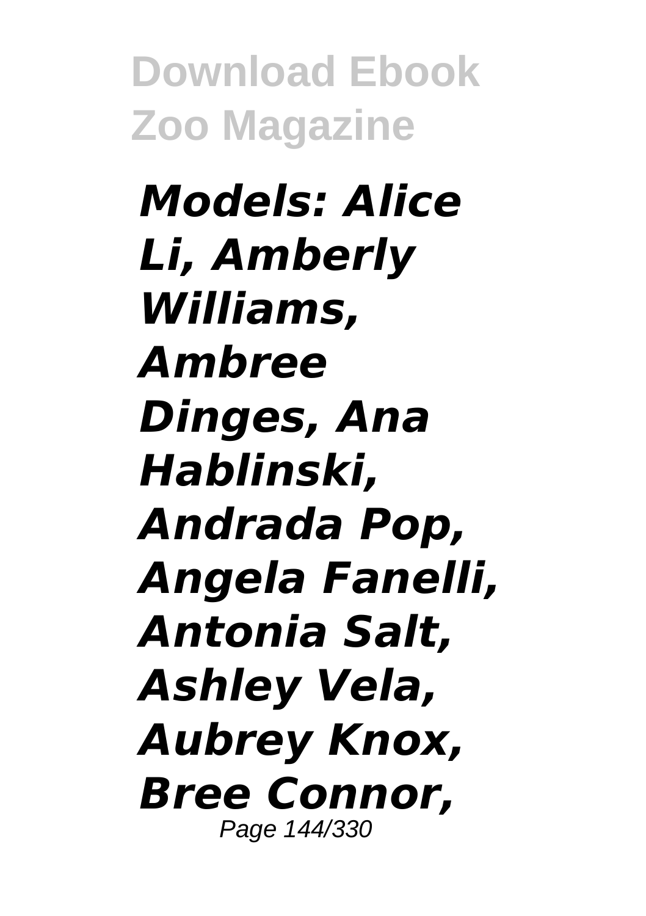*Models: Alice Li, Amberly Williams, Ambree Dinges, Ana Hablinski, Andrada Pop, Angela Fanelli, Antonia Salt, Ashley Vela, Aubrey Knox, Bree Connor,*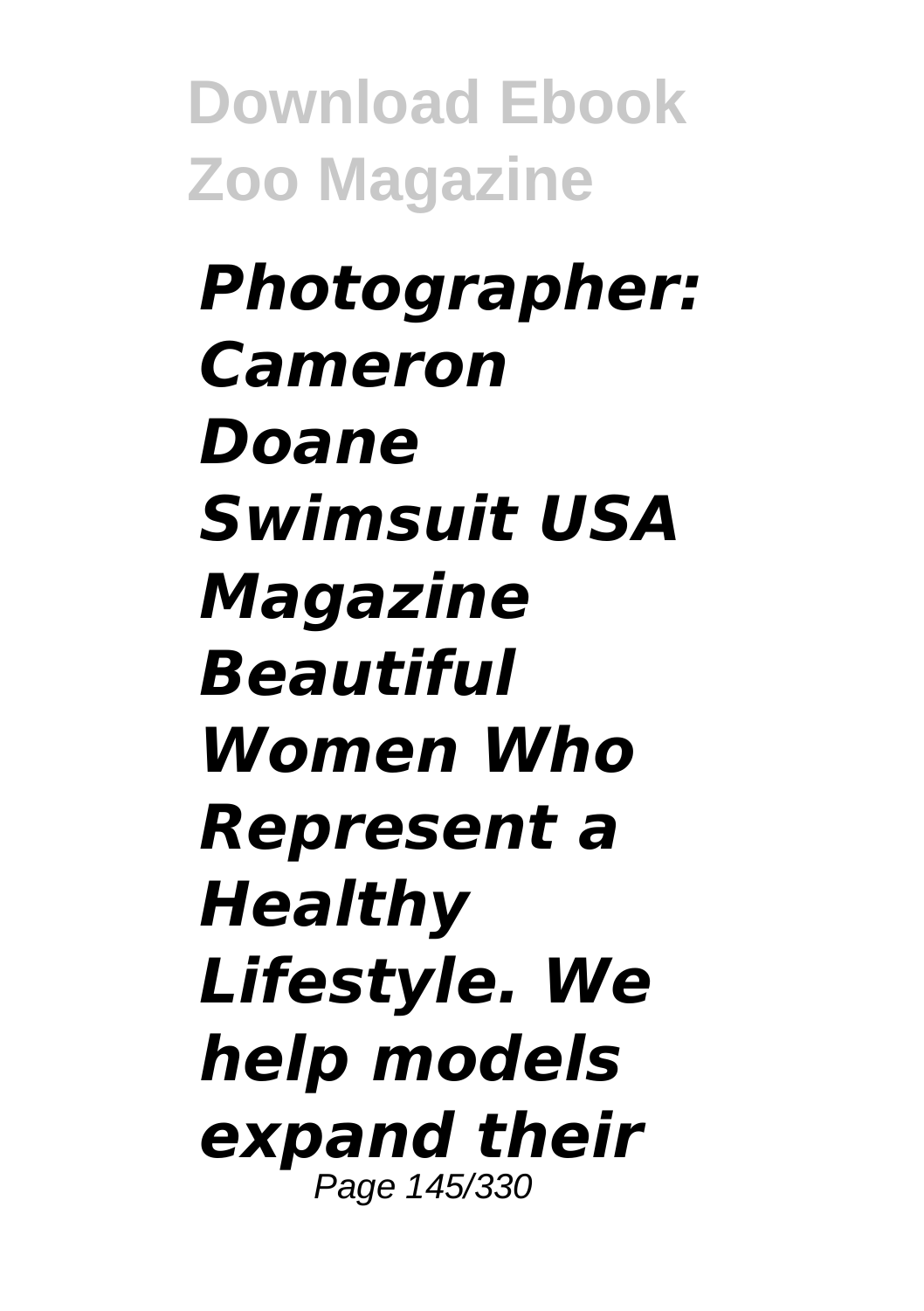***Photographer: Cameron Doane Swimsuit USA Magazine Beautiful Women Who Represent a Healthy Lifestyle. We help models expand their***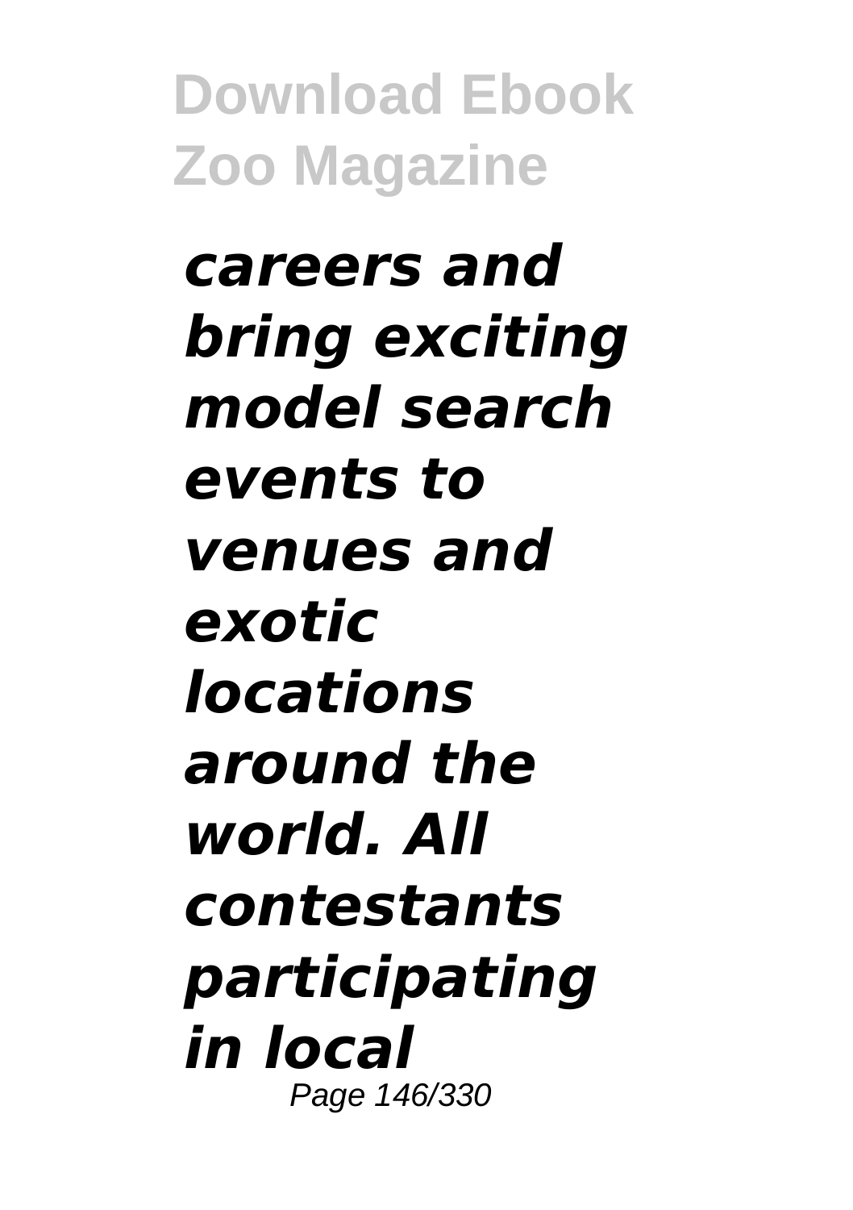***careers and bring exciting model search events to venues and exotic locations around the world. All contestants participating in local***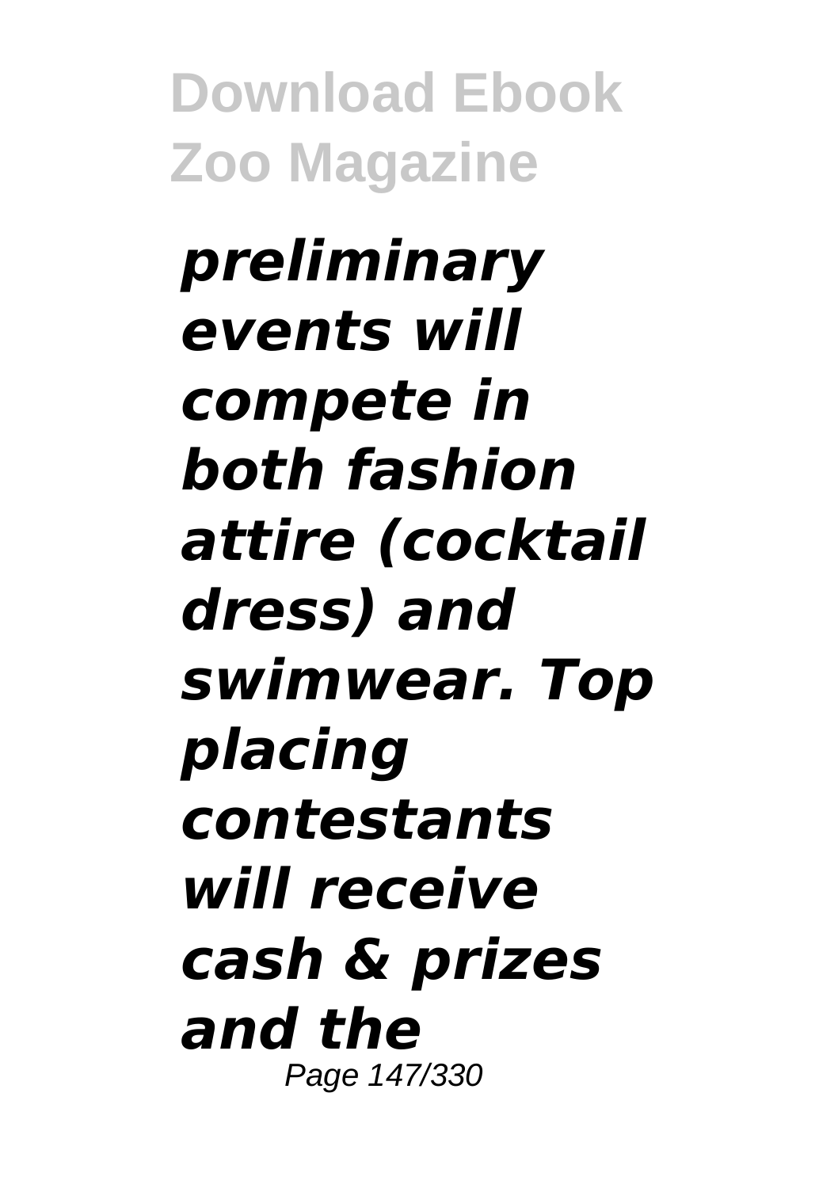***preliminary events will compete in both fashion attire (cocktail dress) and swimwear. Top placing contestants will receive cash & prizes and the***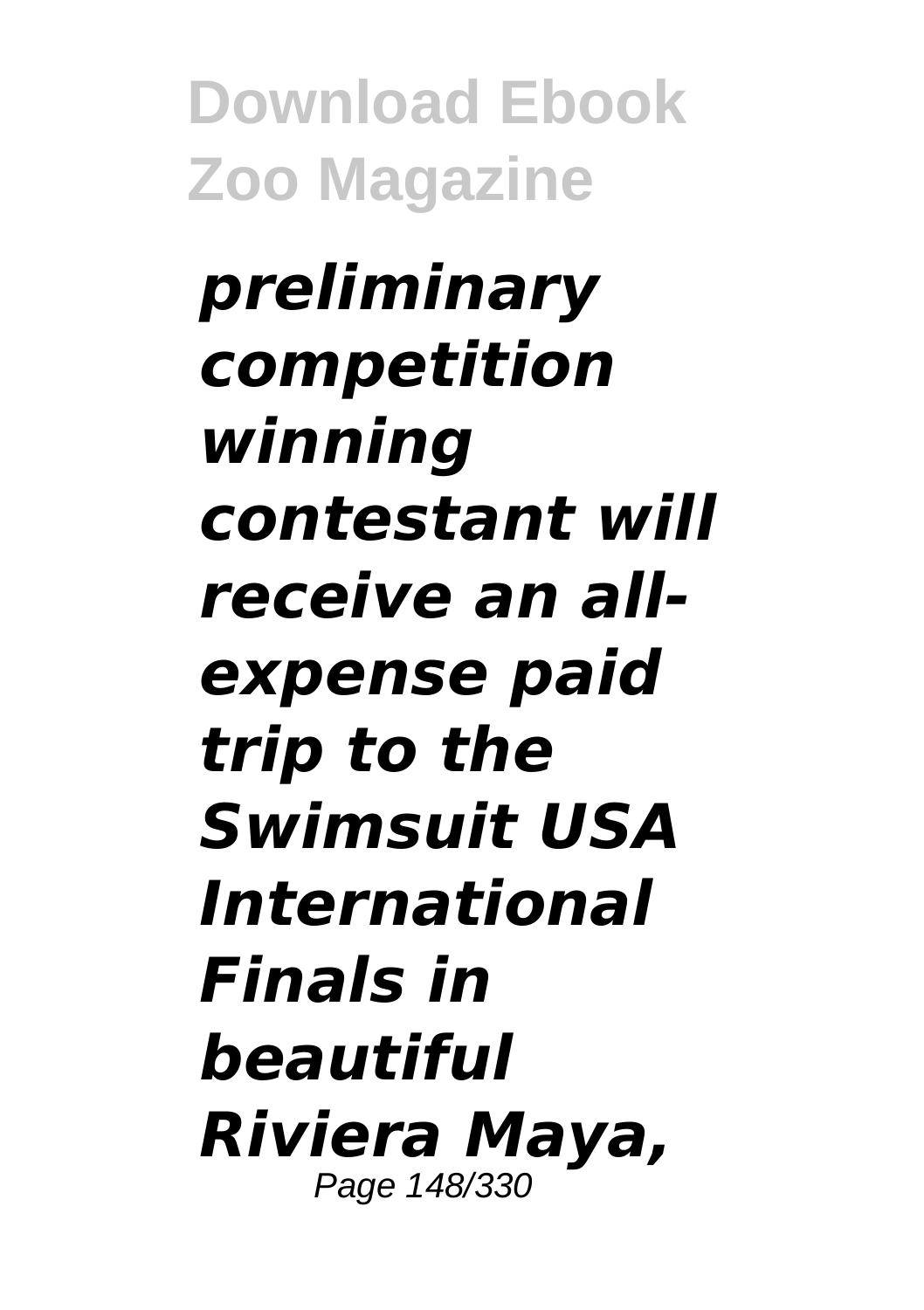***preliminary competition winning contestant will receive an all-expense paid trip to the Swimsuit USA International Finals in beautiful Riviera Maya,***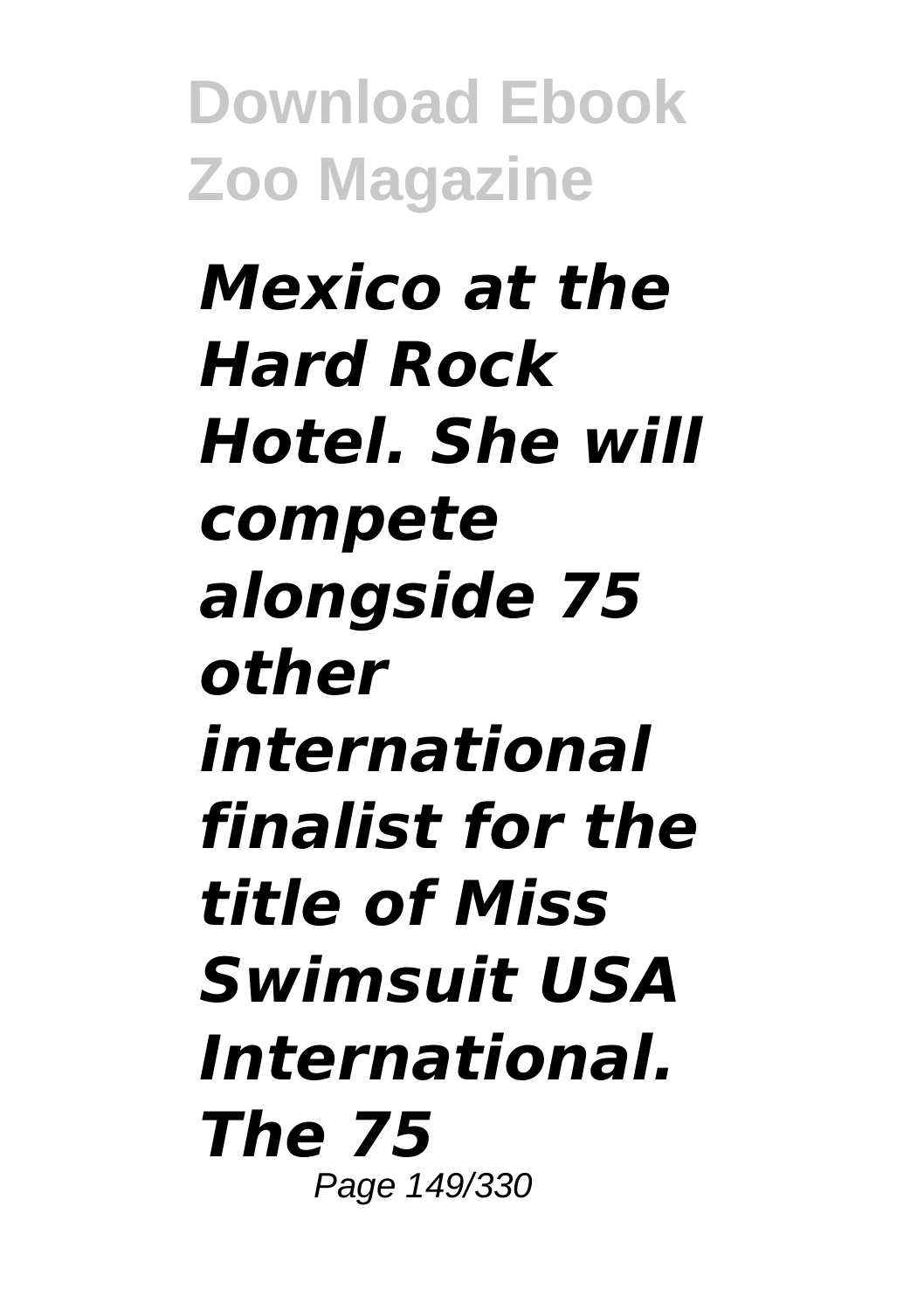***Mexico at the Hard Rock Hotel. She will compete alongside 75 other international finalist for the title of Miss Swimsuit USA International. The 75***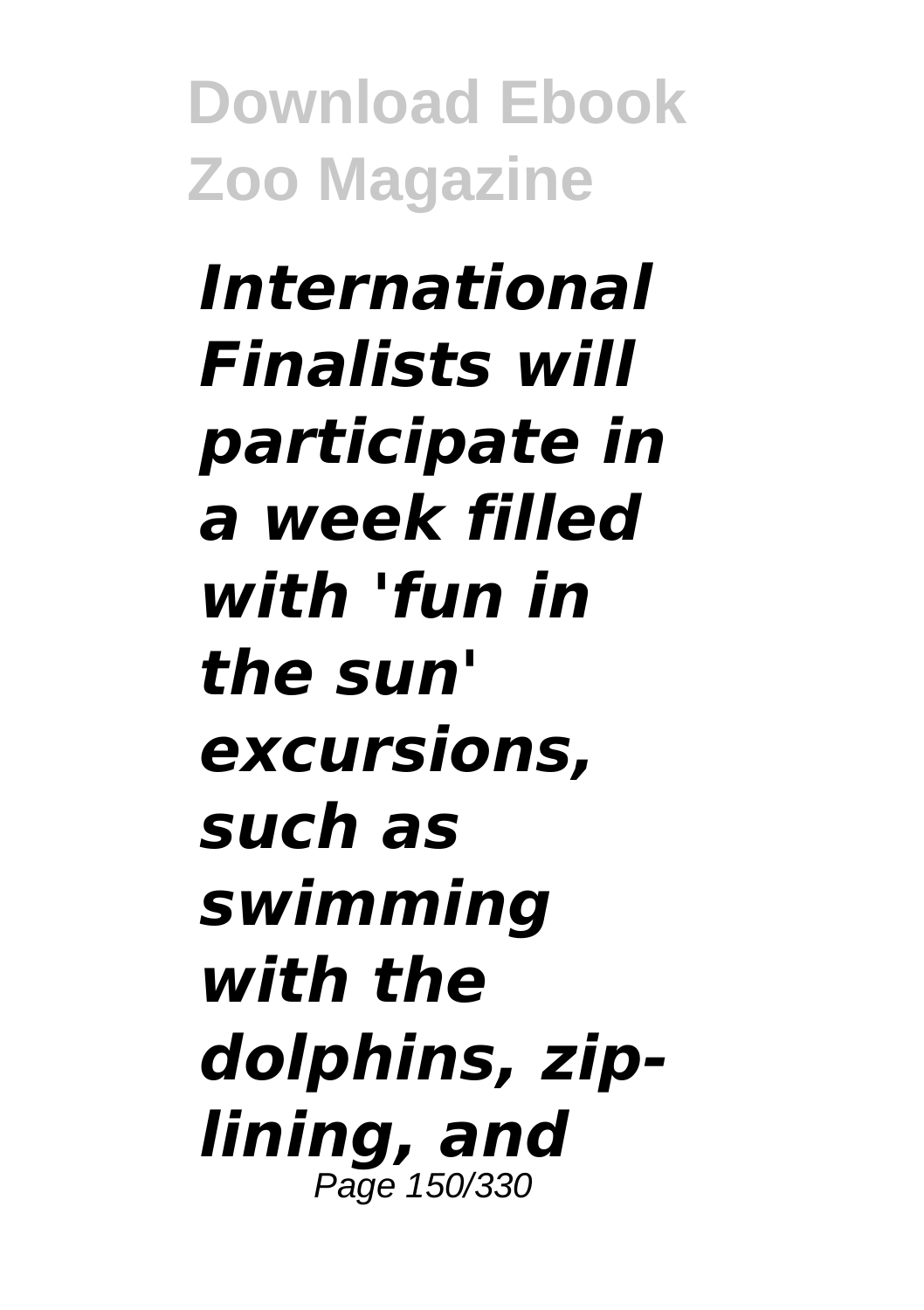***International Finalists will participate in a week filled with 'fun in the sun' excursions, such as swimming with the dolphins, zip-lining, and***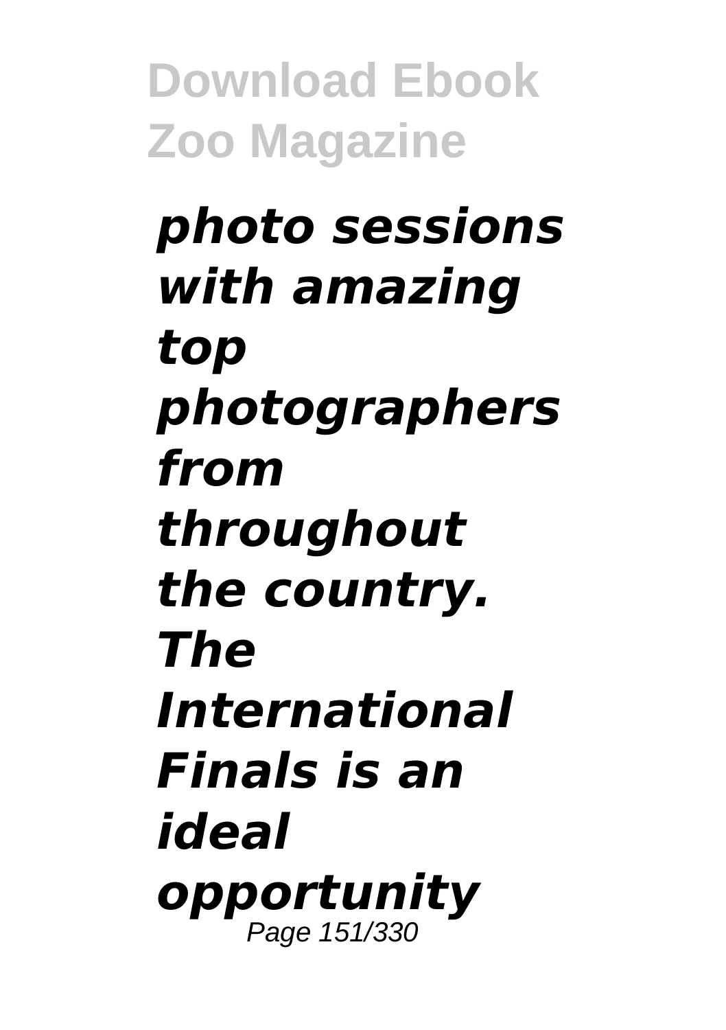***photo sessions with amazing top photographers from throughout the country. The International Finals is an ideal opportunity***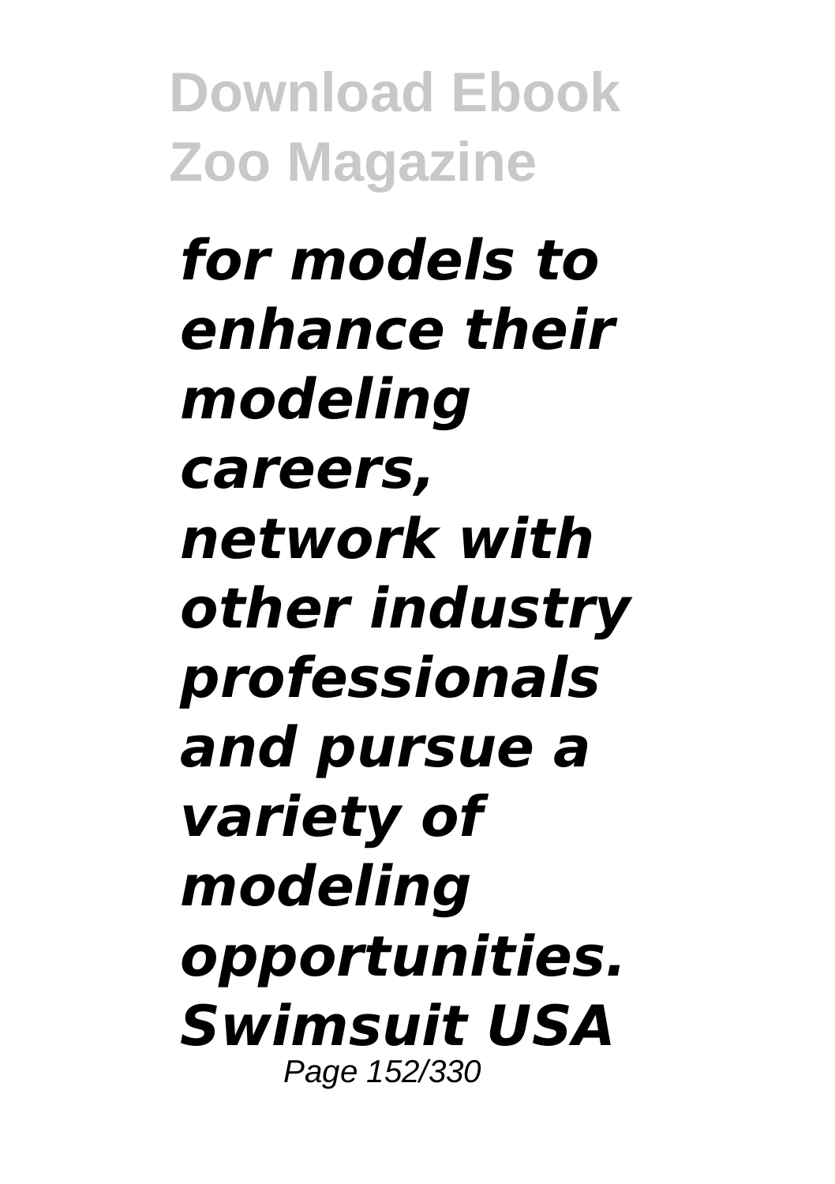***for models to enhance their modeling careers, network with other industry professionals and pursue a variety of modeling opportunities. Swimsuit USA***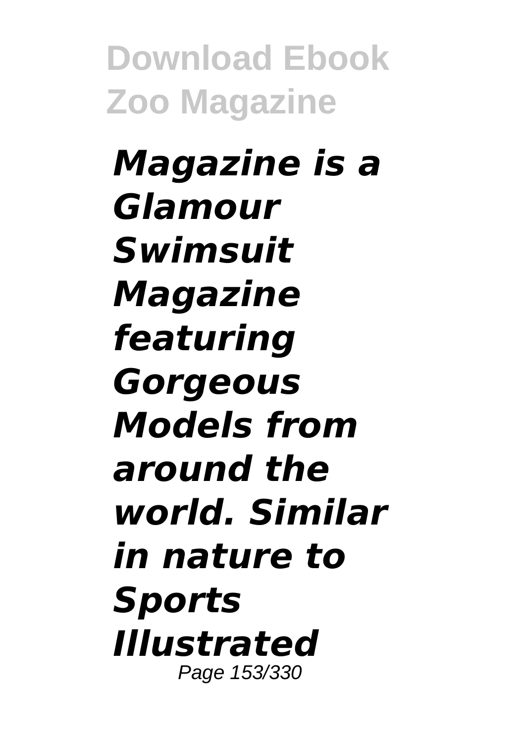***Magazine is a Glamour Swimsuit Magazine featuring Gorgeous Models from around the world. Similar in nature to Sports Illustrated***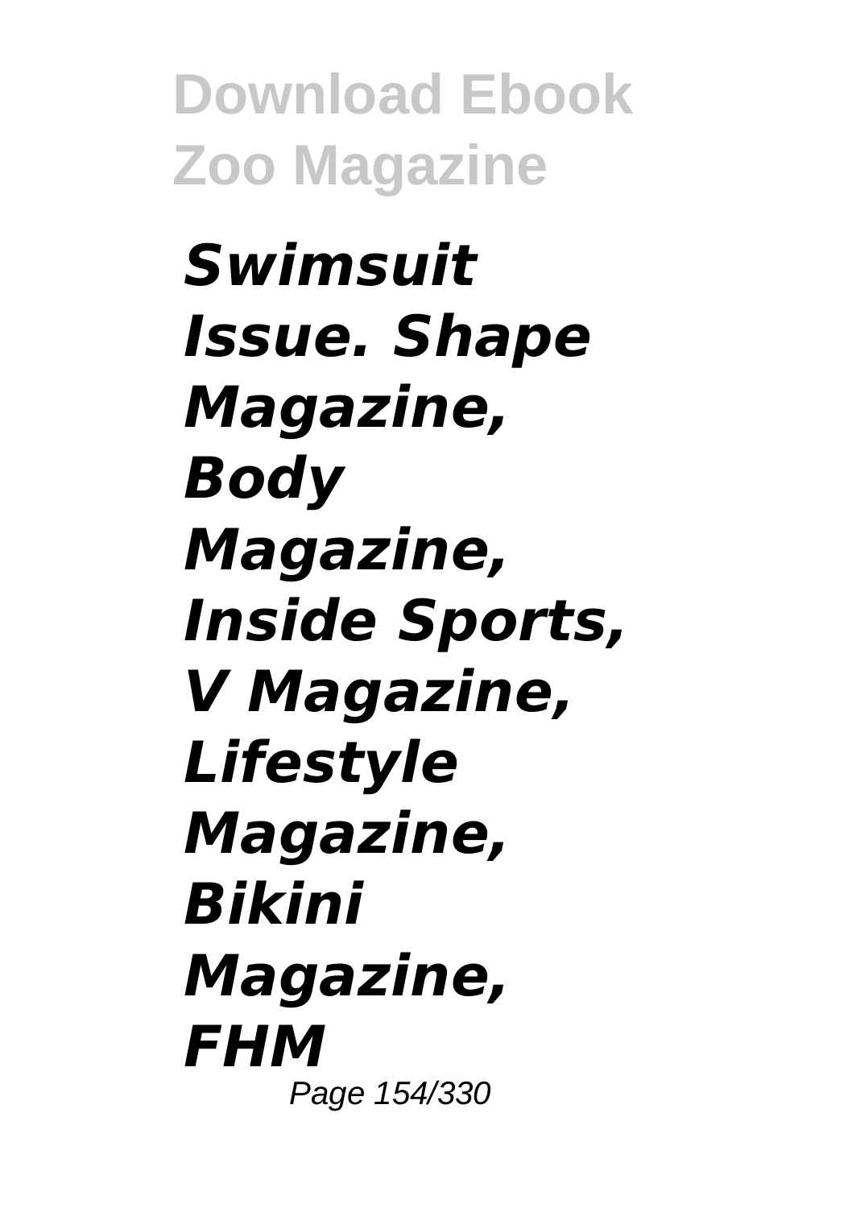***Swimsuit Issue. Shape Magazine, Body Magazine, Inside Sports, V Magazine, Lifestyle Magazine, Bikini Magazine, FHM***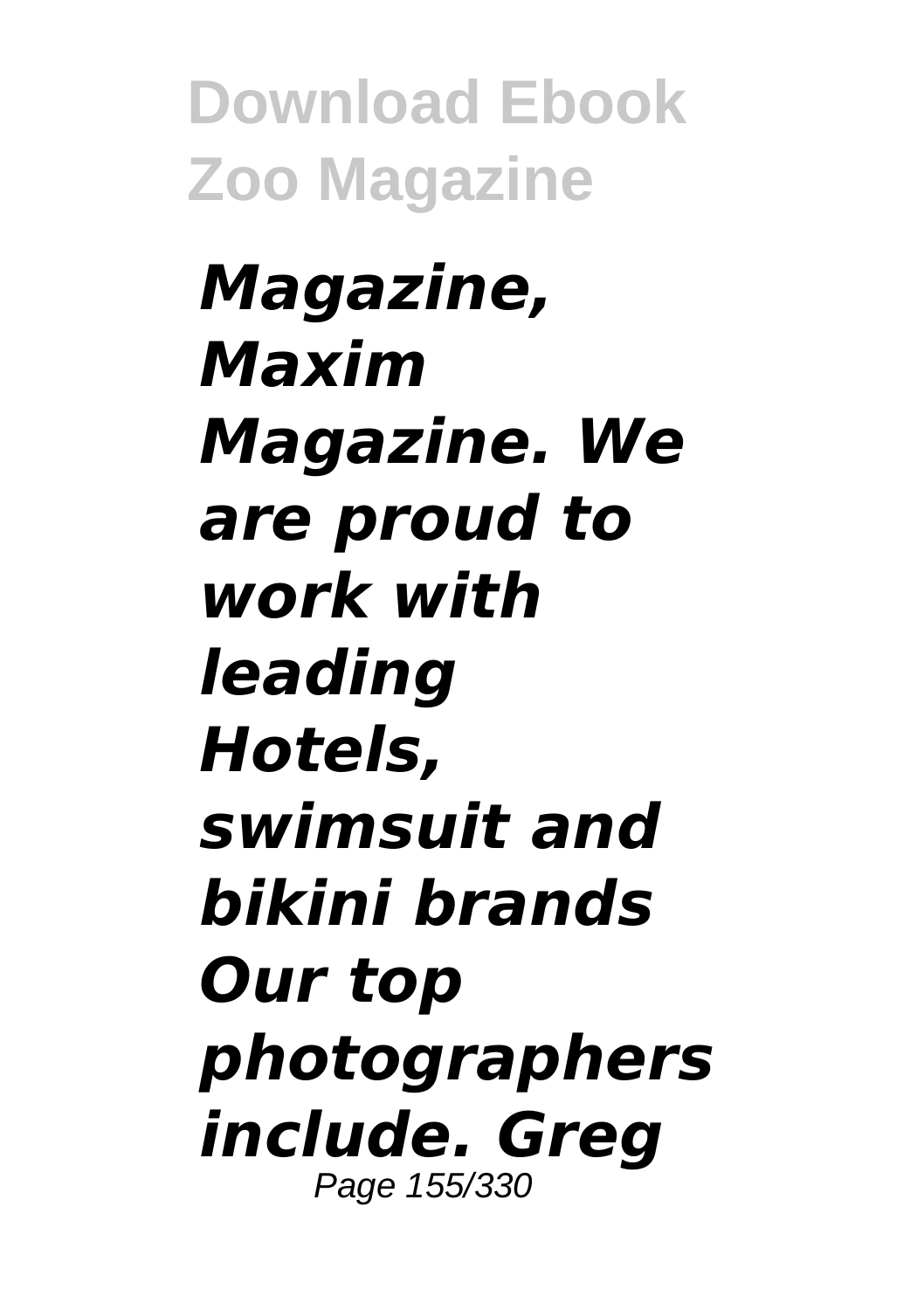*Magazine, Maxim Magazine. We are proud to work with leading Hotels, swimsuit and bikini brands Our top photographers include. Greg*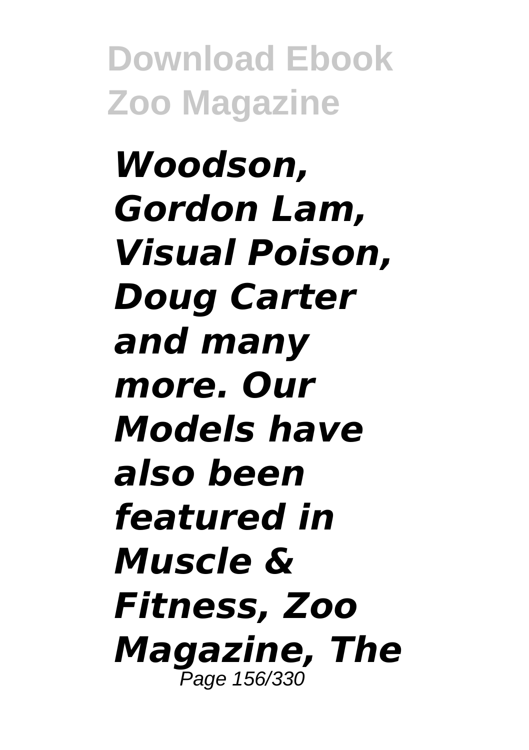***Woodson, Gordon Lam, Visual Poison, Doug Carter and many more. Our Models have also been featured in Muscle & Fitness, Zoo Magazine, The***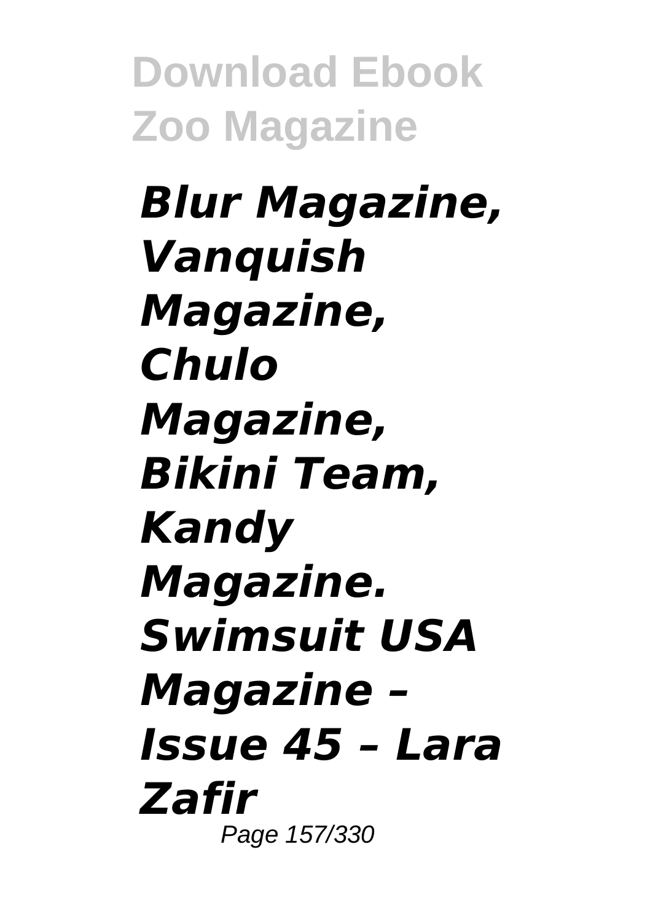***Blur Magazine, Vanquish Magazine, Chulo Magazine, Bikini Team, Kandy Magazine. Swimsuit USA Magazine – Issue 45 – Lara Zafir***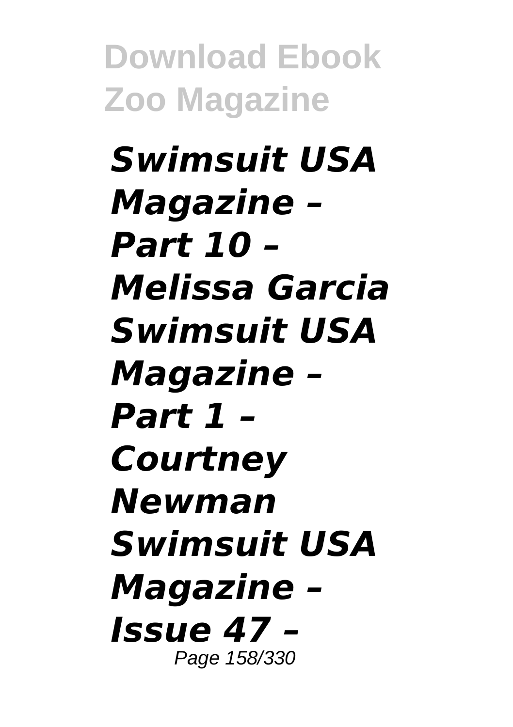***Swimsuit USA Magazine – Part 10 – Melissa Garcia Swimsuit USA Magazine – Part 1 – Courtney Newman Swimsuit USA Magazine – Issue 47 –***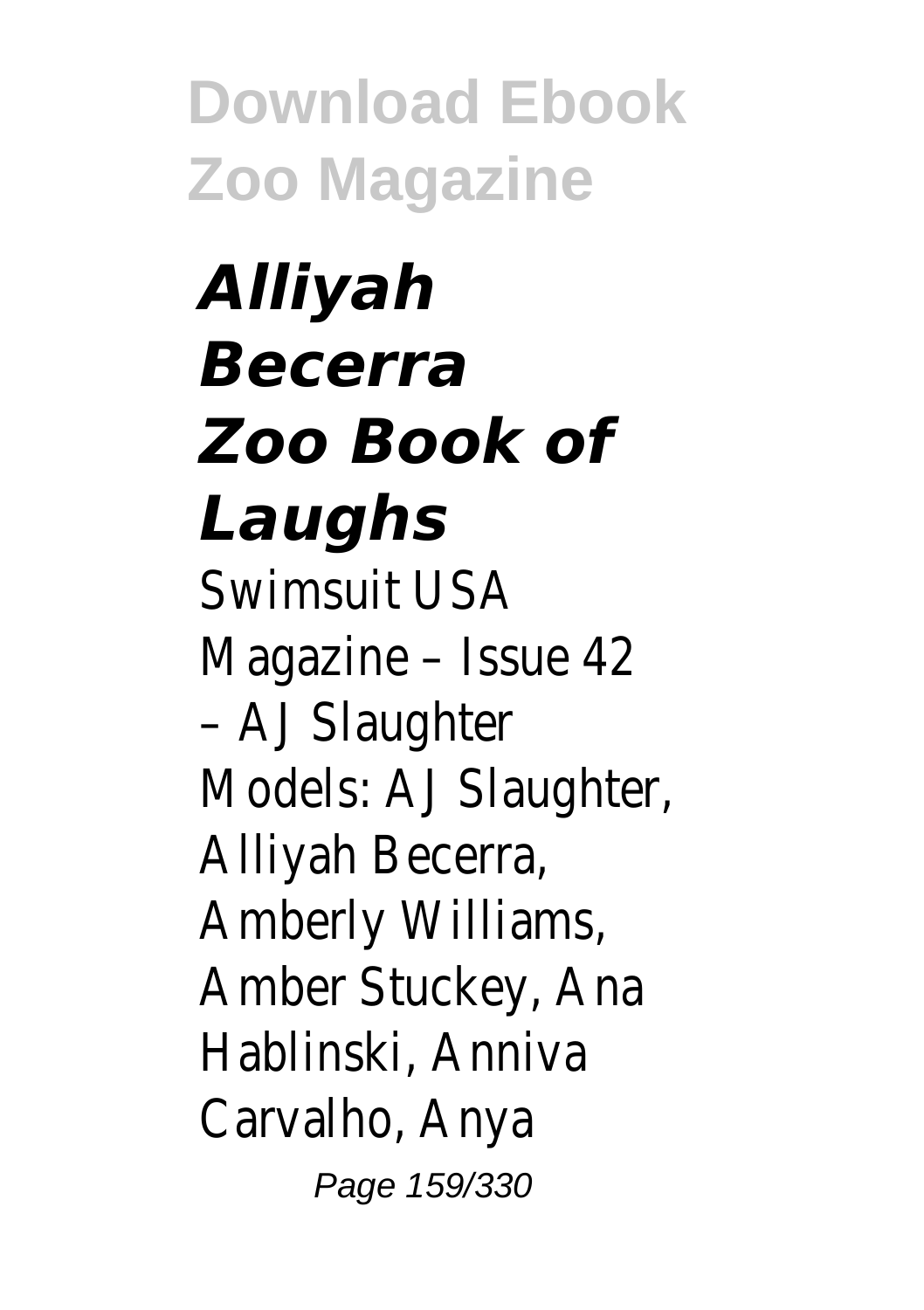## *Alliyah Becerra Zoo Book of Laughs*

Swimsuit USA Magazine – Issue 42 – AJ Slaughter Models: AJ Slaughter, Alliyah Becerra, Amberly Williams, Amber Stuckey, Ana Hablinski, Anniva Carvalho, Anya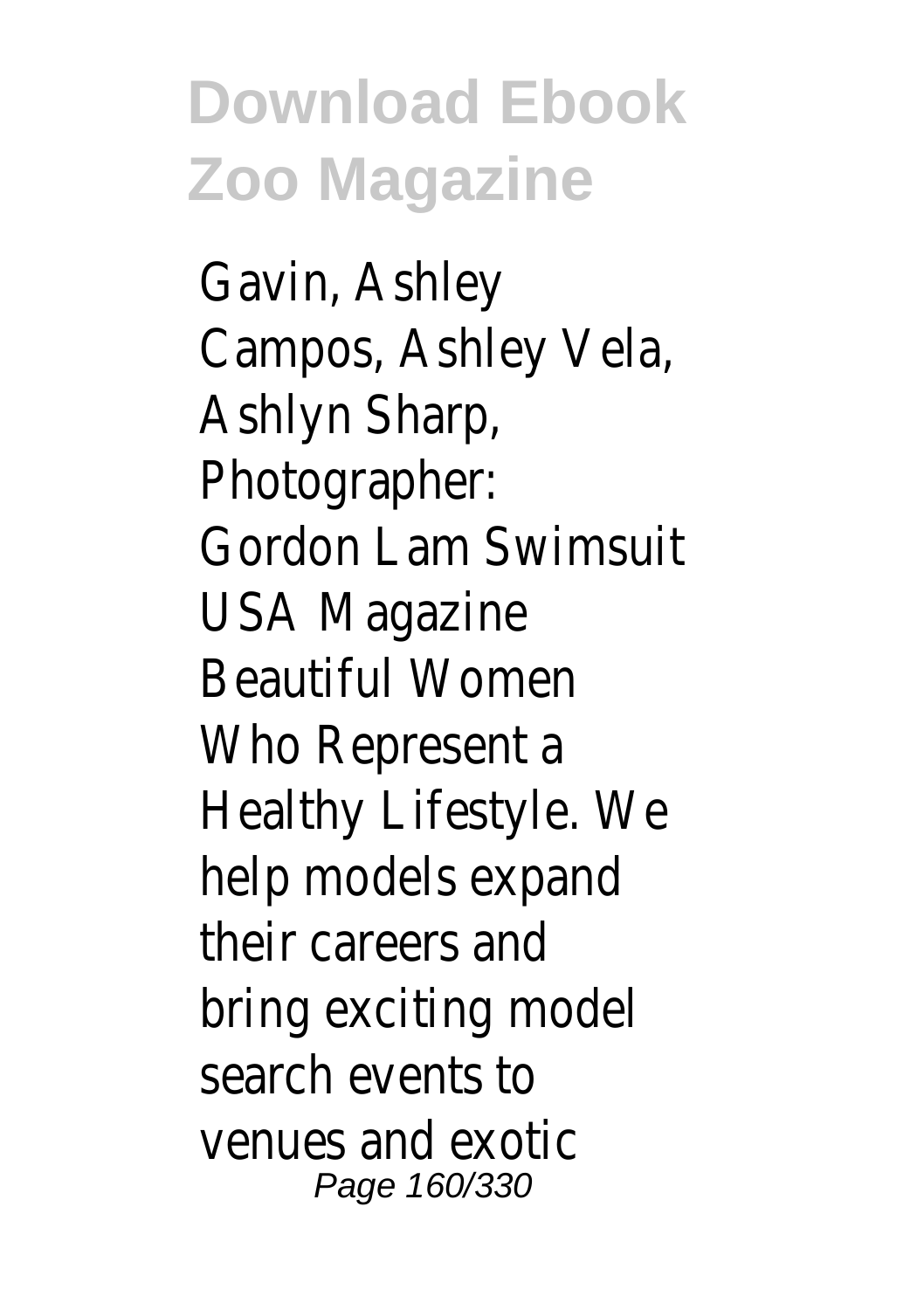Gavin, Ashley Campos, Ashley Vela, Ashlyn Sharp, Photographer: Gordon Lam Swimsuit USA Magazine Beautiful Women Who Represent a Healthy Lifestyle. We help models expand their careers and bring exciting model search events to venues and exotic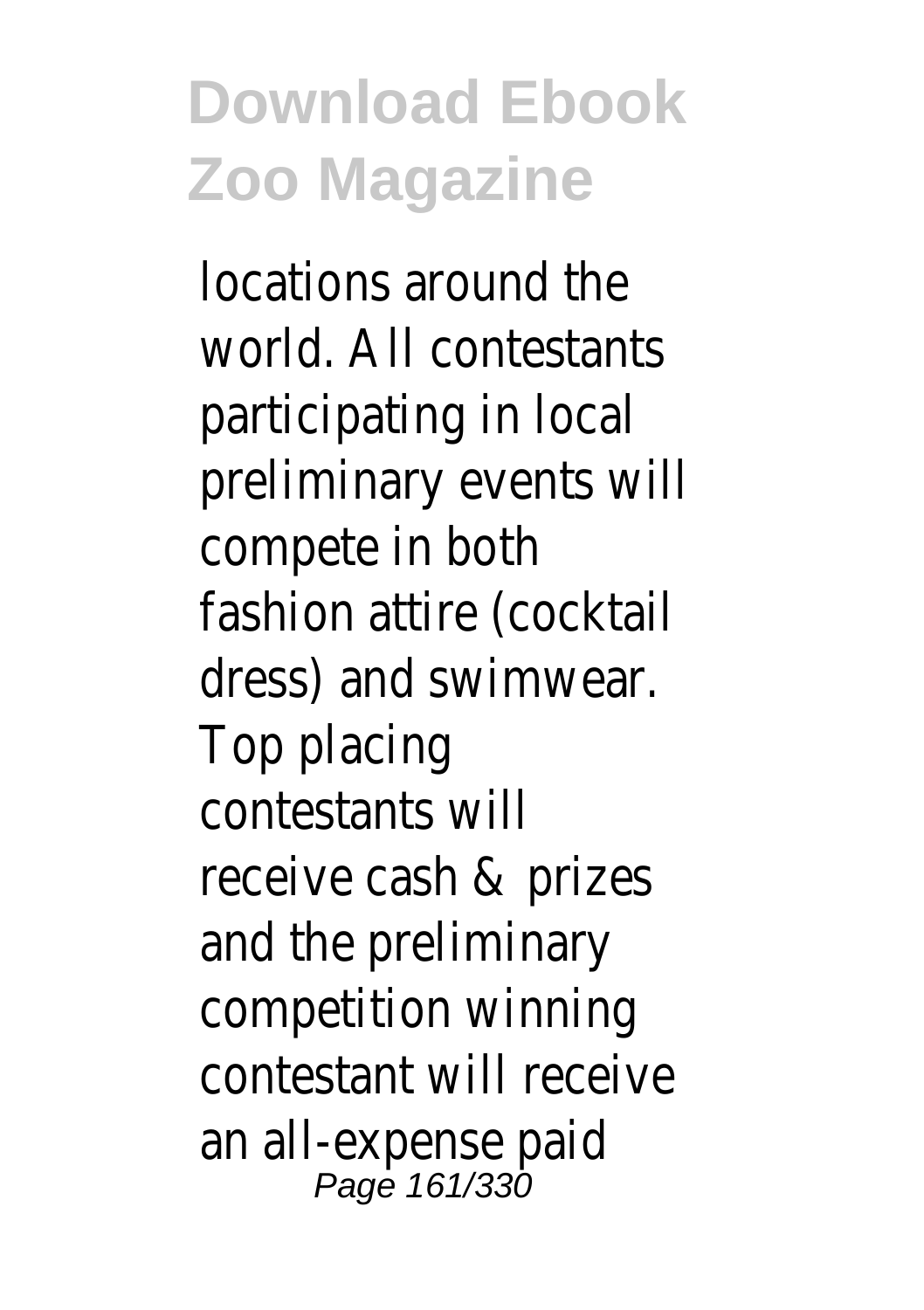locations around the world. All contestants participating in local preliminary events will compete in both fashion attire (cocktail dress) and swimwear. Top placing contestants will receive cash & prizes and the preliminary competition winning contestant will receive an all-expense paid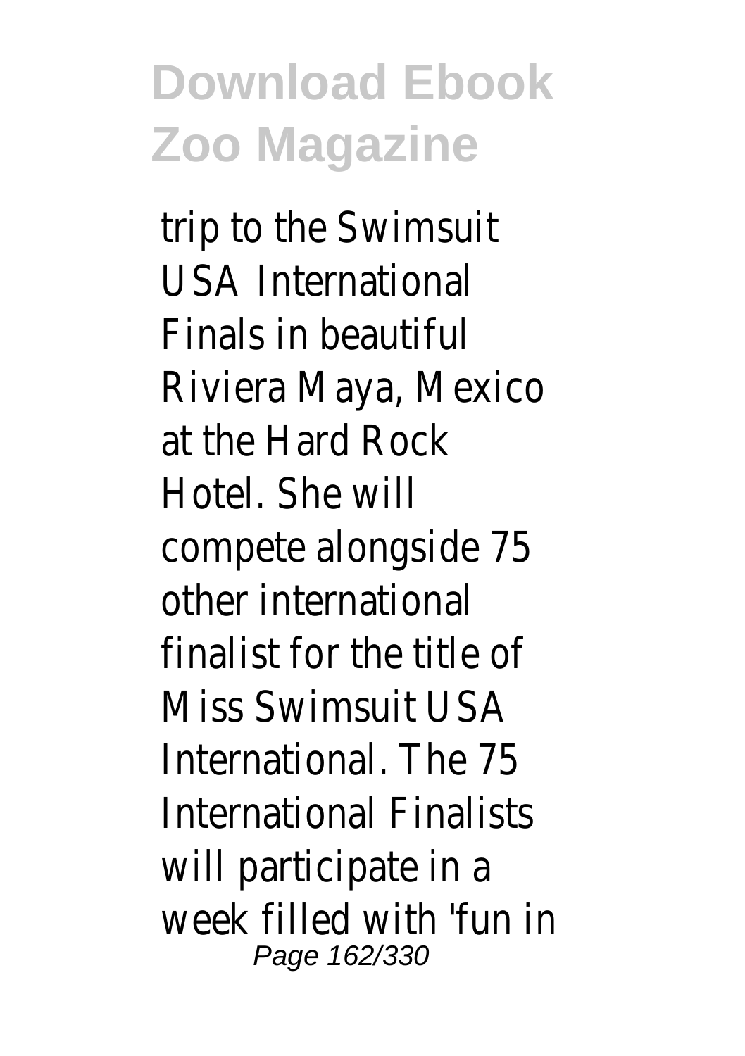trip to the Swimsuit USA International Finals in beautiful Riviera Maya, Mexico at the Hard Rock Hotel. She will compete alongside 75 other international finalist for the title of Miss Swimsuit USA International. The 75 International Finalists will participate in a week filled with 'fun in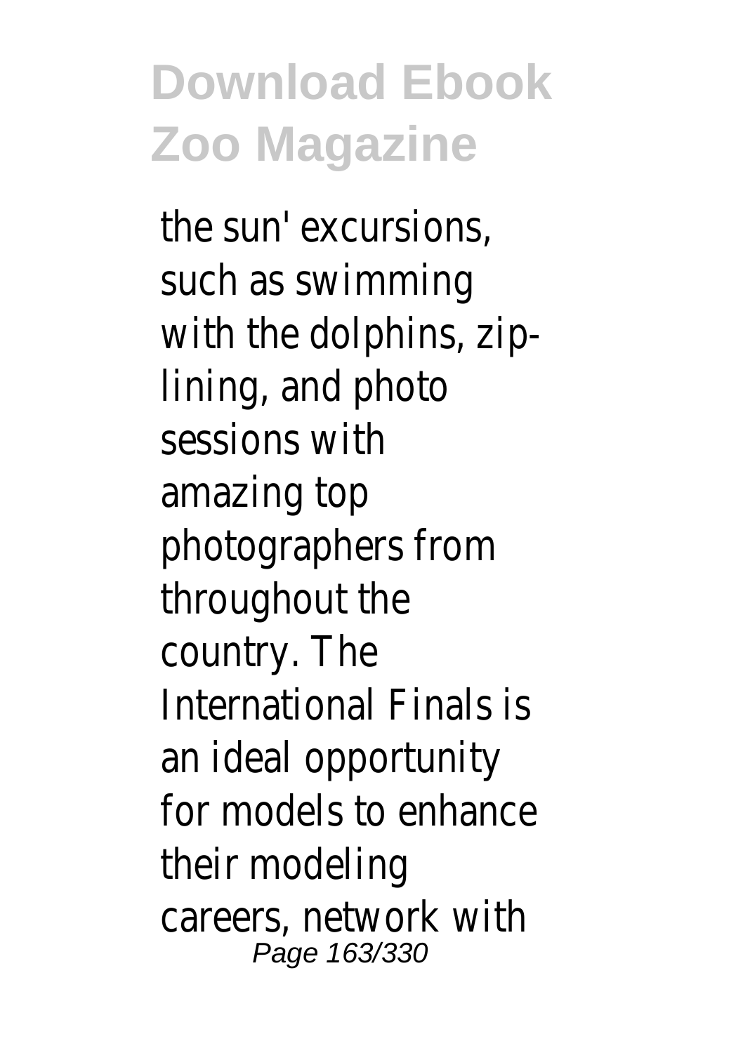the sun' excursions, such as swimming with the dolphins, zip-lining, and photo sessions with amazing top photographers from throughout the country. The International Finals is an ideal opportunity for models to enhance their modeling careers, network with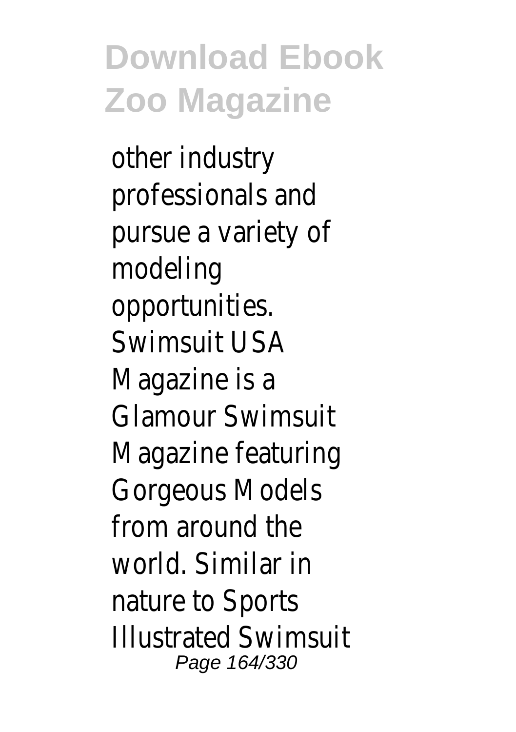other industry professionals and pursue a variety of modeling opportunities. Swimsuit USA Magazine is a Glamour Swimsuit Magazine featuring Gorgeous Models from around the world. Similar in nature to Sports Illustrated Swimsuit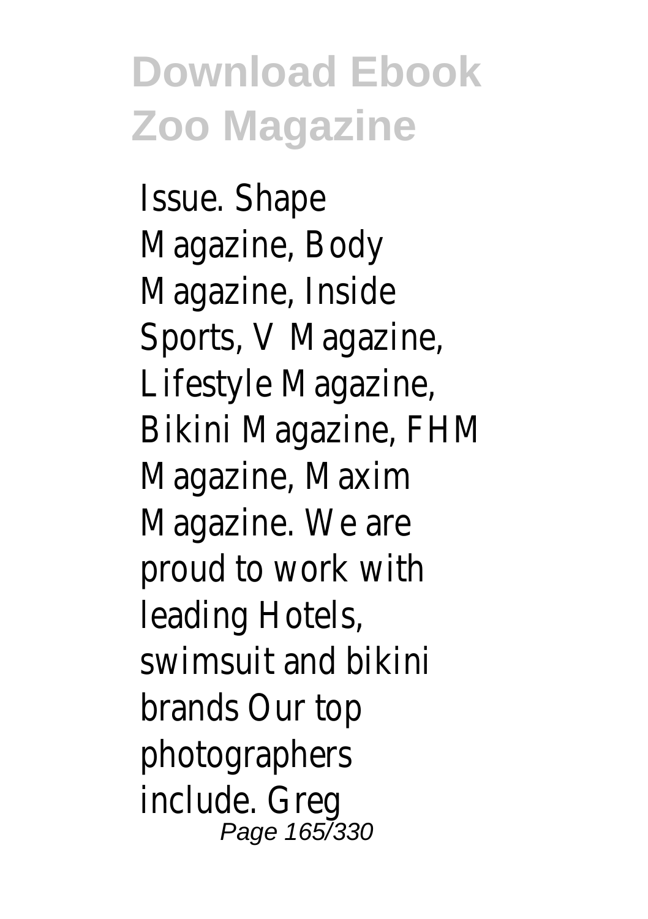Issue. Shape Magazine, Body Magazine, Inside Sports, V Magazine, Lifestyle Magazine, Bikini Magazine, FHM Magazine, Maxim Magazine. We are proud to work with leading Hotels, swimsuit and bikini brands Our top photographers include. Greg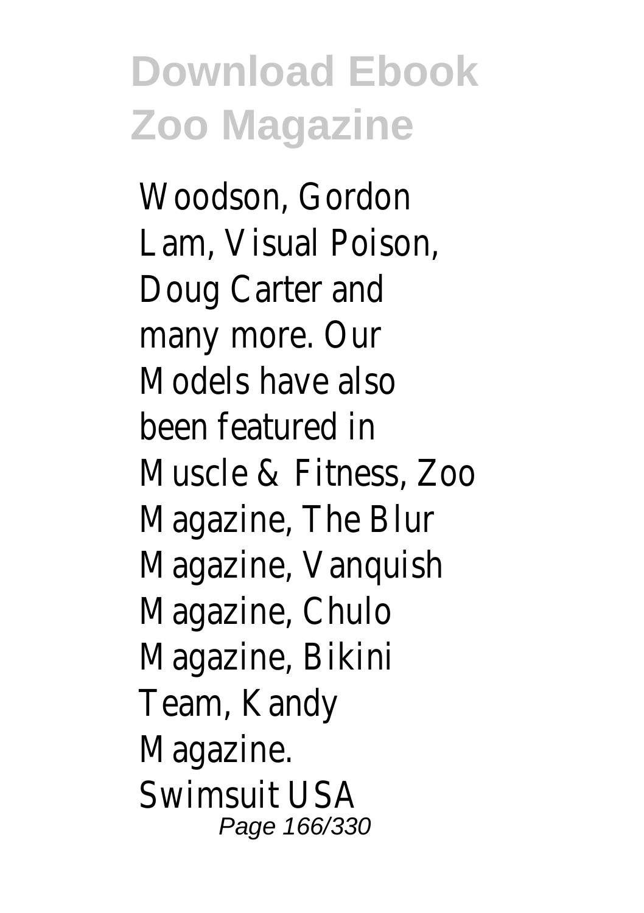Woodson, Gordon Lam, Visual Poison, Doug Carter and many more. Our Models have also been featured in Muscle & Fitness, Zoo Magazine, The Blur Magazine, Vanquish Magazine, Chulo Magazine, Bikini Team, Kandy Magazine.

Swimsuit USA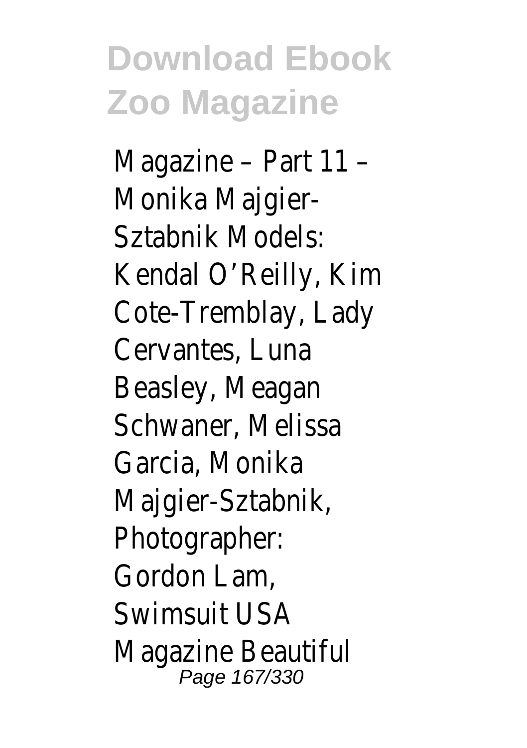Magazine – Part 11 – Monika Majgier-Sztabnik Models: Kendal O'Reilly, Kim Cote-Tremblay, Lady Cervantes, Luna Beasley, Meagan Schwaner, Melissa Garcia, Monika Majgier-Sztabnik, Photographer: Gordon Lam, Swimsuit USA Magazine Beautiful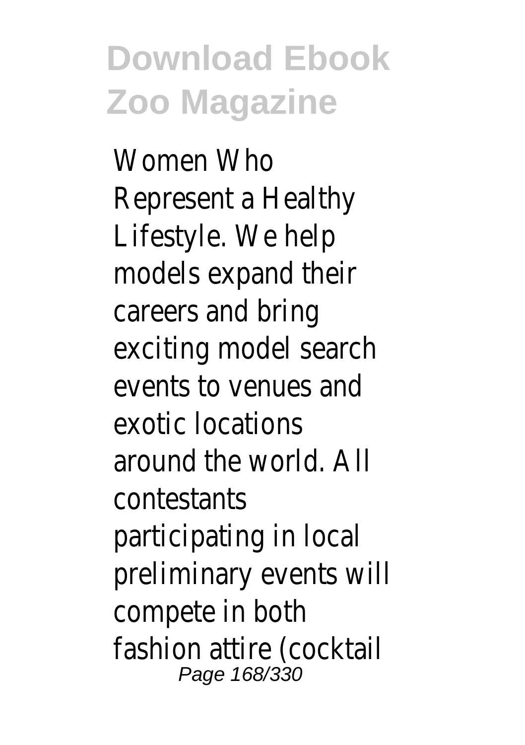Women Who Represent a Healthy Lifestyle. We help models expand their careers and bring exciting model search events to venues and exotic locations around the world. All contestants participating in local preliminary events will compete in both fashion attire (cocktail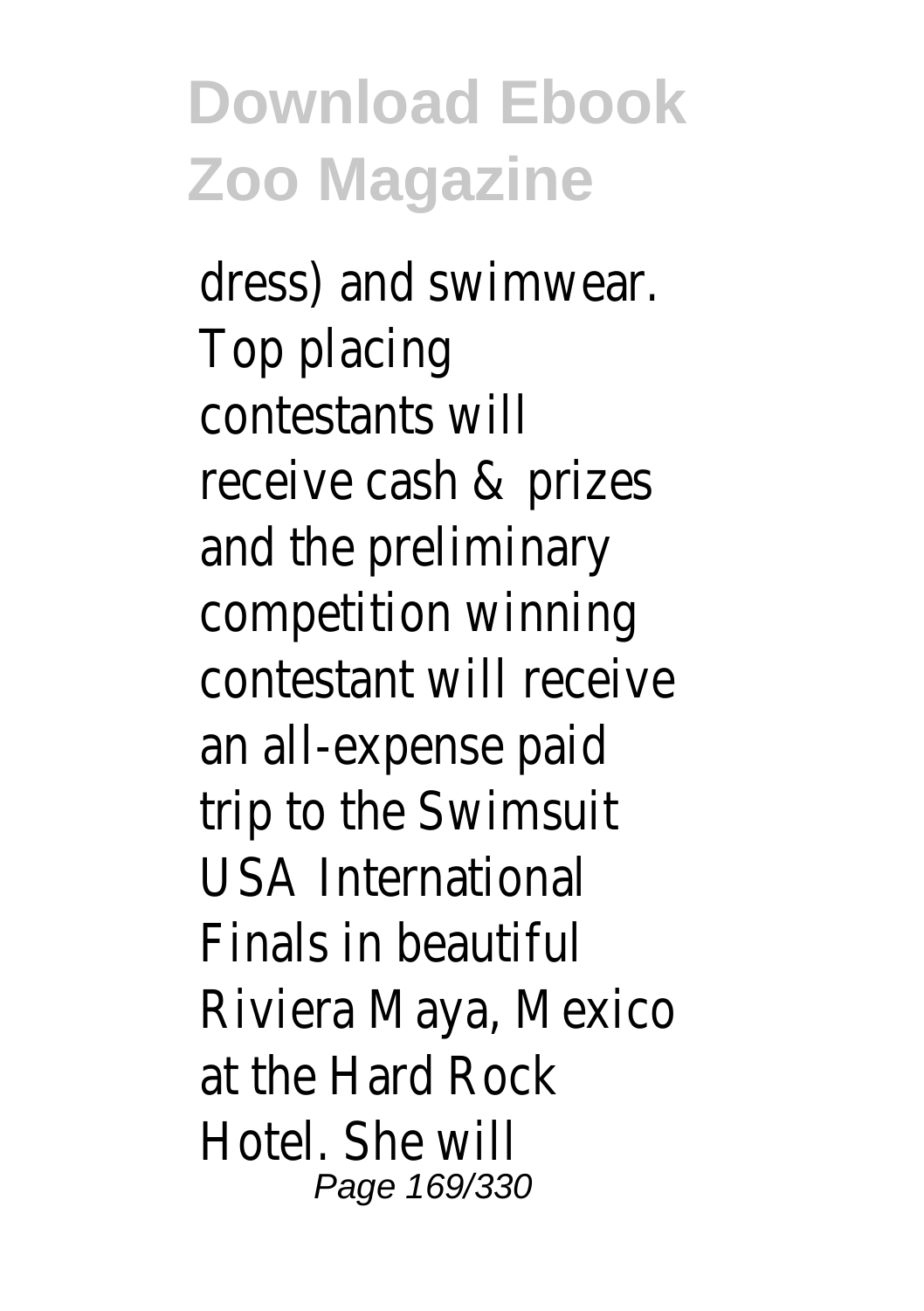dress) and swimwear. Top placing contestants will receive cash & prizes and the preliminary competition winning contestant will receive an all-expense paid trip to the Swimsuit USA International Finals in beautiful Riviera Maya, Mexico at the Hard Rock Hotel. She will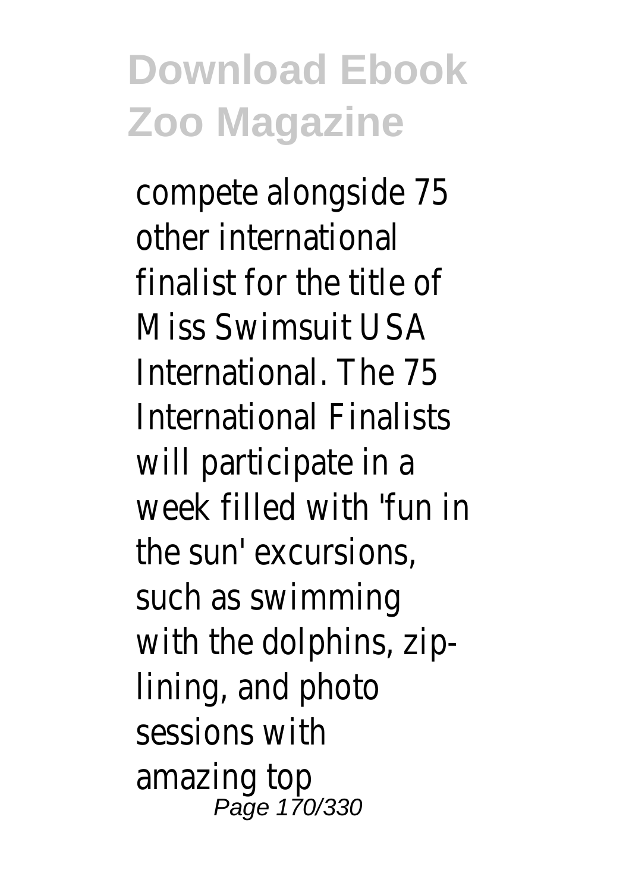compete alongside 75 other international finalist for the title of Miss Swimsuit USA International. The 75 International Finalists will participate in a week filled with 'fun in the sun' excursions, such as swimming with the dolphins, zip-lining, and photo sessions with amazing top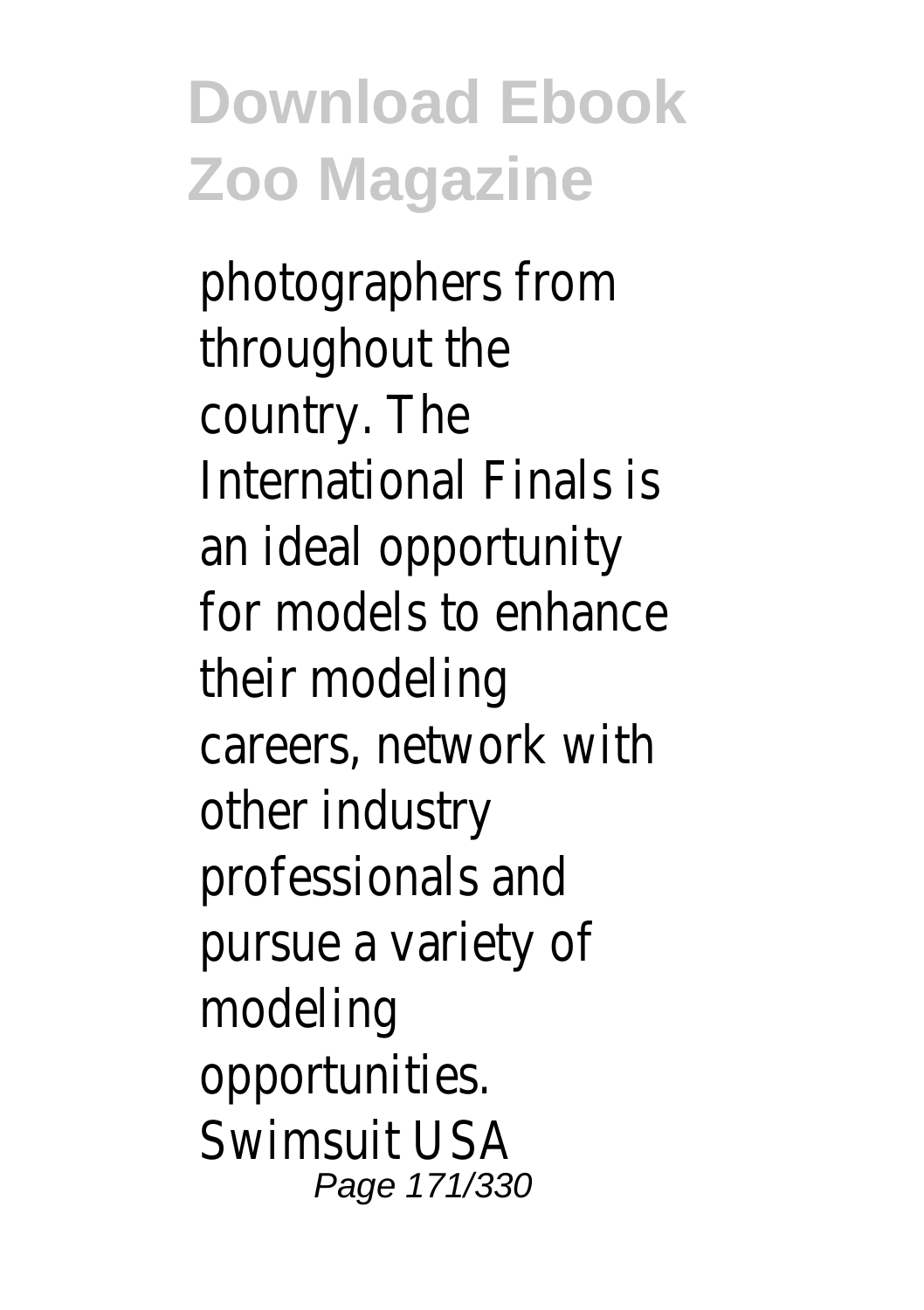photographers from throughout the country. The International Finals is an ideal opportunity for models to enhance their modeling careers, network with other industry professionals and pursue a variety of modeling opportunities. Swimsuit USA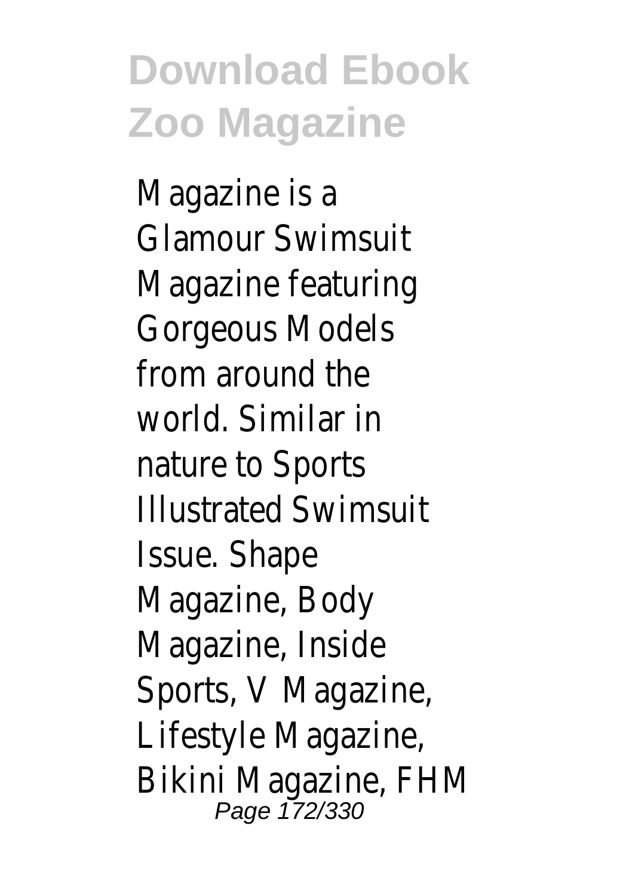Magazine is a Glamour Swimsuit Magazine featuring Gorgeous Models from around the world. Similar in nature to Sports Illustrated Swimsuit Issue. Shape Magazine, Body Magazine, Inside Sports, V Magazine, Lifestyle Magazine, Bikini Magazine, FHM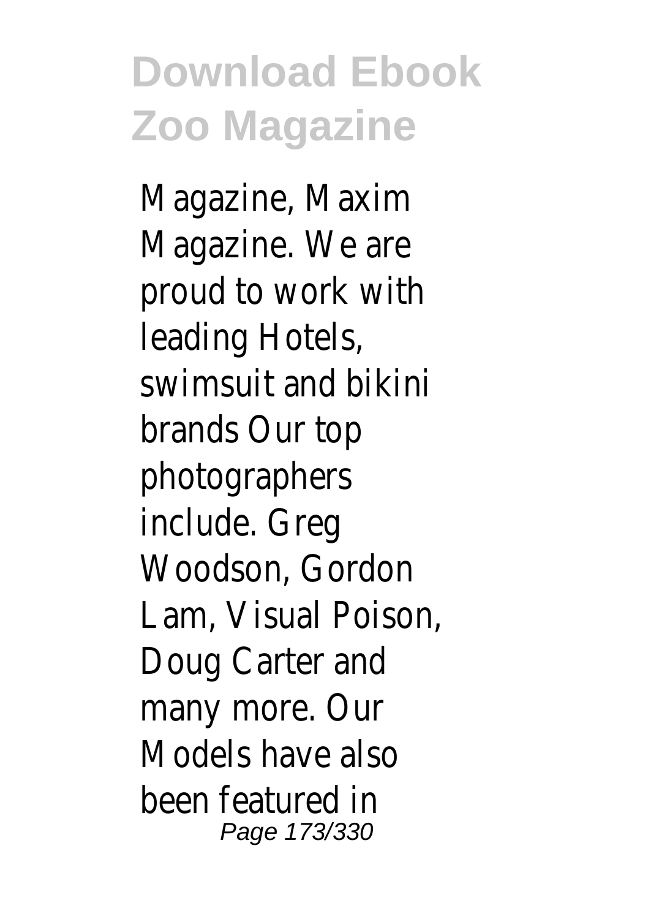Magazine, Maxim Magazine. We are proud to work with leading Hotels, swimsuit and bikini brands Our top photographers include. Greg Woodson, Gordon Lam, Visual Poison, Doug Carter and many more. Our Models have also been featured in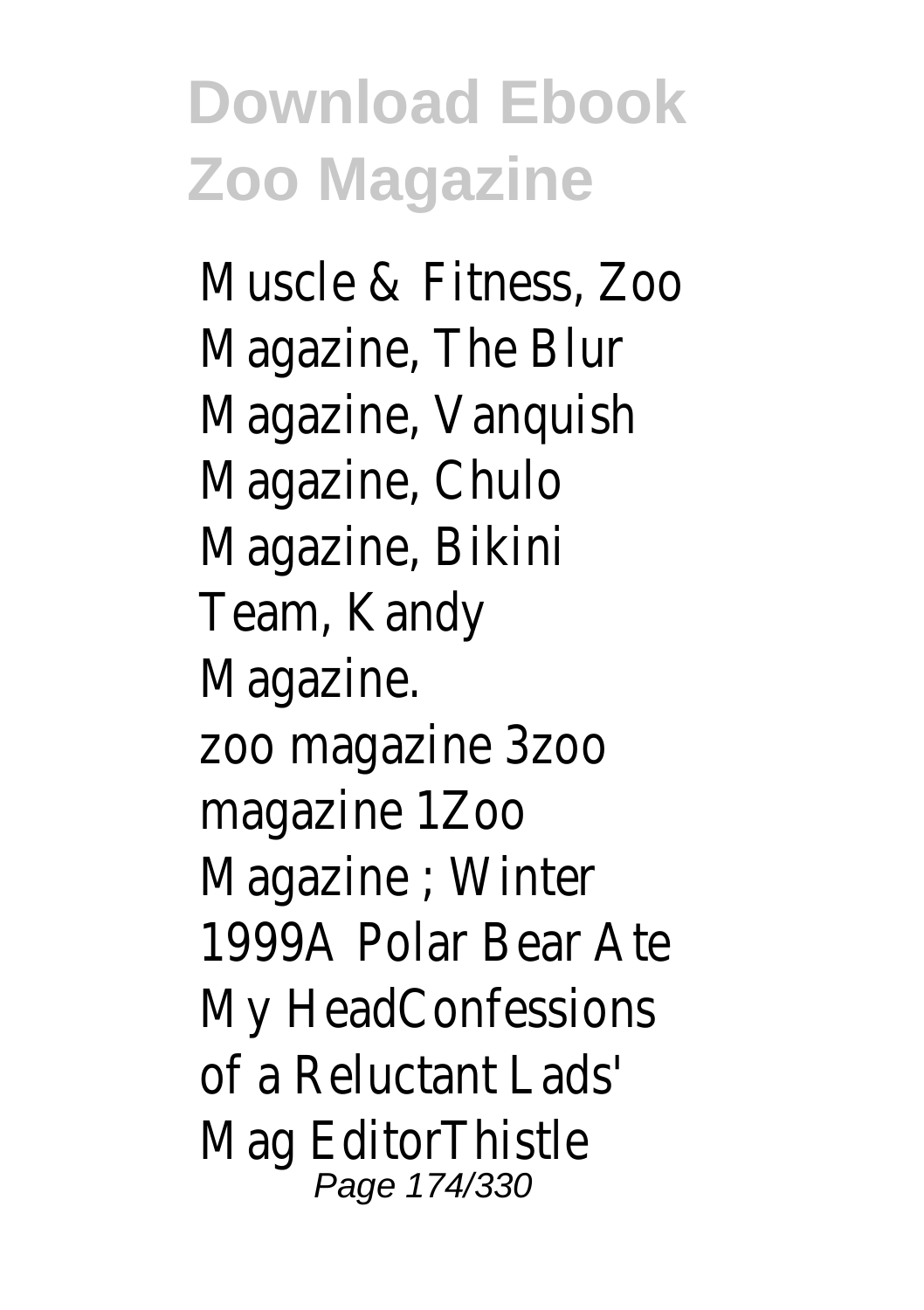Muscle & Fitness, Zoo Magazine, The Blur Magazine, Vanquish Magazine, Chulo Magazine, Bikini Team, Kandy Magazine.

zoo magazine 3zoo magazine 1Zoo Magazine ; Winter 1999A Polar Bear Ate My HeadConfessions of a Reluctant Lads' Mag EditorThistle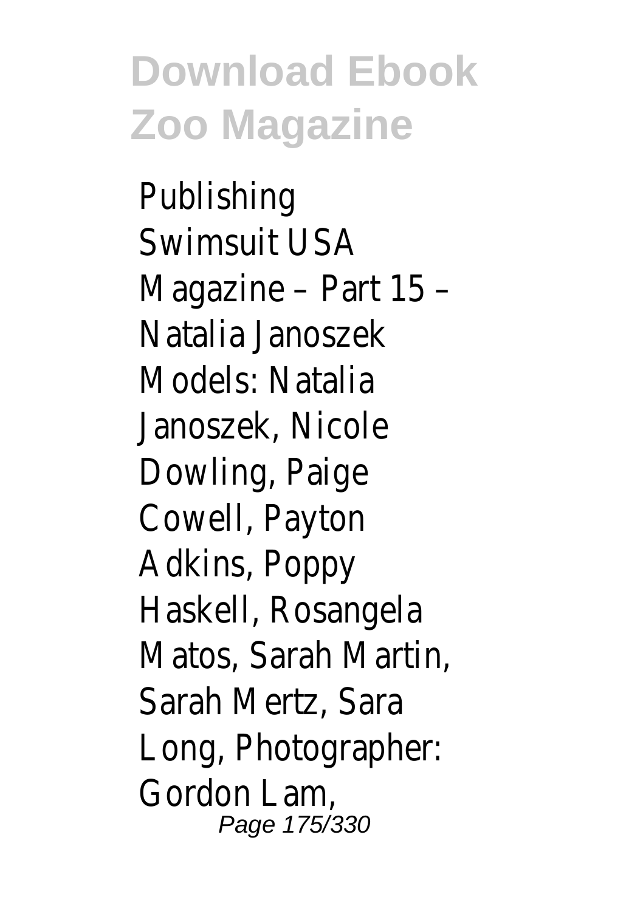Publishing Swimsuit USA Magazine – Part 15 – Natalia Janoszek Models: Natalia Janoszek, Nicole Dowling, Paige Cowell, Payton Adkins, Poppy Haskell, Rosangela Matos, Sarah Martin, Sarah Mertz, Sara Long, Photographer: Gordon Lam,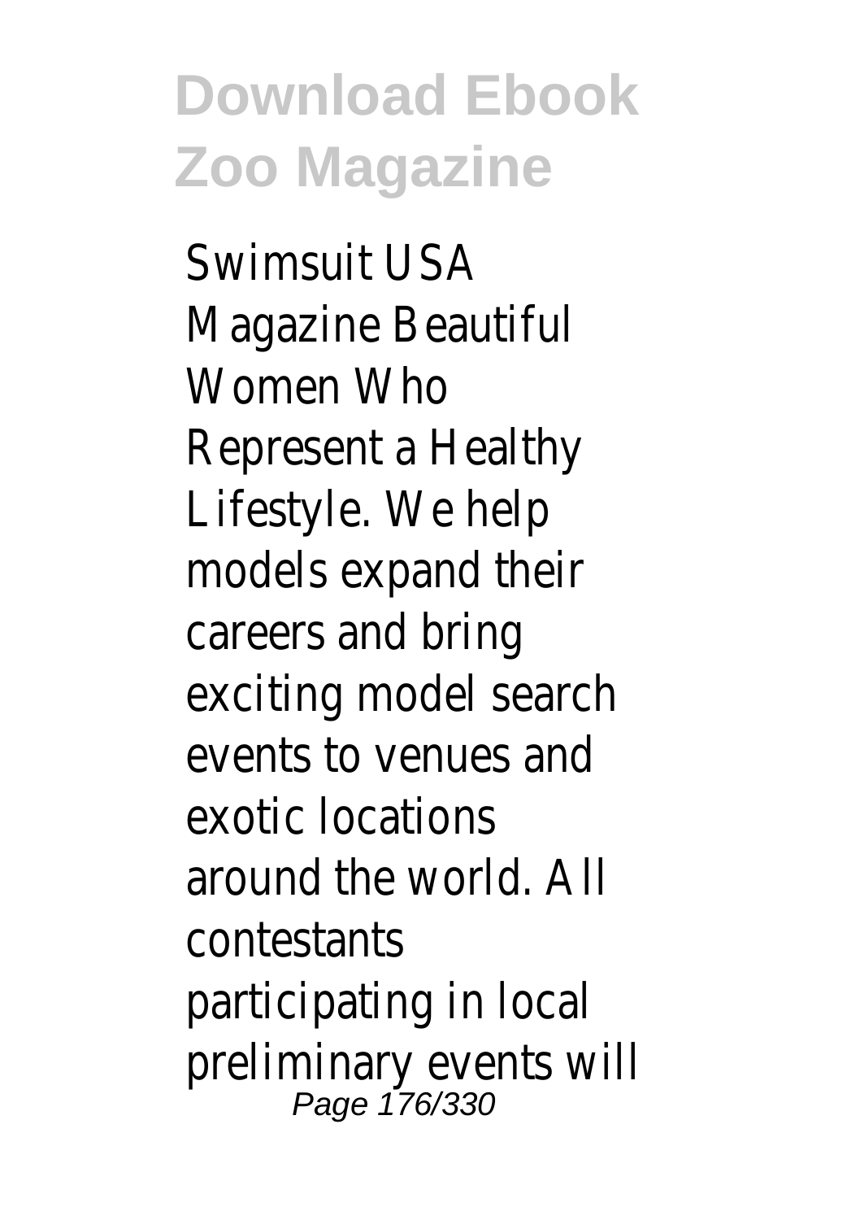Swimsuit USA Magazine Beautiful Women Who Represent a Healthy Lifestyle. We help models expand their careers and bring exciting model search events to venues and exotic locations around the world. All contestants participating in local preliminary events will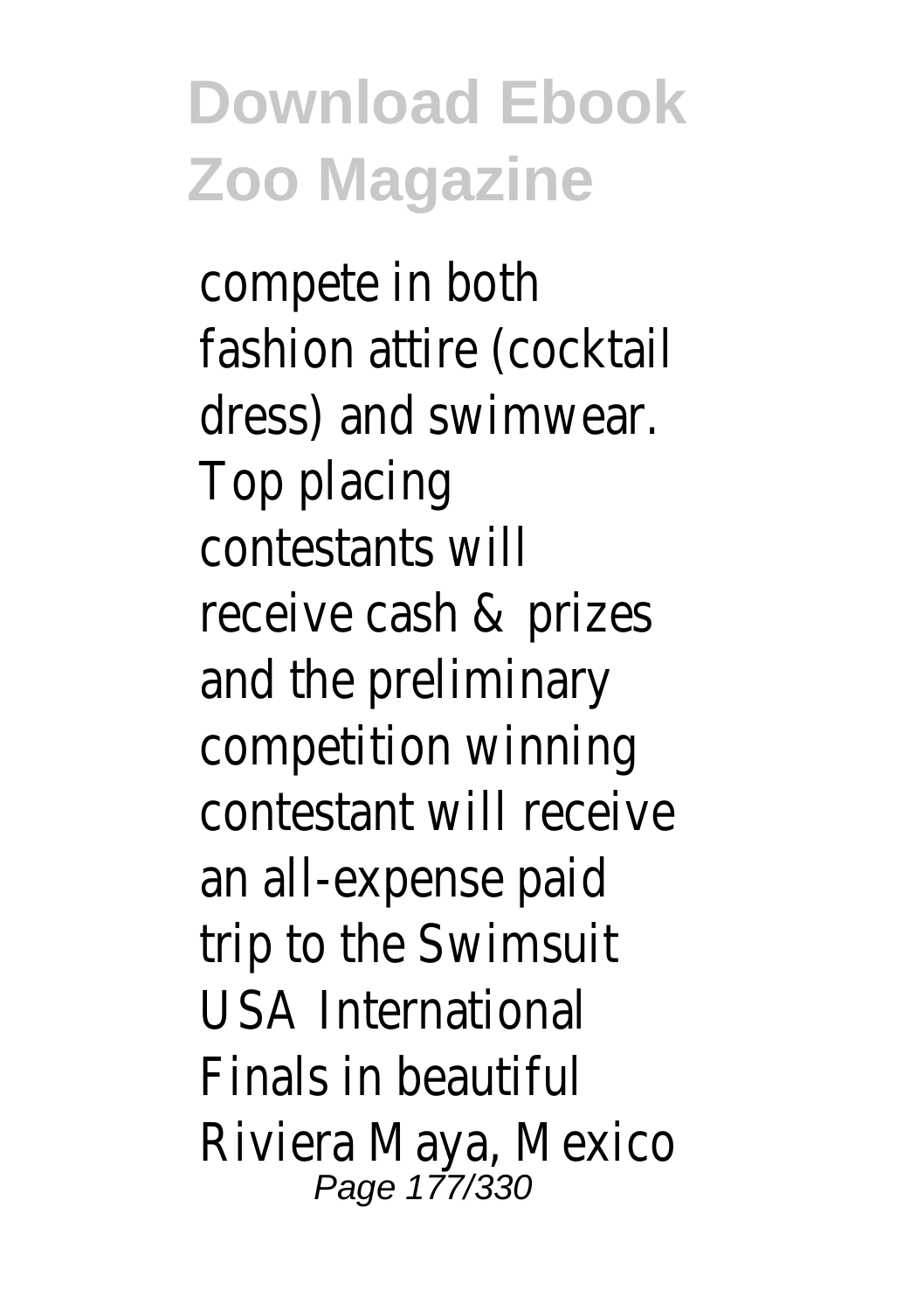compete in both fashion attire (cocktail dress) and swimwear. Top placing contestants will receive cash & prizes and the preliminary competition winning contestant will receive an all-expense paid trip to the Swimsuit USA International Finals in beautiful Riviera Maya, Mexico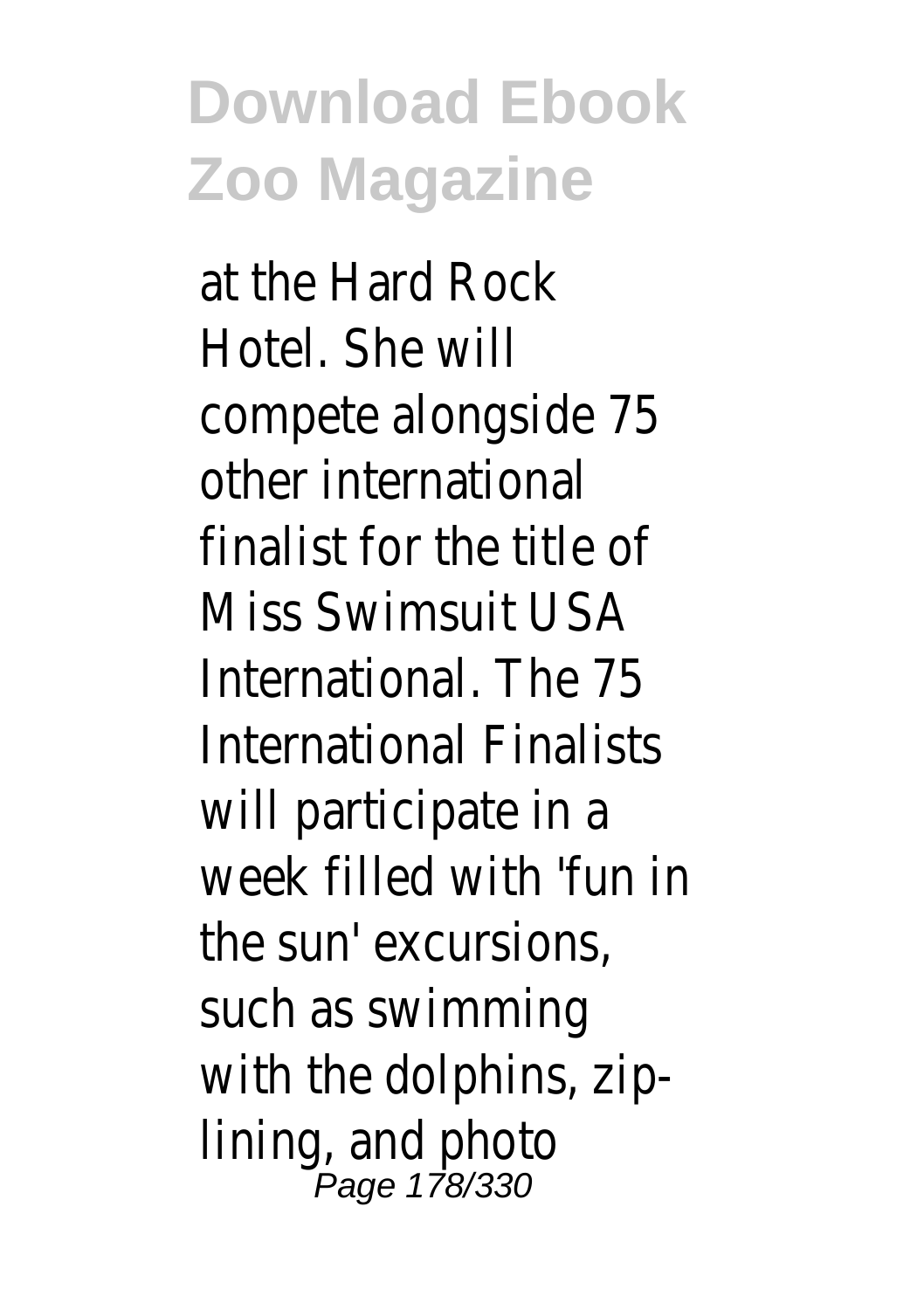at the Hard Rock Hotel. She will compete alongside 75 other international finalist for the title of Miss Swimsuit USA International. The 75 International Finalists will participate in a week filled with 'fun in the sun' excursions, such as swimming with the dolphins, zip-lining, and photo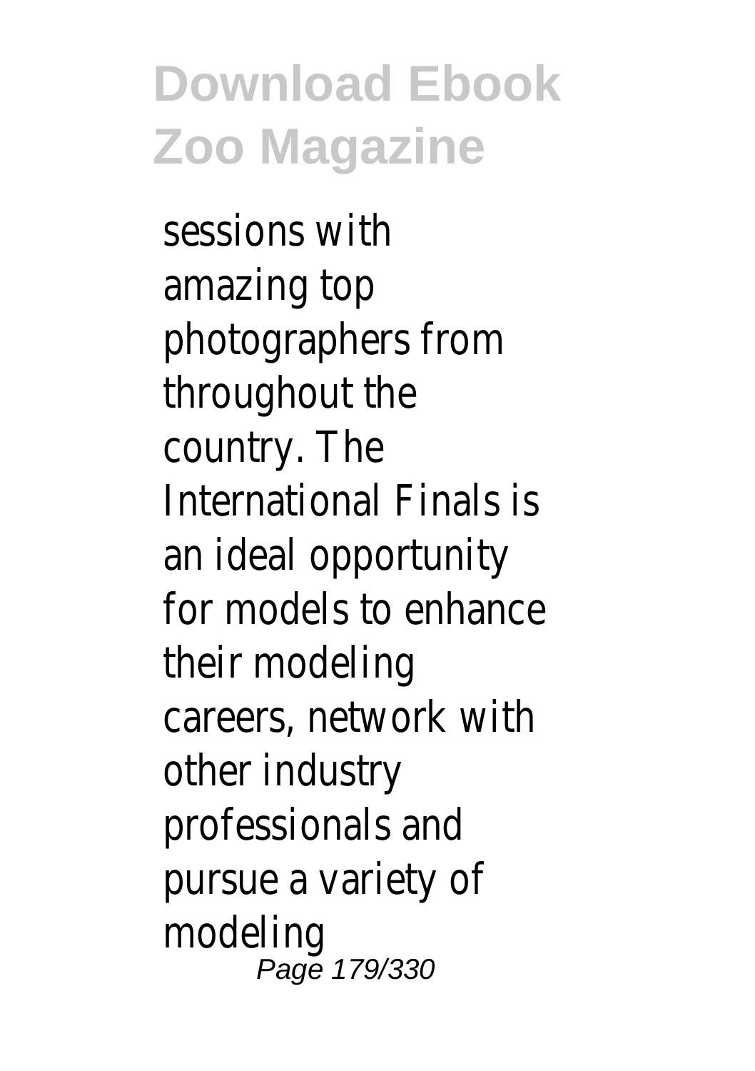sessions with amazing top photographers from throughout the country. The International Finals is an ideal opportunity for models to enhance their modeling careers, network with other industry professionals and pursue a variety of modeling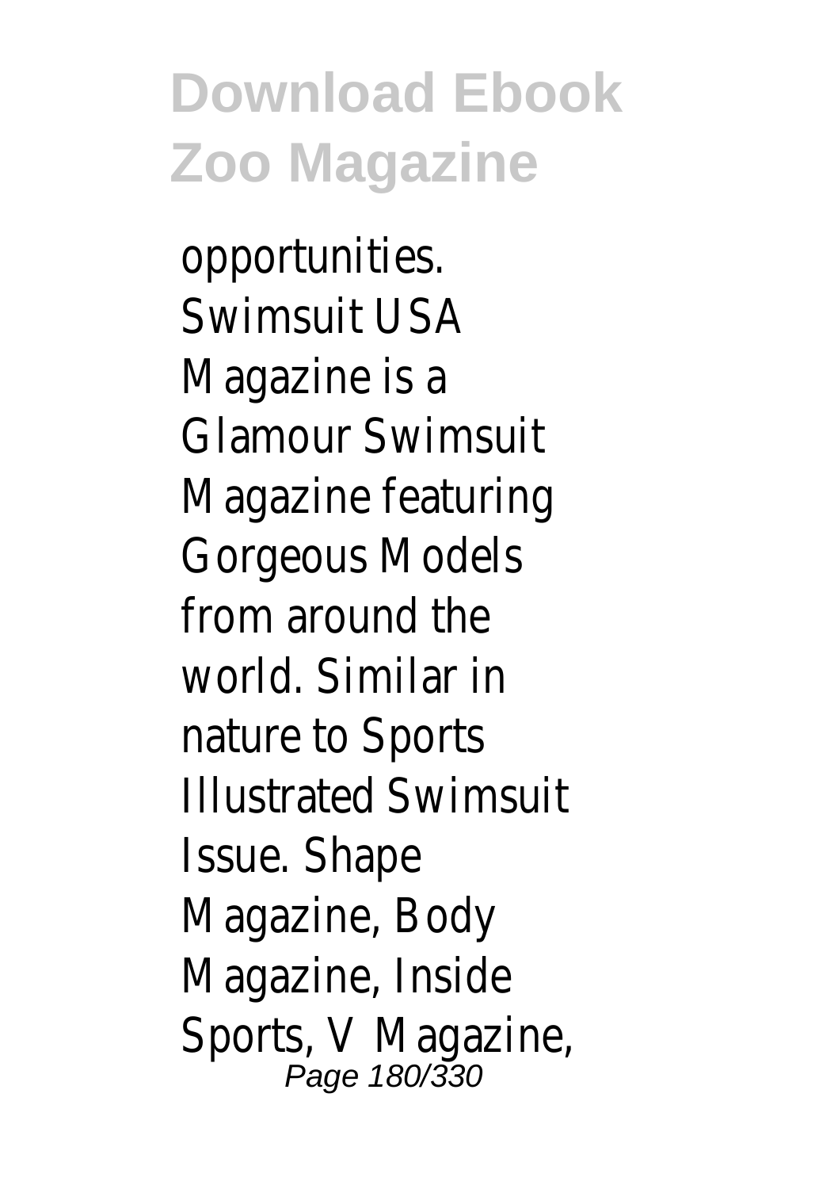opportunities. Swimsuit USA Magazine is a Glamour Swimsuit Magazine featuring Gorgeous Models from around the world. Similar in nature to Sports Illustrated Swimsuit Issue. Shape Magazine, Body Magazine, Inside Sports, V Magazine,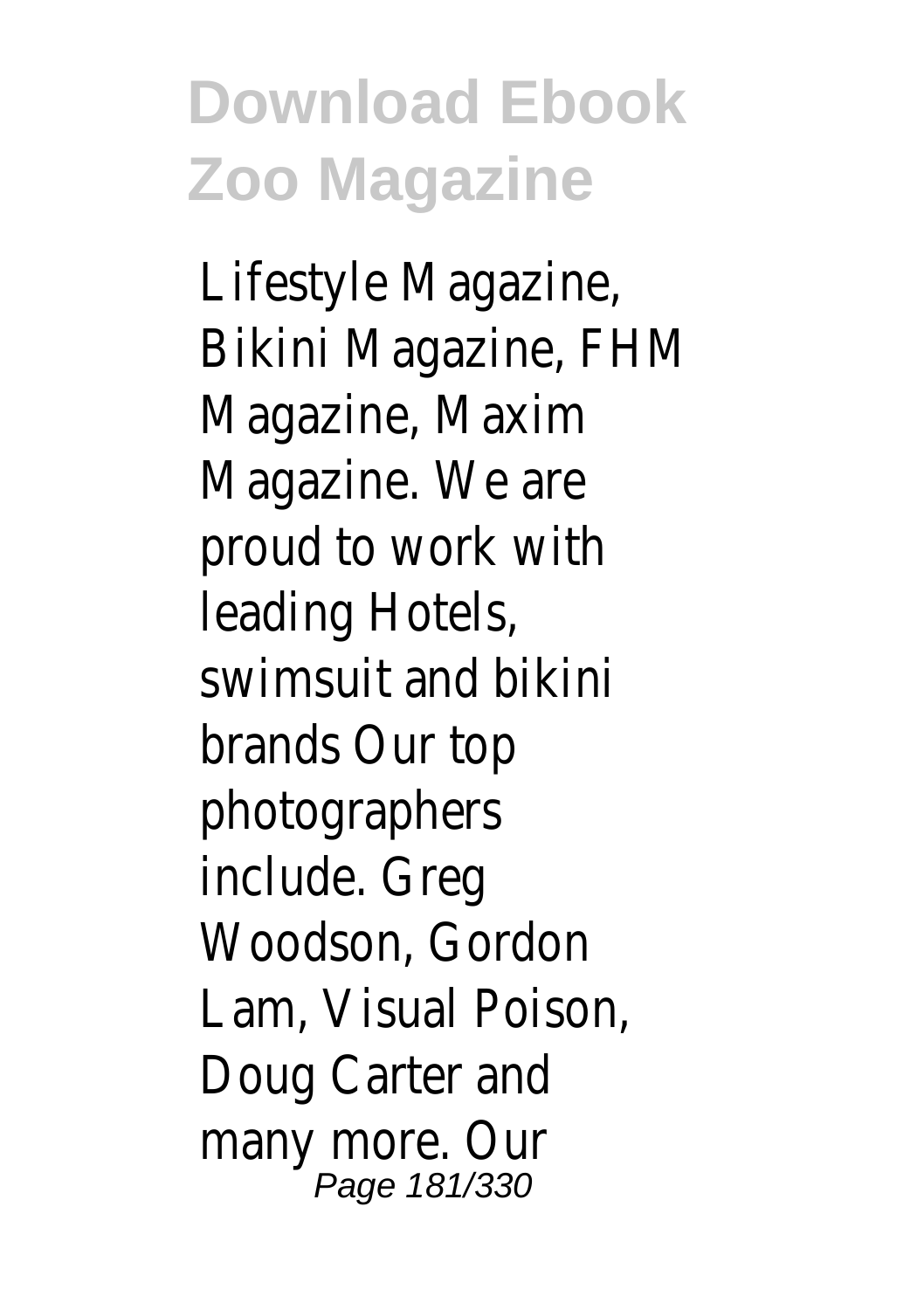Lifestyle Magazine, Bikini Magazine, FHM Magazine, Maxim Magazine. We are proud to work with leading Hotels, swimsuit and bikini brands Our top photographers include. Greg Woodson, Gordon Lam, Visual Poison, Doug Carter and many more. Our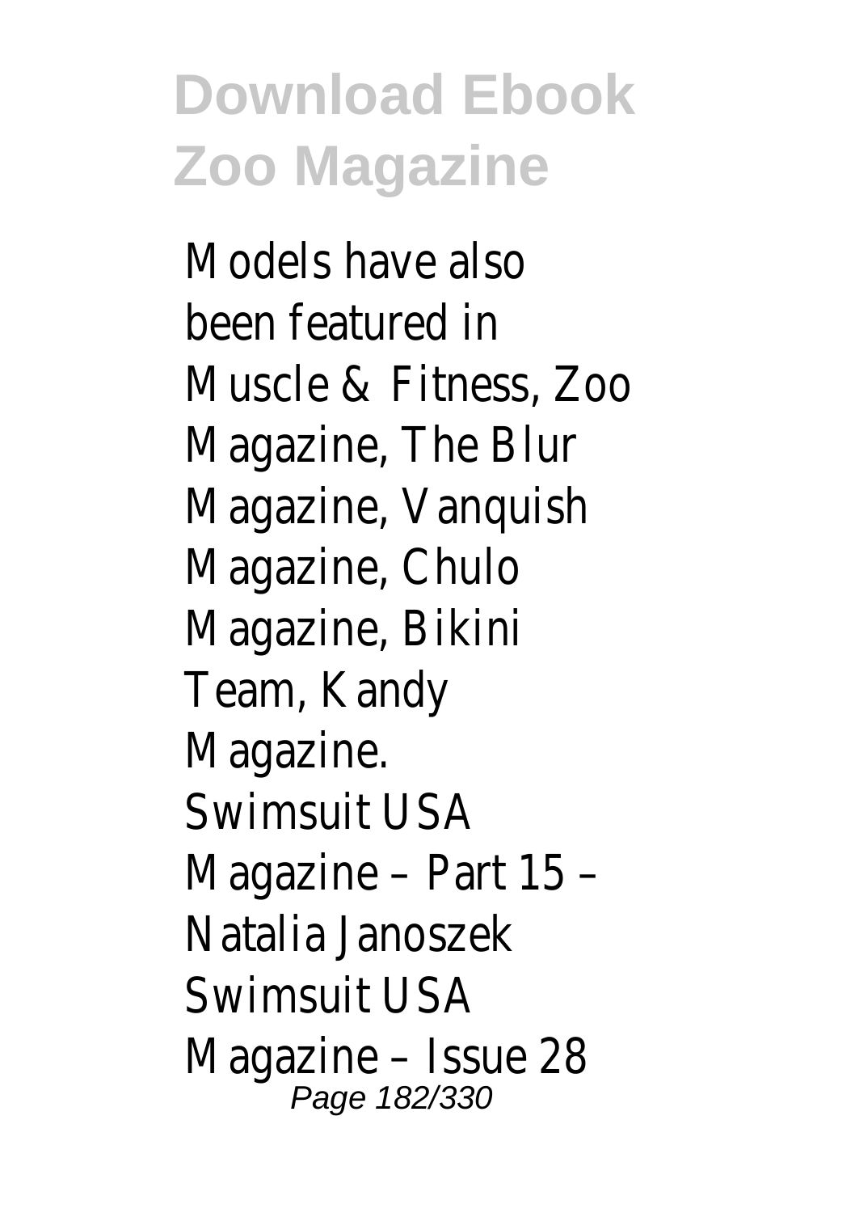Models have also been featured in Muscle & Fitness, Zoo Magazine, The Blur Magazine, Vanquish Magazine, Chulo Magazine, Bikini Team, Kandy Magazine.

Swimsuit USA Magazine – Part 15 – Natalia Janoszek

Swimsuit USA Magazine – Issue 28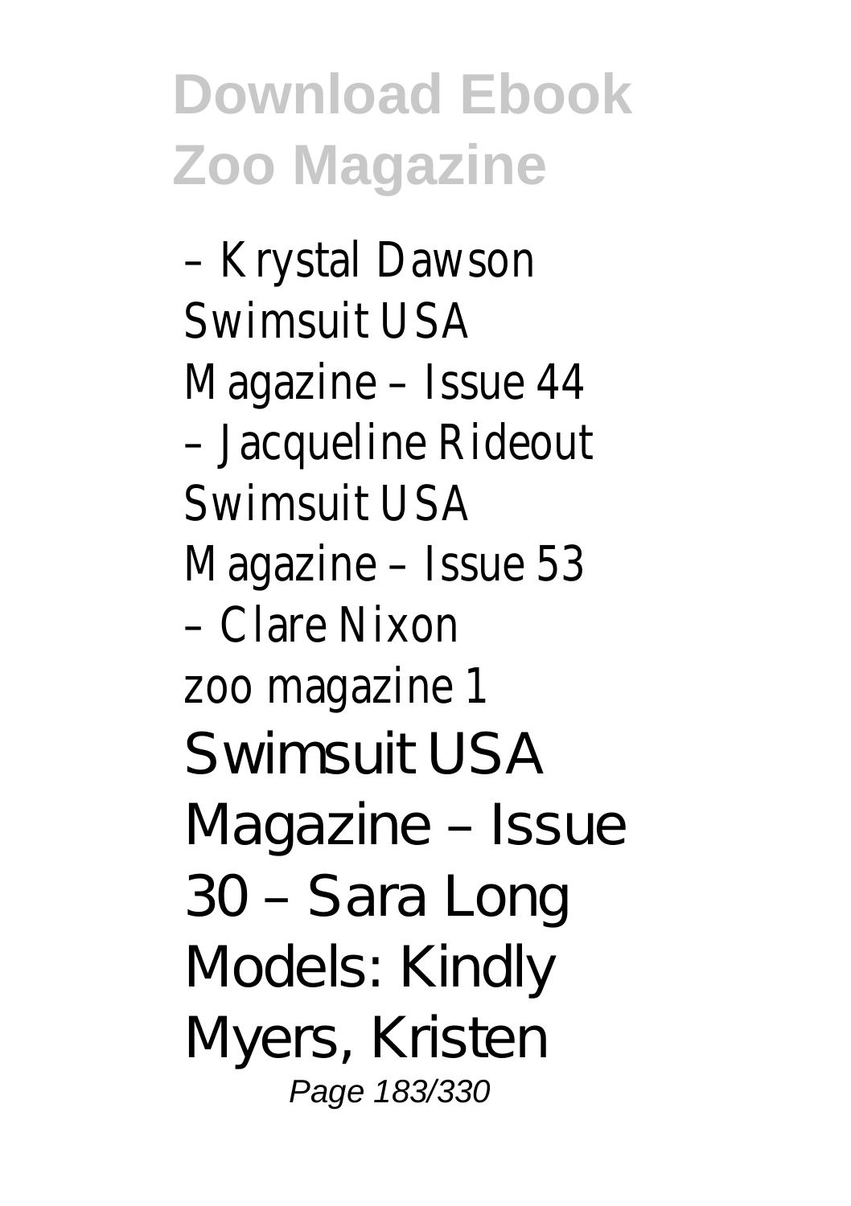– Krystal Dawson
Swimsuit USA
Magazine – Issue 44
– Jacqueline Rideout
Swimsuit USA
Magazine – Issue 53
– Clare Nixon
zoo magazine 1

Swimsuit USA Magazine – Issue 30 – Sara Long
Models: Kindly Myers, Kristen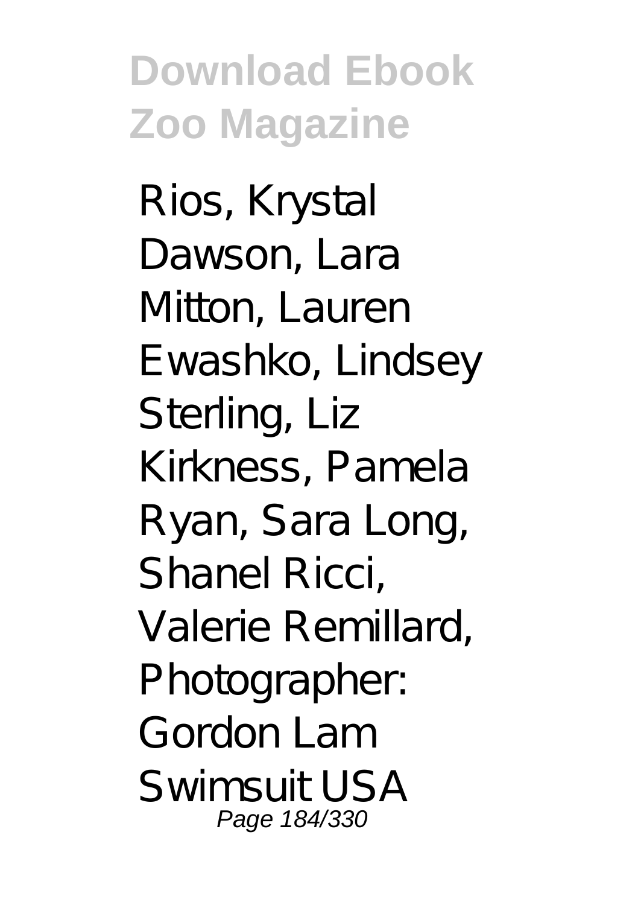Rios, Krystal Dawson, Lara Mitton, Lauren Ewashko, Lindsey Sterling, Liz Kirkness, Pamela Ryan, Sara Long, Shanel Ricci, Valerie Remillard, Photographer: Gordon Lam Swimsuit USA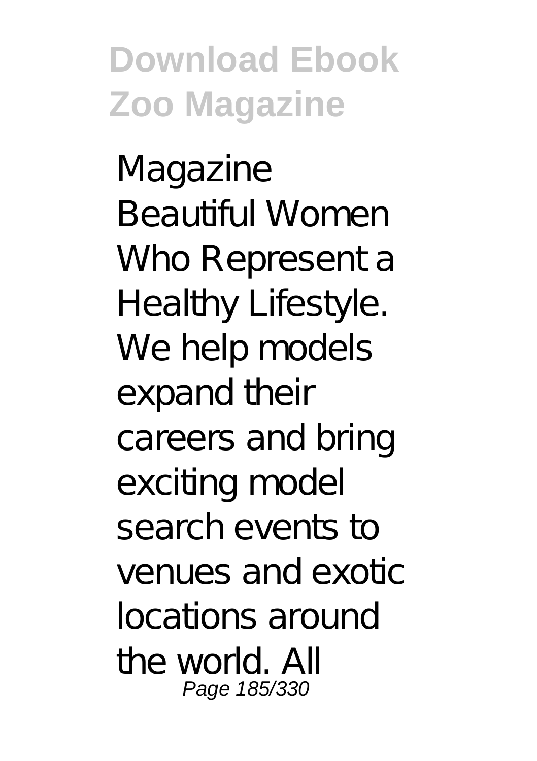Magazine Beautiful Women Who Represent a Healthy Lifestyle. We help models expand their careers and bring exciting model search events to venues and exotic locations around the world. All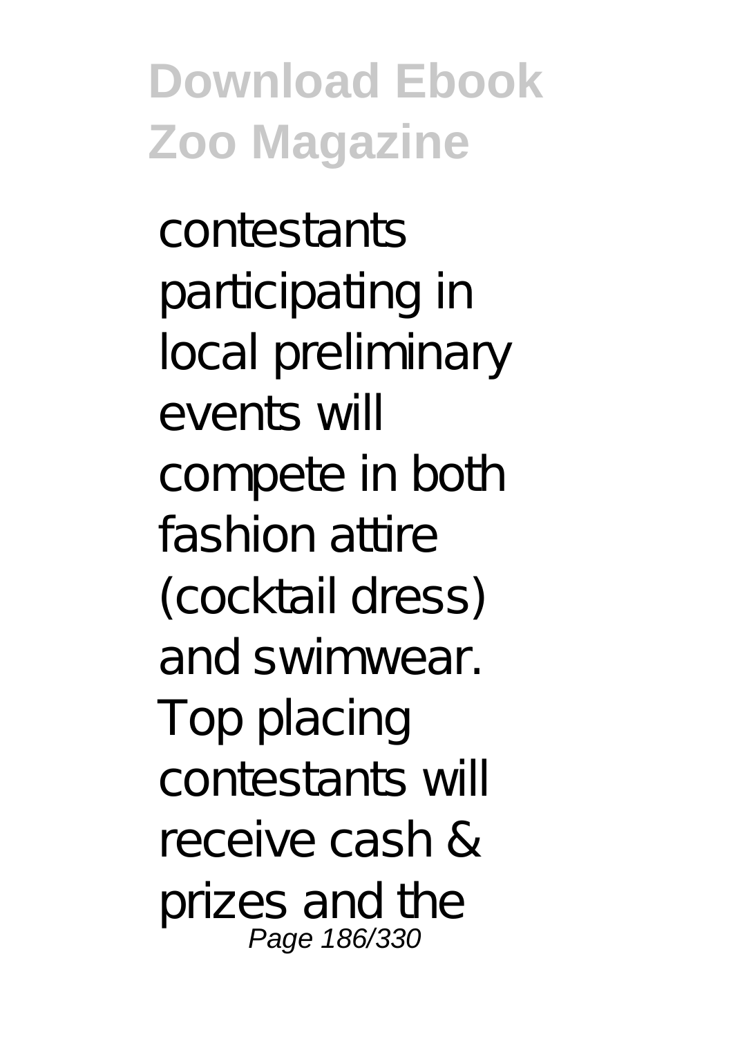contestants participating in local preliminary events will compete in both fashion attire (cocktail dress) and swimwear. Top placing contestants will receive cash & prizes and the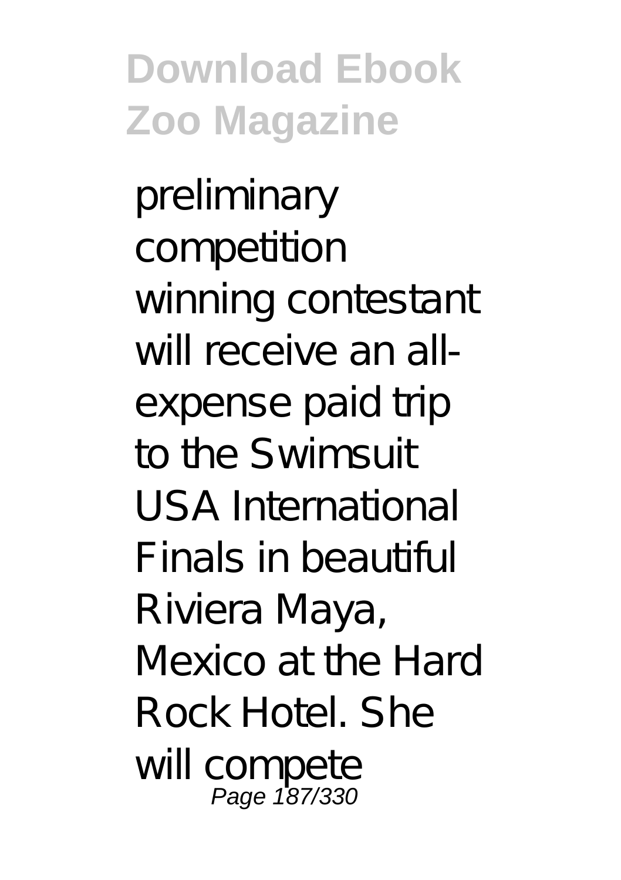preliminary competition winning contestant will receive an all-expense paid trip to the Swimsuit USA International Finals in beautiful Riviera Maya, Mexico at the Hard Rock Hotel. She will compete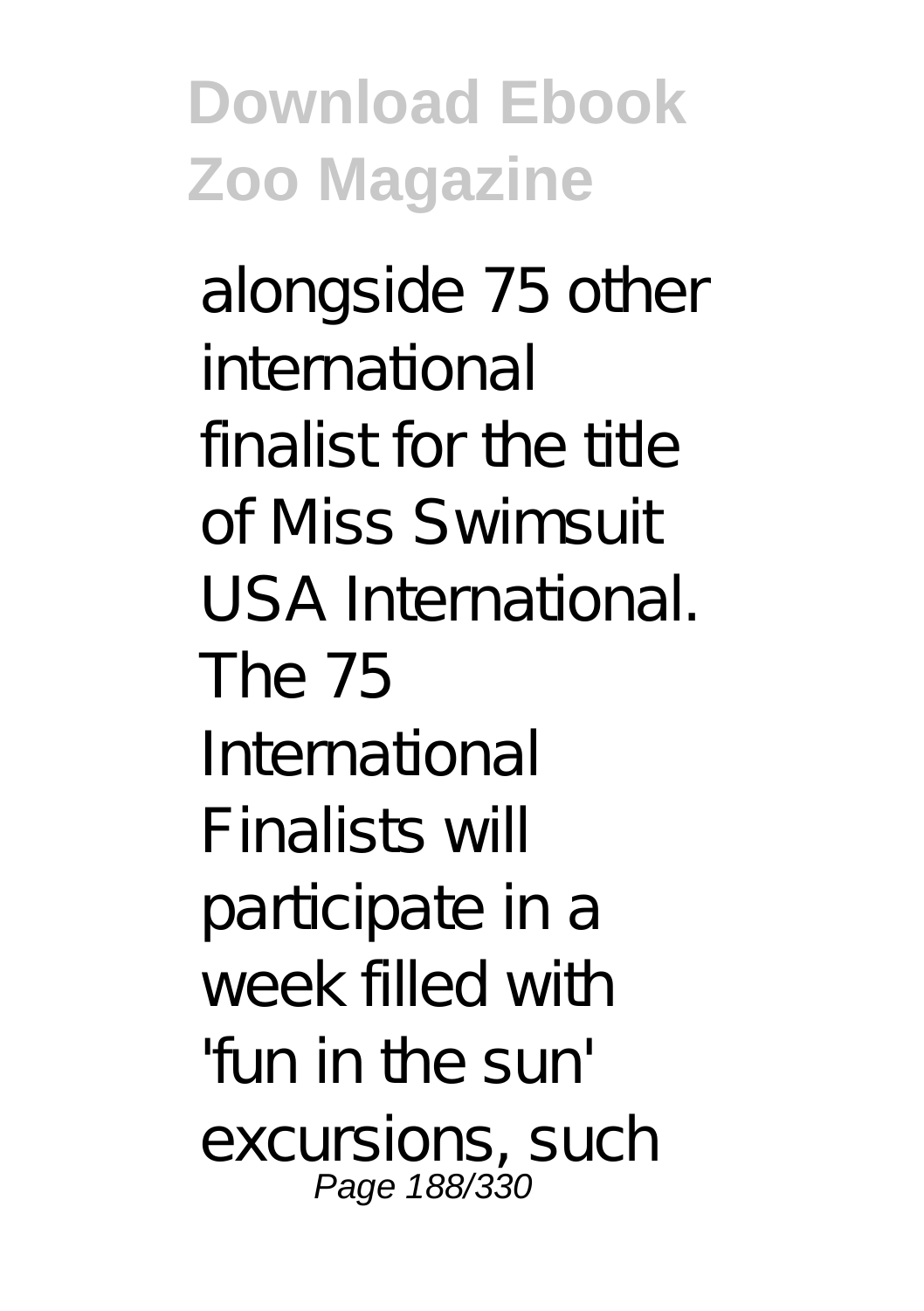alongside 75 other international finalist for the title of Miss Swimsuit USA International. The 75 International Finalists will participate in a week filled with 'fun in the sun' excursions, such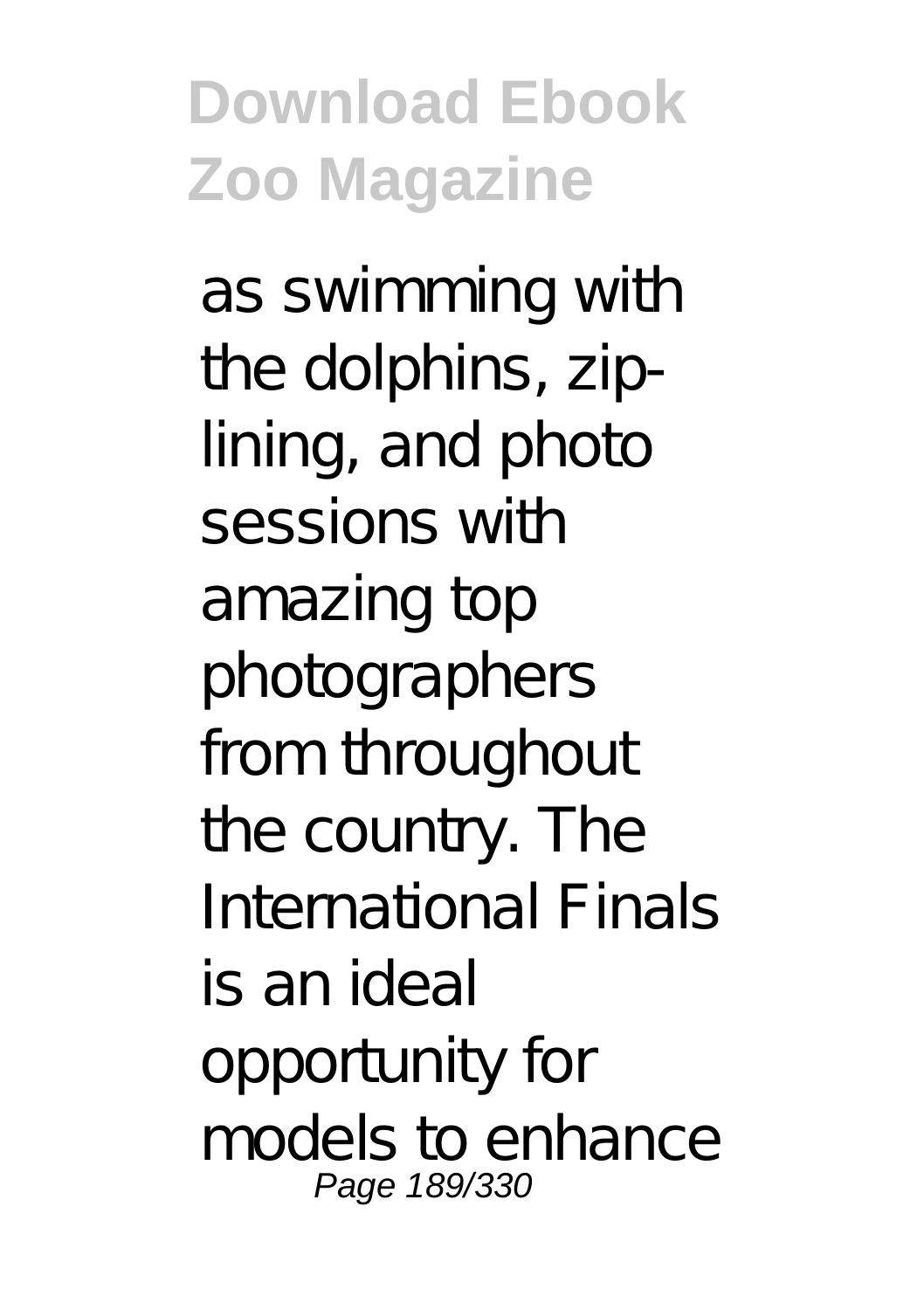as swimming with the dolphins, zip-lining, and photo sessions with amazing top photographers from throughout the country. The International Finals is an ideal opportunity for models to enhance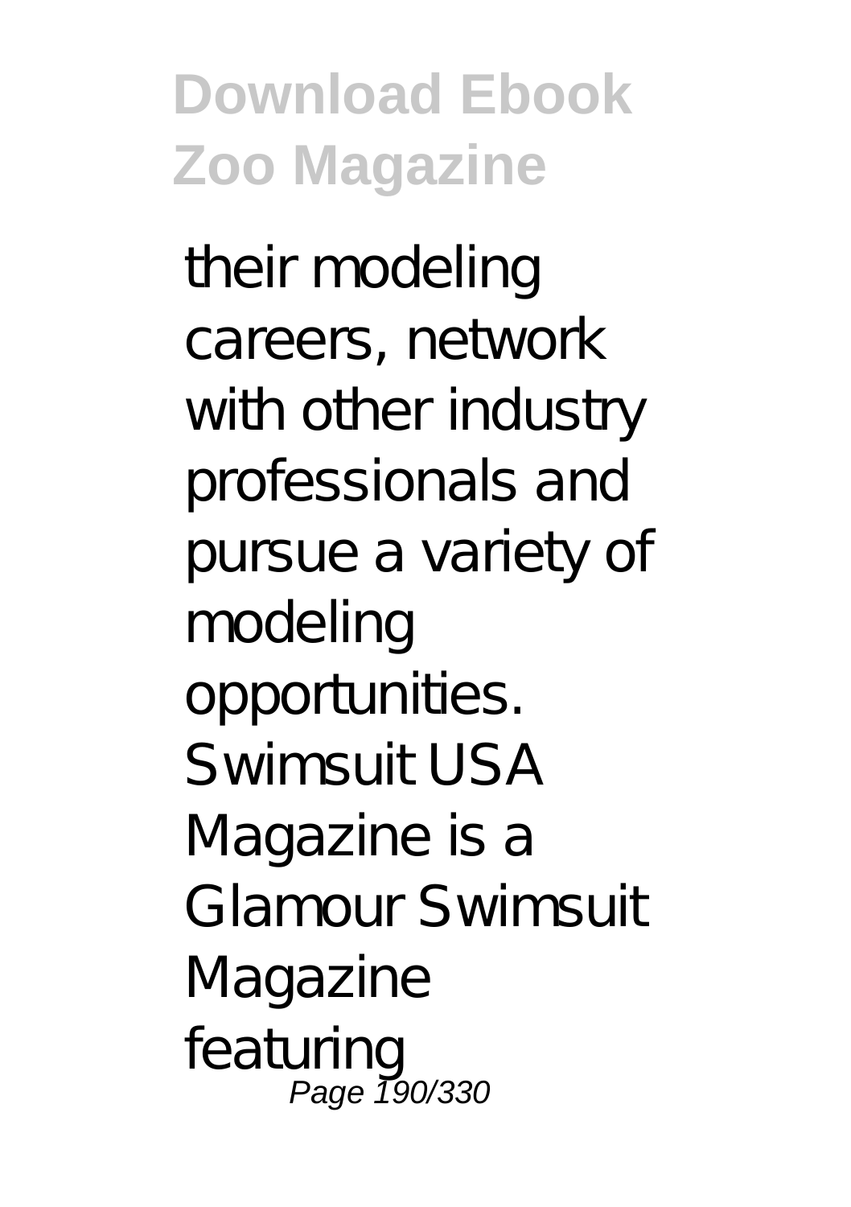their modeling careers, network with other industry professionals and pursue a variety of modeling opportunities. Swimsuit USA Magazine is a Glamour Swimsuit Magazine featuring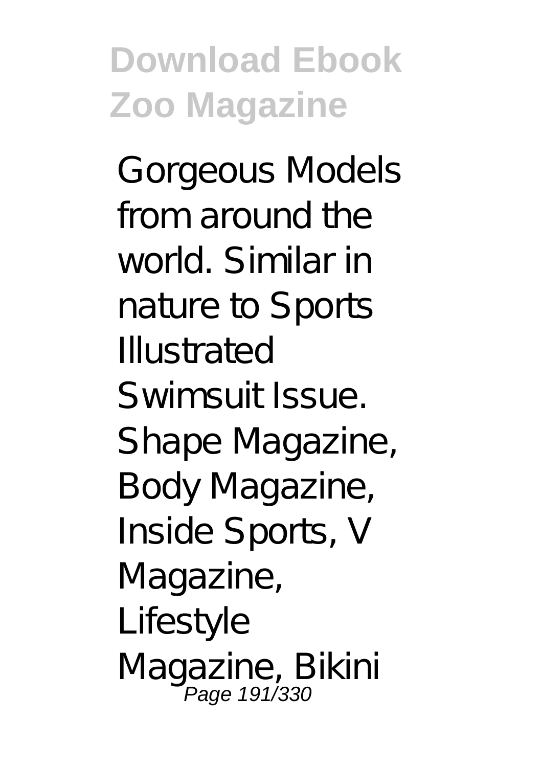Gorgeous Models from around the world. Similar in nature to Sports Illustrated Swimsuit Issue. Shape Magazine, Body Magazine, Inside Sports, V Magazine, Lifestyle Magazine, Bikini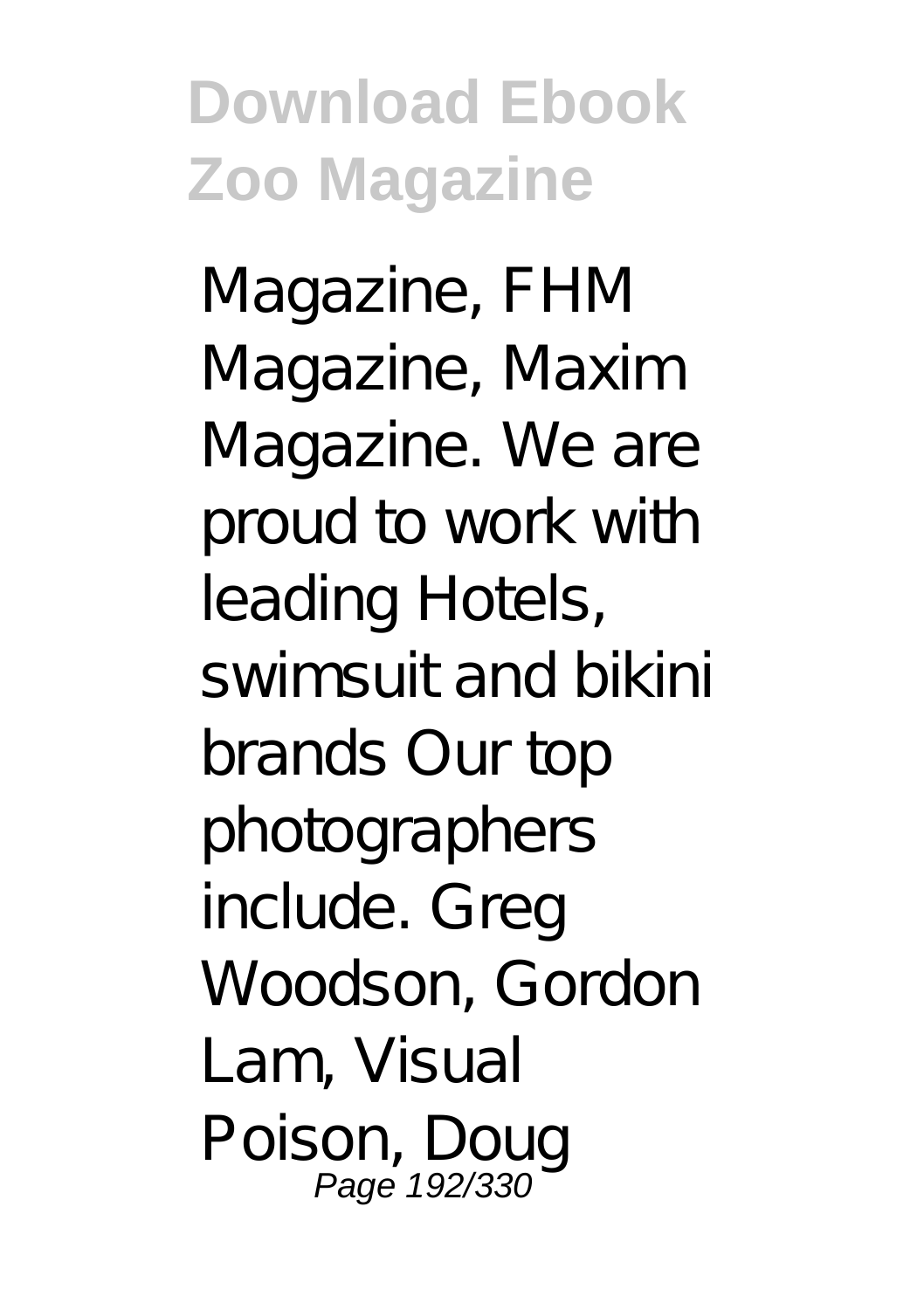Magazine, FHM Magazine, Maxim Magazine. We are proud to work with leading Hotels, swimsuit and bikini brands Our top photographers include. Greg Woodson, Gordon Lam, Visual Poison, Doug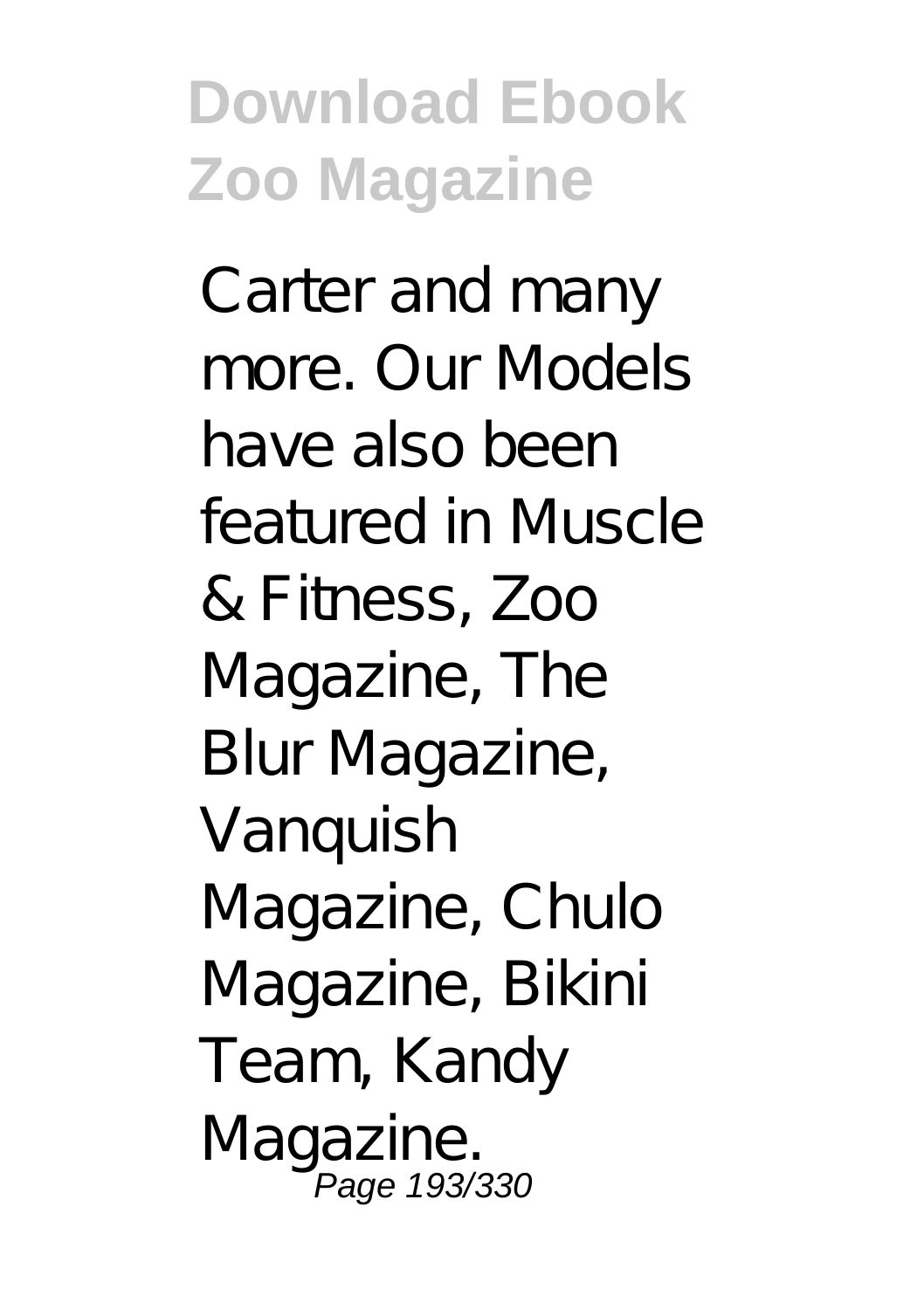Carter and many more. Our Models have also been featured in Muscle & Fitness, Zoo Magazine, The Blur Magazine, Vanquish Magazine, Chulo Magazine, Bikini Team, Kandy Magazine.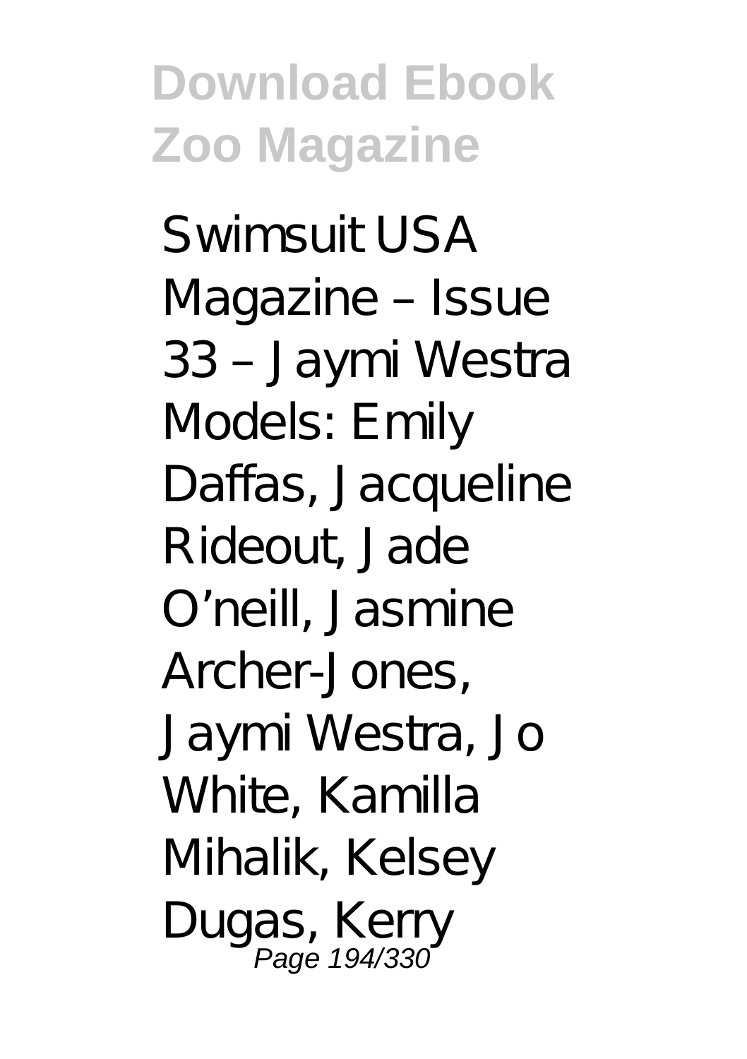Swimsuit USA Magazine – Issue 33 – Jaymi Westra Models: Emily Daffas, Jacqueline Rideout, Jade O'neill, Jasmine Archer-Jones, Jaymi Westra, Jo White, Kamilla Mihalik, Kelsey Dugas, Kerry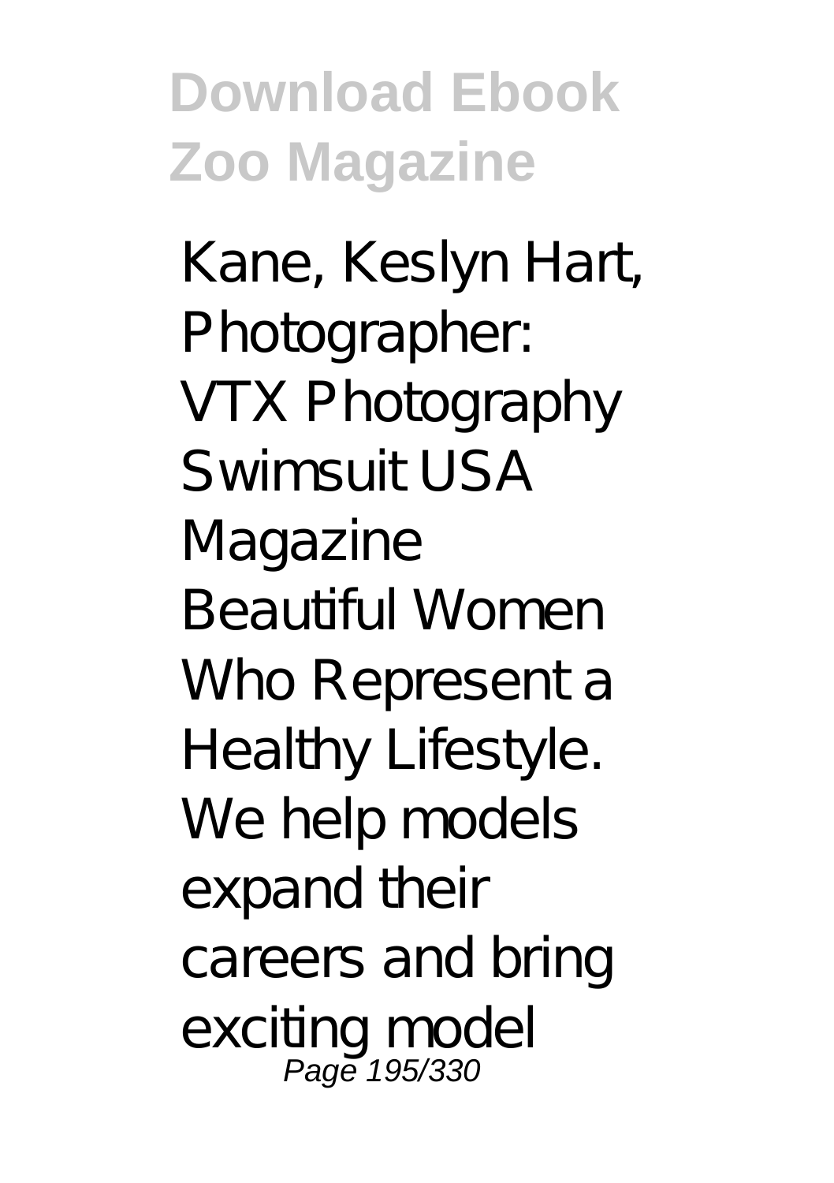Kane, Keslyn Hart, Photographer: VTX Photography Swimsuit USA Magazine Beautiful Women Who Represent a Healthy Lifestyle. We help models expand their careers and bring exciting model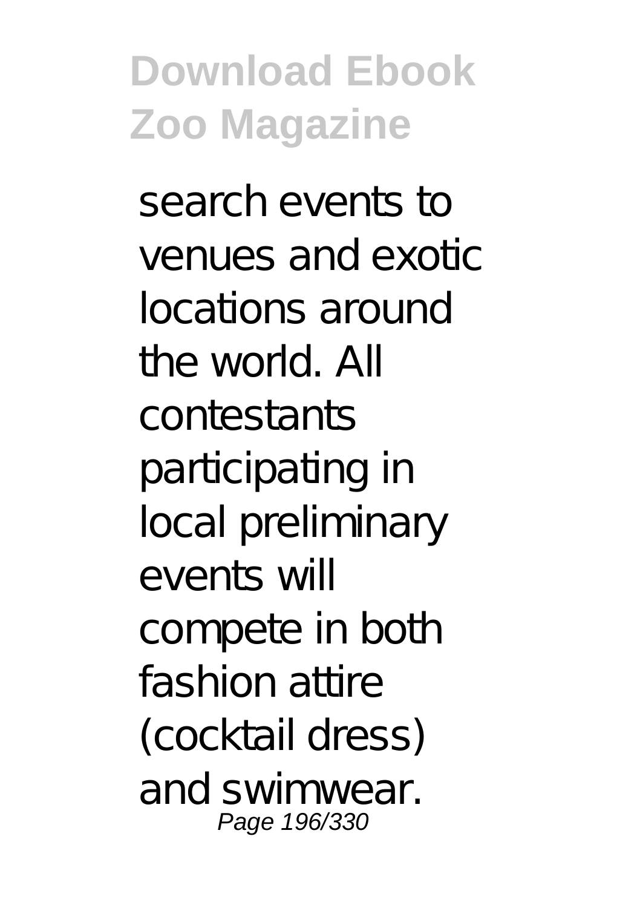search events to venues and exotic locations around the world. All contestants participating in local preliminary events will compete in both fashion attire (cocktail dress) and swimwear.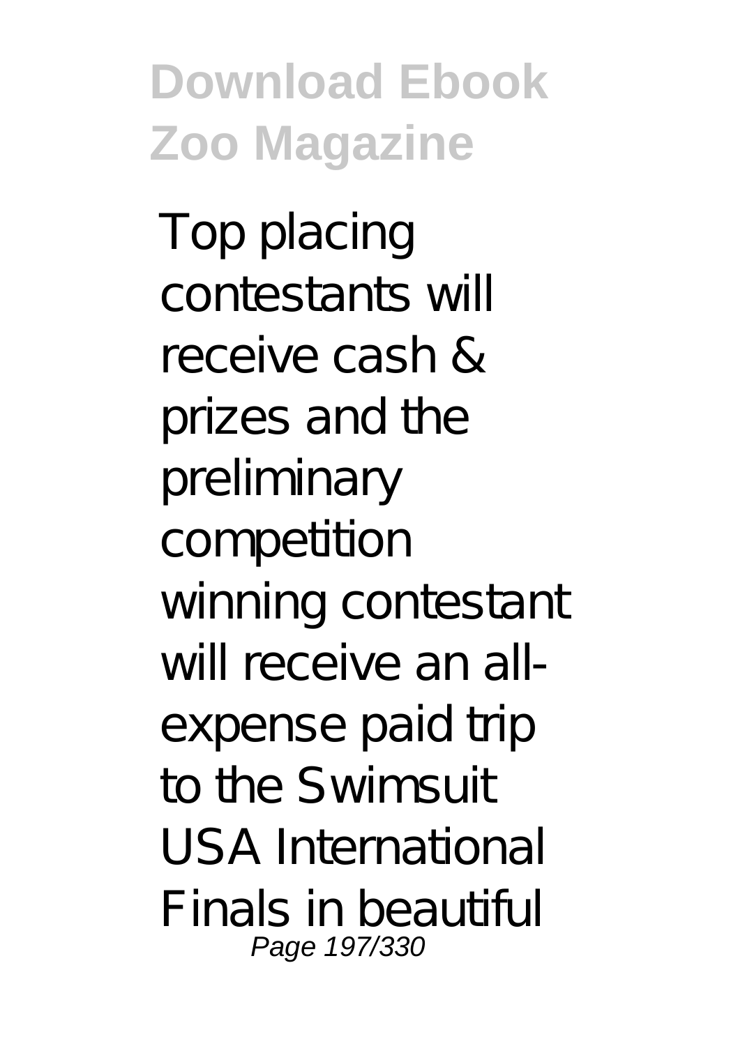Top placing contestants will receive cash & prizes and the preliminary competition winning contestant will receive an all-expense paid trip to the Swimsuit USA International Finals in beautiful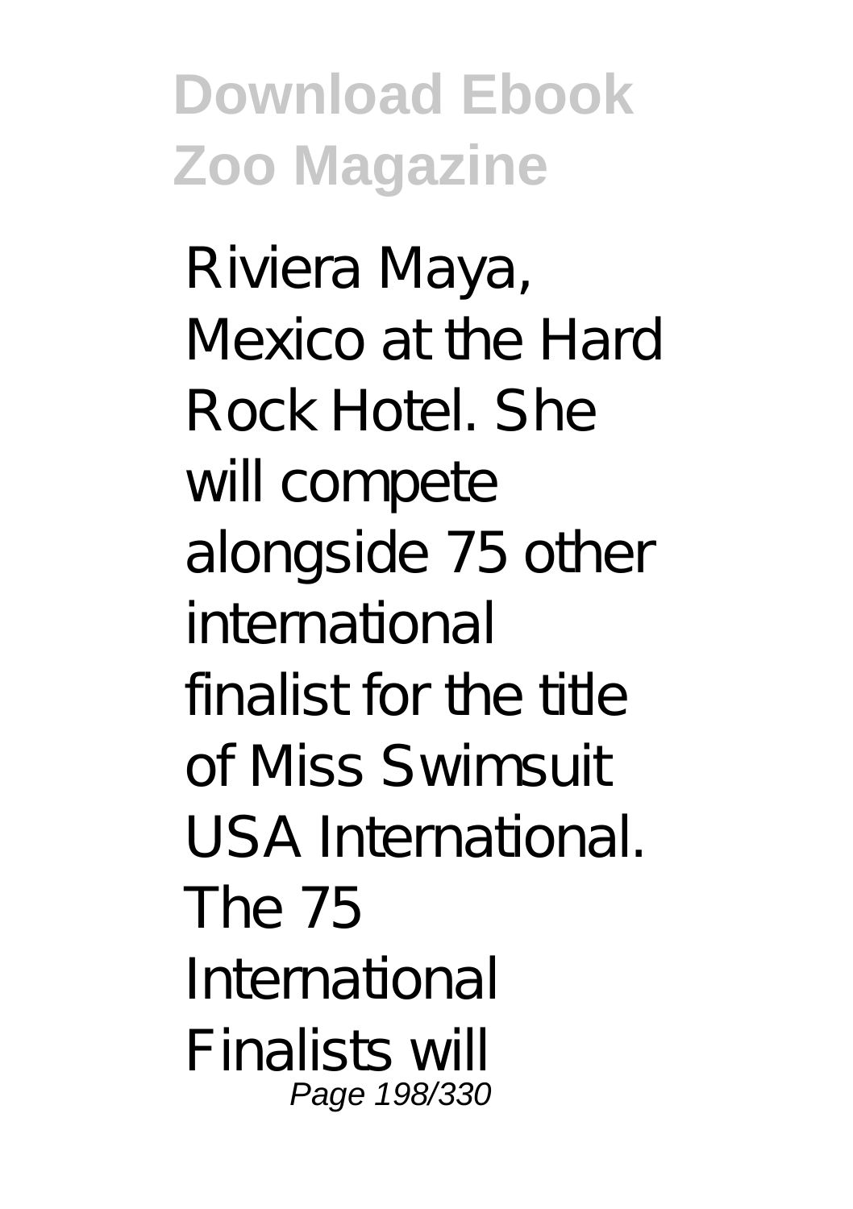Riviera Maya, Mexico at the Hard Rock Hotel. She will compete alongside 75 other international finalist for the title of Miss Swimsuit USA International. The 75 International Finalists will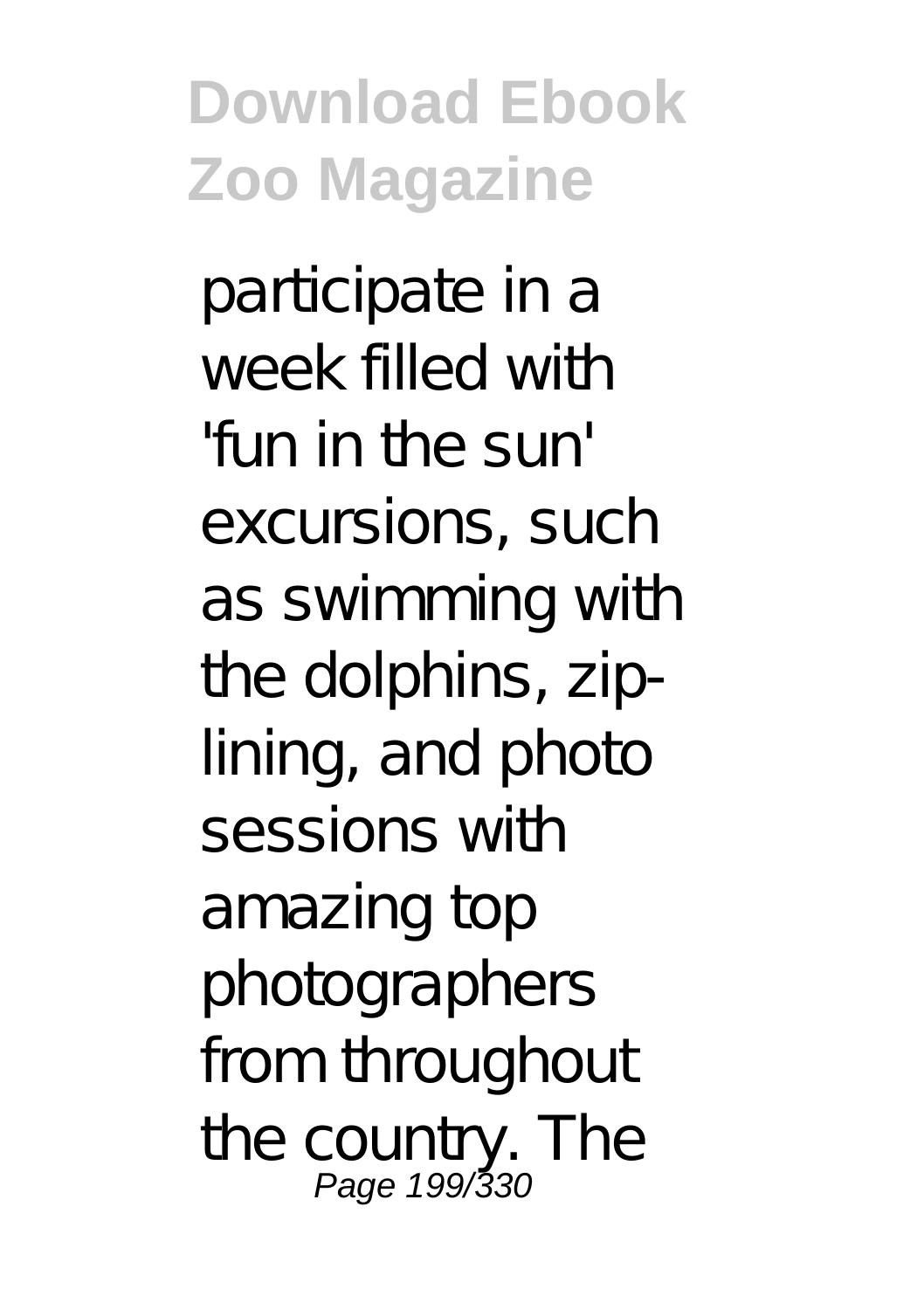participate in a week filled with 'fun in the sun' excursions, such as swimming with the dolphins, zip-lining, and photo sessions with amazing top photographers from throughout the country. The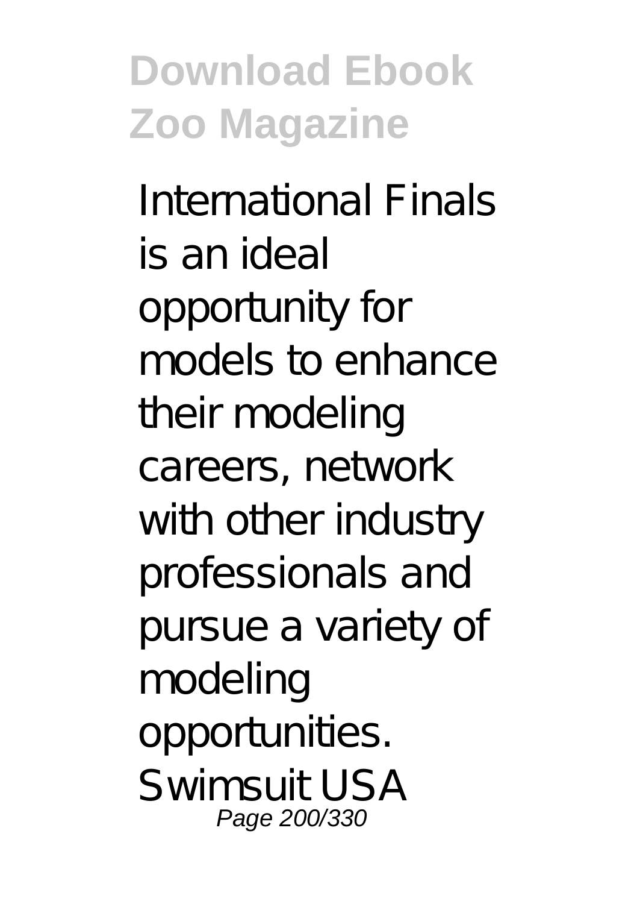International Finals is an ideal opportunity for models to enhance their modeling careers, network with other industry professionals and pursue a variety of modeling opportunities. Swimsuit USA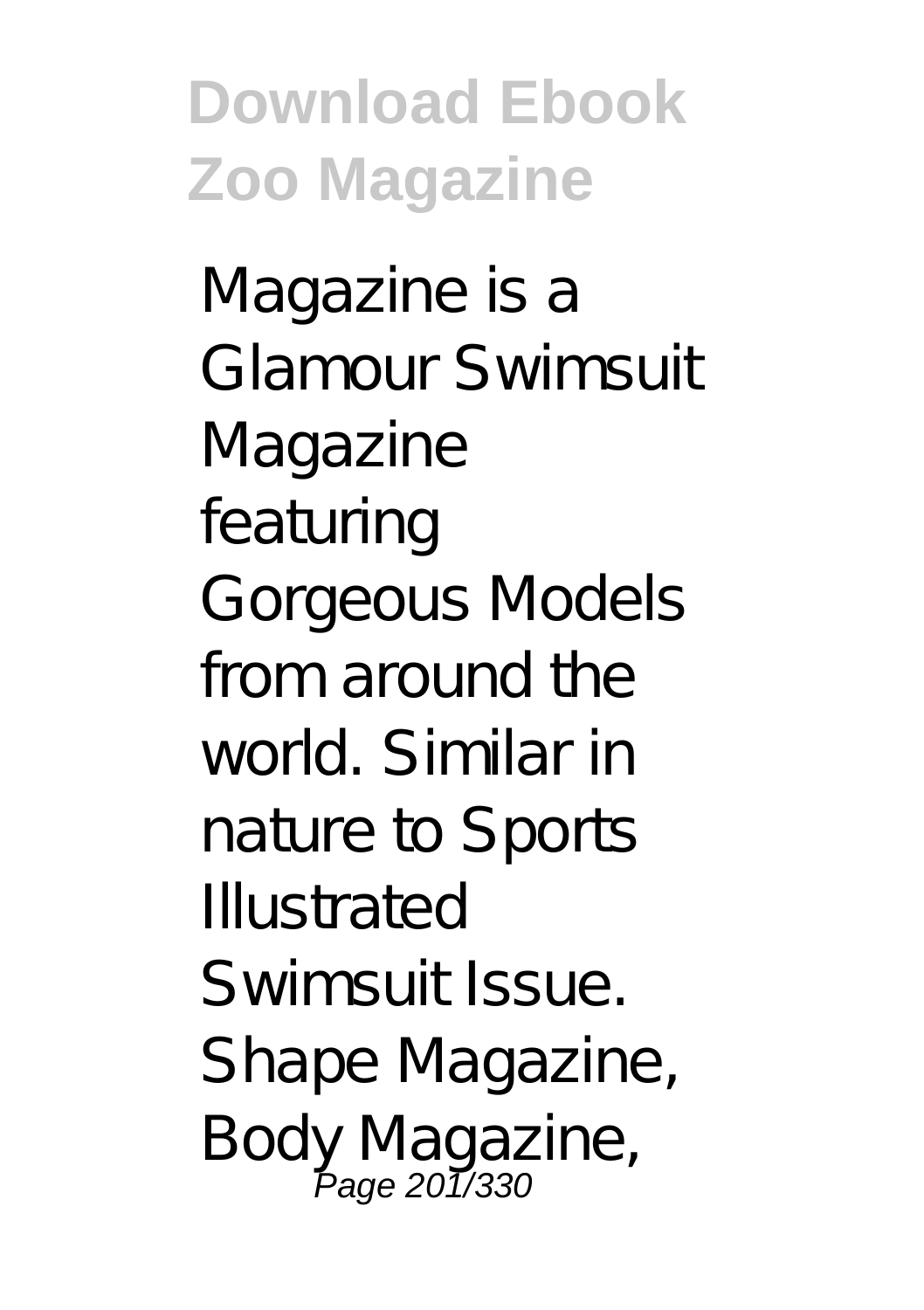Magazine is a Glamour Swimsuit Magazine featuring Gorgeous Models from around the world. Similar in nature to Sports Illustrated Swimsuit Issue. Shape Magazine, Body Magazine,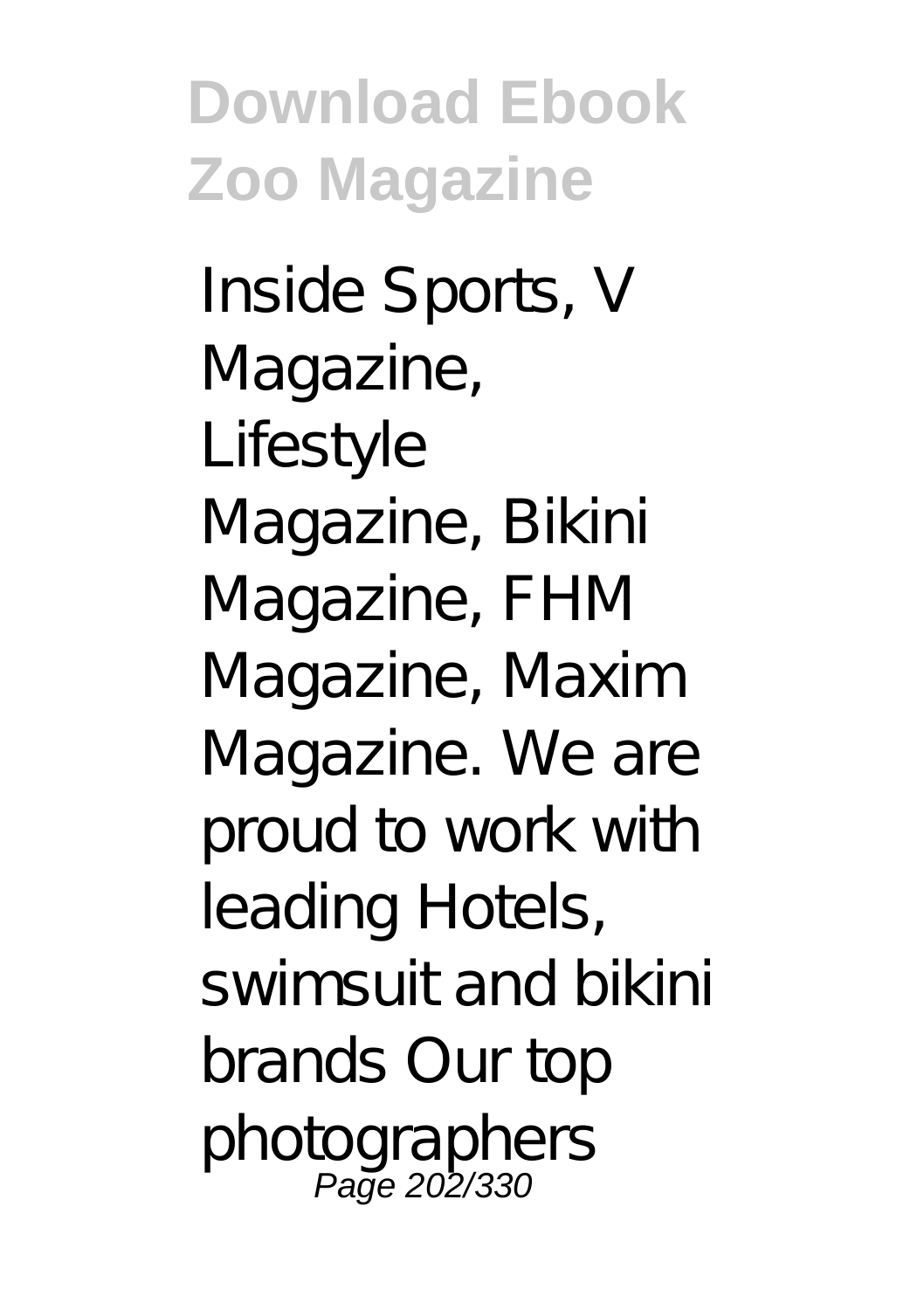Inside Sports, V Magazine, Lifestyle Magazine, Bikini Magazine, FHM Magazine, Maxim Magazine. We are proud to work with leading Hotels, swimsuit and bikini brands Our top photographers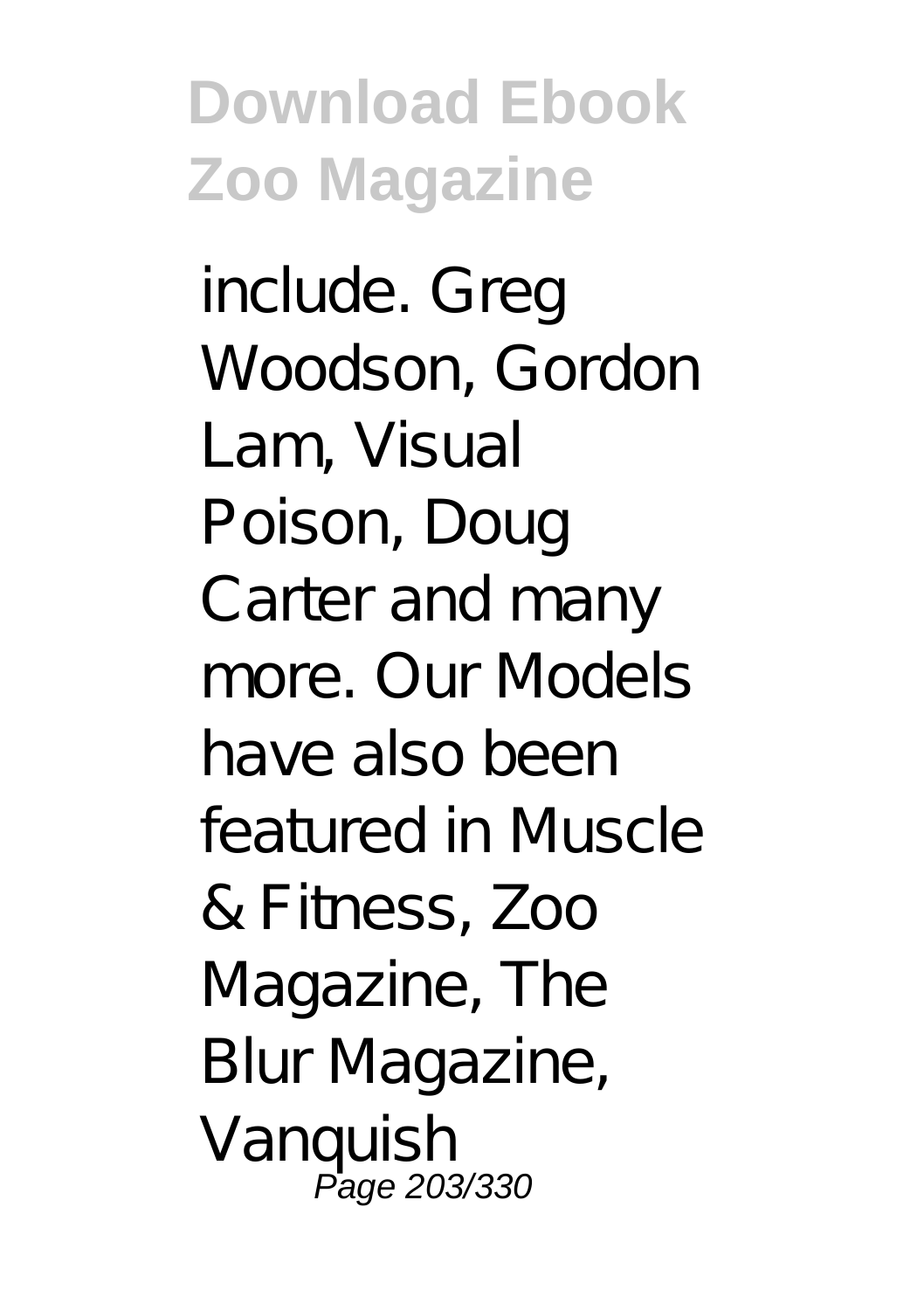include. Greg Woodson, Gordon Lam, Visual Poison, Doug Carter and many more. Our Models have also been featured in Muscle & Fitness, Zoo Magazine, The Blur Magazine, Vanquish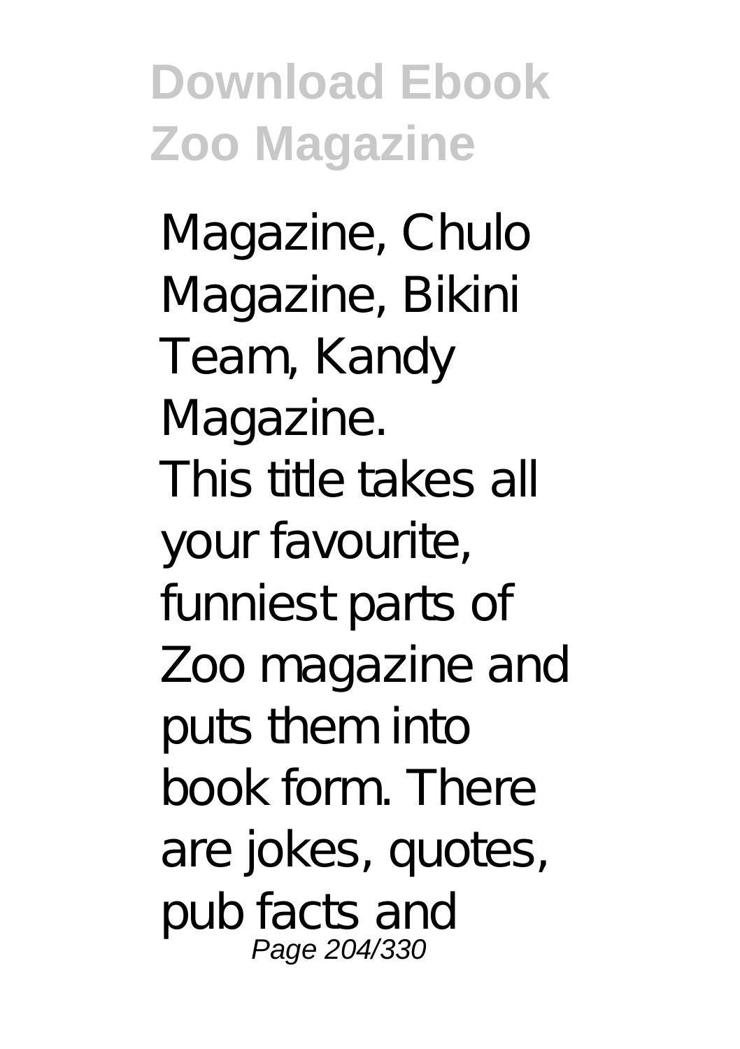Magazine, Chulo Magazine, Bikini Team, Kandy Magazine.

This title takes all your favourite, funniest parts of Zoo magazine and puts them into book form. There are jokes, quotes, pub facts and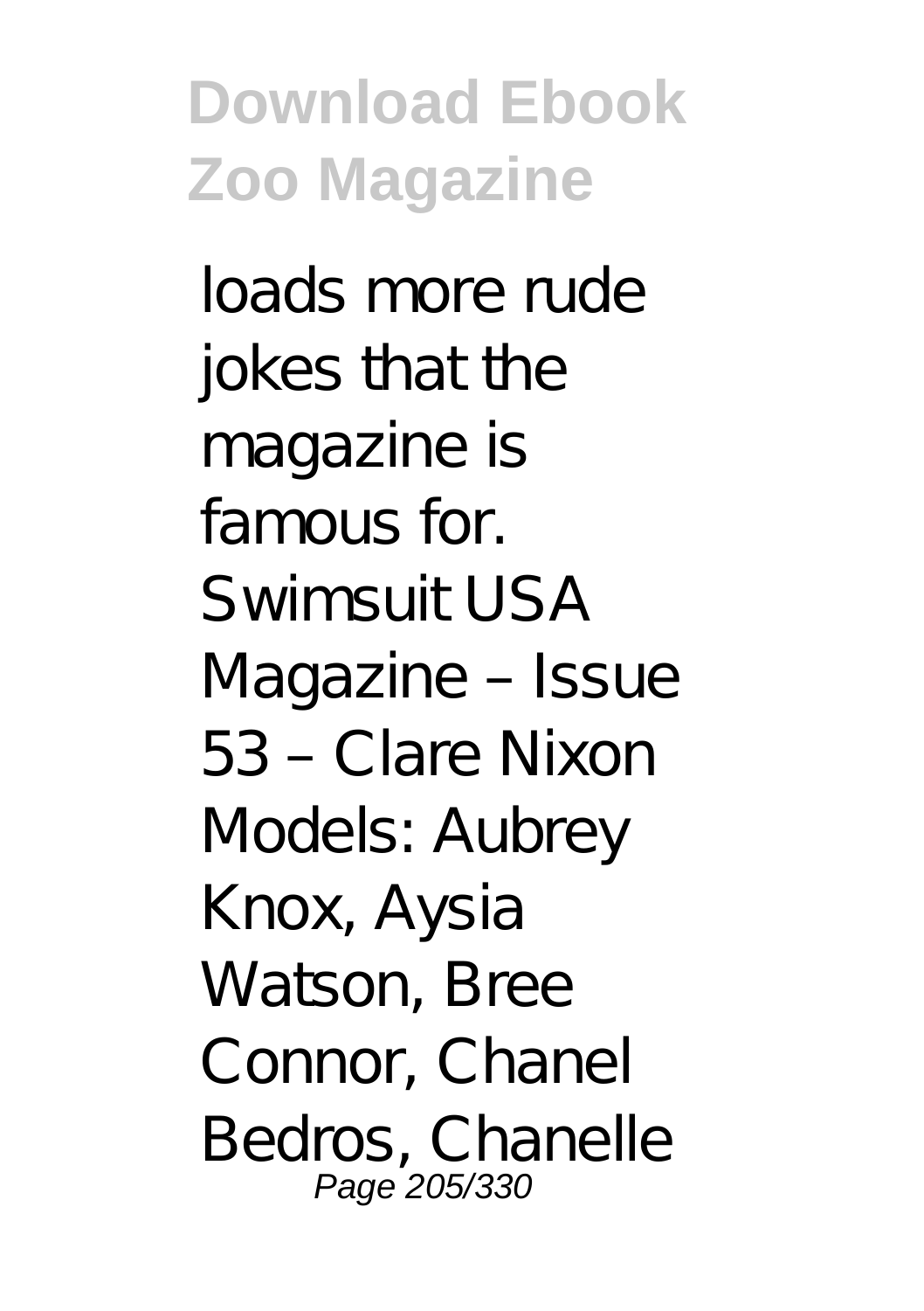loads more rude jokes that the magazine is famous for. Swimsuit USA Magazine – Issue 53 – Clare Nixon Models: Aubrey Knox, Aysia Watson, Bree Connor, Chanel Bedros, Chanelle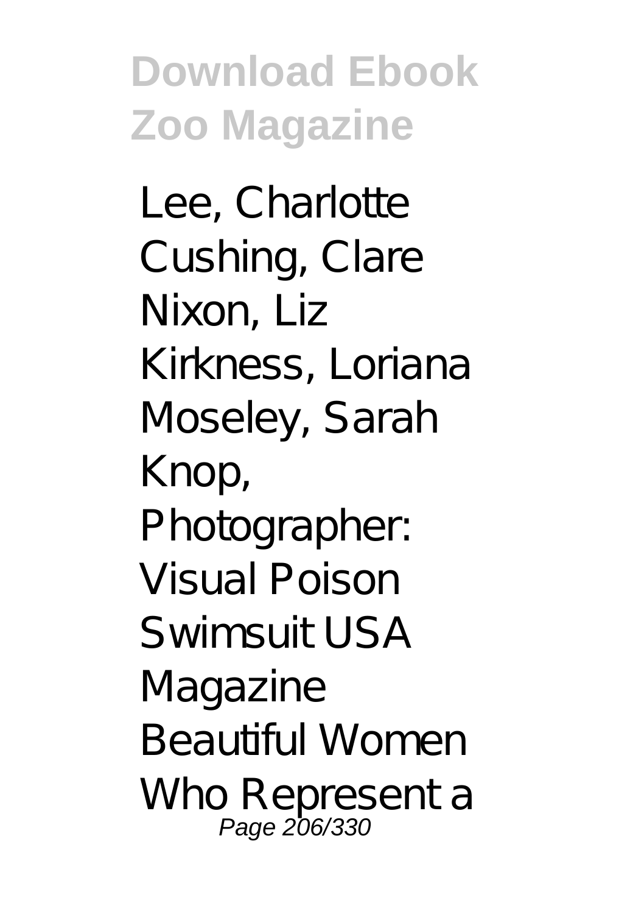Lee, Charlotte Cushing, Clare Nixon, Liz Kirkness, Loriana Moseley, Sarah Knop, Photographer: Visual Poison Swimsuit USA Magazine Beautiful Women Who Represent a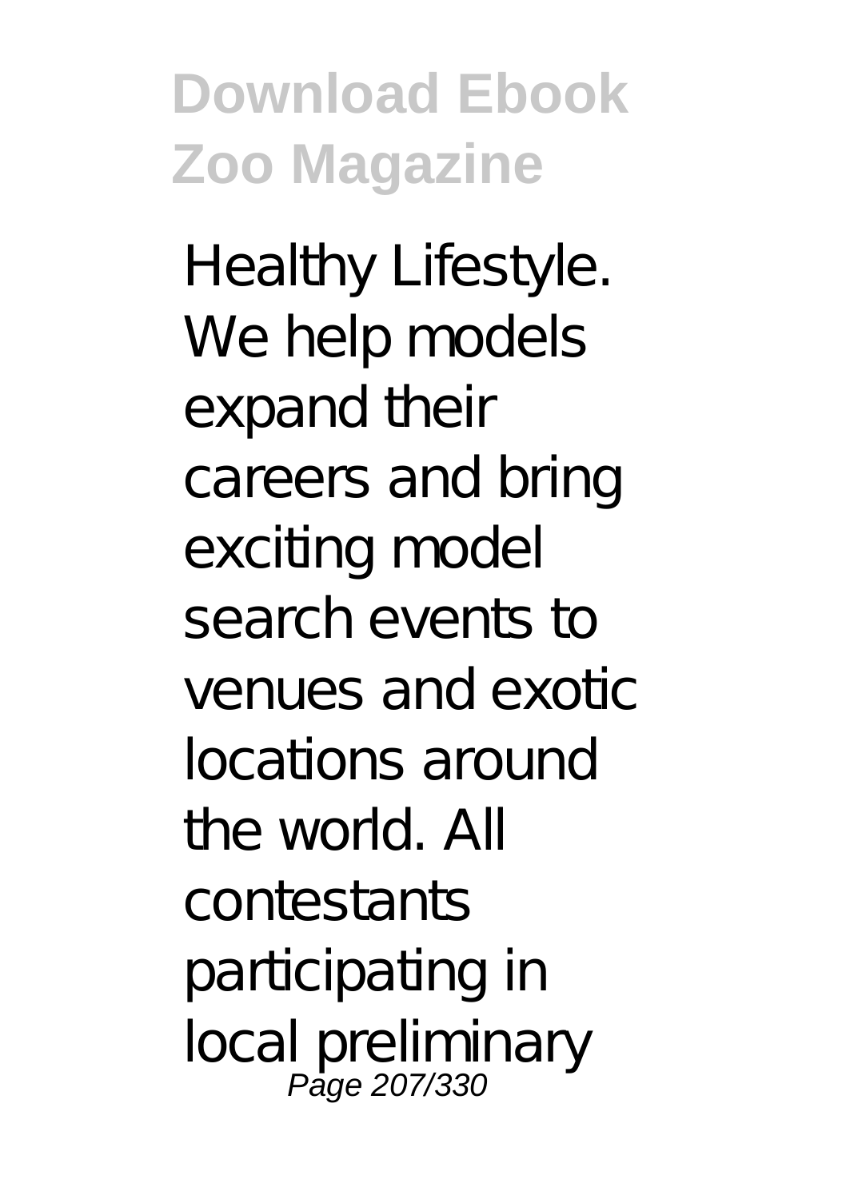Healthy Lifestyle. We help models expand their careers and bring exciting model search events to venues and exotic locations around the world. All contestants participating in local preliminary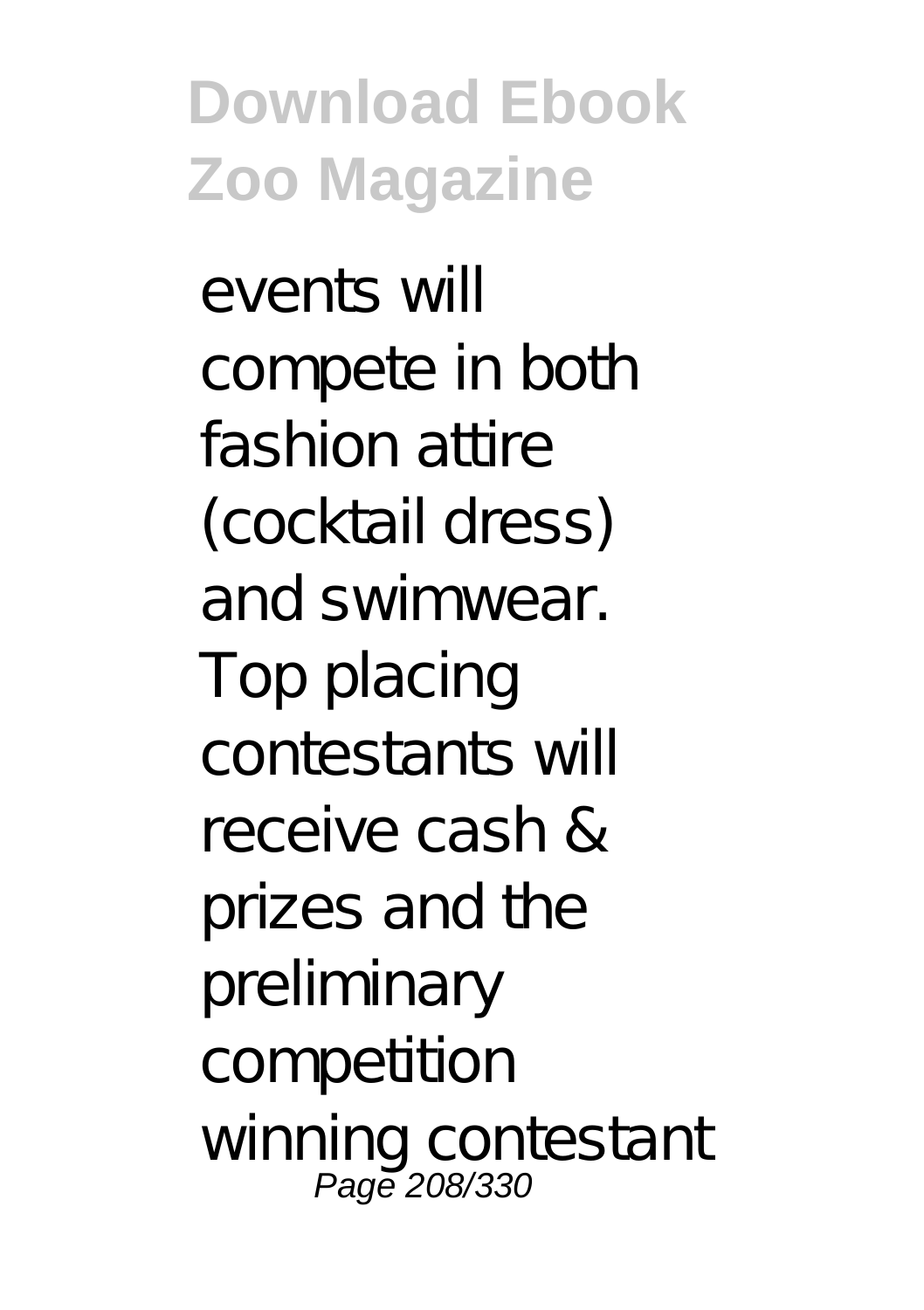events will compete in both fashion attire (cocktail dress) and swimwear. Top placing contestants will receive cash & prizes and the preliminary competition winning contestant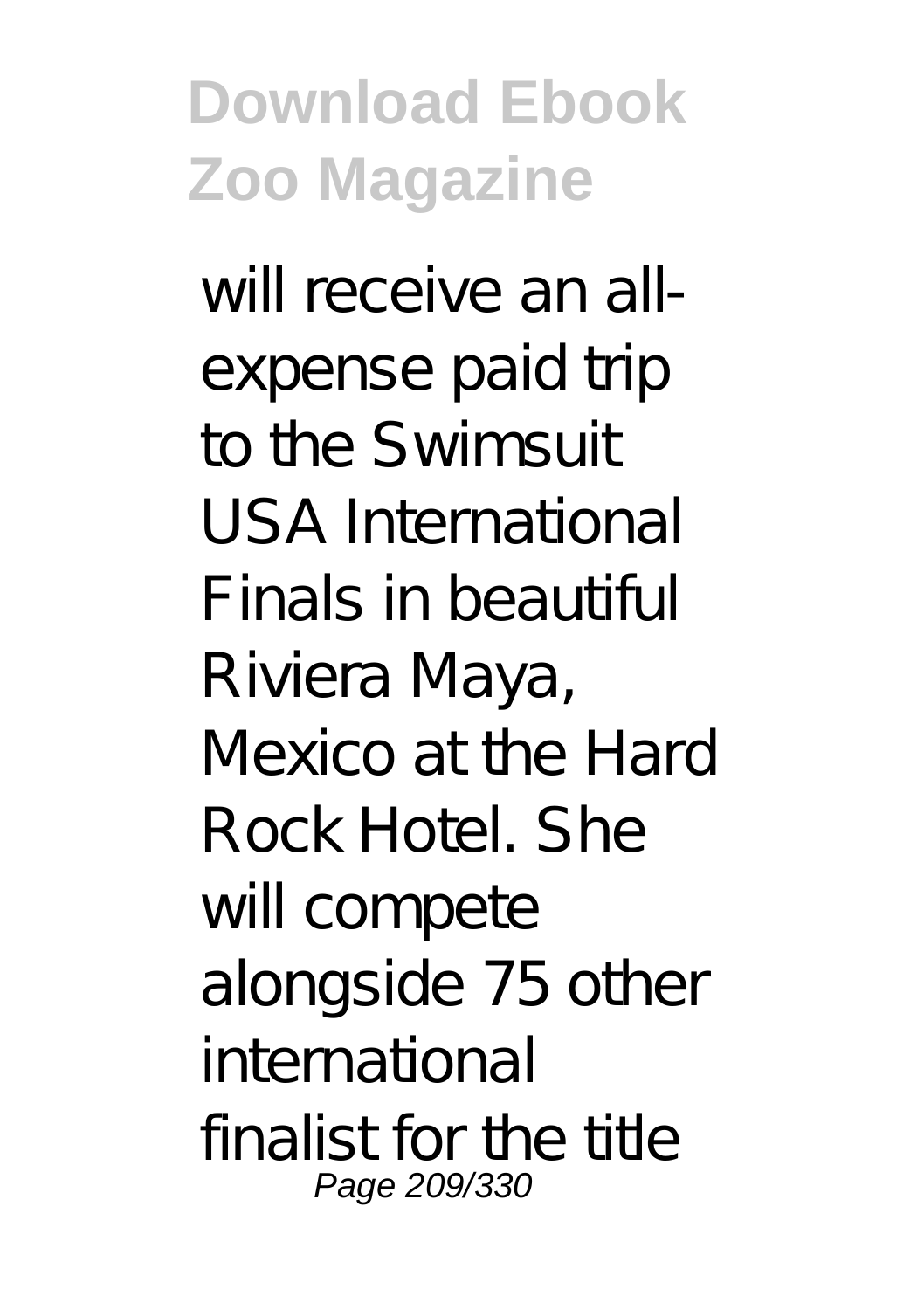will receive an all-expense paid trip to the Swimsuit USA International Finals in beautiful Riviera Maya, Mexico at the Hard Rock Hotel. She will compete alongside 75 other international finalist for the title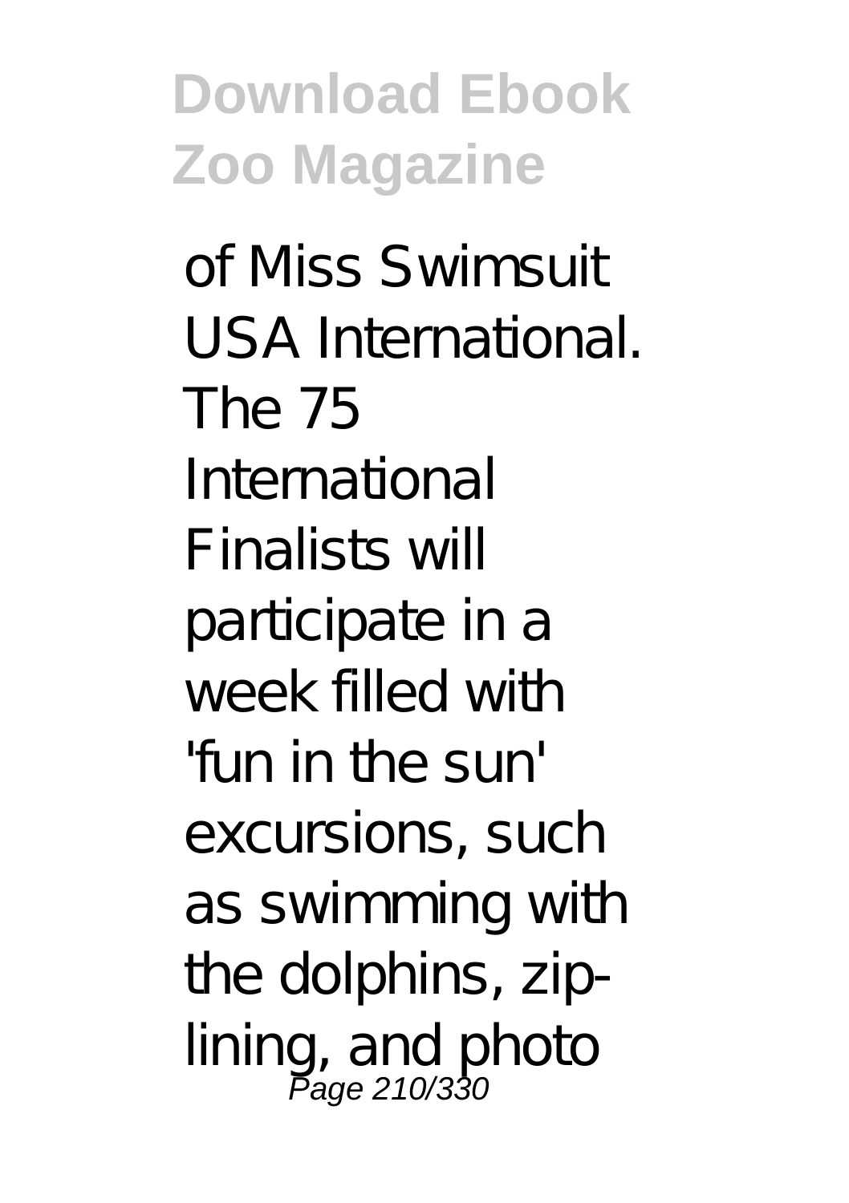of Miss Swimsuit USA International. The 75 International Finalists will participate in a week filled with 'fun in the sun' excursions, such as swimming with the dolphins, zip-lining, and photo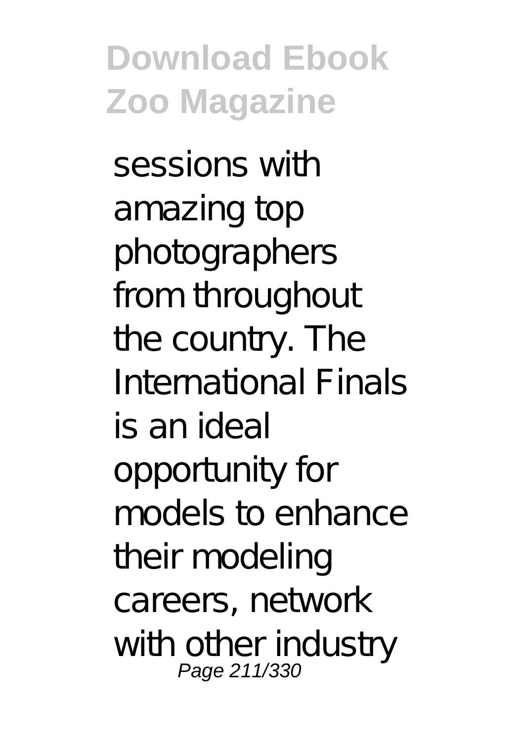sessions with amazing top photographers from throughout the country. The International Finals is an ideal opportunity for models to enhance their modeling careers, network with other industry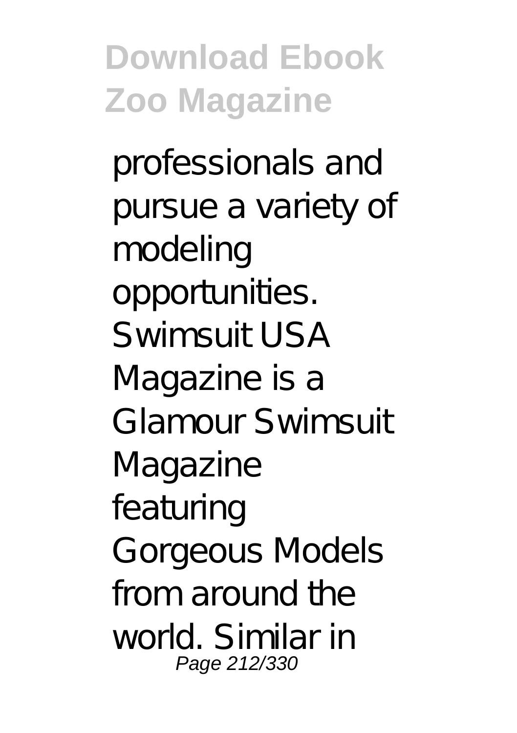professionals and pursue a variety of modeling opportunities. Swimsuit USA Magazine is a Glamour Swimsuit Magazine featuring Gorgeous Models from around the world. Similar in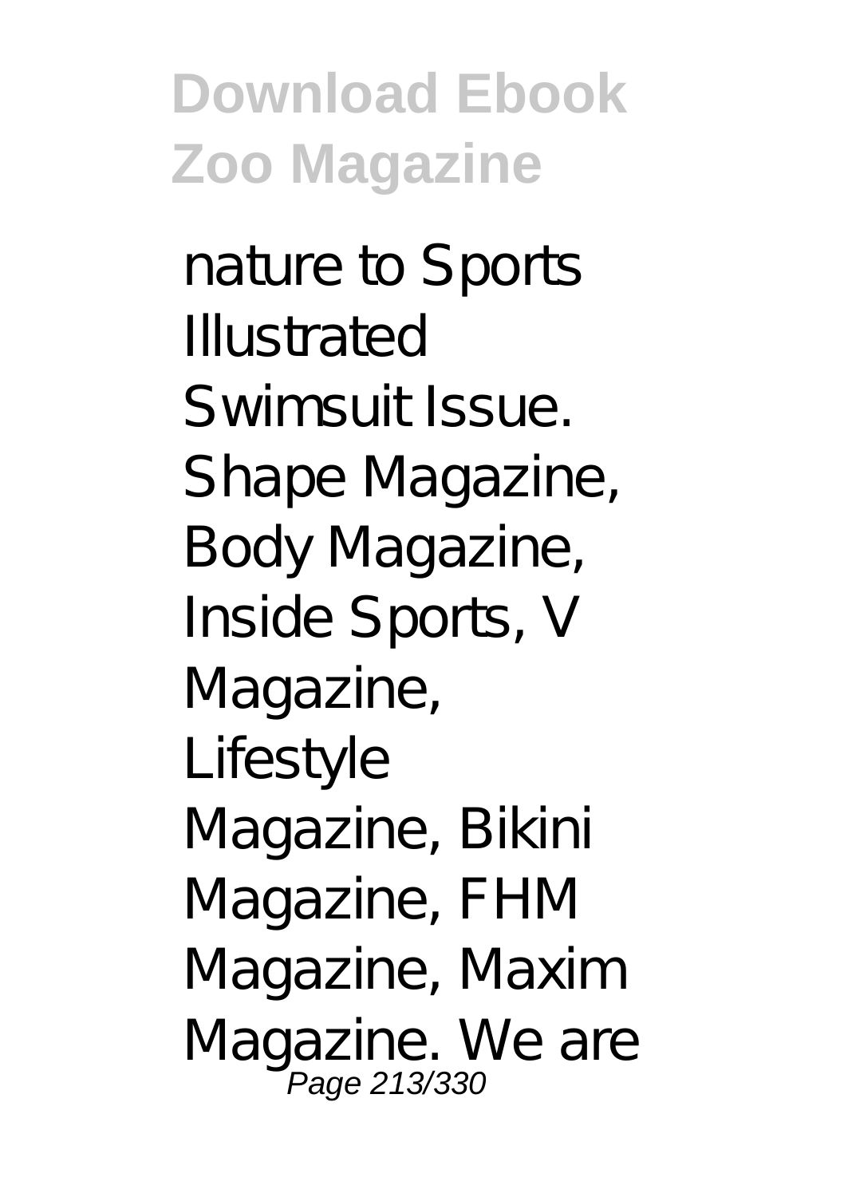nature to Sports Illustrated Swimsuit Issue. Shape Magazine, Body Magazine, Inside Sports, V Magazine, Lifestyle Magazine, Bikini Magazine, FHM Magazine, Maxim Magazine. We are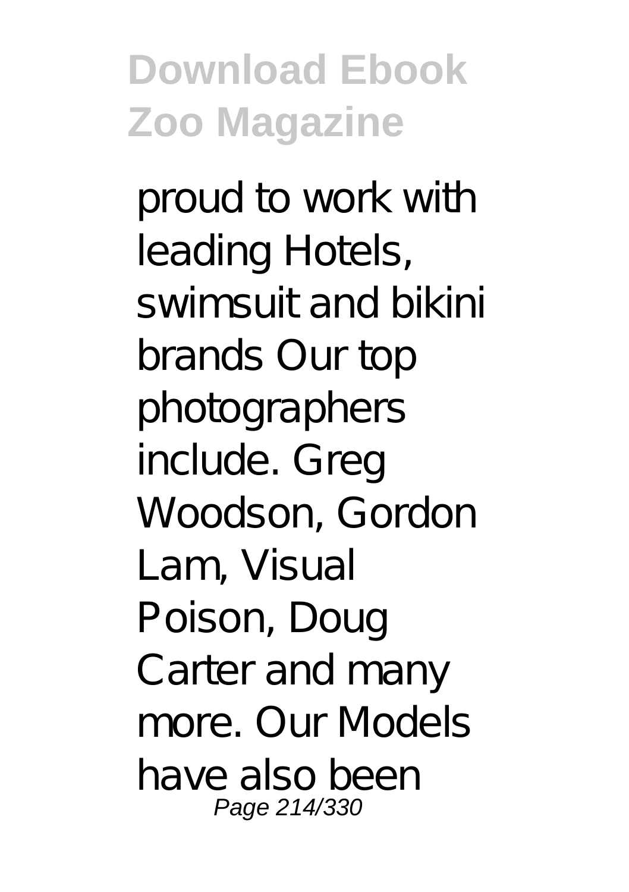proud to work with leading Hotels, swimsuit and bikini brands Our top photographers include. Greg Woodson, Gordon Lam, Visual Poison, Doug Carter and many more. Our Models have also been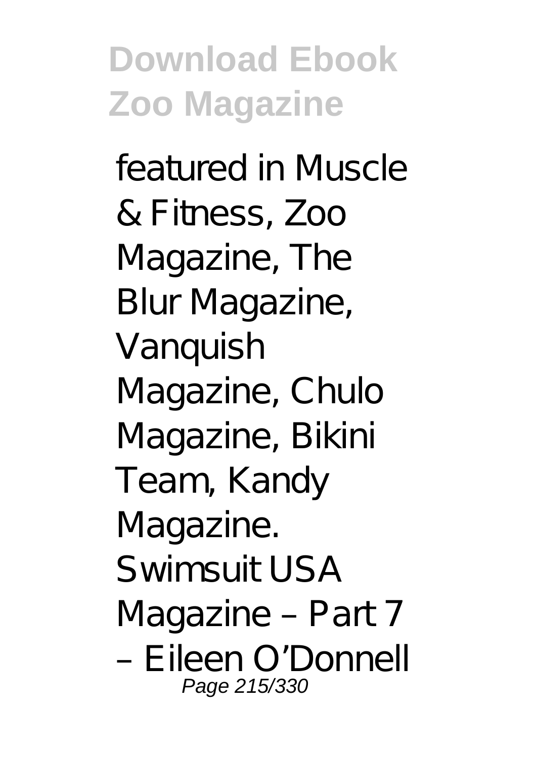featured in Muscle & Fitness, Zoo Magazine, The Blur Magazine, Vanquish Magazine, Chulo Magazine, Bikini Team, Kandy Magazine. Swimsuit USA Magazine – Part 7 – Eileen O'Donnell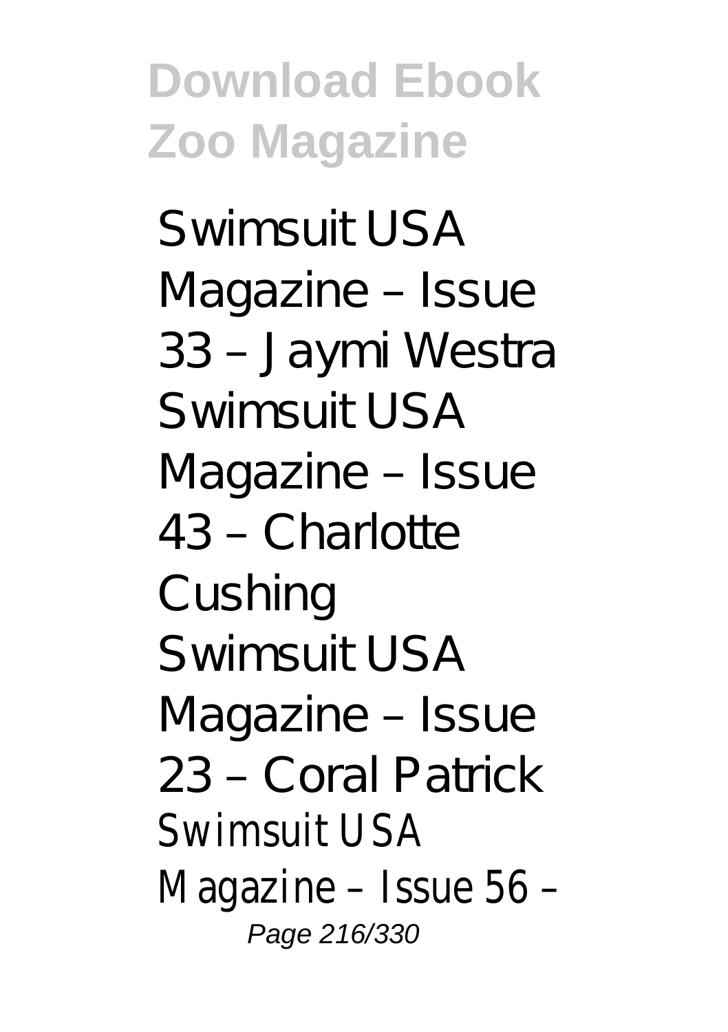Swimsuit USA Magazine – Issue 33 – Jaymi Westra
Swimsuit USA Magazine – Issue 43 – Charlotte Cushing
Swimsuit USA Magazine – Issue 23 – Coral Patrick
Swimsuit USA Magazine – Issue 56 –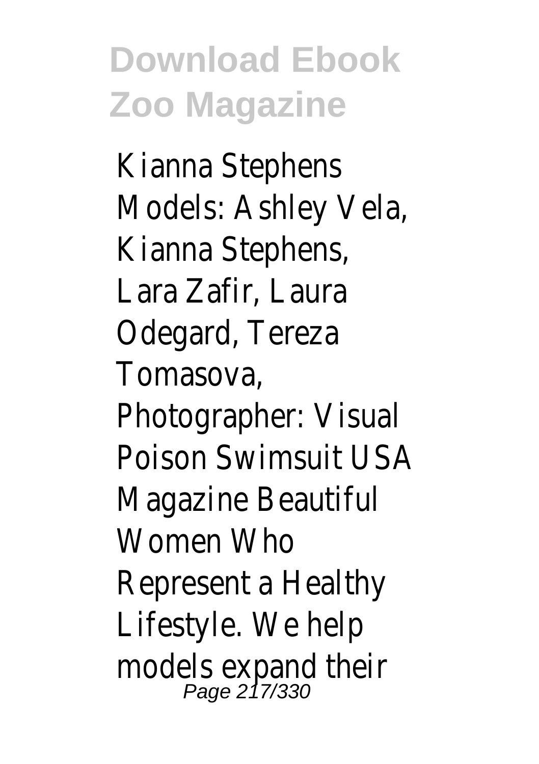Kianna Stephens Models: Ashley Vela, Kianna Stephens, Lara Zafir, Laura Odegard, Tereza Tomasova, Photographer: Visual Poison Swimsuit USA Magazine Beautiful Women Who Represent a Healthy Lifestyle. We help models expand their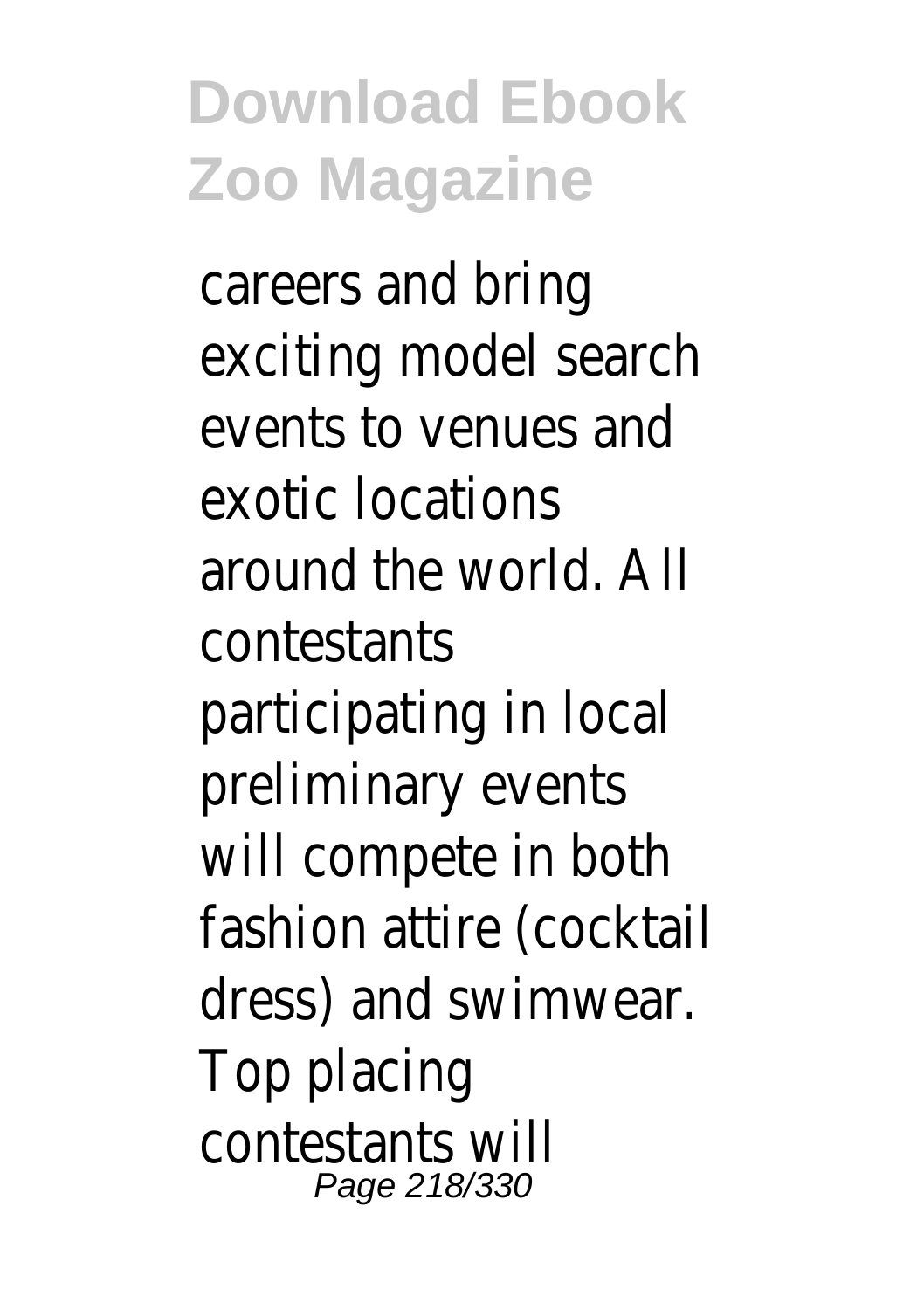careers and bring exciting model search events to venues and exotic locations around the world. All contestants participating in local preliminary events will compete in both fashion attire (cocktail dress) and swimwear. Top placing contestants will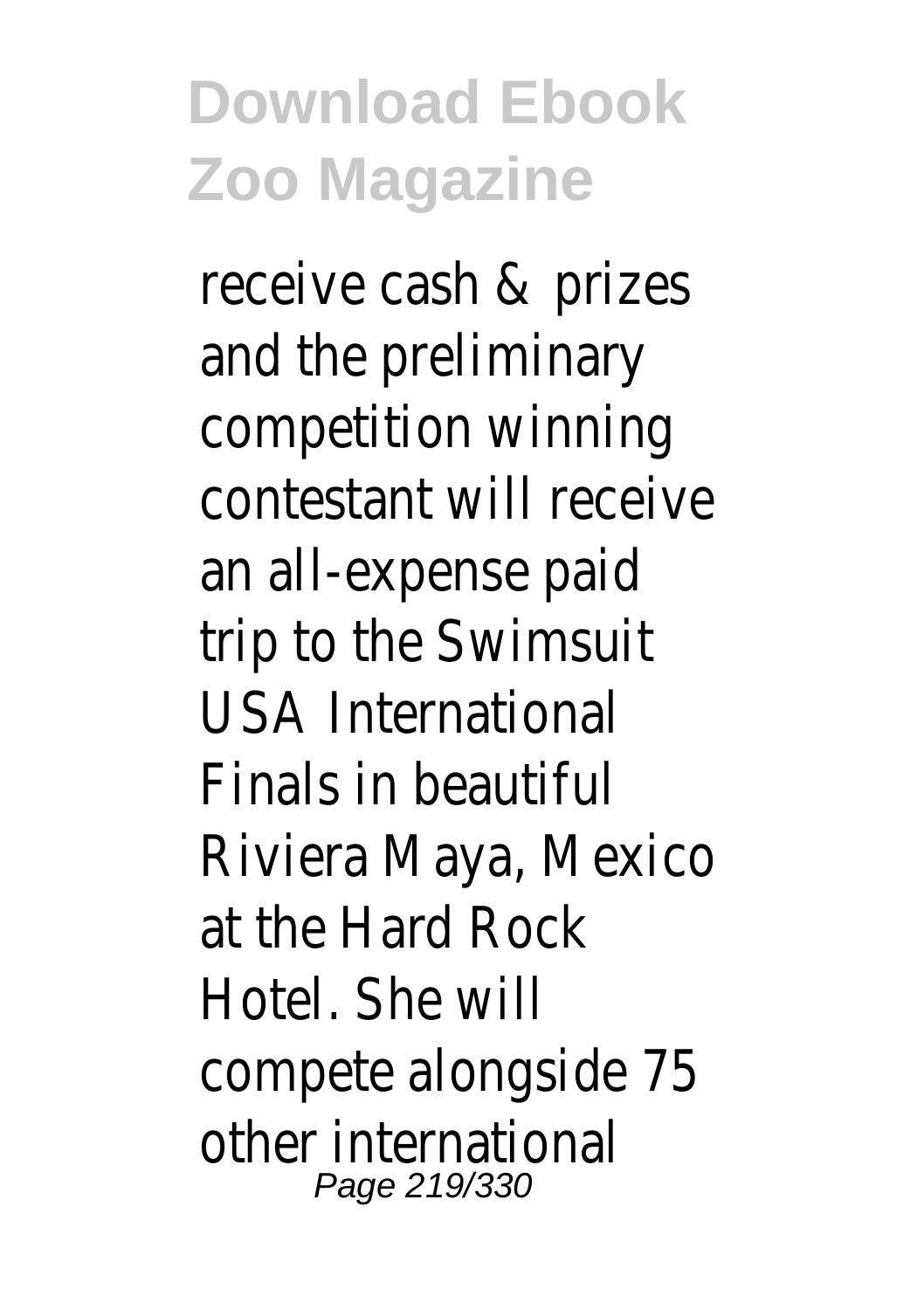receive cash & prizes and the preliminary competition winning contestant will receive an all-expense paid trip to the Swimsuit USA International Finals in beautiful Riviera Maya, Mexico at the Hard Rock Hotel. She will compete alongside 75 other international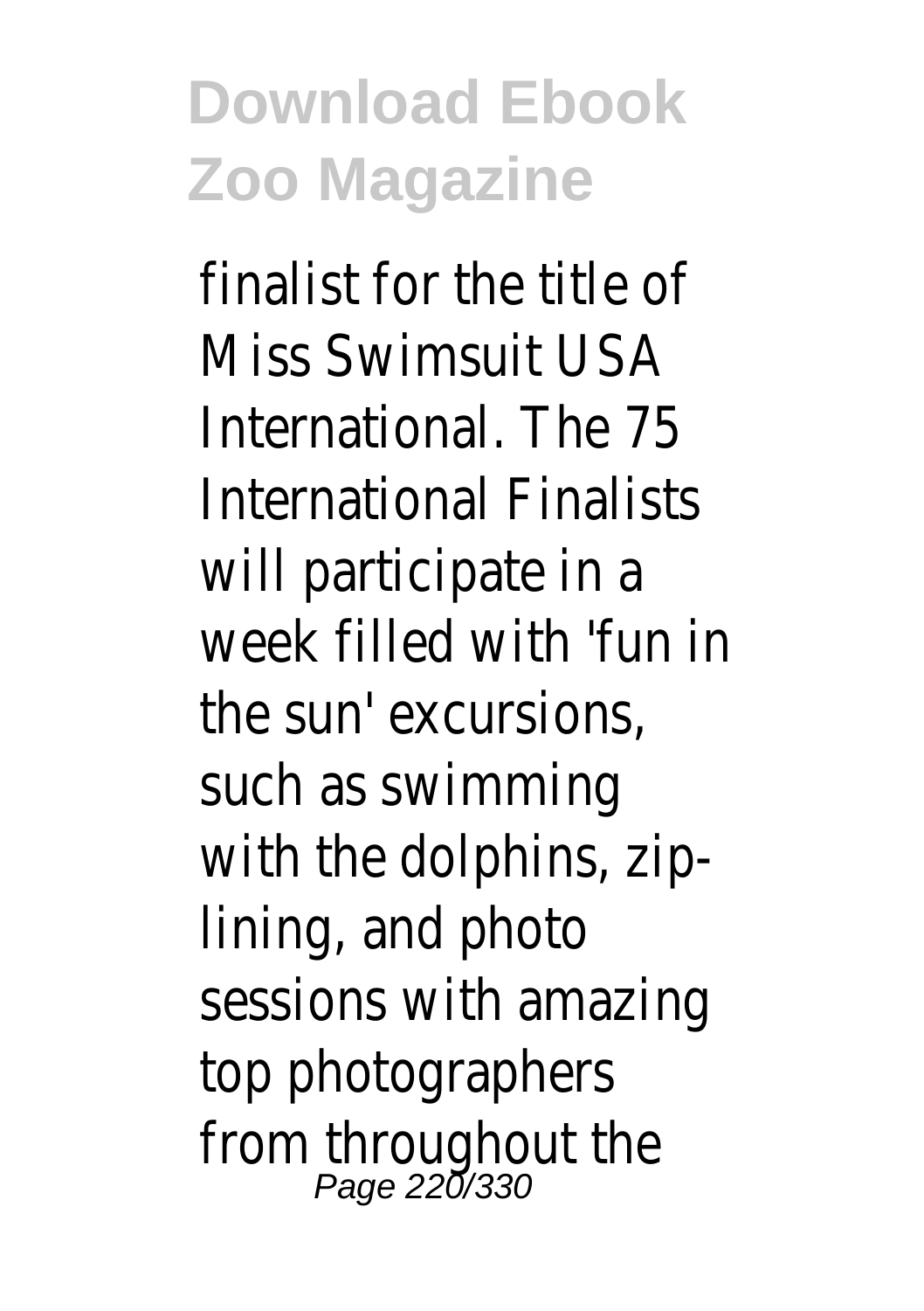finalist for the title of Miss Swimsuit USA International. The 75 International Finalists will participate in a week filled with 'fun in the sun' excursions, such as swimming with the dolphins, zip-lining, and photo sessions with amazing top photographers from throughout the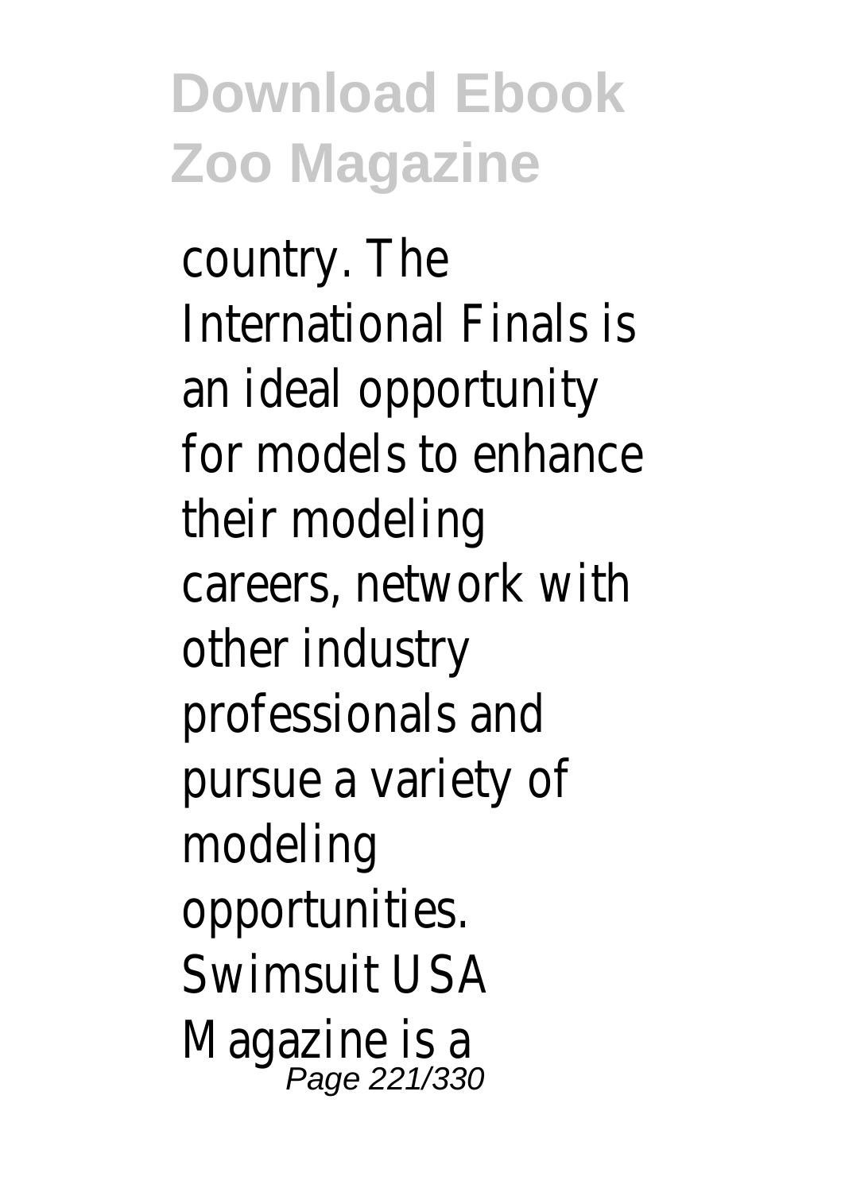country. The International Finals is an ideal opportunity for models to enhance their modeling careers, network with other industry professionals and pursue a variety of modeling opportunities. Swimsuit USA Magazine is a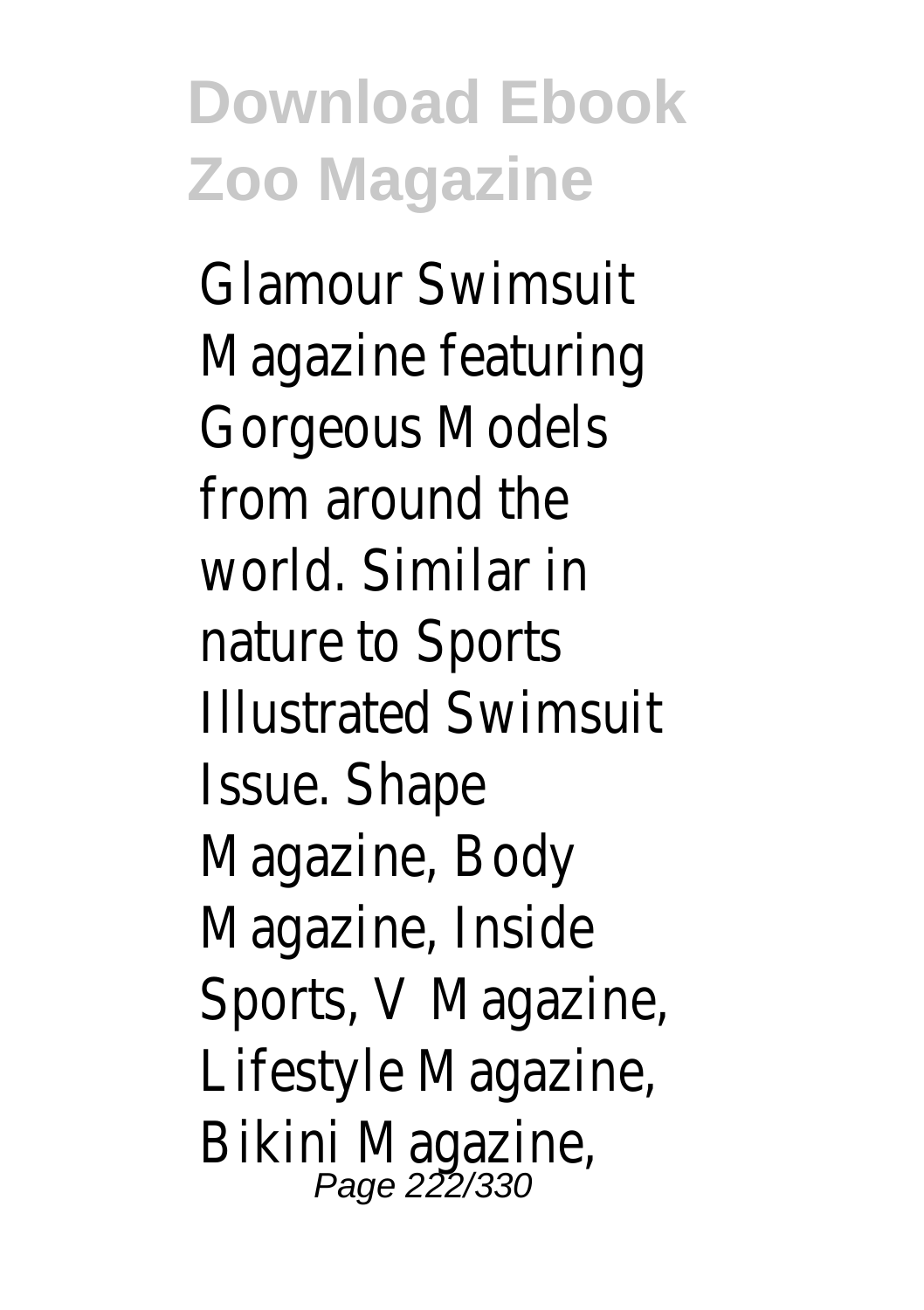Glamour Swimsuit Magazine featuring Gorgeous Models from around the world. Similar in nature to Sports Illustrated Swimsuit Issue. Shape Magazine, Body Magazine, Inside Sports, V Magazine, Lifestyle Magazine, Bikini Magazine,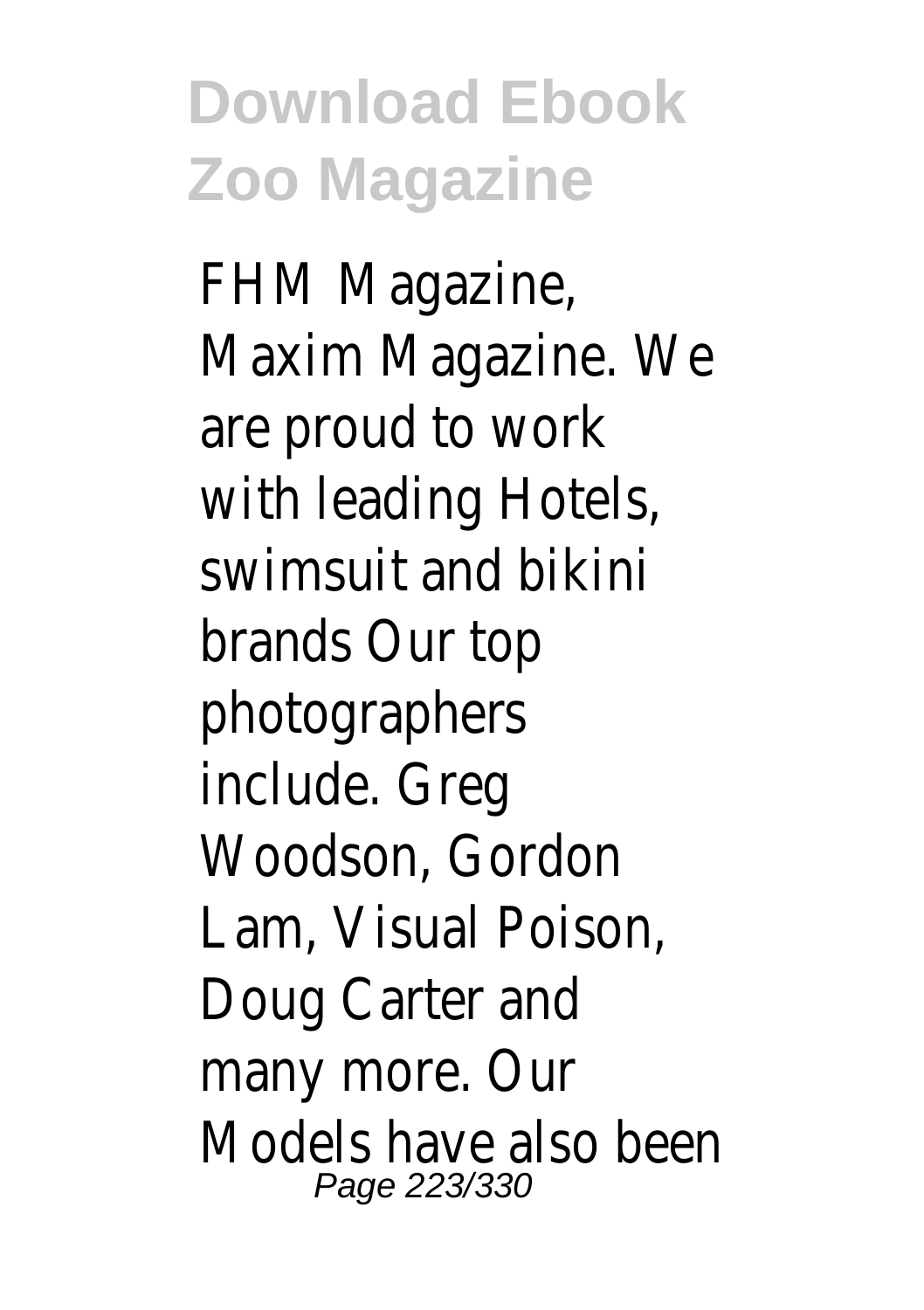FHM Magazine, Maxim Magazine. We are proud to work with leading Hotels, swimsuit and bikini brands Our top photographers include. Greg Woodson, Gordon Lam, Visual Poison, Doug Carter and many more. Our Models have also been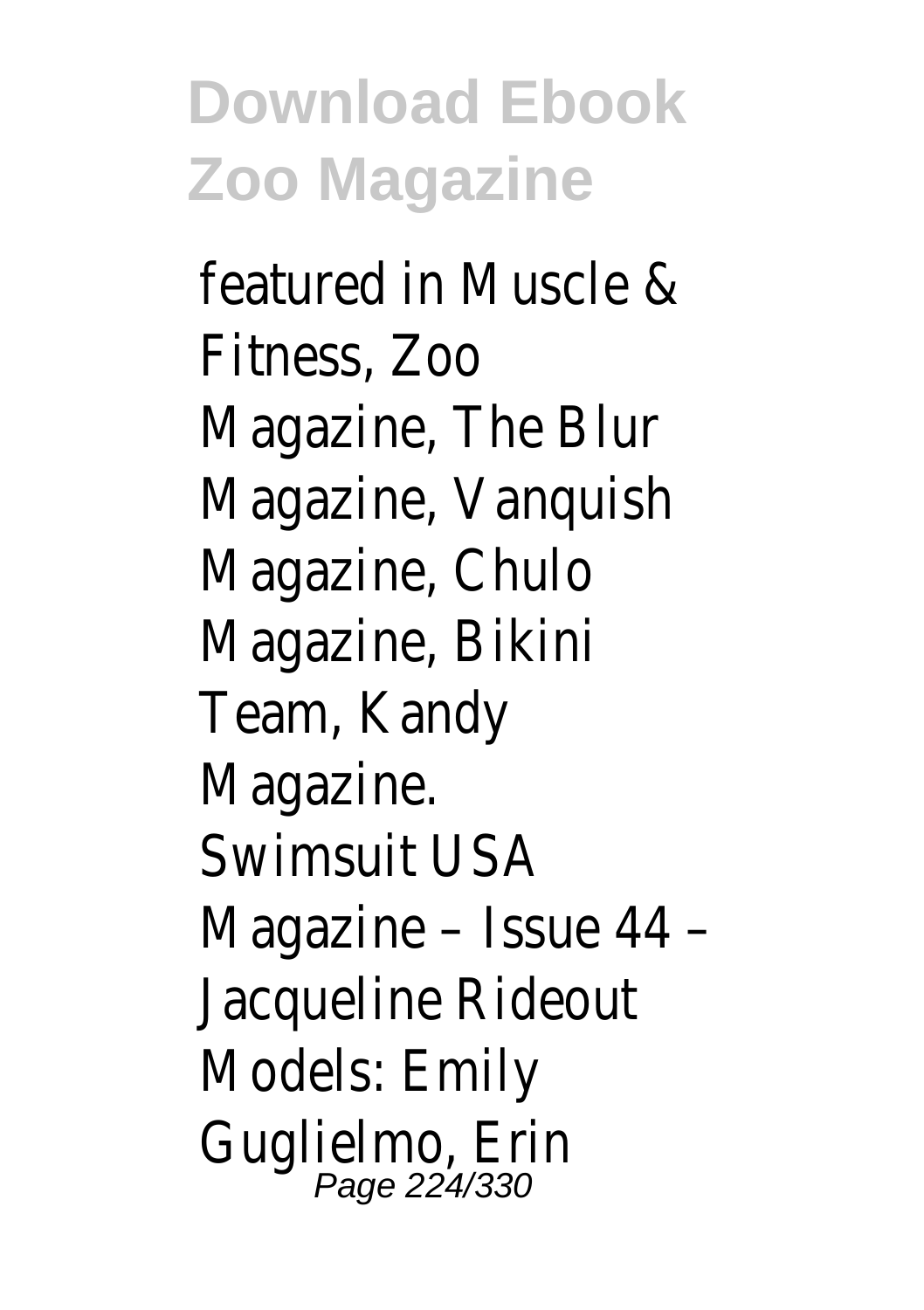featured in Muscle & Fitness, Zoo Magazine, The Blur Magazine, Vanquish Magazine, Chulo Magazine, Bikini Team, Kandy Magazine.

Swimsuit USA Magazine – Issue 44 – Jacqueline Rideout Models: Emily Guglielmo, Erin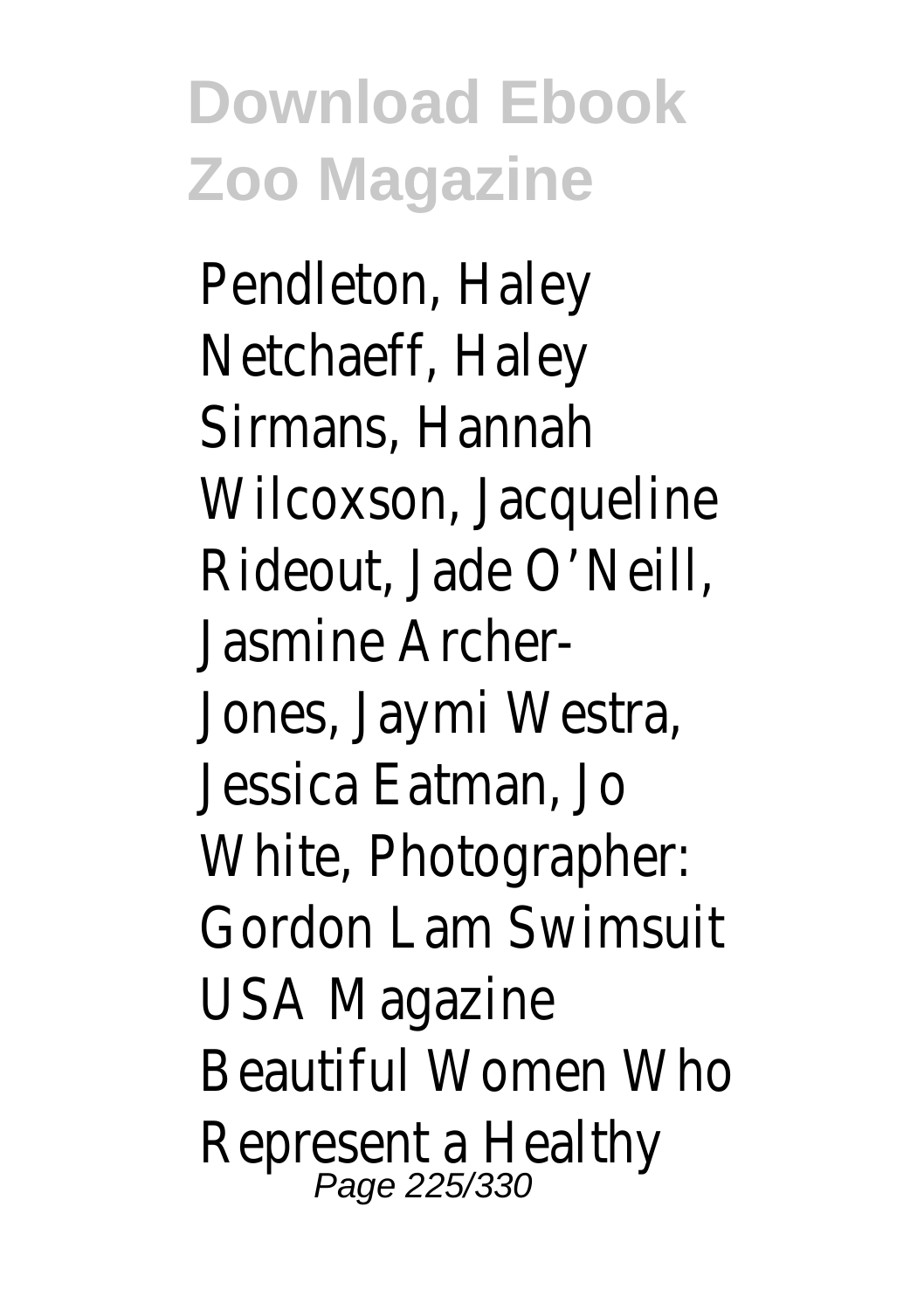Pendleton, Haley Netchaeff, Haley Sirmans, Hannah Wilcoxson, Jacqueline Rideout, Jade O'Neill, Jasmine Archer-Jones, Jaymi Westra, Jessica Eatman, Jo White, Photographer: Gordon Lam Swimsuit USA Magazine Beautiful Women Who Represent a Healthy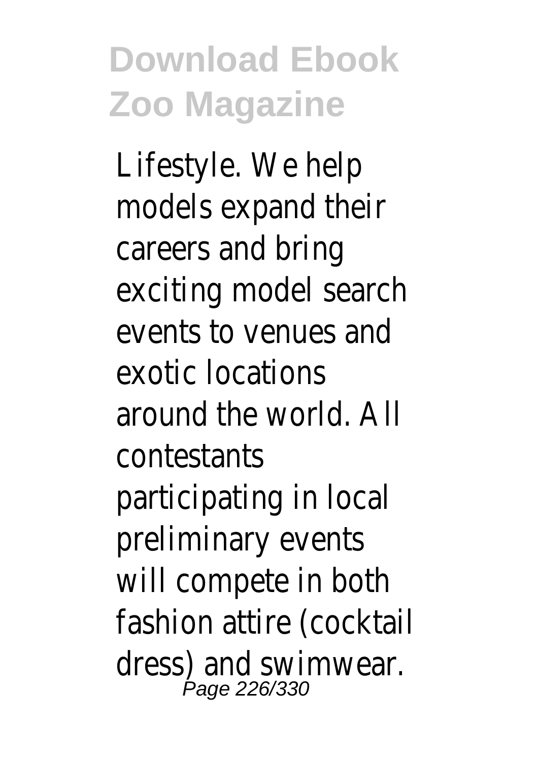Lifestyle. We help models expand their careers and bring exciting model search events to venues and exotic locations around the world. All contestants participating in local preliminary events will compete in both fashion attire (cocktail dress) and swimwear.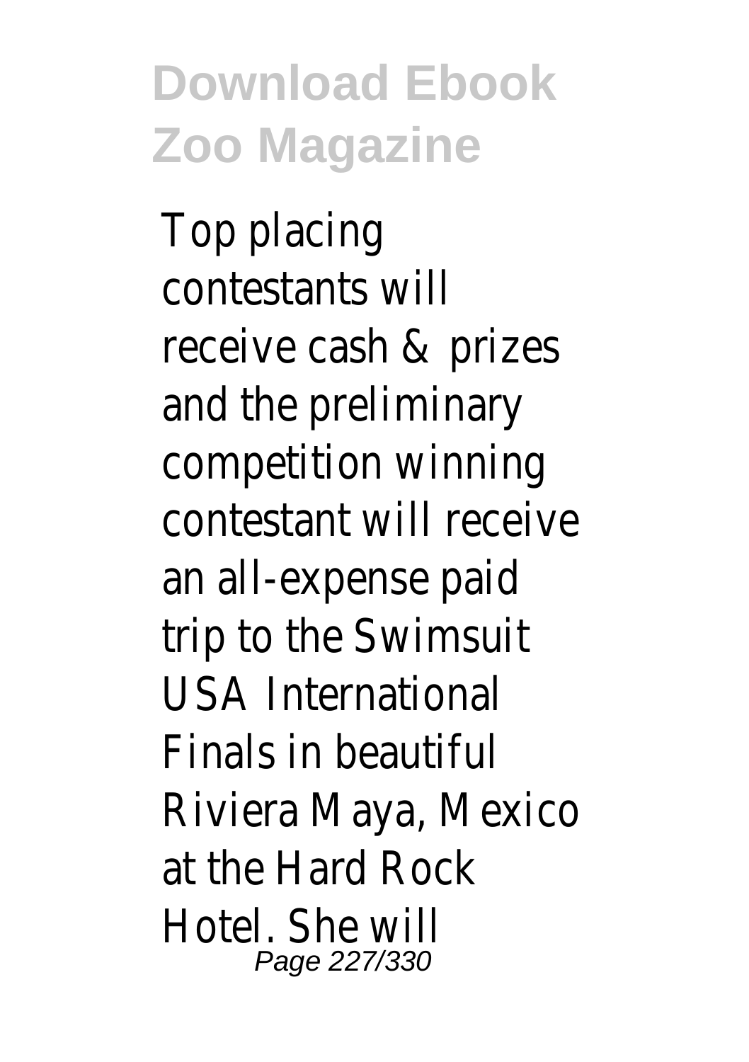Top placing contestants will receive cash & prizes and the preliminary competition winning contestant will receive an all-expense paid trip to the Swimsuit USA International Finals in beautiful Riviera Maya, Mexico at the Hard Rock Hotel. She will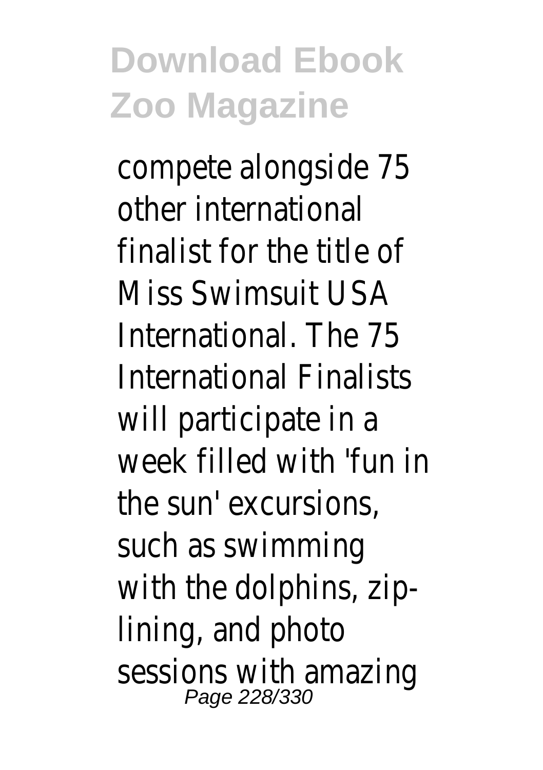compete alongside 75 other international finalist for the title of Miss Swimsuit USA International. The 75 International Finalists will participate in a week filled with 'fun in the sun' excursions, such as swimming with the dolphins, zip-lining, and photo sessions with amazing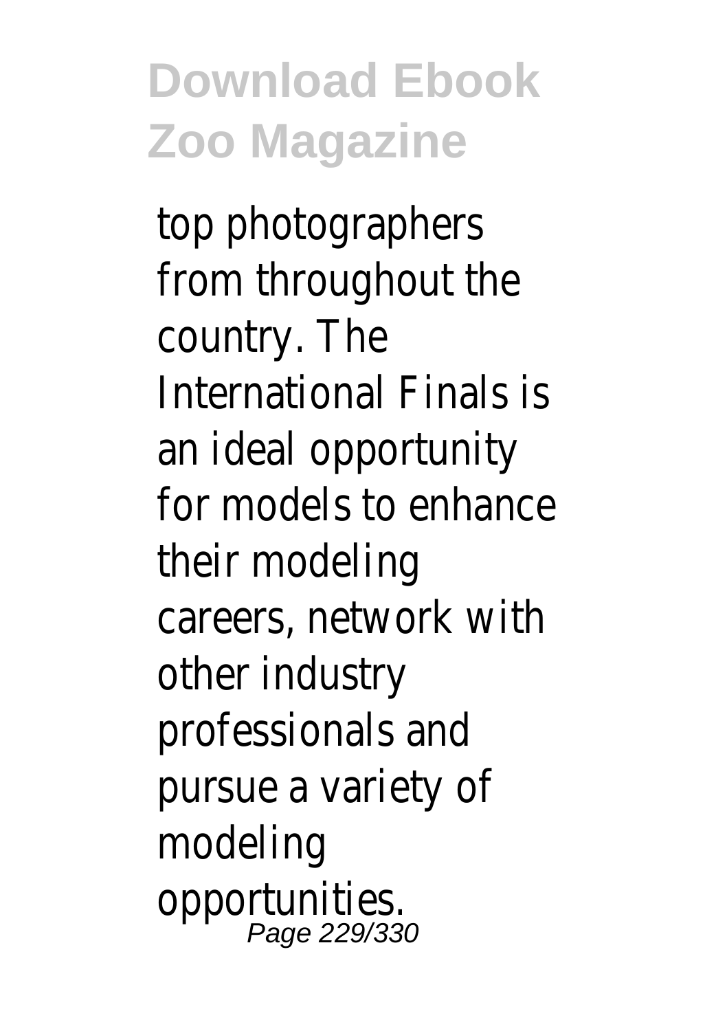top photographers from throughout the country. The International Finals is an ideal opportunity for models to enhance their modeling careers, network with other industry professionals and pursue a variety of modeling opportunities.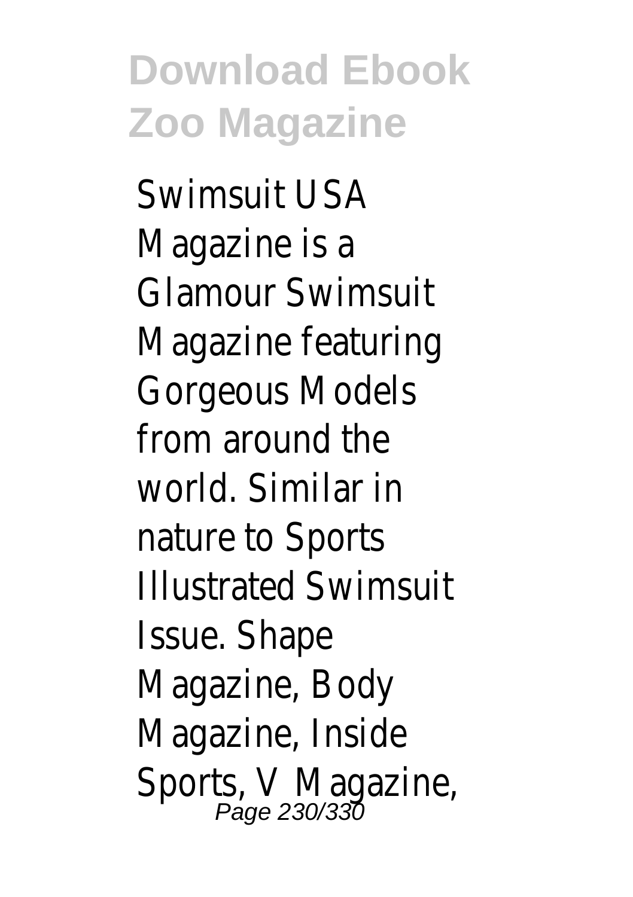Swimsuit USA Magazine is a Glamour Swimsuit Magazine featuring Gorgeous Models from around the world. Similar in nature to Sports Illustrated Swimsuit Issue. Shape Magazine, Body Magazine, Inside Sports, V Magazine,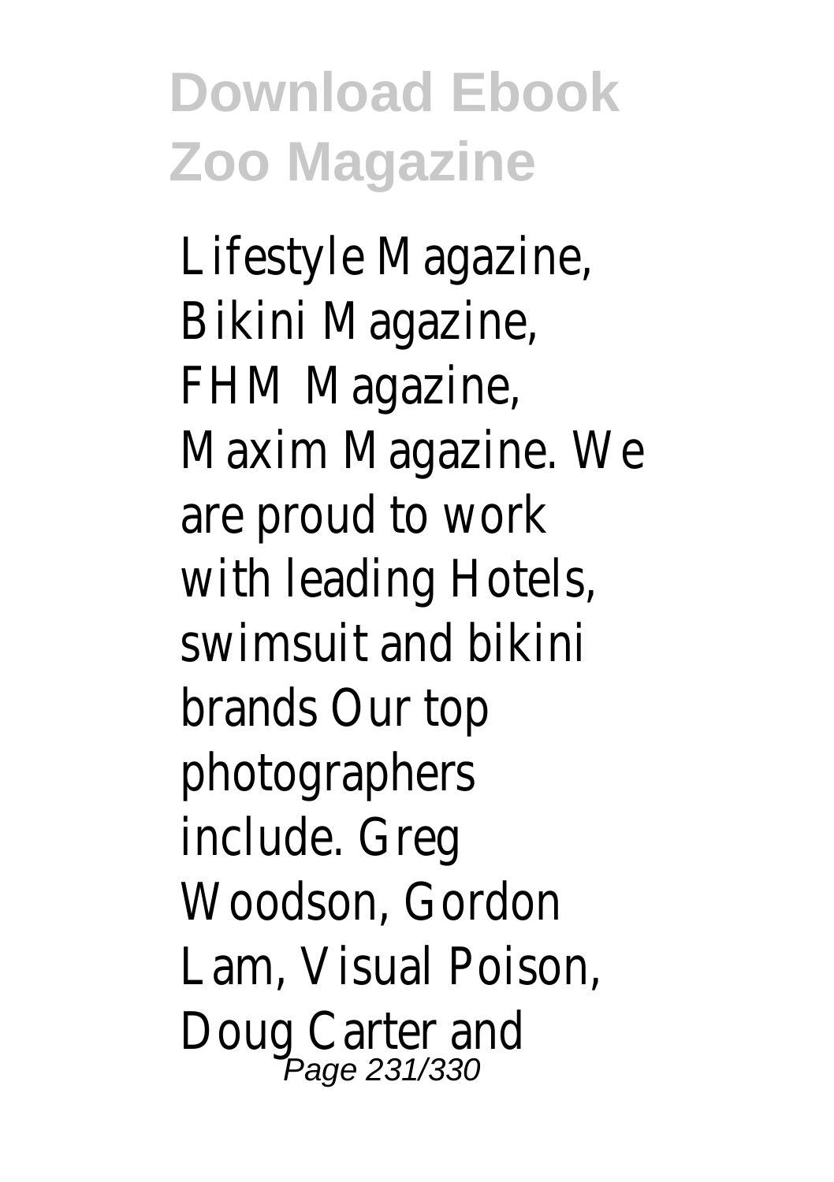Lifestyle Magazine, Bikini Magazine, FHM Magazine, Maxim Magazine. We are proud to work with leading Hotels, swimsuit and bikini brands Our top photographers include. Greg Woodson, Gordon Lam, Visual Poison, Doug Carter and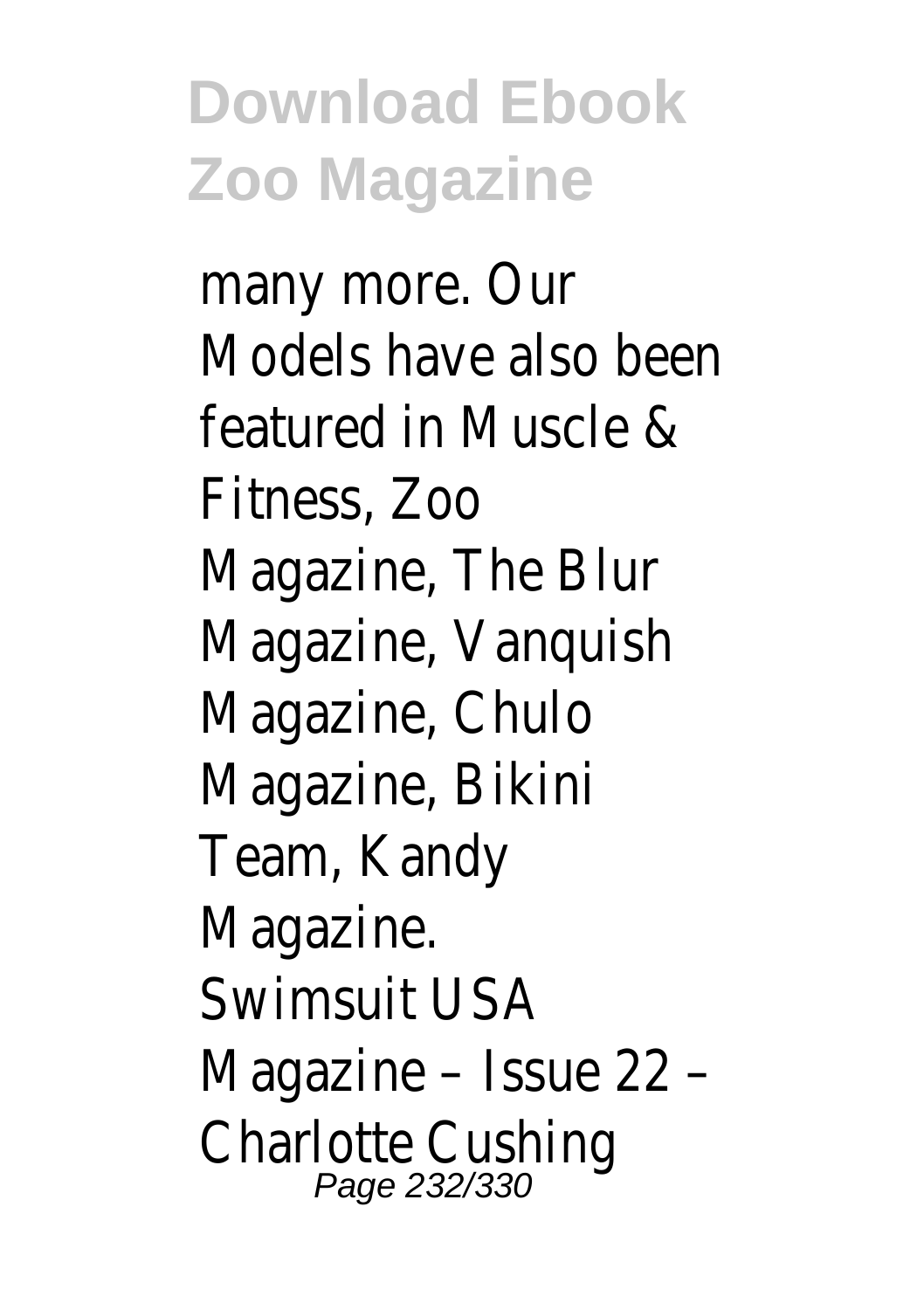many more. Our Models have also been featured in Muscle & Fitness, Zoo Magazine, The Blur Magazine, Vanquish Magazine, Chulo Magazine, Bikini Team, Kandy Magazine.

Swimsuit USA Magazine – Issue 22 – Charlotte Cushing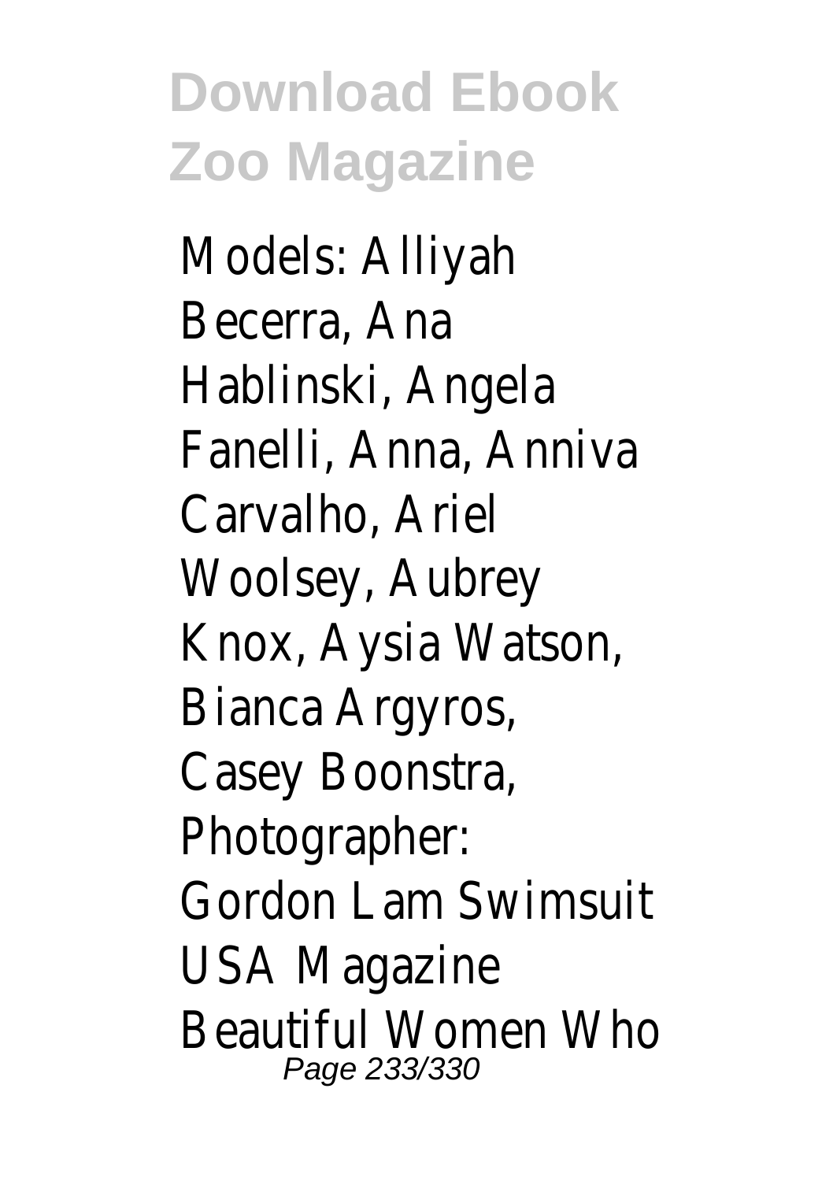Models: Alliyah Becerra, Ana Hablinski, Angela Fanelli, Anna, Anniva Carvalho, Ariel Woolsey, Aubrey Knox, Aysia Watson, Bianca Argyros, Casey Boonstra, Photographer: Gordon Lam Swimsuit USA Magazine Beautiful Women Who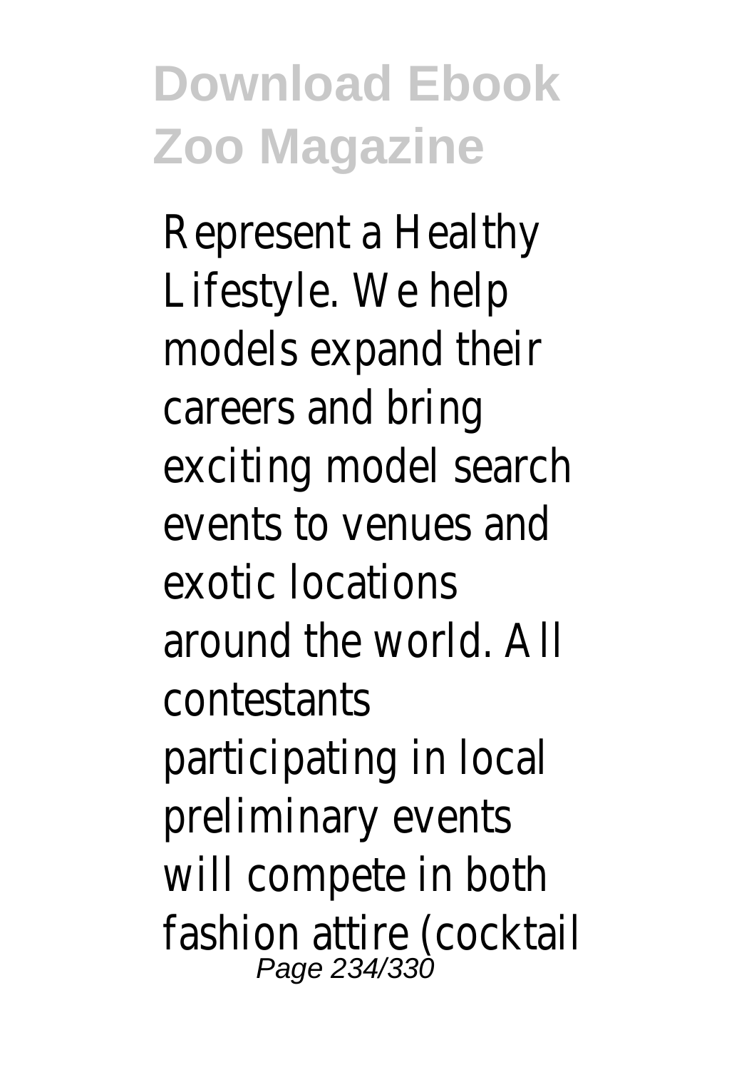Represent a Healthy Lifestyle. We help models expand their careers and bring exciting model search events to venues and exotic locations around the world. All contestants participating in local preliminary events will compete in both fashion attire (cocktail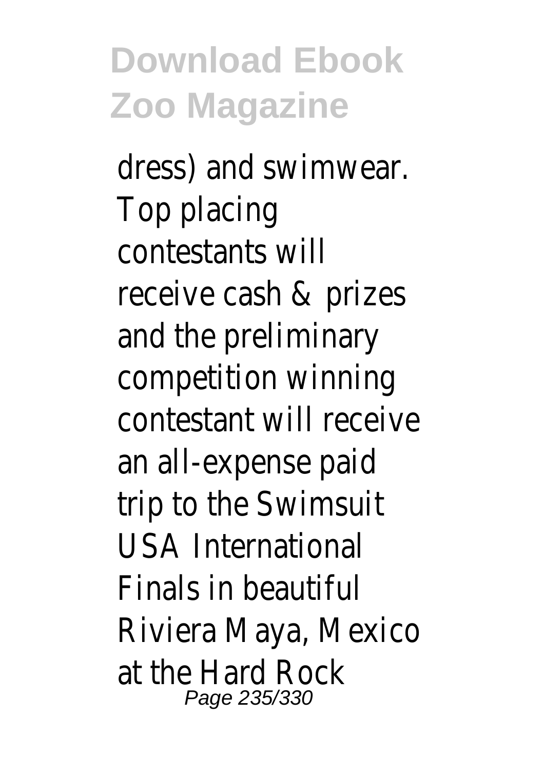dress) and swimwear. Top placing contestants will receive cash & prizes and the preliminary competition winning contestant will receive an all-expense paid trip to the Swimsuit USA International Finals in beautiful Riviera Maya, Mexico at the Hard Rock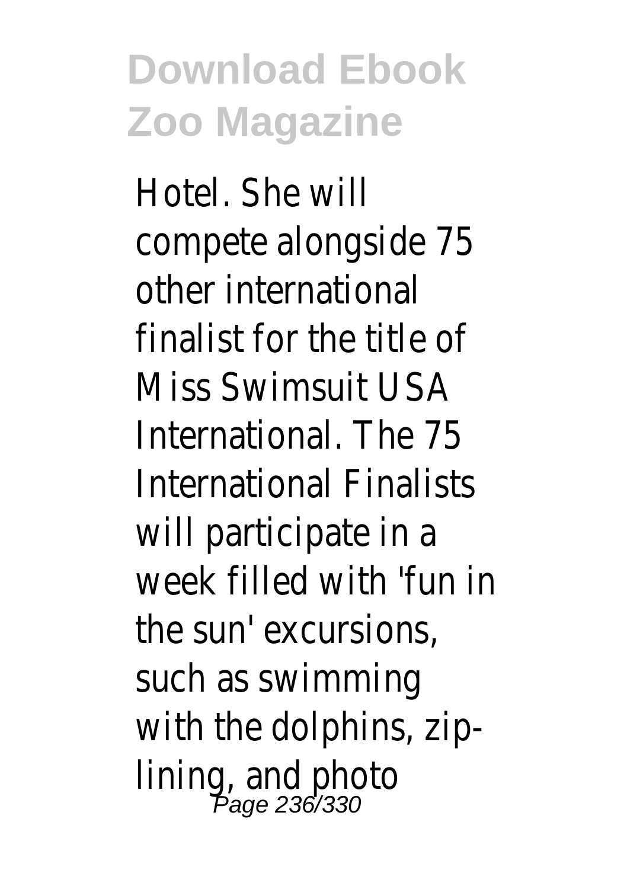Hotel. She will compete alongside 75 other international finalist for the title of Miss Swimsuit USA International. The 75 International Finalists will participate in a week filled with 'fun in the sun' excursions, such as swimming with the dolphins, zip-lining, and photo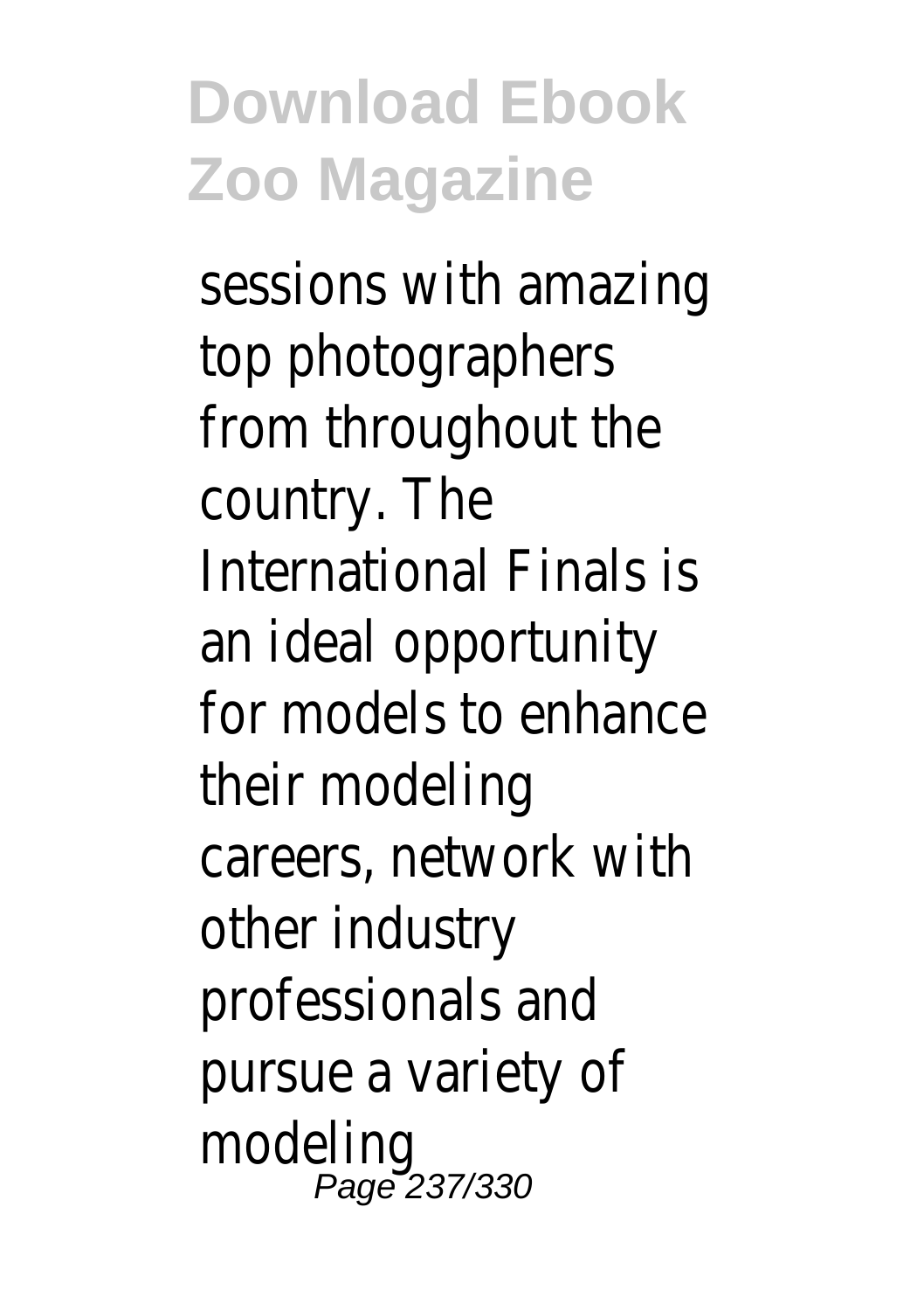sessions with amazing top photographers from throughout the country. The International Finals is an ideal opportunity for models to enhance their modeling careers, network with other industry professionals and pursue a variety of modeling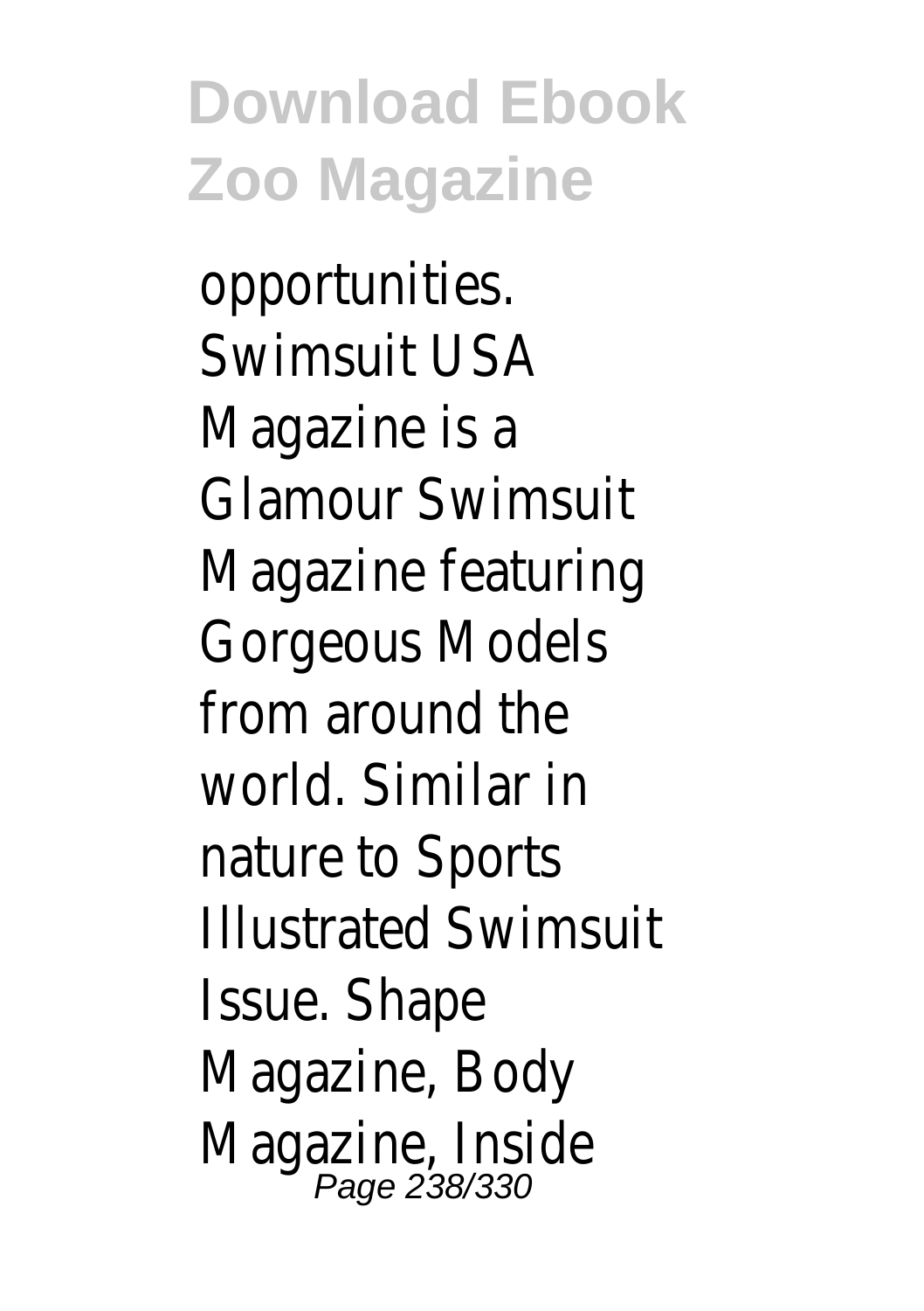opportunities. Swimsuit USA Magazine is a Glamour Swimsuit Magazine featuring Gorgeous Models from around the world. Similar in nature to Sports Illustrated Swimsuit Issue. Shape Magazine, Body Magazine, Inside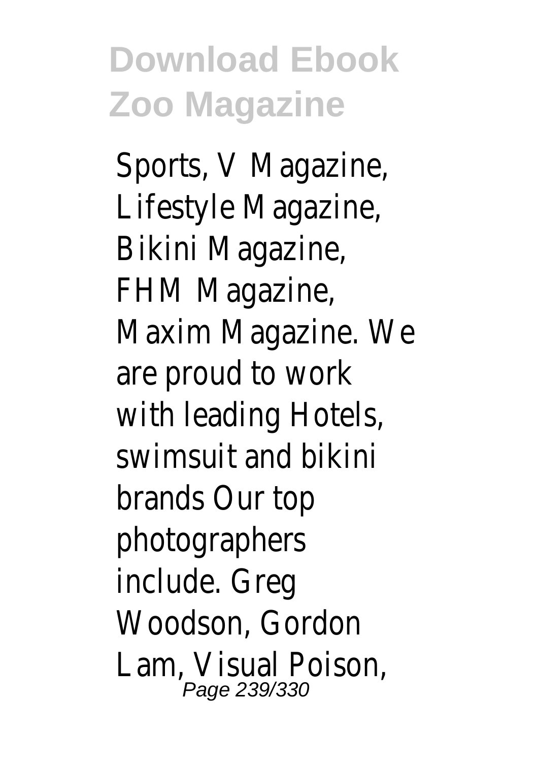Sports, V Magazine, Lifestyle Magazine, Bikini Magazine, FHM Magazine, Maxim Magazine. We are proud to work with leading Hotels, swimsuit and bikini brands Our top photographers include. Greg Woodson, Gordon Lam, Visual Poison,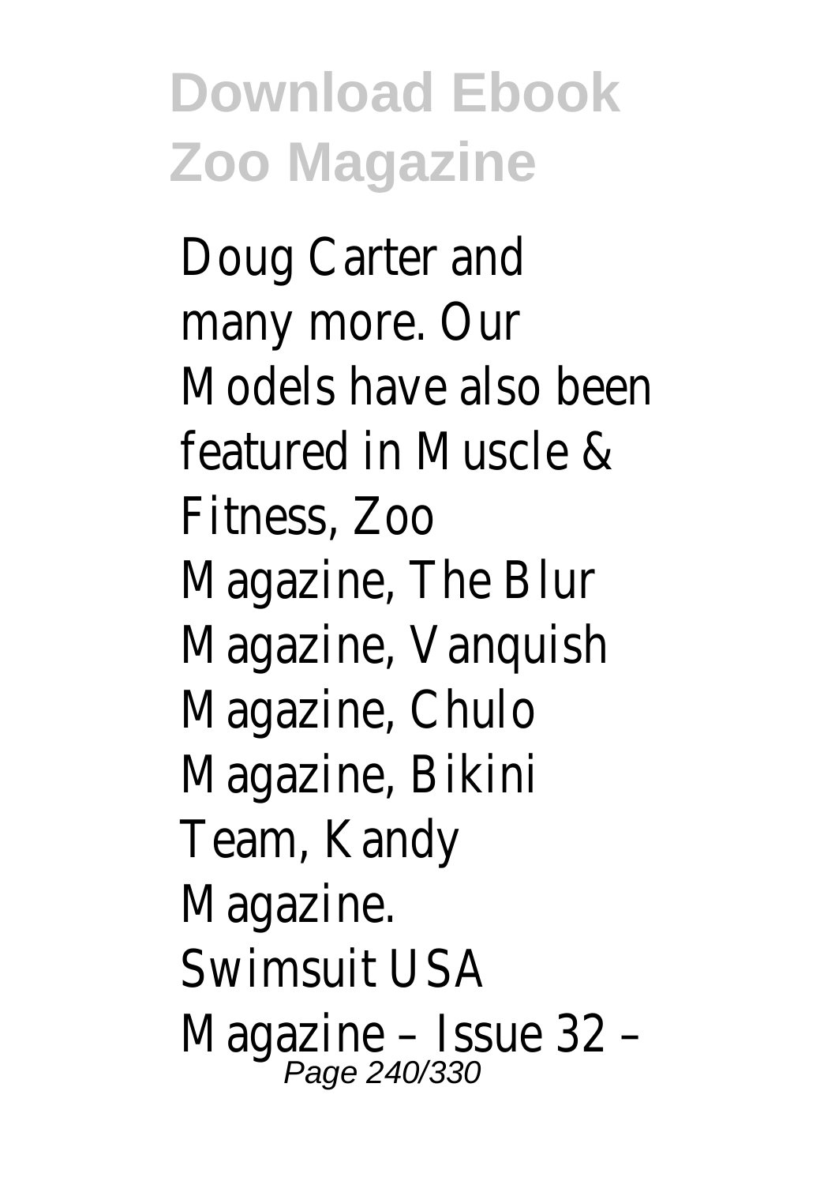Doug Carter and many more. Our Models have also been featured in Muscle & Fitness, Zoo Magazine, The Blur Magazine, Vanquish Magazine, Chulo Magazine, Bikini Team, Kandy Magazine.

Swimsuit USA Magazine – Issue 32 –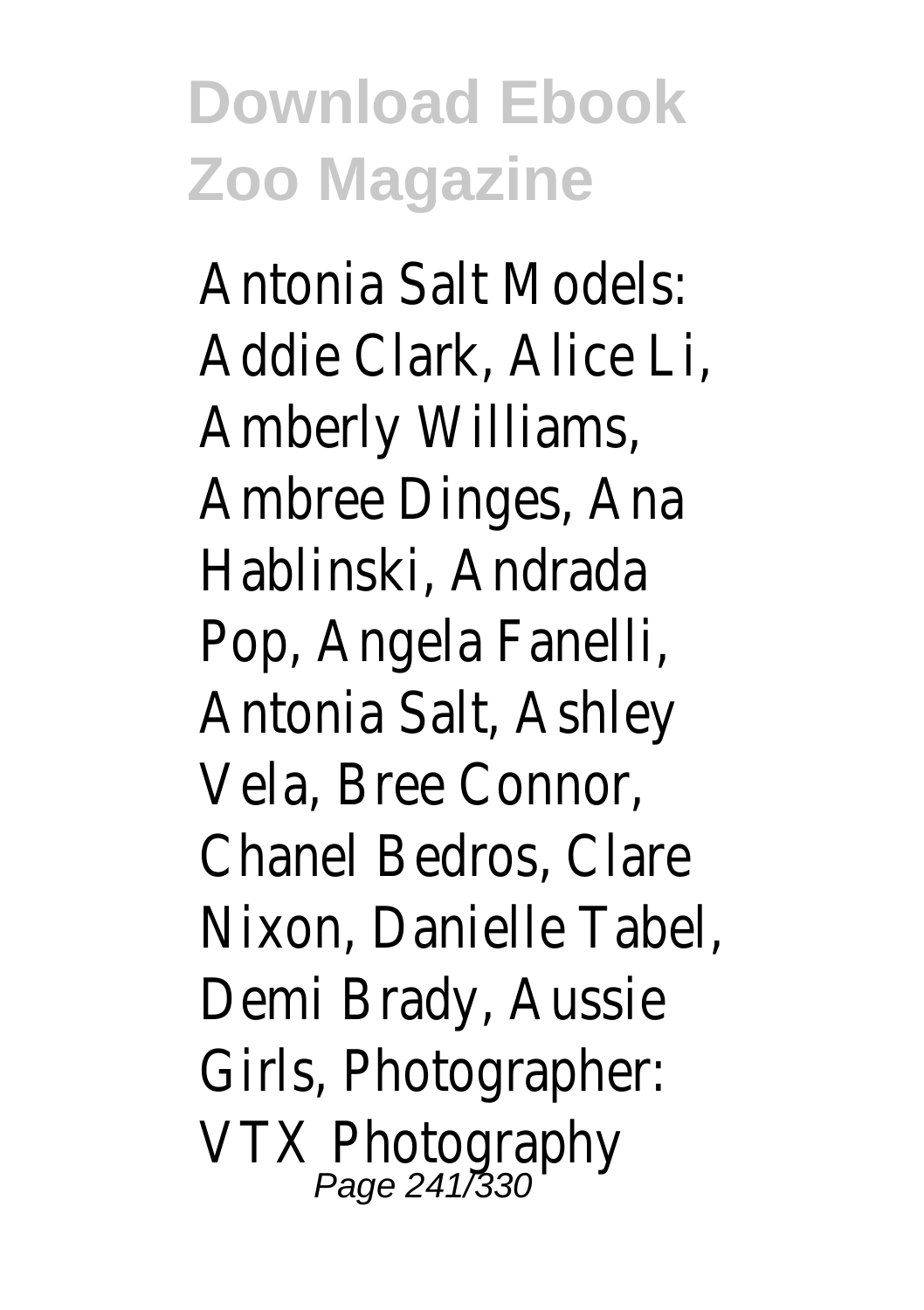Antonia Salt Models: Addie Clark, Alice Li, Amberly Williams, Ambree Dinges, Ana Hablinski, Andrada Pop, Angela Fanelli, Antonia Salt, Ashley Vela, Bree Connor, Chanel Bedros, Clare Nixon, Danielle Tabel, Demi Brady, Aussie Girls, Photographer: VTX Photography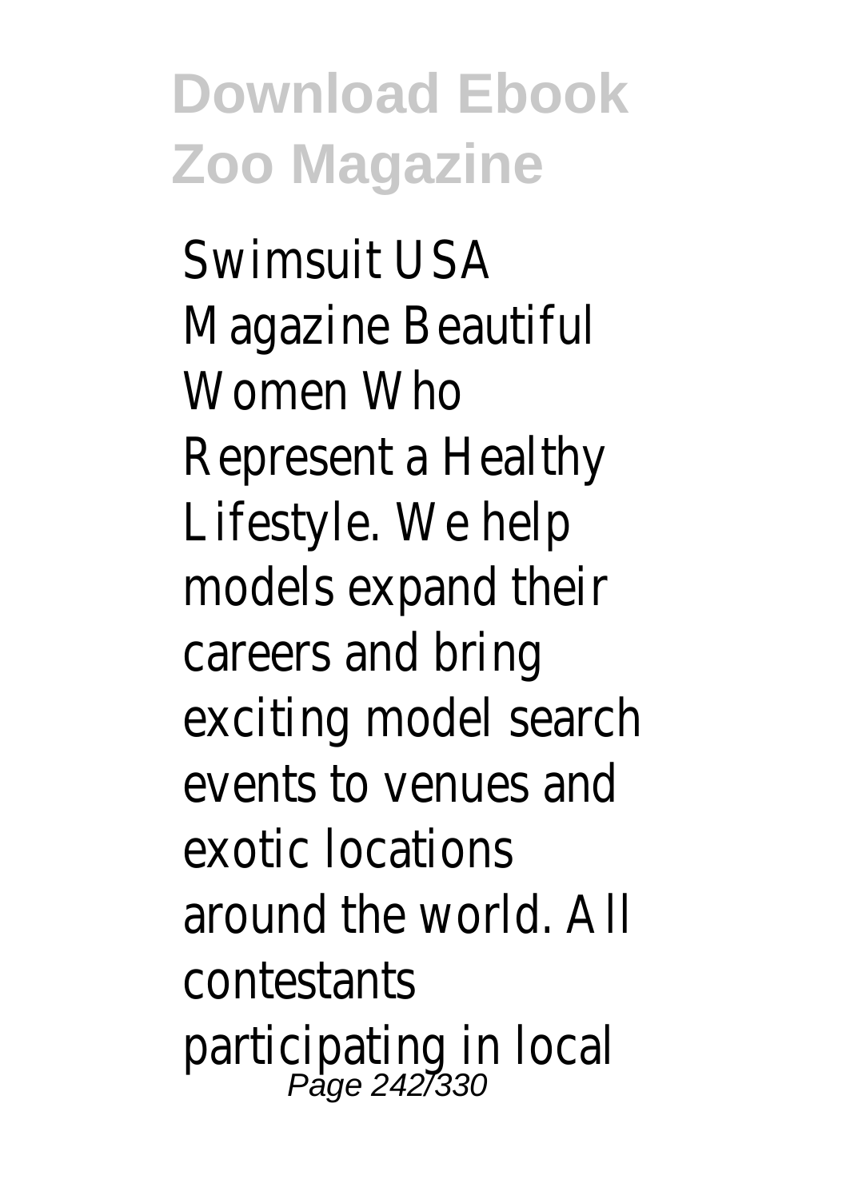Swimsuit USA Magazine Beautiful Women Who Represent a Healthy Lifestyle. We help models expand their careers and bring exciting model search events to venues and exotic locations around the world. All contestants participating in local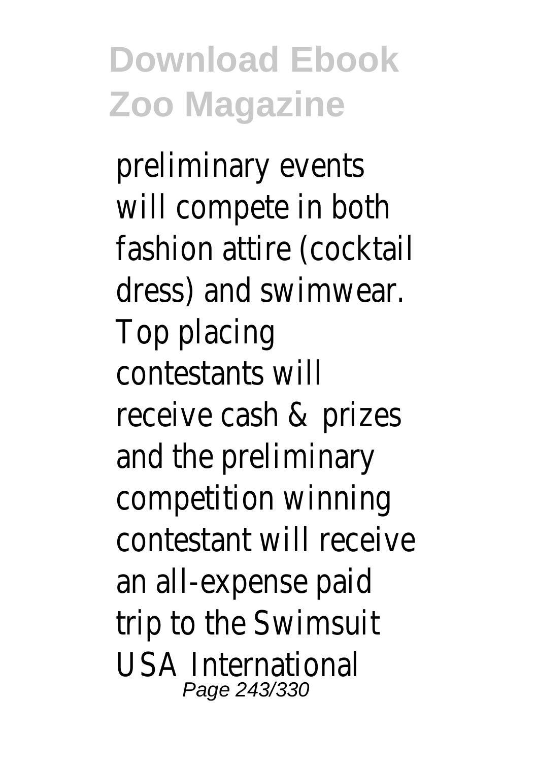preliminary events will compete in both fashion attire (cocktail dress) and swimwear. Top placing contestants will receive cash & prizes and the preliminary competition winning contestant will receive an all-expense paid trip to the Swimsuit USA International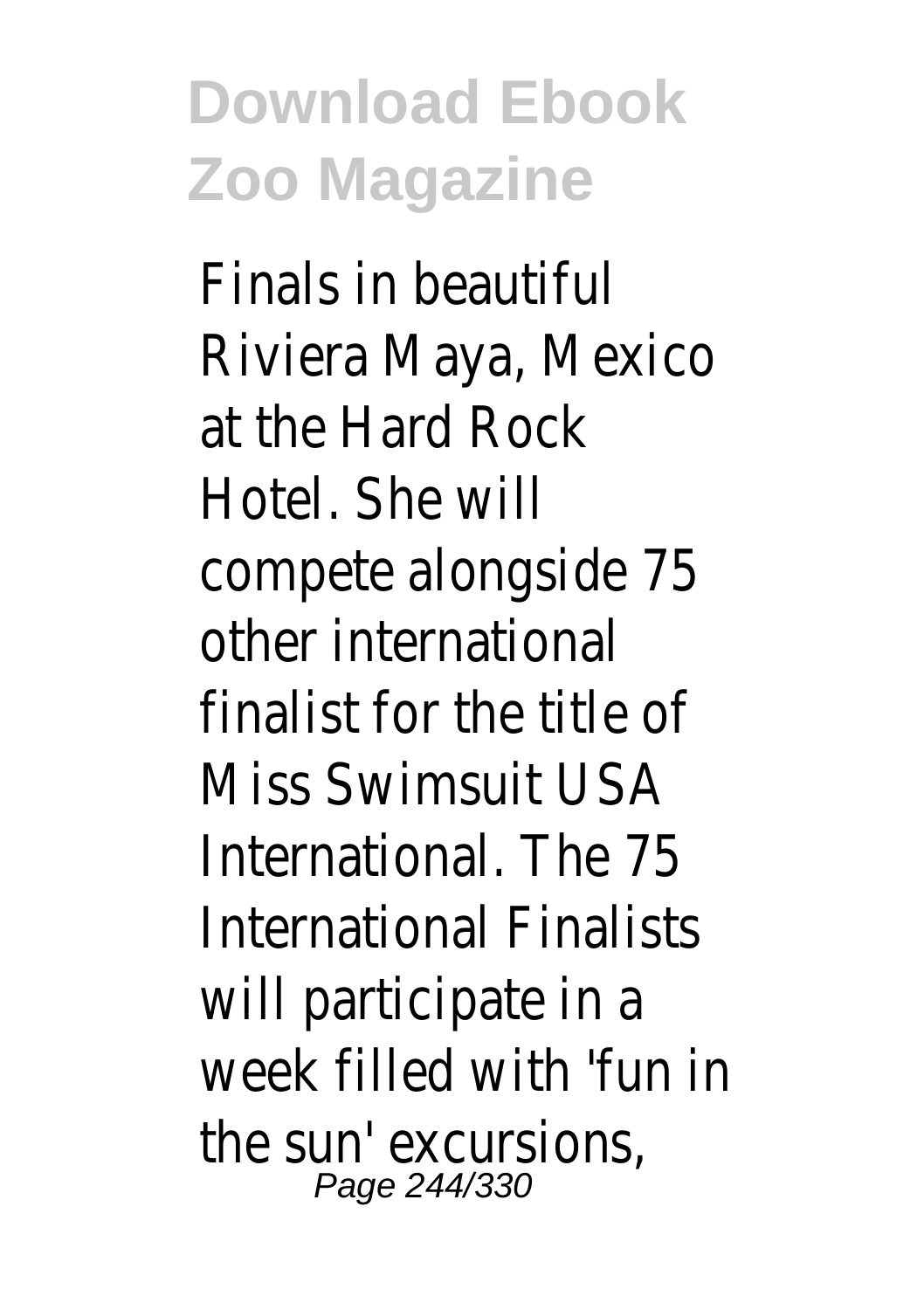Finals in beautiful Riviera Maya, Mexico at the Hard Rock Hotel. She will compete alongside 75 other international finalist for the title of Miss Swimsuit USA International. The 75 International Finalists will participate in a week filled with 'fun in the sun' excursions,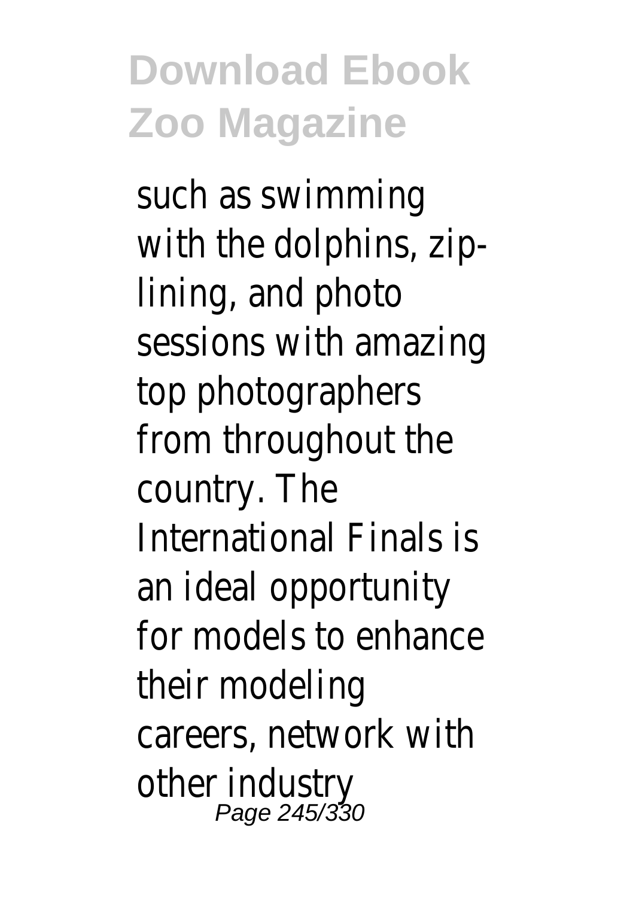such as swimming with the dolphins, zip-lining, and photo sessions with amazing top photographers from throughout the country. The International Finals is an ideal opportunity for models to enhance their modeling careers, network with other industry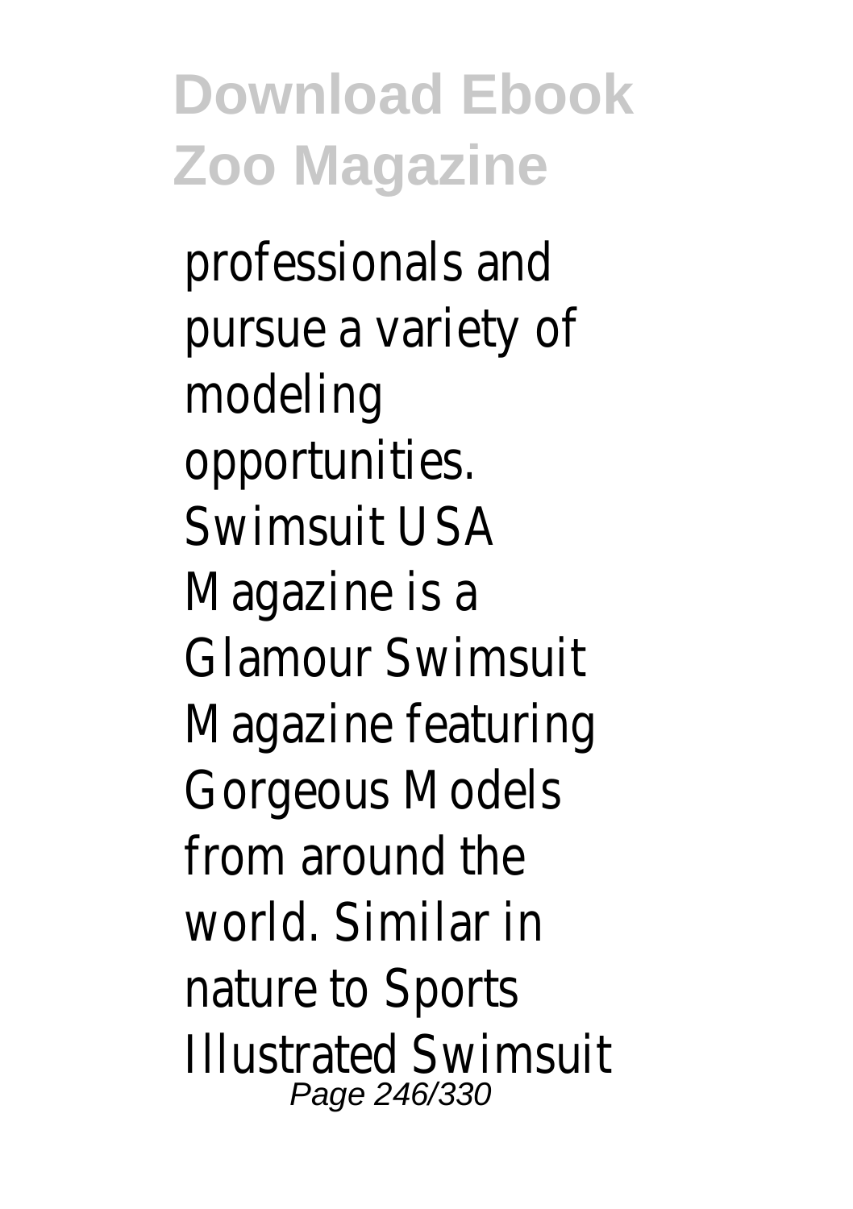professionals and pursue a variety of modeling opportunities. Swimsuit USA Magazine is a Glamour Swimsuit Magazine featuring Gorgeous Models from around the world. Similar in nature to Sports Illustrated Swimsuit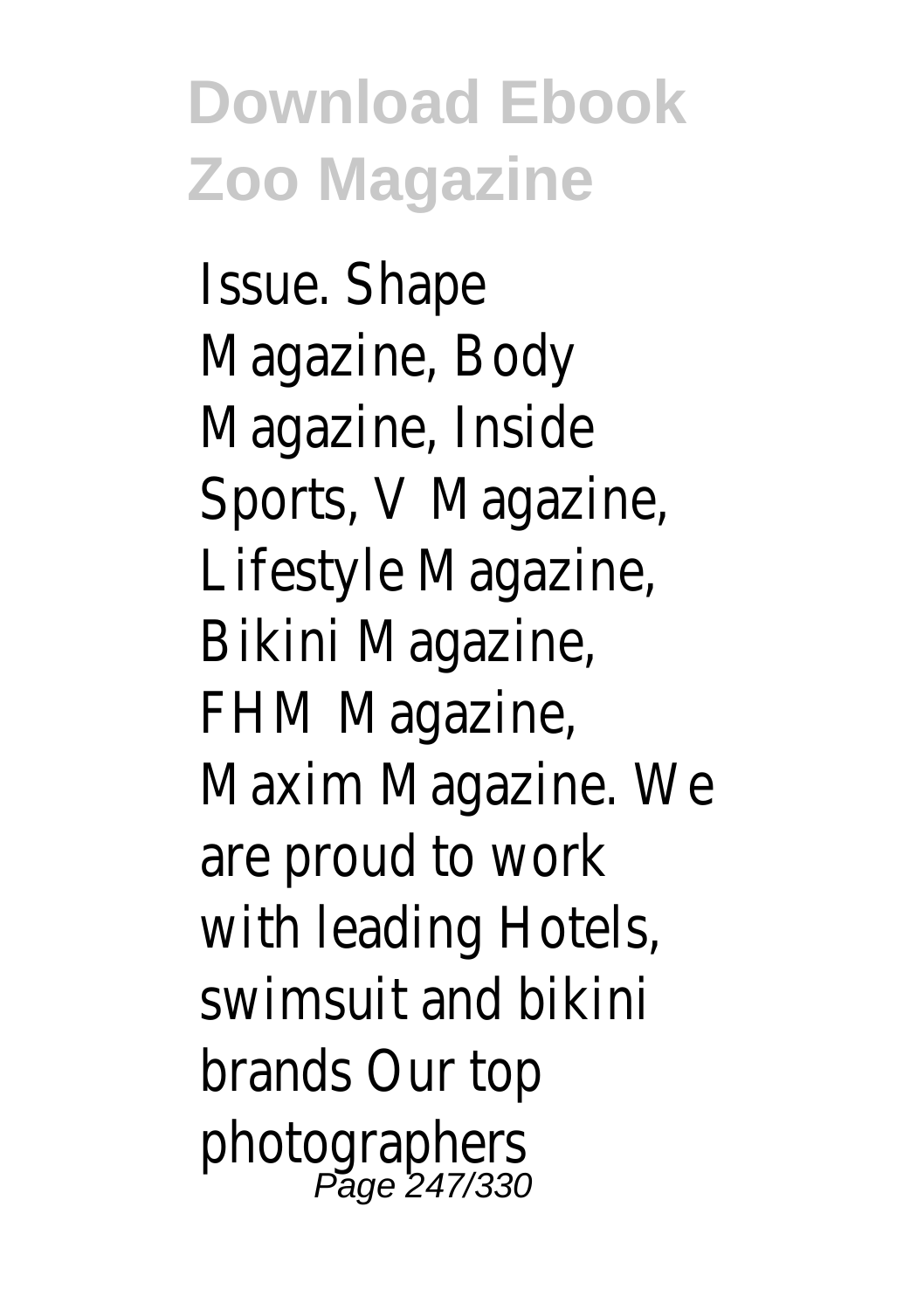Issue. Shape Magazine, Body Magazine, Inside Sports, V Magazine, Lifestyle Magazine, Bikini Magazine, FHM Magazine, Maxim Magazine. We are proud to work with leading Hotels, swimsuit and bikini brands Our top photographers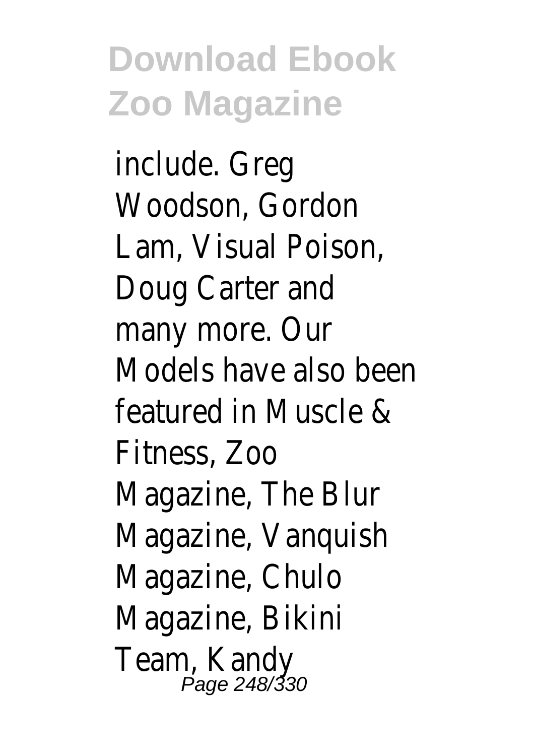include. Greg Woodson, Gordon Lam, Visual Poison, Doug Carter and many more. Our Models have also been featured in Muscle & Fitness, Zoo Magazine, The Blur Magazine, Vanquish Magazine, Chulo Magazine, Bikini Team, Kandy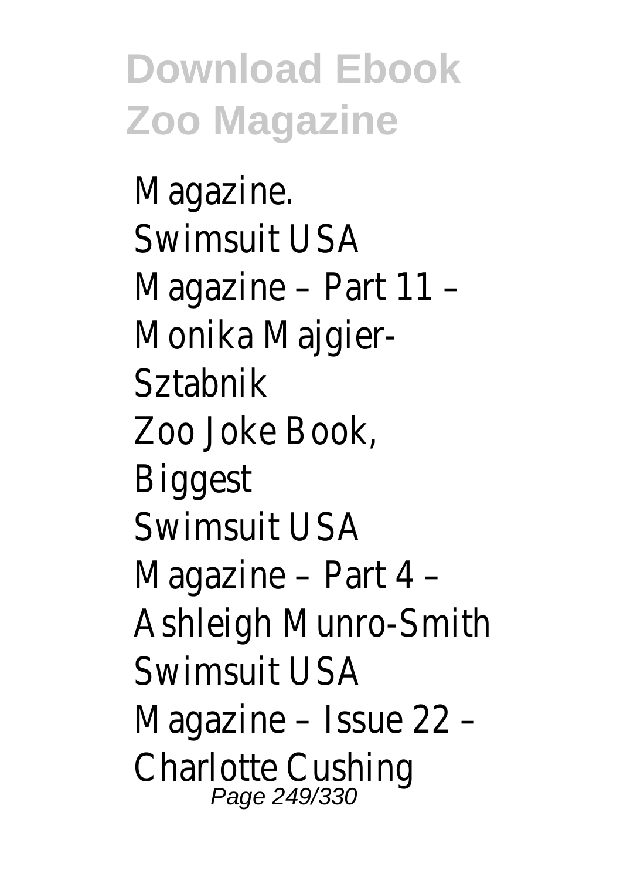Magazine.
Swimsuit USA Magazine – Part 11 – Monika Majgier-Sztabnik
Zoo Joke Book, Biggest
Swimsuit USA Magazine – Part 4 – Ashleigh Munro-Smith
Swimsuit USA Magazine – Issue 22 – Charlotte Cushing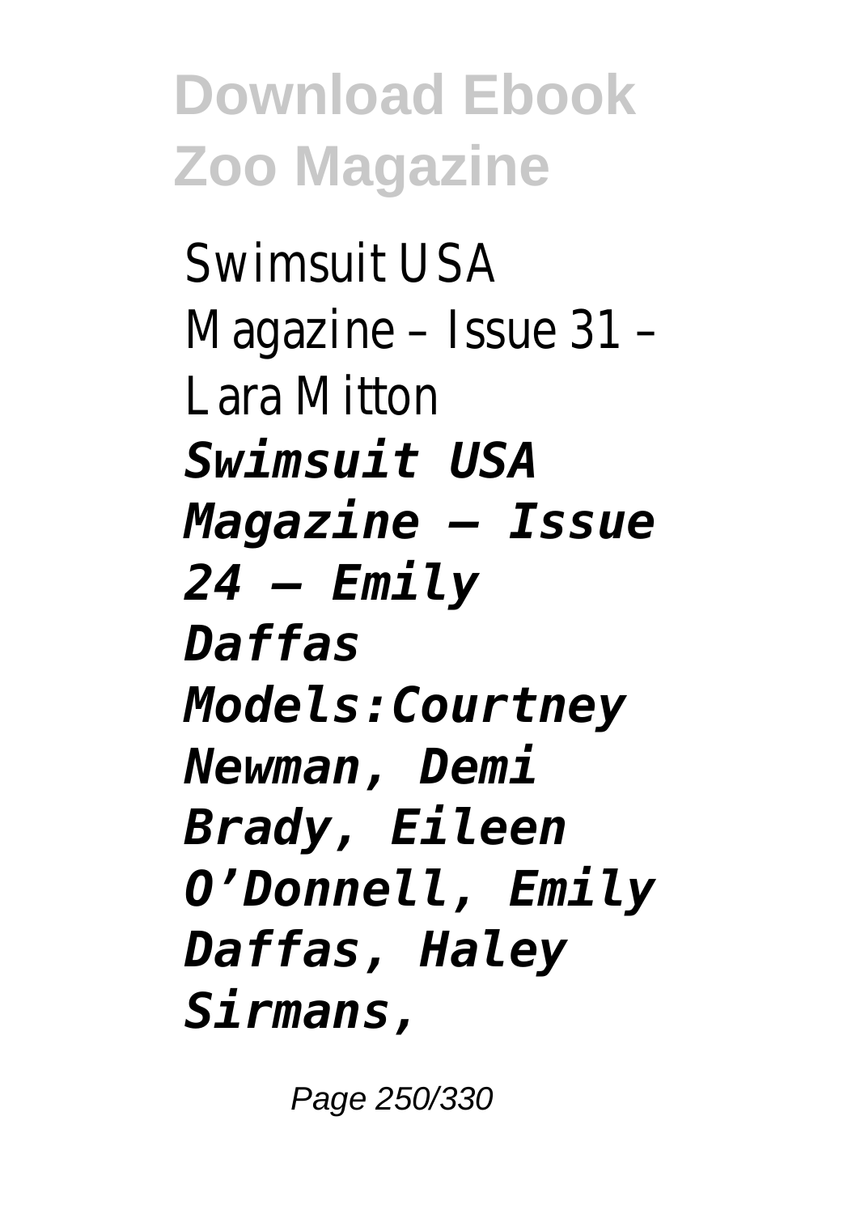Swimsuit USA Magazine – Issue 31 – Lara Mitton

***Swimsuit USA Magazine – Issue 24 – Emily Daffas Models:Courtney Newman, Demi Brady, Eileen O'Donnell, Emily Daffas, Haley Sirmans,***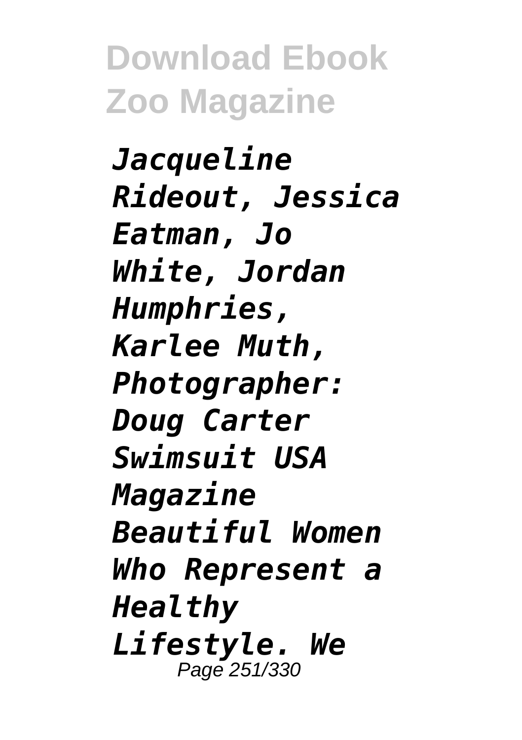*Jacqueline Rideout, Jessica Eatman, Jo White, Jordan Humphries, Karlee Muth, Photographer: Doug Carter Swimsuit USA Magazine Beautiful Women Who Represent a Healthy Lifestyle. We*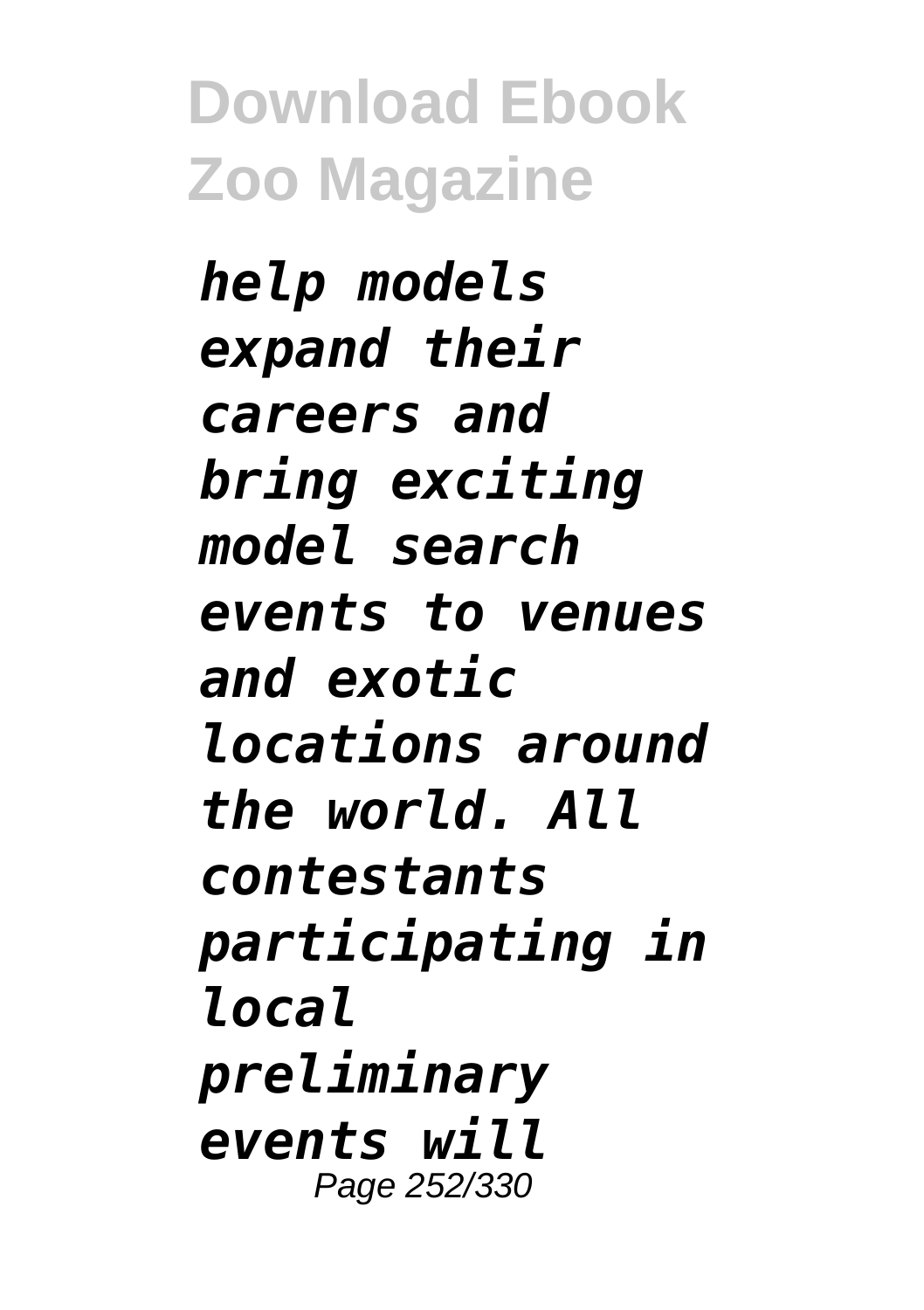*help models expand their careers and bring exciting model search events to venues and exotic locations around the world. All contestants participating in local preliminary events will*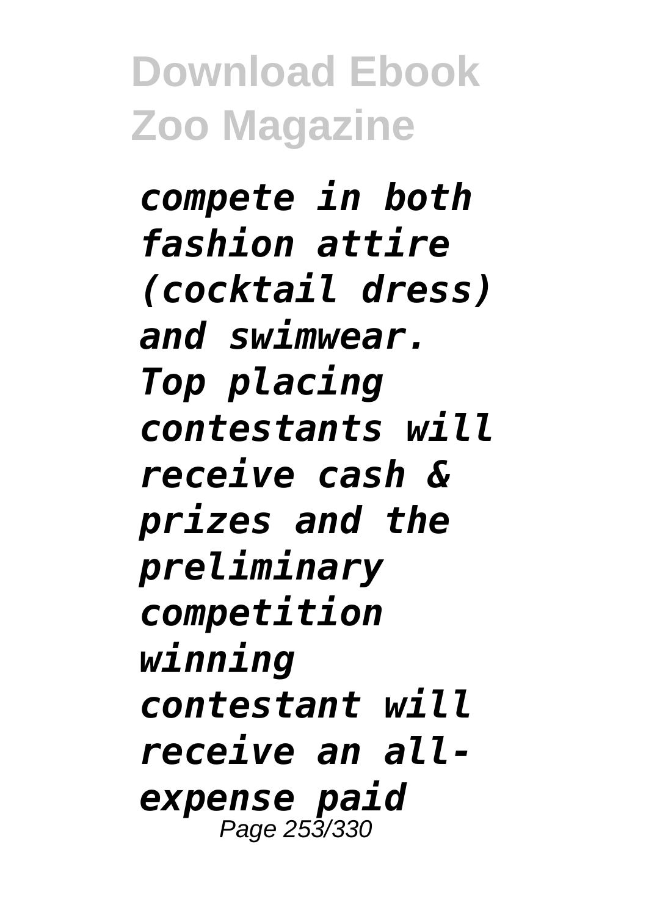*compete in both fashion attire (cocktail dress) and swimwear. Top placing contestants will receive cash & prizes and the preliminary competition winning contestant will receive an all-expense paid*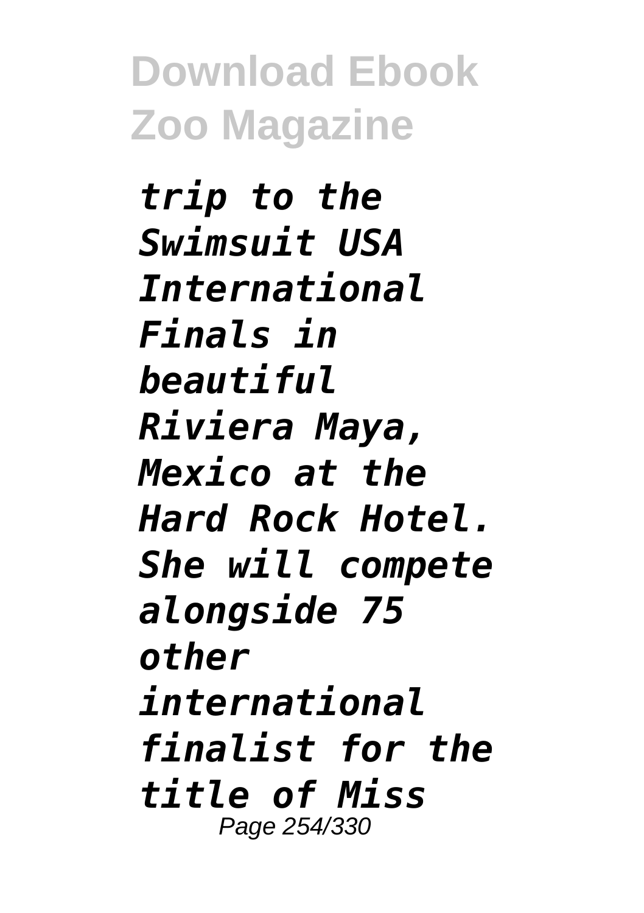*trip to the Swimsuit USA International Finals in beautiful Riviera Maya, Mexico at the Hard Rock Hotel. She will compete alongside 75 other international finalist for the title of Miss*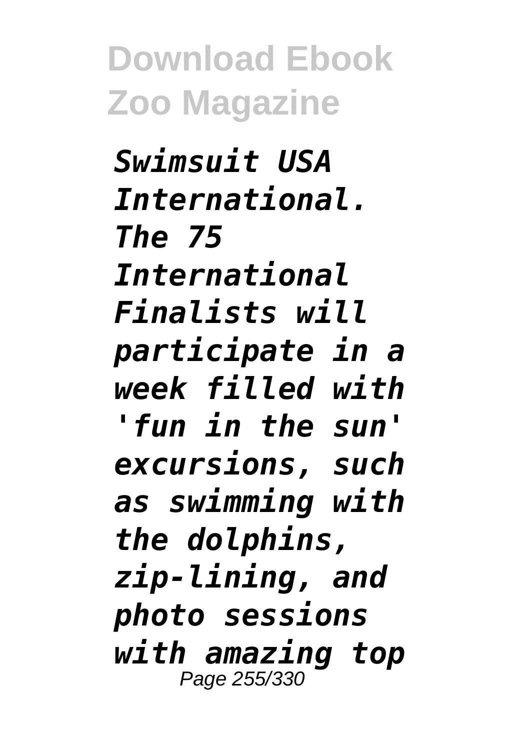*Swimsuit USA International. The 75 International Finalists will participate in a week filled with 'fun in the sun' excursions, such as swimming with the dolphins, zip-lining, and photo sessions with amazing top*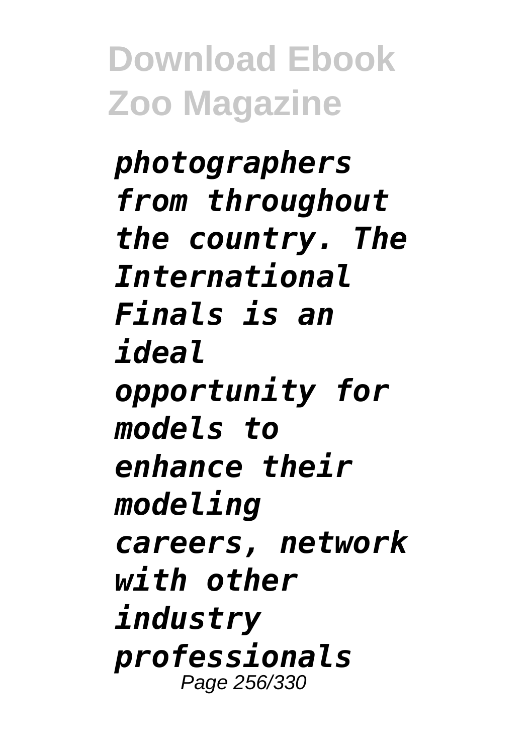*photographers from throughout the country. The International Finals is an ideal opportunity for models to enhance their modeling careers, network with other industry professionals*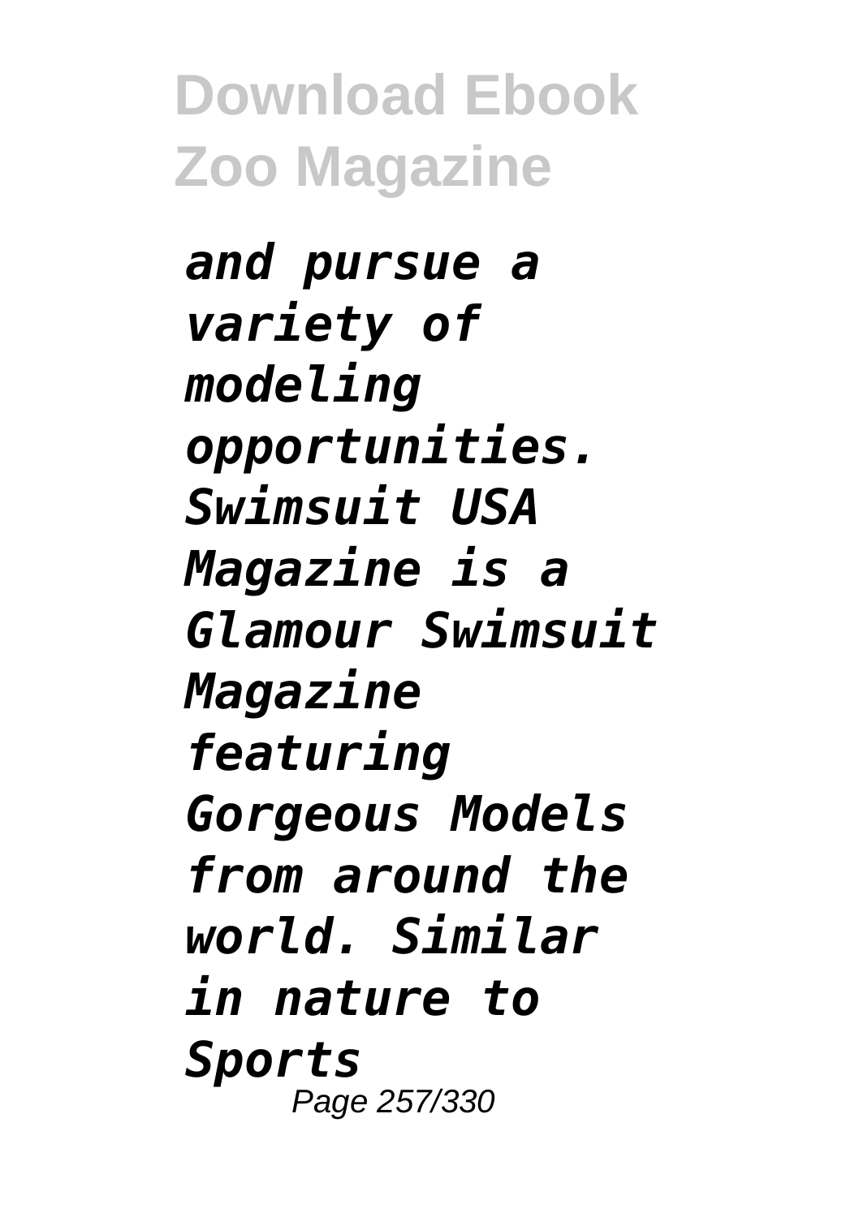*and pursue a variety of modeling opportunities. Swimsuit USA Magazine is a Glamour Swimsuit Magazine featuring Gorgeous Models from around the world. Similar in nature to Sports*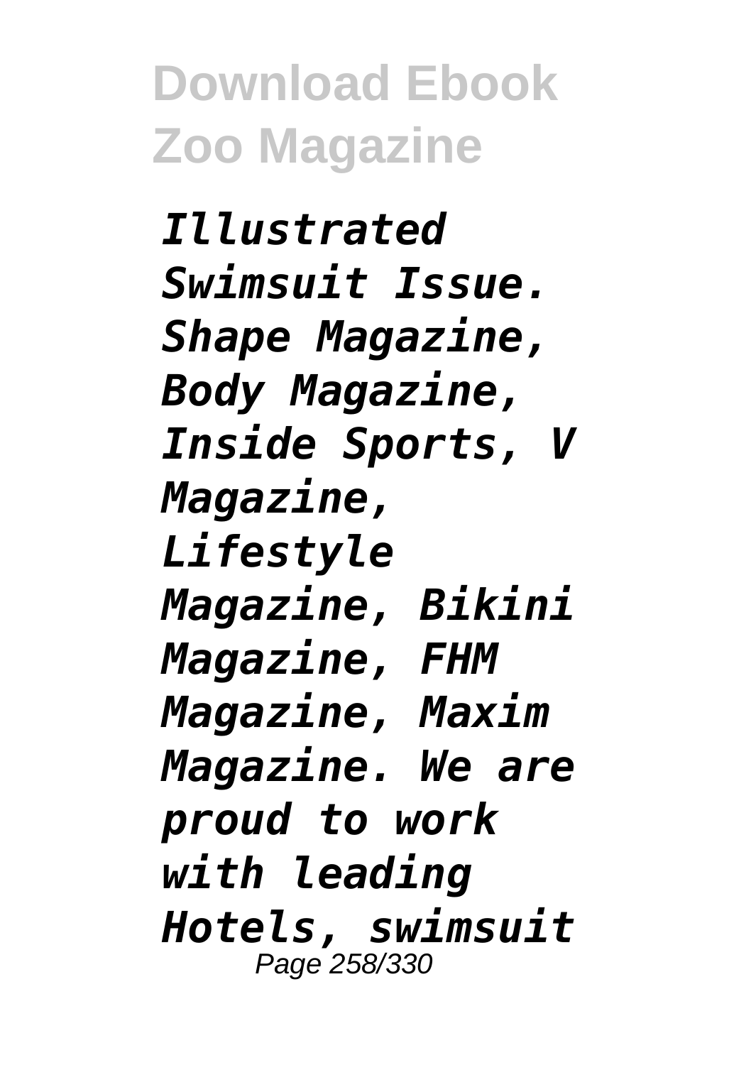*Illustrated Swimsuit Issue. Shape Magazine, Body Magazine, Inside Sports, V Magazine, Lifestyle Magazine, Bikini Magazine, FHM Magazine, Maxim Magazine. We are proud to work with leading Hotels, swimsuit*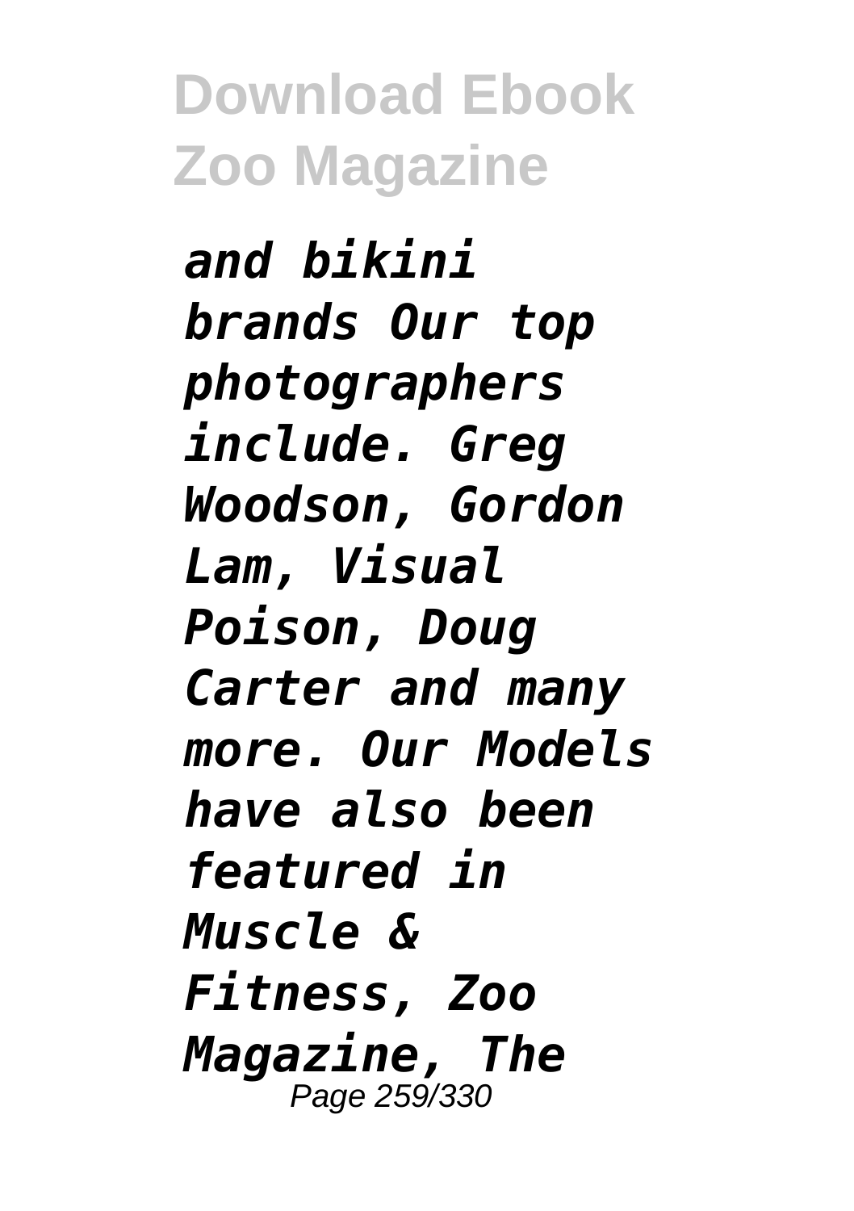*and bikini brands Our top photographers include. Greg Woodson, Gordon Lam, Visual Poison, Doug Carter and many more. Our Models have also been featured in Muscle & Fitness, Zoo Magazine, The*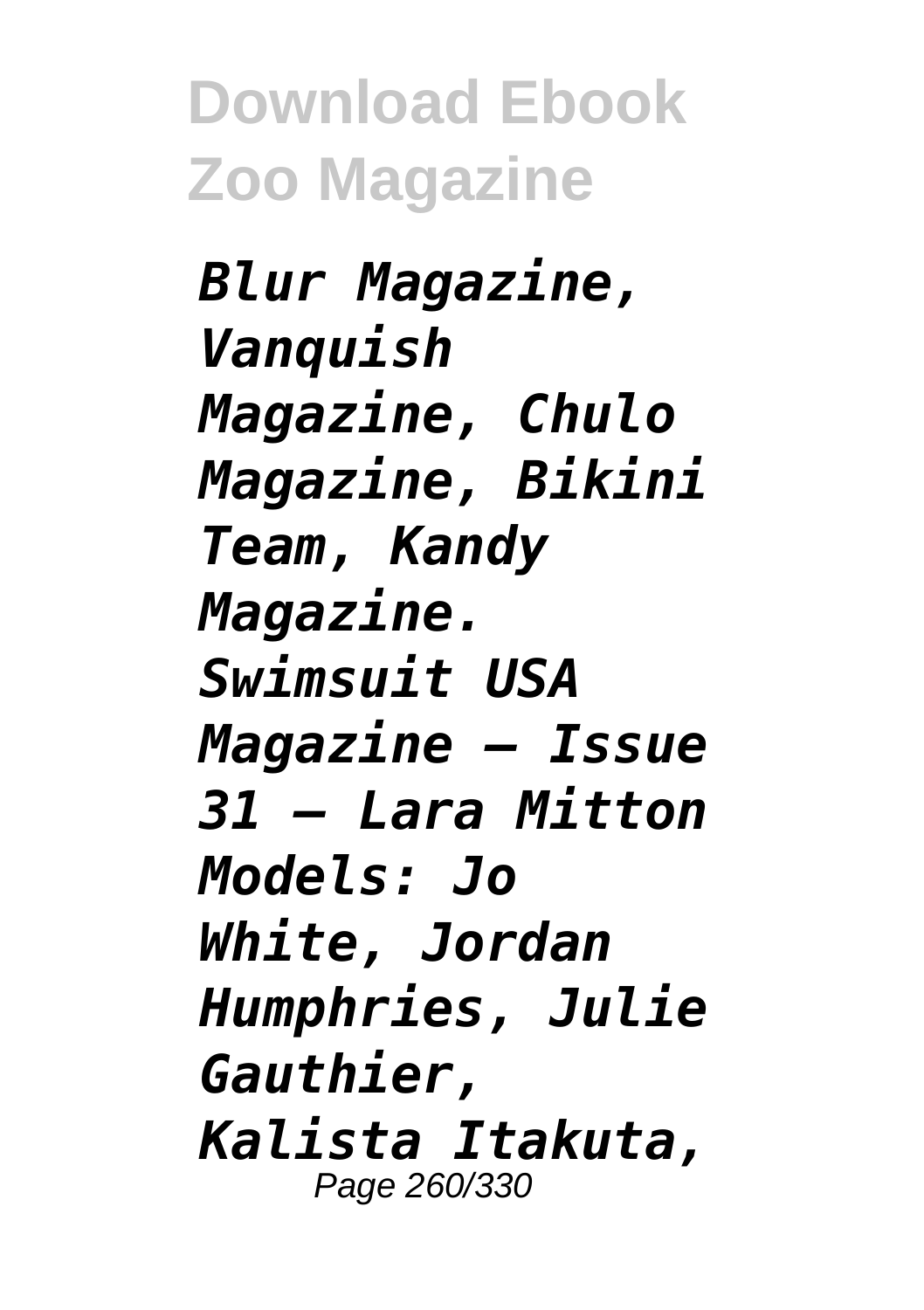*Blur Magazine, Vanquish Magazine, Chulo Magazine, Bikini Team, Kandy Magazine. Swimsuit USA Magazine – Issue 31 – Lara Mitton Models: Jo White, Jordan Humphries, Julie Gauthier, Kalista Itakuta,*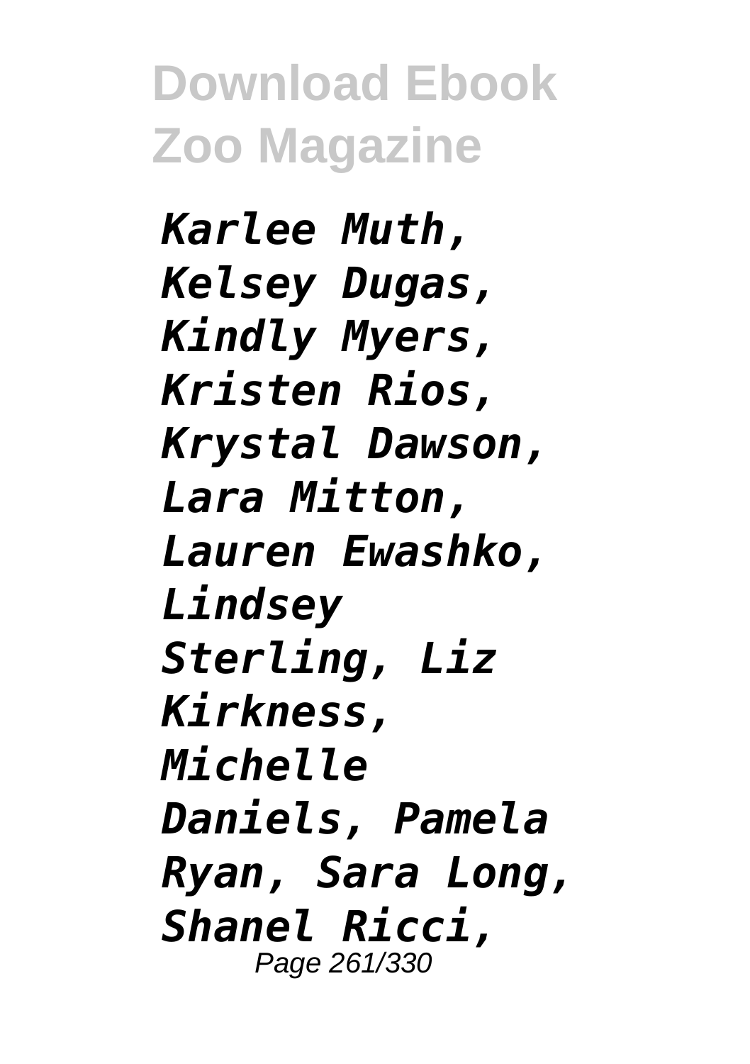*Karlee Muth, Kelsey Dugas, Kindly Myers, Kristen Rios, Krystal Dawson, Lara Mitton, Lauren Ewashko, Lindsey Sterling, Liz Kirkness, Michelle Daniels, Pamela Ryan, Sara Long, Shanel Ricci,*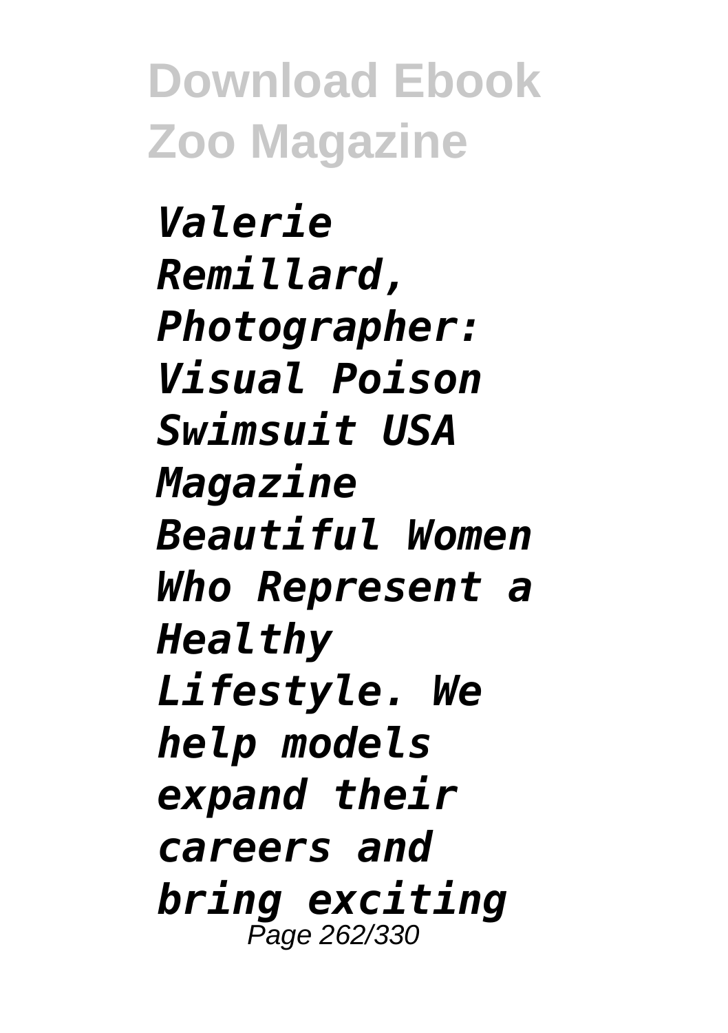*Valerie Remillard, Photographer: Visual Poison Swimsuit USA Magazine Beautiful Women Who Represent a Healthy Lifestyle. We help models expand their careers and bring exciting*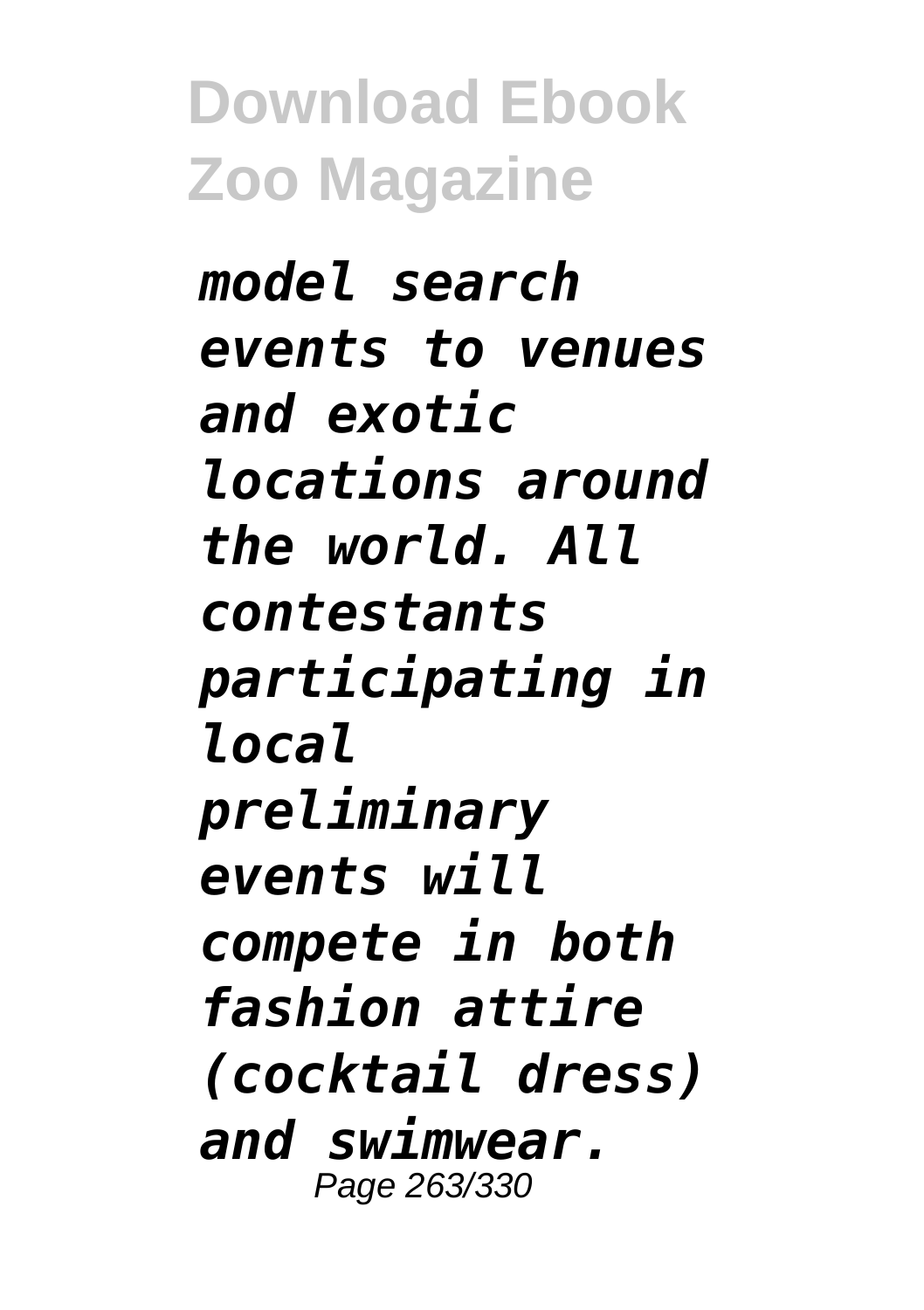*model search events to venues and exotic locations around the world. All contestants participating in local preliminary events will compete in both fashion attire (cocktail dress) and swimwear.*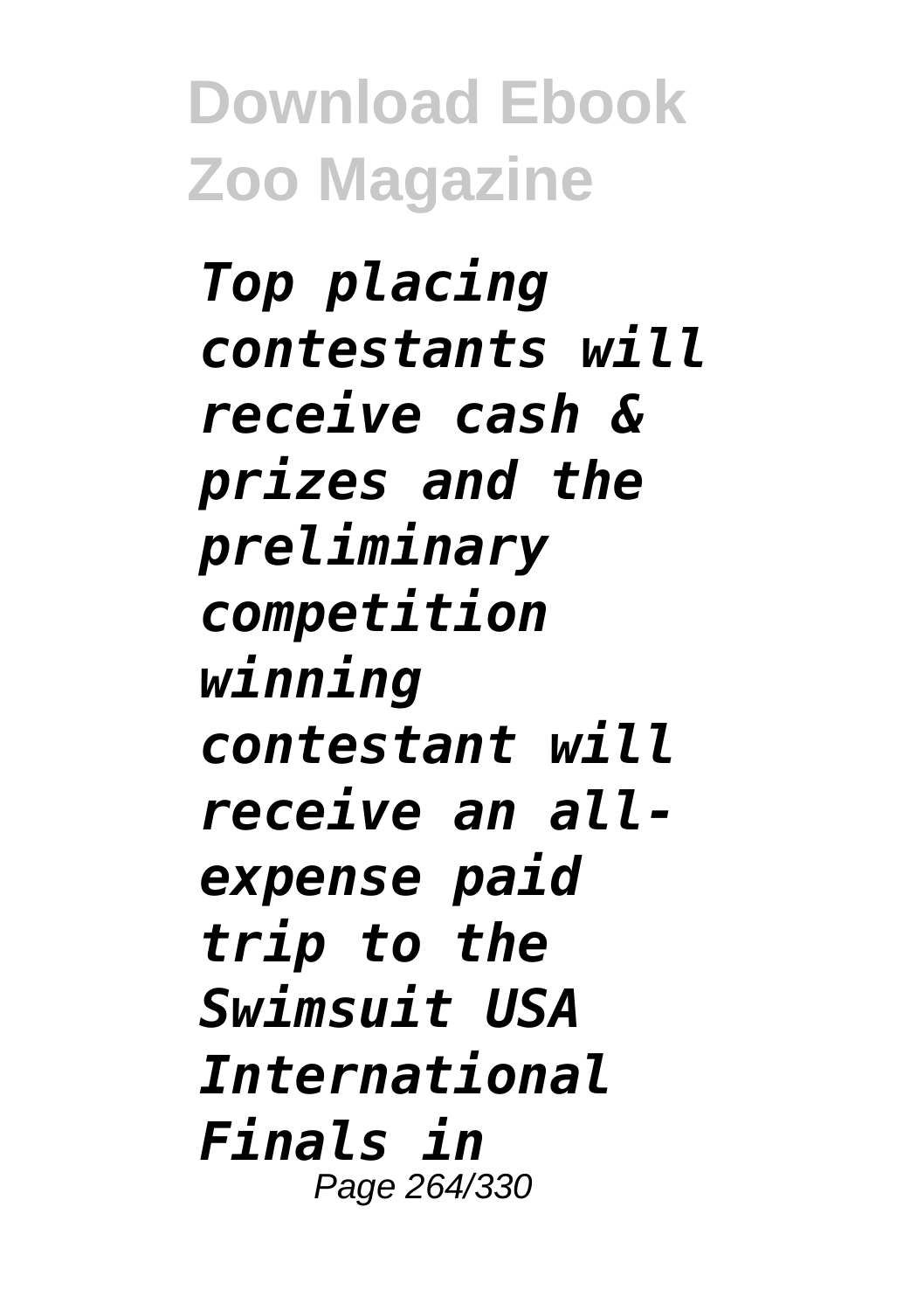*Top placing contestants will receive cash & prizes and the preliminary competition winning contestant will receive an all-expense paid trip to the Swimsuit USA International Finals in*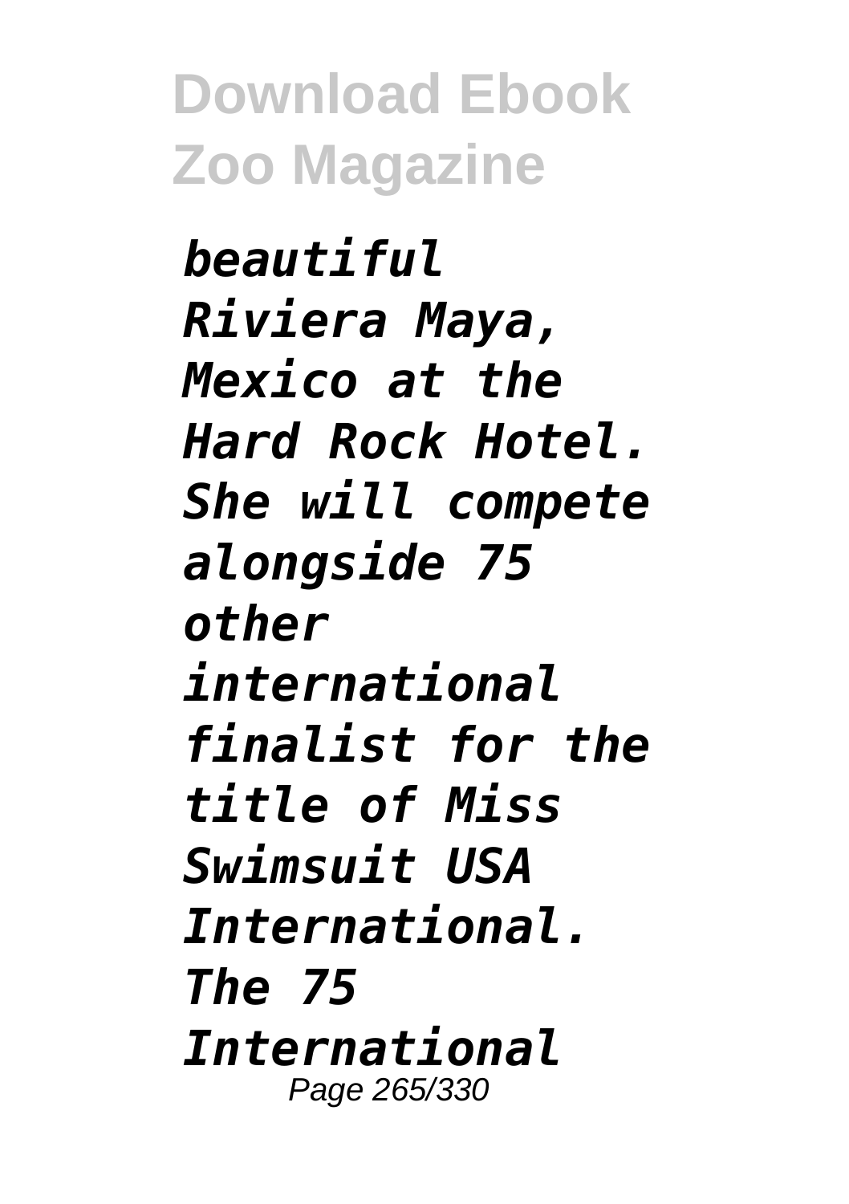*beautiful Riviera Maya, Mexico at the Hard Rock Hotel. She will compete alongside 75 other international finalist for the title of Miss Swimsuit USA International. The 75 International*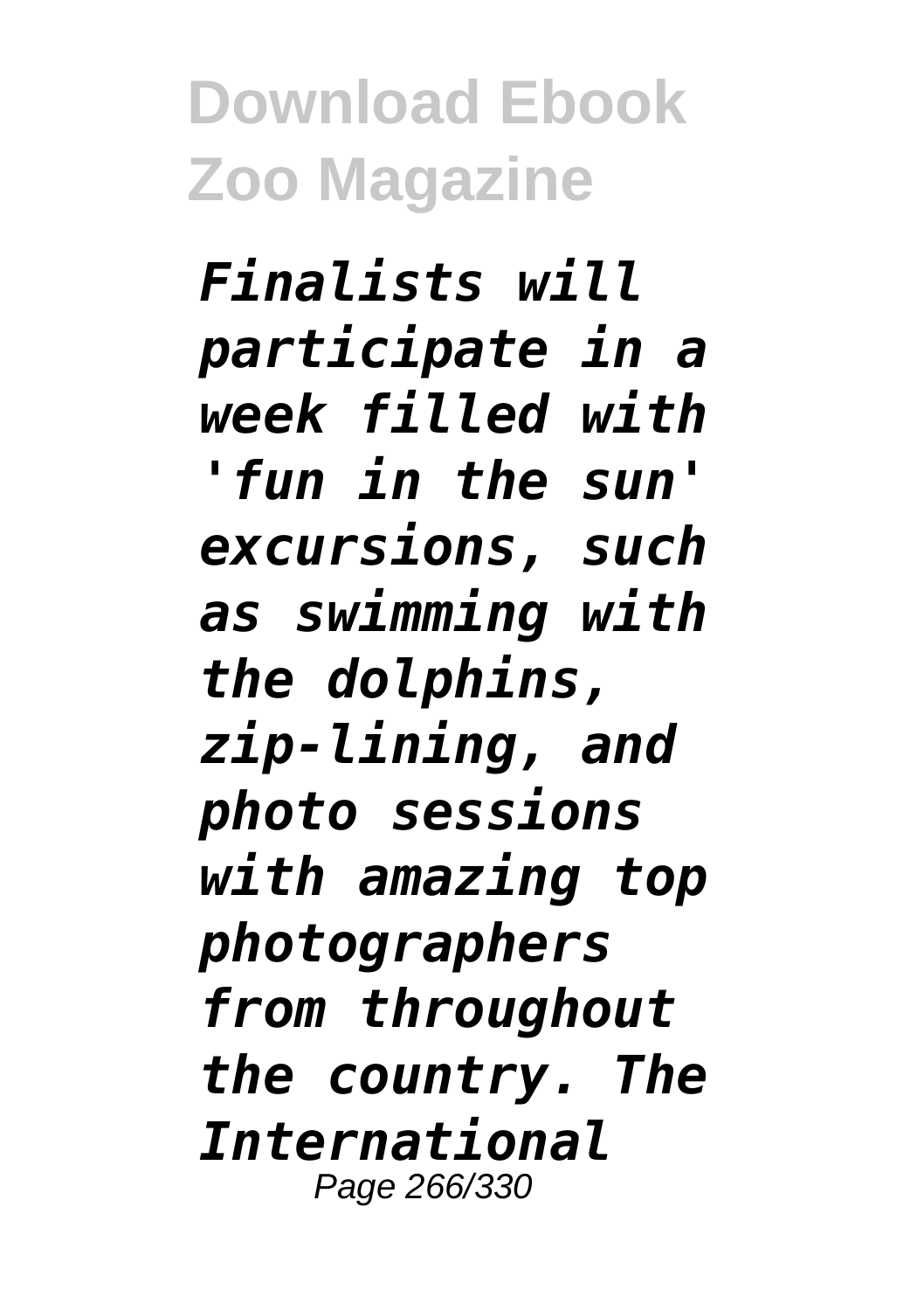*Finalists will participate in a week filled with 'fun in the sun' excursions, such as swimming with the dolphins, zip-lining, and photo sessions with amazing top photographers from throughout the country. The International*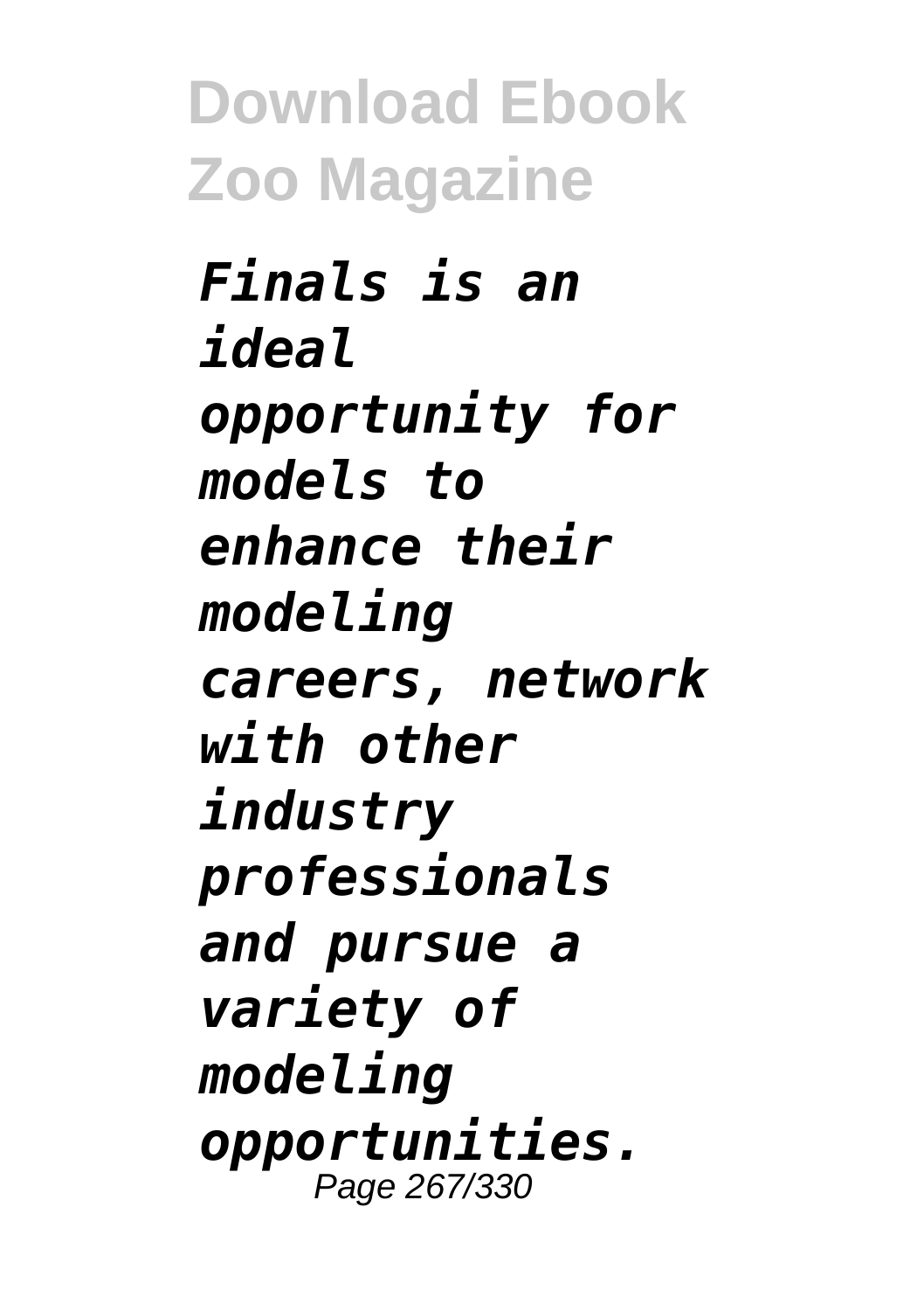*Finals is an ideal opportunity for models to enhance their modeling careers, network with other industry professionals and pursue a variety of modeling opportunities.*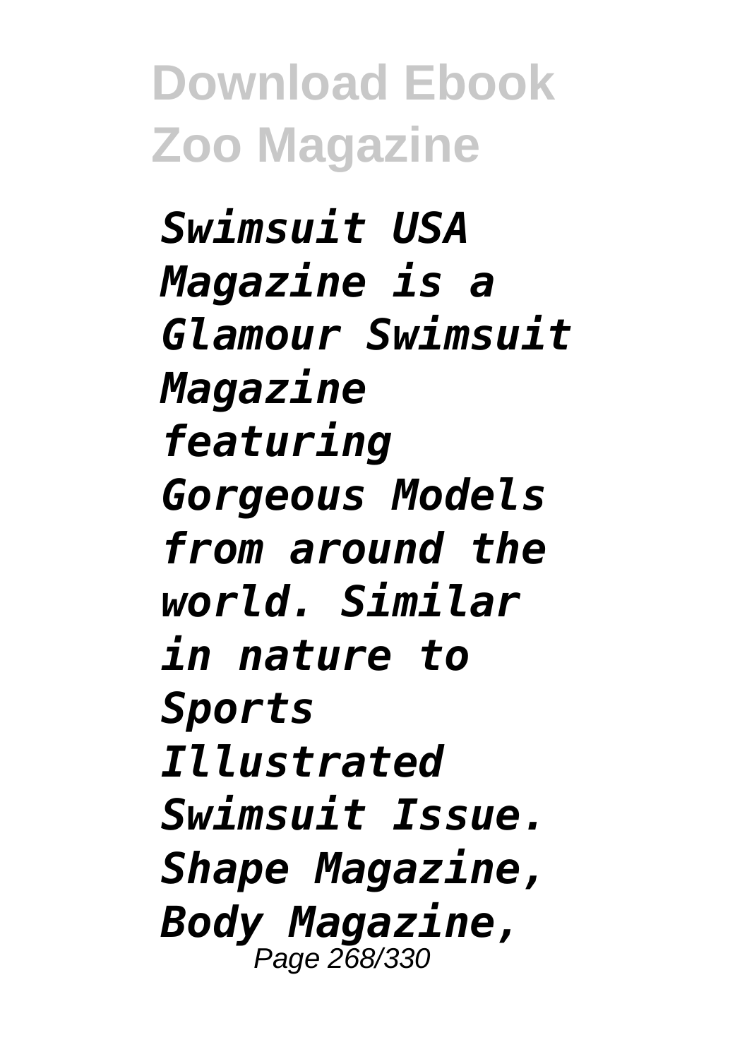*Swimsuit USA Magazine is a Glamour Swimsuit Magazine featuring Gorgeous Models from around the world. Similar in nature to Sports Illustrated Swimsuit Issue. Shape Magazine, Body Magazine,*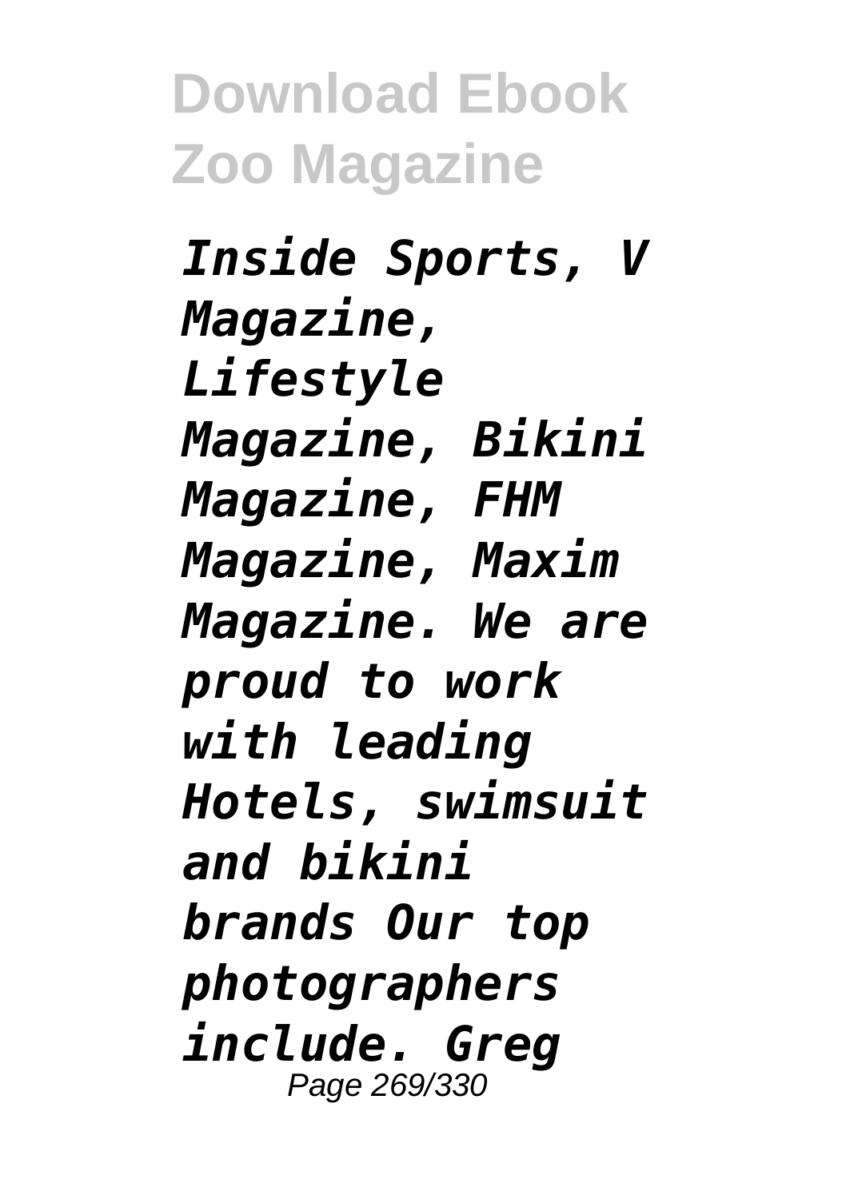*Inside Sports, V Magazine, Lifestyle Magazine, Bikini Magazine, FHM Magazine, Maxim Magazine. We are proud to work with leading Hotels, swimsuit and bikini brands Our top photographers include. Greg*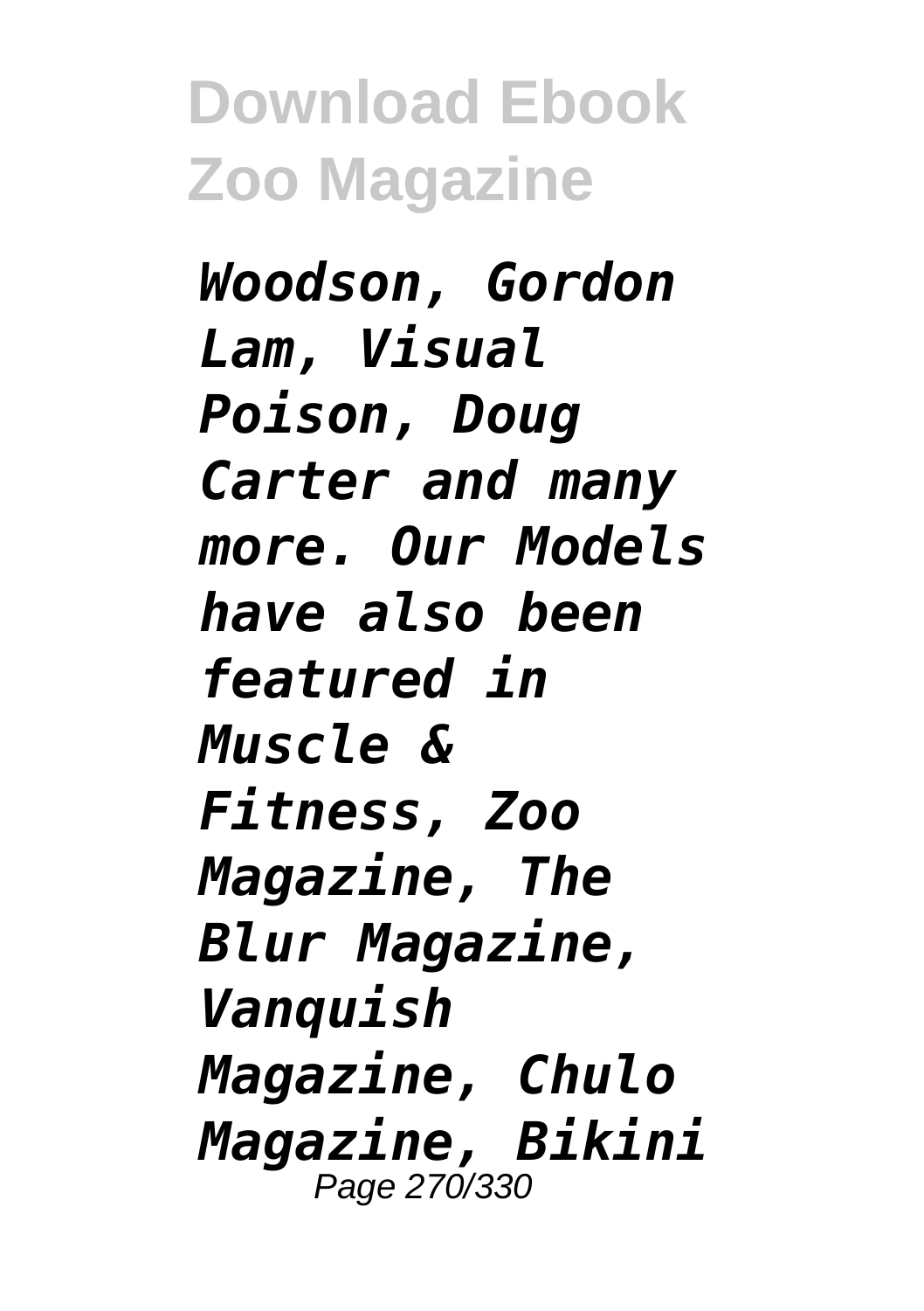*Woodson, Gordon Lam, Visual Poison, Doug Carter and many more. Our Models have also been featured in Muscle & Fitness, Zoo Magazine, The Blur Magazine, Vanquish Magazine, Chulo Magazine, Bikini*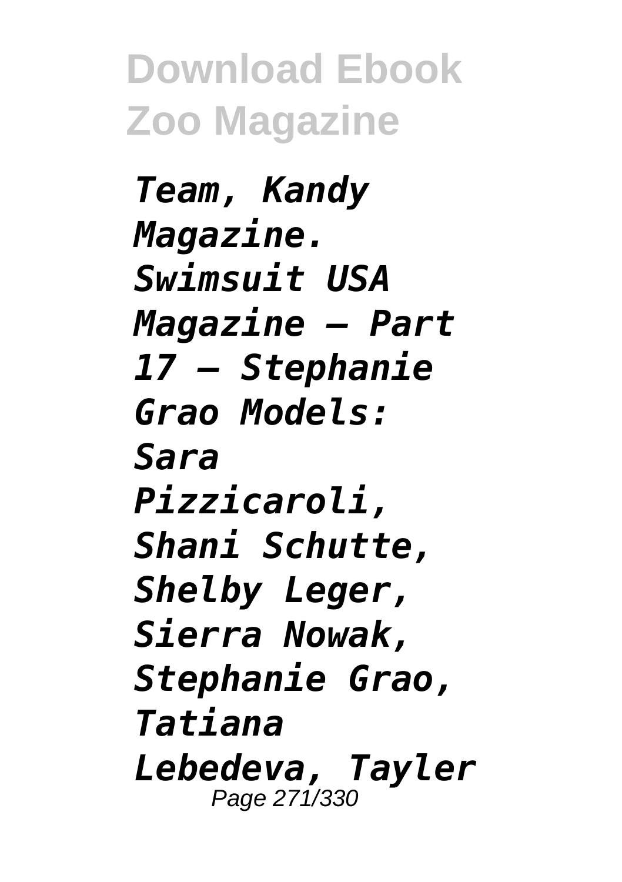*Team, Kandy Magazine. Swimsuit USA Magazine – Part 17 – Stephanie Grao Models: Sara Pizzicaroli, Shani Schutte, Shelby Leger, Sierra Nowak, Stephanie Grao, Tatiana Lebedeva, Tayler*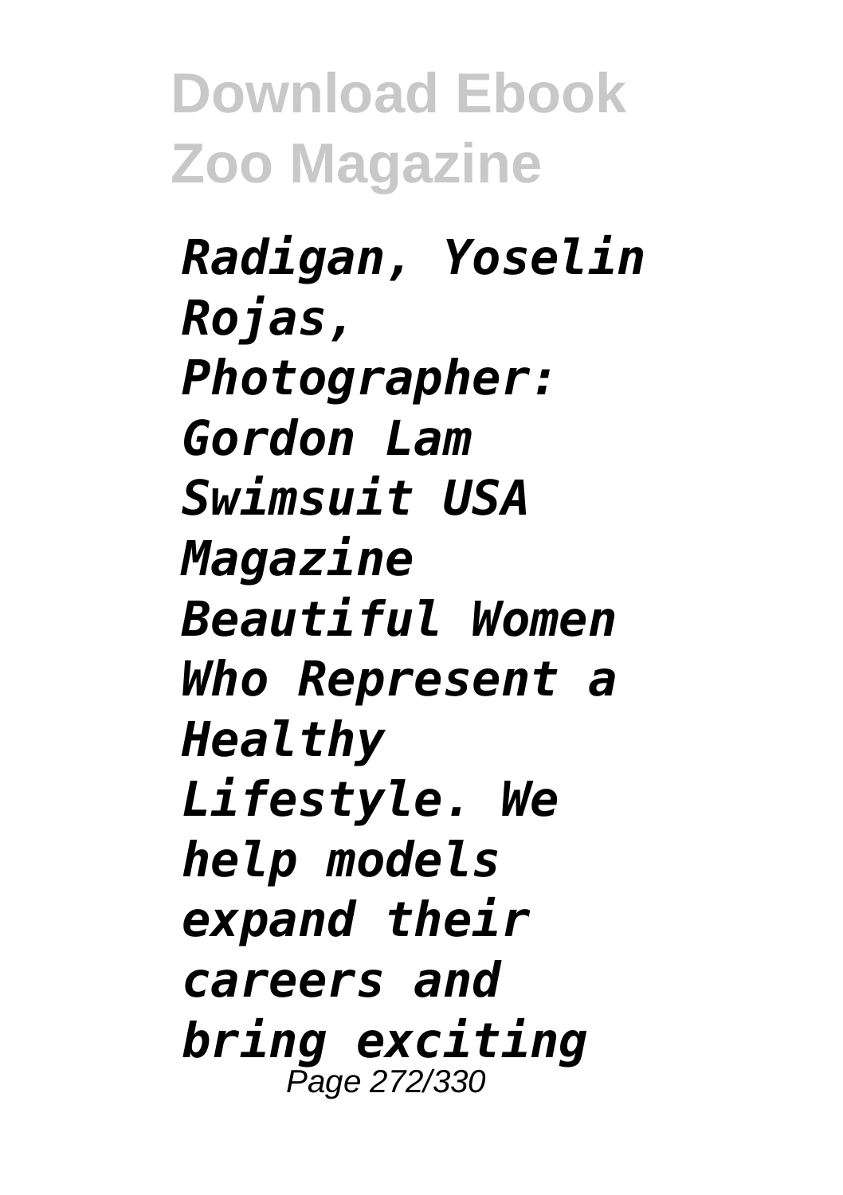*Radigan, Yoselin Rojas, Photographer: Gordon Lam Swimsuit USA Magazine Beautiful Women Who Represent a Healthy Lifestyle. We help models expand their careers and bring exciting*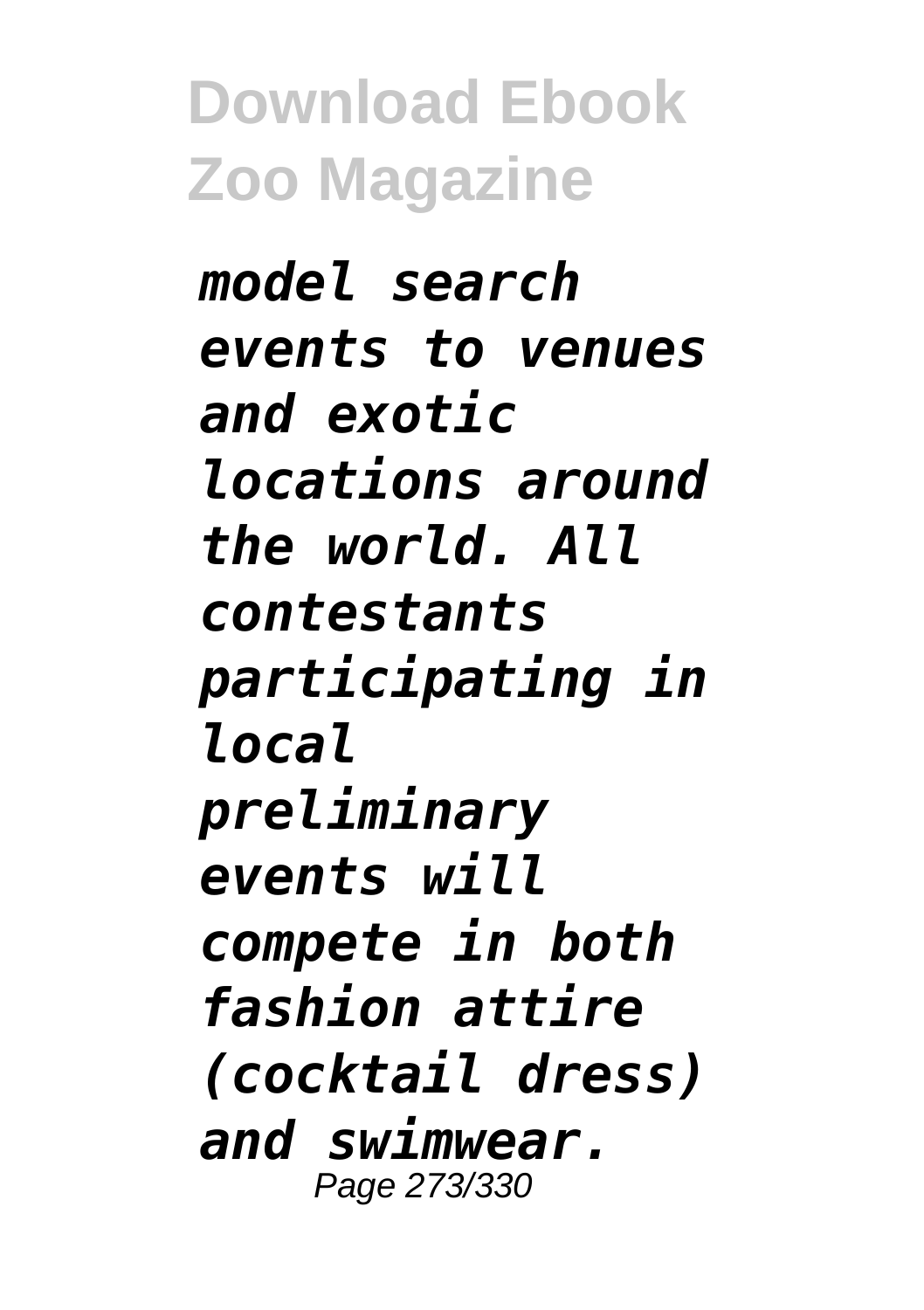*model search events to venues and exotic locations around the world. All contestants participating in local preliminary events will compete in both fashion attire (cocktail dress) and swimwear.*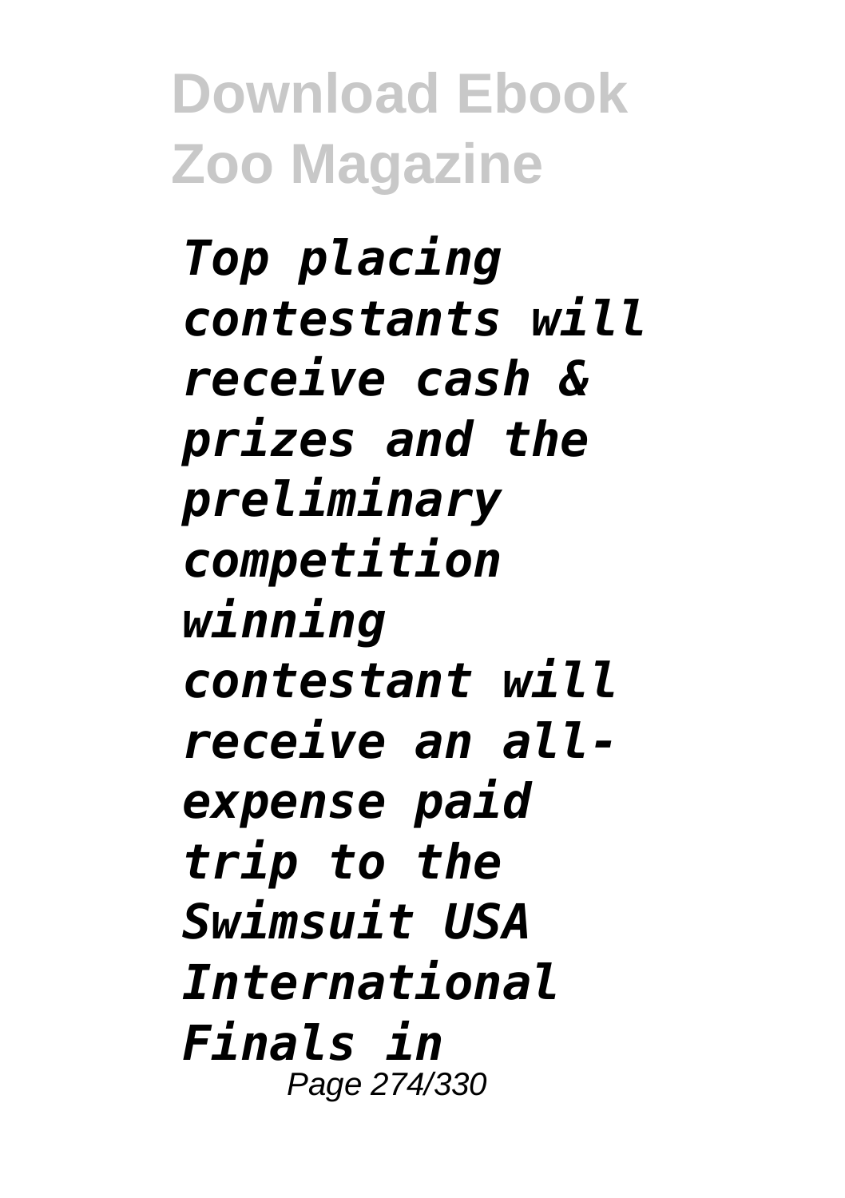*Top placing contestants will receive cash & prizes and the preliminary competition winning contestant will receive an all-expense paid trip to the Swimsuit USA International Finals in*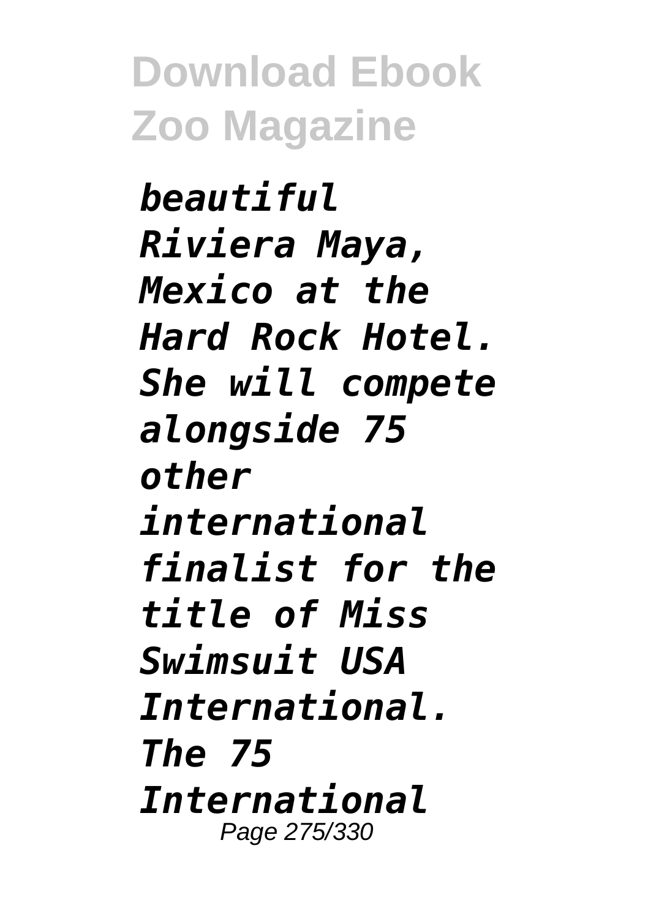*beautiful Riviera Maya, Mexico at the Hard Rock Hotel. She will compete alongside 75 other international finalist for the title of Miss Swimsuit USA International. The 75 International*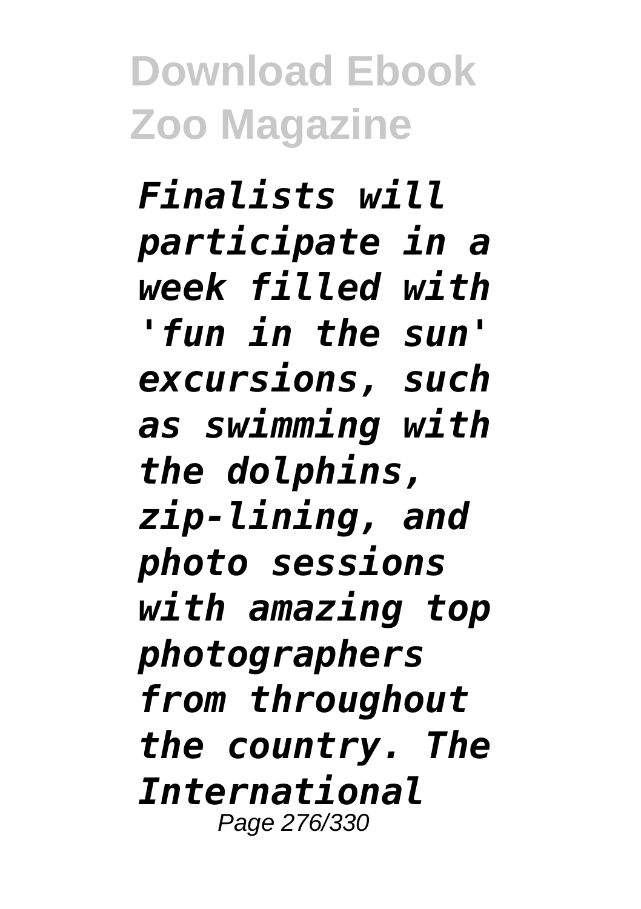*Finalists will participate in a week filled with 'fun in the sun' excursions, such as swimming with the dolphins, zip-lining, and photo sessions with amazing top photographers from throughout the country. The International*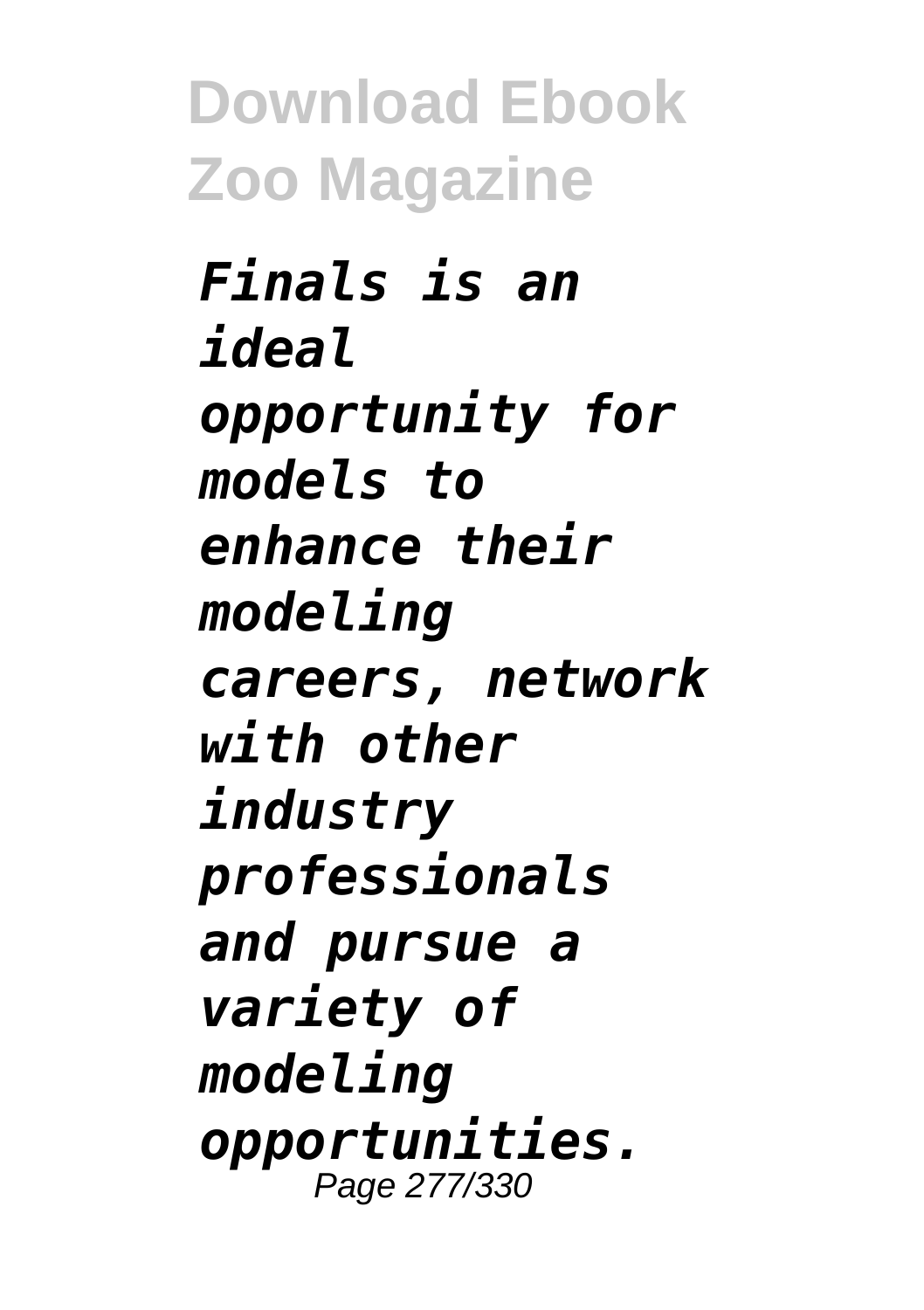*Finals is an ideal opportunity for models to enhance their modeling careers, network with other industry professionals and pursue a variety of modeling opportunities.*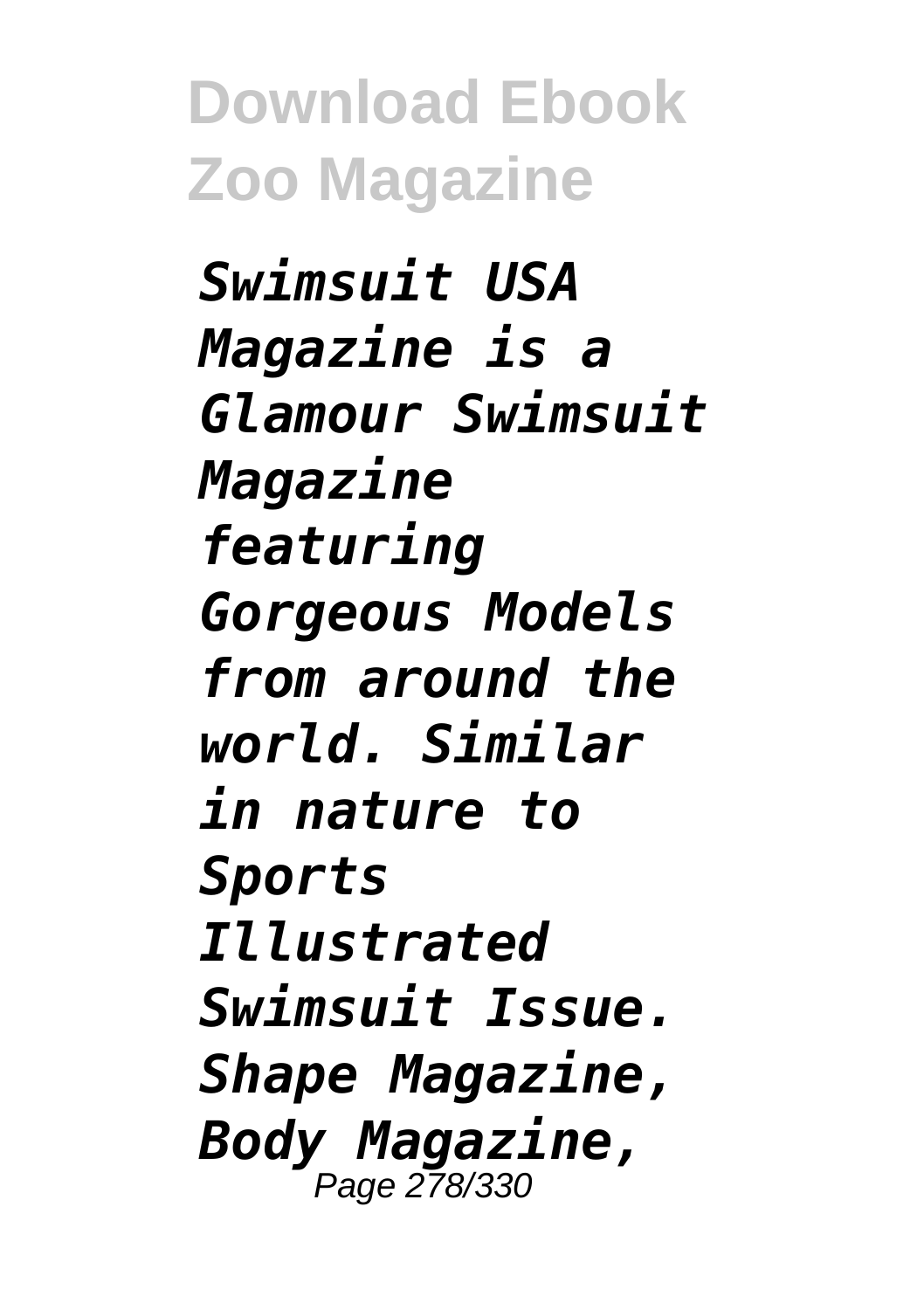*Swimsuit USA Magazine is a Glamour Swimsuit Magazine featuring Gorgeous Models from around the world. Similar in nature to Sports Illustrated Swimsuit Issue. Shape Magazine, Body Magazine,*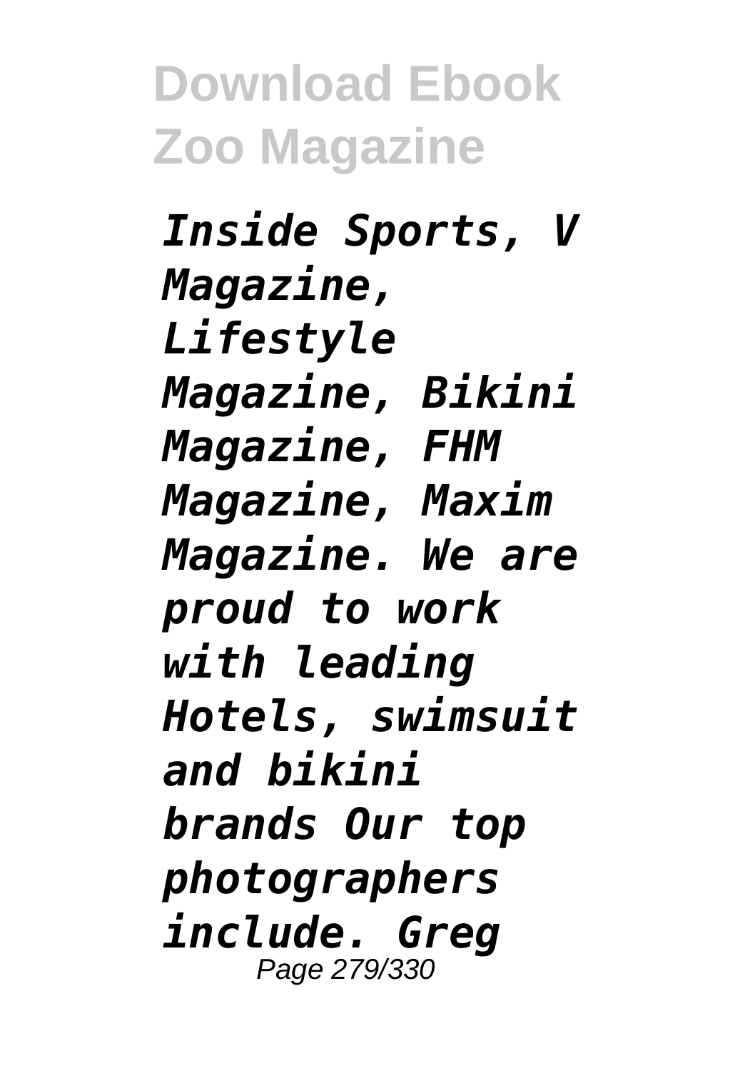*Inside Sports, V Magazine, Lifestyle Magazine, Bikini Magazine, FHM Magazine, Maxim Magazine. We are proud to work with leading Hotels, swimsuit and bikini brands Our top photographers include. Greg*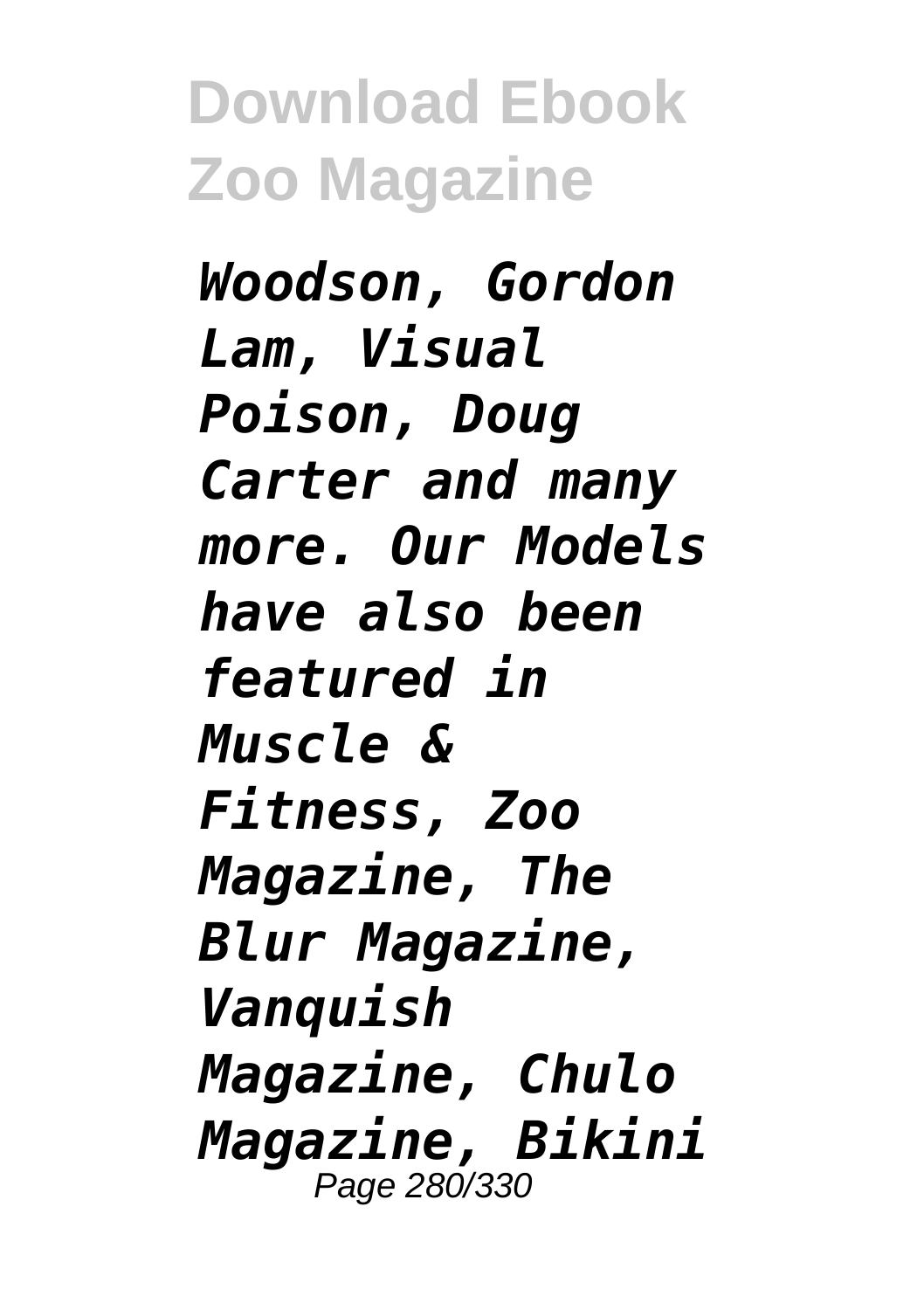*Woodson, Gordon Lam, Visual Poison, Doug Carter and many more. Our Models have also been featured in Muscle & Fitness, Zoo Magazine, The Blur Magazine, Vanquish Magazine, Chulo Magazine, Bikini*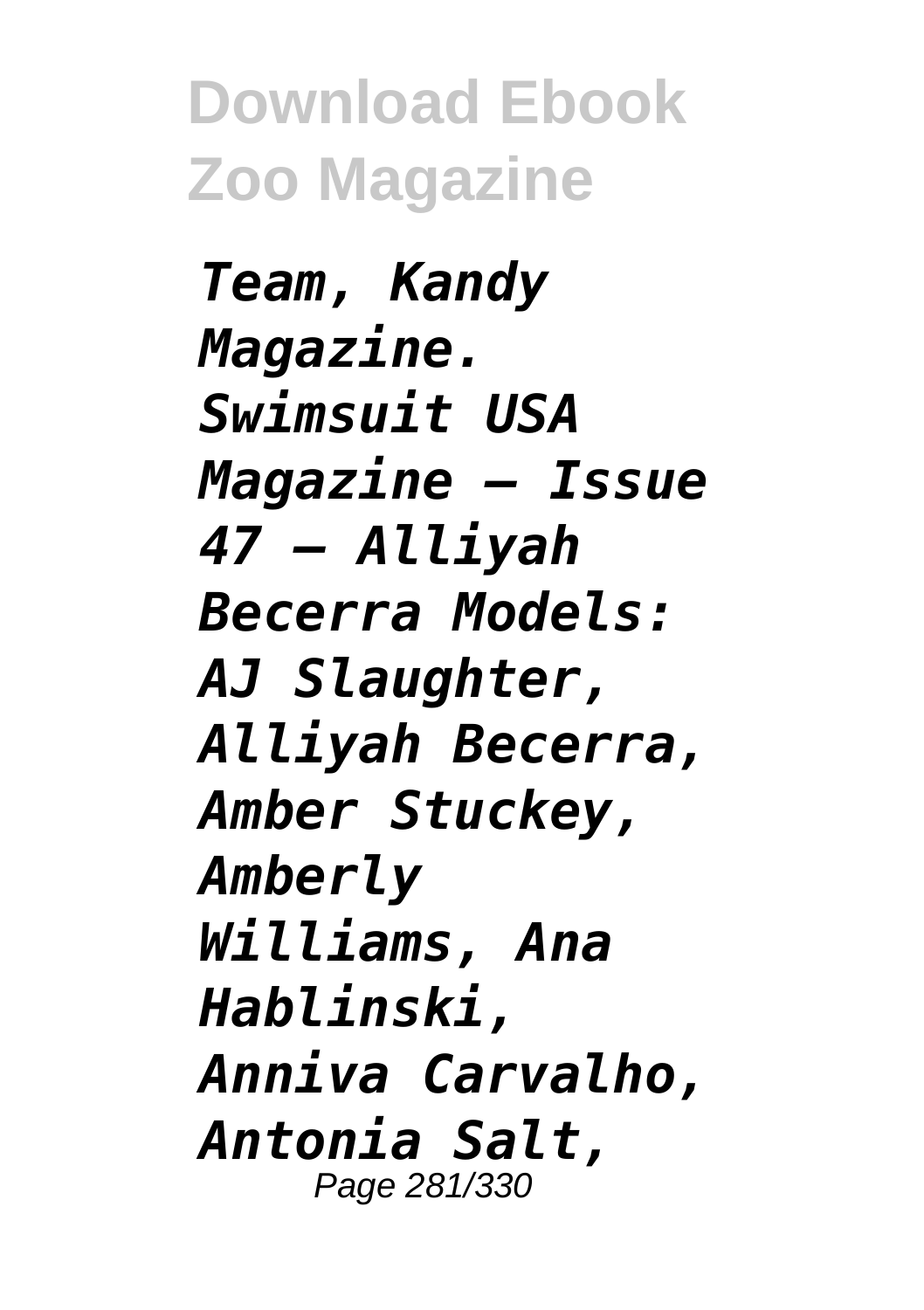*Team, Kandy Magazine. Swimsuit USA Magazine – Issue 47 – Alliyah Becerra Models: AJ Slaughter, Alliyah Becerra, Amber Stuckey, Amberly Williams, Ana Hablinski, Anniva Carvalho, Antonia Salt,*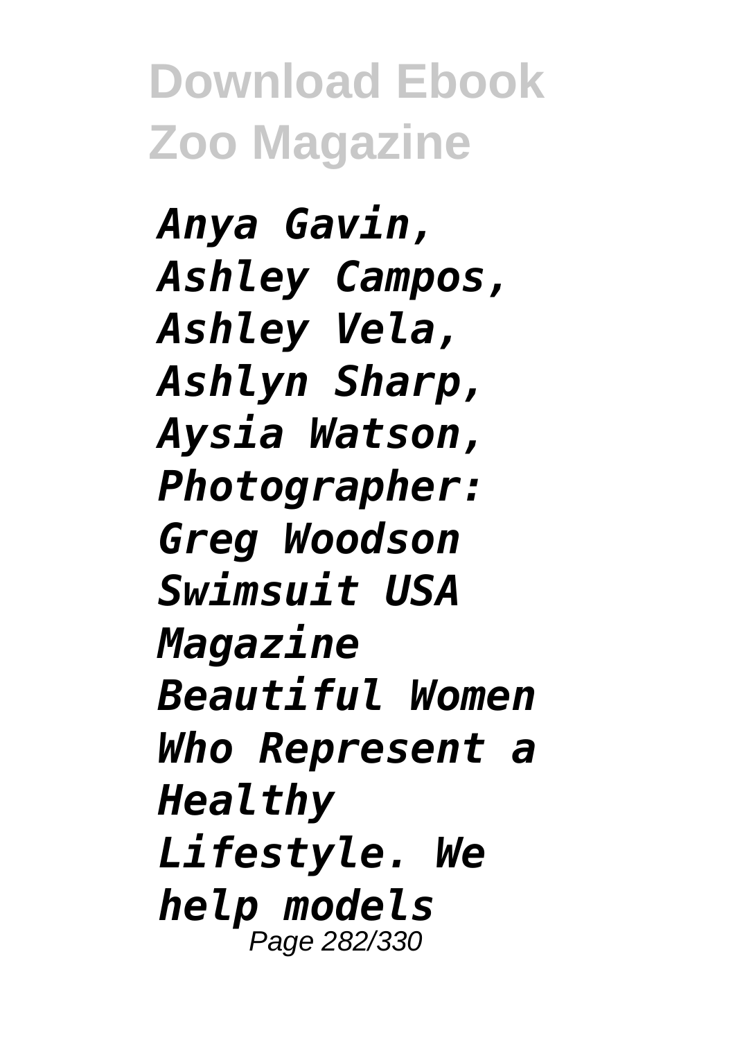*Anya Gavin, Ashley Campos, Ashley Vela, Ashlyn Sharp, Aysia Watson, Photographer: Greg Woodson Swimsuit USA Magazine Beautiful Women Who Represent a Healthy Lifestyle. We help models*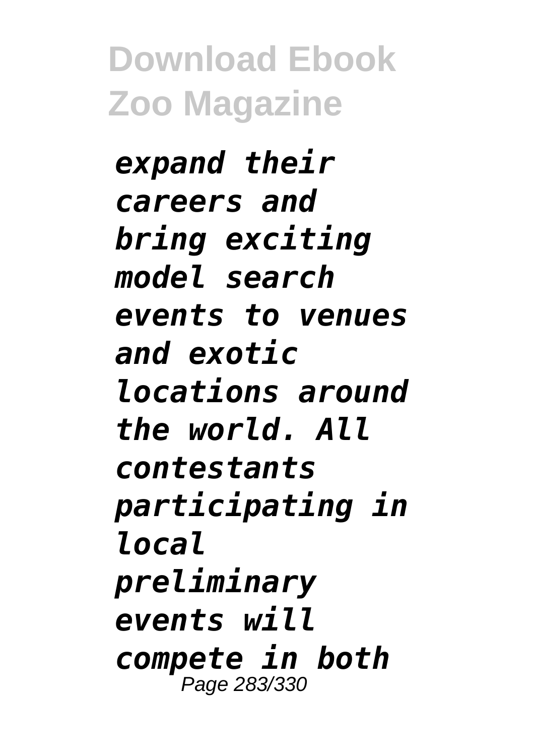*expand their careers and bring exciting model search events to venues and exotic locations around the world. All contestants participating in local preliminary events will compete in both*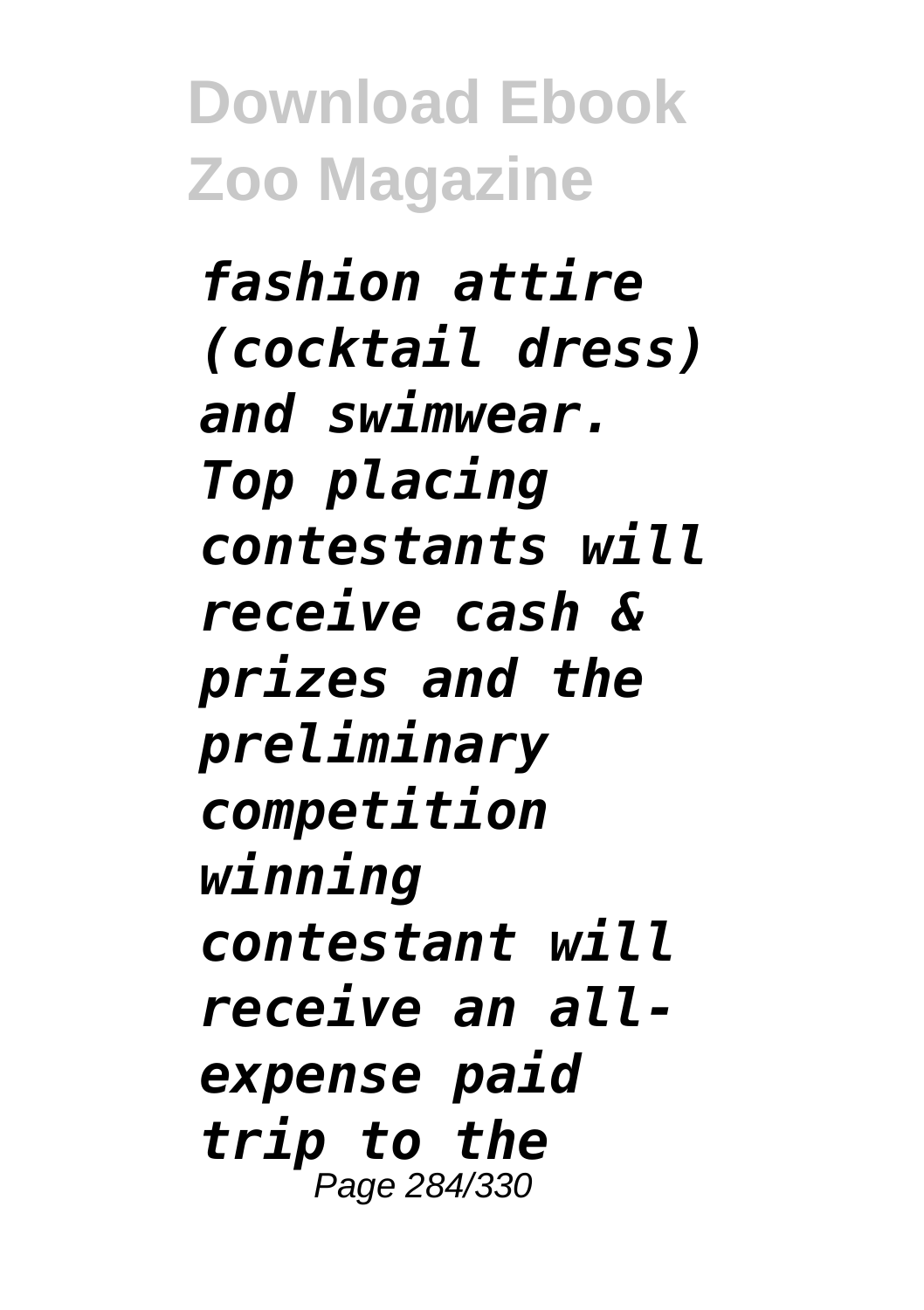*fashion attire (cocktail dress) and swimwear. Top placing contestants will receive cash & prizes and the preliminary competition winning contestant will receive an all-expense paid trip to the*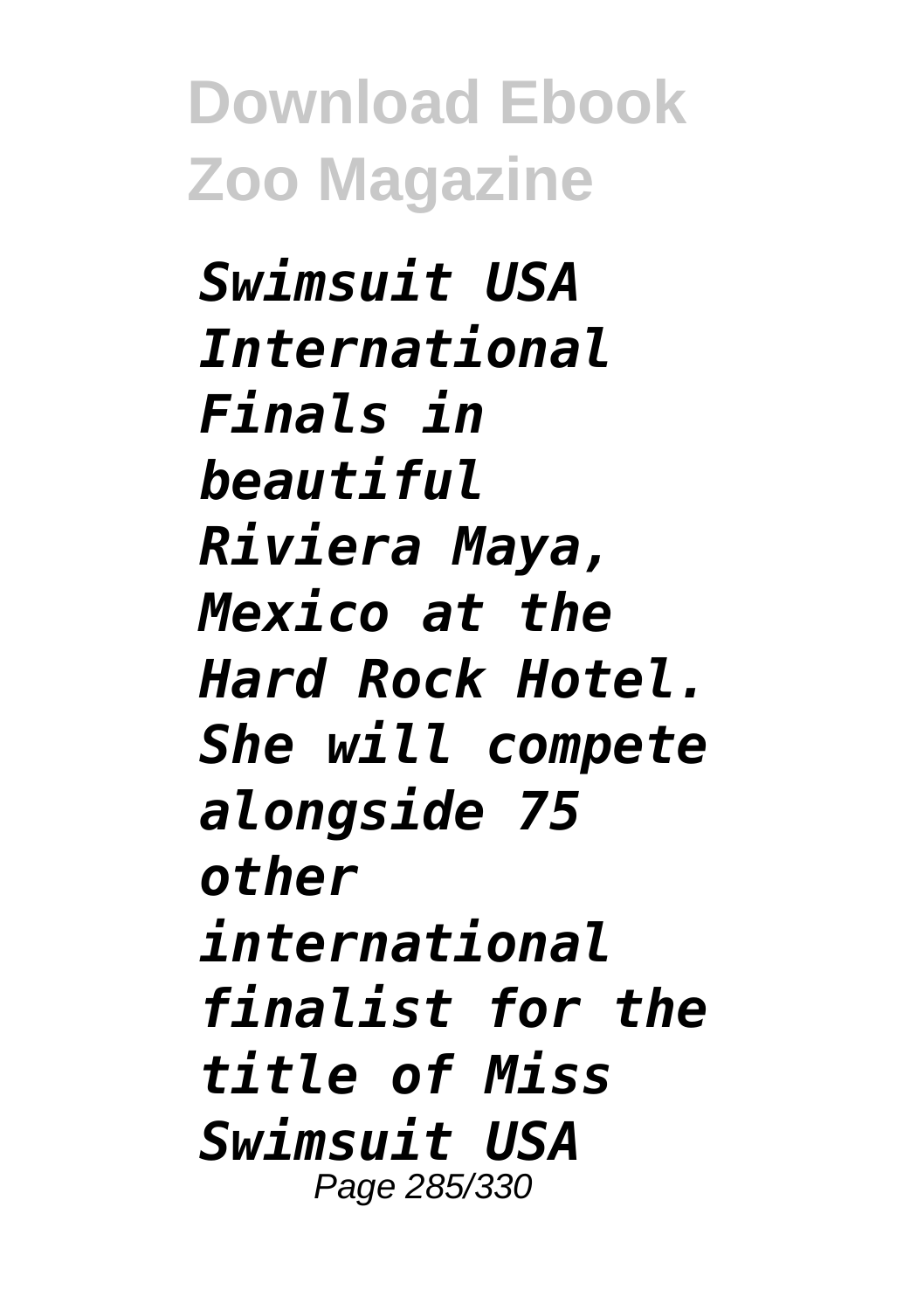*Swimsuit USA International Finals in beautiful Riviera Maya, Mexico at the Hard Rock Hotel. She will compete alongside 75 other international finalist for the title of Miss Swimsuit USA*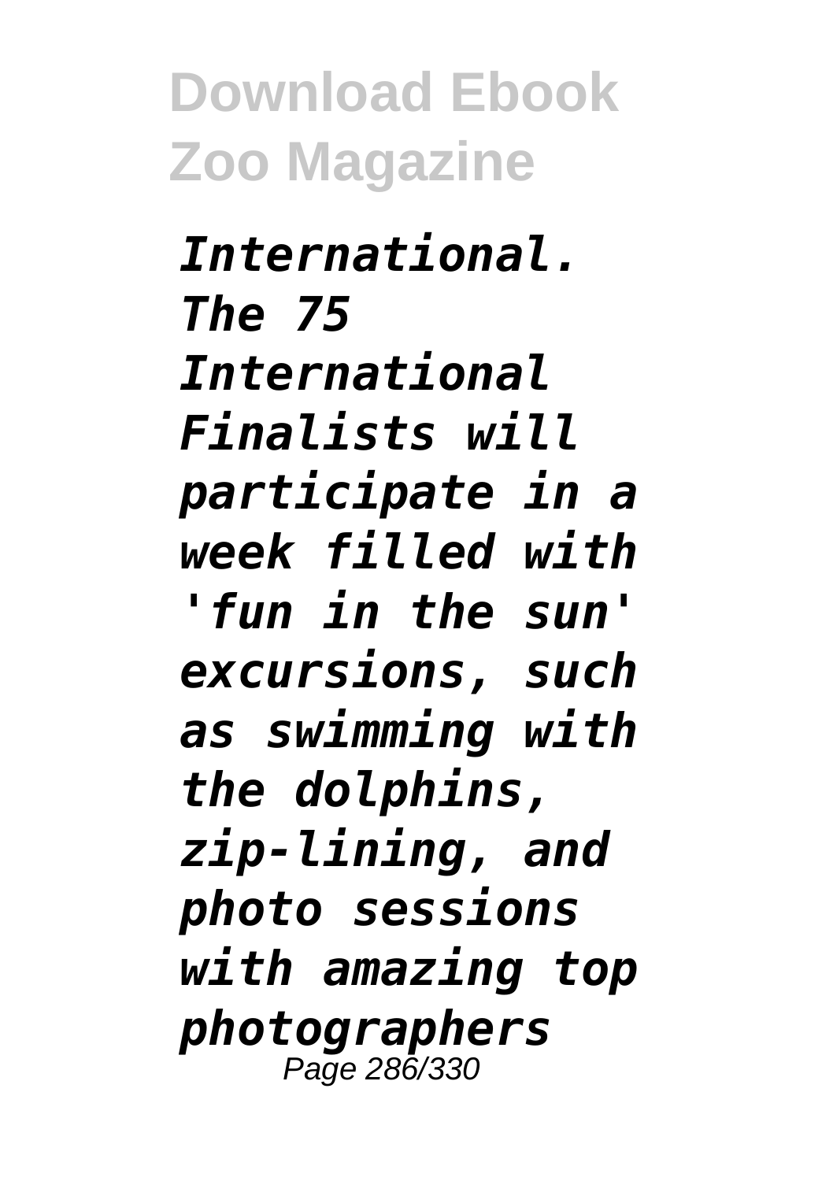*International. The 75 International Finalists will participate in a week filled with 'fun in the sun' excursions, such as swimming with the dolphins, zip-lining, and photo sessions with amazing top photographers*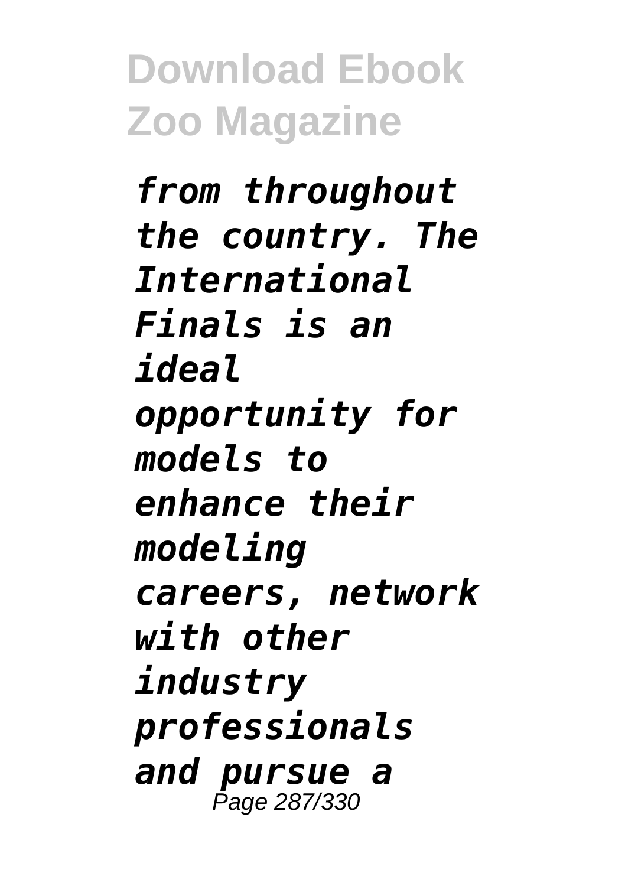*from throughout the country. The International Finals is an ideal opportunity for models to enhance their modeling careers, network with other industry professionals and pursue a*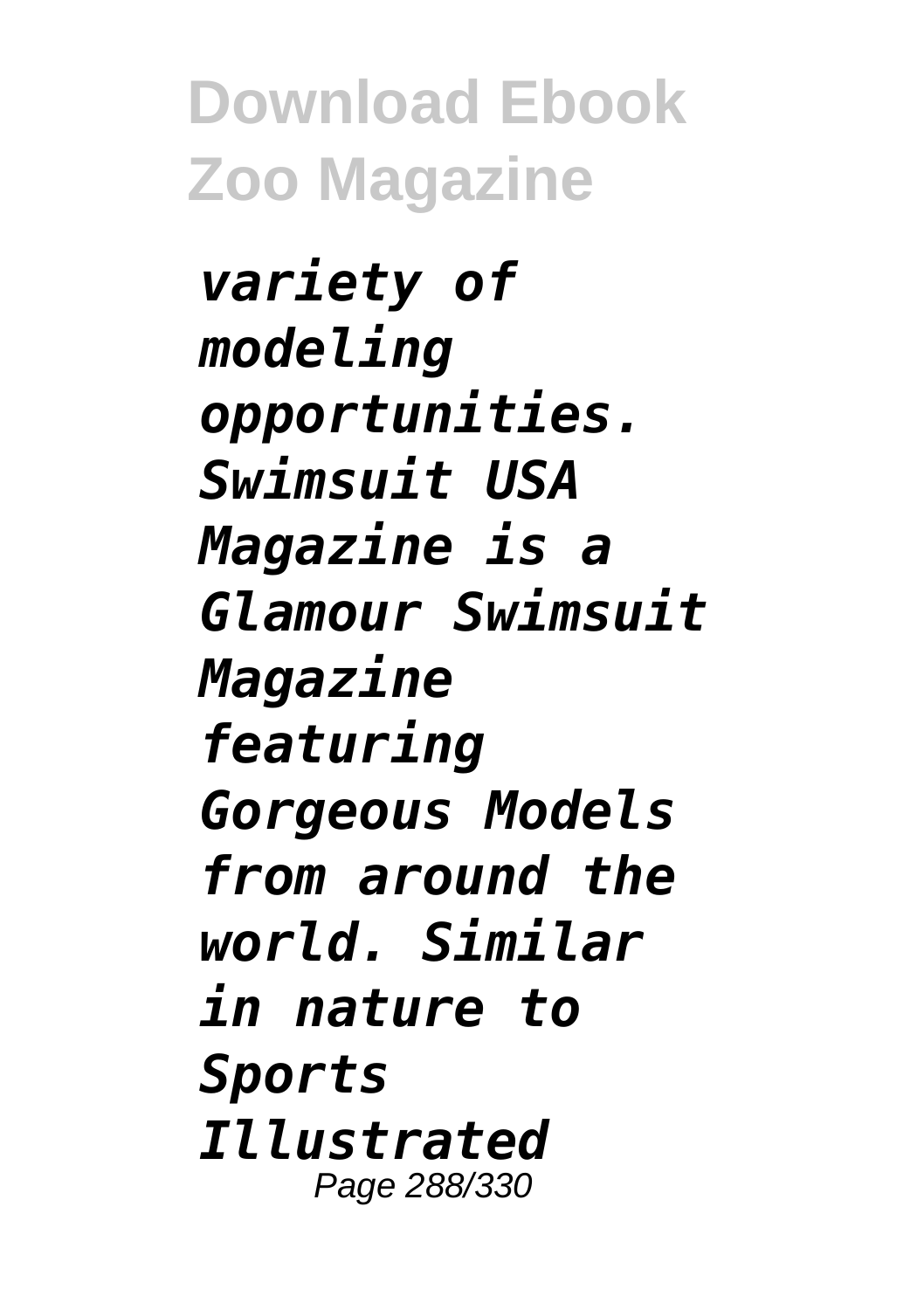*variety of modeling opportunities. Swimsuit USA Magazine is a Glamour Swimsuit Magazine featuring Gorgeous Models from around the world. Similar in nature to Sports Illustrated*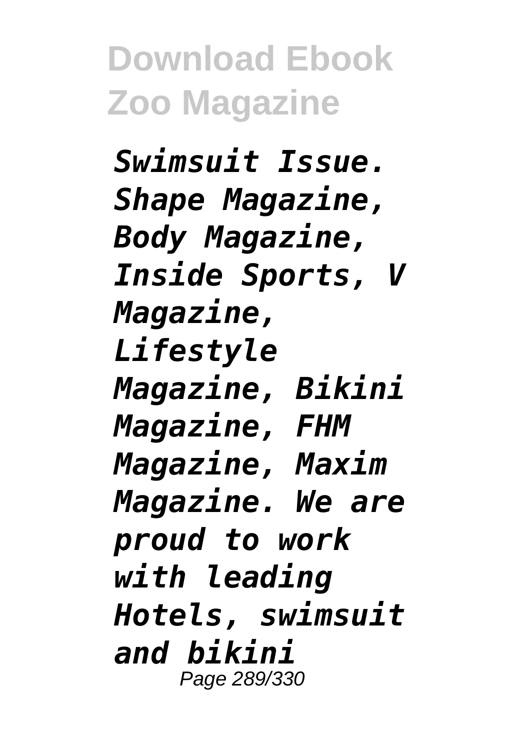*Swimsuit Issue. Shape Magazine, Body Magazine, Inside Sports, V Magazine, Lifestyle Magazine, Bikini Magazine, FHM Magazine, Maxim Magazine. We are proud to work with leading Hotels, swimsuit and bikini*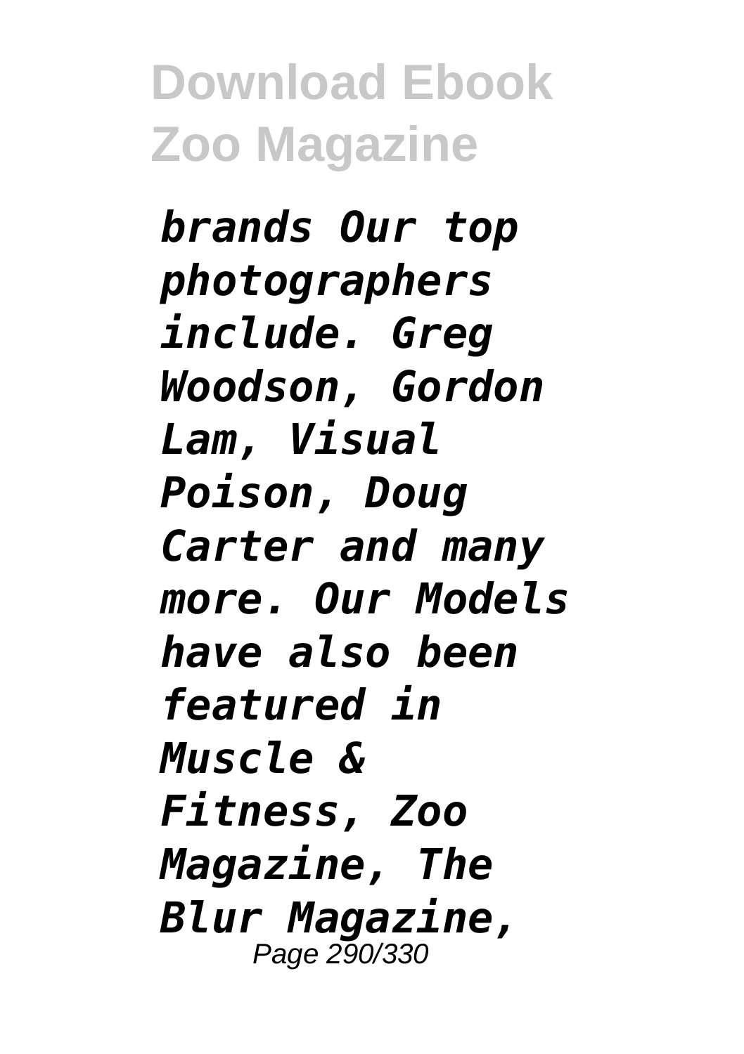*brands Our top photographers include. Greg Woodson, Gordon Lam, Visual Poison, Doug Carter and many more. Our Models have also been featured in Muscle & Fitness, Zoo Magazine, The Blur Magazine,*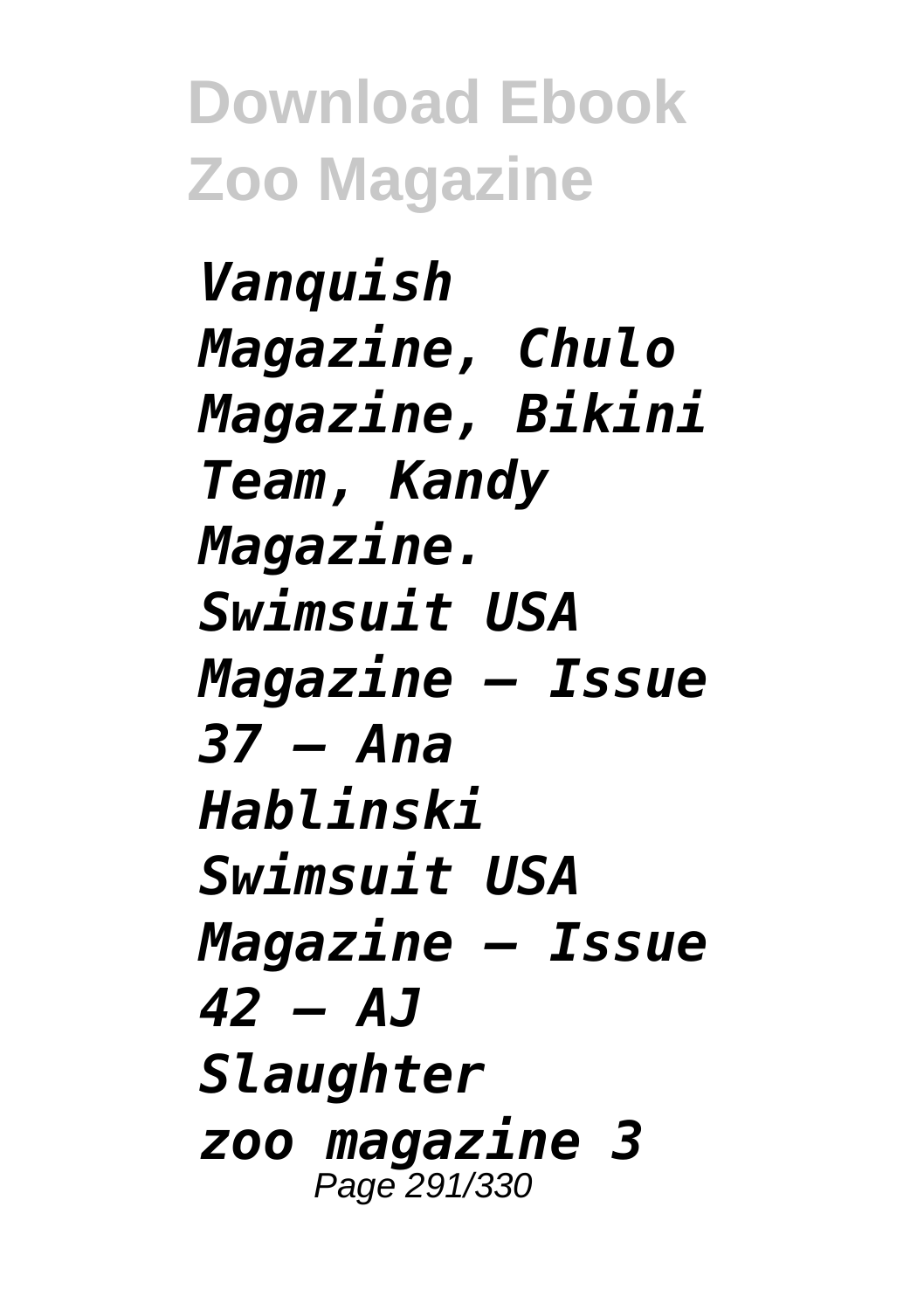*Vanquish Magazine, Chulo Magazine, Bikini Team, Kandy Magazine. Swimsuit USA Magazine – Issue 37 – Ana Hablinski Swimsuit USA Magazine – Issue 42 – AJ Slaughter*

*zoo magazine 3*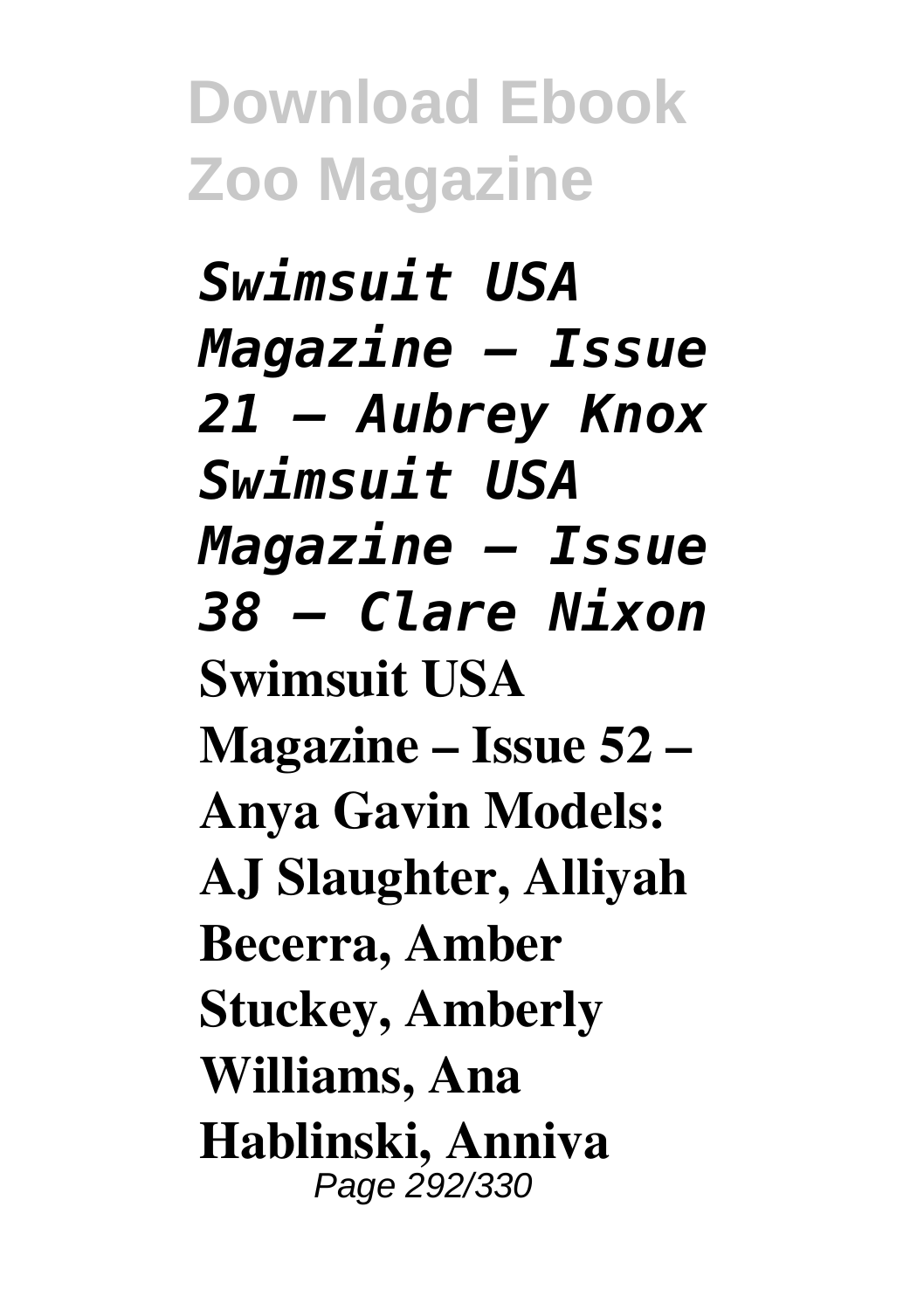*Swimsuit USA Magazine – Issue 21 – Aubrey Knox Swimsuit USA Magazine – Issue 38 – Clare Nixon*

**Swimsuit USA Magazine – Issue 52 – Anya Gavin Models: AJ Slaughter, Alliyah Becerra, Amber Stuckey, Amberly Williams, Ana Hablinski, Anniva**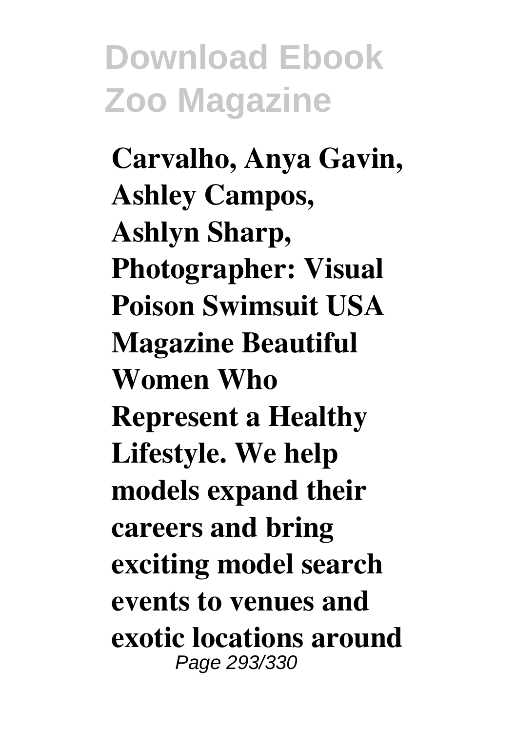**Carvalho, Anya Gavin, Ashley Campos, Ashlyn Sharp, Photographer: Visual Poison Swimsuit USA Magazine Beautiful Women Who Represent a Healthy Lifestyle. We help models expand their careers and bring exciting model search events to venues and exotic locations around**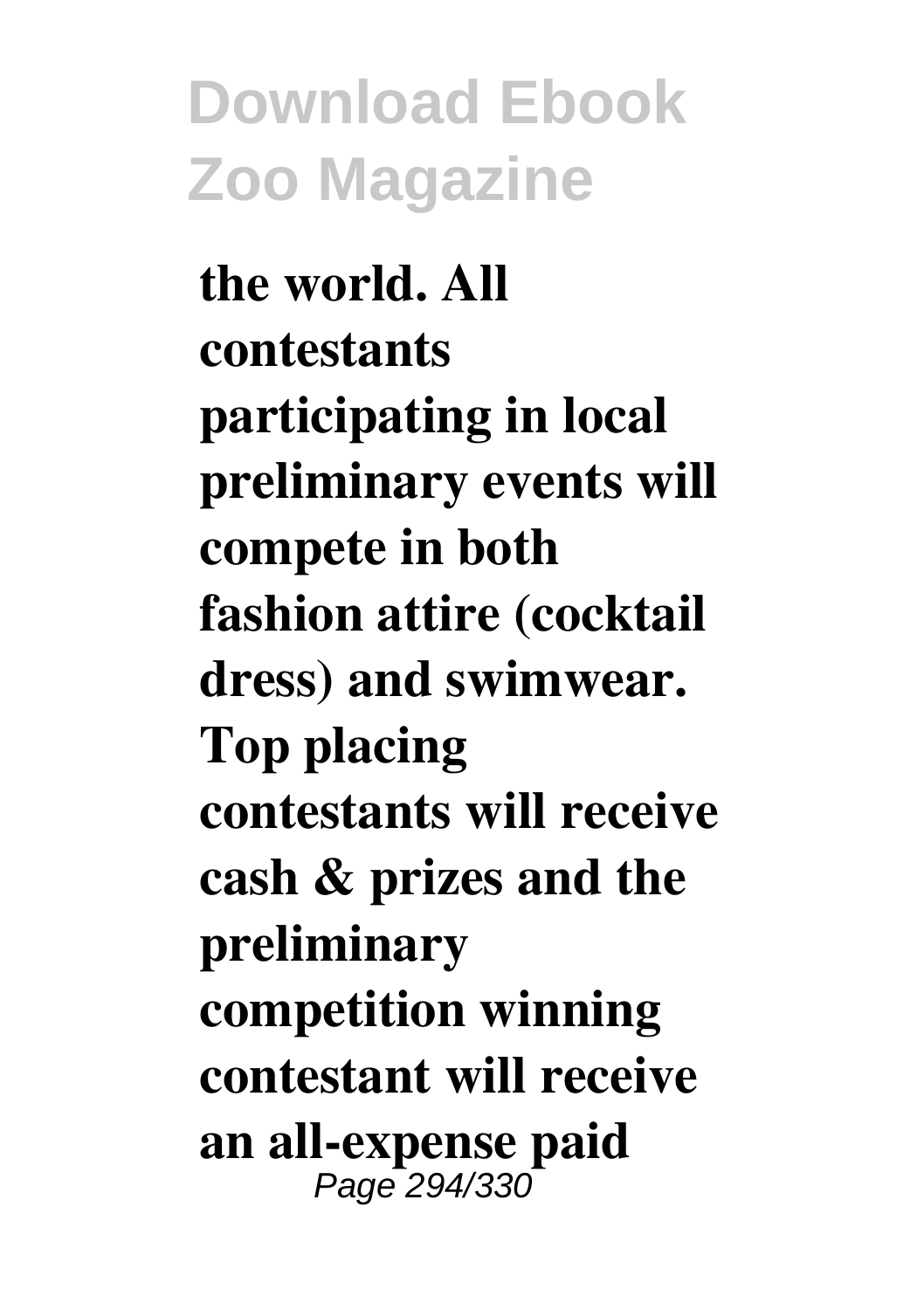**the world. All contestants participating in local preliminary events will compete in both fashion attire (cocktail dress) and swimwear. Top placing contestants will receive cash & prizes and the preliminary competition winning contestant will receive an all-expense paid**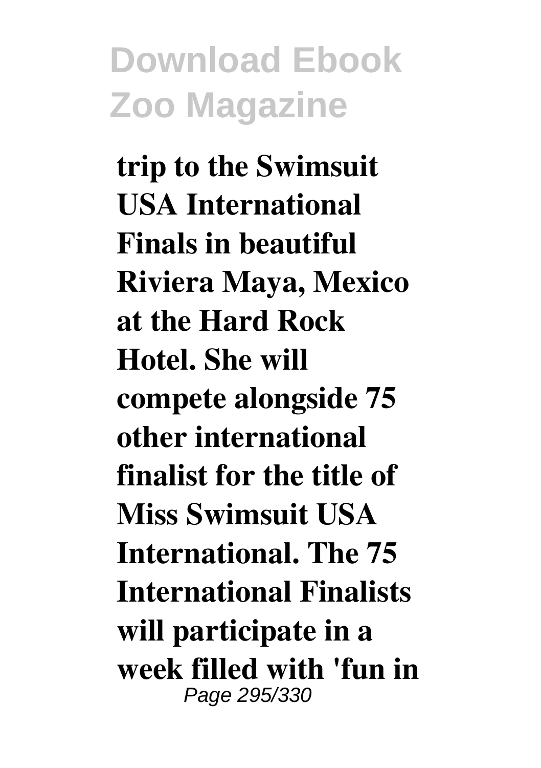**trip to the Swimsuit USA International Finals in beautiful Riviera Maya, Mexico at the Hard Rock Hotel. She will compete alongside 75 other international finalist for the title of Miss Swimsuit USA International. The 75 International Finalists will participate in a week filled with 'fun in**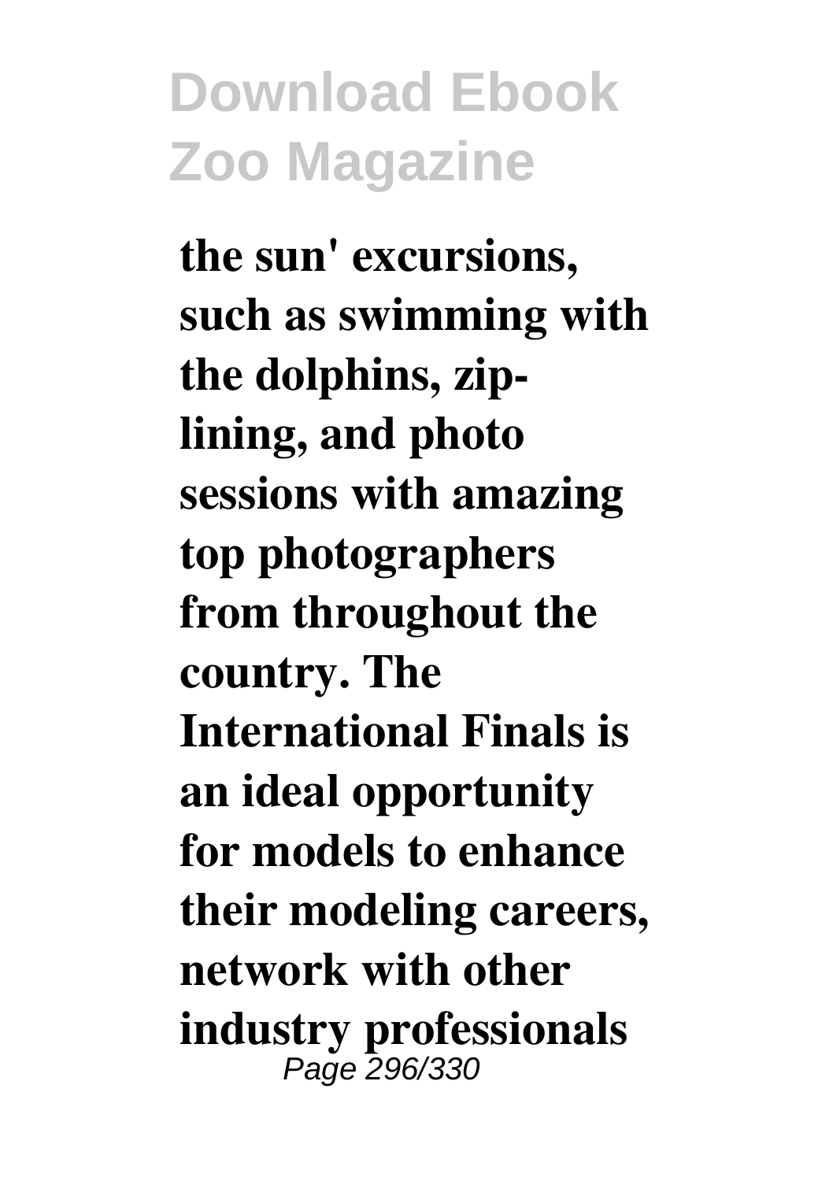**the sun' excursions, such as swimming with the dolphins, zip-lining, and photo sessions with amazing top photographers from throughout the country. The International Finals is an ideal opportunity for models to enhance their modeling careers, network with other industry professionals**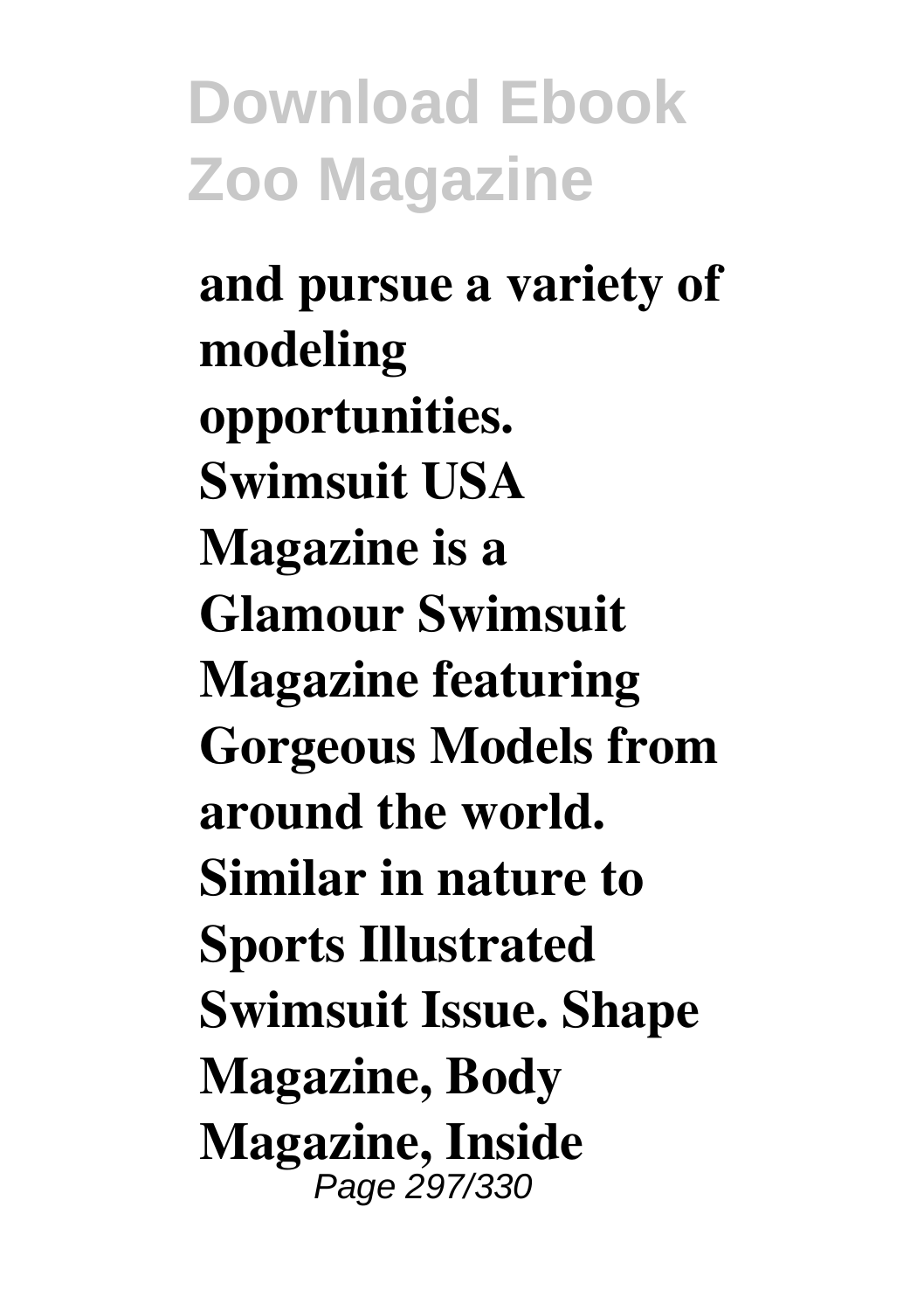**and pursue a variety of modeling opportunities. Swimsuit USA Magazine is a Glamour Swimsuit Magazine featuring Gorgeous Models from around the world. Similar in nature to Sports Illustrated Swimsuit Issue. Shape Magazine, Body Magazine, Inside**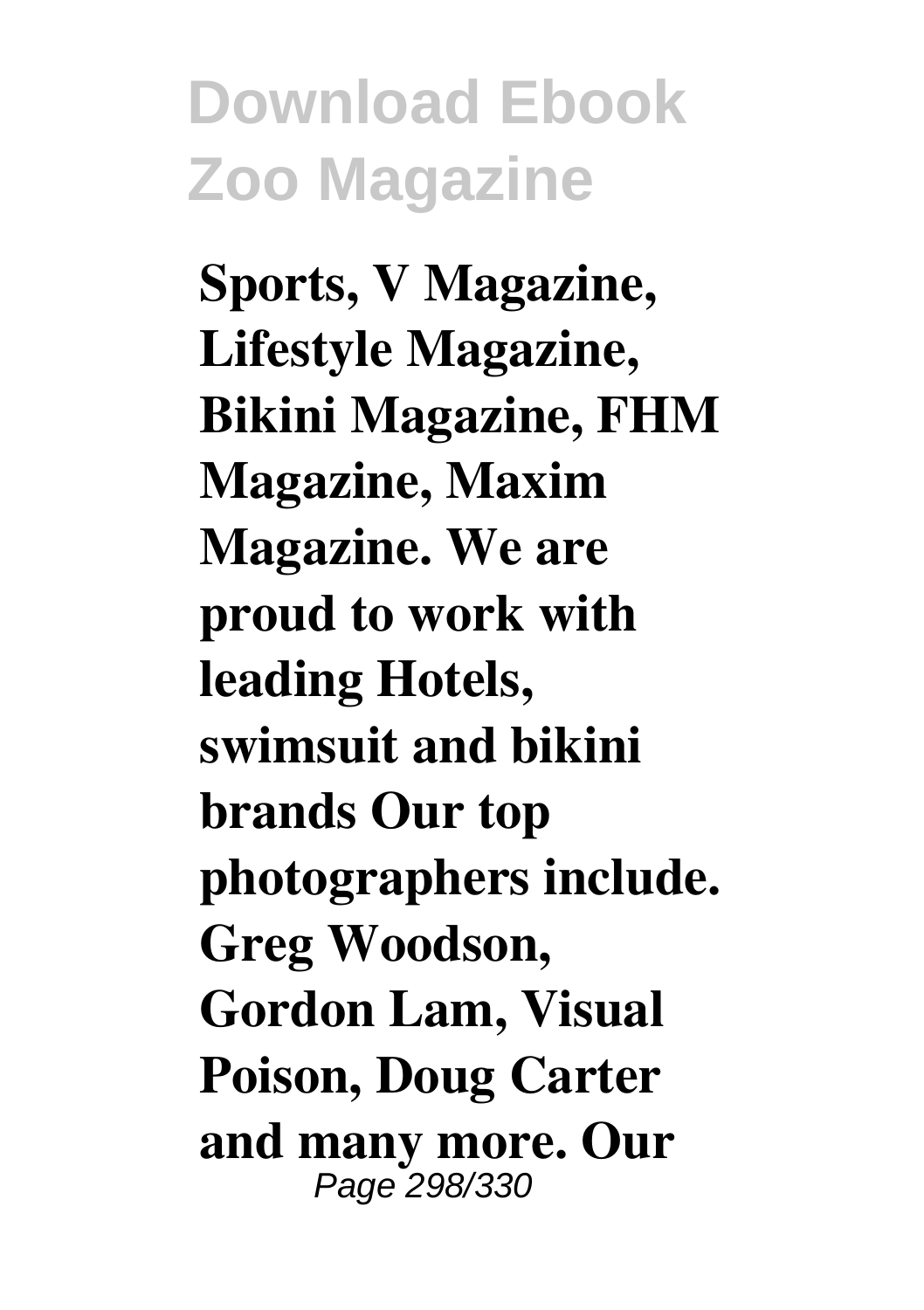**Sports, V Magazine, Lifestyle Magazine, Bikini Magazine, FHM Magazine, Maxim Magazine. We are proud to work with leading Hotels, swimsuit and bikini brands Our top photographers include. Greg Woodson, Gordon Lam, Visual Poison, Doug Carter and many more. Our**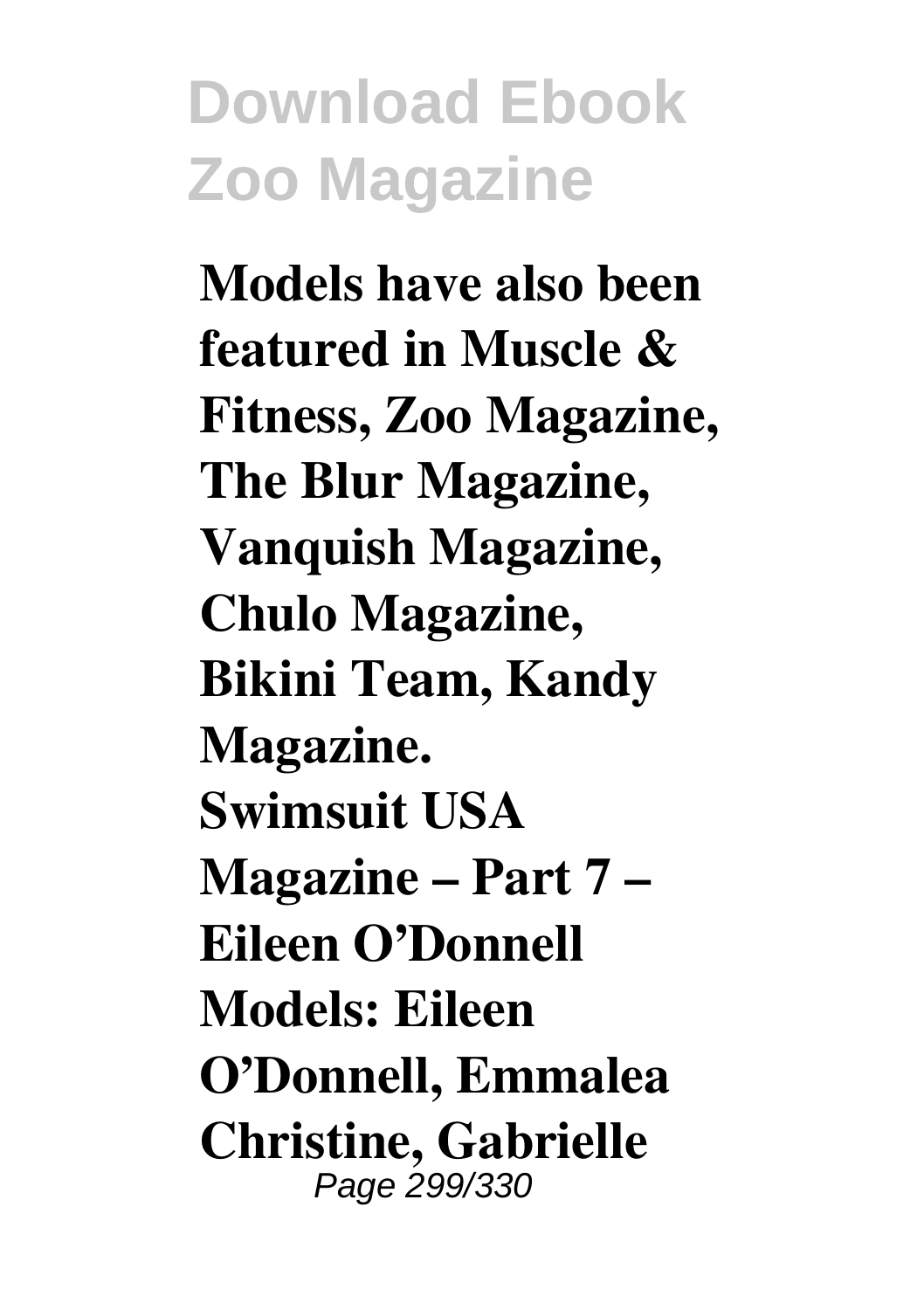**Models have also been featured in Muscle & Fitness, Zoo Magazine, The Blur Magazine, Vanquish Magazine, Chulo Magazine, Bikini Team, Kandy Magazine.**
**Swimsuit USA Magazine – Part 7 – Eileen O'Donnell Models: Eileen O'Donnell, Emmalea Christine, Gabrielle**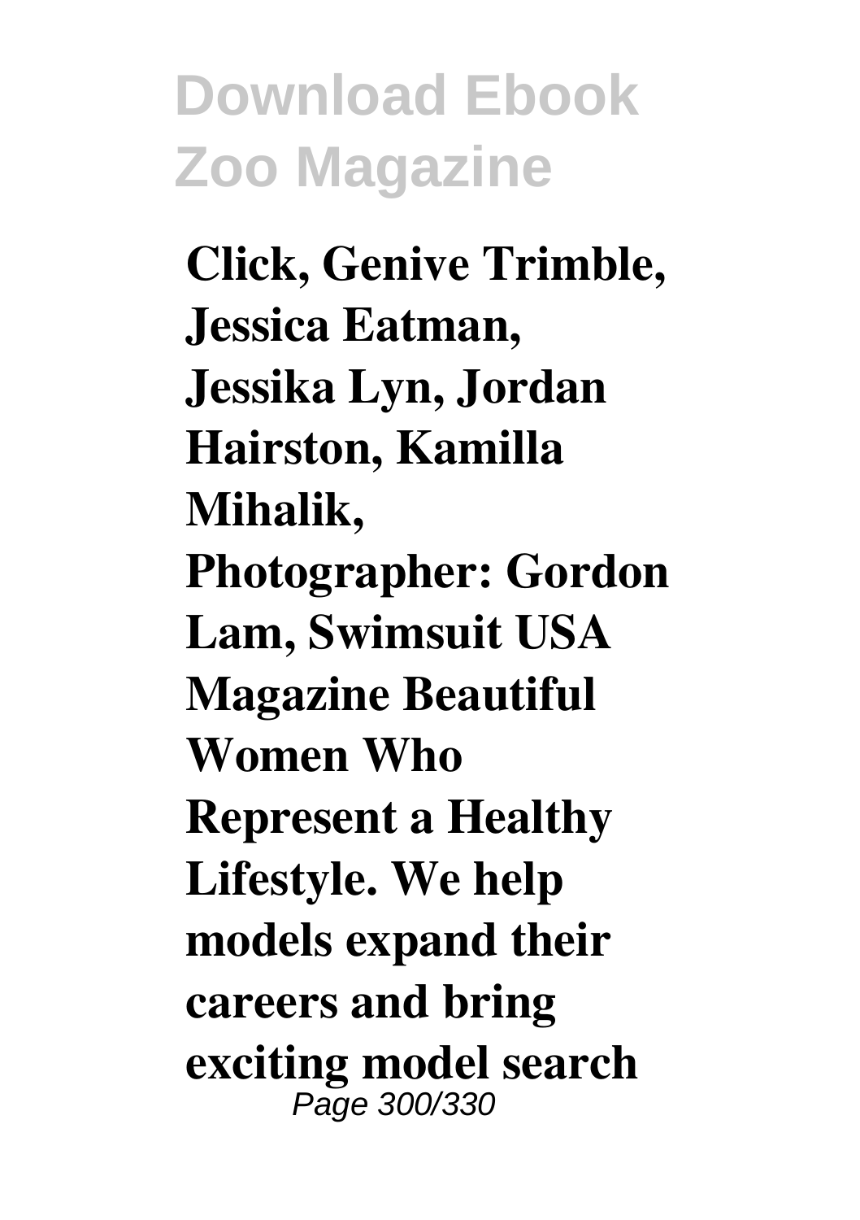**Click, Genive Trimble, Jessica Eatman, Jessika Lyn, Jordan Hairston, Kamilla Mihalik, Photographer: Gordon Lam, Swimsuit USA Magazine Beautiful Women Who Represent a Healthy Lifestyle. We help models expand their careers and bring exciting model search**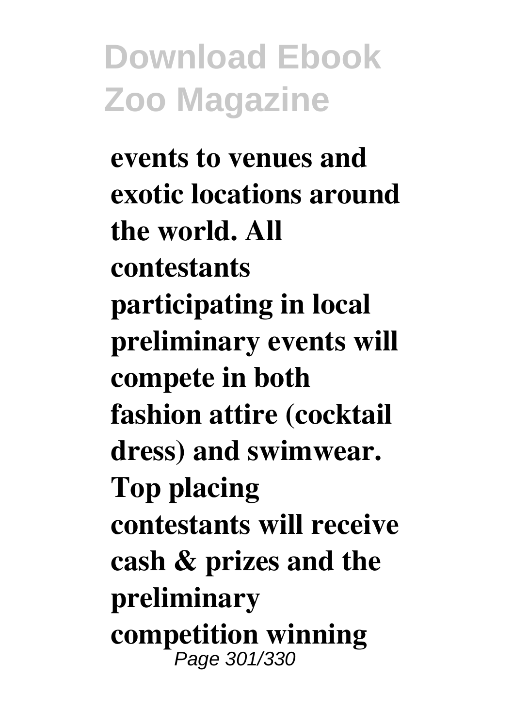**events to venues and exotic locations around the world. All contestants participating in local preliminary events will compete in both fashion attire (cocktail dress) and swimwear. Top placing contestants will receive cash & prizes and the preliminary competition winning**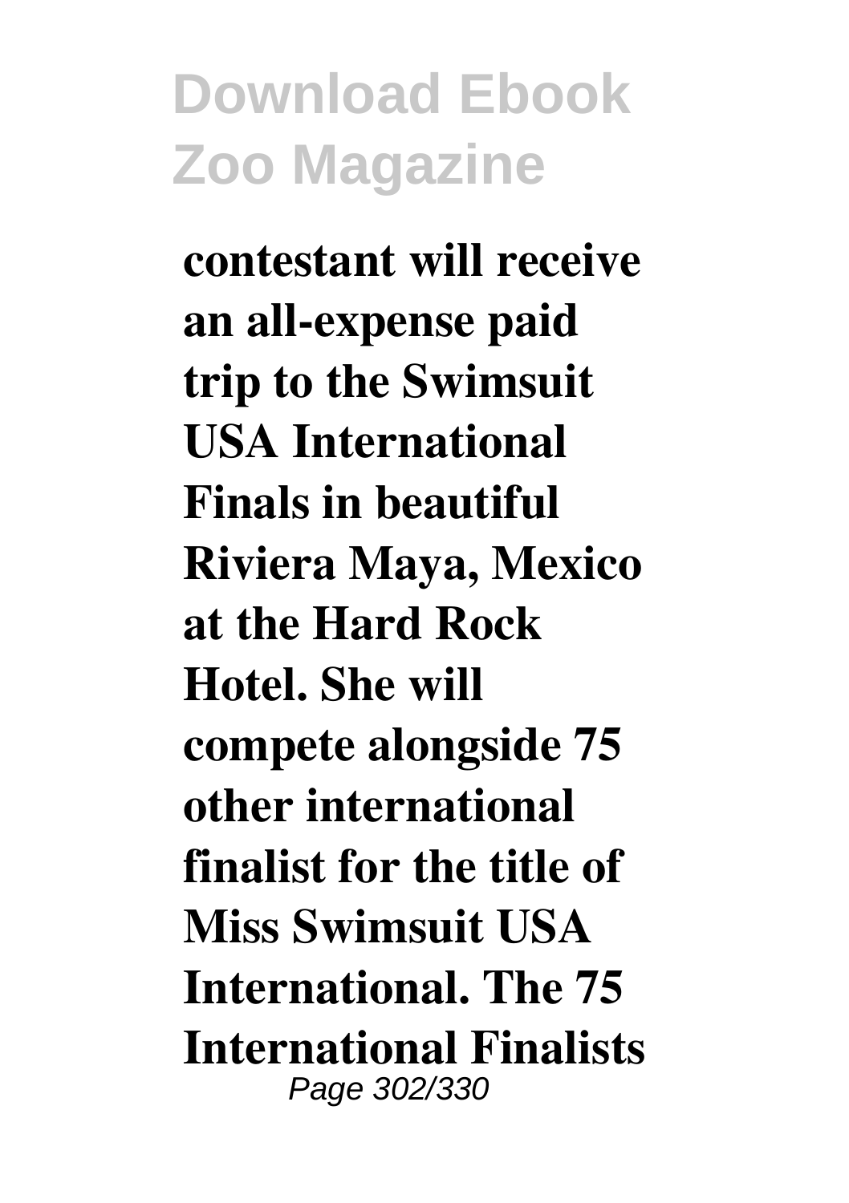**contestant will receive an all-expense paid trip to the Swimsuit USA International Finals in beautiful Riviera Maya, Mexico at the Hard Rock Hotel. She will compete alongside 75 other international finalist for the title of Miss Swimsuit USA International. The 75 International Finalists**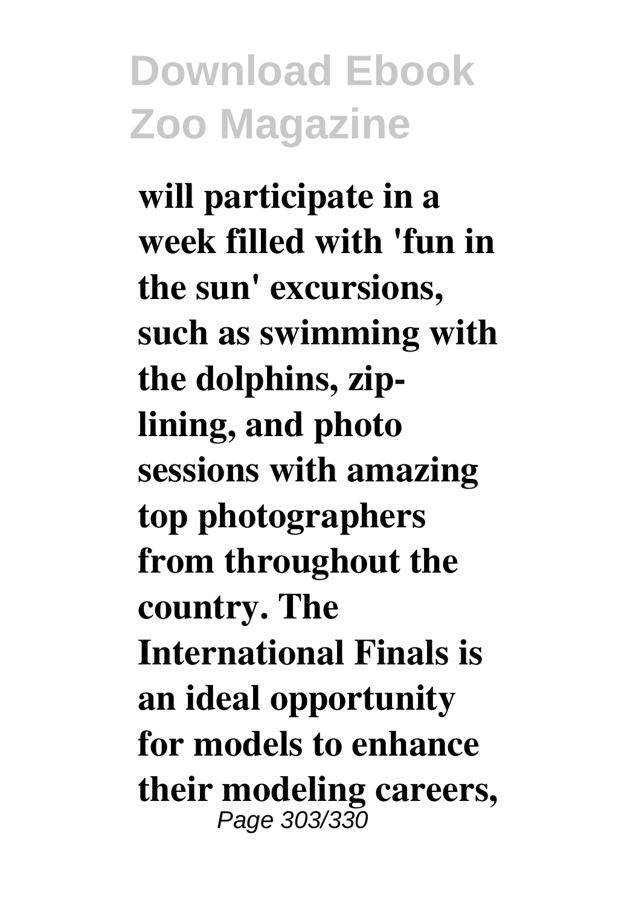**will participate in a week filled with 'fun in the sun' excursions, such as swimming with the dolphins, zip-lining, and photo sessions with amazing top photographers from throughout the country. The International Finals is an ideal opportunity for models to enhance their modeling careers,**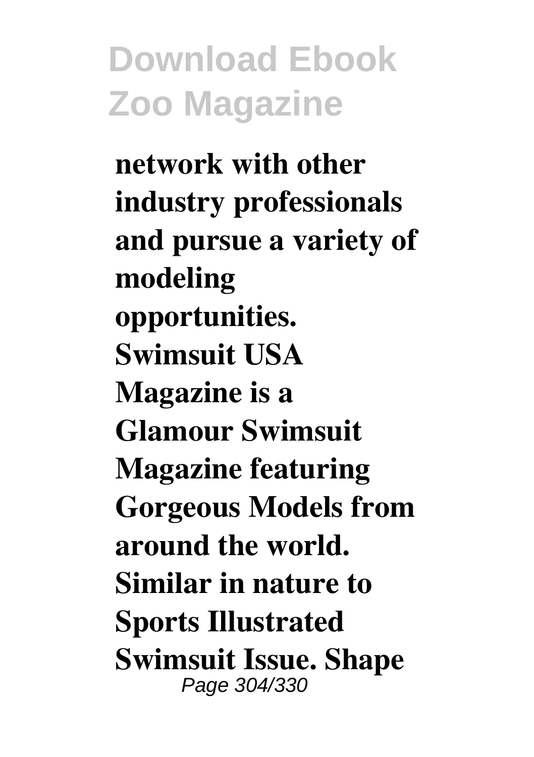**network with other industry professionals and pursue a variety of modeling opportunities. Swimsuit USA Magazine is a Glamour Swimsuit Magazine featuring Gorgeous Models from around the world. Similar in nature to Sports Illustrated Swimsuit Issue. Shape**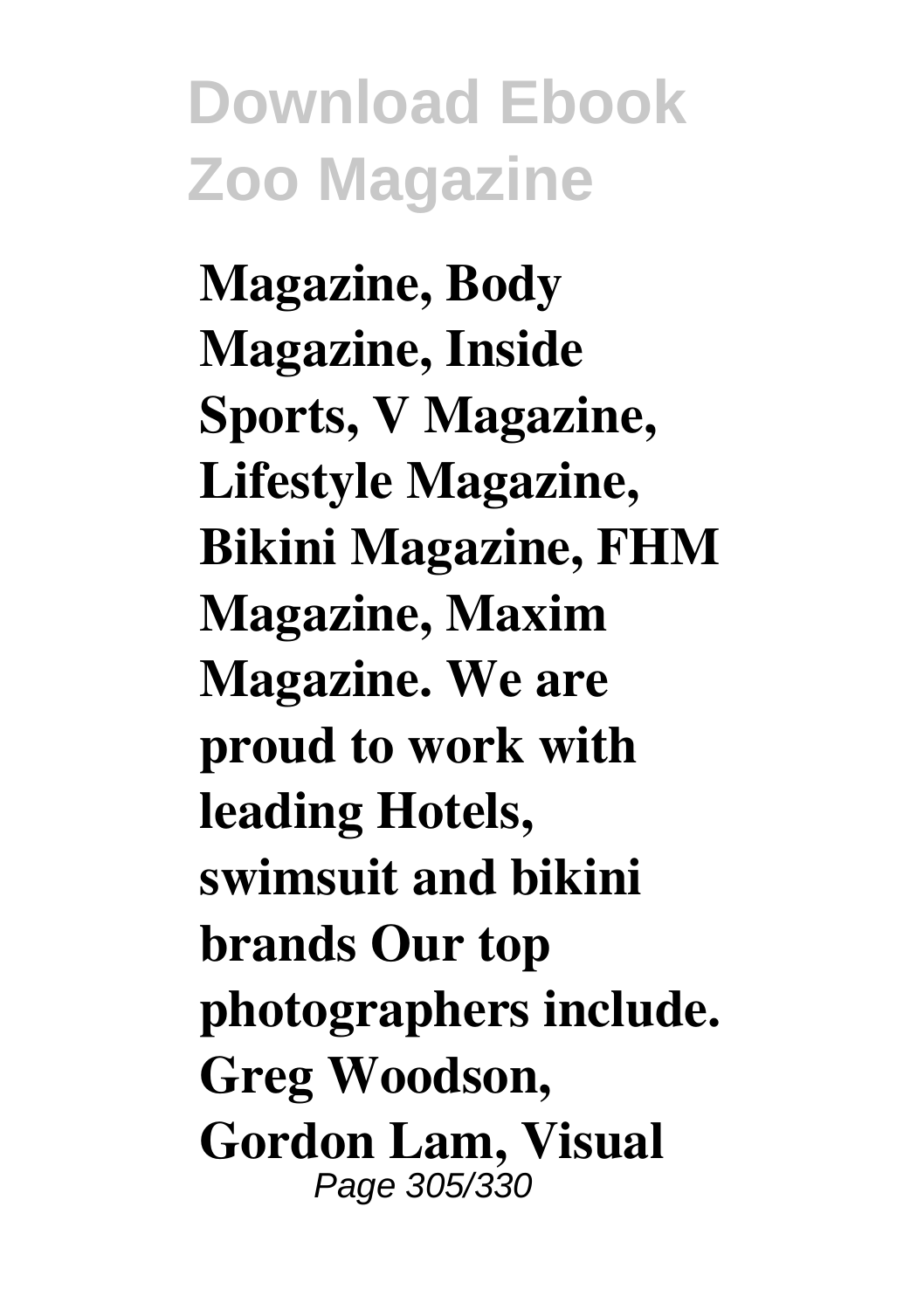**Magazine, Body Magazine, Inside Sports, V Magazine, Lifestyle Magazine, Bikini Magazine, FHM Magazine, Maxim Magazine. We are proud to work with leading Hotels, swimsuit and bikini brands Our top photographers include. Greg Woodson, Gordon Lam, Visual**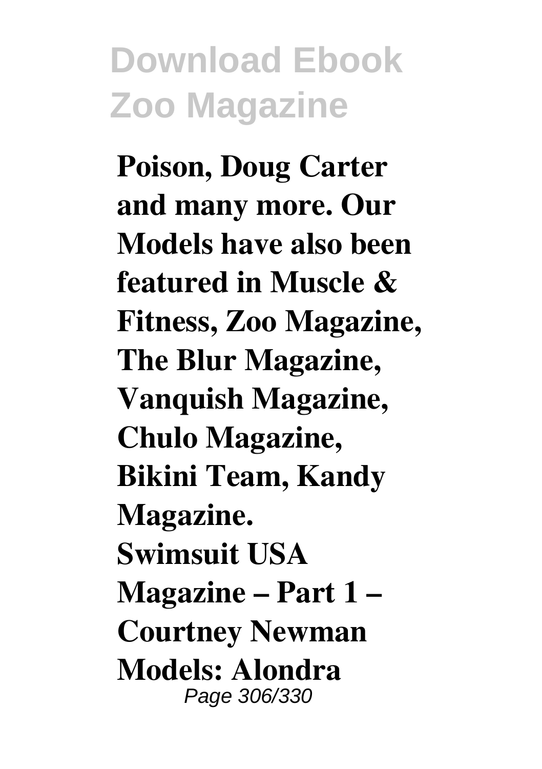**Poison, Doug Carter and many more. Our Models have also been featured in Muscle & Fitness, Zoo Magazine, The Blur Magazine, Vanquish Magazine, Chulo Magazine, Bikini Team, Kandy Magazine.**

**Swimsuit USA Magazine – Part 1 – Courtney Newman Models: Alondra**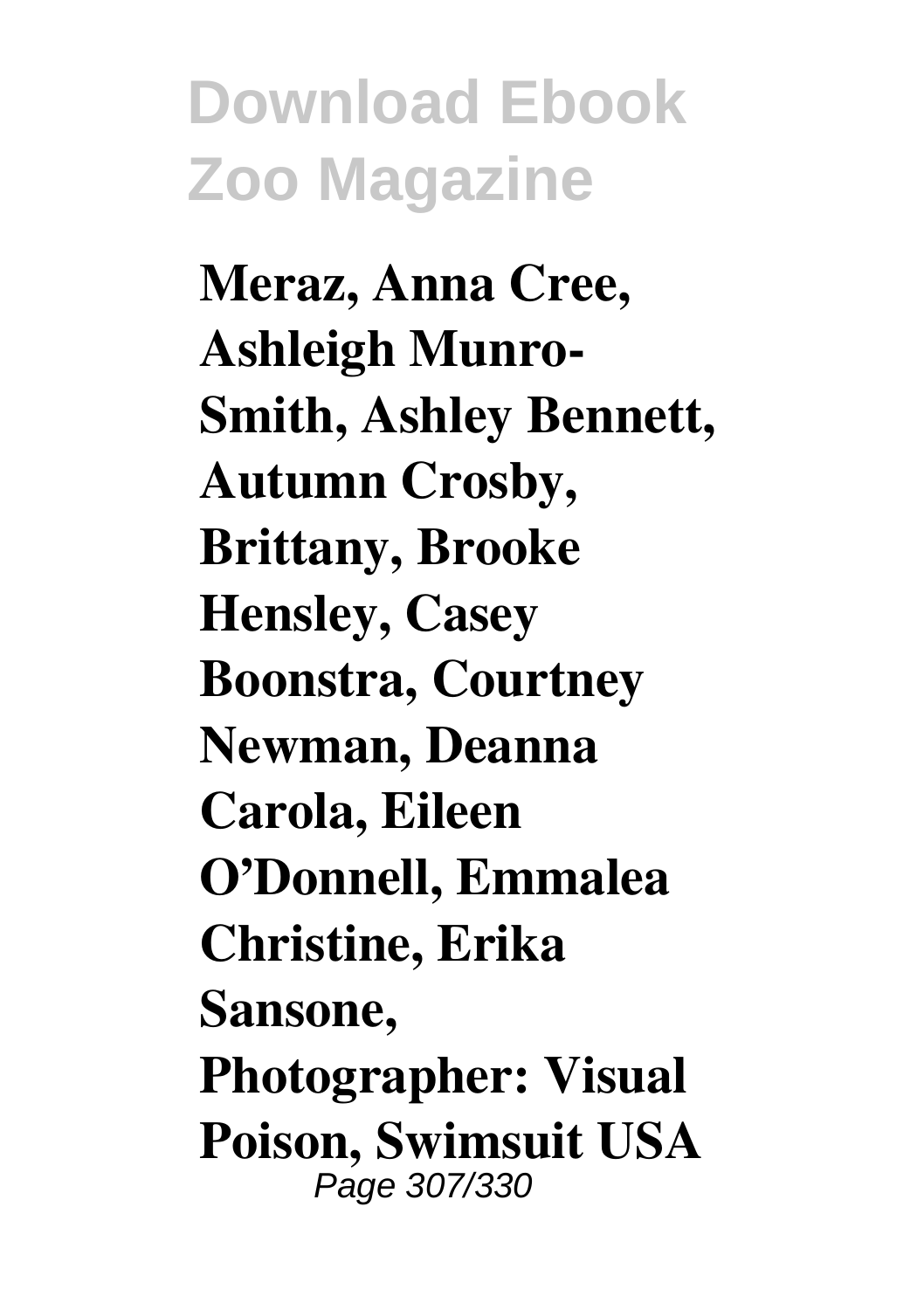**Meraz, Anna Cree, Ashleigh Munro-Smith, Ashley Bennett, Autumn Crosby, Brittany, Brooke Hensley, Casey Boonstra, Courtney Newman, Deanna Carola, Eileen O'Donnell, Emmalea Christine, Erika Sansone, Photographer: Visual Poison, Swimsuit USA**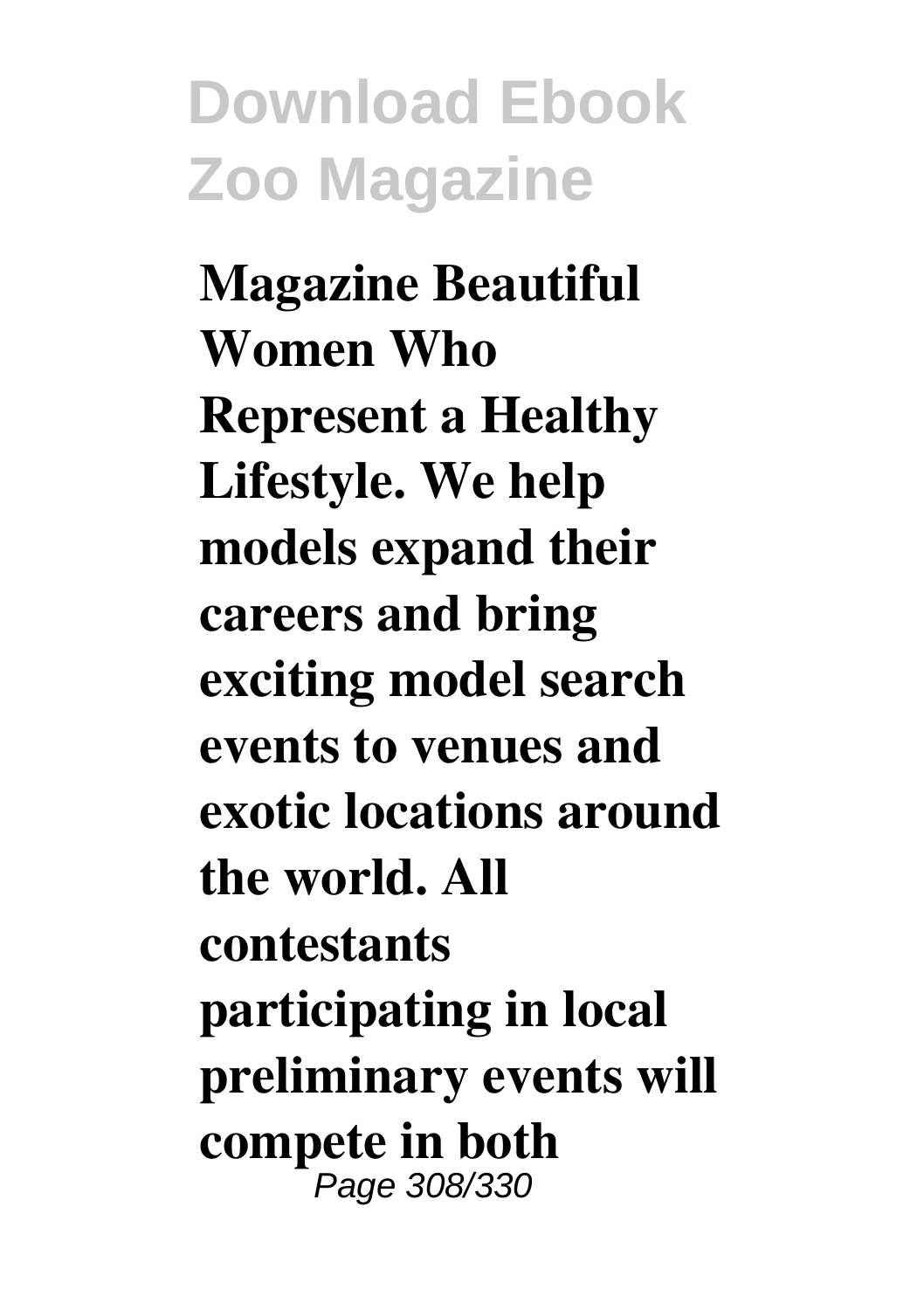**Magazine Beautiful Women Who Represent a Healthy Lifestyle. We help models expand their careers and bring exciting model search events to venues and exotic locations around the world. All contestants participating in local preliminary events will compete in both**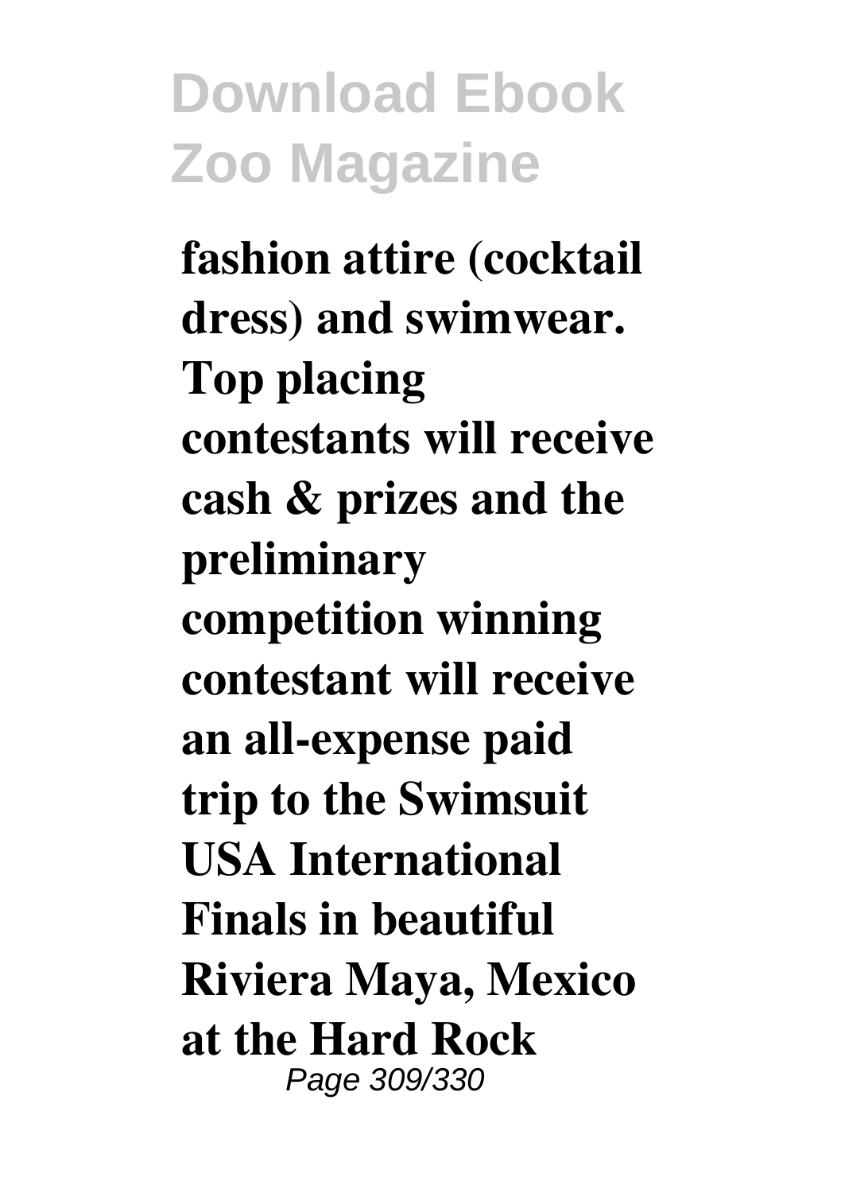**fashion attire (cocktail dress) and swimwear. Top placing contestants will receive cash & prizes and the preliminary competition winning contestant will receive an all-expense paid trip to the Swimsuit USA International Finals in beautiful Riviera Maya, Mexico at the Hard Rock**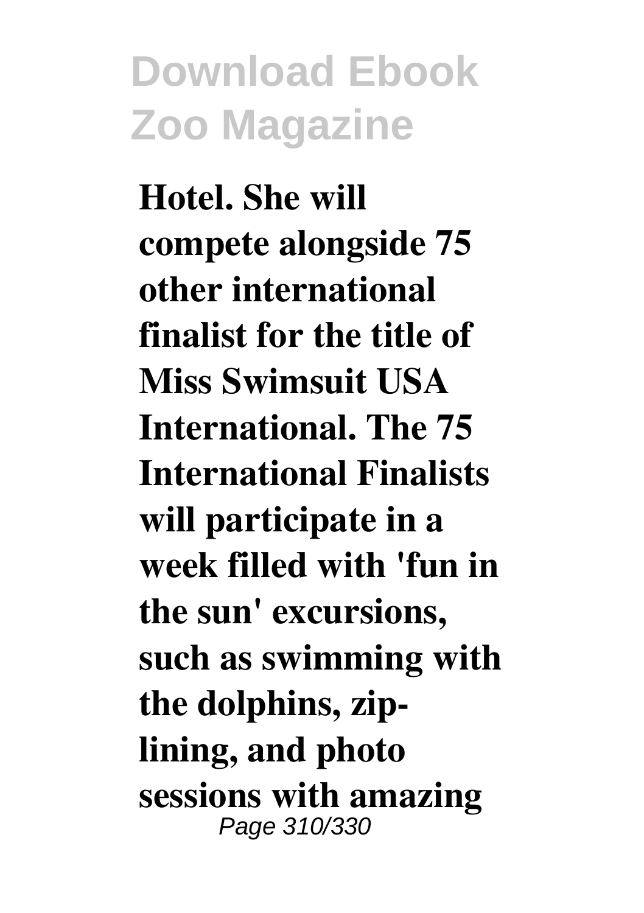**Hotel. She will compete alongside 75 other international finalist for the title of Miss Swimsuit USA International. The 75 International Finalists will participate in a week filled with 'fun in the sun' excursions, such as swimming with the dolphins, zip-lining, and photo sessions with amazing**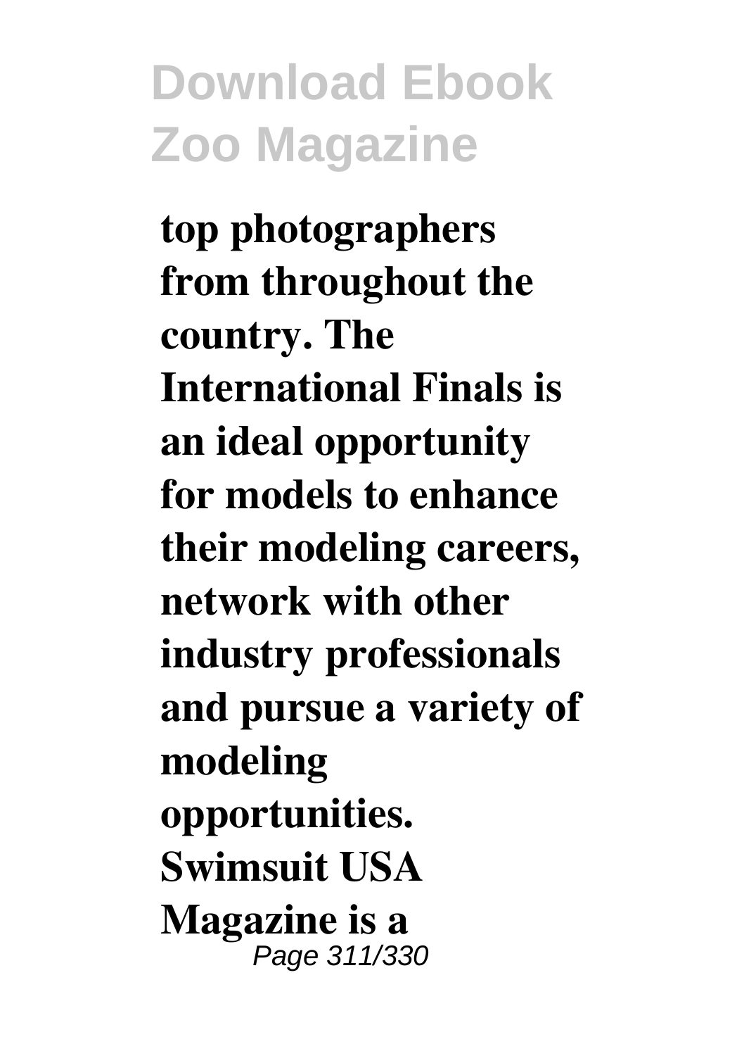**top photographers from throughout the country. The International Finals is an ideal opportunity for models to enhance their modeling careers, network with other industry professionals and pursue a variety of modeling opportunities. Swimsuit USA Magazine is a**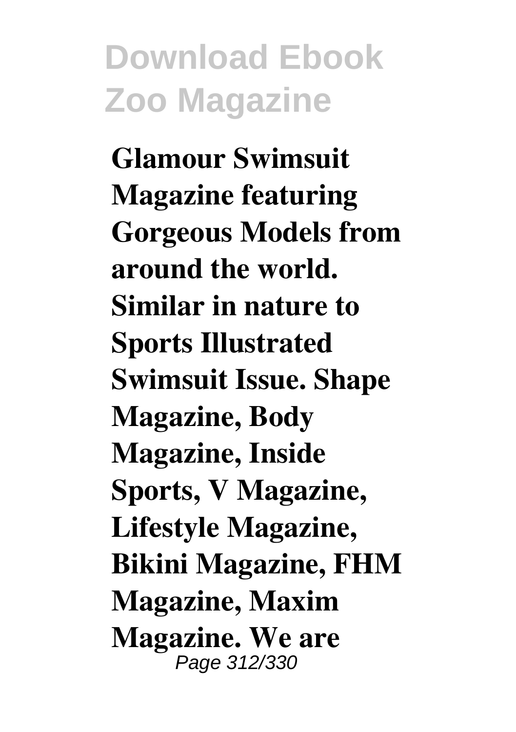**Glamour Swimsuit Magazine featuring Gorgeous Models from around the world. Similar in nature to Sports Illustrated Swimsuit Issue. Shape Magazine, Body Magazine, Inside Sports, V Magazine, Lifestyle Magazine, Bikini Magazine, FHM Magazine, Maxim Magazine. We are**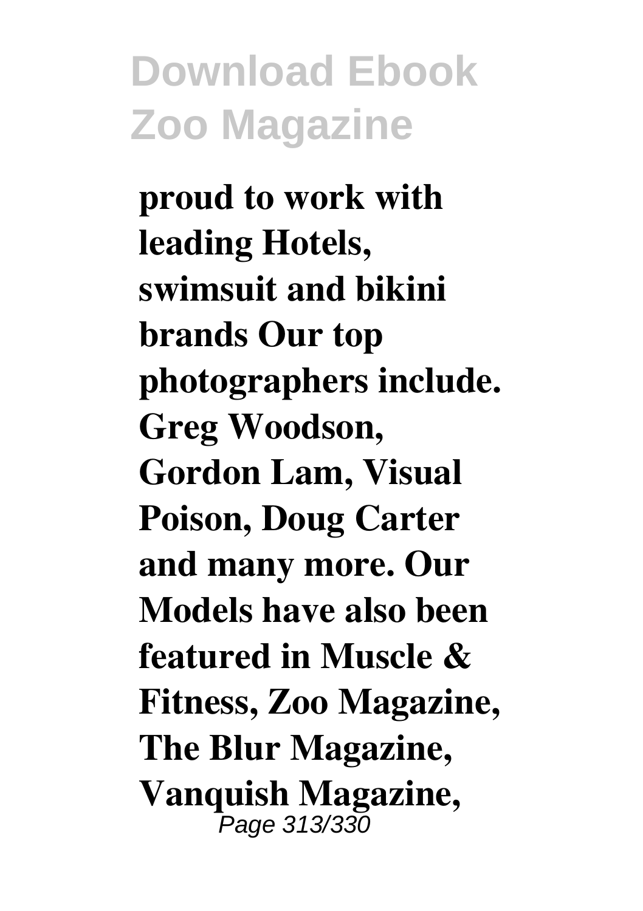**proud to work with leading Hotels, swimsuit and bikini brands Our top photographers include. Greg Woodson, Gordon Lam, Visual Poison, Doug Carter and many more. Our Models have also been featured in Muscle & Fitness, Zoo Magazine, The Blur Magazine, Vanquish Magazine,**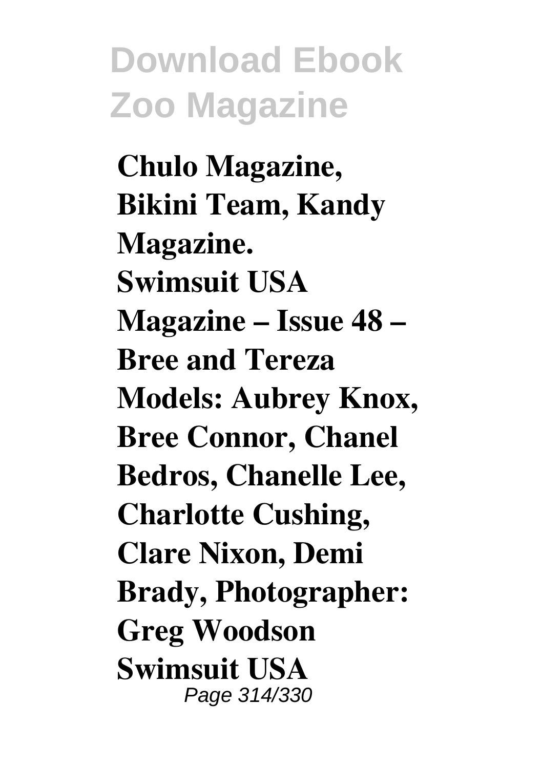**Chulo Magazine, Bikini Team, Kandy Magazine. Swimsuit USA Magazine – Issue 48 – Bree and Tereza Models: Aubrey Knox, Bree Connor, Chanel Bedros, Chanelle Lee, Charlotte Cushing, Clare Nixon, Demi Brady, Photographer: Greg Woodson Swimsuit USA**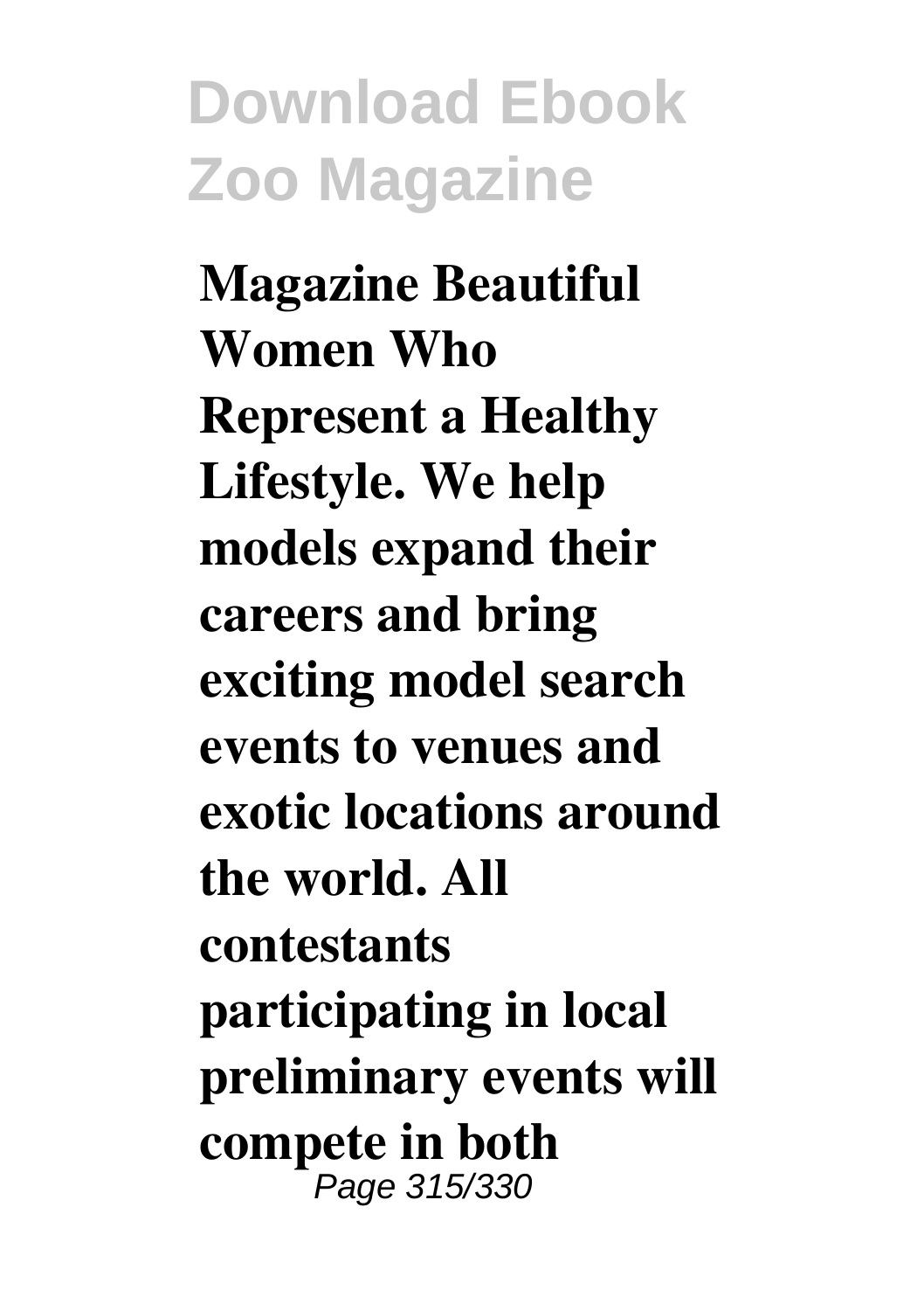**Magazine Beautiful Women Who Represent a Healthy Lifestyle. We help models expand their careers and bring exciting model search events to venues and exotic locations around the world. All contestants participating in local preliminary events will compete in both**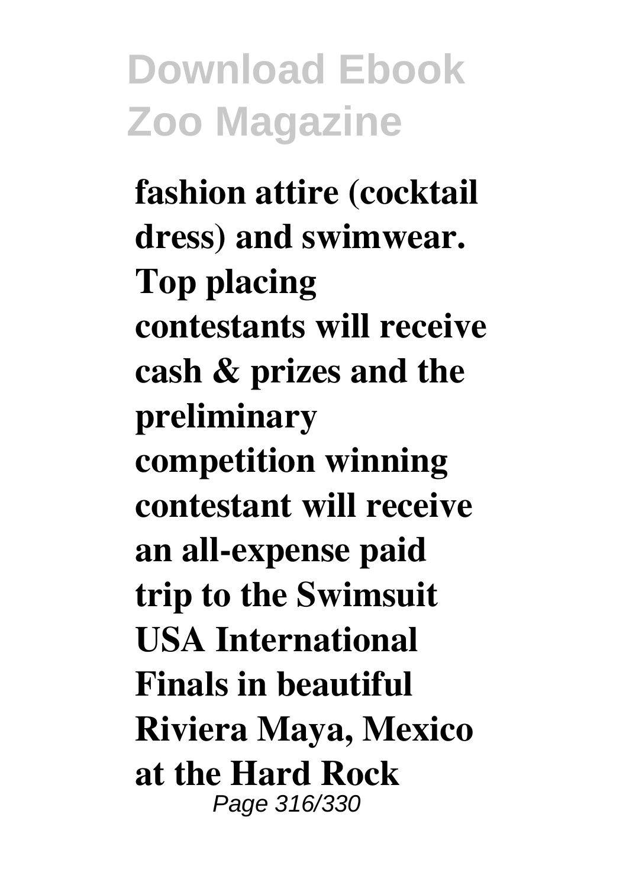**fashion attire (cocktail dress) and swimwear. Top placing contestants will receive cash & prizes and the preliminary competition winning contestant will receive an all-expense paid trip to the Swimsuit USA International Finals in beautiful Riviera Maya, Mexico at the Hard Rock**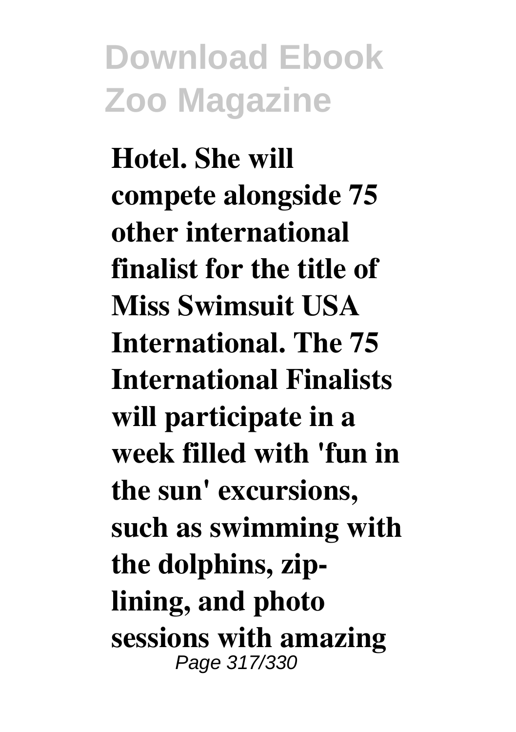**Hotel. She will compete alongside 75 other international finalist for the title of Miss Swimsuit USA International. The 75 International Finalists will participate in a week filled with 'fun in the sun' excursions, such as swimming with the dolphins, zip-lining, and photo sessions with amazing**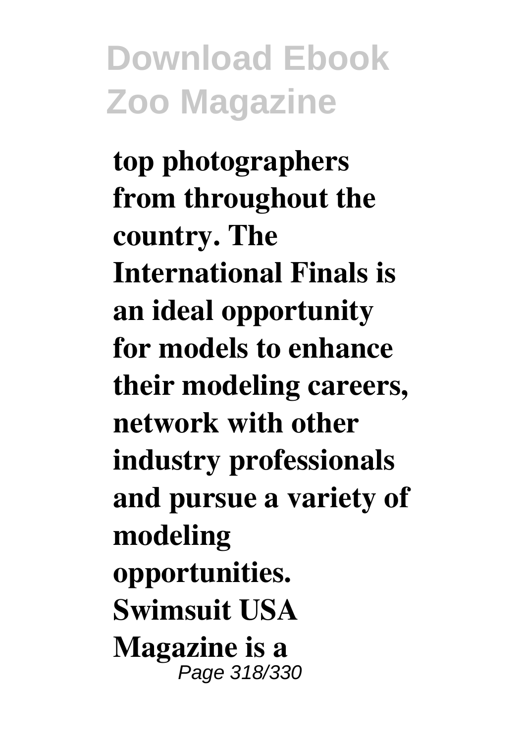**top photographers from throughout the country. The International Finals is an ideal opportunity for models to enhance their modeling careers, network with other industry professionals and pursue a variety of modeling opportunities. Swimsuit USA Magazine is a**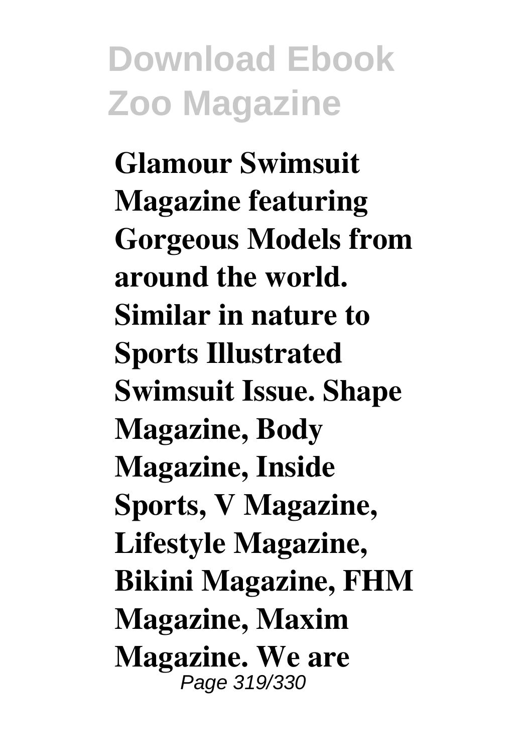**Glamour Swimsuit Magazine featuring Gorgeous Models from around the world. Similar in nature to Sports Illustrated Swimsuit Issue. Shape Magazine, Body Magazine, Inside Sports, V Magazine, Lifestyle Magazine, Bikini Magazine, FHM Magazine, Maxim Magazine. We are**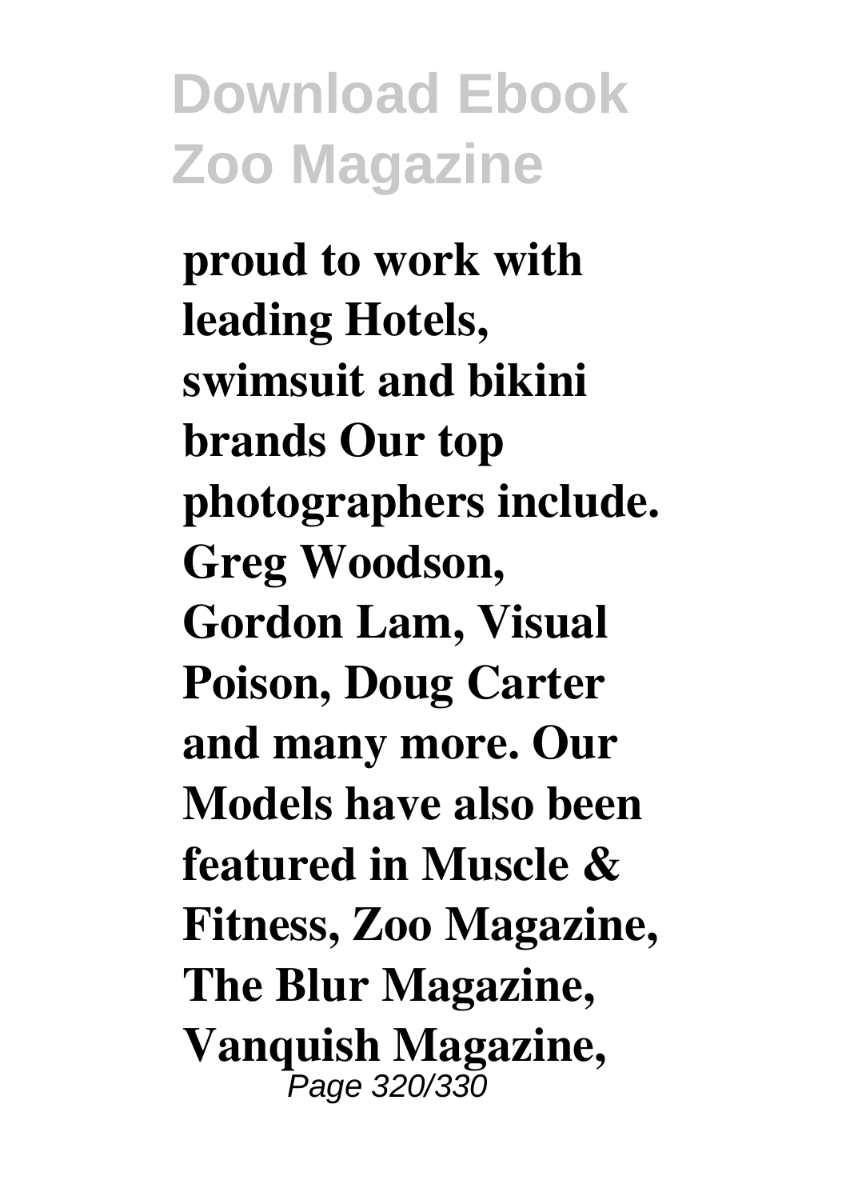**proud to work with leading Hotels, swimsuit and bikini brands Our top photographers include. Greg Woodson, Gordon Lam, Visual Poison, Doug Carter and many more. Our Models have also been featured in Muscle & Fitness, Zoo Magazine, The Blur Magazine, Vanquish Magazine,**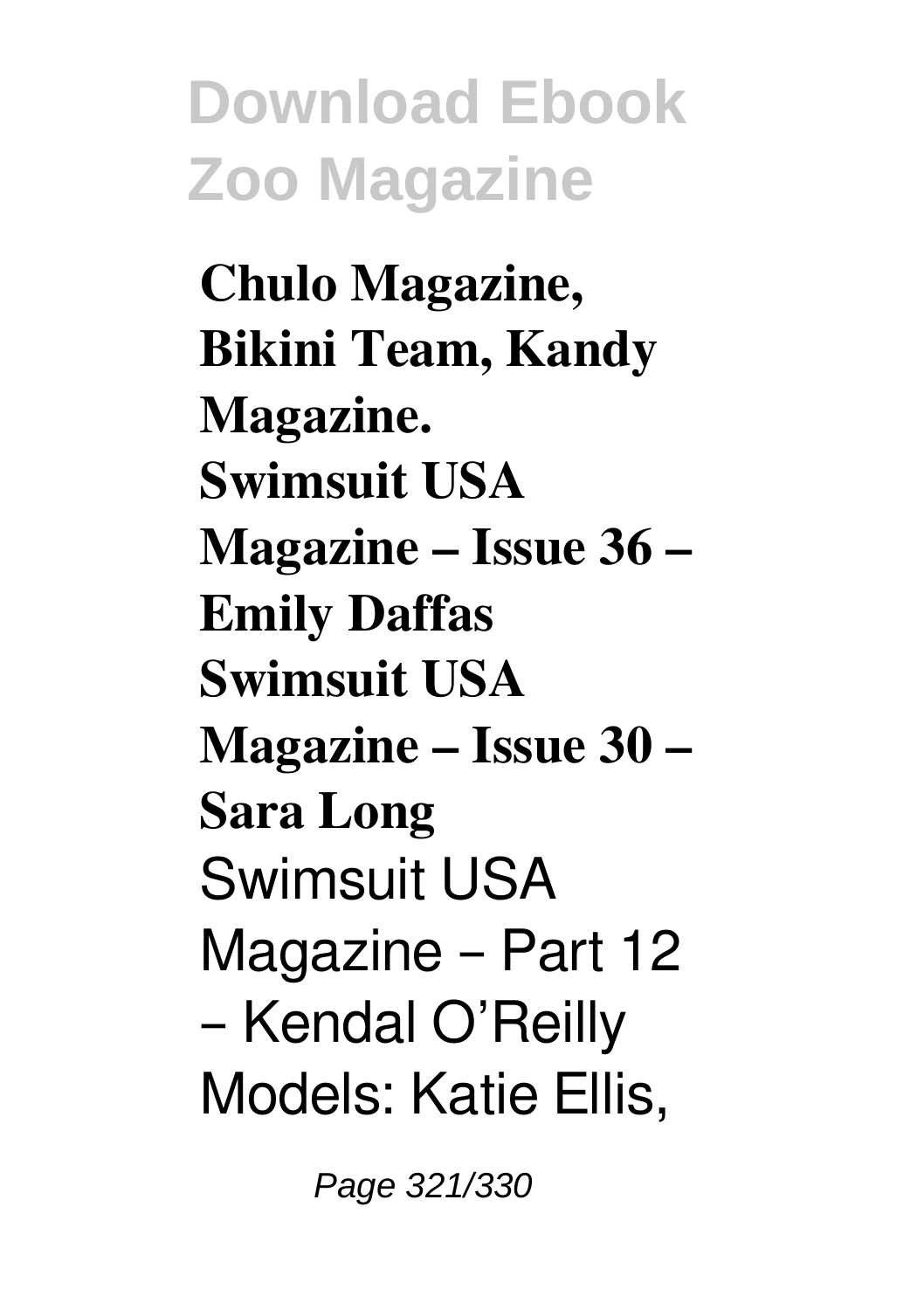**Chulo Magazine, Bikini Team, Kandy Magazine.**
**Swimsuit USA Magazine – Issue 36 – Emily Daffas**
**Swimsuit USA Magazine – Issue 30 – Sara Long**
Swimsuit USA Magazine – Part 12 – Kendal O'Reilly Models: Katie Ellis,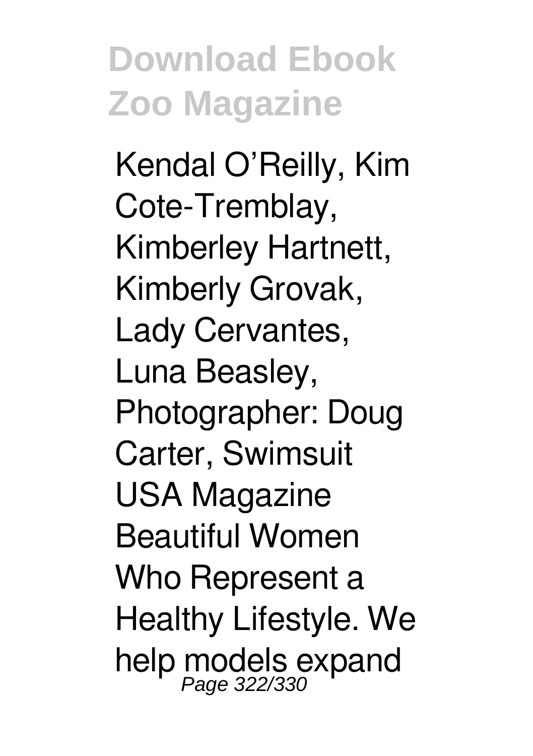Kendal O'Reilly, Kim Cote-Tremblay, Kimberley Hartnett, Kimberly Grovak, Lady Cervantes, Luna Beasley, Photographer: Doug Carter, Swimsuit USA Magazine Beautiful Women Who Represent a Healthy Lifestyle. We help models expand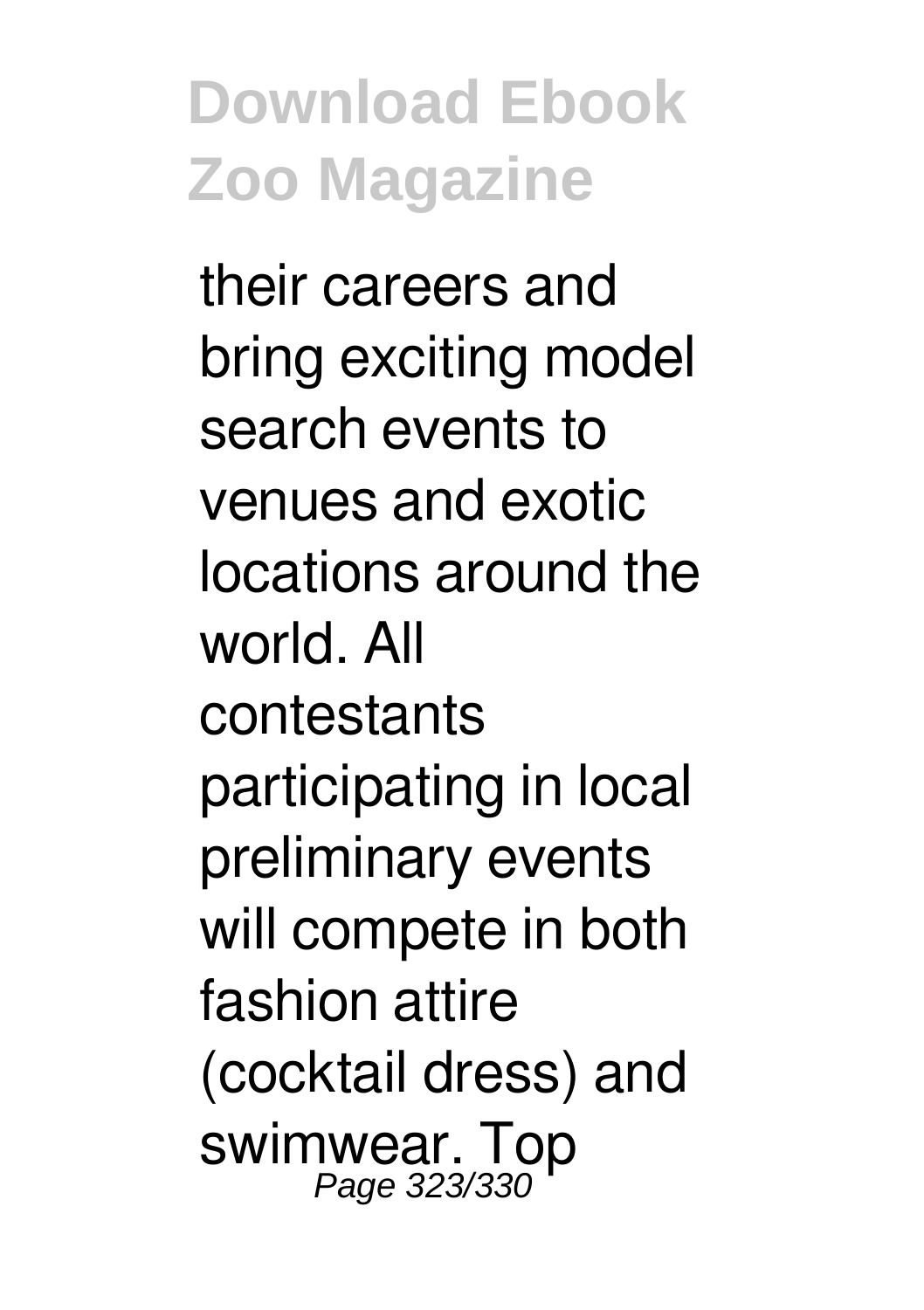their careers and bring exciting model search events to venues and exotic locations around the world. All contestants participating in local preliminary events will compete in both fashion attire (cocktail dress) and swimwear. Top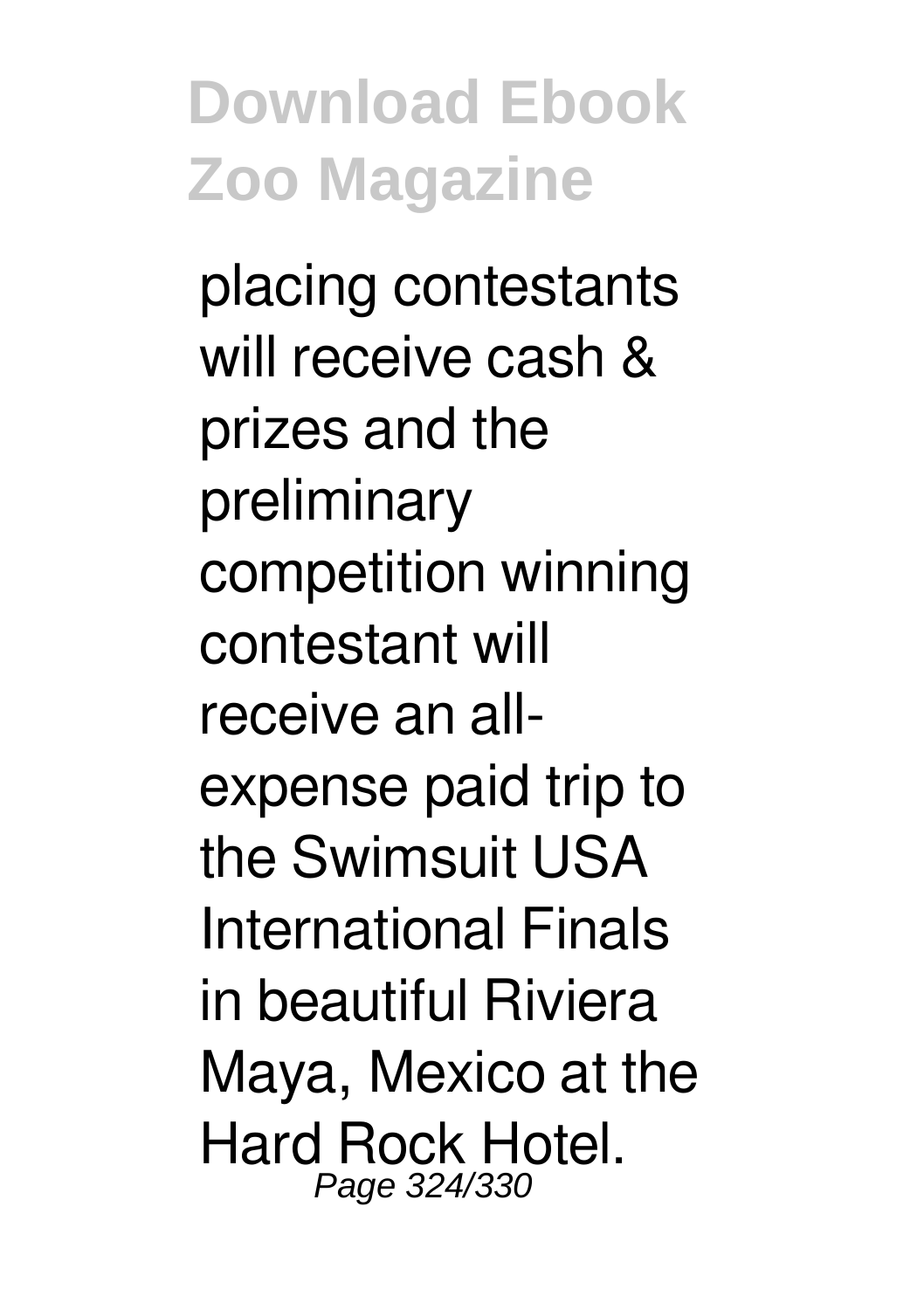placing contestants will receive cash & prizes and the preliminary competition winning contestant will receive an all-expense paid trip to the Swimsuit USA International Finals in beautiful Riviera Maya, Mexico at the Hard Rock Hotel.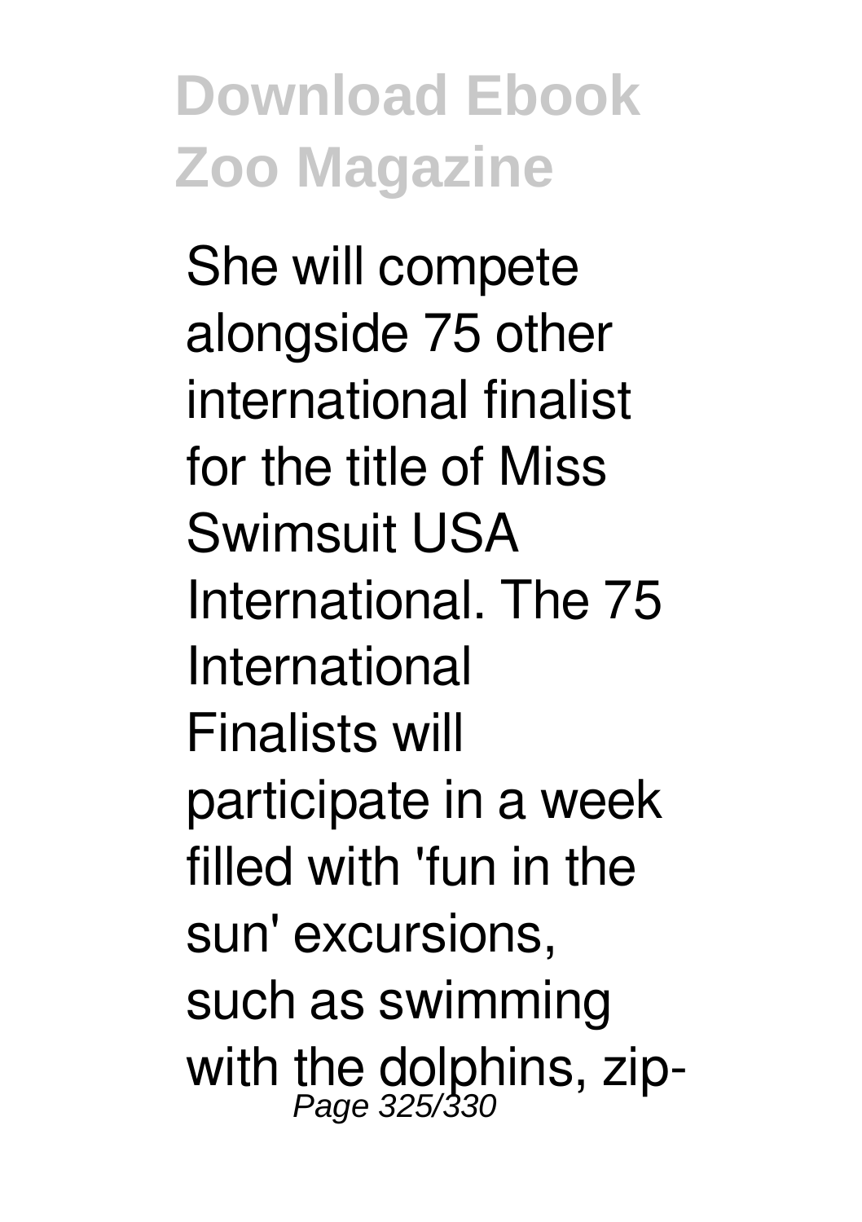She will compete alongside 75 other international finalist for the title of Miss Swimsuit USA International. The 75 International Finalists will participate in a week filled with 'fun in the sun' excursions, such as swimming with the dolphins, zip-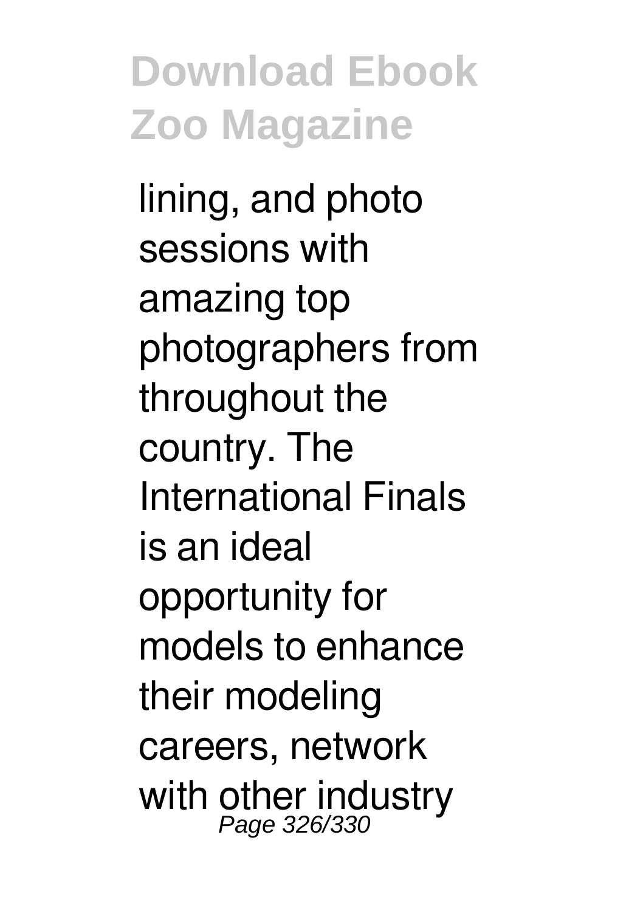lining, and photo sessions with amazing top photographers from throughout the country. The International Finals is an ideal opportunity for models to enhance their modeling careers, network with other industry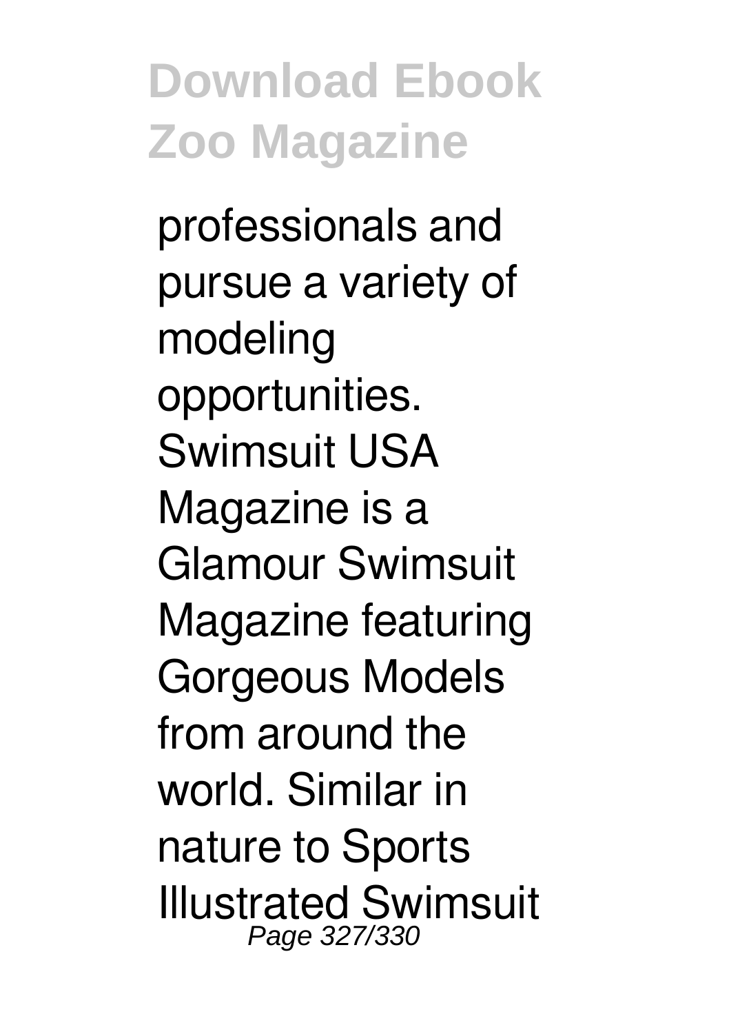professionals and pursue a variety of modeling opportunities. Swimsuit USA Magazine is a Glamour Swimsuit Magazine featuring Gorgeous Models from around the world. Similar in nature to Sports Illustrated Swimsuit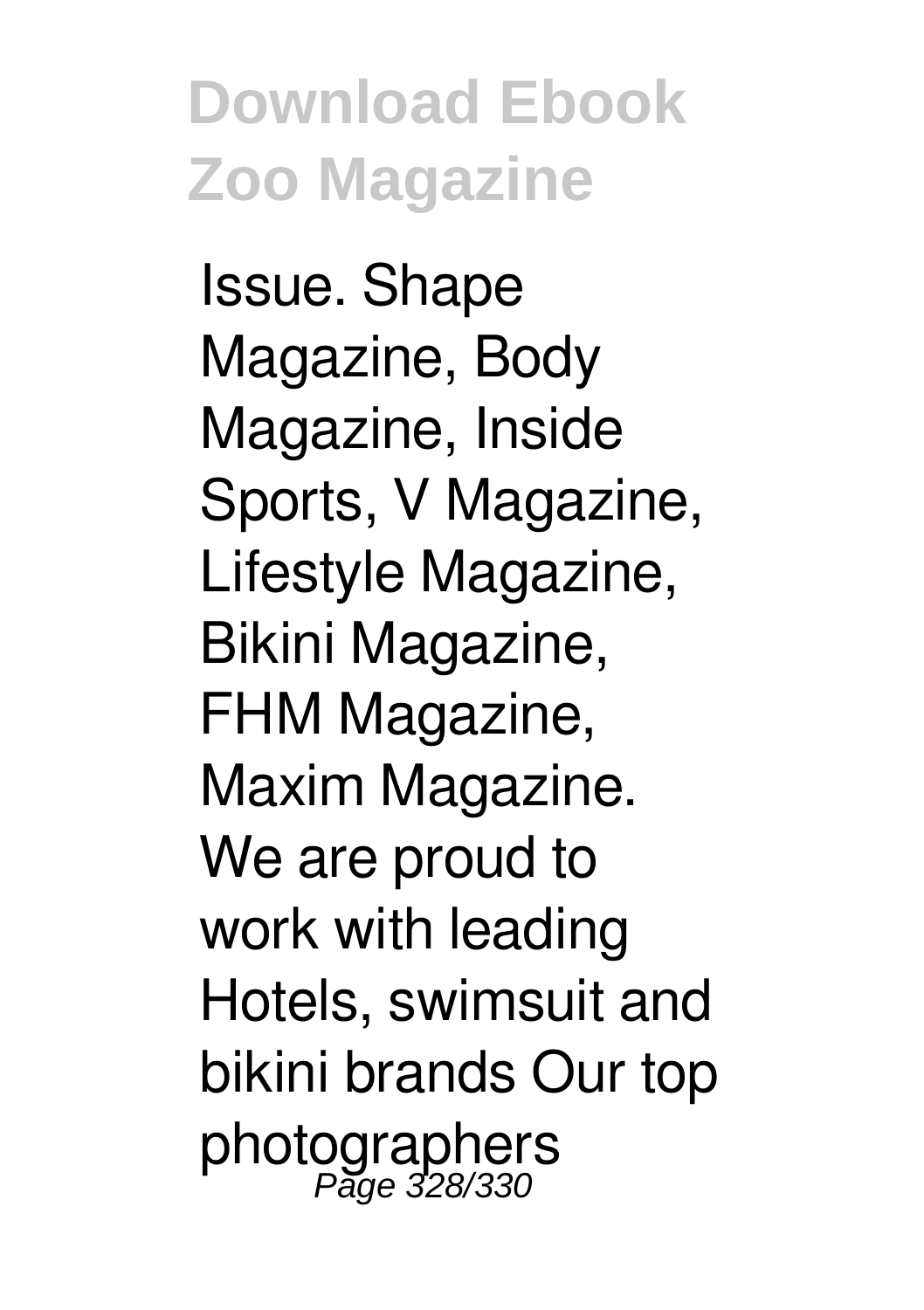Issue. Shape Magazine, Body Magazine, Inside Sports, V Magazine, Lifestyle Magazine, Bikini Magazine, FHM Magazine, Maxim Magazine. We are proud to work with leading Hotels, swimsuit and bikini brands Our top photographers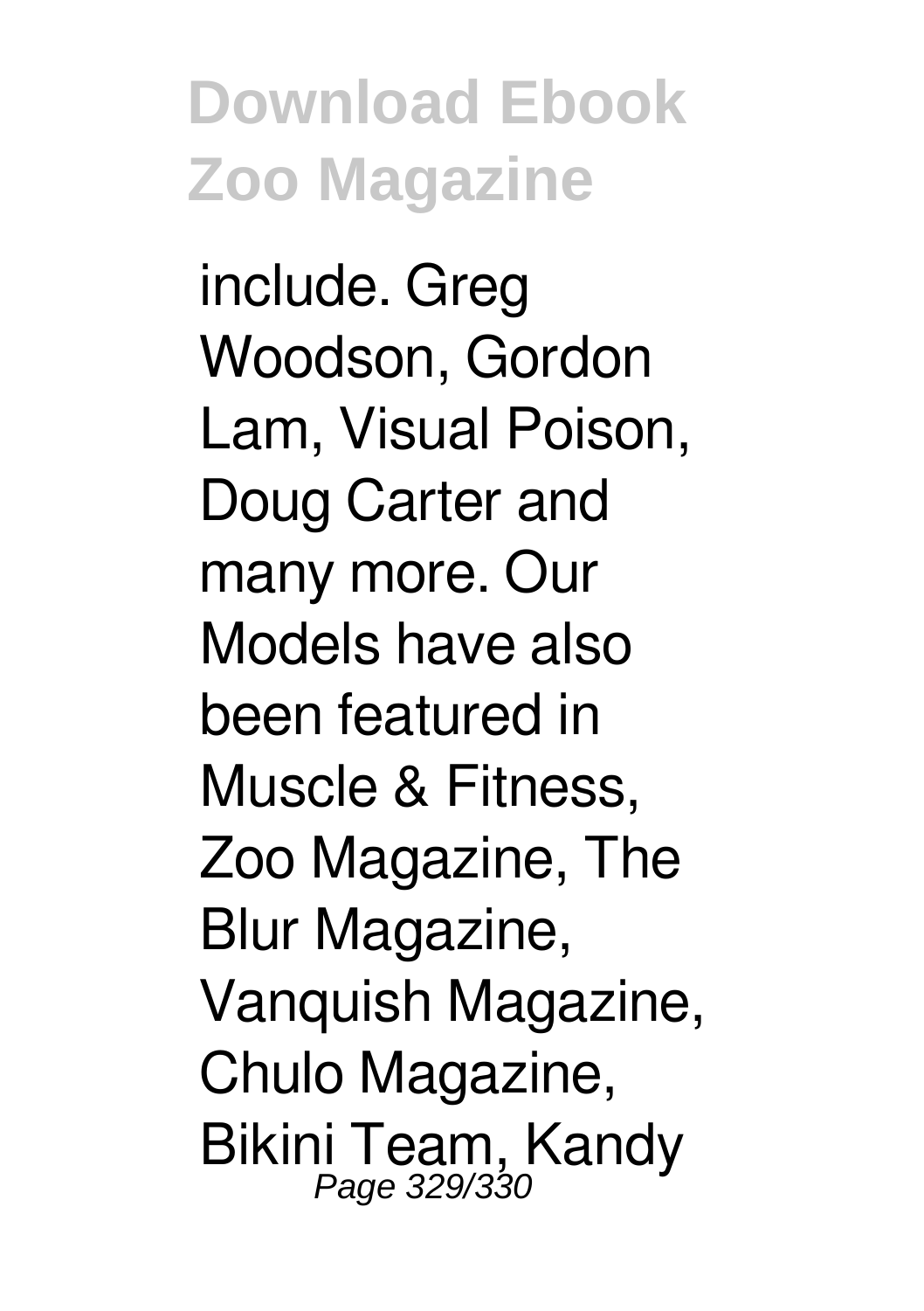include. Greg Woodson, Gordon Lam, Visual Poison, Doug Carter and many more. Our Models have also been featured in Muscle & Fitness, Zoo Magazine, The Blur Magazine, Vanquish Magazine, Chulo Magazine, Bikini Team, Kandy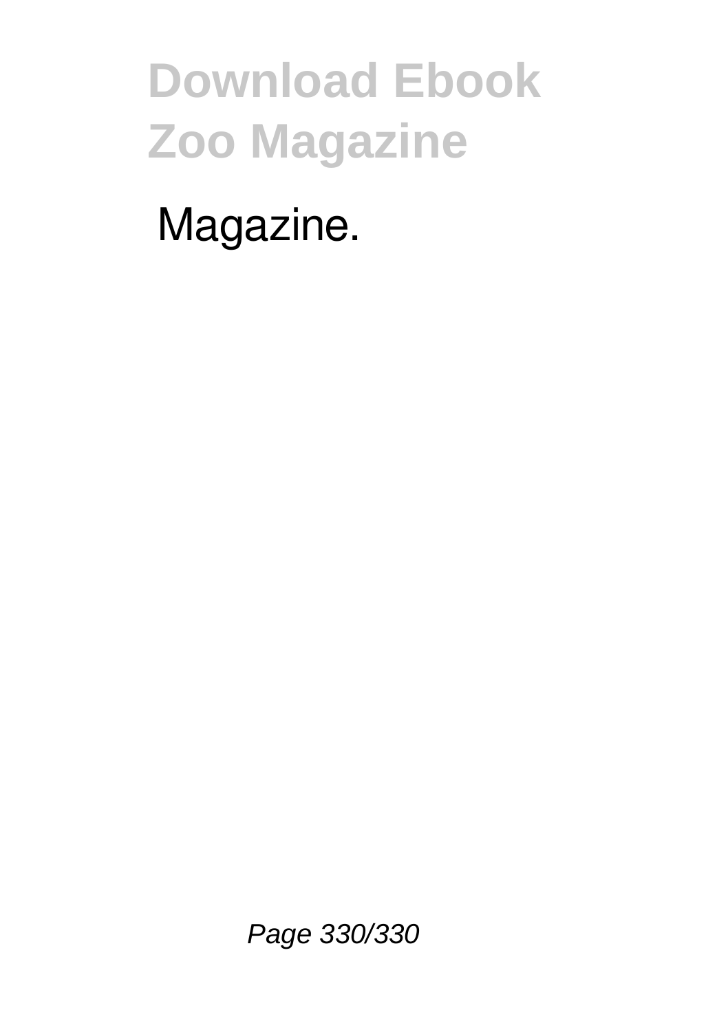Magazine.